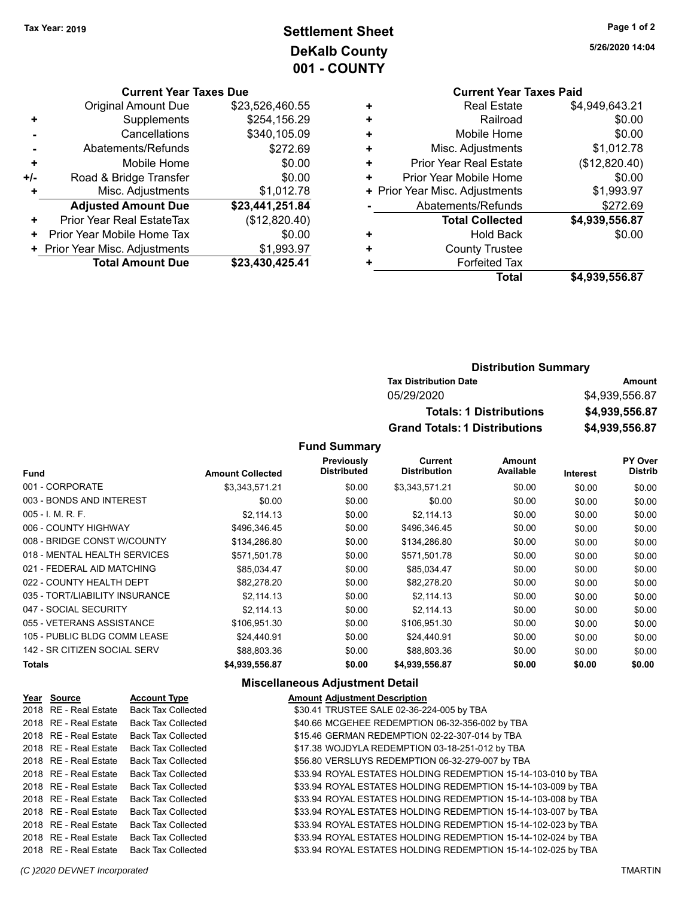**Tax Year: 2019**

# Settlement Sheet
## DeKalb County
## 001 - COUNTY

5/26/2020 14:04

### Current Year Taxes Due

| | | |
|---|---|---|
| | Original Amount Due | $23,526,460.55 |
| + | Supplements | $254,156.29 |
| - | Cancellations | $340,105.09 |
| - | Abatements/Refunds | $272.69 |
| + | Mobile Home | $0.00 |
| +/- | Road & Bridge Transfer | $0.00 |
| + | Misc. Adjustments | $1,012.78 |
| | **Adjusted Amount Due** | **$23,441,251.84** |
| + | Prior Year Real EstateTax | ($12,820.40) |
| + | Prior Year Mobile Home Tax | $0.00 |
| + | Prior Year Misc. Adjustments | $1,993.97 |
| | **Total Amount Due** | **$23,430,425.41** |

### Current Year Taxes Paid

| | | |
|---|---|---|
| + | Real Estate | $4,949,643.21 |
| + | Railroad | $0.00 |
| + | Mobile Home | $0.00 |
| + | Misc. Adjustments | $1,012.78 |
| + | Prior Year Real Estate | ($12,820.40) |
| + | Prior Year Mobile Home | $0.00 |
| + | Prior Year Misc. Adjustments | $1,993.97 |
| - | Abatements/Refunds | $272.69 |
| | **Total Collected** | **$4,939,556.87** |
| + | Hold Back | $0.00 |
| + | County Trustee | |
| + | Forfeited Tax | |
| | **Total** | **$4,939,556.87** |

### Distribution Summary

| Tax Distribution Date | Amount |
|---|---|
| 05/29/2020 | $4,939,556.87 |
| **Totals: 1 Distributions** | **$4,939,556.87** |
| **Grand Totals: 1 Distributions** | **$4,939,556.87** |

### Fund Summary

| Fund | Amount Collected | Previously Distributed | Current Distribution | Amount Available | Interest | PY Over Distrib |
|---|---|---|---|---|---|---|
| 001 - CORPORATE | $3,343,571.21 | $0.00 | $3,343,571.21 | $0.00 | $0.00 | $0.00 |
| 003 - BONDS AND INTEREST | $0.00 | $0.00 | $0.00 | $0.00 | $0.00 | $0.00 |
| 005 - I. M. R. F. | $2,114.13 | $0.00 | $2,114.13 | $0.00 | $0.00 | $0.00 |
| 006 - COUNTY HIGHWAY | $496,346.45 | $0.00 | $496,346.45 | $0.00 | $0.00 | $0.00 |
| 008 - BRIDGE CONST W/COUNTY | $134,286.80 | $0.00 | $134,286.80 | $0.00 | $0.00 | $0.00 |
| 018 - MENTAL HEALTH SERVICES | $571,501.78 | $0.00 | $571,501.78 | $0.00 | $0.00 | $0.00 |
| 021 - FEDERAL AID MATCHING | $85,034.47 | $0.00 | $85,034.47 | $0.00 | $0.00 | $0.00 |
| 022 - COUNTY HEALTH DEPT | $82,278.20 | $0.00 | $82,278.20 | $0.00 | $0.00 | $0.00 |
| 035 - TORT/LIABILITY INSURANCE | $2,114.13 | $0.00 | $2,114.13 | $0.00 | $0.00 | $0.00 |
| 047 - SOCIAL SECURITY | $2,114.13 | $0.00 | $2,114.13 | $0.00 | $0.00 | $0.00 |
| 055 - VETERANS ASSISTANCE | $106,951.30 | $0.00 | $106,951.30 | $0.00 | $0.00 | $0.00 |
| 105 - PUBLIC BLDG COMM LEASE | $24,440.91 | $0.00 | $24,440.91 | $0.00 | $0.00 | $0.00 |
| 142 - SR CITIZEN SOCIAL SERV | $88,803.36 | $0.00 | $88,803.36 | $0.00 | $0.00 | $0.00 |
| **Totals** | **$4,939,556.87** | **$0.00** | **$4,939,556.87** | **$0.00** | **$0.00** | **$0.00** |

### Miscellaneous Adjustment Detail

| Year | Source | Account Type | Amount | Adjustment Description |
|---|---|---|---|---|
| 2018 | RE - Real Estate | Back Tax Collected | $30.41 | TRUSTEE SALE 02-36-224-005 by TBA |
| 2018 | RE - Real Estate | Back Tax Collected | $40.66 | MCGEHEE REDEMPTION 06-32-356-002 by TBA |
| 2018 | RE - Real Estate | Back Tax Collected | $15.46 | GERMAN REDEMPTION 02-22-307-014 by TBA |
| 2018 | RE - Real Estate | Back Tax Collected | $17.38 | WOJDYLA REDEMPTION 03-18-251-012 by TBA |
| 2018 | RE - Real Estate | Back Tax Collected | $56.80 | VERSLUYS REDEMPTION 06-32-279-007 by TBA |
| 2018 | RE - Real Estate | Back Tax Collected | $33.94 | ROYAL ESTATES HOLDING REDEMPTION 15-14-103-010 by TBA |
| 2018 | RE - Real Estate | Back Tax Collected | $33.94 | ROYAL ESTATES HOLDING REDEMPTION 15-14-103-009 by TBA |
| 2018 | RE - Real Estate | Back Tax Collected | $33.94 | ROYAL ESTATES HOLDING REDEMPTION 15-14-103-008 by TBA |
| 2018 | RE - Real Estate | Back Tax Collected | $33.94 | ROYAL ESTATES HOLDING REDEMPTION 15-14-103-007 by TBA |
| 2018 | RE - Real Estate | Back Tax Collected | $33.94 | ROYAL ESTATES HOLDING REDEMPTION 15-14-102-023 by TBA |
| 2018 | RE - Real Estate | Back Tax Collected | $33.94 | ROYAL ESTATES HOLDING REDEMPTION 15-14-102-024 by TBA |
| 2018 | RE - Real Estate | Back Tax Collected | $33.94 | ROYAL ESTATES HOLDING REDEMPTION 15-14-102-025 by TBA |

(C )2020 DEVNET Incorporated — TMARTIN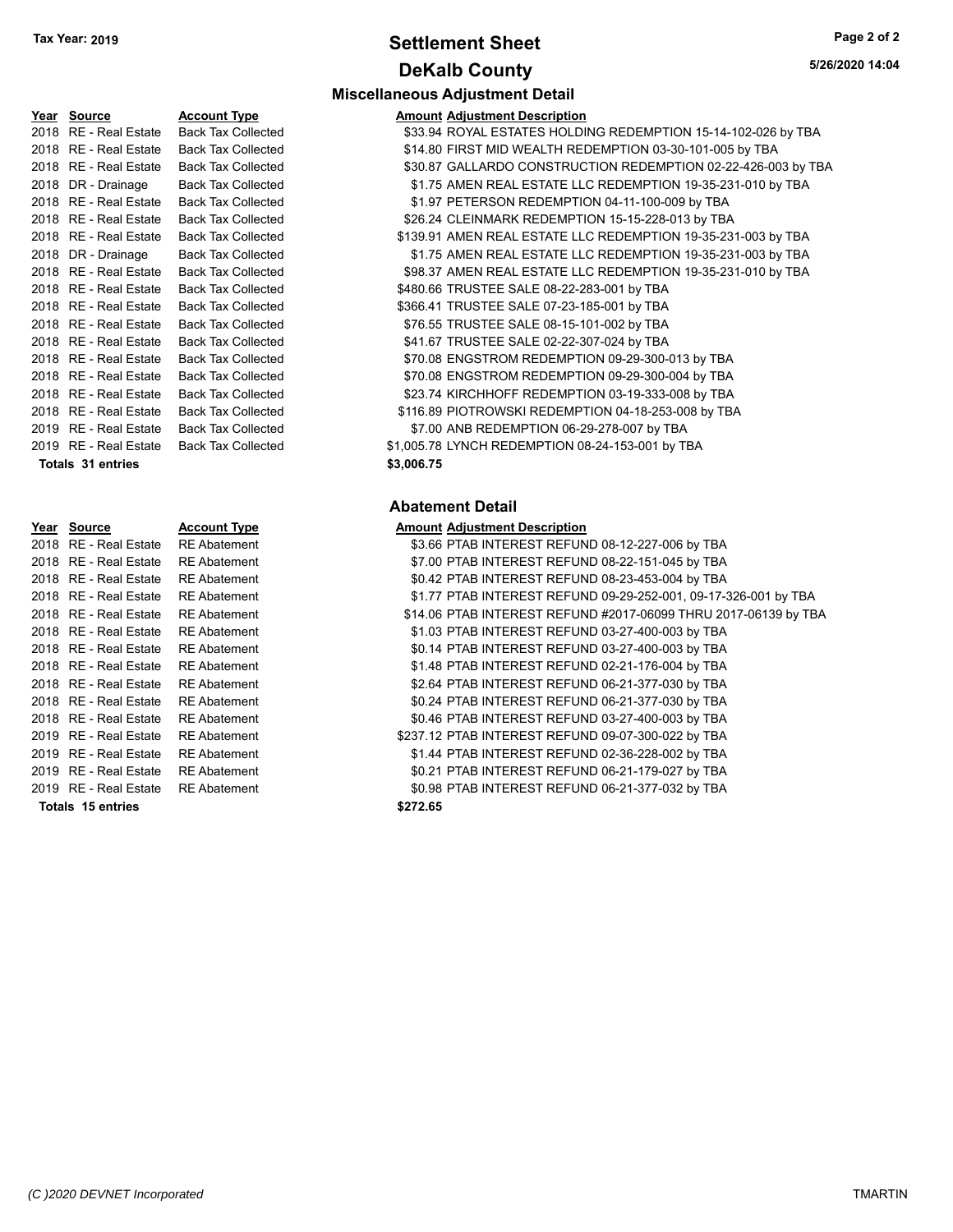**Tax Year: 2019**

# Settlement Sheet

## DeKalb County

5/26/2020 14:04

### Miscellaneous Adjustment Detail

| Year | Source | Account Type | Amount | Adjustment Description |
|---|---|---|---|---|
| 2018 | RE - Real Estate | Back Tax Collected | $33.94 | ROYAL ESTATES HOLDING REDEMPTION 15-14-102-026 by TBA |
| 2018 | RE - Real Estate | Back Tax Collected | $14.80 | FIRST MID WEALTH REDEMPTION 03-30-101-005 by TBA |
| 2018 | RE - Real Estate | Back Tax Collected | $30.87 | GALLARDO CONSTRUCTION REDEMPTION 02-22-426-003 by TBA |
| 2018 | DR - Drainage | Back Tax Collected | $1.75 | AMEN REAL ESTATE LLC REDEMPTION 19-35-231-010 by TBA |
| 2018 | RE - Real Estate | Back Tax Collected | $1.97 | PETERSON REDEMPTION 04-11-100-009 by TBA |
| 2018 | RE - Real Estate | Back Tax Collected | $26.24 | CLEINMARK REDEMPTION 15-15-228-013 by TBA |
| 2018 | RE - Real Estate | Back Tax Collected | $139.91 | AMEN REAL ESTATE LLC REDEMPTION 19-35-231-003 by TBA |
| 2018 | DR - Drainage | Back Tax Collected | $1.75 | AMEN REAL ESTATE LLC REDEMPTION 19-35-231-003 by TBA |
| 2018 | RE - Real Estate | Back Tax Collected | $98.37 | AMEN REAL ESTATE LLC REDEMPTION 19-35-231-010 by TBA |
| 2018 | RE - Real Estate | Back Tax Collected | $480.66 | TRUSTEE SALE 08-22-283-001 by TBA |
| 2018 | RE - Real Estate | Back Tax Collected | $366.41 | TRUSTEE SALE 07-23-185-001 by TBA |
| 2018 | RE - Real Estate | Back Tax Collected | $76.55 | TRUSTEE SALE 08-15-101-002 by TBA |
| 2018 | RE - Real Estate | Back Tax Collected | $41.67 | TRUSTEE SALE 02-22-307-024 by TBA |
| 2018 | RE - Real Estate | Back Tax Collected | $70.08 | ENGSTROM REDEMPTION 09-29-300-013 by TBA |
| 2018 | RE - Real Estate | Back Tax Collected | $70.08 | ENGSTROM REDEMPTION 09-29-300-004 by TBA |
| 2018 | RE - Real Estate | Back Tax Collected | $23.74 | KIRCHHOFF REDEMPTION 03-19-333-008 by TBA |
| 2018 | RE - Real Estate | Back Tax Collected | $116.89 | PIOTROWSKI REDEMPTION 04-18-253-008 by TBA |
| 2019 | RE - Real Estate | Back Tax Collected | $7.00 | ANB REDEMPTION 06-29-278-007 by TBA |
| 2019 | RE - Real Estate | Back Tax Collected | $1,005.78 | LYNCH REDEMPTION 08-24-153-001 by TBA |
| **Totals 31 entries** | | | **$3,006.75** | |

### Abatement Detail

| Year | Source | Account Type | Amount | Adjustment Description |
|---|---|---|---|---|
| 2018 | RE - Real Estate | RE Abatement | $3.66 | PTAB INTEREST REFUND 08-12-227-006 by TBA |
| 2018 | RE - Real Estate | RE Abatement | $7.00 | PTAB INTEREST REFUND 08-22-151-045 by TBA |
| 2018 | RE - Real Estate | RE Abatement | $0.42 | PTAB INTEREST REFUND 08-23-453-004 by TBA |
| 2018 | RE - Real Estate | RE Abatement | $1.77 | PTAB INTEREST REFUND 09-29-252-001, 09-17-326-001 by TBA |
| 2018 | RE - Real Estate | RE Abatement | $14.06 | PTAB INTEREST REFUND #2017-06099 THRU 2017-06139 by TBA |
| 2018 | RE - Real Estate | RE Abatement | $1.03 | PTAB INTEREST REFUND 03-27-400-003 by TBA |
| 2018 | RE - Real Estate | RE Abatement | $0.14 | PTAB INTEREST REFUND 03-27-400-003 by TBA |
| 2018 | RE - Real Estate | RE Abatement | $1.48 | PTAB INTEREST REFUND 02-21-176-004 by TBA |
| 2018 | RE - Real Estate | RE Abatement | $2.64 | PTAB INTEREST REFUND 06-21-377-030 by TBA |
| 2018 | RE - Real Estate | RE Abatement | $0.24 | PTAB INTEREST REFUND 06-21-377-030 by TBA |
| 2018 | RE - Real Estate | RE Abatement | $0.46 | PTAB INTEREST REFUND 03-27-400-003 by TBA |
| 2019 | RE - Real Estate | RE Abatement | $237.12 | PTAB INTEREST REFUND 09-07-300-022 by TBA |
| 2019 | RE - Real Estate | RE Abatement | $1.44 | PTAB INTEREST REFUND 02-36-228-002 by TBA |
| 2019 | RE - Real Estate | RE Abatement | $0.21 | PTAB INTEREST REFUND 06-21-179-027 by TBA |
| 2019 | RE - Real Estate | RE Abatement | $0.98 | PTAB INTEREST REFUND 06-21-377-032 by TBA |
| **Totals 15 entries** | | | **$272.65** | |

*(C )2020 DEVNET Incorporated* TMARTIN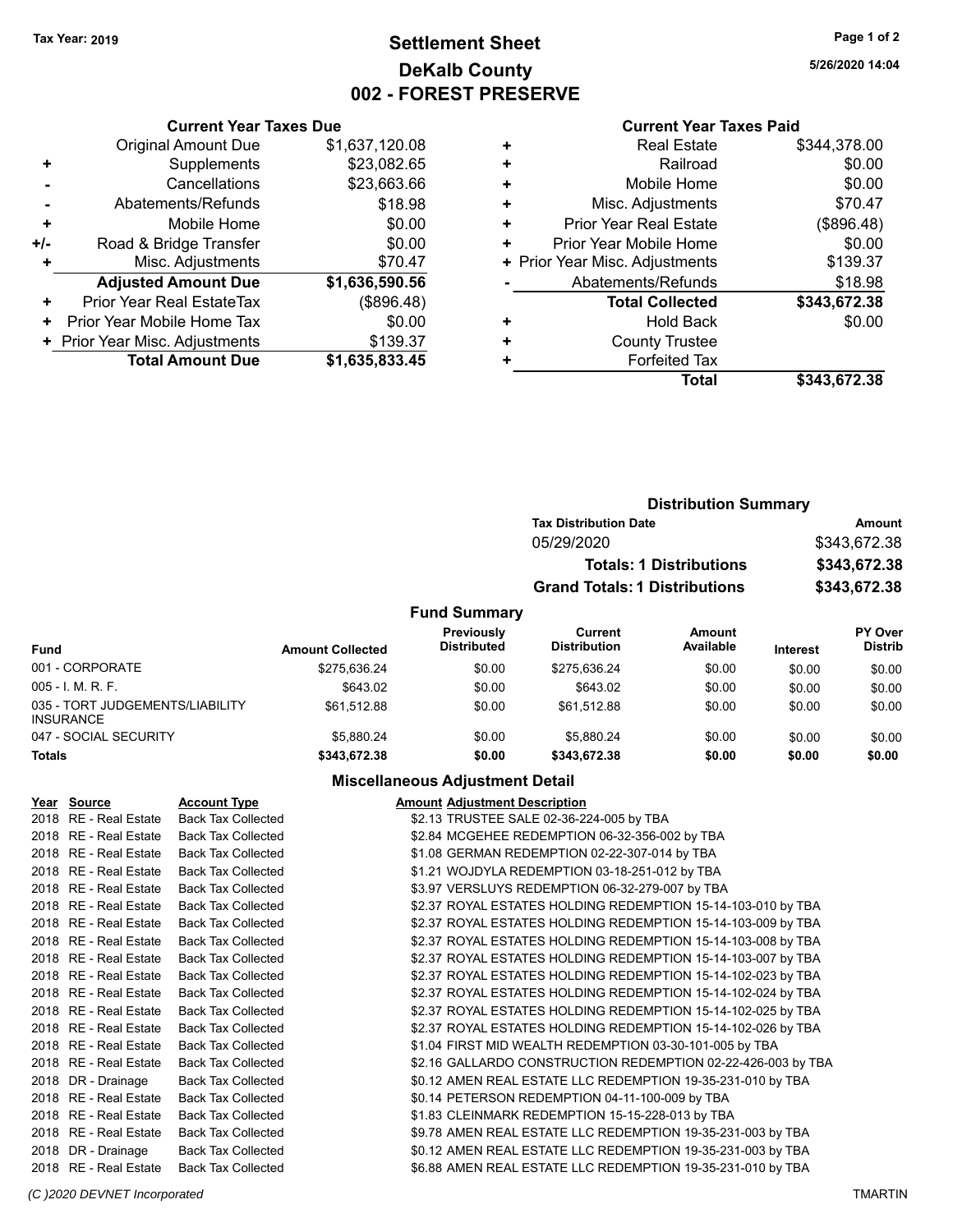Tax Year: 2019

# Settlement Sheet
## DeKalb County
## 002 - FOREST PRESERVE

5/26/2020 14:04

### Current Year Taxes Due

| | | |
|---|---|---|
| | Original Amount Due | $1,637,120.08 |
| + | Supplements | $23,082.65 |
| - | Cancellations | $23,663.66 |
| - | Abatements/Refunds | $18.98 |
| + | Mobile Home | $0.00 |
| +/- | Road & Bridge Transfer | $0.00 |
| + | Misc. Adjustments | $70.47 |
| | **Adjusted Amount Due** | **$1,636,590.56** |
| + | Prior Year Real EstateTax | ($896.48) |
| + | Prior Year Mobile Home Tax | $0.00 |
| + | Prior Year Misc. Adjustments | $139.37 |
| | **Total Amount Due** | **$1,635,833.45** |

### Current Year Taxes Paid

| | | |
|---|---|---|
| + | Real Estate | $344,378.00 |
| + | Railroad | $0.00 |
| + | Mobile Home | $0.00 |
| + | Misc. Adjustments | $70.47 |
| + | Prior Year Real Estate | ($896.48) |
| + | Prior Year Mobile Home | $0.00 |
| + | Prior Year Misc. Adjustments | $139.37 |
| - | Abatements/Refunds | $18.98 |
| | **Total Collected** | **$343,672.38** |
| + | Hold Back | $0.00 |
| + | County Trustee | |
| + | Forfeited Tax | |
| | **Total** | **$343,672.38** |

### Distribution Summary

| Tax Distribution Date | Amount |
|---|---|
| 05/29/2020 | $343,672.38 |
| **Totals: 1 Distributions** | **$343,672.38** |
| **Grand Totals: 1 Distributions** | **$343,672.38** |

### Fund Summary

| Fund | Amount Collected | Previously Distributed | Current Distribution | Amount Available | Interest | PY Over Distrib |
|---|---|---|---|---|---|---|
| 001 - CORPORATE | $275,636.24 | $0.00 | $275,636.24 | $0.00 | $0.00 | $0.00 |
| 005 - I. M. R. F. | $643.02 | $0.00 | $643.02 | $0.00 | $0.00 | $0.00 |
| 035 - TORT JUDGEMENTS/LIABILITY INSURANCE | $61,512.88 | $0.00 | $61,512.88 | $0.00 | $0.00 | $0.00 |
| 047 - SOCIAL SECURITY | $5,880.24 | $0.00 | $5,880.24 | $0.00 | $0.00 | $0.00 |
| **Totals** | **$343,672.38** | **$0.00** | **$343,672.38** | **$0.00** | **$0.00** | **$0.00** |

### Miscellaneous Adjustment Detail

| Year | Source | Account Type | Amount | Adjustment Description |
|---|---|---|---|---|
| 2018 | RE - Real Estate | Back Tax Collected | $2.13 | TRUSTEE SALE 02-36-224-005 by TBA |
| 2018 | RE - Real Estate | Back Tax Collected | $2.84 | MCGEHEE REDEMPTION 06-32-356-002 by TBA |
| 2018 | RE - Real Estate | Back Tax Collected | $1.08 | GERMAN REDEMPTION 02-22-307-014 by TBA |
| 2018 | RE - Real Estate | Back Tax Collected | $1.21 | WOJDYLA REDEMPTION 03-18-251-012 by TBA |
| 2018 | RE - Real Estate | Back Tax Collected | $3.97 | VERSLUYS REDEMPTION 06-32-279-007 by TBA |
| 2018 | RE - Real Estate | Back Tax Collected | $2.37 | ROYAL ESTATES HOLDING REDEMPTION 15-14-103-010 by TBA |
| 2018 | RE - Real Estate | Back Tax Collected | $2.37 | ROYAL ESTATES HOLDING REDEMPTION 15-14-103-009 by TBA |
| 2018 | RE - Real Estate | Back Tax Collected | $2.37 | ROYAL ESTATES HOLDING REDEMPTION 15-14-103-008 by TBA |
| 2018 | RE - Real Estate | Back Tax Collected | $2.37 | ROYAL ESTATES HOLDING REDEMPTION 15-14-103-007 by TBA |
| 2018 | RE - Real Estate | Back Tax Collected | $2.37 | ROYAL ESTATES HOLDING REDEMPTION 15-14-102-023 by TBA |
| 2018 | RE - Real Estate | Back Tax Collected | $2.37 | ROYAL ESTATES HOLDING REDEMPTION 15-14-102-024 by TBA |
| 2018 | RE - Real Estate | Back Tax Collected | $2.37 | ROYAL ESTATES HOLDING REDEMPTION 15-14-102-025 by TBA |
| 2018 | RE - Real Estate | Back Tax Collected | $2.37 | ROYAL ESTATES HOLDING REDEMPTION 15-14-102-026 by TBA |
| 2018 | RE - Real Estate | Back Tax Collected | $1.04 | FIRST MID WEALTH REDEMPTION 03-30-101-005 by TBA |
| 2018 | RE - Real Estate | Back Tax Collected | $2.16 | GALLARDO CONSTRUCTION REDEMPTION 02-22-426-003 by TBA |
| 2018 | DR - Drainage | Back Tax Collected | $0.12 | AMEN REAL ESTATE LLC REDEMPTION 19-35-231-010 by TBA |
| 2018 | RE - Real Estate | Back Tax Collected | $0.14 | PETERSON REDEMPTION 04-11-100-009 by TBA |
| 2018 | RE - Real Estate | Back Tax Collected | $1.83 | CLEINMARK REDEMPTION 15-15-228-013 by TBA |
| 2018 | RE - Real Estate | Back Tax Collected | $9.78 | AMEN REAL ESTATE LLC REDEMPTION 19-35-231-003 by TBA |
| 2018 | DR - Drainage | Back Tax Collected | $0.12 | AMEN REAL ESTATE LLC REDEMPTION 19-35-231-003 by TBA |
| 2018 | RE - Real Estate | Back Tax Collected | $6.88 | AMEN REAL ESTATE LLC REDEMPTION 19-35-231-010 by TBA |

(C )2020 DEVNET Incorporated — TMARTIN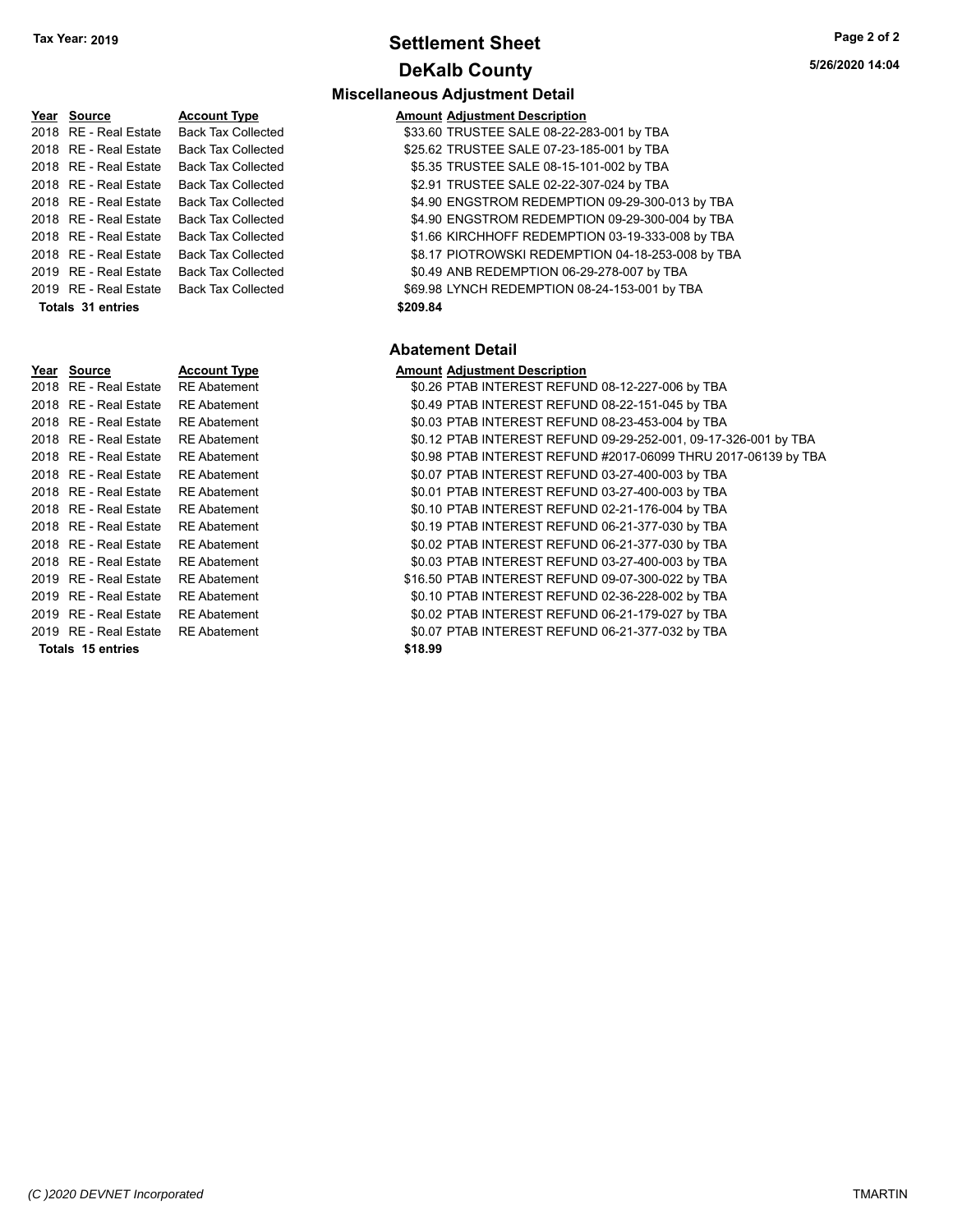# Settlement Sheet

## DeKalb County

Tax Year: 2019

5/26/2020 14:04

### Miscellaneous Adjustment Detail

| Year | Source | Account Type | Amount | Adjustment Description |
|---|---|---|---|---|
| 2018 | RE - Real Estate | Back Tax Collected | $33.60 | TRUSTEE SALE 08-22-283-001 by TBA |
| 2018 | RE - Real Estate | Back Tax Collected | $25.62 | TRUSTEE SALE 07-23-185-001 by TBA |
| 2018 | RE - Real Estate | Back Tax Collected | $5.35 | TRUSTEE SALE 08-15-101-002 by TBA |
| 2018 | RE - Real Estate | Back Tax Collected | $2.91 | TRUSTEE SALE 02-22-307-024 by TBA |
| 2018 | RE - Real Estate | Back Tax Collected | $4.90 | ENGSTROM REDEMPTION 09-29-300-013 by TBA |
| 2018 | RE - Real Estate | Back Tax Collected | $4.90 | ENGSTROM REDEMPTION 09-29-300-004 by TBA |
| 2018 | RE - Real Estate | Back Tax Collected | $1.66 | KIRCHHOFF REDEMPTION 03-19-333-008 by TBA |
| 2018 | RE - Real Estate | Back Tax Collected | $8.17 | PIOTROWSKI REDEMPTION 04-18-253-008 by TBA |
| 2019 | RE - Real Estate | Back Tax Collected | $0.49 | ANB REDEMPTION 06-29-278-007 by TBA |
| 2019 | RE - Real Estate | Back Tax Collected | $69.98 | LYNCH REDEMPTION 08-24-153-001 by TBA |
| **Totals 31 entries** | | | **$209.84** | |

### Abatement Detail

| Year | Source | Account Type | Amount | Adjustment Description |
|---|---|---|---|---|
| 2018 | RE - Real Estate | RE Abatement | $0.26 | PTAB INTEREST REFUND 08-12-227-006 by TBA |
| 2018 | RE - Real Estate | RE Abatement | $0.49 | PTAB INTEREST REFUND 08-22-151-045 by TBA |
| 2018 | RE - Real Estate | RE Abatement | $0.03 | PTAB INTEREST REFUND 08-23-453-004 by TBA |
| 2018 | RE - Real Estate | RE Abatement | $0.12 | PTAB INTEREST REFUND 09-29-252-001, 09-17-326-001 by TBA |
| 2018 | RE - Real Estate | RE Abatement | $0.98 | PTAB INTEREST REFUND #2017-06099 THRU 2017-06139 by TBA |
| 2018 | RE - Real Estate | RE Abatement | $0.07 | PTAB INTEREST REFUND 03-27-400-003 by TBA |
| 2018 | RE - Real Estate | RE Abatement | $0.01 | PTAB INTEREST REFUND 03-27-400-003 by TBA |
| 2018 | RE - Real Estate | RE Abatement | $0.10 | PTAB INTEREST REFUND 02-21-176-004 by TBA |
| 2018 | RE - Real Estate | RE Abatement | $0.19 | PTAB INTEREST REFUND 06-21-377-030 by TBA |
| 2018 | RE - Real Estate | RE Abatement | $0.02 | PTAB INTEREST REFUND 06-21-377-030 by TBA |
| 2018 | RE - Real Estate | RE Abatement | $0.03 | PTAB INTEREST REFUND 03-27-400-003 by TBA |
| 2019 | RE - Real Estate | RE Abatement | $16.50 | PTAB INTEREST REFUND 09-07-300-022 by TBA |
| 2019 | RE - Real Estate | RE Abatement | $0.10 | PTAB INTEREST REFUND 02-36-228-002 by TBA |
| 2019 | RE - Real Estate | RE Abatement | $0.02 | PTAB INTEREST REFUND 06-21-179-027 by TBA |
| 2019 | RE - Real Estate | RE Abatement | $0.07 | PTAB INTEREST REFUND 06-21-377-032 by TBA |
| **Totals 15 entries** | | | **$18.99** | |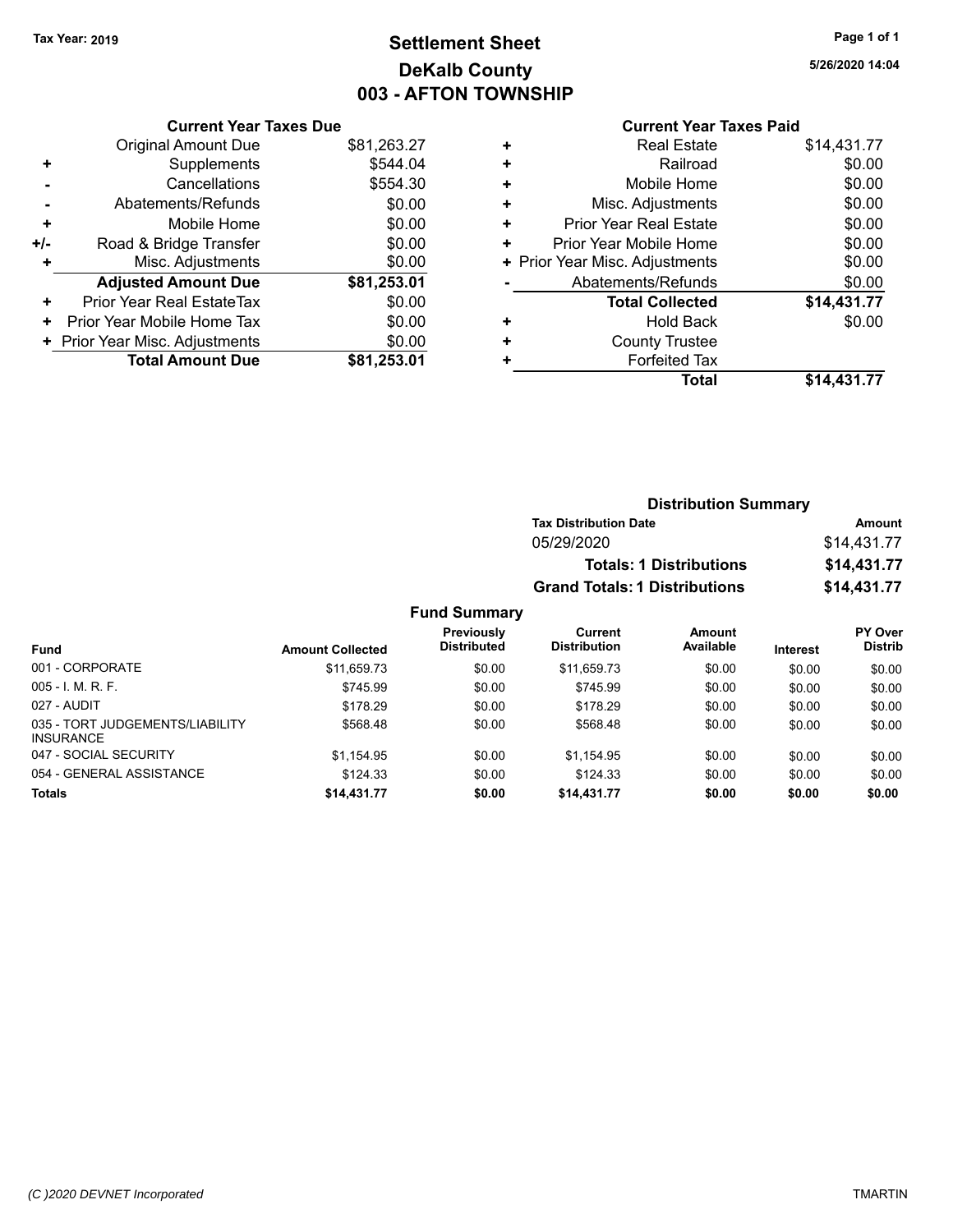Tax Year: 2019

# Settlement Sheet
## DeKalb County
## 003 - AFTON TOWNSHIP

5/26/2020 14:04

### Current Year Taxes Due

| | | |
|---|---|---|
| | Original Amount Due | $81,263.27 |
| + | Supplements | $544.04 |
| - | Cancellations | $554.30 |
| - | Abatements/Refunds | $0.00 |
| + | Mobile Home | $0.00 |
| +/- | Road & Bridge Transfer | $0.00 |
| + | Misc. Adjustments | $0.00 |
| | **Adjusted Amount Due** | **$81,253.01** |
| + | Prior Year Real EstateTax | $0.00 |
| + | Prior Year Mobile Home Tax | $0.00 |
| + | Prior Year Misc. Adjustments | $0.00 |
| | **Total Amount Due** | **$81,253.01** |

### Current Year Taxes Paid

| | | |
|---|---|---|
| + | Real Estate | $14,431.77 |
| + | Railroad | $0.00 |
| + | Mobile Home | $0.00 |
| + | Misc. Adjustments | $0.00 |
| + | Prior Year Real Estate | $0.00 |
| + | Prior Year Mobile Home | $0.00 |
| + | Prior Year Misc. Adjustments | $0.00 |
| - | Abatements/Refunds | $0.00 |
| | **Total Collected** | **$14,431.77** |
| + | Hold Back | $0.00 |
| + | County Trustee | |
| + | Forfeited Tax | |
| | **Total** | **$14,431.77** |

### Distribution Summary

| Tax Distribution Date | Amount |
|---|---|
| 05/29/2020 | $14,431.77 |
| **Totals: 1 Distributions** | **$14,431.77** |
| **Grand Totals: 1 Distributions** | **$14,431.77** |

### Fund Summary

| Fund | Amount Collected | Previously Distributed | Current Distribution | Amount Available | Interest | PY Over Distrib |
|---|---|---|---|---|---|---|
| 001 - CORPORATE | $11,659.73 | $0.00 | $11,659.73 | $0.00 | $0.00 | $0.00 |
| 005 - I. M. R. F. | $745.99 | $0.00 | $745.99 | $0.00 | $0.00 | $0.00 |
| 027 - AUDIT | $178.29 | $0.00 | $178.29 | $0.00 | $0.00 | $0.00 |
| 035 - TORT JUDGEMENTS/LIABILITY INSURANCE | $568.48 | $0.00 | $568.48 | $0.00 | $0.00 | $0.00 |
| 047 - SOCIAL SECURITY | $1,154.95 | $0.00 | $1,154.95 | $0.00 | $0.00 | $0.00 |
| 054 - GENERAL ASSISTANCE | $124.33 | $0.00 | $124.33 | $0.00 | $0.00 | $0.00 |
| **Totals** | **$14,431.77** | **$0.00** | **$14,431.77** | **$0.00** | **$0.00** | **$0.00** |

*(C )2020 DEVNET Incorporated* TMARTIN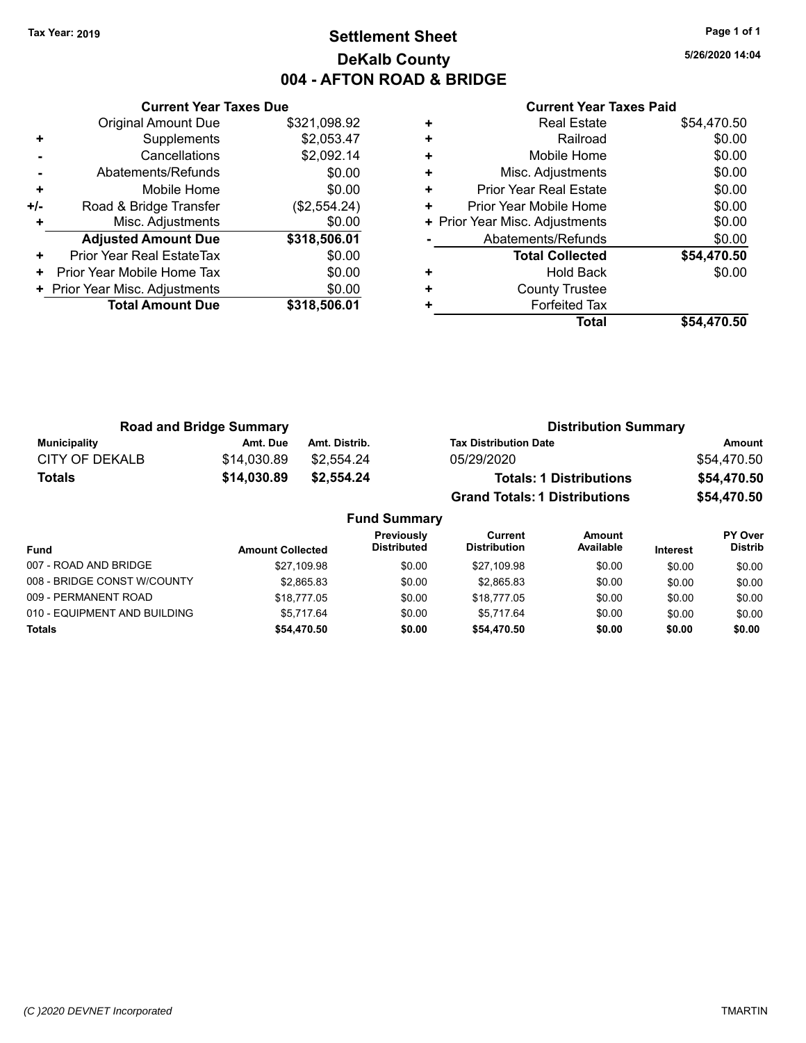Tax Year: 2019

# Settlement Sheet
## DeKalb County
## 004 - AFTON ROAD & BRIDGE

5/26/2020 14:04

### Current Year Taxes Due

| | | |
|---|---|---|
| | Original Amount Due | $321,098.92 |
| + | Supplements | $2,053.47 |
| - | Cancellations | $2,092.14 |
| - | Abatements/Refunds | $0.00 |
| + | Mobile Home | $0.00 |
| +/- | Road & Bridge Transfer | ($2,554.24) |
| + | Misc. Adjustments | $0.00 |
| | **Adjusted Amount Due** | **$318,506.01** |
| + | Prior Year Real EstateTax | $0.00 |
| + | Prior Year Mobile Home Tax | $0.00 |
| + | Prior Year Misc. Adjustments | $0.00 |
| | **Total Amount Due** | **$318,506.01** |

### Current Year Taxes Paid

| | | |
|---|---|---|
| + | Real Estate | $54,470.50 |
| + | Railroad | $0.00 |
| + | Mobile Home | $0.00 |
| + | Misc. Adjustments | $0.00 |
| + | Prior Year Real Estate | $0.00 |
| + | Prior Year Mobile Home | $0.00 |
| + | Prior Year Misc. Adjustments | $0.00 |
| - | Abatements/Refunds | $0.00 |
| | **Total Collected** | **$54,470.50** |
| + | Hold Back | $0.00 |
| + | County Trustee | |
| + | Forfeited Tax | |
| | **Total** | **$54,470.50** |

### Road and Bridge Summary

| Municipality | Amt. Due | Amt. Distrib. |
|---|---|---|
| CITY OF DEKALB | $14,030.89 | $2,554.24 |
| **Totals** | **$14,030.89** | **$2,554.24** |

### Distribution Summary

| Tax Distribution Date | Amount |
|---|---|
| 05/29/2020 | $54,470.50 |
| **Totals: 1 Distributions** | **$54,470.50** |
| **Grand Totals: 1 Distributions** | **$54,470.50** |

### Fund Summary

| Fund | Amount Collected | Previously Distributed | Current Distribution | Amount Available | Interest | PY Over Distrib |
|---|---|---|---|---|---|---|
| 007 - ROAD AND BRIDGE | $27,109.98 | $0.00 | $27,109.98 | $0.00 | $0.00 | $0.00 |
| 008 - BRIDGE CONST W/COUNTY | $2,865.83 | $0.00 | $2,865.83 | $0.00 | $0.00 | $0.00 |
| 009 - PERMANENT ROAD | $18,777.05 | $0.00 | $18,777.05 | $0.00 | $0.00 | $0.00 |
| 010 - EQUIPMENT AND BUILDING | $5,717.64 | $0.00 | $5,717.64 | $0.00 | $0.00 | $0.00 |
| **Totals** | **$54,470.50** | **$0.00** | **$54,470.50** | **$0.00** | **$0.00** | **$0.00** |

(C )2020 DEVNET Incorporated

TMARTIN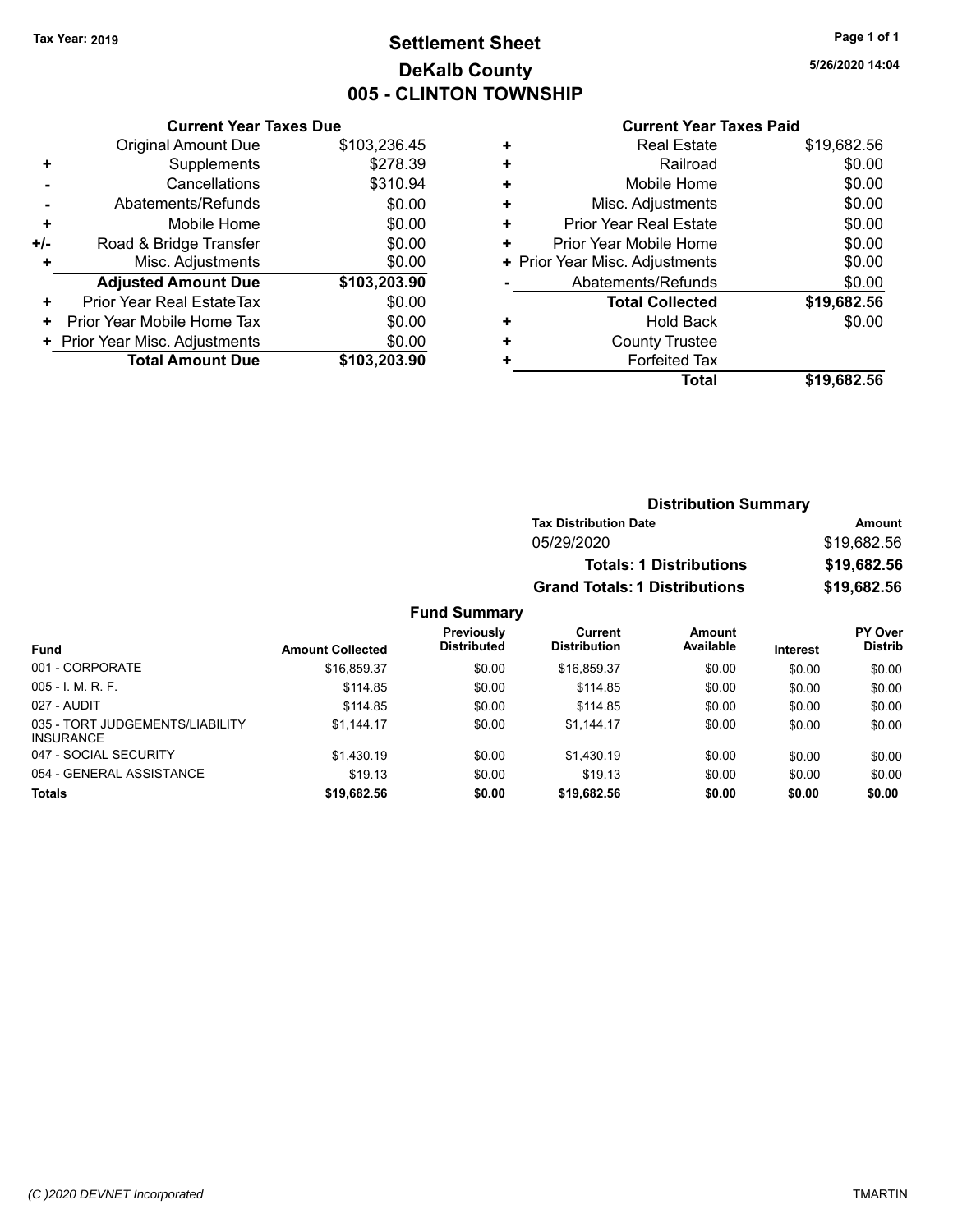Tax Year: 2019

# Settlement Sheet
## DeKalb County
## 005 - CLINTON TOWNSHIP

5/26/2020 14:04

### Current Year Taxes Due

| | | |
|---|---|---|
| | Original Amount Due | $103,236.45 |
| + | Supplements | $278.39 |
| - | Cancellations | $310.94 |
| - | Abatements/Refunds | $0.00 |
| + | Mobile Home | $0.00 |
| +/- | Road & Bridge Transfer | $0.00 |
| + | Misc. Adjustments | $0.00 |
| | **Adjusted Amount Due** | **$103,203.90** |
| + | Prior Year Real EstateTax | $0.00 |
| + | Prior Year Mobile Home Tax | $0.00 |
| + | Prior Year Misc. Adjustments | $0.00 |
| | **Total Amount Due** | **$103,203.90** |

### Current Year Taxes Paid

| | | |
|---|---|---|
| + | Real Estate | $19,682.56 |
| + | Railroad | $0.00 |
| + | Mobile Home | $0.00 |
| + | Misc. Adjustments | $0.00 |
| + | Prior Year Real Estate | $0.00 |
| + | Prior Year Mobile Home | $0.00 |
| + | Prior Year Misc. Adjustments | $0.00 |
| - | Abatements/Refunds | $0.00 |
| | **Total Collected** | **$19,682.56** |
| + | Hold Back | $0.00 |
| + | County Trustee | |
| + | Forfeited Tax | |
| | **Total** | **$19,682.56** |

### Distribution Summary

| Tax Distribution Date | Amount |
|---|---|
| 05/29/2020 | $19,682.56 |
| **Totals: 1 Distributions** | **$19,682.56** |
| **Grand Totals: 1 Distributions** | **$19,682.56** |

### Fund Summary

| Fund | Amount Collected | Previously Distributed | Current Distribution | Amount Available | Interest | PY Over Distrib |
|---|---|---|---|---|---|---|
| 001 - CORPORATE | $16,859.37 | $0.00 | $16,859.37 | $0.00 | $0.00 | $0.00 |
| 005 - I. M. R. F. | $114.85 | $0.00 | $114.85 | $0.00 | $0.00 | $0.00 |
| 027 - AUDIT | $114.85 | $0.00 | $114.85 | $0.00 | $0.00 | $0.00 |
| 035 - TORT JUDGEMENTS/LIABILITY INSURANCE | $1,144.17 | $0.00 | $1,144.17 | $0.00 | $0.00 | $0.00 |
| 047 - SOCIAL SECURITY | $1,430.19 | $0.00 | $1,430.19 | $0.00 | $0.00 | $0.00 |
| 054 - GENERAL ASSISTANCE | $19.13 | $0.00 | $19.13 | $0.00 | $0.00 | $0.00 |
| **Totals** | **$19,682.56** | **$0.00** | **$19,682.56** | **$0.00** | **$0.00** | **$0.00** |

(C )2020 DEVNET Incorporated — TMARTIN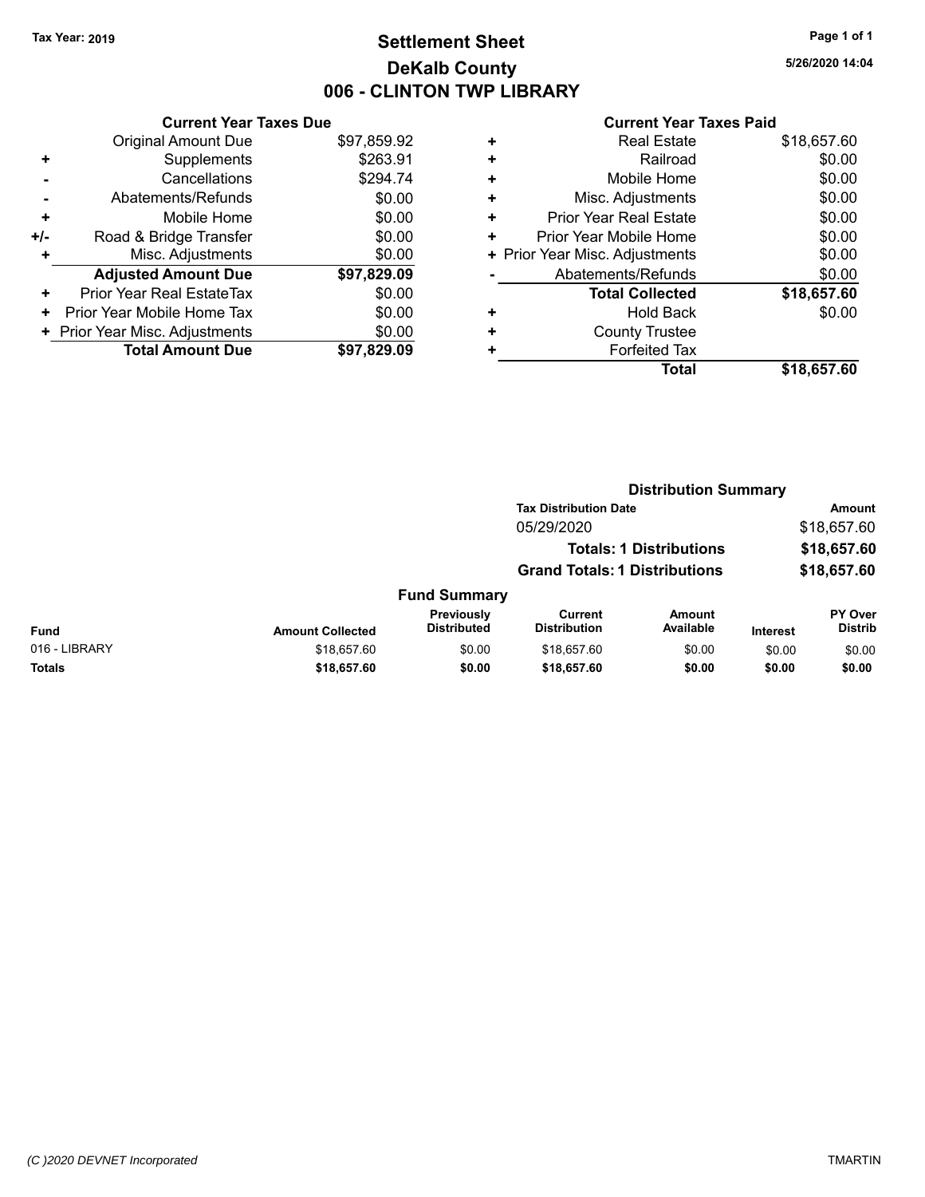Tax Year: 2019

# Settlement Sheet
## DeKalb County
## 006 - CLINTON TWP LIBRARY

5/26/2020 14:04

### Current Year Taxes Due

| | | |
|---|---|---|
| | Original Amount Due | $97,859.92 |
| + | Supplements | $263.91 |
| - | Cancellations | $294.74 |
| - | Abatements/Refunds | $0.00 |
| + | Mobile Home | $0.00 |
| +/- | Road & Bridge Transfer | $0.00 |
| + | Misc. Adjustments | $0.00 |
| | **Adjusted Amount Due** | **$97,829.09** |
| + | Prior Year Real EstateTax | $0.00 |
| + | Prior Year Mobile Home Tax | $0.00 |
| + | Prior Year Misc. Adjustments | $0.00 |
| | **Total Amount Due** | **$97,829.09** |

### Current Year Taxes Paid

| | | |
|---|---|---|
| + | Real Estate | $18,657.60 |
| + | Railroad | $0.00 |
| + | Mobile Home | $0.00 |
| + | Misc. Adjustments | $0.00 |
| + | Prior Year Real Estate | $0.00 |
| + | Prior Year Mobile Home | $0.00 |
| + | Prior Year Misc. Adjustments | $0.00 |
| - | Abatements/Refunds | $0.00 |
| | **Total Collected** | **$18,657.60** |
| + | Hold Back | $0.00 |
| + | County Trustee | |
| + | Forfeited Tax | |
| | **Total** | **$18,657.60** |

### Distribution Summary

| Tax Distribution Date | Amount |
|---|---|
| 05/29/2020 | $18,657.60 |
| **Totals: 1 Distributions** | **$18,657.60** |
| **Grand Totals: 1 Distributions** | **$18,657.60** |

### Fund Summary

| Fund | Amount Collected | Previously Distributed | Current Distribution | Amount Available | Interest | PY Over Distrib |
|---|---|---|---|---|---|---|
| 016 - LIBRARY | $18,657.60 | $0.00 | $18,657.60 | $0.00 | $0.00 | $0.00 |
| **Totals** | **$18,657.60** | **$0.00** | **$18,657.60** | **$0.00** | **$0.00** | **$0.00** |

(C )2020 DEVNET Incorporated TMARTIN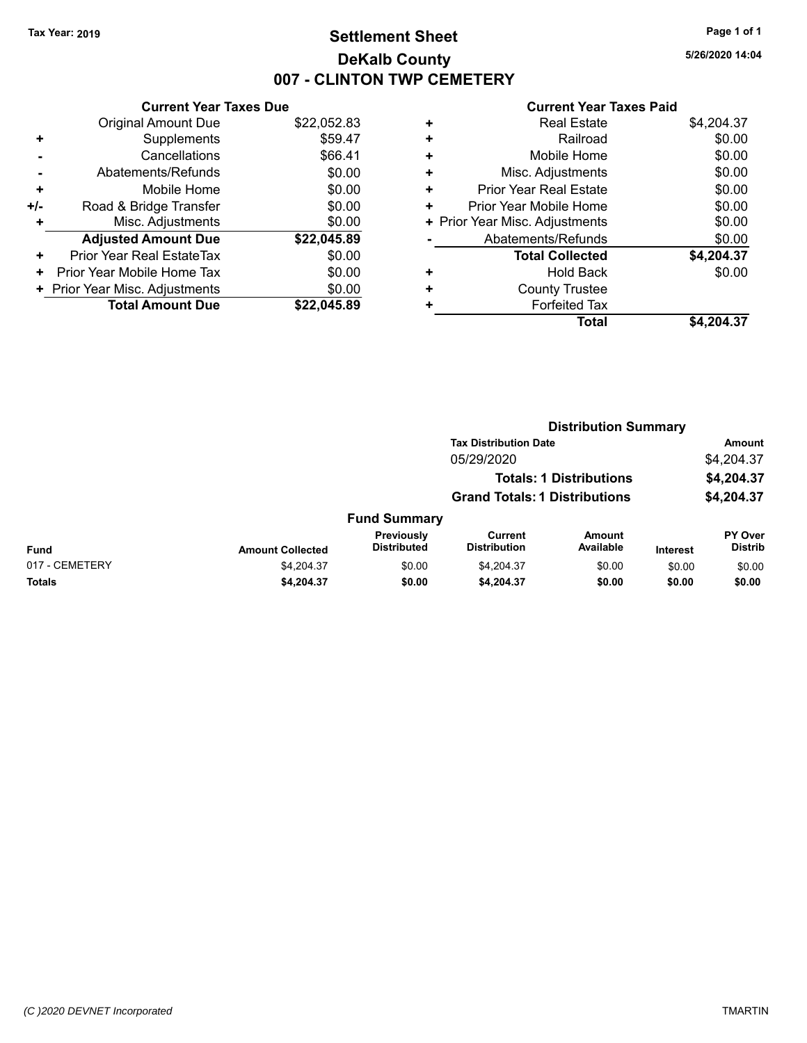Tax Year: 2019

# Settlement Sheet

## DeKalb County

## 007 - CLINTON TWP CEMETERY

5/26/2020 14:04

### Current Year Taxes Due

| | | |
|---|---|---|
| | Original Amount Due | $22,052.83 |
| + | Supplements | $59.47 |
| - | Cancellations | $66.41 |
| - | Abatements/Refunds | $0.00 |
| + | Mobile Home | $0.00 |
| +/- | Road & Bridge Transfer | $0.00 |
| + | Misc. Adjustments | $0.00 |
| | **Adjusted Amount Due** | **$22,045.89** |
| + | Prior Year Real EstateTax | $0.00 |
| + | Prior Year Mobile Home Tax | $0.00 |
| + | Prior Year Misc. Adjustments | $0.00 |
| | **Total Amount Due** | **$22,045.89** |

### Current Year Taxes Paid

| | | |
|---|---|---|
| + | Real Estate | $4,204.37 |
| + | Railroad | $0.00 |
| + | Mobile Home | $0.00 |
| + | Misc. Adjustments | $0.00 |
| + | Prior Year Real Estate | $0.00 |
| + | Prior Year Mobile Home | $0.00 |
| + | Prior Year Misc. Adjustments | $0.00 |
| - | Abatements/Refunds | $0.00 |
| | **Total Collected** | **$4,204.37** |
| + | Hold Back | $0.00 |
| + | County Trustee | |
| + | Forfeited Tax | |
| | **Total** | **$4,204.37** |

### Distribution Summary

| Tax Distribution Date | Amount |
|---|---|
| 05/29/2020 | $4,204.37 |
| **Totals: 1 Distributions** | **$4,204.37** |
| **Grand Totals: 1 Distributions** | **$4,204.37** |

### Fund Summary

| Fund | Amount Collected | Previously Distributed | Current Distribution | Amount Available | Interest | PY Over Distrib |
|---|---|---|---|---|---|---|
| 017 - CEMETERY | $4,204.37 | $0.00 | $4,204.37 | $0.00 | $0.00 | $0.00 |
| **Totals** | **$4,204.37** | **$0.00** | **$4,204.37** | **$0.00** | **$0.00** | **$0.00** |

(C )2020 DEVNET Incorporated

TMARTIN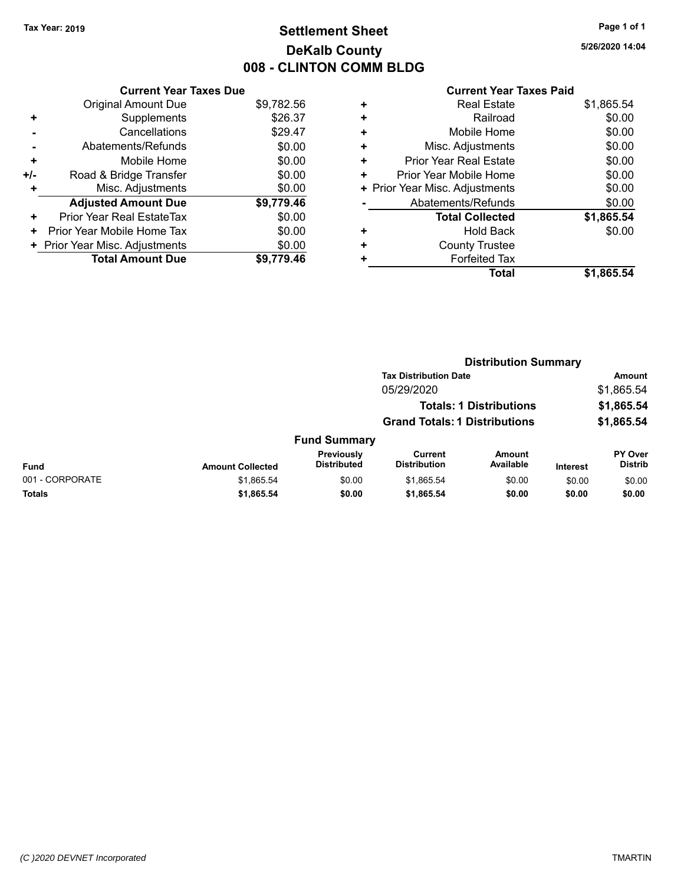**Tax Year: 2019**

# Settlement Sheet
## DeKalb County
## 008 - CLINTON COMM BLDG

5/26/2020 14:04

| | Current Year Taxes Due | |
|---|---|---|
| | Original Amount Due | $9,782.56 |
| + | Supplements | $26.37 |
| - | Cancellations | $29.47 |
| - | Abatements/Refunds | $0.00 |
| + | Mobile Home | $0.00 |
| +/- | Road & Bridge Transfer | $0.00 |
| + | Misc. Adjustments | $0.00 |
| | **Adjusted Amount Due** | **$9,779.46** |
| + | Prior Year Real EstateTax | $0.00 |
| + | Prior Year Mobile Home Tax | $0.00 |
| + | Prior Year Misc. Adjustments | $0.00 |
| | **Total Amount Due** | **$9,779.46** |

| | Current Year Taxes Paid | |
|---|---|---|
| + | Real Estate | $1,865.54 |
| + | Railroad | $0.00 |
| + | Mobile Home | $0.00 |
| + | Misc. Adjustments | $0.00 |
| + | Prior Year Real Estate | $0.00 |
| + | Prior Year Mobile Home | $0.00 |
| + | Prior Year Misc. Adjustments | $0.00 |
| - | Abatements/Refunds | $0.00 |
| | **Total Collected** | **$1,865.54** |
| + | Hold Back | $0.00 |
| + | County Trustee | |
| + | Forfeited Tax | |
| | **Total** | **$1,865.54** |

### Distribution Summary

| Tax Distribution Date | Amount |
|---|---|
| 05/29/2020 | $1,865.54 |
| **Totals: 1 Distributions** | **$1,865.54** |
| **Grand Totals: 1 Distributions** | **$1,865.54** |

### Fund Summary

| Fund | Amount Collected | Previously Distributed | Current Distribution | Amount Available | Interest | PY Over Distrib |
|---|---|---|---|---|---|---|
| 001 - CORPORATE | $1,865.54 | $0.00 | $1,865.54 | $0.00 | $0.00 | $0.00 |
| **Totals** | **$1,865.54** | **$0.00** | **$1,865.54** | **$0.00** | **$0.00** | **$0.00** |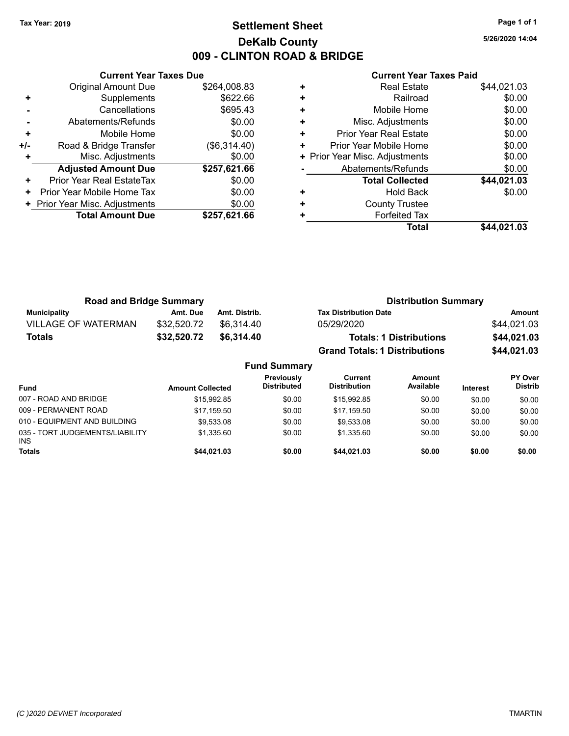Tax Year: 2019

# Settlement Sheet

## DeKalb County

## 009 - CLINTON ROAD & BRIDGE

5/26/2020 14:04

### Current Year Taxes Due

| | | |
|---|---|---|
| | Original Amount Due | $264,008.83 |
| + | Supplements | $622.66 |
| - | Cancellations | $695.43 |
| - | Abatements/Refunds | $0.00 |
| + | Mobile Home | $0.00 |
| +/- | Road & Bridge Transfer | ($6,314.40) |
| + | Misc. Adjustments | $0.00 |
| | **Adjusted Amount Due** | **$257,621.66** |
| + | Prior Year Real EstateTax | $0.00 |
| + | Prior Year Mobile Home Tax | $0.00 |
| + | Prior Year Misc. Adjustments | $0.00 |
| | **Total Amount Due** | **$257,621.66** |

### Current Year Taxes Paid

| | | |
|---|---|---|
| + | Real Estate | $44,021.03 |
| + | Railroad | $0.00 |
| + | Mobile Home | $0.00 |
| + | Misc. Adjustments | $0.00 |
| + | Prior Year Real Estate | $0.00 |
| + | Prior Year Mobile Home | $0.00 |
| + | Prior Year Misc. Adjustments | $0.00 |
| - | Abatements/Refunds | $0.00 |
| | **Total Collected** | **$44,021.03** |
| + | Hold Back | $0.00 |
| + | County Trustee | |
| + | Forfeited Tax | |
| | **Total** | **$44,021.03** |

### Road and Bridge Summary

| Municipality | Amt. Due | Amt. Distrib. |
|---|---|---|
| VILLAGE OF WATERMAN | $32,520.72 | $6,314.40 |
| **Totals** | **$32,520.72** | **$6,314.40** |

### Distribution Summary

| Tax Distribution Date | Amount |
|---|---|
| 05/29/2020 | $44,021.03 |
| **Totals: 1 Distributions** | **$44,021.03** |
| **Grand Totals: 1 Distributions** | **$44,021.03** |

### Fund Summary

| Fund | Amount Collected | Previously Distributed | Current Distribution | Amount Available | Interest | PY Over Distrib |
|---|---|---|---|---|---|---|
| 007 - ROAD AND BRIDGE | $15,992.85 | $0.00 | $15,992.85 | $0.00 | $0.00 | $0.00 |
| 009 - PERMANENT ROAD | $17,159.50 | $0.00 | $17,159.50 | $0.00 | $0.00 | $0.00 |
| 010 - EQUIPMENT AND BUILDING | $9,533.08 | $0.00 | $9,533.08 | $0.00 | $0.00 | $0.00 |
| 035 - TORT JUDGEMENTS/LIABILITY INS | $1,335.60 | $0.00 | $1,335.60 | $0.00 | $0.00 | $0.00 |
| **Totals** | **$44,021.03** | **$0.00** | **$44,021.03** | **$0.00** | **$0.00** | **$0.00** |

(C )2020 DEVNET Incorporated TMARTIN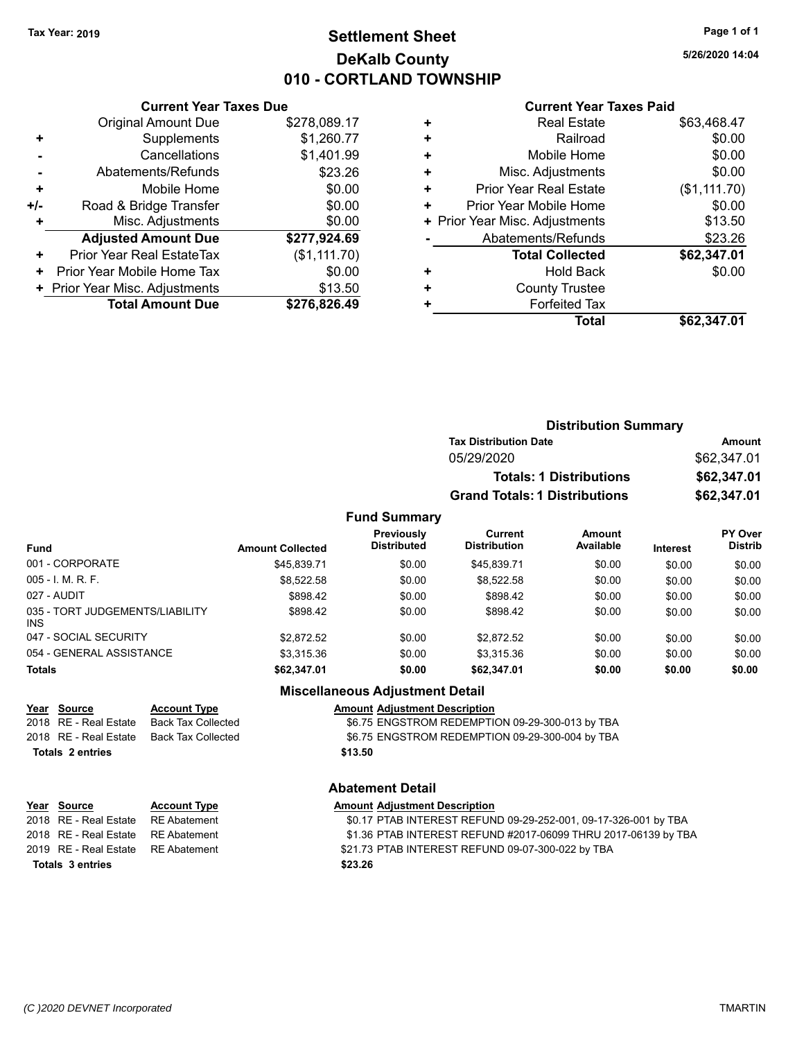Tax Year: 2019

# Settlement Sheet

## DeKalb County

## 010 - CORTLAND TOWNSHIP

5/26/2020 14:04

### Current Year Taxes Due

| | | |
|---|---|---|
| | Original Amount Due | $278,089.17 |
| + | Supplements | $1,260.77 |
| - | Cancellations | $1,401.99 |
| - | Abatements/Refunds | $23.26 |
| + | Mobile Home | $0.00 |
| +/- | Road & Bridge Transfer | $0.00 |
| + | Misc. Adjustments | $0.00 |
| | **Adjusted Amount Due** | **$277,924.69** |
| + | Prior Year Real EstateTax | ($1,111.70) |
| + | Prior Year Mobile Home Tax | $0.00 |
| + | Prior Year Misc. Adjustments | $13.50 |
| | **Total Amount Due** | **$276,826.49** |

### Current Year Taxes Paid

| | | |
|---|---|---|
| + | Real Estate | $63,468.47 |
| + | Railroad | $0.00 |
| + | Mobile Home | $0.00 |
| + | Misc. Adjustments | $0.00 |
| + | Prior Year Real Estate | ($1,111.70) |
| + | Prior Year Mobile Home | $0.00 |
| + | Prior Year Misc. Adjustments | $13.50 |
| - | Abatements/Refunds | $23.26 |
| | **Total Collected** | **$62,347.01** |
| + | Hold Back | $0.00 |
| + | County Trustee | |
| + | Forfeited Tax | |
| | **Total** | **$62,347.01** |

### Distribution Summary

| Tax Distribution Date | Amount |
|---|---|
| 05/29/2020 | $62,347.01 |
| **Totals: 1 Distributions** | **$62,347.01** |
| **Grand Totals: 1 Distributions** | **$62,347.01** |

### Fund Summary

| Fund | Amount Collected | Previously Distributed | Current Distribution | Amount Available | Interest | PY Over Distrib |
|---|---|---|---|---|---|---|
| 001 - CORPORATE | $45,839.71 | $0.00 | $45,839.71 | $0.00 | $0.00 | $0.00 |
| 005 - I. M. R. F. | $8,522.58 | $0.00 | $8,522.58 | $0.00 | $0.00 | $0.00 |
| 027 - AUDIT | $898.42 | $0.00 | $898.42 | $0.00 | $0.00 | $0.00 |
| 035 - TORT JUDGEMENTS/LIABILITY INS | $898.42 | $0.00 | $898.42 | $0.00 | $0.00 | $0.00 |
| 047 - SOCIAL SECURITY | $2,872.52 | $0.00 | $2,872.52 | $0.00 | $0.00 | $0.00 |
| 054 - GENERAL ASSISTANCE | $3,315.36 | $0.00 | $3,315.36 | $0.00 | $0.00 | $0.00 |
| **Totals** | **$62,347.01** | **$0.00** | **$62,347.01** | **$0.00** | **$0.00** | **$0.00** |

### Miscellaneous Adjustment Detail

| Year | Source | Account Type | Amount | Adjustment Description |
|---|---|---|---|---|
| 2018 | RE - Real Estate | Back Tax Collected | $6.75 | ENGSTROM REDEMPTION 09-29-300-013 by TBA |
| 2018 | RE - Real Estate | Back Tax Collected | $6.75 | ENGSTROM REDEMPTION 09-29-300-004 by TBA |
| **Totals 2 entries** | | | **$13.50** | |

### Abatement Detail

| Year | Source | Account Type | Amount | Adjustment Description |
|---|---|---|---|---|
| 2018 | RE - Real Estate | RE Abatement | $0.17 | PTAB INTEREST REFUND 09-29-252-001, 09-17-326-001 by TBA |
| 2018 | RE - Real Estate | RE Abatement | $1.36 | PTAB INTEREST REFUND #2017-06099 THRU 2017-06139 by TBA |
| 2019 | RE - Real Estate | RE Abatement | $21.73 | PTAB INTEREST REFUND 09-07-300-022 by TBA |
| **Totals 3 entries** | | | **$23.26** | |

(C )2020 DEVNET Incorporated — TMARTIN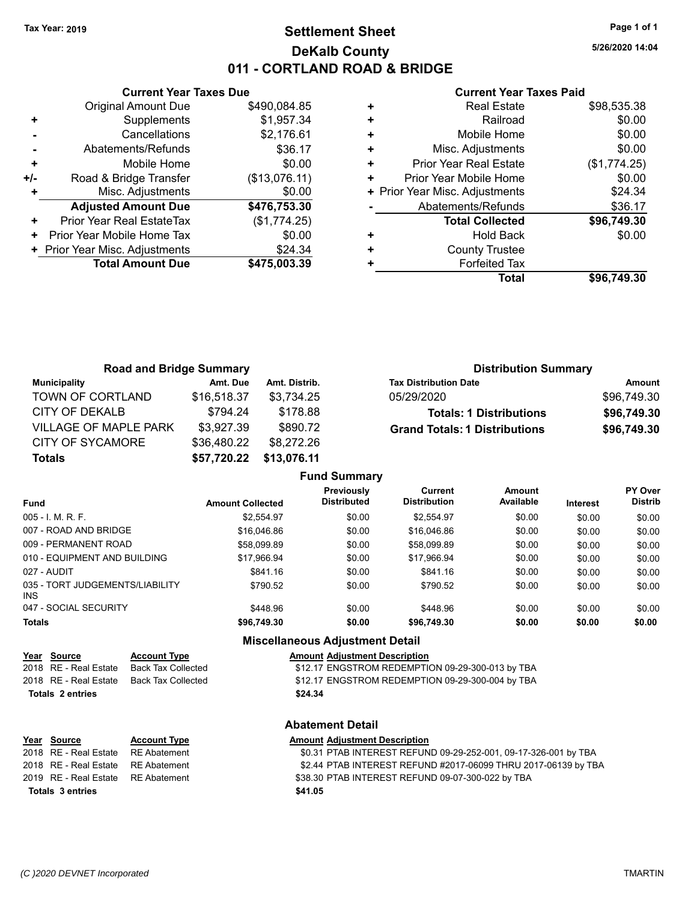Tax Year: 2019

# Settlement Sheet
## DeKalb County
## 011 - CORTLAND ROAD & BRIDGE

5/26/2020 14:04

### Current Year Taxes Due

| | | |
|---|---|---|
| | Original Amount Due | $490,084.85 |
| + | Supplements | $1,957.34 |
| - | Cancellations | $2,176.61 |
| - | Abatements/Refunds | $36.17 |
| + | Mobile Home | $0.00 |
| +/- | Road & Bridge Transfer | ($13,076.11) |
| + | Misc. Adjustments | $0.00 |
| | **Adjusted Amount Due** | **$476,753.30** |
| + | Prior Year Real EstateTax | ($1,774.25) |
| + | Prior Year Mobile Home Tax | $0.00 |
| + | Prior Year Misc. Adjustments | $24.34 |
| | **Total Amount Due** | **$475,003.39** |

### Current Year Taxes Paid

| | | |
|---|---|---|
| + | Real Estate | $98,535.38 |
| + | Railroad | $0.00 |
| + | Mobile Home | $0.00 |
| + | Misc. Adjustments | $0.00 |
| + | Prior Year Real Estate | ($1,774.25) |
| + | Prior Year Mobile Home | $0.00 |
| + | Prior Year Misc. Adjustments | $24.34 |
| - | Abatements/Refunds | $36.17 |
| | **Total Collected** | **$96,749.30** |
| + | Hold Back | $0.00 |
| + | County Trustee | |
| + | Forfeited Tax | |
| | **Total** | **$96,749.30** |

### Road and Bridge Summary

| Municipality | Amt. Due | Amt. Distrib. |
|---|---|---|
| TOWN OF CORTLAND | $16,518.37 | $3,734.25 |
| CITY OF DEKALB | $794.24 | $178.88 |
| VILLAGE OF MAPLE PARK | $3,927.39 | $890.72 |
| CITY OF SYCAMORE | $36,480.22 | $8,272.26 |
| **Totals** | **$57,720.22** | **$13,076.11** |

### Distribution Summary

| Tax Distribution Date | Amount |
|---|---|
| 05/29/2020 | $96,749.30 |
| **Totals: 1 Distributions** | **$96,749.30** |
| **Grand Totals: 1 Distributions** | **$96,749.30** |

### Fund Summary

| Fund | Amount Collected | Previously Distributed | Current Distribution | Amount Available | Interest | PY Over Distrib |
|---|---|---|---|---|---|---|
| 005 - I. M. R. F. | $2,554.97 | $0.00 | $2,554.97 | $0.00 | $0.00 | $0.00 |
| 007 - ROAD AND BRIDGE | $16,046.86 | $0.00 | $16,046.86 | $0.00 | $0.00 | $0.00 |
| 009 - PERMANENT ROAD | $58,099.89 | $0.00 | $58,099.89 | $0.00 | $0.00 | $0.00 |
| 010 - EQUIPMENT AND BUILDING | $17,966.94 | $0.00 | $17,966.94 | $0.00 | $0.00 | $0.00 |
| 027 - AUDIT | $841.16 | $0.00 | $841.16 | $0.00 | $0.00 | $0.00 |
| 035 - TORT JUDGEMENTS/LIABILITY INS | $790.52 | $0.00 | $790.52 | $0.00 | $0.00 | $0.00 |
| 047 - SOCIAL SECURITY | $448.96 | $0.00 | $448.96 | $0.00 | $0.00 | $0.00 |
| **Totals** | **$96,749.30** | **$0.00** | **$96,749.30** | **$0.00** | **$0.00** | **$0.00** |

### Miscellaneous Adjustment Detail

| Year | Source | Account Type | Amount | Adjustment Description |
|---|---|---|---|---|
| 2018 | RE - Real Estate | Back Tax Collected | $12.17 | ENGSTROM REDEMPTION 09-29-300-013 by TBA |
| 2018 | RE - Real Estate | Back Tax Collected | $12.17 | ENGSTROM REDEMPTION 09-29-300-004 by TBA |
| **Totals 2 entries** | | | **$24.34** | |

### Abatement Detail

| Year | Source | Account Type | Amount | Adjustment Description |
|---|---|---|---|---|
| 2018 | RE - Real Estate | RE Abatement | $0.31 | PTAB INTEREST REFUND 09-29-252-001, 09-17-326-001 by TBA |
| 2018 | RE - Real Estate | RE Abatement | $2.44 | PTAB INTEREST REFUND #2017-06099 THRU 2017-06139 by TBA |
| 2019 | RE - Real Estate | RE Abatement | $38.30 | PTAB INTEREST REFUND 09-07-300-022 by TBA |
| **Totals 3 entries** | | | **$41.05** | |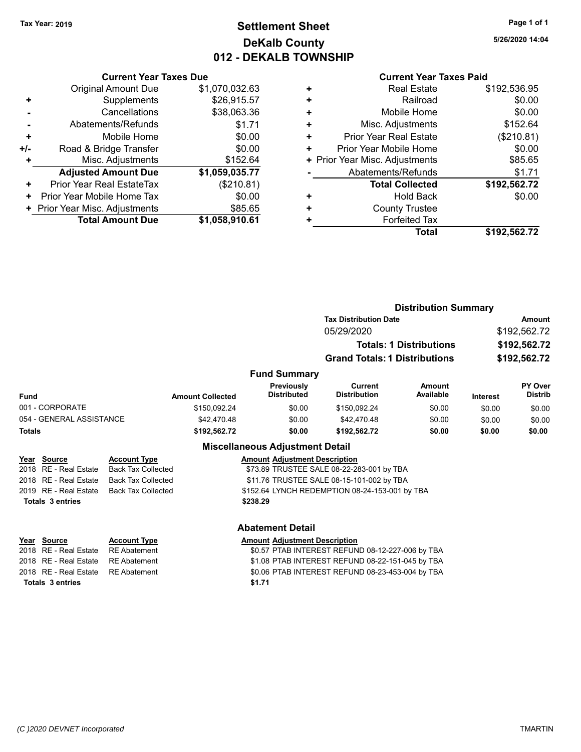Tax Year: 2019

# Settlement Sheet
## DeKalb County
## 012 - DEKALB TOWNSHIP

5/26/2020 14:04

### Current Year Taxes Due

| | | |
|---|---|---|
| | Original Amount Due | $1,070,032.63 |
| + | Supplements | $26,915.57 |
| - | Cancellations | $38,063.36 |
| - | Abatements/Refunds | $1.71 |
| + | Mobile Home | $0.00 |
| +/- | Road & Bridge Transfer | $0.00 |
| + | Misc. Adjustments | $152.64 |
| | **Adjusted Amount Due** | **$1,059,035.77** |
| + | Prior Year Real EstateTax | ($210.81) |
| + | Prior Year Mobile Home Tax | $0.00 |
| + | Prior Year Misc. Adjustments | $85.65 |
| | **Total Amount Due** | **$1,058,910.61** |

### Current Year Taxes Paid

| | | |
|---|---|---|
| + | Real Estate | $192,536.95 |
| + | Railroad | $0.00 |
| + | Mobile Home | $0.00 |
| + | Misc. Adjustments | $152.64 |
| + | Prior Year Real Estate | ($210.81) |
| + | Prior Year Mobile Home | $0.00 |
| + | Prior Year Misc. Adjustments | $85.65 |
| - | Abatements/Refunds | $1.71 |
| | **Total Collected** | **$192,562.72** |
| + | Hold Back | $0.00 |
| + | County Trustee | |
| + | Forfeited Tax | |
| | **Total** | **$192,562.72** |

### Distribution Summary

| Tax Distribution Date | Amount |
|---|---|
| 05/29/2020 | $192,562.72 |
| **Totals: 1 Distributions** | **$192,562.72** |
| **Grand Totals: 1 Distributions** | **$192,562.72** |

### Fund Summary

| Fund | Amount Collected | Previously Distributed | Current Distribution | Amount Available | Interest | PY Over Distrib |
|---|---|---|---|---|---|---|
| 001 - CORPORATE | $150,092.24 | $0.00 | $150,092.24 | $0.00 | $0.00 | $0.00 |
| 054 - GENERAL ASSISTANCE | $42,470.48 | $0.00 | $42,470.48 | $0.00 | $0.00 | $0.00 |
| **Totals** | **$192,562.72** | **$0.00** | **$192,562.72** | **$0.00** | **$0.00** | **$0.00** |

### Miscellaneous Adjustment Detail

| Year | Source | Account Type | Amount | Adjustment Description |
|---|---|---|---|---|
| 2018 | RE - Real Estate | Back Tax Collected | $73.89 | TRUSTEE SALE 08-22-283-001 by TBA |
| 2018 | RE - Real Estate | Back Tax Collected | $11.76 | TRUSTEE SALE 08-15-101-002 by TBA |
| 2019 | RE - Real Estate | Back Tax Collected | $152.64 | LYNCH REDEMPTION 08-24-153-001 by TBA |
| **Totals 3 entries** | | | **$238.29** | |

### Abatement Detail

| Year | Source | Account Type | Amount | Adjustment Description |
|---|---|---|---|---|
| 2018 | RE - Real Estate | RE Abatement | $0.57 | PTAB INTEREST REFUND 08-12-227-006 by TBA |
| 2018 | RE - Real Estate | RE Abatement | $1.08 | PTAB INTEREST REFUND 08-22-151-045 by TBA |
| 2018 | RE - Real Estate | RE Abatement | $0.06 | PTAB INTEREST REFUND 08-23-453-004 by TBA |
| **Totals 3 entries** | | | **$1.71** | |

(C )2020 DEVNET Incorporated — TMARTIN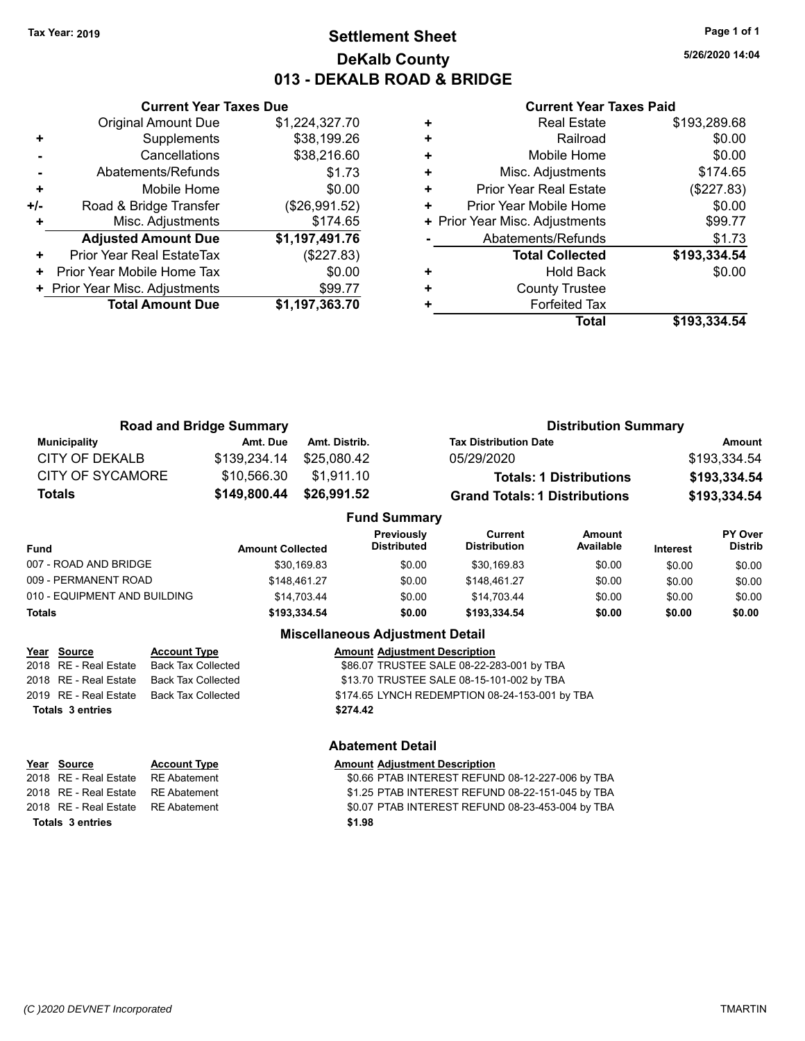Tax Year: 2019

# Settlement Sheet

## DeKalb County

## 013 - DEKALB ROAD & BRIDGE

5/26/2020 14:04

### Current Year Taxes Due

| | | |
|---|---|---|
| | Original Amount Due | $1,224,327.70 |
| + | Supplements | $38,199.26 |
| - | Cancellations | $38,216.60 |
| - | Abatements/Refunds | $1.73 |
| + | Mobile Home | $0.00 |
| +/- | Road & Bridge Transfer | ($26,991.52) |
| + | Misc. Adjustments | $174.65 |
| | **Adjusted Amount Due** | **$1,197,491.76** |
| + | Prior Year Real EstateTax | ($227.83) |
| + | Prior Year Mobile Home Tax | $0.00 |
| + | Prior Year Misc. Adjustments | $99.77 |
| | **Total Amount Due** | **$1,197,363.70** |

### Current Year Taxes Paid

| | | |
|---|---|---|
| + | Real Estate | $193,289.68 |
| + | Railroad | $0.00 |
| + | Mobile Home | $0.00 |
| + | Misc. Adjustments | $174.65 |
| + | Prior Year Real Estate | ($227.83) |
| + | Prior Year Mobile Home | $0.00 |
| + | Prior Year Misc. Adjustments | $99.77 |
| - | Abatements/Refunds | $1.73 |
| | **Total Collected** | **$193,334.54** |
| + | Hold Back | $0.00 |
| + | County Trustee | |
| + | Forfeited Tax | |
| | **Total** | **$193,334.54** |

### Road and Bridge Summary

| Municipality | Amt. Due | Amt. Distrib. |
|---|---|---|
| CITY OF DEKALB | $139,234.14 | $25,080.42 |
| CITY OF SYCAMORE | $10,566.30 | $1,911.10 |
| **Totals** | **$149,800.44** | **$26,991.52** |

### Distribution Summary

| Tax Distribution Date | Amount |
|---|---|
| 05/29/2020 | $193,334.54 |
| **Totals: 1 Distributions** | **$193,334.54** |
| **Grand Totals: 1 Distributions** | **$193,334.54** |

### Fund Summary

| Fund | Amount Collected | Previously Distributed | Current Distribution | Amount Available | Interest | PY Over Distrib |
|---|---|---|---|---|---|---|
| 007 - ROAD AND BRIDGE | $30,169.83 | $0.00 | $30,169.83 | $0.00 | $0.00 | $0.00 |
| 009 - PERMANENT ROAD | $148,461.27 | $0.00 | $148,461.27 | $0.00 | $0.00 | $0.00 |
| 010 - EQUIPMENT AND BUILDING | $14,703.44 | $0.00 | $14,703.44 | $0.00 | $0.00 | $0.00 |
| **Totals** | **$193,334.54** | **$0.00** | **$193,334.54** | **$0.00** | **$0.00** | **$0.00** |

### Miscellaneous Adjustment Detail

| Year | Source | Account Type | Amount | Adjustment Description |
|---|---|---|---|---|
| 2018 | RE - Real Estate | Back Tax Collected | $86.07 | TRUSTEE SALE 08-22-283-001 by TBA |
| 2018 | RE - Real Estate | Back Tax Collected | $13.70 | TRUSTEE SALE 08-15-101-002 by TBA |
| 2019 | RE - Real Estate | Back Tax Collected | $174.65 | LYNCH REDEMPTION 08-24-153-001 by TBA |
| **Totals 3 entries** | | | **$274.42** | |

### Abatement Detail

| Year | Source | Account Type | Amount | Adjustment Description |
|---|---|---|---|---|
| 2018 | RE - Real Estate | RE Abatement | $0.66 | PTAB INTEREST REFUND 08-12-227-006 by TBA |
| 2018 | RE - Real Estate | RE Abatement | $1.25 | PTAB INTEREST REFUND 08-22-151-045 by TBA |
| 2018 | RE - Real Estate | RE Abatement | $0.07 | PTAB INTEREST REFUND 08-23-453-004 by TBA |
| **Totals 3 entries** | | | **$1.98** | |

(C )2020 DEVNET Incorporated TMARTIN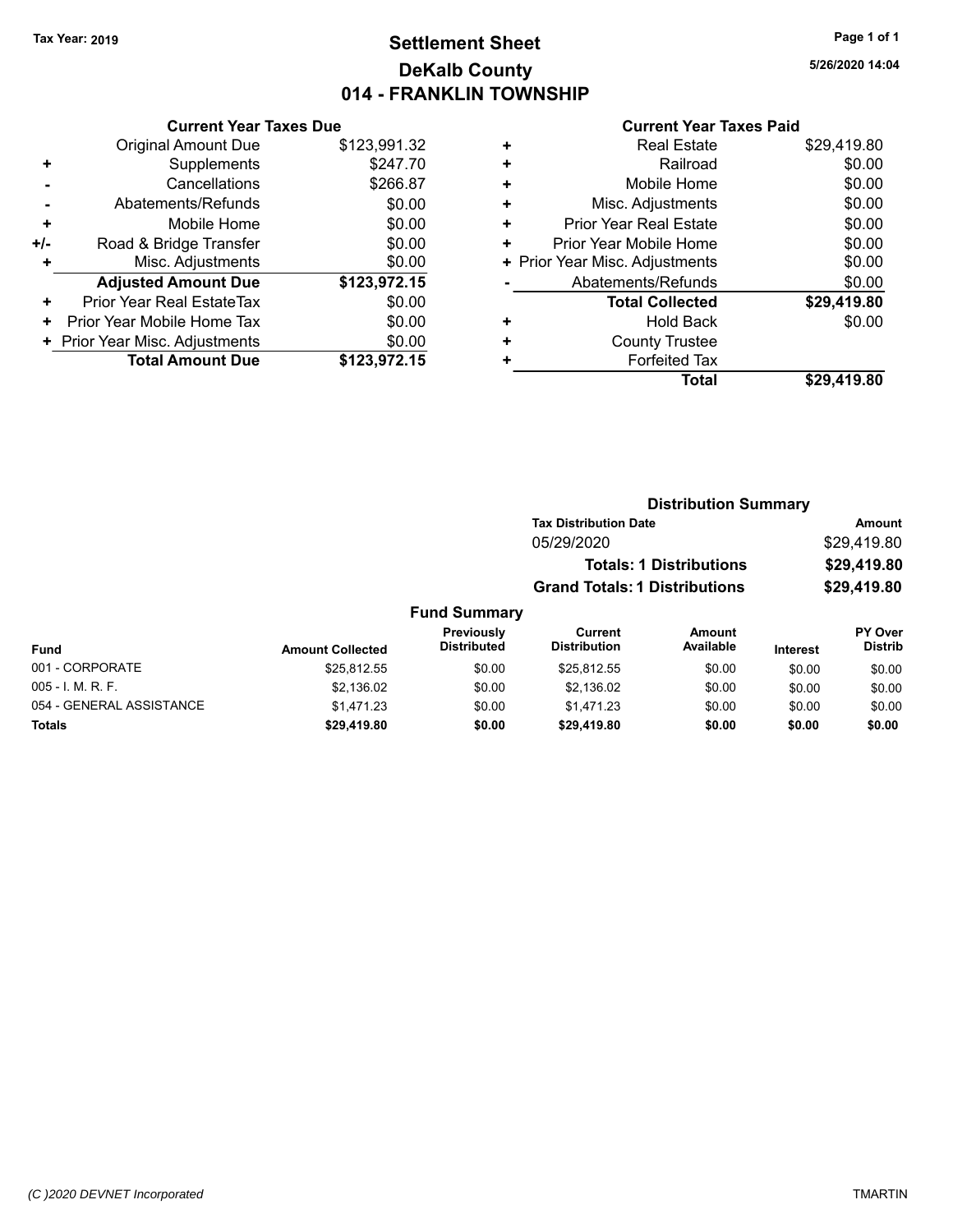Tax Year: 2019

# Settlement Sheet
## DeKalb County
## 014 - FRANKLIN TOWNSHIP

5/26/2020 14:04

| | Current Year Taxes Due | |
|---|---|---|
| | Original Amount Due | $123,991.32 |
| + | Supplements | $247.70 |
| - | Cancellations | $266.87 |
| - | Abatements/Refunds | $0.00 |
| + | Mobile Home | $0.00 |
| +/- | Road & Bridge Transfer | $0.00 |
| + | Misc. Adjustments | $0.00 |
| | **Adjusted Amount Due** | **$123,972.15** |
| + | Prior Year Real EstateTax | $0.00 |
| + | Prior Year Mobile Home Tax | $0.00 |
| + | Prior Year Misc. Adjustments | $0.00 |
| | **Total Amount Due** | **$123,972.15** |

| | Current Year Taxes Paid | |
|---|---|---|
| + | Real Estate | $29,419.80 |
| + | Railroad | $0.00 |
| + | Mobile Home | $0.00 |
| + | Misc. Adjustments | $0.00 |
| + | Prior Year Real Estate | $0.00 |
| + | Prior Year Mobile Home | $0.00 |
| + | Prior Year Misc. Adjustments | $0.00 |
| - | Abatements/Refunds | $0.00 |
| | **Total Collected** | **$29,419.80** |
| + | Hold Back | $0.00 |
| + | County Trustee | |
| + | Forfeited Tax | |
| | **Total** | **$29,419.80** |

### Distribution Summary

| Tax Distribution Date | Amount |
|---|---|
| 05/29/2020 | $29,419.80 |
| **Totals: 1 Distributions** | **$29,419.80** |
| **Grand Totals: 1 Distributions** | **$29,419.80** |

### Fund Summary

| Fund | Amount Collected | Previously Distributed | Current Distribution | Amount Available | Interest | PY Over Distrib |
|---|---|---|---|---|---|---|
| 001 - CORPORATE | $25,812.55 | $0.00 | $25,812.55 | $0.00 | $0.00 | $0.00 |
| 005 - I. M. R. F. | $2,136.02 | $0.00 | $2,136.02 | $0.00 | $0.00 | $0.00 |
| 054 - GENERAL ASSISTANCE | $1,471.23 | $0.00 | $1,471.23 | $0.00 | $0.00 | $0.00 |
| **Totals** | **$29,419.80** | **$0.00** | **$29,419.80** | **$0.00** | **$0.00** | **$0.00** |

(C )2020 DEVNET Incorporated TMARTIN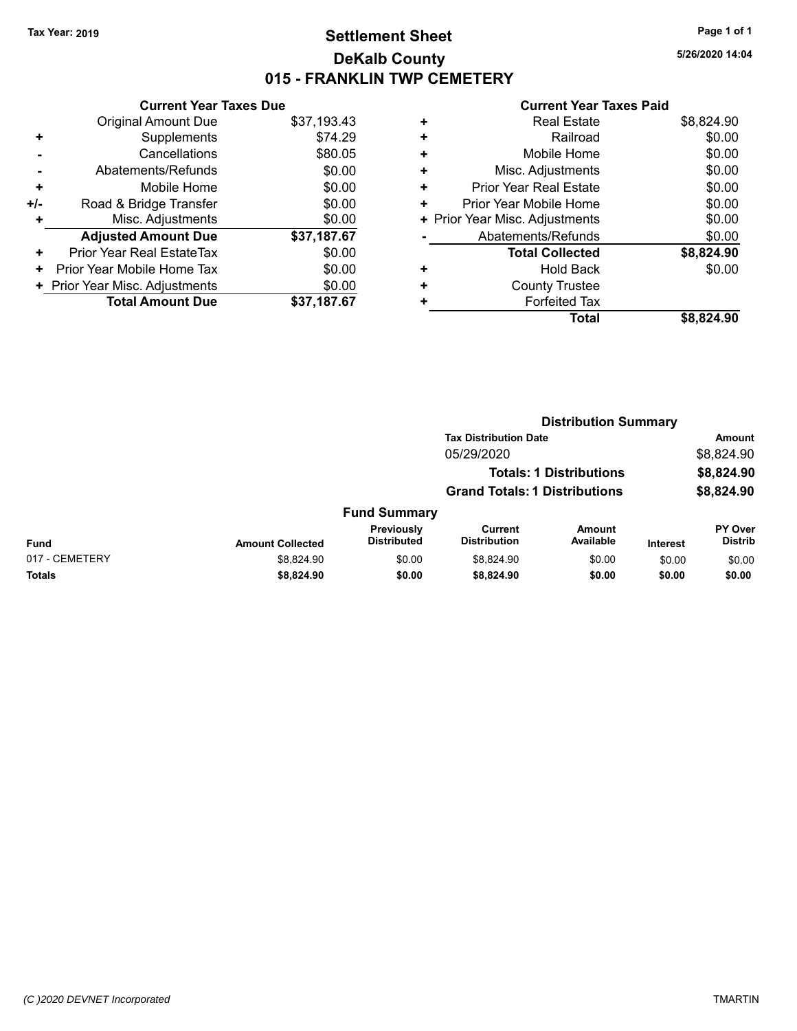Tax Year: 2019

# Settlement Sheet
## DeKalb County
## 015 - FRANKLIN TWP CEMETERY

5/26/2020 14:04

### Current Year Taxes Due

| | | |
|---|---|---|
| | Original Amount Due | $37,193.43 |
| + | Supplements | $74.29 |
| - | Cancellations | $80.05 |
| - | Abatements/Refunds | $0.00 |
| + | Mobile Home | $0.00 |
| +/- | Road & Bridge Transfer | $0.00 |
| + | Misc. Adjustments | $0.00 |
| | **Adjusted Amount Due** | **$37,187.67** |
| + | Prior Year Real EstateTax | $0.00 |
| + | Prior Year Mobile Home Tax | $0.00 |
| + | Prior Year Misc. Adjustments | $0.00 |
| | **Total Amount Due** | **$37,187.67** |

### Current Year Taxes Paid

| | | |
|---|---|---|
| + | Real Estate | $8,824.90 |
| + | Railroad | $0.00 |
| + | Mobile Home | $0.00 |
| + | Misc. Adjustments | $0.00 |
| + | Prior Year Real Estate | $0.00 |
| + | Prior Year Mobile Home | $0.00 |
| + | Prior Year Misc. Adjustments | $0.00 |
| - | Abatements/Refunds | $0.00 |
| | **Total Collected** | **$8,824.90** |
| + | Hold Back | $0.00 |
| + | County Trustee | |
| + | Forfeited Tax | |
| | **Total** | **$8,824.90** |

### Distribution Summary

| Tax Distribution Date | Amount |
|---|---|
| 05/29/2020 | $8,824.90 |
| **Totals: 1 Distributions** | **$8,824.90** |
| **Grand Totals: 1 Distributions** | **$8,824.90** |

### Fund Summary

| Fund | Amount Collected | Previously Distributed | Current Distribution | Amount Available | Interest | PY Over Distrib |
|---|---|---|---|---|---|---|
| 017 - CEMETERY | $8,824.90 | $0.00 | $8,824.90 | $0.00 | $0.00 | $0.00 |
| **Totals** | **$8,824.90** | **$0.00** | **$8,824.90** | **$0.00** | **$0.00** | **$0.00** |

(C )2020 DEVNET Incorporated

TMARTIN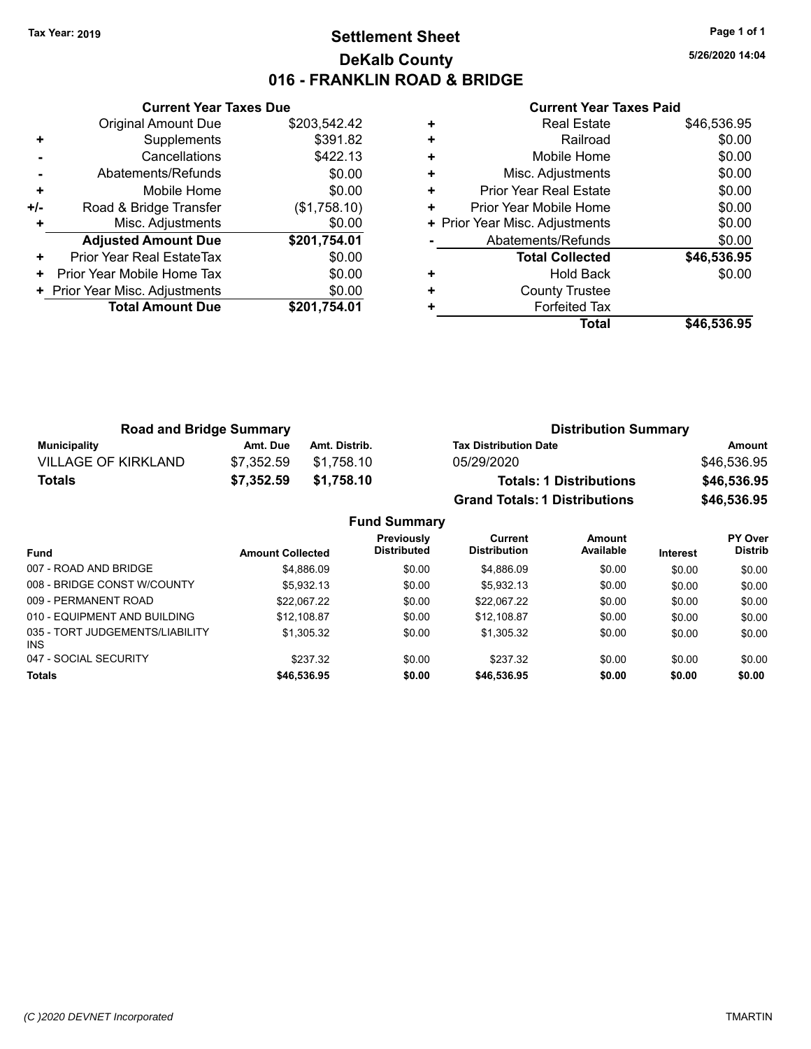Tax Year: 2019

# Settlement Sheet
## DeKalb County
## 016 - FRANKLIN ROAD & BRIDGE

5/26/2020 14:04

### Current Year Taxes Due

| | | |
|---|---|---|
| | Original Amount Due | $203,542.42 |
| + | Supplements | $391.82 |
| - | Cancellations | $422.13 |
| - | Abatements/Refunds | $0.00 |
| + | Mobile Home | $0.00 |
| +/- | Road & Bridge Transfer | ($1,758.10) |
| + | Misc. Adjustments | $0.00 |
| | **Adjusted Amount Due** | **$201,754.01** |
| + | Prior Year Real EstateTax | $0.00 |
| + | Prior Year Mobile Home Tax | $0.00 |
| + | Prior Year Misc. Adjustments | $0.00 |
| | **Total Amount Due** | **$201,754.01** |

### Current Year Taxes Paid

| | | |
|---|---|---|
| + | Real Estate | $46,536.95 |
| + | Railroad | $0.00 |
| + | Mobile Home | $0.00 |
| + | Misc. Adjustments | $0.00 |
| + | Prior Year Real Estate | $0.00 |
| + | Prior Year Mobile Home | $0.00 |
| + | Prior Year Misc. Adjustments | $0.00 |
| - | Abatements/Refunds | $0.00 |
| | **Total Collected** | **$46,536.95** |
| + | Hold Back | $0.00 |
| + | County Trustee | |
| + | Forfeited Tax | |
| | **Total** | **$46,536.95** |

### Road and Bridge Summary

| Municipality | Amt. Due | Amt. Distrib. |
|---|---|---|
| VILLAGE OF KIRKLAND | $7,352.59 | $1,758.10 |
| **Totals** | **$7,352.59** | **$1,758.10** |

### Distribution Summary

| Tax Distribution Date | Amount |
|---|---|
| 05/29/2020 | $46,536.95 |
| **Totals: 1 Distributions** | **$46,536.95** |
| **Grand Totals: 1 Distributions** | **$46,536.95** |

### Fund Summary

| Fund | Amount Collected | Previously Distributed | Current Distribution | Amount Available | Interest | PY Over Distrib |
|---|---|---|---|---|---|---|
| 007 - ROAD AND BRIDGE | $4,886.09 | $0.00 | $4,886.09 | $0.00 | $0.00 | $0.00 |
| 008 - BRIDGE CONST W/COUNTY | $5,932.13 | $0.00 | $5,932.13 | $0.00 | $0.00 | $0.00 |
| 009 - PERMANENT ROAD | $22,067.22 | $0.00 | $22,067.22 | $0.00 | $0.00 | $0.00 |
| 010 - EQUIPMENT AND BUILDING | $12,108.87 | $0.00 | $12,108.87 | $0.00 | $0.00 | $0.00 |
| 035 - TORT JUDGEMENTS/LIABILITY INS | $1,305.32 | $0.00 | $1,305.32 | $0.00 | $0.00 | $0.00 |
| 047 - SOCIAL SECURITY | $237.32 | $0.00 | $237.32 | $0.00 | $0.00 | $0.00 |
| **Totals** | **$46,536.95** | **$0.00** | **$46,536.95** | **$0.00** | **$0.00** | **$0.00** |

(C )2020 DEVNET Incorporated — TMARTIN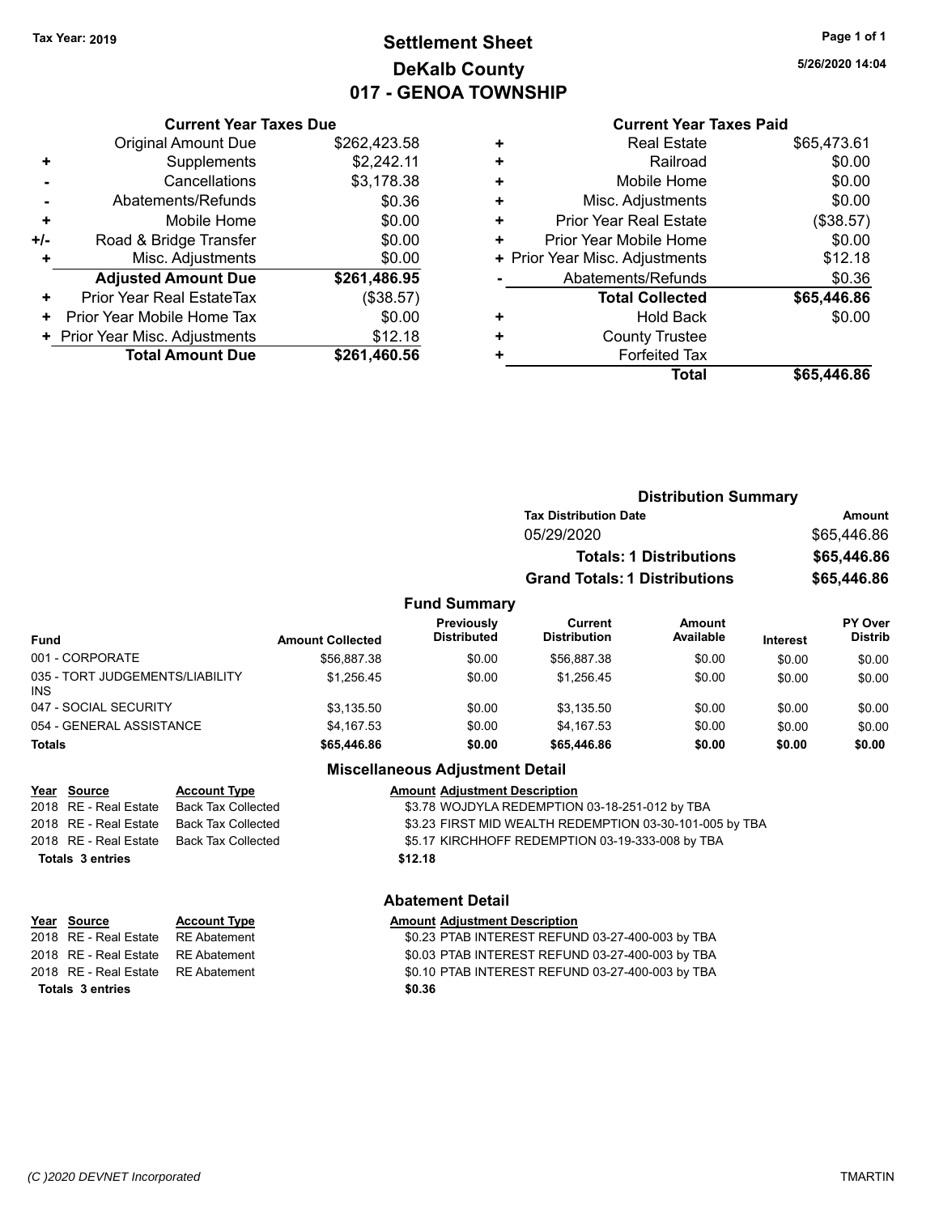# Settlement Sheet
## DeKalb County
## 017 - GENOA TOWNSHIP

Tax Year: 2019

5/26/2020 14:04

### Current Year Taxes Due

| | | |
|---|---|---|
| | Original Amount Due | $262,423.58 |
| + | Supplements | $2,242.11 |
| - | Cancellations | $3,178.38 |
| - | Abatements/Refunds | $0.36 |
| + | Mobile Home | $0.00 |
| +/- | Road & Bridge Transfer | $0.00 |
| + | Misc. Adjustments | $0.00 |
| | **Adjusted Amount Due** | **$261,486.95** |
| + | Prior Year Real EstateTax | ($38.57) |
| + | Prior Year Mobile Home Tax | $0.00 |
| + | Prior Year Misc. Adjustments | $12.18 |
| | **Total Amount Due** | **$261,460.56** |

### Current Year Taxes Paid

| | | |
|---|---|---|
| + | Real Estate | $65,473.61 |
| + | Railroad | $0.00 |
| + | Mobile Home | $0.00 |
| + | Misc. Adjustments | $0.00 |
| + | Prior Year Real Estate | ($38.57) |
| + | Prior Year Mobile Home | $0.00 |
| + | Prior Year Misc. Adjustments | $12.18 |
| - | Abatements/Refunds | $0.36 |
| | **Total Collected** | **$65,446.86** |
| + | Hold Back | $0.00 |
| + | County Trustee | |
| + | Forfeited Tax | |
| | **Total** | **$65,446.86** |

### Distribution Summary

| Tax Distribution Date | Amount |
|---|---|
| 05/29/2020 | $65,446.86 |
| **Totals: 1 Distributions** | **$65,446.86** |
| **Grand Totals: 1 Distributions** | **$65,446.86** |

### Fund Summary

| Fund | Amount Collected | Previously Distributed | Current Distribution | Amount Available | Interest | PY Over Distrib |
|---|---|---|---|---|---|---|
| 001 - CORPORATE | $56,887.38 | $0.00 | $56,887.38 | $0.00 | $0.00 | $0.00 |
| 035 - TORT JUDGEMENTS/LIABILITY INS | $1,256.45 | $0.00 | $1,256.45 | $0.00 | $0.00 | $0.00 |
| 047 - SOCIAL SECURITY | $3,135.50 | $0.00 | $3,135.50 | $0.00 | $0.00 | $0.00 |
| 054 - GENERAL ASSISTANCE | $4,167.53 | $0.00 | $4,167.53 | $0.00 | $0.00 | $0.00 |
| **Totals** | **$65,446.86** | **$0.00** | **$65,446.86** | **$0.00** | **$0.00** | **$0.00** |

### Miscellaneous Adjustment Detail

| Year | Source | Account Type | Amount | Adjustment Description |
|---|---|---|---|---|
| 2018 | RE - Real Estate | Back Tax Collected | $3.78 | WOJDYLA REDEMPTION 03-18-251-012 by TBA |
| 2018 | RE - Real Estate | Back Tax Collected | $3.23 | FIRST MID WEALTH REDEMPTION 03-30-101-005 by TBA |
| 2018 | RE - Real Estate | Back Tax Collected | $5.17 | KIRCHHOFF REDEMPTION 03-19-333-008 by TBA |
| **Totals 3 entries** | | | **$12.18** | |

### Abatement Detail

| Year | Source | Account Type | Amount | Adjustment Description |
|---|---|---|---|---|
| 2018 | RE - Real Estate | RE Abatement | $0.23 | PTAB INTEREST REFUND 03-27-400-003 by TBA |
| 2018 | RE - Real Estate | RE Abatement | $0.03 | PTAB INTEREST REFUND 03-27-400-003 by TBA |
| 2018 | RE - Real Estate | RE Abatement | $0.10 | PTAB INTEREST REFUND 03-27-400-003 by TBA |
| **Totals 3 entries** | | | **$0.36** | |

(C )2020 DEVNET Incorporated — TMARTIN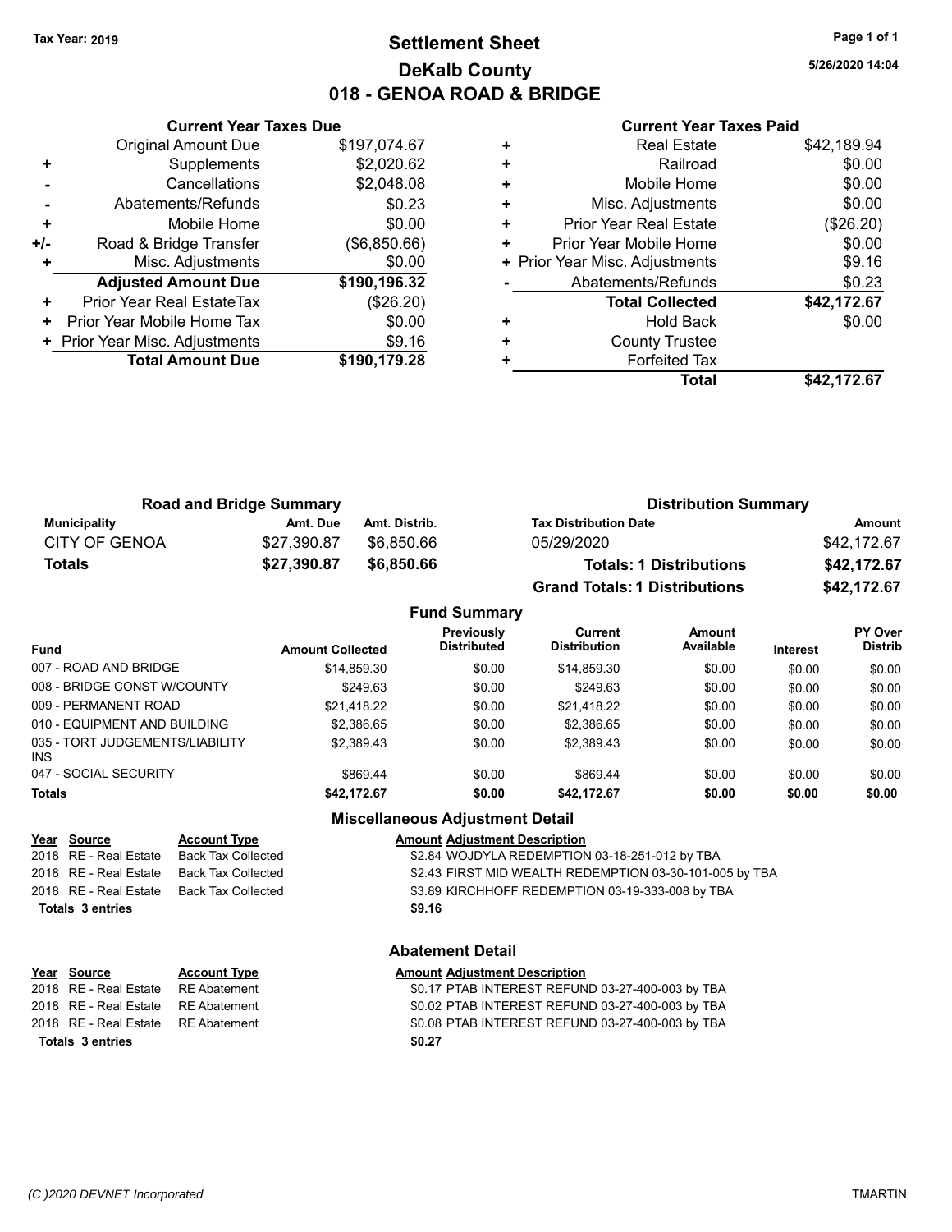Tax Year: 2019

# Settlement Sheet

## DeKalb County

## 018 - GENOA ROAD & BRIDGE

5/26/2020 14:04

### Current Year Taxes Due

| | | |
|---|---|---|
| | Original Amount Due | $197,074.67 |
| + | Supplements | $2,020.62 |
| - | Cancellations | $2,048.08 |
| - | Abatements/Refunds | $0.23 |
| + | Mobile Home | $0.00 |
| +/- | Road & Bridge Transfer | ($6,850.66) |
| + | Misc. Adjustments | $0.00 |
| | **Adjusted Amount Due** | **$190,196.32** |
| + | Prior Year Real EstateTax | ($26.20) |
| + | Prior Year Mobile Home Tax | $0.00 |
| + | Prior Year Misc. Adjustments | $9.16 |
| | **Total Amount Due** | **$190,179.28** |

### Current Year Taxes Paid

| | | |
|---|---|---|
| + | Real Estate | $42,189.94 |
| + | Railroad | $0.00 |
| + | Mobile Home | $0.00 |
| + | Misc. Adjustments | $0.00 |
| + | Prior Year Real Estate | ($26.20) |
| + | Prior Year Mobile Home | $0.00 |
| + | Prior Year Misc. Adjustments | $9.16 |
| - | Abatements/Refunds | $0.23 |
| | **Total Collected** | **$42,172.67** |
| + | Hold Back | $0.00 |
| + | County Trustee | |
| + | Forfeited Tax | |
| | **Total** | **$42,172.67** |

### Road and Bridge Summary

| Municipality | Amt. Due | Amt. Distrib. |
|---|---|---|
| CITY OF GENOA | $27,390.87 | $6,850.66 |
| **Totals** | **$27,390.87** | **$6,850.66** |

### Distribution Summary

| Tax Distribution Date | Amount |
|---|---|
| 05/29/2020 | $42,172.67 |
| **Totals: 1 Distributions** | **$42,172.67** |
| **Grand Totals: 1 Distributions** | **$42,172.67** |

### Fund Summary

| Fund | Amount Collected | Previously Distributed | Current Distribution | Amount Available | Interest | PY Over Distrib |
|---|---|---|---|---|---|---|
| 007 - ROAD AND BRIDGE | $14,859.30 | $0.00 | $14,859.30 | $0.00 | $0.00 | $0.00 |
| 008 - BRIDGE CONST W/COUNTY | $249.63 | $0.00 | $249.63 | $0.00 | $0.00 | $0.00 |
| 009 - PERMANENT ROAD | $21,418.22 | $0.00 | $21,418.22 | $0.00 | $0.00 | $0.00 |
| 010 - EQUIPMENT AND BUILDING | $2,386.65 | $0.00 | $2,386.65 | $0.00 | $0.00 | $0.00 |
| 035 - TORT JUDGEMENTS/LIABILITY INS | $2,389.43 | $0.00 | $2,389.43 | $0.00 | $0.00 | $0.00 |
| 047 - SOCIAL SECURITY | $869.44 | $0.00 | $869.44 | $0.00 | $0.00 | $0.00 |
| **Totals** | **$42,172.67** | **$0.00** | **$42,172.67** | **$0.00** | **$0.00** | **$0.00** |

### Miscellaneous Adjustment Detail

| Year | Source | Account Type | Amount | Adjustment Description |
|---|---|---|---|---|
| 2018 | RE - Real Estate | Back Tax Collected | $2.84 | WOJDYLA REDEMPTION 03-18-251-012 by TBA |
| 2018 | RE - Real Estate | Back Tax Collected | $2.43 | FIRST MID WEALTH REDEMPTION 03-30-101-005 by TBA |
| 2018 | RE - Real Estate | Back Tax Collected | $3.89 | KIRCHHOFF REDEMPTION 03-19-333-008 by TBA |
| **Totals 3 entries** | | | **$9.16** | |

### Abatement Detail

| Year | Source | Account Type | Amount | Adjustment Description |
|---|---|---|---|---|
| 2018 | RE - Real Estate | RE Abatement | $0.17 | PTAB INTEREST REFUND 03-27-400-003 by TBA |
| 2018 | RE - Real Estate | RE Abatement | $0.02 | PTAB INTEREST REFUND 03-27-400-003 by TBA |
| 2018 | RE - Real Estate | RE Abatement | $0.08 | PTAB INTEREST REFUND 03-27-400-003 by TBA |
| **Totals 3 entries** | | | **$0.27** | |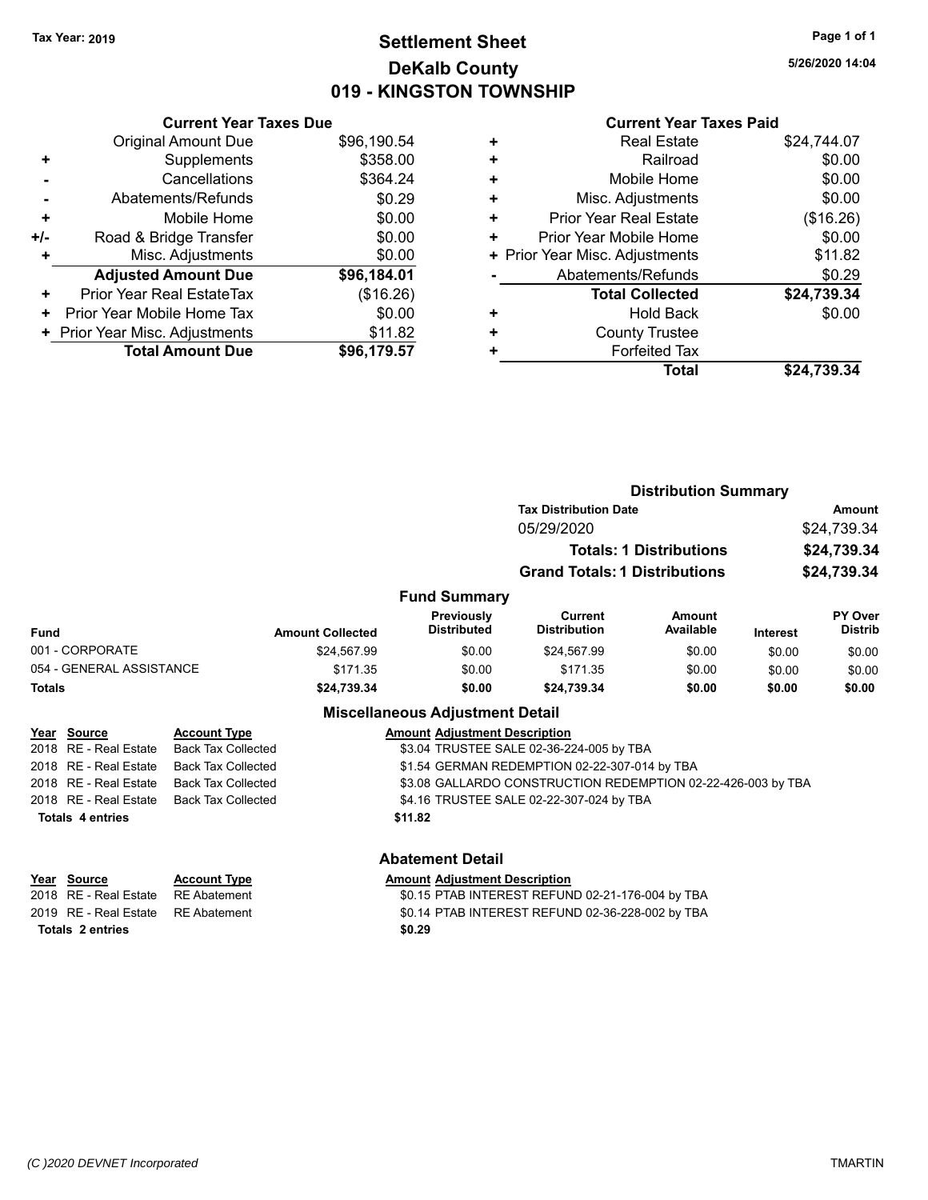Tax Year: 2019

# Settlement Sheet
## DeKalb County
## 019 - KINGSTON TOWNSHIP

5/26/2020 14:04

### Current Year Taxes Due

| | | |
|---|---|---|
| | Original Amount Due | $96,190.54 |
| + | Supplements | $358.00 |
| - | Cancellations | $364.24 |
| - | Abatements/Refunds | $0.29 |
| + | Mobile Home | $0.00 |
| +/- | Road & Bridge Transfer | $0.00 |
| + | Misc. Adjustments | $0.00 |
| | **Adjusted Amount Due** | **$96,184.01** |
| + | Prior Year Real EstateTax | ($16.26) |
| + | Prior Year Mobile Home Tax | $0.00 |
| + | Prior Year Misc. Adjustments | $11.82 |
| | **Total Amount Due** | **$96,179.57** |

### Current Year Taxes Paid

| | | |
|---|---|---|
| + | Real Estate | $24,744.07 |
| + | Railroad | $0.00 |
| + | Mobile Home | $0.00 |
| + | Misc. Adjustments | $0.00 |
| + | Prior Year Real Estate | ($16.26) |
| + | Prior Year Mobile Home | $0.00 |
| + | Prior Year Misc. Adjustments | $11.82 |
| - | Abatements/Refunds | $0.29 |
| | **Total Collected** | **$24,739.34** |
| + | Hold Back | $0.00 |
| + | County Trustee | |
| + | Forfeited Tax | |
| | **Total** | **$24,739.34** |

### Distribution Summary

| Tax Distribution Date | Amount |
|---|---|
| 05/29/2020 | $24,739.34 |
| **Totals: 1 Distributions** | **$24,739.34** |
| **Grand Totals: 1 Distributions** | **$24,739.34** |

### Fund Summary

| Fund | Amount Collected | Previously Distributed | Current Distribution | Amount Available | Interest | PY Over Distrib |
|---|---|---|---|---|---|---|
| 001 - CORPORATE | $24,567.99 | $0.00 | $24,567.99 | $0.00 | $0.00 | $0.00 |
| 054 - GENERAL ASSISTANCE | $171.35 | $0.00 | $171.35 | $0.00 | $0.00 | $0.00 |
| **Totals** | **$24,739.34** | **$0.00** | **$24,739.34** | **$0.00** | **$0.00** | **$0.00** |

### Miscellaneous Adjustment Detail

| Year | Source | Account Type | Amount | Adjustment Description |
|---|---|---|---|---|
| 2018 | RE - Real Estate | Back Tax Collected | $3.04 | TRUSTEE SALE 02-36-224-005 by TBA |
| 2018 | RE - Real Estate | Back Tax Collected | $1.54 | GERMAN REDEMPTION 02-22-307-014 by TBA |
| 2018 | RE - Real Estate | Back Tax Collected | $3.08 | GALLARDO CONSTRUCTION REDEMPTION 02-22-426-003 by TBA |
| 2018 | RE - Real Estate | Back Tax Collected | $4.16 | TRUSTEE SALE 02-22-307-024 by TBA |
| **Totals 4 entries** | | | **$11.82** | |

### Abatement Detail

| Year | Source | Account Type | Amount | Adjustment Description |
|---|---|---|---|---|
| 2018 | RE - Real Estate | RE Abatement | $0.15 | PTAB INTEREST REFUND 02-21-176-004 by TBA |
| 2019 | RE - Real Estate | RE Abatement | $0.14 | PTAB INTEREST REFUND 02-36-228-002 by TBA |
| **Totals 2 entries** | | | **$0.29** | |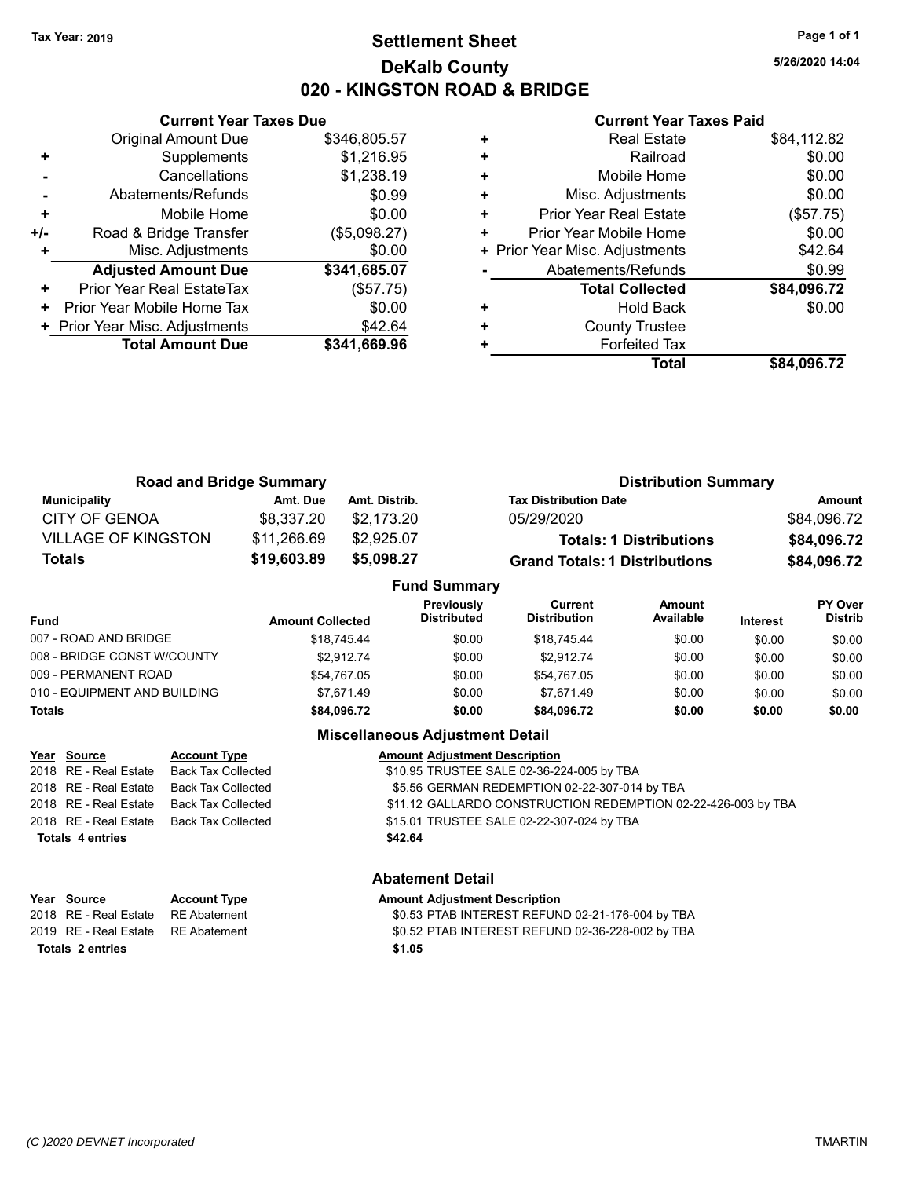**Tax Year: 2019**

# Settlement Sheet

## DeKalb County

## 020 - KINGSTON ROAD & BRIDGE

5/26/2020 14:04

### Current Year Taxes Due

| | | |
|---|---|---|
| | Original Amount Due | $346,805.57 |
| + | Supplements | $1,216.95 |
| - | Cancellations | $1,238.19 |
| - | Abatements/Refunds | $0.99 |
| + | Mobile Home | $0.00 |
| +/- | Road & Bridge Transfer | ($5,098.27) |
| + | Misc. Adjustments | $0.00 |
| | **Adjusted Amount Due** | **$341,685.07** |
| + | Prior Year Real EstateTax | ($57.75) |
| + | Prior Year Mobile Home Tax | $0.00 |
| + | Prior Year Misc. Adjustments | $42.64 |
| | **Total Amount Due** | **$341,669.96** |

### Current Year Taxes Paid

| | | |
|---|---|---|
| + | Real Estate | $84,112.82 |
| + | Railroad | $0.00 |
| + | Mobile Home | $0.00 |
| + | Misc. Adjustments | $0.00 |
| + | Prior Year Real Estate | ($57.75) |
| + | Prior Year Mobile Home | $0.00 |
| + | Prior Year Misc. Adjustments | $42.64 |
| - | Abatements/Refunds | $0.99 |
| | **Total Collected** | **$84,096.72** |
| + | Hold Back | $0.00 |
| + | County Trustee | |
| + | Forfeited Tax | |
| | **Total** | **$84,096.72** |

### Road and Bridge Summary

| Municipality | Amt. Due | Amt. Distrib. |
|---|---|---|
| CITY OF GENOA | $8,337.20 | $2,173.20 |
| VILLAGE OF KINGSTON | $11,266.69 | $2,925.07 |
| **Totals** | **$19,603.89** | **$5,098.27** |

### Distribution Summary

| Tax Distribution Date | Amount |
|---|---|
| 05/29/2020 | $84,096.72 |
| **Totals: 1 Distributions** | **$84,096.72** |
| **Grand Totals: 1 Distributions** | **$84,096.72** |

### Fund Summary

| Fund | Amount Collected | Previously Distributed | Current Distribution | Amount Available | Interest | PY Over Distrib |
|---|---|---|---|---|---|---|
| 007 - ROAD AND BRIDGE | $18,745.44 | $0.00 | $18,745.44 | $0.00 | $0.00 | $0.00 |
| 008 - BRIDGE CONST W/COUNTY | $2,912.74 | $0.00 | $2,912.74 | $0.00 | $0.00 | $0.00 |
| 009 - PERMANENT ROAD | $54,767.05 | $0.00 | $54,767.05 | $0.00 | $0.00 | $0.00 |
| 010 - EQUIPMENT AND BUILDING | $7,671.49 | $0.00 | $7,671.49 | $0.00 | $0.00 | $0.00 |
| **Totals** | **$84,096.72** | **$0.00** | **$84,096.72** | **$0.00** | **$0.00** | **$0.00** |

### Miscellaneous Adjustment Detail

| Year | Source | Account Type | Amount | Adjustment Description |
|---|---|---|---|---|
| 2018 | RE - Real Estate | Back Tax Collected | $10.95 | TRUSTEE SALE 02-36-224-005 by TBA |
| 2018 | RE - Real Estate | Back Tax Collected | $5.56 | GERMAN REDEMPTION 02-22-307-014 by TBA |
| 2018 | RE - Real Estate | Back Tax Collected | $11.12 | GALLARDO CONSTRUCTION REDEMPTION 02-22-426-003 by TBA |
| 2018 | RE - Real Estate | Back Tax Collected | $15.01 | TRUSTEE SALE 02-22-307-024 by TBA |
| **Totals 4 entries** | | | **$42.64** | |

### Abatement Detail

| Year | Source | Account Type | Amount | Adjustment Description |
|---|---|---|---|---|
| 2018 | RE - Real Estate | RE Abatement | $0.53 | PTAB INTEREST REFUND 02-21-176-004 by TBA |
| 2019 | RE - Real Estate | RE Abatement | $0.52 | PTAB INTEREST REFUND 02-36-228-002 by TBA |
| **Totals 2 entries** | | | **$1.05** | |

(C )2020 DEVNET Incorporated TMARTIN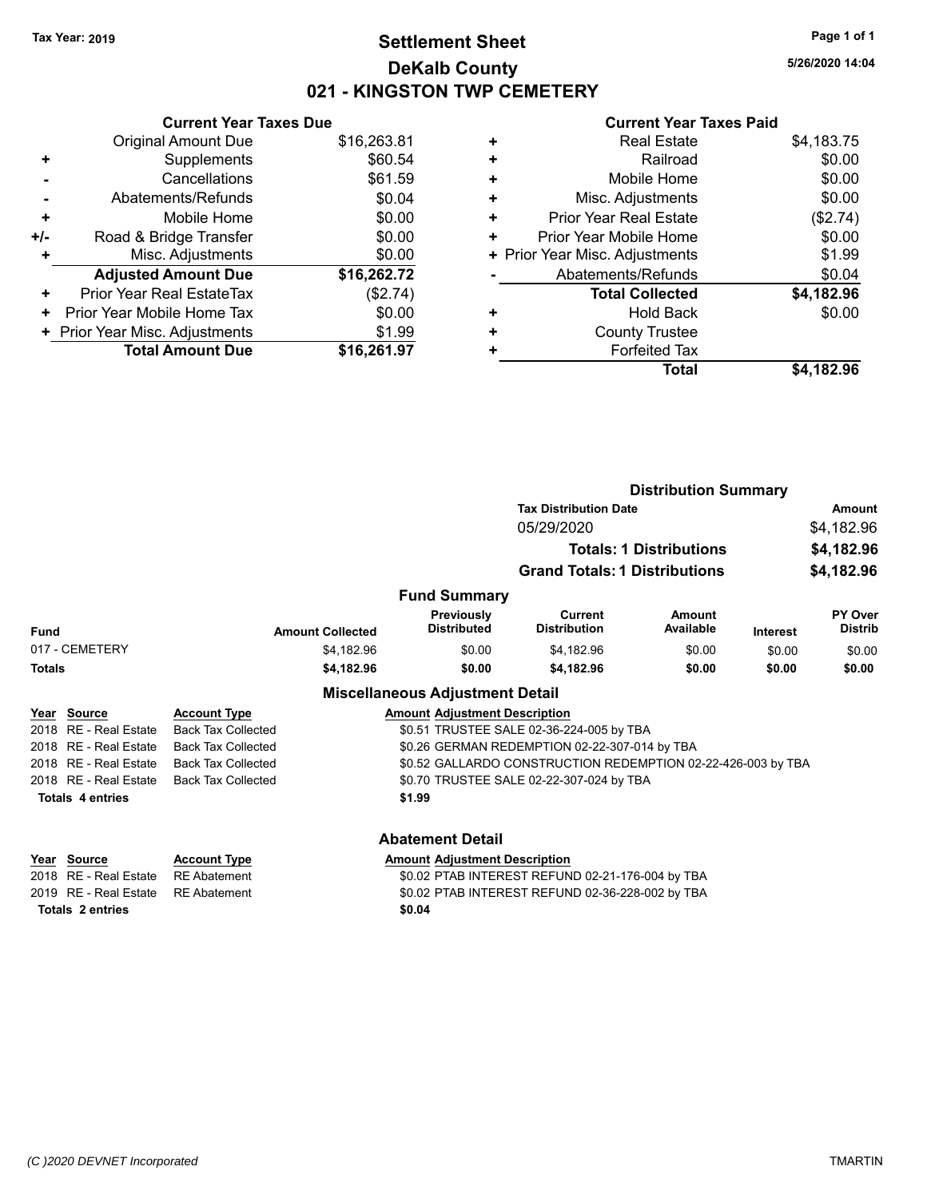Tax Year: 2019

# Settlement Sheet

## DeKalb County

## 021 - KINGSTON TWP CEMETERY

5/26/2020 14:04

### Current Year Taxes Due

| | | |
|---|---|---|
| | Original Amount Due | $16,263.81 |
| + | Supplements | $60.54 |
| - | Cancellations | $61.59 |
| - | Abatements/Refunds | $0.04 |
| + | Mobile Home | $0.00 |
| +/- | Road & Bridge Transfer | $0.00 |
| + | Misc. Adjustments | $0.00 |
| | **Adjusted Amount Due** | **$16,262.72** |
| + | Prior Year Real EstateTax | ($2.74) |
| + | Prior Year Mobile Home Tax | $0.00 |
| + | Prior Year Misc. Adjustments | $1.99 |
| | **Total Amount Due** | **$16,261.97** |

### Current Year Taxes Paid

| | | |
|---|---|---|
| + | Real Estate | $4,183.75 |
| + | Railroad | $0.00 |
| + | Mobile Home | $0.00 |
| + | Misc. Adjustments | $0.00 |
| + | Prior Year Real Estate | ($2.74) |
| + | Prior Year Mobile Home | $0.00 |
| + | Prior Year Misc. Adjustments | $1.99 |
| - | Abatements/Refunds | $0.04 |
| | **Total Collected** | **$4,182.96** |
| + | Hold Back | $0.00 |
| + | County Trustee | |
| + | Forfeited Tax | |
| | **Total** | **$4,182.96** |

### Distribution Summary

| Tax Distribution Date | Amount |
|---|---|
| 05/29/2020 | $4,182.96 |
| **Totals: 1 Distributions** | **$4,182.96** |
| **Grand Totals: 1 Distributions** | **$4,182.96** |

### Fund Summary

| Fund | Amount Collected | Previously Distributed | Current Distribution | Amount Available | Interest | PY Over Distrib |
|---|---|---|---|---|---|---|
| 017 - CEMETERY | $4,182.96 | $0.00 | $4,182.96 | $0.00 | $0.00 | $0.00 |
| **Totals** | **$4,182.96** | **$0.00** | **$4,182.96** | **$0.00** | **$0.00** | **$0.00** |

### Miscellaneous Adjustment Detail

| Year | Source | Account Type | Amount | Adjustment Description |
|---|---|---|---|---|
| 2018 | RE - Real Estate | Back Tax Collected | $0.51 | TRUSTEE SALE 02-36-224-005 by TBA |
| 2018 | RE - Real Estate | Back Tax Collected | $0.26 | GERMAN REDEMPTION 02-22-307-014 by TBA |
| 2018 | RE - Real Estate | Back Tax Collected | $0.52 | GALLARDO CONSTRUCTION REDEMPTION 02-22-426-003 by TBA |
| 2018 | RE - Real Estate | Back Tax Collected | $0.70 | TRUSTEE SALE 02-22-307-024 by TBA |
| **Totals 4 entries** | | | **$1.99** | |

### Abatement Detail

| Year | Source | Account Type | Amount | Adjustment Description |
|---|---|---|---|---|
| 2018 | RE - Real Estate | RE Abatement | $0.02 | PTAB INTEREST REFUND 02-21-176-004 by TBA |
| 2019 | RE - Real Estate | RE Abatement | $0.02 | PTAB INTEREST REFUND 02-36-228-002 by TBA |
| **Totals 2 entries** | | | **$0.04** | |

(C )2020 DEVNET Incorporated — TMARTIN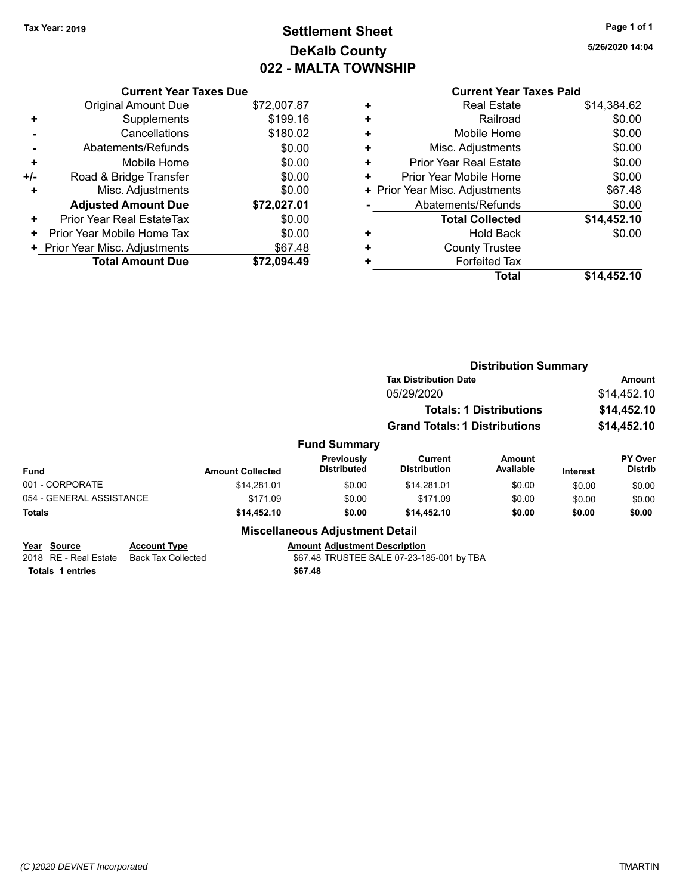Tax Year: 2019

# Settlement Sheet
## DeKalb County
## 022 - MALTA TOWNSHIP

5/26/2020 14:04

| | Current Year Taxes Due | |
|---|---|---|
| | Original Amount Due | $72,007.87 |
| + | Supplements | $199.16 |
| - | Cancellations | $180.02 |
| - | Abatements/Refunds | $0.00 |
| + | Mobile Home | $0.00 |
| +/- | Road & Bridge Transfer | $0.00 |
| + | Misc. Adjustments | $0.00 |
| | **Adjusted Amount Due** | **$72,027.01** |
| + | Prior Year Real EstateTax | $0.00 |
| + | Prior Year Mobile Home Tax | $0.00 |
| + | Prior Year Misc. Adjustments | $67.48 |
| | **Total Amount Due** | **$72,094.49** |

| | Current Year Taxes Paid | |
|---|---|---|
| + | Real Estate | $14,384.62 |
| + | Railroad | $0.00 |
| + | Mobile Home | $0.00 |
| + | Misc. Adjustments | $0.00 |
| + | Prior Year Real Estate | $0.00 |
| + | Prior Year Mobile Home | $0.00 |
| + | Prior Year Misc. Adjustments | $67.48 |
| - | Abatements/Refunds | $0.00 |
| | **Total Collected** | **$14,452.10** |
| + | Hold Back | $0.00 |
| + | County Trustee | |
| + | Forfeited Tax | |
| | **Total** | **$14,452.10** |

### Distribution Summary

| Tax Distribution Date | Amount |
|---|---|
| 05/29/2020 | $14,452.10 |
| **Totals: 1 Distributions** | **$14,452.10** |
| **Grand Totals: 1 Distributions** | **$14,452.10** |

### Fund Summary

| Fund | Amount Collected | Previously Distributed | Current Distribution | Amount Available | Interest | PY Over Distrib |
|---|---|---|---|---|---|---|
| 001 - CORPORATE | $14,281.01 | $0.00 | $14,281.01 | $0.00 | $0.00 | $0.00 |
| 054 - GENERAL ASSISTANCE | $171.09 | $0.00 | $171.09 | $0.00 | $0.00 | $0.00 |
| **Totals** | **$14,452.10** | **$0.00** | **$14,452.10** | **$0.00** | **$0.00** | **$0.00** |

### Miscellaneous Adjustment Detail

| Year | Source | Account Type | Amount | Adjustment Description |
|---|---|---|---|---|
| 2018 | RE - Real Estate | Back Tax Collected | $67.48 | TRUSTEE SALE 07-23-185-001 by TBA |
| **Totals** | **1 entries** | | **$67.48** | |

(C )2020 DEVNET Incorporated TMARTIN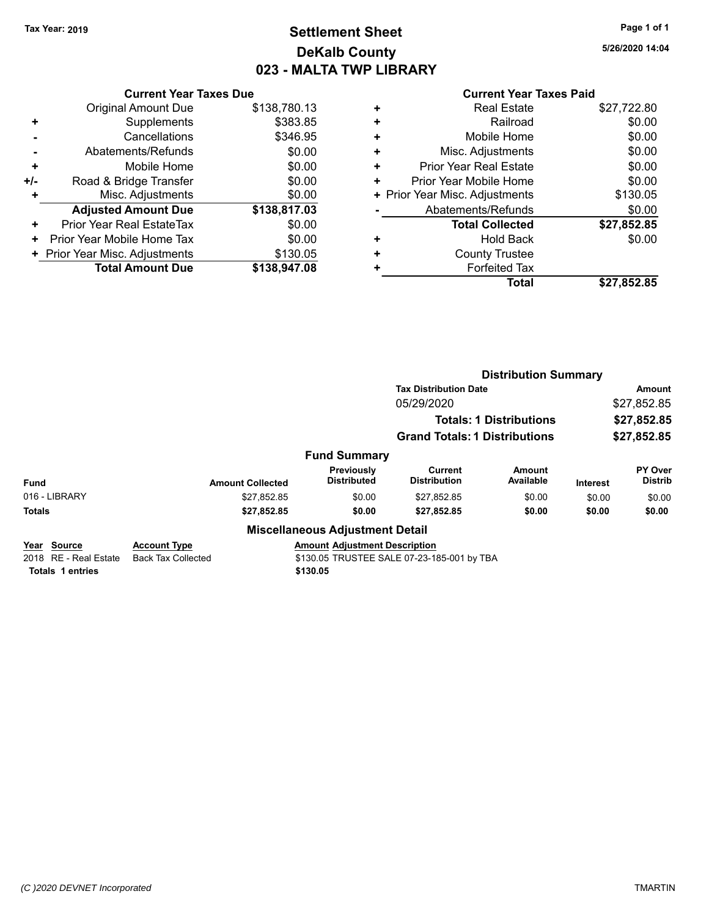Tax Year: 2019

# Settlement Sheet
## DeKalb County
## 023 - MALTA TWP LIBRARY

5/26/2020 14:04

### Current Year Taxes Due

| | | |
|---|---|---|
| | Original Amount Due | $138,780.13 |
| + | Supplements | $383.85 |
| - | Cancellations | $346.95 |
| - | Abatements/Refunds | $0.00 |
| + | Mobile Home | $0.00 |
| +/- | Road & Bridge Transfer | $0.00 |
| + | Misc. Adjustments | $0.00 |
| | **Adjusted Amount Due** | **$138,817.03** |
| + | Prior Year Real EstateTax | $0.00 |
| + | Prior Year Mobile Home Tax | $0.00 |
| + | Prior Year Misc. Adjustments | $130.05 |
| | **Total Amount Due** | **$138,947.08** |

### Current Year Taxes Paid

| | | |
|---|---|---|
| + | Real Estate | $27,722.80 |
| + | Railroad | $0.00 |
| + | Mobile Home | $0.00 |
| + | Misc. Adjustments | $0.00 |
| + | Prior Year Real Estate | $0.00 |
| + | Prior Year Mobile Home | $0.00 |
| + | Prior Year Misc. Adjustments | $130.05 |
| - | Abatements/Refunds | $0.00 |
| | **Total Collected** | **$27,852.85** |
| + | Hold Back | $0.00 |
| + | County Trustee | |
| + | Forfeited Tax | |
| | **Total** | **$27,852.85** |

### Distribution Summary

| Tax Distribution Date | Amount |
|---|---|
| 05/29/2020 | $27,852.85 |
| **Totals: 1 Distributions** | **$27,852.85** |
| **Grand Totals: 1 Distributions** | **$27,852.85** |

### Fund Summary

| Fund | Amount Collected | Previously Distributed | Current Distribution | Amount Available | Interest | PY Over Distrib |
|---|---|---|---|---|---|---|
| 016 - LIBRARY | $27,852.85 | $0.00 | $27,852.85 | $0.00 | $0.00 | $0.00 |
| **Totals** | **$27,852.85** | **$0.00** | **$27,852.85** | **$0.00** | **$0.00** | **$0.00** |

### Miscellaneous Adjustment Detail

| Year | Source | Account Type | Amount | Adjustment Description |
|---|---|---|---|---|
| 2018 | RE - Real Estate | Back Tax Collected | $130.05 | TRUSTEE SALE 07-23-185-001 by TBA |
| **Totals** | **1 entries** | | **$130.05** | |

(C )2020 DEVNET Incorporated TMARTIN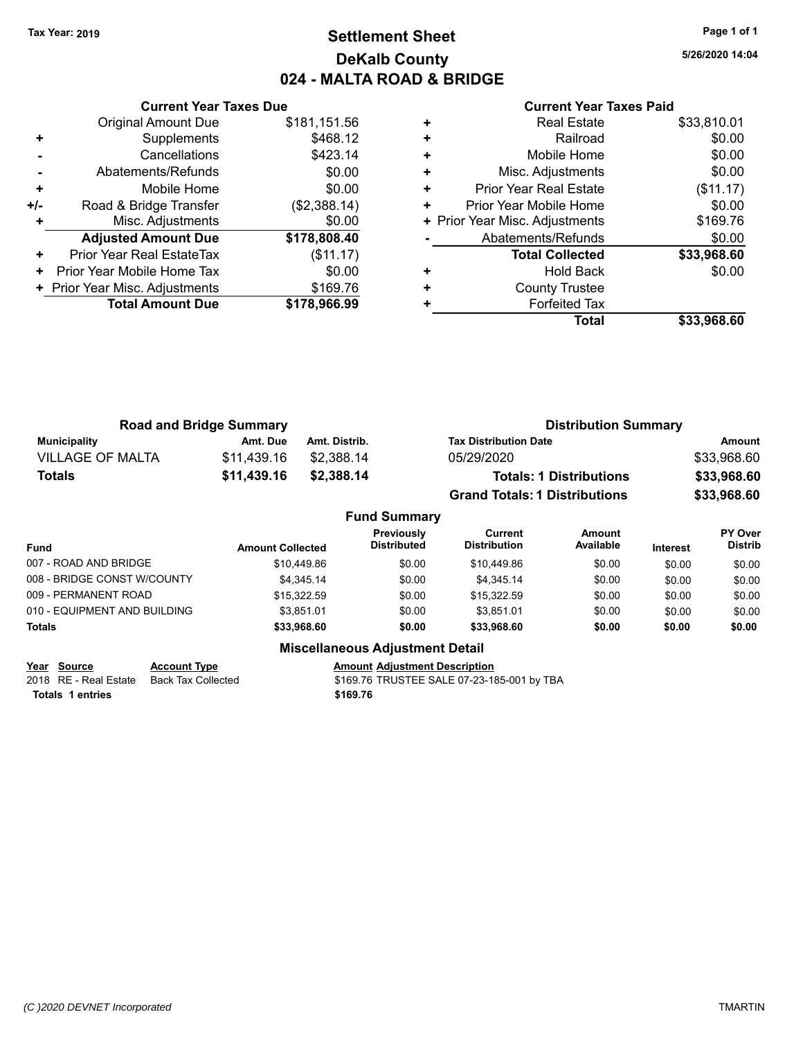Tax Year: 2019

# Settlement Sheet

## DeKalb County

## 024 - MALTA ROAD & BRIDGE

5/26/2020 14:04

### Current Year Taxes Due

| | | |
|---|---|---|
| | Original Amount Due | $181,151.56 |
| + | Supplements | $468.12 |
| - | Cancellations | $423.14 |
| - | Abatements/Refunds | $0.00 |
| + | Mobile Home | $0.00 |
| +/- | Road & Bridge Transfer | ($2,388.14) |
| + | Misc. Adjustments | $0.00 |
| | **Adjusted Amount Due** | **$178,808.40** |
| + | Prior Year Real EstateTax | ($11.17) |
| + | Prior Year Mobile Home Tax | $0.00 |
| + | Prior Year Misc. Adjustments | $169.76 |
| | **Total Amount Due** | **$178,966.99** |

### Current Year Taxes Paid

| | | |
|---|---|---|
| + | Real Estate | $33,810.01 |
| + | Railroad | $0.00 |
| + | Mobile Home | $0.00 |
| + | Misc. Adjustments | $0.00 |
| + | Prior Year Real Estate | ($11.17) |
| + | Prior Year Mobile Home | $0.00 |
| + | Prior Year Misc. Adjustments | $169.76 |
| - | Abatements/Refunds | $0.00 |
| | **Total Collected** | **$33,968.60** |
| + | Hold Back | $0.00 |
| + | County Trustee | |
| + | Forfeited Tax | |
| | **Total** | **$33,968.60** |

### Road and Bridge Summary

| Municipality | Amt. Due | Amt. Distrib. |
|---|---|---|
| VILLAGE OF MALTA | $11,439.16 | $2,388.14 |
| **Totals** | **$11,439.16** | **$2,388.14** |

### Distribution Summary

| Tax Distribution Date | Amount |
|---|---|
| 05/29/2020 | $33,968.60 |
| **Totals: 1 Distributions** | **$33,968.60** |
| **Grand Totals: 1 Distributions** | **$33,968.60** |

### Fund Summary

| Fund | Amount Collected | Previously Distributed | Current Distribution | Amount Available | Interest | PY Over Distrib |
|---|---|---|---|---|---|---|
| 007 - ROAD AND BRIDGE | $10,449.86 | $0.00 | $10,449.86 | $0.00 | $0.00 | $0.00 |
| 008 - BRIDGE CONST W/COUNTY | $4,345.14 | $0.00 | $4,345.14 | $0.00 | $0.00 | $0.00 |
| 009 - PERMANENT ROAD | $15,322.59 | $0.00 | $15,322.59 | $0.00 | $0.00 | $0.00 |
| 010 - EQUIPMENT AND BUILDING | $3,851.01 | $0.00 | $3,851.01 | $0.00 | $0.00 | $0.00 |
| **Totals** | **$33,968.60** | **$0.00** | **$33,968.60** | **$0.00** | **$0.00** | **$0.00** |

### Miscellaneous Adjustment Detail

| Year | Source | Account Type | Amount | Adjustment Description |
|---|---|---|---|---|
| 2018 | RE - Real Estate | Back Tax Collected | $169.76 | TRUSTEE SALE 07-23-185-001 by TBA |
| **Totals** | **1 entries** | | **$169.76** | |

(C )2020 DEVNET Incorporated TMARTIN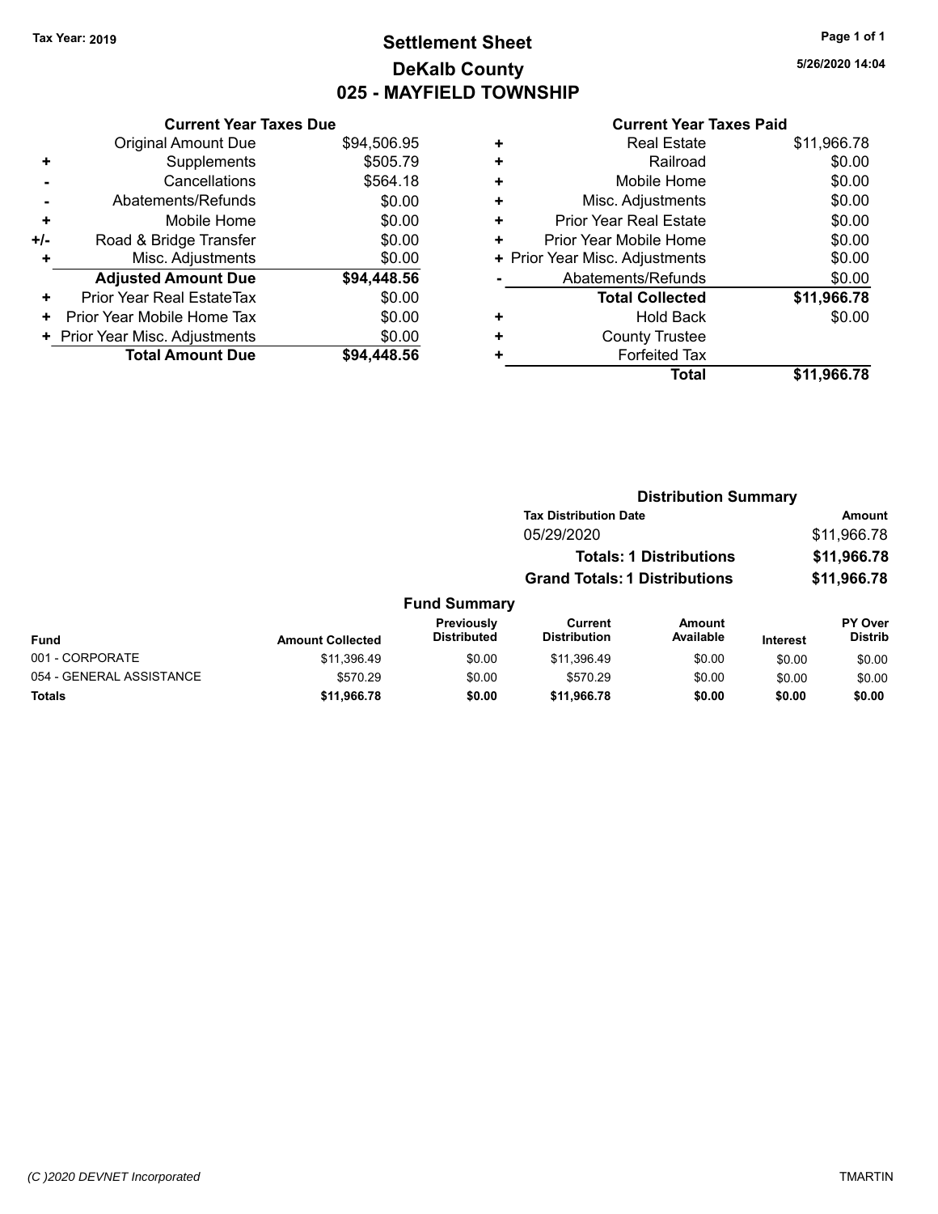Tax Year: 2019

# Settlement Sheet

## DeKalb County

## 025 - MAYFIELD TOWNSHIP

5/26/2020 14:04

### Current Year Taxes Due

| | | |
|---|---|---|
| | Original Amount Due | $94,506.95 |
| + | Supplements | $505.79 |
| - | Cancellations | $564.18 |
| - | Abatements/Refunds | $0.00 |
| + | Mobile Home | $0.00 |
| +/- | Road & Bridge Transfer | $0.00 |
| + | Misc. Adjustments | $0.00 |
| | **Adjusted Amount Due** | **$94,448.56** |
| + | Prior Year Real EstateTax | $0.00 |
| + | Prior Year Mobile Home Tax | $0.00 |
| + | Prior Year Misc. Adjustments | $0.00 |
| | **Total Amount Due** | **$94,448.56** |

### Current Year Taxes Paid

| | | |
|---|---|---|
| + | Real Estate | $11,966.78 |
| + | Railroad | $0.00 |
| + | Mobile Home | $0.00 |
| + | Misc. Adjustments | $0.00 |
| + | Prior Year Real Estate | $0.00 |
| + | Prior Year Mobile Home | $0.00 |
| + | Prior Year Misc. Adjustments | $0.00 |
| - | Abatements/Refunds | $0.00 |
| | **Total Collected** | **$11,966.78** |
| + | Hold Back | $0.00 |
| + | County Trustee | |
| + | Forfeited Tax | |
| | **Total** | **$11,966.78** |

### Distribution Summary

| Tax Distribution Date | Amount |
|---|---|
| 05/29/2020 | $11,966.78 |
| **Totals: 1 Distributions** | **$11,966.78** |
| **Grand Totals: 1 Distributions** | **$11,966.78** |

### Fund Summary

| Fund | Amount Collected | Previously Distributed | Current Distribution | Amount Available | Interest | PY Over Distrib |
|---|---|---|---|---|---|---|
| 001 - CORPORATE | $11,396.49 | $0.00 | $11,396.49 | $0.00 | $0.00 | $0.00 |
| 054 - GENERAL ASSISTANCE | $570.29 | $0.00 | $570.29 | $0.00 | $0.00 | $0.00 |
| **Totals** | **$11,966.78** | **$0.00** | **$11,966.78** | **$0.00** | **$0.00** | **$0.00** |

(C )2020 DEVNET Incorporated — TMARTIN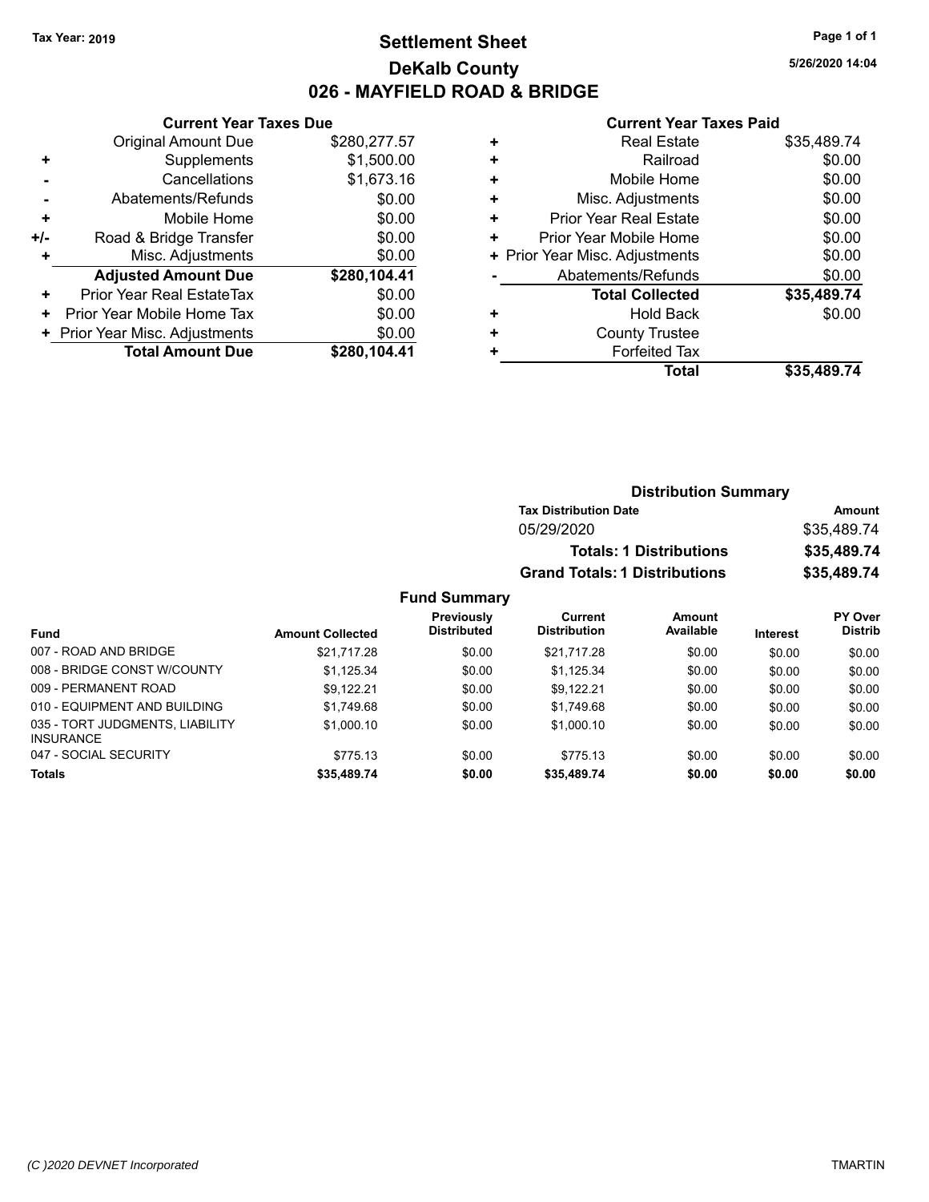**Tax Year: 2019**

# Settlement Sheet
## DeKalb County
## 026 - MAYFIELD ROAD & BRIDGE

5/26/2020 14:04

### Current Year Taxes Due

| | | |
|---|---|---|
| | Original Amount Due | $280,277.57 |
| + | Supplements | $1,500.00 |
| - | Cancellations | $1,673.16 |
| - | Abatements/Refunds | $0.00 |
| + | Mobile Home | $0.00 |
| +/- | Road & Bridge Transfer | $0.00 |
| + | Misc. Adjustments | $0.00 |
| | **Adjusted Amount Due** | **$280,104.41** |
| + | Prior Year Real EstateTax | $0.00 |
| + | Prior Year Mobile Home Tax | $0.00 |
| + | Prior Year Misc. Adjustments | $0.00 |
| | **Total Amount Due** | **$280,104.41** |

### Current Year Taxes Paid

| | | |
|---|---|---|
| + | Real Estate | $35,489.74 |
| + | Railroad | $0.00 |
| + | Mobile Home | $0.00 |
| + | Misc. Adjustments | $0.00 |
| + | Prior Year Real Estate | $0.00 |
| + | Prior Year Mobile Home | $0.00 |
| + | Prior Year Misc. Adjustments | $0.00 |
| - | Abatements/Refunds | $0.00 |
| | **Total Collected** | **$35,489.74** |
| + | Hold Back | $0.00 |
| + | County Trustee | |
| + | Forfeited Tax | |
| | **Total** | **$35,489.74** |

### Distribution Summary

| Tax Distribution Date | Amount |
|---|---|
| 05/29/2020 | $35,489.74 |
| **Totals: 1 Distributions** | **$35,489.74** |
| **Grand Totals: 1 Distributions** | **$35,489.74** |

### Fund Summary

| Fund | Amount Collected | Previously Distributed | Current Distribution | Amount Available | Interest | PY Over Distrib |
|---|---|---|---|---|---|---|
| 007 - ROAD AND BRIDGE | $21,717.28 | $0.00 | $21,717.28 | $0.00 | $0.00 | $0.00 |
| 008 - BRIDGE CONST W/COUNTY | $1,125.34 | $0.00 | $1,125.34 | $0.00 | $0.00 | $0.00 |
| 009 - PERMANENT ROAD | $9,122.21 | $0.00 | $9,122.21 | $0.00 | $0.00 | $0.00 |
| 010 - EQUIPMENT AND BUILDING | $1,749.68 | $0.00 | $1,749.68 | $0.00 | $0.00 | $0.00 |
| 035 - TORT JUDGMENTS, LIABILITY INSURANCE | $1,000.10 | $0.00 | $1,000.10 | $0.00 | $0.00 | $0.00 |
| 047 - SOCIAL SECURITY | $775.13 | $0.00 | $775.13 | $0.00 | $0.00 | $0.00 |
| **Totals** | **$35,489.74** | **$0.00** | **$35,489.74** | **$0.00** | **$0.00** | **$0.00** |

*(C )2020 DEVNET Incorporated* TMARTIN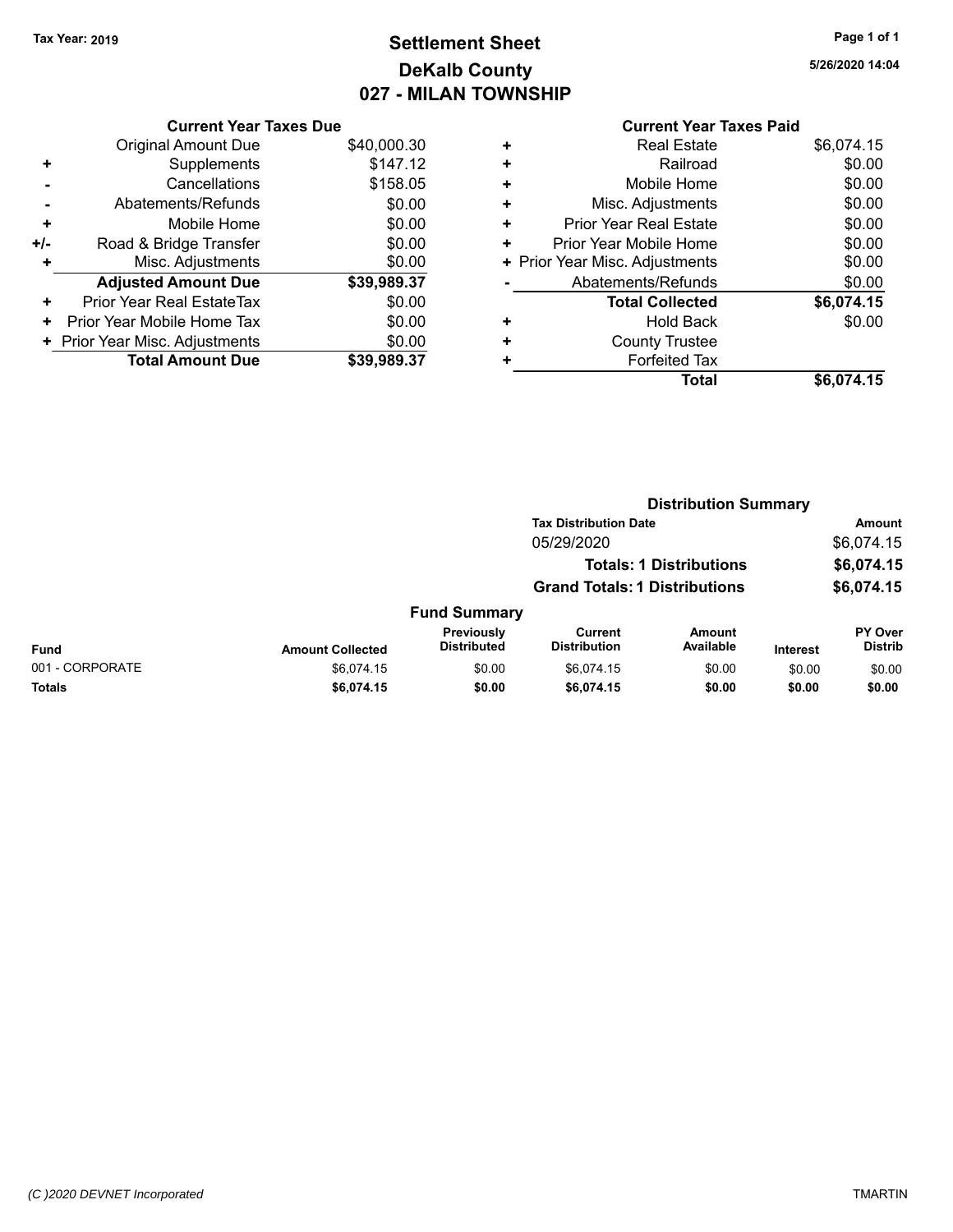**Tax Year: 2019**

# Settlement Sheet
## DeKalb County
## 027 - MILAN TOWNSHIP

5/26/2020 14:04

### Current Year Taxes Due

| | | |
|---|---|---|
| | Original Amount Due | $40,000.30 |
| + | Supplements | $147.12 |
| - | Cancellations | $158.05 |
| - | Abatements/Refunds | $0.00 |
| + | Mobile Home | $0.00 |
| +/- | Road & Bridge Transfer | $0.00 |
| + | Misc. Adjustments | $0.00 |
| | **Adjusted Amount Due** | **$39,989.37** |
| + | Prior Year Real EstateTax | $0.00 |
| + | Prior Year Mobile Home Tax | $0.00 |
| + | Prior Year Misc. Adjustments | $0.00 |
| | **Total Amount Due** | **$39,989.37** |

### Current Year Taxes Paid

| | | |
|---|---|---|
| + | Real Estate | $6,074.15 |
| + | Railroad | $0.00 |
| + | Mobile Home | $0.00 |
| + | Misc. Adjustments | $0.00 |
| + | Prior Year Real Estate | $0.00 |
| + | Prior Year Mobile Home | $0.00 |
| + | Prior Year Misc. Adjustments | $0.00 |
| - | Abatements/Refunds | $0.00 |
| | **Total Collected** | **$6,074.15** |
| + | Hold Back | $0.00 |
| + | County Trustee | |
| + | Forfeited Tax | |
| | **Total** | **$6,074.15** |

### Distribution Summary

| Tax Distribution Date | Amount |
|---|---|
| 05/29/2020 | $6,074.15 |
| **Totals: 1 Distributions** | **$6,074.15** |
| **Grand Totals: 1 Distributions** | **$6,074.15** |

### Fund Summary

| Fund | Amount Collected | Previously Distributed | Current Distribution | Amount Available | Interest | PY Over Distrib |
|---|---|---|---|---|---|---|
| 001 - CORPORATE | $6,074.15 | $0.00 | $6,074.15 | $0.00 | $0.00 | $0.00 |
| **Totals** | **$6,074.15** | **$0.00** | **$6,074.15** | **$0.00** | **$0.00** | **$0.00** |

*(C )2020 DEVNET Incorporated* TMARTIN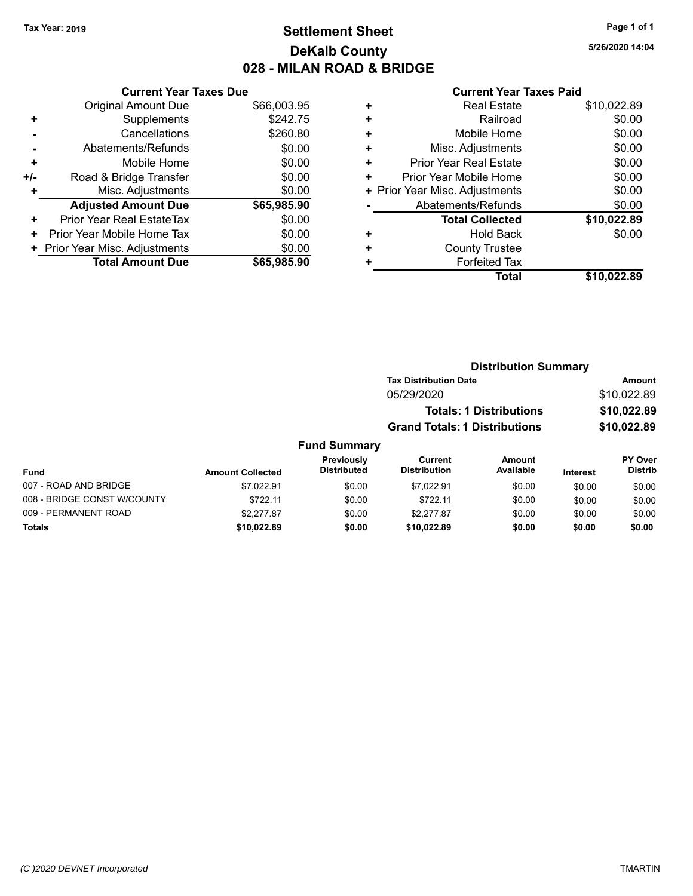Tax Year: 2019

# Settlement Sheet
## DeKalb County
## 028 - MILAN ROAD & BRIDGE

5/26/2020 14:04

### Current Year Taxes Due

| | | |
|---|---|---|
| | Original Amount Due | $66,003.95 |
| + | Supplements | $242.75 |
| - | Cancellations | $260.80 |
| - | Abatements/Refunds | $0.00 |
| + | Mobile Home | $0.00 |
| +/- | Road & Bridge Transfer | $0.00 |
| + | Misc. Adjustments | $0.00 |
| | **Adjusted Amount Due** | **$65,985.90** |
| + | Prior Year Real EstateTax | $0.00 |
| + | Prior Year Mobile Home Tax | $0.00 |
| + | Prior Year Misc. Adjustments | $0.00 |
| | **Total Amount Due** | **$65,985.90** |

### Current Year Taxes Paid

| | | |
|---|---|---|
| + | Real Estate | $10,022.89 |
| + | Railroad | $0.00 |
| + | Mobile Home | $0.00 |
| + | Misc. Adjustments | $0.00 |
| + | Prior Year Real Estate | $0.00 |
| + | Prior Year Mobile Home | $0.00 |
| + | Prior Year Misc. Adjustments | $0.00 |
| - | Abatements/Refunds | $0.00 |
| | **Total Collected** | **$10,022.89** |
| + | Hold Back | $0.00 |
| + | County Trustee | |
| + | Forfeited Tax | |
| | **Total** | **$10,022.89** |

### Distribution Summary

| Tax Distribution Date | Amount |
|---|---|
| 05/29/2020 | $10,022.89 |
| **Totals: 1 Distributions** | **$10,022.89** |
| **Grand Totals: 1 Distributions** | **$10,022.89** |

### Fund Summary

| Fund | Amount Collected | Previously Distributed | Current Distribution | Amount Available | Interest | PY Over Distrib |
|---|---|---|---|---|---|---|
| 007 - ROAD AND BRIDGE | $7,022.91 | $0.00 | $7,022.91 | $0.00 | $0.00 | $0.00 |
| 008 - BRIDGE CONST W/COUNTY | $722.11 | $0.00 | $722.11 | $0.00 | $0.00 | $0.00 |
| 009 - PERMANENT ROAD | $2,277.87 | $0.00 | $2,277.87 | $0.00 | $0.00 | $0.00 |
| **Totals** | **$10,022.89** | **$0.00** | **$10,022.89** | **$0.00** | **$0.00** | **$0.00** |

(C )2020 DEVNET Incorporated

TMARTIN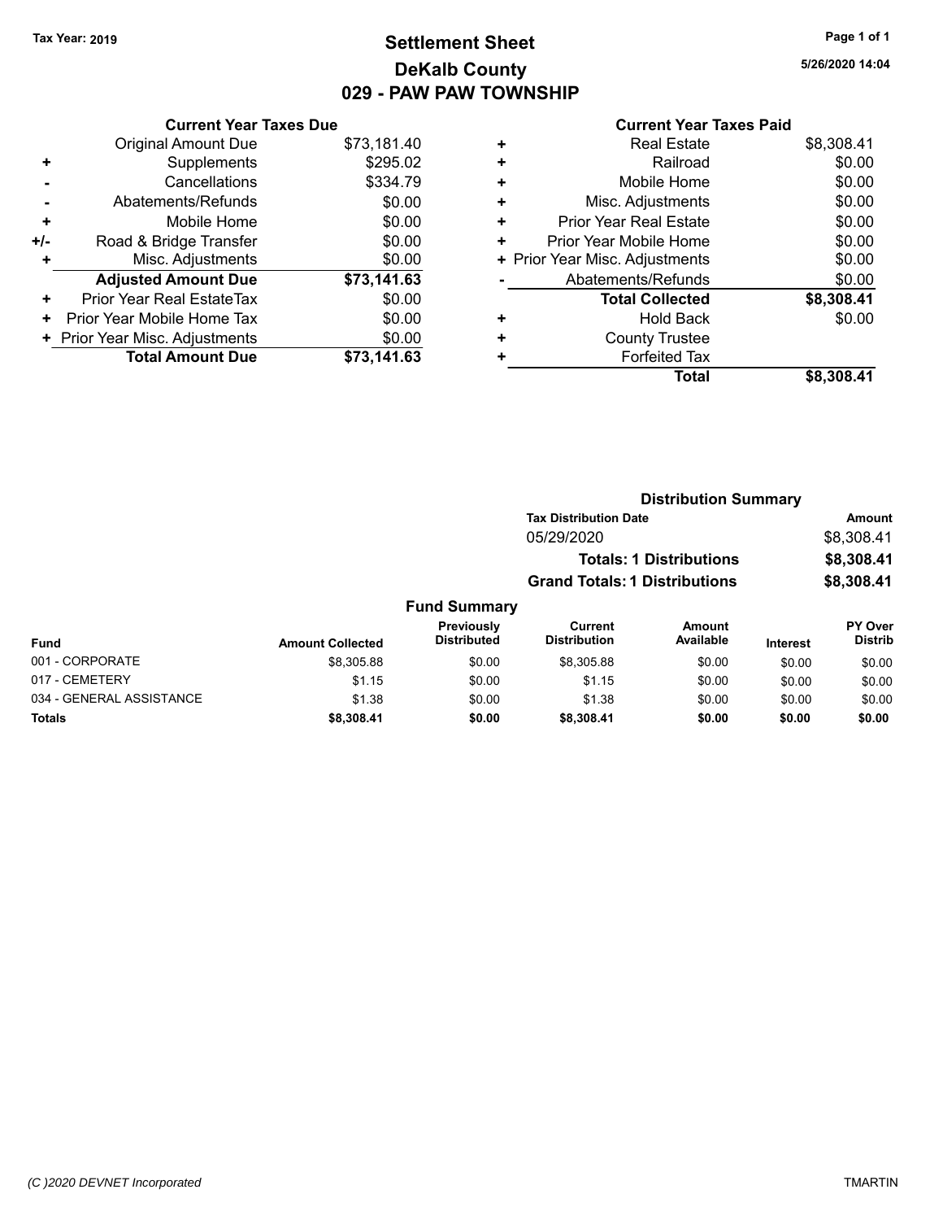Tax Year: 2019

# Settlement Sheet

## DeKalb County

## 029 - PAW PAW TOWNSHIP

5/26/2020 14:04

### Current Year Taxes Due

| | | |
|---|---|---|
| | Original Amount Due | $73,181.40 |
| + | Supplements | $295.02 |
| - | Cancellations | $334.79 |
| - | Abatements/Refunds | $0.00 |
| + | Mobile Home | $0.00 |
| +/- | Road & Bridge Transfer | $0.00 |
| + | Misc. Adjustments | $0.00 |
| | **Adjusted Amount Due** | **$73,141.63** |
| + | Prior Year Real EstateTax | $0.00 |
| + | Prior Year Mobile Home Tax | $0.00 |
| + | Prior Year Misc. Adjustments | $0.00 |
| | **Total Amount Due** | **$73,141.63** |

### Current Year Taxes Paid

| | | |
|---|---|---|
| + | Real Estate | $8,308.41 |
| + | Railroad | $0.00 |
| + | Mobile Home | $0.00 |
| + | Misc. Adjustments | $0.00 |
| + | Prior Year Real Estate | $0.00 |
| + | Prior Year Mobile Home | $0.00 |
| + | Prior Year Misc. Adjustments | $0.00 |
| - | Abatements/Refunds | $0.00 |
| | **Total Collected** | **$8,308.41** |
| + | Hold Back | $0.00 |
| + | County Trustee | |
| + | Forfeited Tax | |
| | **Total** | **$8,308.41** |

### Distribution Summary

| Tax Distribution Date | Amount |
|---|---|
| 05/29/2020 | $8,308.41 |
| **Totals: 1 Distributions** | **$8,308.41** |
| **Grand Totals: 1 Distributions** | **$8,308.41** |

### Fund Summary

| Fund | Amount Collected | Previously Distributed | Current Distribution | Amount Available | Interest | PY Over Distrib |
|---|---|---|---|---|---|---|
| 001 - CORPORATE | $8,305.88 | $0.00 | $8,305.88 | $0.00 | $0.00 | $0.00 |
| 017 - CEMETERY | $1.15 | $0.00 | $1.15 | $0.00 | $0.00 | $0.00 |
| 034 - GENERAL ASSISTANCE | $1.38 | $0.00 | $1.38 | $0.00 | $0.00 | $0.00 |
| **Totals** | **$8,308.41** | **$0.00** | **$8,308.41** | **$0.00** | **$0.00** | **$0.00** |

(C )2020 DEVNET Incorporated TMARTIN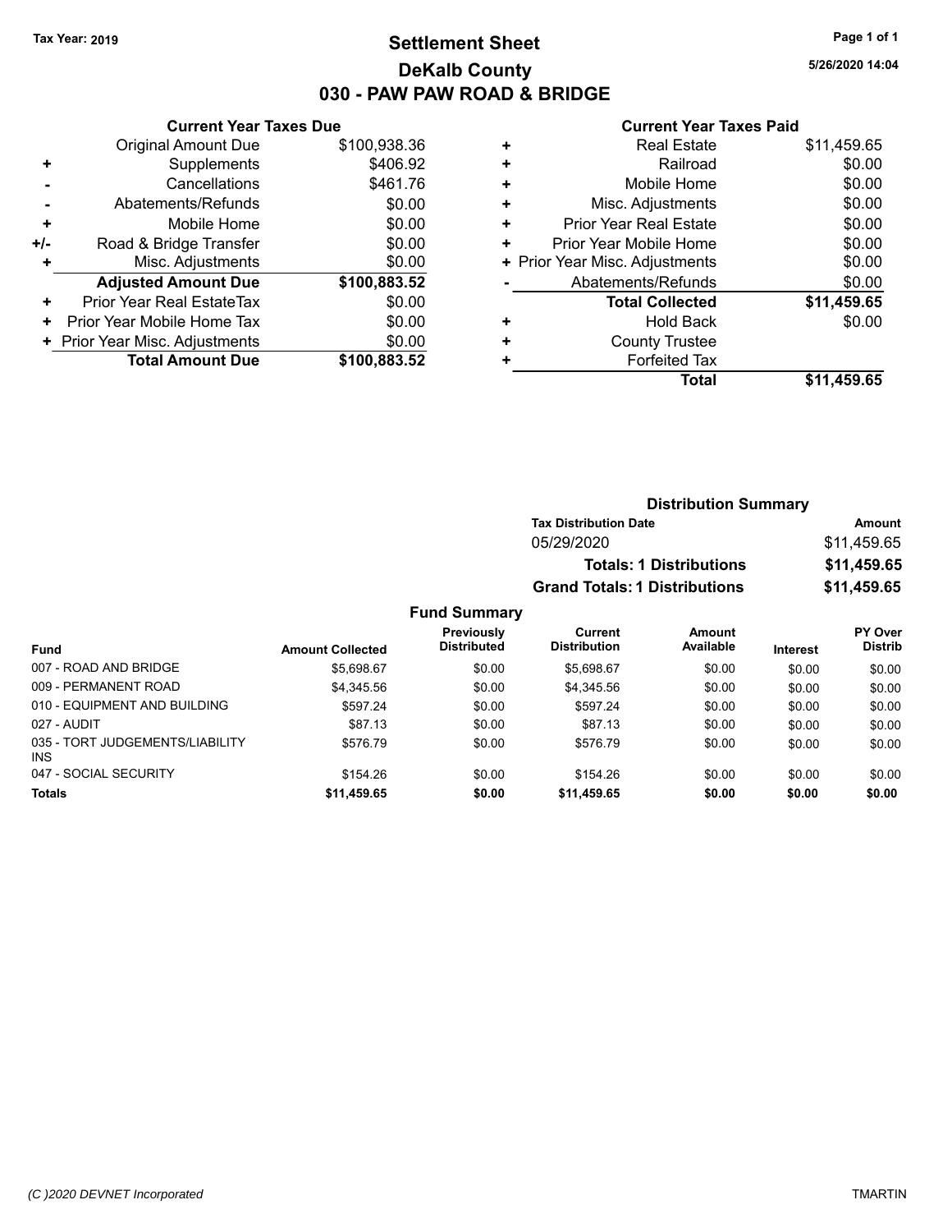Tax Year: 2019

# Settlement Sheet

## DeKalb County

## 030 - PAW PAW ROAD & BRIDGE

5/26/2020 14:04

### Current Year Taxes Due

| | | |
|---|---|---|
| | Original Amount Due | $100,938.36 |
| + | Supplements | $406.92 |
| - | Cancellations | $461.76 |
| - | Abatements/Refunds | $0.00 |
| + | Mobile Home | $0.00 |
| +/- | Road & Bridge Transfer | $0.00 |
| + | Misc. Adjustments | $0.00 |
| | **Adjusted Amount Due** | **$100,883.52** |
| + | Prior Year Real EstateTax | $0.00 |
| + | Prior Year Mobile Home Tax | $0.00 |
| + | Prior Year Misc. Adjustments | $0.00 |
| | **Total Amount Due** | **$100,883.52** |

### Current Year Taxes Paid

| | | |
|---|---|---|
| + | Real Estate | $11,459.65 |
| + | Railroad | $0.00 |
| + | Mobile Home | $0.00 |
| + | Misc. Adjustments | $0.00 |
| + | Prior Year Real Estate | $0.00 |
| + | Prior Year Mobile Home | $0.00 |
| + | Prior Year Misc. Adjustments | $0.00 |
| - | Abatements/Refunds | $0.00 |
| | **Total Collected** | **$11,459.65** |
| + | Hold Back | $0.00 |
| + | County Trustee | |
| + | Forfeited Tax | |
| | **Total** | **$11,459.65** |

### Distribution Summary

| Tax Distribution Date | Amount |
|---|---|
| 05/29/2020 | $11,459.65 |
| **Totals: 1 Distributions** | **$11,459.65** |
| **Grand Totals: 1 Distributions** | **$11,459.65** |

### Fund Summary

| Fund | Amount Collected | Previously Distributed | Current Distribution | Amount Available | Interest | PY Over Distrib |
|---|---|---|---|---|---|---|
| 007 - ROAD AND BRIDGE | $5,698.67 | $0.00 | $5,698.67 | $0.00 | $0.00 | $0.00 |
| 009 - PERMANENT ROAD | $4,345.56 | $0.00 | $4,345.56 | $0.00 | $0.00 | $0.00 |
| 010 - EQUIPMENT AND BUILDING | $597.24 | $0.00 | $597.24 | $0.00 | $0.00 | $0.00 |
| 027 - AUDIT | $87.13 | $0.00 | $87.13 | $0.00 | $0.00 | $0.00 |
| 035 - TORT JUDGEMENTS/LIABILITY INS | $576.79 | $0.00 | $576.79 | $0.00 | $0.00 | $0.00 |
| 047 - SOCIAL SECURITY | $154.26 | $0.00 | $154.26 | $0.00 | $0.00 | $0.00 |
| **Totals** | **$11,459.65** | **$0.00** | **$11,459.65** | **$0.00** | **$0.00** | **$0.00** |

(C )2020 DEVNET Incorporated

TMARTIN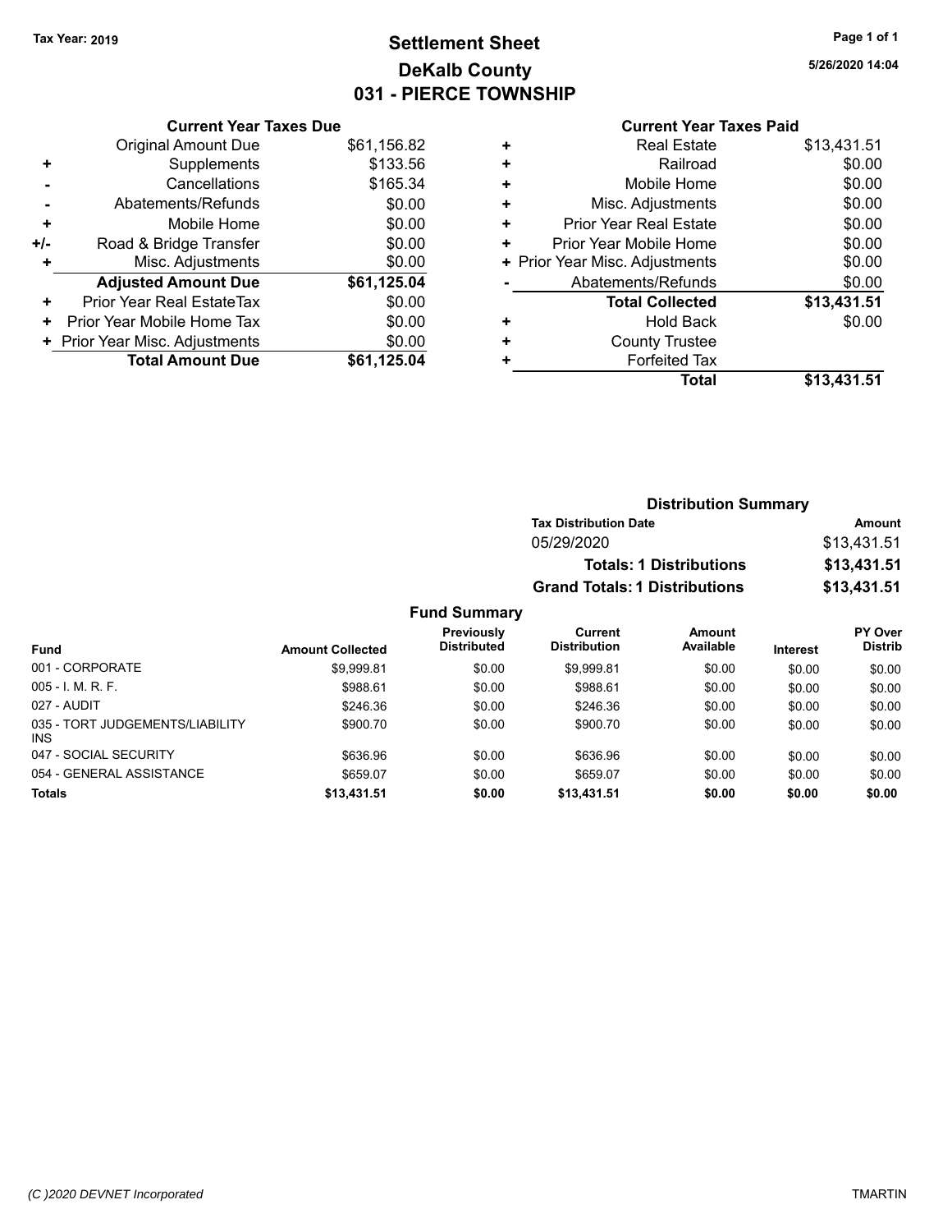Tax Year: 2019

# Settlement Sheet
## DeKalb County
## 031 - PIERCE TOWNSHIP

5/26/2020 14:04

### Current Year Taxes Due

| | | |
|---|---|---|
| | Original Amount Due | $61,156.82 |
| + | Supplements | $133.56 |
| - | Cancellations | $165.34 |
| - | Abatements/Refunds | $0.00 |
| + | Mobile Home | $0.00 |
| +/- | Road & Bridge Transfer | $0.00 |
| + | Misc. Adjustments | $0.00 |
| | **Adjusted Amount Due** | **$61,125.04** |
| + | Prior Year Real EstateTax | $0.00 |
| + | Prior Year Mobile Home Tax | $0.00 |
| + | Prior Year Misc. Adjustments | $0.00 |
| | **Total Amount Due** | **$61,125.04** |

### Current Year Taxes Paid

| | | |
|---|---|---|
| + | Real Estate | $13,431.51 |
| + | Railroad | $0.00 |
| + | Mobile Home | $0.00 |
| + | Misc. Adjustments | $0.00 |
| + | Prior Year Real Estate | $0.00 |
| + | Prior Year Mobile Home | $0.00 |
| + | Prior Year Misc. Adjustments | $0.00 |
| - | Abatements/Refunds | $0.00 |
| | **Total Collected** | **$13,431.51** |
| + | Hold Back | $0.00 |
| + | County Trustee | |
| + | Forfeited Tax | |
| | **Total** | **$13,431.51** |

### Distribution Summary

| Tax Distribution Date | Amount |
|---|---|
| 05/29/2020 | $13,431.51 |
| **Totals: 1 Distributions** | **$13,431.51** |
| **Grand Totals: 1 Distributions** | **$13,431.51** |

### Fund Summary

| Fund | Amount Collected | Previously Distributed | Current Distribution | Amount Available | Interest | PY Over Distrib |
|---|---|---|---|---|---|---|
| 001 - CORPORATE | $9,999.81 | $0.00 | $9,999.81 | $0.00 | $0.00 | $0.00 |
| 005 - I. M. R. F. | $988.61 | $0.00 | $988.61 | $0.00 | $0.00 | $0.00 |
| 027 - AUDIT | $246.36 | $0.00 | $246.36 | $0.00 | $0.00 | $0.00 |
| 035 - TORT JUDGEMENTS/LIABILITY INS | $900.70 | $0.00 | $900.70 | $0.00 | $0.00 | $0.00 |
| 047 - SOCIAL SECURITY | $636.96 | $0.00 | $636.96 | $0.00 | $0.00 | $0.00 |
| 054 - GENERAL ASSISTANCE | $659.07 | $0.00 | $659.07 | $0.00 | $0.00 | $0.00 |
| **Totals** | **$13,431.51** | **$0.00** | **$13,431.51** | **$0.00** | **$0.00** | **$0.00** |

(C )2020 DEVNET Incorporated — TMARTIN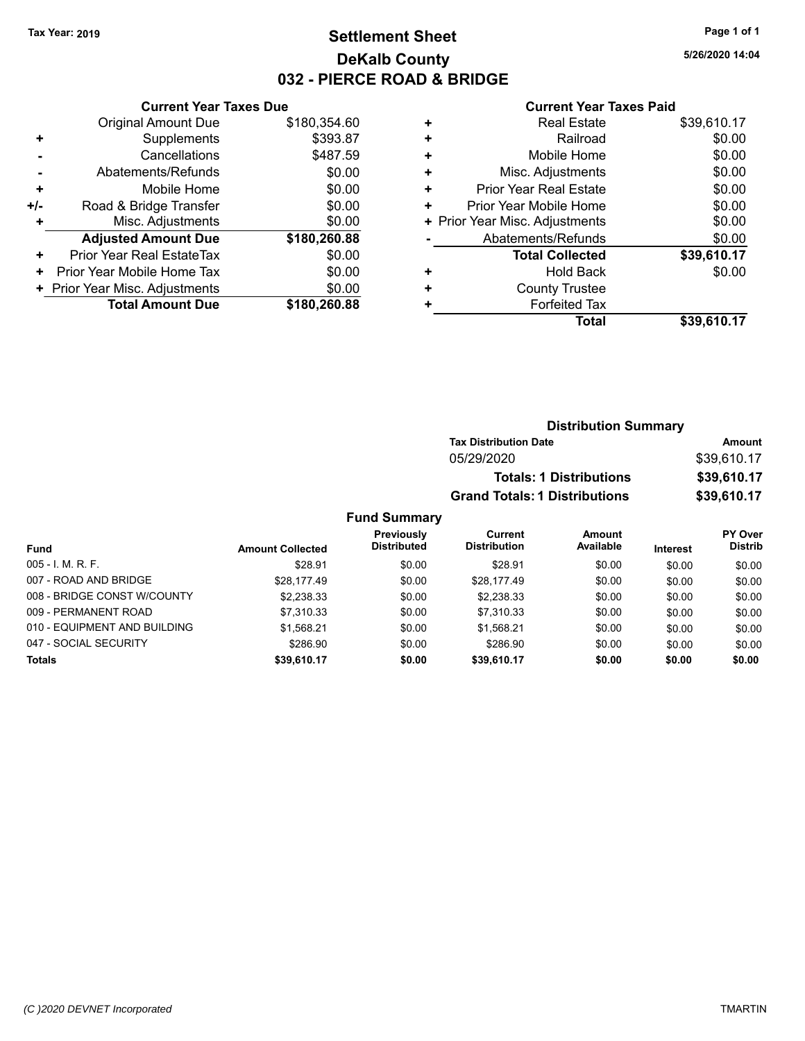Tax Year: 2019

# Settlement Sheet
## DeKalb County
## 032 - PIERCE ROAD & BRIDGE

5/26/2020 14:04

### Current Year Taxes Due

| | | |
|---|---|---|
| | Original Amount Due | $180,354.60 |
| + | Supplements | $393.87 |
| - | Cancellations | $487.59 |
| - | Abatements/Refunds | $0.00 |
| + | Mobile Home | $0.00 |
| +/- | Road & Bridge Transfer | $0.00 |
| + | Misc. Adjustments | $0.00 |
| | **Adjusted Amount Due** | **$180,260.88** |
| + | Prior Year Real EstateTax | $0.00 |
| + | Prior Year Mobile Home Tax | $0.00 |
| + | Prior Year Misc. Adjustments | $0.00 |
| | **Total Amount Due** | **$180,260.88** |

### Current Year Taxes Paid

| | | |
|---|---|---|
| + | Real Estate | $39,610.17 |
| + | Railroad | $0.00 |
| + | Mobile Home | $0.00 |
| + | Misc. Adjustments | $0.00 |
| + | Prior Year Real Estate | $0.00 |
| + | Prior Year Mobile Home | $0.00 |
| + | Prior Year Misc. Adjustments | $0.00 |
| - | Abatements/Refunds | $0.00 |
| | **Total Collected** | **$39,610.17** |
| + | Hold Back | $0.00 |
| + | County Trustee | |
| + | Forfeited Tax | |
| | **Total** | **$39,610.17** |

### Distribution Summary

| Tax Distribution Date | Amount |
|---|---|
| 05/29/2020 | $39,610.17 |
| **Totals: 1 Distributions** | **$39,610.17** |
| **Grand Totals: 1 Distributions** | **$39,610.17** |

### Fund Summary

| Fund | Amount Collected | Previously Distributed | Current Distribution | Amount Available | Interest | PY Over Distrib |
|---|---|---|---|---|---|---|
| 005 - I. M. R. F. | $28.91 | $0.00 | $28.91 | $0.00 | $0.00 | $0.00 |
| 007 - ROAD AND BRIDGE | $28,177.49 | $0.00 | $28,177.49 | $0.00 | $0.00 | $0.00 |
| 008 - BRIDGE CONST W/COUNTY | $2,238.33 | $0.00 | $2,238.33 | $0.00 | $0.00 | $0.00 |
| 009 - PERMANENT ROAD | $7,310.33 | $0.00 | $7,310.33 | $0.00 | $0.00 | $0.00 |
| 010 - EQUIPMENT AND BUILDING | $1,568.21 | $0.00 | $1,568.21 | $0.00 | $0.00 | $0.00 |
| 047 - SOCIAL SECURITY | $286.90 | $0.00 | $286.90 | $0.00 | $0.00 | $0.00 |
| **Totals** | **$39,610.17** | **$0.00** | **$39,610.17** | **$0.00** | **$0.00** | **$0.00** |

(C )2020 DEVNET Incorporated — TMARTIN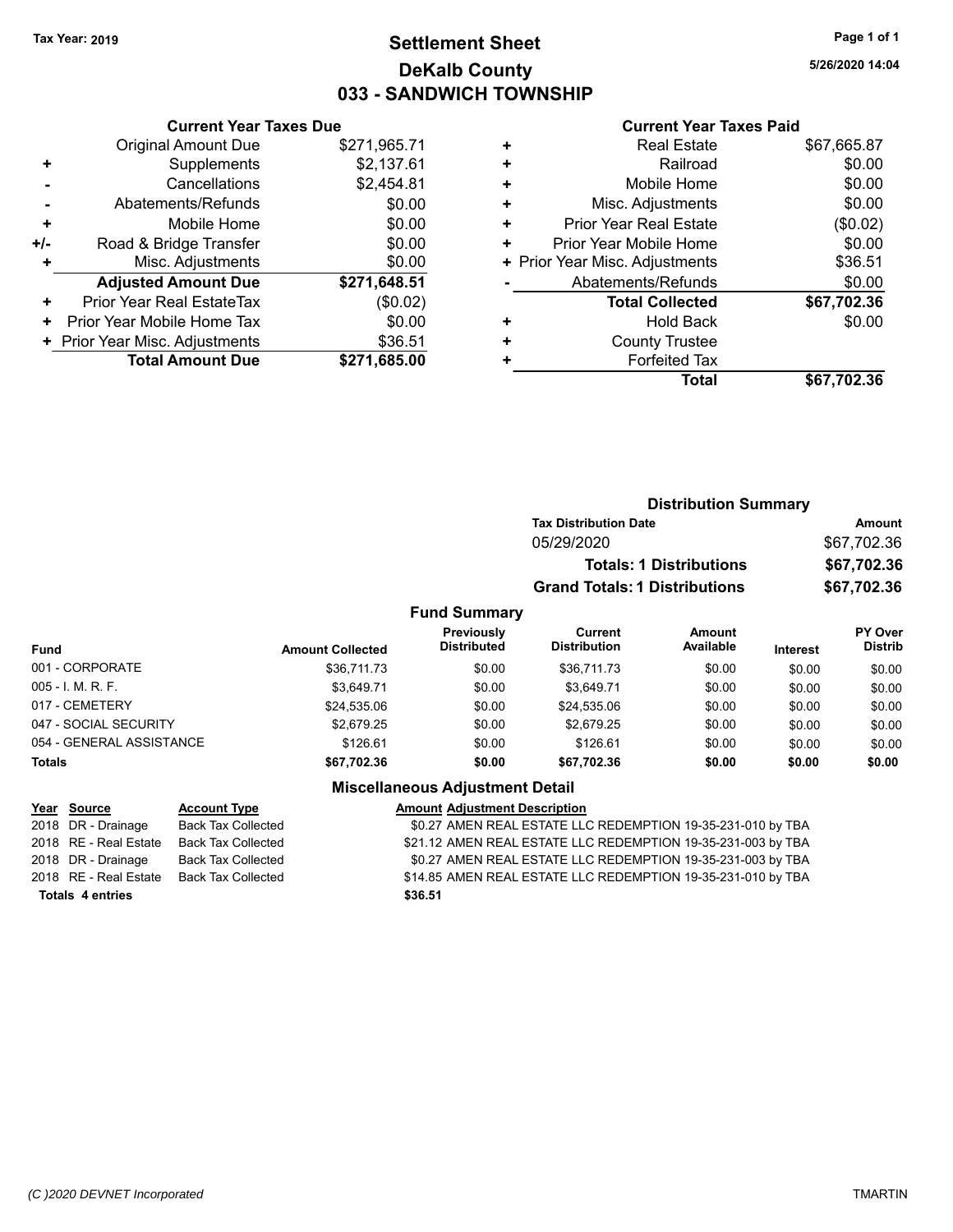Tax Year: 2019

# Settlement Sheet

## DeKalb County

## 033 - SANDWICH TOWNSHIP

5/26/2020 14:04

### Current Year Taxes Due

| | | |
|---|---|---|
| | Original Amount Due | $271,965.71 |
| + | Supplements | $2,137.61 |
| - | Cancellations | $2,454.81 |
| - | Abatements/Refunds | $0.00 |
| + | Mobile Home | $0.00 |
| +/- | Road & Bridge Transfer | $0.00 |
| + | Misc. Adjustments | $0.00 |
| | **Adjusted Amount Due** | **$271,648.51** |
| + | Prior Year Real EstateTax | ($0.02) |
| + | Prior Year Mobile Home Tax | $0.00 |
| + | Prior Year Misc. Adjustments | $36.51 |
| | **Total Amount Due** | **$271,685.00** |

### Current Year Taxes Paid

| | | |
|---|---|---|
| + | Real Estate | $67,665.87 |
| + | Railroad | $0.00 |
| + | Mobile Home | $0.00 |
| + | Misc. Adjustments | $0.00 |
| + | Prior Year Real Estate | ($0.02) |
| + | Prior Year Mobile Home | $0.00 |
| + | Prior Year Misc. Adjustments | $36.51 |
| - | Abatements/Refunds | $0.00 |
| | **Total Collected** | **$67,702.36** |
| + | Hold Back | $0.00 |
| + | County Trustee | |
| + | Forfeited Tax | |
| | **Total** | **$67,702.36** |

### Distribution Summary

| Tax Distribution Date | Amount |
|---|---|
| 05/29/2020 | $67,702.36 |
| **Totals: 1 Distributions** | **$67,702.36** |
| **Grand Totals: 1 Distributions** | **$67,702.36** |

### Fund Summary

| Fund | Amount Collected | Previously Distributed | Current Distribution | Amount Available | Interest | PY Over Distrib |
|---|---|---|---|---|---|---|
| 001 - CORPORATE | $36,711.73 | $0.00 | $36,711.73 | $0.00 | $0.00 | $0.00 |
| 005 - I. M. R. F. | $3,649.71 | $0.00 | $3,649.71 | $0.00 | $0.00 | $0.00 |
| 017 - CEMETERY | $24,535.06 | $0.00 | $24,535.06 | $0.00 | $0.00 | $0.00 |
| 047 - SOCIAL SECURITY | $2,679.25 | $0.00 | $2,679.25 | $0.00 | $0.00 | $0.00 |
| 054 - GENERAL ASSISTANCE | $126.61 | $0.00 | $126.61 | $0.00 | $0.00 | $0.00 |
| **Totals** | **$67,702.36** | **$0.00** | **$67,702.36** | **$0.00** | **$0.00** | **$0.00** |

### Miscellaneous Adjustment Detail

| Year | Source | Account Type | Amount | Adjustment Description |
|---|---|---|---|---|
| 2018 | DR - Drainage | Back Tax Collected | $0.27 | AMEN REAL ESTATE LLC REDEMPTION 19-35-231-010 by TBA |
| 2018 | RE - Real Estate | Back Tax Collected | $21.12 | AMEN REAL ESTATE LLC REDEMPTION 19-35-231-003 by TBA |
| 2018 | DR - Drainage | Back Tax Collected | $0.27 | AMEN REAL ESTATE LLC REDEMPTION 19-35-231-003 by TBA |
| 2018 | RE - Real Estate | Back Tax Collected | $14.85 | AMEN REAL ESTATE LLC REDEMPTION 19-35-231-010 by TBA |
| **Totals** | **4 entries** | | **$36.51** | |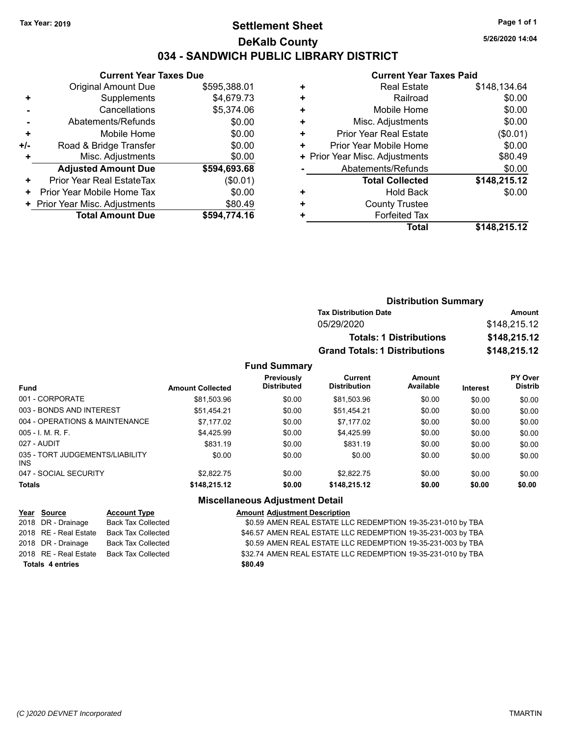Tax Year: 2019

# Settlement Sheet

## DeKalb County

## 034 - SANDWICH PUBLIC LIBRARY DISTRICT

5/26/2020 14:04

### Current Year Taxes Due

| | | |
|---|---|---|
| | Original Amount Due | $595,388.01 |
| + | Supplements | $4,679.73 |
| - | Cancellations | $5,374.06 |
| - | Abatements/Refunds | $0.00 |
| + | Mobile Home | $0.00 |
| +/- | Road & Bridge Transfer | $0.00 |
| + | Misc. Adjustments | $0.00 |
| | **Adjusted Amount Due** | **$594,693.68** |
| + | Prior Year Real EstateTax | ($0.01) |
| + | Prior Year Mobile Home Tax | $0.00 |
| + | Prior Year Misc. Adjustments | $80.49 |
| | **Total Amount Due** | **$594,774.16** |

### Current Year Taxes Paid

| | | |
|---|---|---|
| + | Real Estate | $148,134.64 |
| + | Railroad | $0.00 |
| + | Mobile Home | $0.00 |
| + | Misc. Adjustments | $0.00 |
| + | Prior Year Real Estate | ($0.01) |
| + | Prior Year Mobile Home | $0.00 |
| + | Prior Year Misc. Adjustments | $80.49 |
| - | Abatements/Refunds | $0.00 |
| | **Total Collected** | **$148,215.12** |
| + | Hold Back | $0.00 |
| + | County Trustee | |
| + | Forfeited Tax | |
| | **Total** | **$148,215.12** |

### Distribution Summary

| Tax Distribution Date | Amount |
|---|---|
| 05/29/2020 | $148,215.12 |
| **Totals: 1 Distributions** | **$148,215.12** |
| **Grand Totals: 1 Distributions** | **$148,215.12** |

### Fund Summary

| Fund | Amount Collected | Previously Distributed | Current Distribution | Amount Available | Interest | PY Over Distrib |
|---|---|---|---|---|---|---|
| 001 - CORPORATE | $81,503.96 | $0.00 | $81,503.96 | $0.00 | $0.00 | $0.00 |
| 003 - BONDS AND INTEREST | $51,454.21 | $0.00 | $51,454.21 | $0.00 | $0.00 | $0.00 |
| 004 - OPERATIONS & MAINTENANCE | $7,177.02 | $0.00 | $7,177.02 | $0.00 | $0.00 | $0.00 |
| 005 - I. M. R. F. | $4,425.99 | $0.00 | $4,425.99 | $0.00 | $0.00 | $0.00 |
| 027 - AUDIT | $831.19 | $0.00 | $831.19 | $0.00 | $0.00 | $0.00 |
| 035 - TORT JUDGEMENTS/LIABILITY INS | $0.00 | $0.00 | $0.00 | $0.00 | $0.00 | $0.00 |
| 047 - SOCIAL SECURITY | $2,822.75 | $0.00 | $2,822.75 | $0.00 | $0.00 | $0.00 |
| **Totals** | **$148,215.12** | **$0.00** | **$148,215.12** | **$0.00** | **$0.00** | **$0.00** |

### Miscellaneous Adjustment Detail

| Year | Source | Account Type | Amount | Adjustment Description |
|---|---|---|---|---|
| 2018 | DR - Drainage | Back Tax Collected | $0.59 | AMEN REAL ESTATE LLC REDEMPTION 19-35-231-010 by TBA |
| 2018 | RE - Real Estate | Back Tax Collected | $46.57 | AMEN REAL ESTATE LLC REDEMPTION 19-35-231-003 by TBA |
| 2018 | DR - Drainage | Back Tax Collected | $0.59 | AMEN REAL ESTATE LLC REDEMPTION 19-35-231-003 by TBA |
| 2018 | RE - Real Estate | Back Tax Collected | $32.74 | AMEN REAL ESTATE LLC REDEMPTION 19-35-231-010 by TBA |
| **Totals 4 entries** | | | **$80.49** | |

(C )2020 DEVNET Incorporated TMARTIN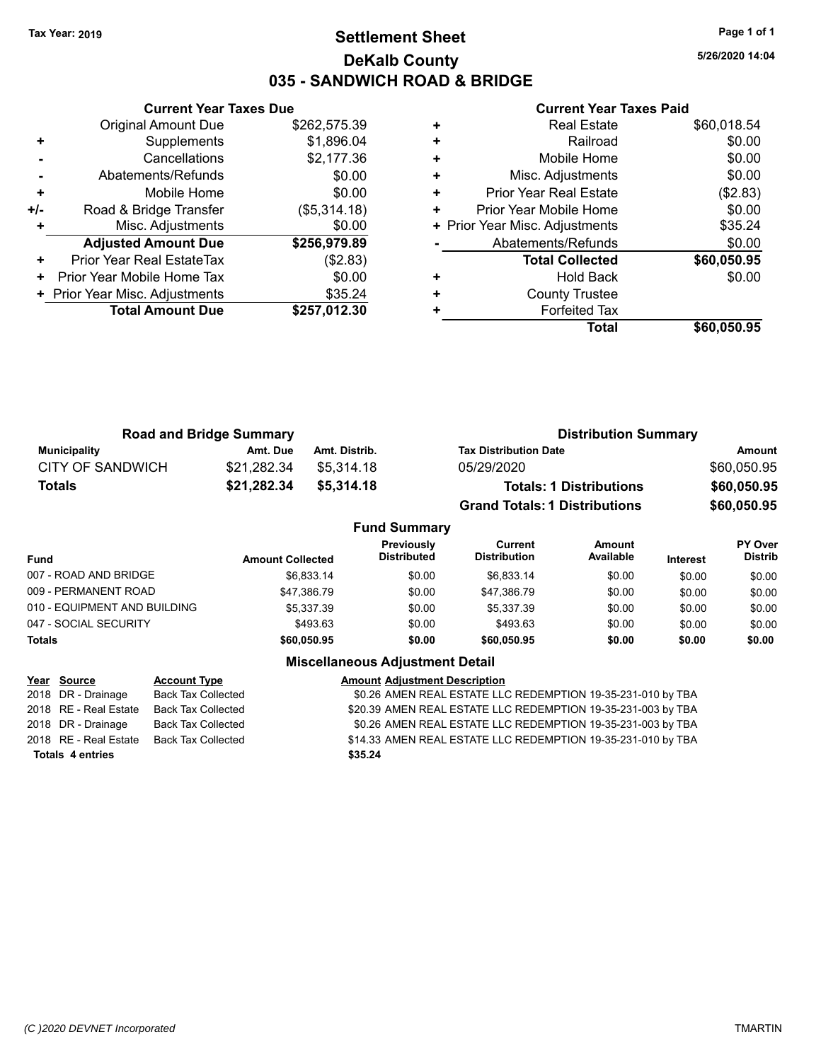**Tax Year: 2019**

# Settlement Sheet
## DeKalb County
## 035 - SANDWICH ROAD & BRIDGE

5/26/2020 14:04

### Current Year Taxes Due

| | | |
|---|---|---|
| | Original Amount Due | $262,575.39 |
| + | Supplements | $1,896.04 |
| - | Cancellations | $2,177.36 |
| - | Abatements/Refunds | $0.00 |
| + | Mobile Home | $0.00 |
| +/- | Road & Bridge Transfer | ($5,314.18) |
| + | Misc. Adjustments | $0.00 |
| | **Adjusted Amount Due** | **$256,979.89** |
| + | Prior Year Real EstateTax | ($2.83) |
| + | Prior Year Mobile Home Tax | $0.00 |
| + | Prior Year Misc. Adjustments | $35.24 |
| | **Total Amount Due** | **$257,012.30** |

### Current Year Taxes Paid

| | | |
|---|---|---|
| + | Real Estate | $60,018.54 |
| + | Railroad | $0.00 |
| + | Mobile Home | $0.00 |
| + | Misc. Adjustments | $0.00 |
| + | Prior Year Real Estate | ($2.83) |
| + | Prior Year Mobile Home | $0.00 |
| + | Prior Year Misc. Adjustments | $35.24 |
| - | Abatements/Refunds | $0.00 |
| | **Total Collected** | **$60,050.95** |
| + | Hold Back | $0.00 |
| + | County Trustee | |
| + | Forfeited Tax | |
| | **Total** | **$60,050.95** |

### Road and Bridge Summary

| Municipality | Amt. Due | Amt. Distrib. |
|---|---|---|
| CITY OF SANDWICH | $21,282.34 | $5,314.18 |
| **Totals** | **$21,282.34** | **$5,314.18** |

### Distribution Summary

| Tax Distribution Date | Amount |
|---|---|
| 05/29/2020 | $60,050.95 |
| **Totals: 1 Distributions** | **$60,050.95** |
| **Grand Totals: 1 Distributions** | **$60,050.95** |

### Fund Summary

| Fund | Amount Collected | Previously Distributed | Current Distribution | Amount Available | Interest | PY Over Distrib |
|---|---|---|---|---|---|---|
| 007 - ROAD AND BRIDGE | $6,833.14 | $0.00 | $6,833.14 | $0.00 | $0.00 | $0.00 |
| 009 - PERMANENT ROAD | $47,386.79 | $0.00 | $47,386.79 | $0.00 | $0.00 | $0.00 |
| 010 - EQUIPMENT AND BUILDING | $5,337.39 | $0.00 | $5,337.39 | $0.00 | $0.00 | $0.00 |
| 047 - SOCIAL SECURITY | $493.63 | $0.00 | $493.63 | $0.00 | $0.00 | $0.00 |
| **Totals** | **$60,050.95** | **$0.00** | **$60,050.95** | **$0.00** | **$0.00** | **$0.00** |

### Miscellaneous Adjustment Detail

| Year | Source | Account Type | Amount | Adjustment Description |
|---|---|---|---|---|
| 2018 | DR - Drainage | Back Tax Collected | $0.26 | AMEN REAL ESTATE LLC REDEMPTION 19-35-231-010 by TBA |
| 2018 | RE - Real Estate | Back Tax Collected | $20.39 | AMEN REAL ESTATE LLC REDEMPTION 19-35-231-003 by TBA |
| 2018 | DR - Drainage | Back Tax Collected | $0.26 | AMEN REAL ESTATE LLC REDEMPTION 19-35-231-003 by TBA |
| 2018 | RE - Real Estate | Back Tax Collected | $14.33 | AMEN REAL ESTATE LLC REDEMPTION 19-35-231-010 by TBA |
| **Totals** | **4 entries** | | **$35.24** | |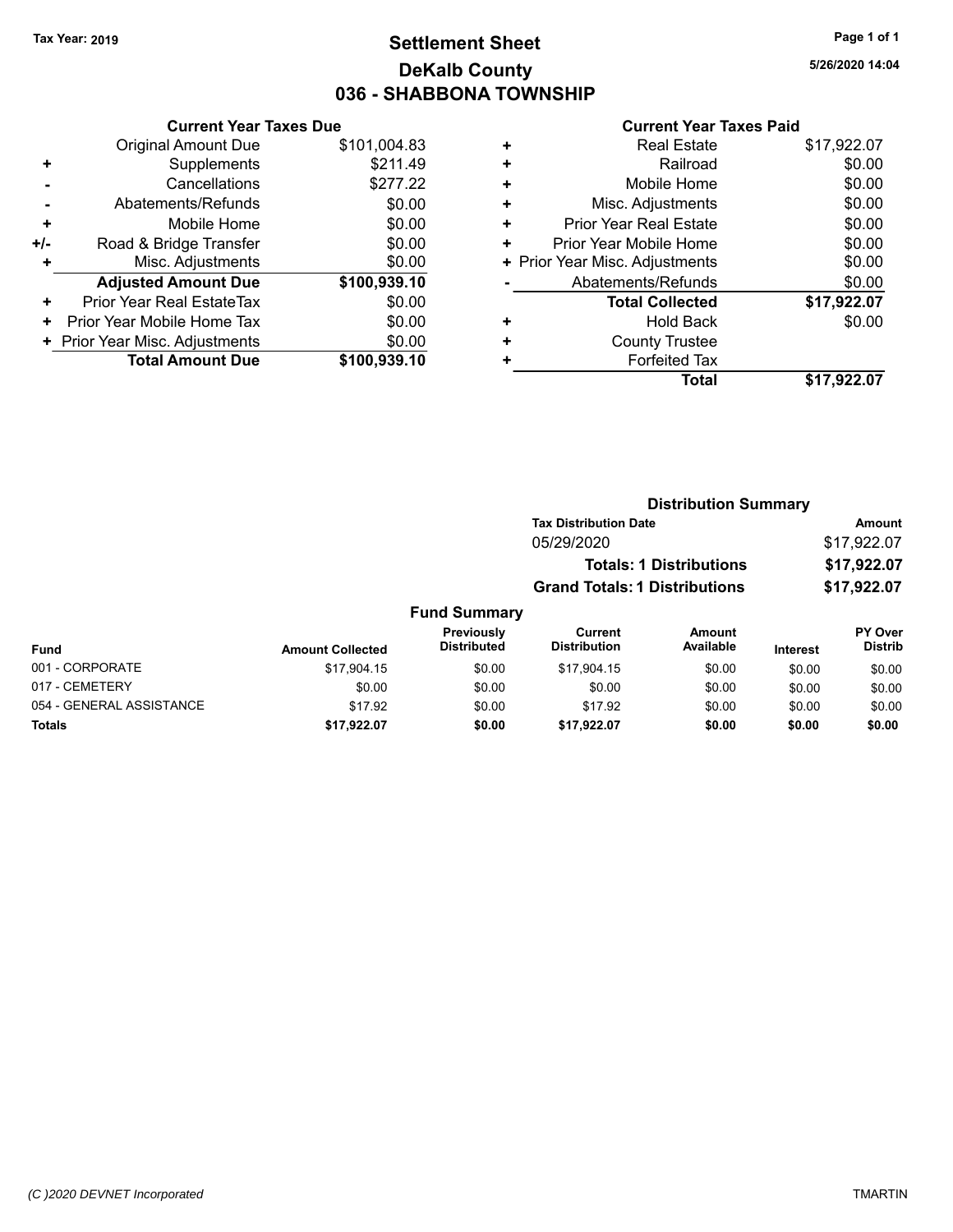Tax Year: 2019

# Settlement Sheet
## DeKalb County
## 036 - SHABBONA TOWNSHIP

5/26/2020 14:04

### Current Year Taxes Due

| | | |
|---|---|---|
| | Original Amount Due | $101,004.83 |
| + | Supplements | $211.49 |
| - | Cancellations | $277.22 |
| - | Abatements/Refunds | $0.00 |
| + | Mobile Home | $0.00 |
| +/- | Road & Bridge Transfer | $0.00 |
| + | Misc. Adjustments | $0.00 |
| | **Adjusted Amount Due** | **$100,939.10** |
| + | Prior Year Real EstateTax | $0.00 |
| + | Prior Year Mobile Home Tax | $0.00 |
| + | Prior Year Misc. Adjustments | $0.00 |
| | **Total Amount Due** | **$100,939.10** |

### Current Year Taxes Paid

| | | |
|---|---|---|
| + | Real Estate | $17,922.07 |
| + | Railroad | $0.00 |
| + | Mobile Home | $0.00 |
| + | Misc. Adjustments | $0.00 |
| + | Prior Year Real Estate | $0.00 |
| + | Prior Year Mobile Home | $0.00 |
| + | Prior Year Misc. Adjustments | $0.00 |
| - | Abatements/Refunds | $0.00 |
| | **Total Collected** | **$17,922.07** |
| + | Hold Back | $0.00 |
| + | County Trustee | |
| + | Forfeited Tax | |
| | **Total** | **$17,922.07** |

### Distribution Summary

| Tax Distribution Date | Amount |
|---|---|
| 05/29/2020 | $17,922.07 |
| **Totals: 1 Distributions** | **$17,922.07** |
| **Grand Totals: 1 Distributions** | **$17,922.07** |

### Fund Summary

| Fund | Amount Collected | Previously Distributed | Current Distribution | Amount Available | Interest | PY Over Distrib |
|---|---|---|---|---|---|---|
| 001 - CORPORATE | $17,904.15 | $0.00 | $17,904.15 | $0.00 | $0.00 | $0.00 |
| 017 - CEMETERY | $0.00 | $0.00 | $0.00 | $0.00 | $0.00 | $0.00 |
| 054 - GENERAL ASSISTANCE | $17.92 | $0.00 | $17.92 | $0.00 | $0.00 | $0.00 |
| **Totals** | **$17,922.07** | **$0.00** | **$17,922.07** | **$0.00** | **$0.00** | **$0.00** |

(C )2020 DEVNET Incorporated — TMARTIN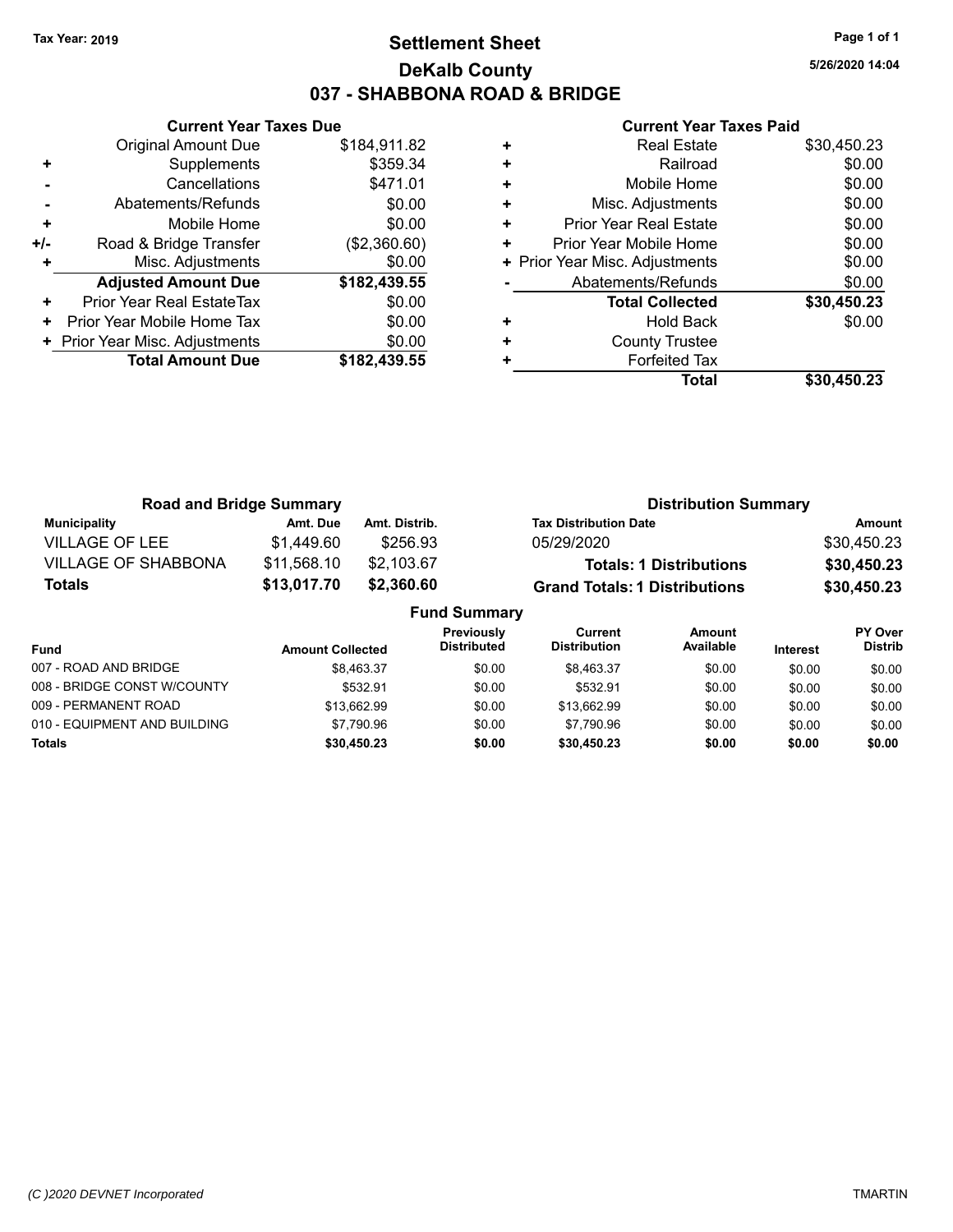Tax Year: 2019

# Settlement Sheet

## DeKalb County

## 037 - SHABBONA ROAD & BRIDGE

5/26/2020 14:04

### Current Year Taxes Due

| | | |
|---|---|---|
| | Original Amount Due | $184,911.82 |
| + | Supplements | $359.34 |
| - | Cancellations | $471.01 |
| - | Abatements/Refunds | $0.00 |
| + | Mobile Home | $0.00 |
| +/- | Road & Bridge Transfer | ($2,360.60) |
| + | Misc. Adjustments | $0.00 |
| | **Adjusted Amount Due** | **$182,439.55** |
| + | Prior Year Real EstateTax | $0.00 |
| + | Prior Year Mobile Home Tax | $0.00 |
| + | Prior Year Misc. Adjustments | $0.00 |
| | **Total Amount Due** | **$182,439.55** |

### Current Year Taxes Paid

| | | |
|---|---|---|
| + | Real Estate | $30,450.23 |
| + | Railroad | $0.00 |
| + | Mobile Home | $0.00 |
| + | Misc. Adjustments | $0.00 |
| + | Prior Year Real Estate | $0.00 |
| + | Prior Year Mobile Home | $0.00 |
| + | Prior Year Misc. Adjustments | $0.00 |
| - | Abatements/Refunds | $0.00 |
| | **Total Collected** | **$30,450.23** |
| + | Hold Back | $0.00 |
| + | County Trustee | |
| + | Forfeited Tax | |
| | **Total** | **$30,450.23** |

### Road and Bridge Summary

| Municipality | Amt. Due | Amt. Distrib. |
|---|---|---|
| VILLAGE OF LEE | $1,449.60 | $256.93 |
| VILLAGE OF SHABBONA | $11,568.10 | $2,103.67 |
| **Totals** | **$13,017.70** | **$2,360.60** |

### Distribution Summary

| Tax Distribution Date | Amount |
|---|---|
| 05/29/2020 | $30,450.23 |
| **Totals: 1 Distributions** | **$30,450.23** |
| **Grand Totals: 1 Distributions** | **$30,450.23** |

### Fund Summary

| Fund | Amount Collected | Previously Distributed | Current Distribution | Amount Available | Interest | PY Over Distrib |
|---|---|---|---|---|---|---|
| 007 - ROAD AND BRIDGE | $8,463.37 | $0.00 | $8,463.37 | $0.00 | $0.00 | $0.00 |
| 008 - BRIDGE CONST W/COUNTY | $532.91 | $0.00 | $532.91 | $0.00 | $0.00 | $0.00 |
| 009 - PERMANENT ROAD | $13,662.99 | $0.00 | $13,662.99 | $0.00 | $0.00 | $0.00 |
| 010 - EQUIPMENT AND BUILDING | $7,790.96 | $0.00 | $7,790.96 | $0.00 | $0.00 | $0.00 |
| **Totals** | **$30,450.23** | **$0.00** | **$30,450.23** | **$0.00** | **$0.00** | **$0.00** |

(C )2020 DEVNET Incorporated — TMARTIN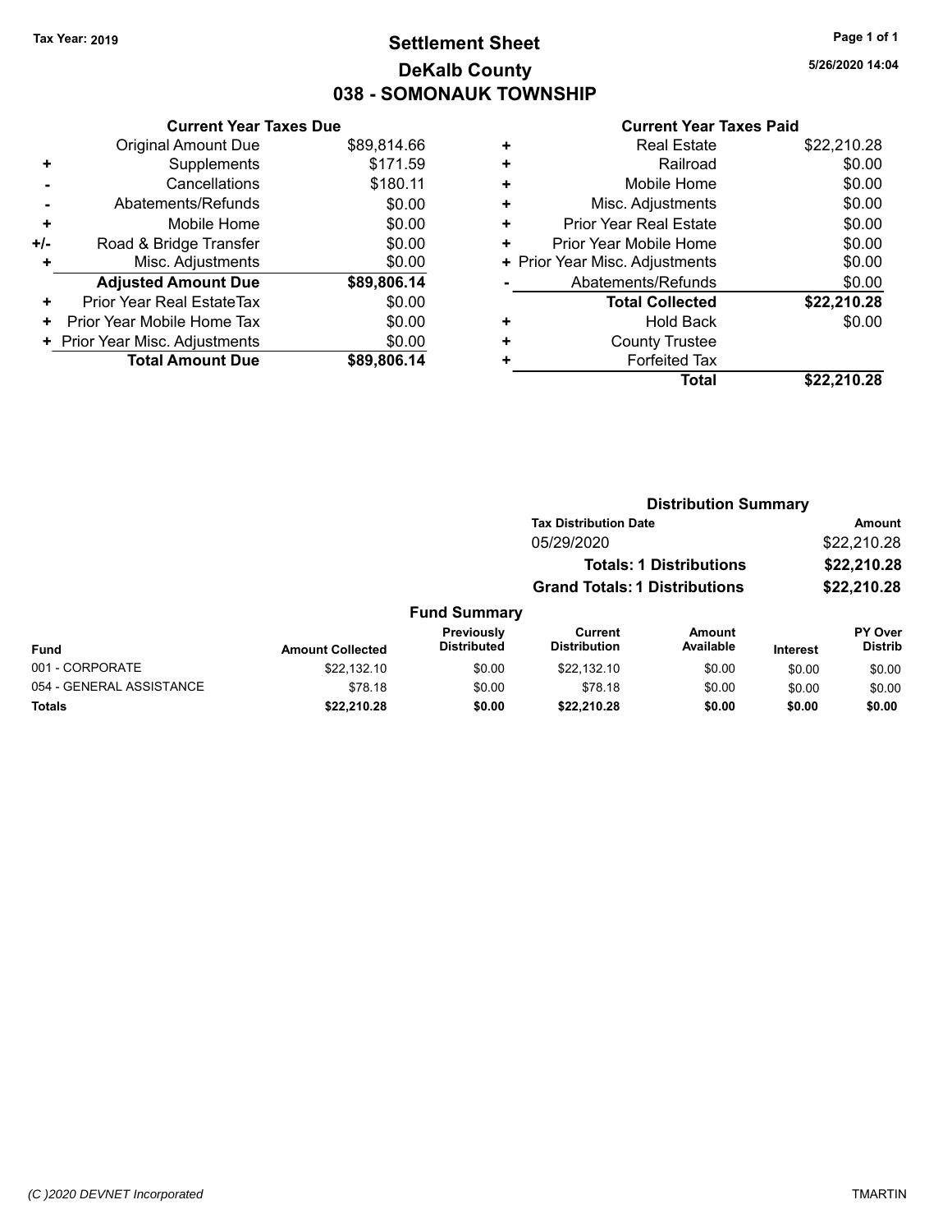Tax Year: 2019

# Settlement Sheet
## DeKalb County
## 038 - SOMONAUK TOWNSHIP

5/26/2020 14:04

### Current Year Taxes Due

| | | |
|---|---|---|
| | Original Amount Due | $89,814.66 |
| + | Supplements | $171.59 |
| - | Cancellations | $180.11 |
| - | Abatements/Refunds | $0.00 |
| + | Mobile Home | $0.00 |
| +/- | Road & Bridge Transfer | $0.00 |
| + | Misc. Adjustments | $0.00 |
| | **Adjusted Amount Due** | **$89,806.14** |
| + | Prior Year Real EstateTax | $0.00 |
| + | Prior Year Mobile Home Tax | $0.00 |
| + | Prior Year Misc. Adjustments | $0.00 |
| | **Total Amount Due** | **$89,806.14** |

### Current Year Taxes Paid

| | | |
|---|---|---|
| + | Real Estate | $22,210.28 |
| + | Railroad | $0.00 |
| + | Mobile Home | $0.00 |
| + | Misc. Adjustments | $0.00 |
| + | Prior Year Real Estate | $0.00 |
| + | Prior Year Mobile Home | $0.00 |
| + | Prior Year Misc. Adjustments | $0.00 |
| - | Abatements/Refunds | $0.00 |
| | **Total Collected** | **$22,210.28** |
| + | Hold Back | $0.00 |
| + | County Trustee | |
| + | Forfeited Tax | |
| | **Total** | **$22,210.28** |

### Distribution Summary

| Tax Distribution Date | Amount |
|---|---|
| 05/29/2020 | $22,210.28 |
| **Totals: 1 Distributions** | **$22,210.28** |
| **Grand Totals: 1 Distributions** | **$22,210.28** |

### Fund Summary

| Fund | Amount Collected | Previously Distributed | Current Distribution | Amount Available | Interest | PY Over Distrib |
|---|---|---|---|---|---|---|
| 001 - CORPORATE | $22,132.10 | $0.00 | $22,132.10 | $0.00 | $0.00 | $0.00 |
| 054 - GENERAL ASSISTANCE | $78.18 | $0.00 | $78.18 | $0.00 | $0.00 | $0.00 |
| **Totals** | **$22,210.28** | **$0.00** | **$22,210.28** | **$0.00** | **$0.00** | **$0.00** |

(C )2020 DEVNET Incorporated TMARTIN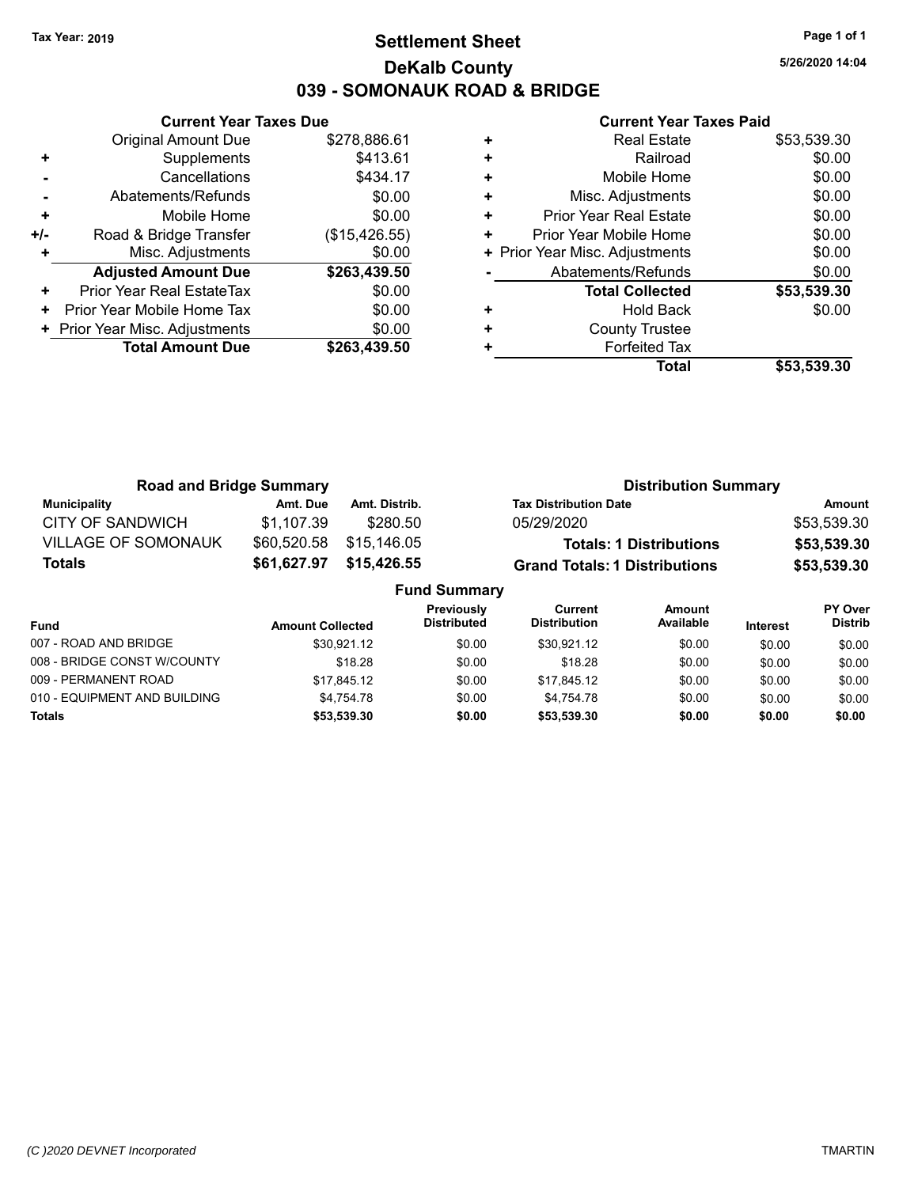Tax Year: 2019

# Settlement Sheet
## DeKalb County
## 039 - SOMONAUK ROAD & BRIDGE

5/26/2020 14:04

### Current Year Taxes Due

| | | |
|---|---|---|
| | Original Amount Due | $278,886.61 |
| + | Supplements | $413.61 |
| - | Cancellations | $434.17 |
| - | Abatements/Refunds | $0.00 |
| + | Mobile Home | $0.00 |
| +/- | Road & Bridge Transfer | ($15,426.55) |
| + | Misc. Adjustments | $0.00 |
| | **Adjusted Amount Due** | **$263,439.50** |
| + | Prior Year Real EstateTax | $0.00 |
| + | Prior Year Mobile Home Tax | $0.00 |
| + | Prior Year Misc. Adjustments | $0.00 |
| | **Total Amount Due** | **$263,439.50** |

### Current Year Taxes Paid

| | | |
|---|---|---|
| + | Real Estate | $53,539.30 |
| + | Railroad | $0.00 |
| + | Mobile Home | $0.00 |
| + | Misc. Adjustments | $0.00 |
| + | Prior Year Real Estate | $0.00 |
| + | Prior Year Mobile Home | $0.00 |
| + | Prior Year Misc. Adjustments | $0.00 |
| - | Abatements/Refunds | $0.00 |
| | **Total Collected** | **$53,539.30** |
| + | Hold Back | $0.00 |
| + | County Trustee | |
| + | Forfeited Tax | |
| | **Total** | **$53,539.30** |

### Road and Bridge Summary

| Municipality | Amt. Due | Amt. Distrib. |
|---|---|---|
| CITY OF SANDWICH | $1,107.39 | $280.50 |
| VILLAGE OF SOMONAUK | $60,520.58 | $15,146.05 |
| **Totals** | **$61,627.97** | **$15,426.55** |

### Distribution Summary

| Tax Distribution Date | Amount |
|---|---|
| 05/29/2020 | $53,539.30 |
| **Totals: 1 Distributions** | **$53,539.30** |
| **Grand Totals: 1 Distributions** | **$53,539.30** |

### Fund Summary

| Fund | Amount Collected | Previously Distributed | Current Distribution | Amount Available | Interest | PY Over Distrib |
|---|---|---|---|---|---|---|
| 007 - ROAD AND BRIDGE | $30,921.12 | $0.00 | $30,921.12 | $0.00 | $0.00 | $0.00 |
| 008 - BRIDGE CONST W/COUNTY | $18.28 | $0.00 | $18.28 | $0.00 | $0.00 | $0.00 |
| 009 - PERMANENT ROAD | $17,845.12 | $0.00 | $17,845.12 | $0.00 | $0.00 | $0.00 |
| 010 - EQUIPMENT AND BUILDING | $4,754.78 | $0.00 | $4,754.78 | $0.00 | $0.00 | $0.00 |
| **Totals** | **$53,539.30** | **$0.00** | **$53,539.30** | **$0.00** | **$0.00** | **$0.00** |

(C )2020 DEVNET Incorporated — TMARTIN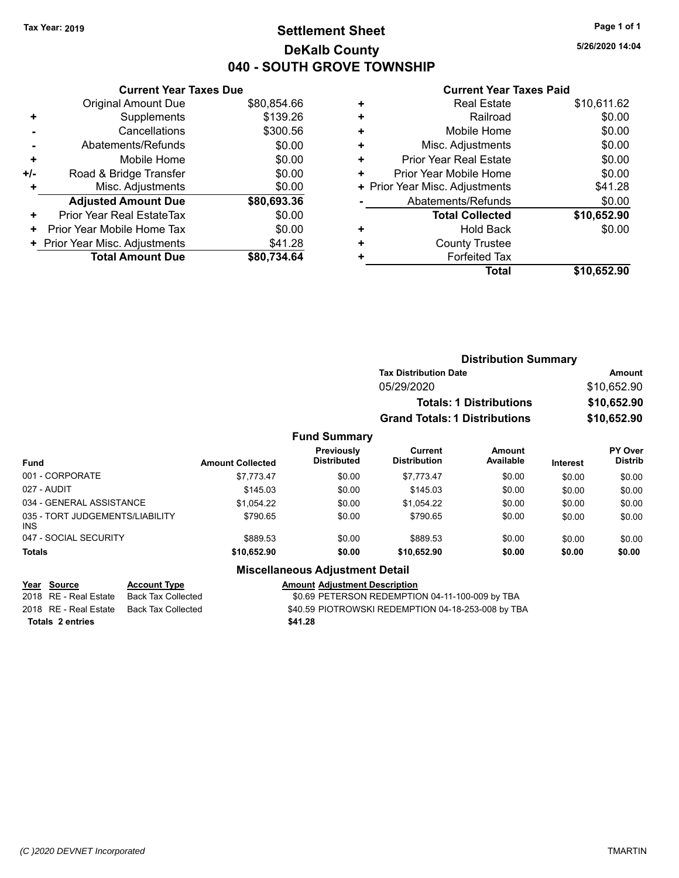Tax Year: 2019

# Settlement Sheet

## DeKalb County

## 040 - SOUTH GROVE TOWNSHIP

5/26/2020 14:04

### Current Year Taxes Due

| | | |
|---|---|---|
| | Original Amount Due | $80,854.66 |
| + | Supplements | $139.26 |
| - | Cancellations | $300.56 |
| - | Abatements/Refunds | $0.00 |
| + | Mobile Home | $0.00 |
| +/- | Road & Bridge Transfer | $0.00 |
| + | Misc. Adjustments | $0.00 |
| | **Adjusted Amount Due** | **$80,693.36** |
| + | Prior Year Real EstateTax | $0.00 |
| + | Prior Year Mobile Home Tax | $0.00 |
| + | Prior Year Misc. Adjustments | $41.28 |
| | **Total Amount Due** | **$80,734.64** |

### Current Year Taxes Paid

| | | |
|---|---|---|
| + | Real Estate | $10,611.62 |
| + | Railroad | $0.00 |
| + | Mobile Home | $0.00 |
| + | Misc. Adjustments | $0.00 |
| + | Prior Year Real Estate | $0.00 |
| + | Prior Year Mobile Home | $0.00 |
| + | Prior Year Misc. Adjustments | $41.28 |
| - | Abatements/Refunds | $0.00 |
| | **Total Collected** | **$10,652.90** |
| + | Hold Back | $0.00 |
| + | County Trustee | |
| + | Forfeited Tax | |
| | **Total** | **$10,652.90** |

### Distribution Summary

| Tax Distribution Date | Amount |
|---|---|
| 05/29/2020 | $10,652.90 |
| **Totals: 1 Distributions** | **$10,652.90** |
| **Grand Totals: 1 Distributions** | **$10,652.90** |

### Fund Summary

| Fund | Amount Collected | Previously Distributed | Current Distribution | Amount Available | Interest | PY Over Distrib |
|---|---|---|---|---|---|---|
| 001 - CORPORATE | $7,773.47 | $0.00 | $7,773.47 | $0.00 | $0.00 | $0.00 |
| 027 - AUDIT | $145.03 | $0.00 | $145.03 | $0.00 | $0.00 | $0.00 |
| 034 - GENERAL ASSISTANCE | $1,054.22 | $0.00 | $1,054.22 | $0.00 | $0.00 | $0.00 |
| 035 - TORT JUDGEMENTS/LIABILITY INS | $790.65 | $0.00 | $790.65 | $0.00 | $0.00 | $0.00 |
| 047 - SOCIAL SECURITY | $889.53 | $0.00 | $889.53 | $0.00 | $0.00 | $0.00 |
| **Totals** | **$10,652.90** | **$0.00** | **$10,652.90** | **$0.00** | **$0.00** | **$0.00** |

### Miscellaneous Adjustment Detail

| Year | Source | Account Type | Amount | Adjustment Description |
|---|---|---|---|---|
| 2018 | RE - Real Estate | Back Tax Collected | $0.69 | PETERSON REDEMPTION 04-11-100-009 by TBA |
| 2018 | RE - Real Estate | Back Tax Collected | $40.59 | PIOTROWSKI REDEMPTION 04-18-253-008 by TBA |
| **Totals 2 entries** | | | **$41.28** | |

(C )2020 DEVNET Incorporated TMARTIN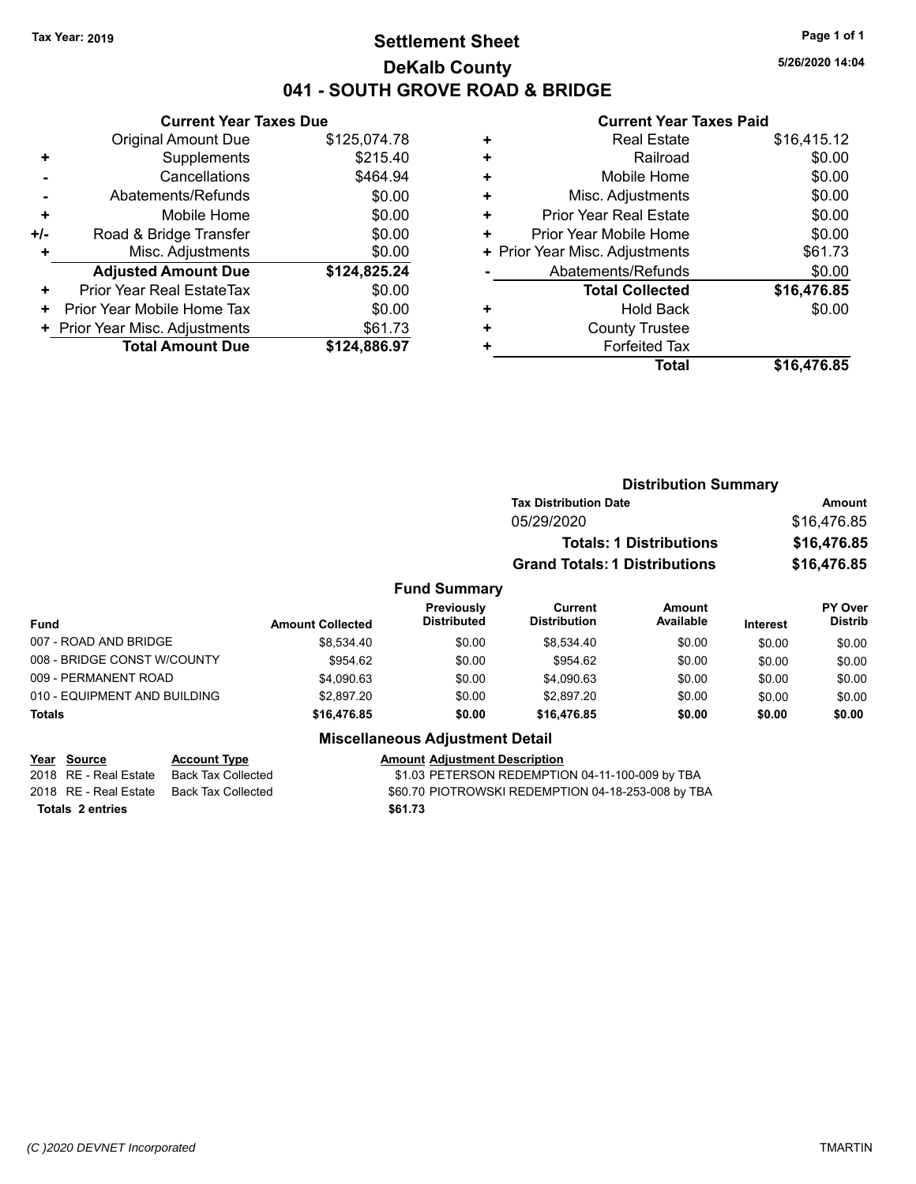Tax Year: 2019

# Settlement Sheet

## DeKalb County

## 041 - SOUTH GROVE ROAD & BRIDGE

5/26/2020 14:04

### Current Year Taxes Due

| | | |
|---|---|---|
| | Original Amount Due | $125,074.78 |
| + | Supplements | $215.40 |
| - | Cancellations | $464.94 |
| - | Abatements/Refunds | $0.00 |
| + | Mobile Home | $0.00 |
| +/- | Road & Bridge Transfer | $0.00 |
| + | Misc. Adjustments | $0.00 |
| | **Adjusted Amount Due** | **$124,825.24** |
| + | Prior Year Real EstateTax | $0.00 |
| + | Prior Year Mobile Home Tax | $0.00 |
| + | Prior Year Misc. Adjustments | $61.73 |
| | **Total Amount Due** | **$124,886.97** |

### Current Year Taxes Paid

| | | |
|---|---|---|
| + | Real Estate | $16,415.12 |
| + | Railroad | $0.00 |
| + | Mobile Home | $0.00 |
| + | Misc. Adjustments | $0.00 |
| + | Prior Year Real Estate | $0.00 |
| + | Prior Year Mobile Home | $0.00 |
| + | Prior Year Misc. Adjustments | $61.73 |
| - | Abatements/Refunds | $0.00 |
| | **Total Collected** | **$16,476.85** |
| + | Hold Back | $0.00 |
| + | County Trustee | |
| + | Forfeited Tax | |
| | **Total** | **$16,476.85** |

### Distribution Summary

| Tax Distribution Date | Amount |
|---|---|
| 05/29/2020 | $16,476.85 |
| **Totals: 1 Distributions** | **$16,476.85** |
| **Grand Totals: 1 Distributions** | **$16,476.85** |

### Fund Summary

| Fund | Amount Collected | Previously Distributed | Current Distribution | Amount Available | Interest | PY Over Distrib |
|---|---|---|---|---|---|---|
| 007 - ROAD AND BRIDGE | $8,534.40 | $0.00 | $8,534.40 | $0.00 | $0.00 | $0.00 |
| 008 - BRIDGE CONST W/COUNTY | $954.62 | $0.00 | $954.62 | $0.00 | $0.00 | $0.00 |
| 009 - PERMANENT ROAD | $4,090.63 | $0.00 | $4,090.63 | $0.00 | $0.00 | $0.00 |
| 010 - EQUIPMENT AND BUILDING | $2,897.20 | $0.00 | $2,897.20 | $0.00 | $0.00 | $0.00 |
| **Totals** | **$16,476.85** | **$0.00** | **$16,476.85** | **$0.00** | **$0.00** | **$0.00** |

### Miscellaneous Adjustment Detail

| Year | Source | Account Type | Amount | Adjustment Description |
|---|---|---|---|---|
| 2018 | RE - Real Estate | Back Tax Collected | $1.03 | PETERSON REDEMPTION 04-11-100-009 by TBA |
| 2018 | RE - Real Estate | Back Tax Collected | $60.70 | PIOTROWSKI REDEMPTION 04-18-253-008 by TBA |
| **Totals** | **2 entries** | | **$61.73** | |

(C )2020 DEVNET Incorporated — TMARTIN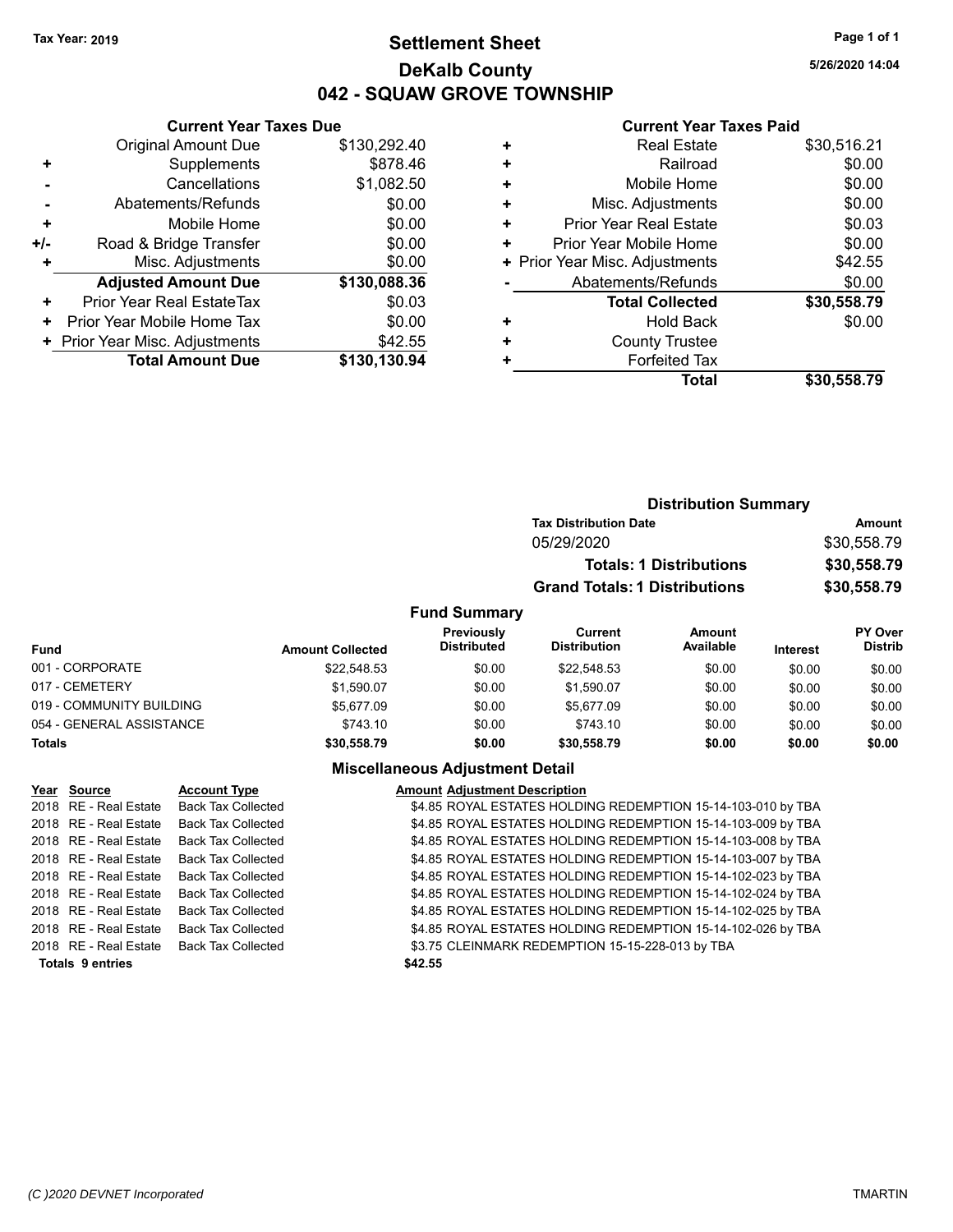Tax Year: 2019

# Settlement Sheet
## DeKalb County
## 042 - SQUAW GROVE TOWNSHIP

5/26/2020 14:04

### Current Year Taxes Due

| | | |
|---|---|---|
| | Original Amount Due | $130,292.40 |
| + | Supplements | $878.46 |
| - | Cancellations | $1,082.50 |
| - | Abatements/Refunds | $0.00 |
| + | Mobile Home | $0.00 |
| +/- | Road & Bridge Transfer | $0.00 |
| + | Misc. Adjustments | $0.00 |
| | **Adjusted Amount Due** | **$130,088.36** |
| + | Prior Year Real EstateTax | $0.03 |
| + | Prior Year Mobile Home Tax | $0.00 |
| + | Prior Year Misc. Adjustments | $42.55 |
| | **Total Amount Due** | **$130,130.94** |

### Current Year Taxes Paid

| | | |
|---|---|---|
| + | Real Estate | $30,516.21 |
| + | Railroad | $0.00 |
| + | Mobile Home | $0.00 |
| + | Misc. Adjustments | $0.00 |
| + | Prior Year Real Estate | $0.03 |
| + | Prior Year Mobile Home | $0.00 |
| + | Prior Year Misc. Adjustments | $42.55 |
| - | Abatements/Refunds | $0.00 |
| | **Total Collected** | **$30,558.79** |
| + | Hold Back | $0.00 |
| + | County Trustee | |
| + | Forfeited Tax | |
| | **Total** | **$30,558.79** |

### Distribution Summary

| Tax Distribution Date | Amount |
|---|---|
| 05/29/2020 | $30,558.79 |
| **Totals: 1 Distributions** | **$30,558.79** |
| **Grand Totals: 1 Distributions** | **$30,558.79** |

### Fund Summary

| Fund | Amount Collected | Previously Distributed | Current Distribution | Amount Available | Interest | PY Over Distrib |
|---|---|---|---|---|---|---|
| 001 - CORPORATE | $22,548.53 | $0.00 | $22,548.53 | $0.00 | $0.00 | $0.00 |
| 017 - CEMETERY | $1,590.07 | $0.00 | $1,590.07 | $0.00 | $0.00 | $0.00 |
| 019 - COMMUNITY BUILDING | $5,677.09 | $0.00 | $5,677.09 | $0.00 | $0.00 | $0.00 |
| 054 - GENERAL ASSISTANCE | $743.10 | $0.00 | $743.10 | $0.00 | $0.00 | $0.00 |
| **Totals** | **$30,558.79** | **$0.00** | **$30,558.79** | **$0.00** | **$0.00** | **$0.00** |

### Miscellaneous Adjustment Detail

| Year | Source | Account Type | Amount | Adjustment Description |
|---|---|---|---|---|
| 2018 | RE - Real Estate | Back Tax Collected | $4.85 | ROYAL ESTATES HOLDING REDEMPTION 15-14-103-010 by TBA |
| 2018 | RE - Real Estate | Back Tax Collected | $4.85 | ROYAL ESTATES HOLDING REDEMPTION 15-14-103-009 by TBA |
| 2018 | RE - Real Estate | Back Tax Collected | $4.85 | ROYAL ESTATES HOLDING REDEMPTION 15-14-103-008 by TBA |
| 2018 | RE - Real Estate | Back Tax Collected | $4.85 | ROYAL ESTATES HOLDING REDEMPTION 15-14-103-007 by TBA |
| 2018 | RE - Real Estate | Back Tax Collected | $4.85 | ROYAL ESTATES HOLDING REDEMPTION 15-14-102-023 by TBA |
| 2018 | RE - Real Estate | Back Tax Collected | $4.85 | ROYAL ESTATES HOLDING REDEMPTION 15-14-102-024 by TBA |
| 2018 | RE - Real Estate | Back Tax Collected | $4.85 | ROYAL ESTATES HOLDING REDEMPTION 15-14-102-025 by TBA |
| 2018 | RE - Real Estate | Back Tax Collected | $4.85 | ROYAL ESTATES HOLDING REDEMPTION 15-14-102-026 by TBA |
| 2018 | RE - Real Estate | Back Tax Collected | $3.75 | CLEINMARK REDEMPTION 15-15-228-013 by TBA |
| **Totals** | **9 entries** | | **$42.55** | |

(C )2020 DEVNET Incorporated — TMARTIN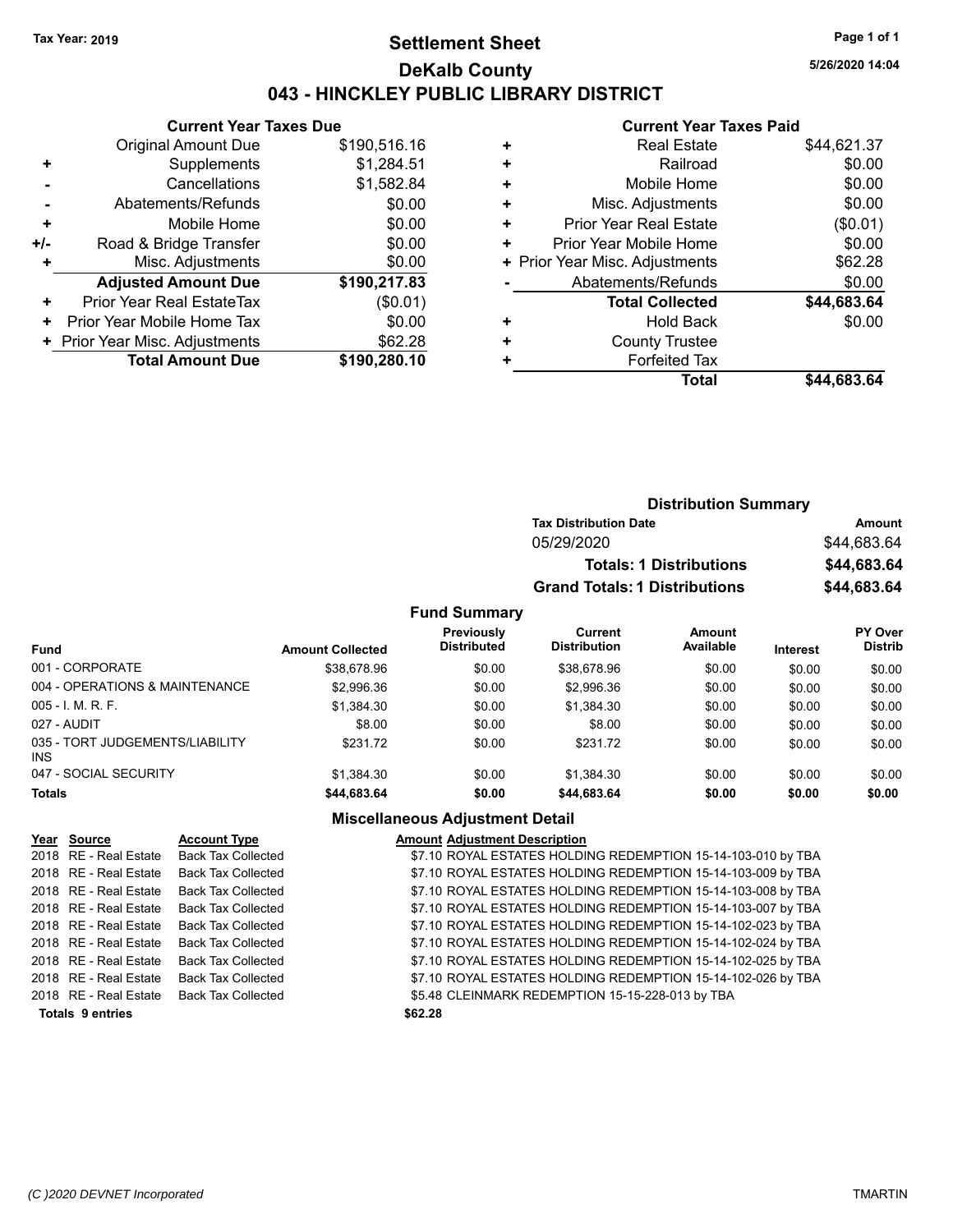**Tax Year: 2019**

# Settlement Sheet

## DeKalb County

## 043 - HINCKLEY PUBLIC LIBRARY DISTRICT

5/26/2020 14:04

### Current Year Taxes Due

| | | |
|---|---|---|
| | Original Amount Due | $190,516.16 |
| + | Supplements | $1,284.51 |
| - | Cancellations | $1,582.84 |
| - | Abatements/Refunds | $0.00 |
| + | Mobile Home | $0.00 |
| +/- | Road & Bridge Transfer | $0.00 |
| + | Misc. Adjustments | $0.00 |
| | **Adjusted Amount Due** | **$190,217.83** |
| + | Prior Year Real EstateTax | ($0.01) |
| + | Prior Year Mobile Home Tax | $0.00 |
| + | Prior Year Misc. Adjustments | $62.28 |
| | **Total Amount Due** | **$190,280.10** |

### Current Year Taxes Paid

| | | |
|---|---|---|
| + | Real Estate | $44,621.37 |
| + | Railroad | $0.00 |
| + | Mobile Home | $0.00 |
| + | Misc. Adjustments | $0.00 |
| + | Prior Year Real Estate | ($0.01) |
| + | Prior Year Mobile Home | $0.00 |
| + | Prior Year Misc. Adjustments | $62.28 |
| - | Abatements/Refunds | $0.00 |
| | **Total Collected** | **$44,683.64** |
| + | Hold Back | $0.00 |
| + | County Trustee | |
| + | Forfeited Tax | |
| | **Total** | **$44,683.64** |

### Distribution Summary

| Tax Distribution Date | Amount |
|---|---|
| 05/29/2020 | $44,683.64 |
| **Totals: 1 Distributions** | **$44,683.64** |
| **Grand Totals: 1 Distributions** | **$44,683.64** |

### Fund Summary

| Fund | Amount Collected | Previously Distributed | Current Distribution | Amount Available | Interest | PY Over Distrib |
|---|---|---|---|---|---|---|
| 001 - CORPORATE | $38,678.96 | $0.00 | $38,678.96 | $0.00 | $0.00 | $0.00 |
| 004 - OPERATIONS & MAINTENANCE | $2,996.36 | $0.00 | $2,996.36 | $0.00 | $0.00 | $0.00 |
| 005 - I. M. R. F. | $1,384.30 | $0.00 | $1,384.30 | $0.00 | $0.00 | $0.00 |
| 027 - AUDIT | $8.00 | $0.00 | $8.00 | $0.00 | $0.00 | $0.00 |
| 035 - TORT JUDGEMENTS/LIABILITY INS | $231.72 | $0.00 | $231.72 | $0.00 | $0.00 | $0.00 |
| 047 - SOCIAL SECURITY | $1,384.30 | $0.00 | $1,384.30 | $0.00 | $0.00 | $0.00 |
| **Totals** | **$44,683.64** | **$0.00** | **$44,683.64** | **$0.00** | **$0.00** | **$0.00** |

### Miscellaneous Adjustment Detail

| Year | Source | Account Type | Amount | Adjustment Description |
|---|---|---|---|---|
| 2018 | RE - Real Estate | Back Tax Collected | $7.10 | ROYAL ESTATES HOLDING REDEMPTION 15-14-103-010 by TBA |
| 2018 | RE - Real Estate | Back Tax Collected | $7.10 | ROYAL ESTATES HOLDING REDEMPTION 15-14-103-009 by TBA |
| 2018 | RE - Real Estate | Back Tax Collected | $7.10 | ROYAL ESTATES HOLDING REDEMPTION 15-14-103-008 by TBA |
| 2018 | RE - Real Estate | Back Tax Collected | $7.10 | ROYAL ESTATES HOLDING REDEMPTION 15-14-103-007 by TBA |
| 2018 | RE - Real Estate | Back Tax Collected | $7.10 | ROYAL ESTATES HOLDING REDEMPTION 15-14-102-023 by TBA |
| 2018 | RE - Real Estate | Back Tax Collected | $7.10 | ROYAL ESTATES HOLDING REDEMPTION 15-14-102-024 by TBA |
| 2018 | RE - Real Estate | Back Tax Collected | $7.10 | ROYAL ESTATES HOLDING REDEMPTION 15-14-102-025 by TBA |
| 2018 | RE - Real Estate | Back Tax Collected | $7.10 | ROYAL ESTATES HOLDING REDEMPTION 15-14-102-026 by TBA |
| 2018 | RE - Real Estate | Back Tax Collected | $5.48 | CLEINMARK REDEMPTION 15-15-228-013 by TBA |
| **Totals 9 entries** | | | **$62.28** | |

(C )2020 DEVNET Incorporated — TMARTIN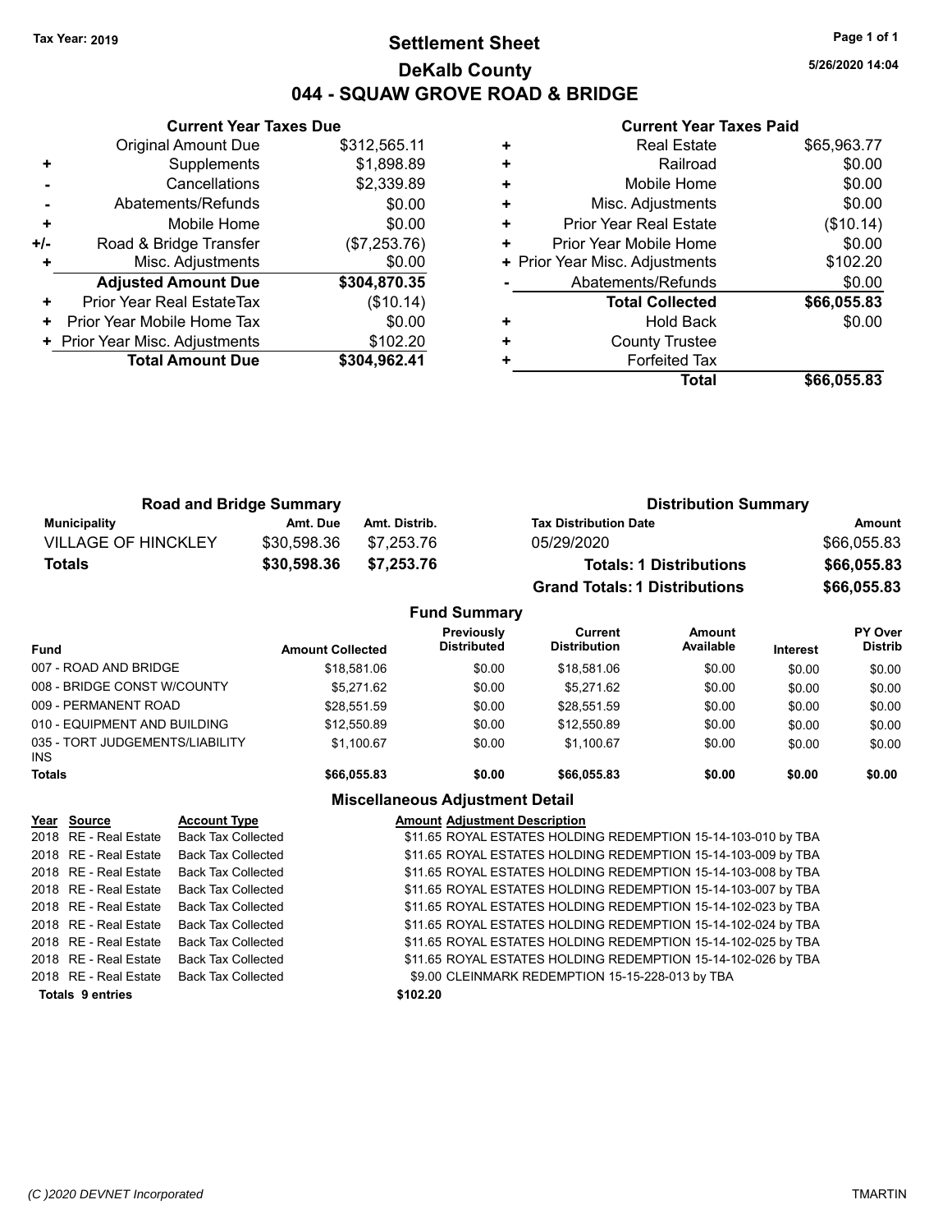Tax Year: 2019

# Settlement Sheet
## DeKalb County
## 044 - SQUAW GROVE ROAD & BRIDGE

5/26/2020 14:04

### Current Year Taxes Due

| | | |
|---|---|---|
| | Original Amount Due | $312,565.11 |
| + | Supplements | $1,898.89 |
| - | Cancellations | $2,339.89 |
| - | Abatements/Refunds | $0.00 |
| + | Mobile Home | $0.00 |
| +/- | Road & Bridge Transfer | ($7,253.76) |
| + | Misc. Adjustments | $0.00 |
| | **Adjusted Amount Due** | **$304,870.35** |
| + | Prior Year Real EstateTax | ($10.14) |
| + | Prior Year Mobile Home Tax | $0.00 |
| + | Prior Year Misc. Adjustments | $102.20 |
| | **Total Amount Due** | **$304,962.41** |

### Current Year Taxes Paid

| | | |
|---|---|---|
| + | Real Estate | $65,963.77 |
| + | Railroad | $0.00 |
| + | Mobile Home | $0.00 |
| + | Misc. Adjustments | $0.00 |
| + | Prior Year Real Estate | ($10.14) |
| + | Prior Year Mobile Home | $0.00 |
| + | Prior Year Misc. Adjustments | $102.20 |
| - | Abatements/Refunds | $0.00 |
| | **Total Collected** | **$66,055.83** |
| + | Hold Back | $0.00 |
| + | County Trustee | |
| + | Forfeited Tax | |
| | **Total** | **$66,055.83** |

### Road and Bridge Summary

| Municipality | Amt. Due | Amt. Distrib. |
|---|---|---|
| VILLAGE OF HINCKLEY | $30,598.36 | $7,253.76 |
| **Totals** | **$30,598.36** | **$7,253.76** |

### Distribution Summary

| Tax Distribution Date | Amount |
|---|---|
| 05/29/2020 | $66,055.83 |
| **Totals: 1 Distributions** | **$66,055.83** |
| **Grand Totals: 1 Distributions** | **$66,055.83** |

### Fund Summary

| Fund | Amount Collected | Previously Distributed | Current Distribution | Amount Available | Interest | PY Over Distrib |
|---|---|---|---|---|---|---|
| 007 - ROAD AND BRIDGE | $18,581.06 | $0.00 | $18,581.06 | $0.00 | $0.00 | $0.00 |
| 008 - BRIDGE CONST W/COUNTY | $5,271.62 | $0.00 | $5,271.62 | $0.00 | $0.00 | $0.00 |
| 009 - PERMANENT ROAD | $28,551.59 | $0.00 | $28,551.59 | $0.00 | $0.00 | $0.00 |
| 010 - EQUIPMENT AND BUILDING | $12,550.89 | $0.00 | $12,550.89 | $0.00 | $0.00 | $0.00 |
| 035 - TORT JUDGEMENTS/LIABILITY INS | $1,100.67 | $0.00 | $1,100.67 | $0.00 | $0.00 | $0.00 |
| **Totals** | **$66,055.83** | **$0.00** | **$66,055.83** | **$0.00** | **$0.00** | **$0.00** |

### Miscellaneous Adjustment Detail

| Year | Source | Account Type | Amount | Adjustment Description |
|---|---|---|---|---|
| 2018 | RE - Real Estate | Back Tax Collected | $11.65 | ROYAL ESTATES HOLDING REDEMPTION 15-14-103-010 by TBA |
| 2018 | RE - Real Estate | Back Tax Collected | $11.65 | ROYAL ESTATES HOLDING REDEMPTION 15-14-103-009 by TBA |
| 2018 | RE - Real Estate | Back Tax Collected | $11.65 | ROYAL ESTATES HOLDING REDEMPTION 15-14-103-008 by TBA |
| 2018 | RE - Real Estate | Back Tax Collected | $11.65 | ROYAL ESTATES HOLDING REDEMPTION 15-14-103-007 by TBA |
| 2018 | RE - Real Estate | Back Tax Collected | $11.65 | ROYAL ESTATES HOLDING REDEMPTION 15-14-102-023 by TBA |
| 2018 | RE - Real Estate | Back Tax Collected | $11.65 | ROYAL ESTATES HOLDING REDEMPTION 15-14-102-024 by TBA |
| 2018 | RE - Real Estate | Back Tax Collected | $11.65 | ROYAL ESTATES HOLDING REDEMPTION 15-14-102-025 by TBA |
| 2018 | RE - Real Estate | Back Tax Collected | $11.65 | ROYAL ESTATES HOLDING REDEMPTION 15-14-102-026 by TBA |
| 2018 | RE - Real Estate | Back Tax Collected | $9.00 | CLEINMARK REDEMPTION 15-15-228-013 by TBA |
| **Totals 9 entries** | | | **$102.20** | |

(C )2020 DEVNET Incorporated TMARTIN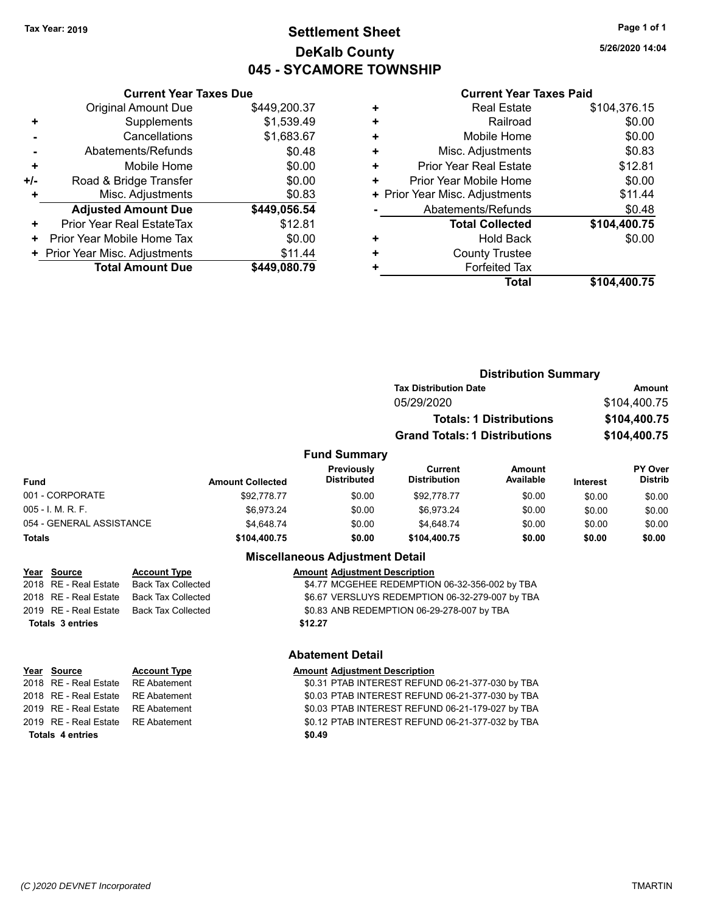Tax Year: 2019

# Settlement Sheet
## DeKalb County
## 045 - SYCAMORE TOWNSHIP

5/26/2020 14:04

### Current Year Taxes Due

| | | |
|---|---|---|
| | Original Amount Due | $449,200.37 |
| + | Supplements | $1,539.49 |
| - | Cancellations | $1,683.67 |
| - | Abatements/Refunds | $0.48 |
| + | Mobile Home | $0.00 |
| +/- | Road & Bridge Transfer | $0.00 |
| + | Misc. Adjustments | $0.83 |
| | **Adjusted Amount Due** | **$449,056.54** |
| + | Prior Year Real EstateTax | $12.81 |
| + | Prior Year Mobile Home Tax | $0.00 |
| + | Prior Year Misc. Adjustments | $11.44 |
| | **Total Amount Due** | **$449,080.79** |

### Current Year Taxes Paid

| | | |
|---|---|---|
| + | Real Estate | $104,376.15 |
| + | Railroad | $0.00 |
| + | Mobile Home | $0.00 |
| + | Misc. Adjustments | $0.83 |
| + | Prior Year Real Estate | $12.81 |
| + | Prior Year Mobile Home | $0.00 |
| + | Prior Year Misc. Adjustments | $11.44 |
| - | Abatements/Refunds | $0.48 |
| | **Total Collected** | **$104,400.75** |
| + | Hold Back | $0.00 |
| + | County Trustee | |
| + | Forfeited Tax | |
| | **Total** | **$104,400.75** |

### Distribution Summary

| Tax Distribution Date | Amount |
|---|---|
| 05/29/2020 | $104,400.75 |
| **Totals: 1 Distributions** | **$104,400.75** |
| **Grand Totals: 1 Distributions** | **$104,400.75** |

### Fund Summary

| Fund | Amount Collected | Previously Distributed | Current Distribution | Amount Available | Interest | PY Over Distrib |
|---|---|---|---|---|---|---|
| 001 - CORPORATE | $92,778.77 | $0.00 | $92,778.77 | $0.00 | $0.00 | $0.00 |
| 005 - I. M. R. F. | $6,973.24 | $0.00 | $6,973.24 | $0.00 | $0.00 | $0.00 |
| 054 - GENERAL ASSISTANCE | $4,648.74 | $0.00 | $4,648.74 | $0.00 | $0.00 | $0.00 |
| **Totals** | **$104,400.75** | **$0.00** | **$104,400.75** | **$0.00** | **$0.00** | **$0.00** |

### Miscellaneous Adjustment Detail

| Year | Source | Account Type | Amount | Adjustment Description |
|---|---|---|---|---|
| 2018 | RE - Real Estate | Back Tax Collected | $4.77 | MCGEHEE REDEMPTION 06-32-356-002 by TBA |
| 2018 | RE - Real Estate | Back Tax Collected | $6.67 | VERSLUYS REDEMPTION 06-32-279-007 by TBA |
| 2019 | RE - Real Estate | Back Tax Collected | $0.83 | ANB REDEMPTION 06-29-278-007 by TBA |
| **Totals 3 entries** | | | **$12.27** | |

### Abatement Detail

| Year | Source | Account Type | Amount | Adjustment Description |
|---|---|---|---|---|
| 2018 | RE - Real Estate | RE Abatement | $0.31 | PTAB INTEREST REFUND 06-21-377-030 by TBA |
| 2018 | RE - Real Estate | RE Abatement | $0.03 | PTAB INTEREST REFUND 06-21-377-030 by TBA |
| 2019 | RE - Real Estate | RE Abatement | $0.03 | PTAB INTEREST REFUND 06-21-179-027 by TBA |
| 2019 | RE - Real Estate | RE Abatement | $0.12 | PTAB INTEREST REFUND 06-21-377-032 by TBA |
| **Totals 4 entries** | | | **$0.49** | |

(C )2020 DEVNET Incorporated TMARTIN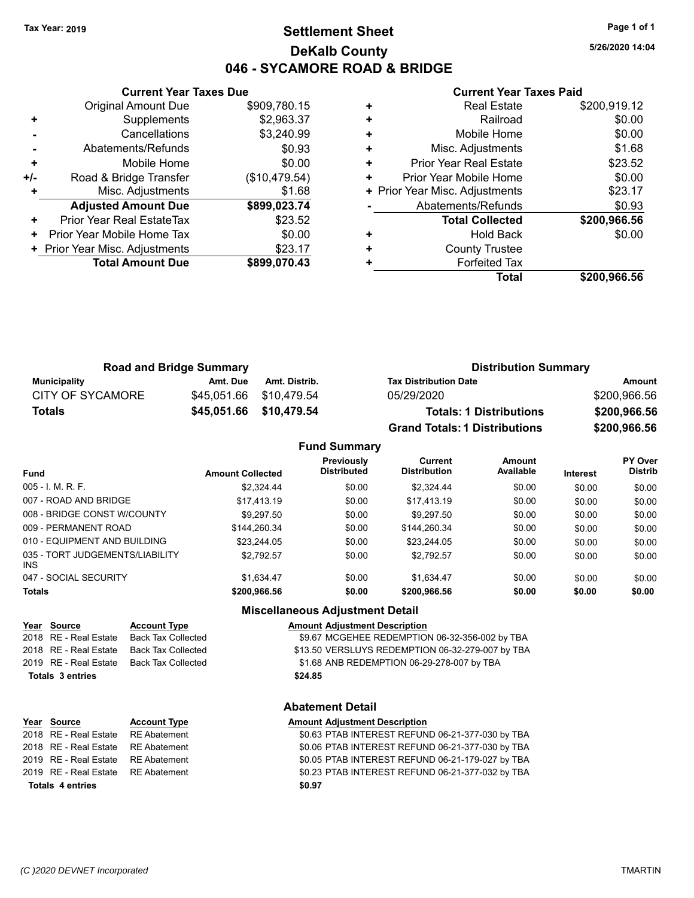Tax Year: 2019

# Settlement Sheet

## DeKalb County

## 046 - SYCAMORE ROAD & BRIDGE

5/26/2020 14:04

### Current Year Taxes Due

| | | |
|---|---|---|
| | Original Amount Due | $909,780.15 |
| + | Supplements | $2,963.37 |
| - | Cancellations | $3,240.99 |
| - | Abatements/Refunds | $0.93 |
| + | Mobile Home | $0.00 |
| +/- | Road & Bridge Transfer | ($10,479.54) |
| + | Misc. Adjustments | $1.68 |
| | **Adjusted Amount Due** | **$899,023.74** |
| + | Prior Year Real EstateTax | $23.52 |
| + | Prior Year Mobile Home Tax | $0.00 |
| + | Prior Year Misc. Adjustments | $23.17 |
| | **Total Amount Due** | **$899,070.43** |

### Current Year Taxes Paid

| | | |
|---|---|---|
| + | Real Estate | $200,919.12 |
| + | Railroad | $0.00 |
| + | Mobile Home | $0.00 |
| + | Misc. Adjustments | $1.68 |
| + | Prior Year Real Estate | $23.52 |
| + | Prior Year Mobile Home | $0.00 |
| + | Prior Year Misc. Adjustments | $23.17 |
| - | Abatements/Refunds | $0.93 |
| | **Total Collected** | **$200,966.56** |
| + | Hold Back | $0.00 |
| + | County Trustee | |
| + | Forfeited Tax | |
| | **Total** | **$200,966.56** |

### Road and Bridge Summary

| Municipality | Amt. Due | Amt. Distrib. |
|---|---|---|
| CITY OF SYCAMORE | $45,051.66 | $10,479.54 |
| **Totals** | **$45,051.66** | **$10,479.54** |

### Distribution Summary

| Tax Distribution Date | Amount |
|---|---|
| 05/29/2020 | $200,966.56 |
| **Totals: 1 Distributions** | **$200,966.56** |
| **Grand Totals: 1 Distributions** | **$200,966.56** |

### Fund Summary

| Fund | Amount Collected | Previously Distributed | Current Distribution | Amount Available | Interest | PY Over Distrib |
|---|---|---|---|---|---|---|
| 005 - I. M. R. F. | $2,324.44 | $0.00 | $2,324.44 | $0.00 | $0.00 | $0.00 |
| 007 - ROAD AND BRIDGE | $17,413.19 | $0.00 | $17,413.19 | $0.00 | $0.00 | $0.00 |
| 008 - BRIDGE CONST W/COUNTY | $9,297.50 | $0.00 | $9,297.50 | $0.00 | $0.00 | $0.00 |
| 009 - PERMANENT ROAD | $144,260.34 | $0.00 | $144,260.34 | $0.00 | $0.00 | $0.00 |
| 010 - EQUIPMENT AND BUILDING | $23,244.05 | $0.00 | $23,244.05 | $0.00 | $0.00 | $0.00 |
| 035 - TORT JUDGEMENTS/LIABILITY INS | $2,792.57 | $0.00 | $2,792.57 | $0.00 | $0.00 | $0.00 |
| 047 - SOCIAL SECURITY | $1,634.47 | $0.00 | $1,634.47 | $0.00 | $0.00 | $0.00 |
| **Totals** | **$200,966.56** | **$0.00** | **$200,966.56** | **$0.00** | **$0.00** | **$0.00** |

### Miscellaneous Adjustment Detail

| Year | Source | Account Type | Amount | Adjustment Description |
|---|---|---|---|---|
| 2018 | RE - Real Estate | Back Tax Collected | $9.67 | MCGEHEE REDEMPTION 06-32-356-002 by TBA |
| 2018 | RE - Real Estate | Back Tax Collected | $13.50 | VERSLUYS REDEMPTION 06-32-279-007 by TBA |
| 2019 | RE - Real Estate | Back Tax Collected | $1.68 | ANB REDEMPTION 06-29-278-007 by TBA |
| **Totals 3 entries** | | | **$24.85** | |

### Abatement Detail

| Year | Source | Account Type | Amount | Adjustment Description |
|---|---|---|---|---|
| 2018 | RE - Real Estate | RE Abatement | $0.63 | PTAB INTEREST REFUND 06-21-377-030 by TBA |
| 2018 | RE - Real Estate | RE Abatement | $0.06 | PTAB INTEREST REFUND 06-21-377-030 by TBA |
| 2019 | RE - Real Estate | RE Abatement | $0.05 | PTAB INTEREST REFUND 06-21-179-027 by TBA |
| 2019 | RE - Real Estate | RE Abatement | $0.23 | PTAB INTEREST REFUND 06-21-377-032 by TBA |
| **Totals 4 entries** | | | **$0.97** | |

(C )2020 DEVNET Incorporated TMARTIN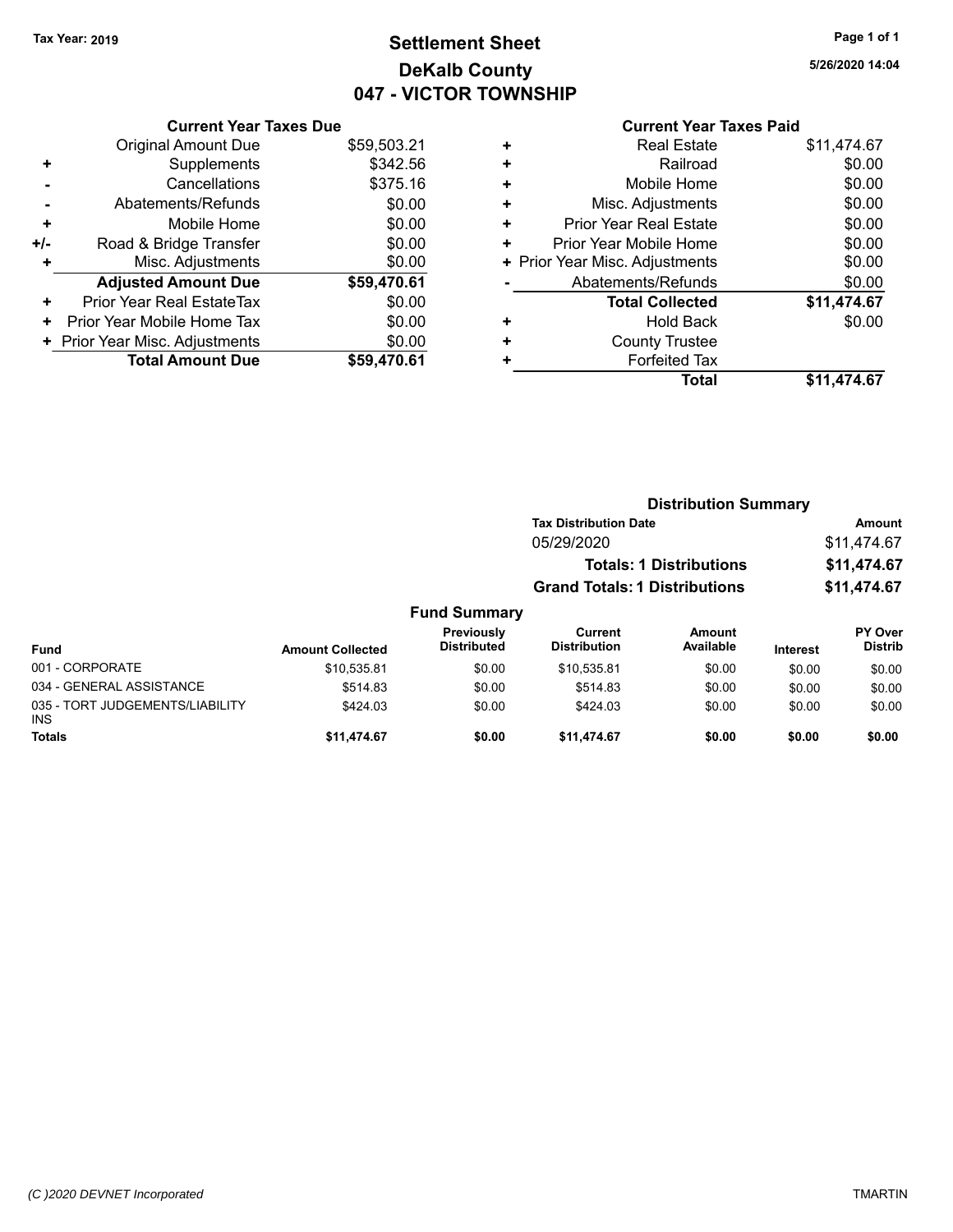Tax Year: 2019

# Settlement Sheet
## DeKalb County
## 047 - VICTOR TOWNSHIP

5/26/2020 14:04

### Current Year Taxes Due

| | | |
|---|---|---|
| | Original Amount Due | $59,503.21 |
| + | Supplements | $342.56 |
| - | Cancellations | $375.16 |
| - | Abatements/Refunds | $0.00 |
| + | Mobile Home | $0.00 |
| +/- | Road & Bridge Transfer | $0.00 |
| + | Misc. Adjustments | $0.00 |
| | **Adjusted Amount Due** | **$59,470.61** |
| + | Prior Year Real EstateTax | $0.00 |
| + | Prior Year Mobile Home Tax | $0.00 |
| + | Prior Year Misc. Adjustments | $0.00 |
| | **Total Amount Due** | **$59,470.61** |

### Current Year Taxes Paid

| | | |
|---|---|---|
| + | Real Estate | $11,474.67 |
| + | Railroad | $0.00 |
| + | Mobile Home | $0.00 |
| + | Misc. Adjustments | $0.00 |
| + | Prior Year Real Estate | $0.00 |
| + | Prior Year Mobile Home | $0.00 |
| + | Prior Year Misc. Adjustments | $0.00 |
| - | Abatements/Refunds | $0.00 |
| | **Total Collected** | **$11,474.67** |
| + | Hold Back | $0.00 |
| + | County Trustee | |
| + | Forfeited Tax | |
| | **Total** | **$11,474.67** |

### Distribution Summary

| Tax Distribution Date | | Amount |
|---|---|---|
| 05/29/2020 | | $11,474.67 |
| | **Totals: 1 Distributions** | **$11,474.67** |
| | **Grand Totals: 1 Distributions** | **$11,474.67** |

### Fund Summary

| Fund | Amount Collected | Previously Distributed | Current Distribution | Amount Available | Interest | PY Over Distrib |
|---|---|---|---|---|---|---|
| 001 - CORPORATE | $10,535.81 | $0.00 | $10,535.81 | $0.00 | $0.00 | $0.00 |
| 034 - GENERAL ASSISTANCE | $514.83 | $0.00 | $514.83 | $0.00 | $0.00 | $0.00 |
| 035 - TORT JUDGEMENTS/LIABILITY INS | $424.03 | $0.00 | $424.03 | $0.00 | $0.00 | $0.00 |
| **Totals** | **$11,474.67** | **$0.00** | **$11,474.67** | **$0.00** | **$0.00** | **$0.00** |

(C )2020 DEVNET Incorporated TMARTIN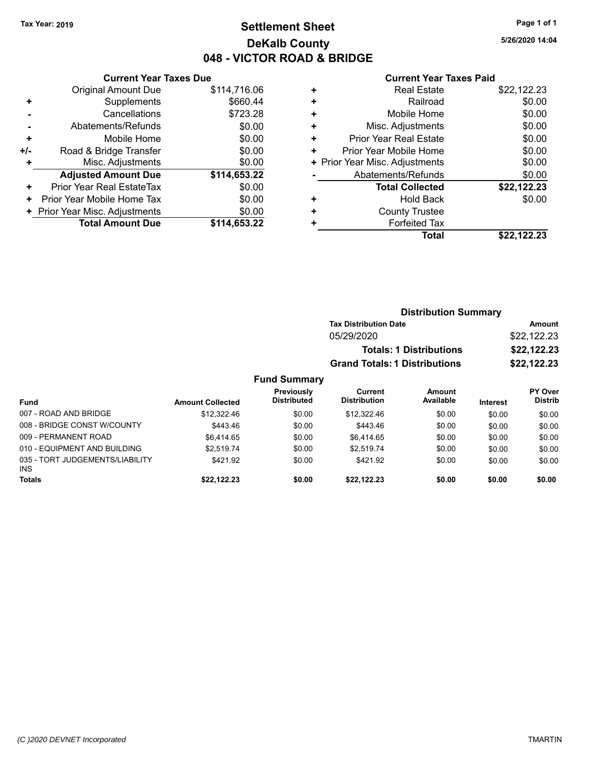Tax Year: 2019

# Settlement Sheet
## DeKalb County
## 048 - VICTOR ROAD & BRIDGE

5/26/2020 14:04

### Current Year Taxes Due

| | | |
|---|---|---|
| | Original Amount Due | $114,716.06 |
| + | Supplements | $660.44 |
| - | Cancellations | $723.28 |
| - | Abatements/Refunds | $0.00 |
| + | Mobile Home | $0.00 |
| +/- | Road & Bridge Transfer | $0.00 |
| + | Misc. Adjustments | $0.00 |
| | **Adjusted Amount Due** | **$114,653.22** |
| + | Prior Year Real EstateTax | $0.00 |
| + | Prior Year Mobile Home Tax | $0.00 |
| + | Prior Year Misc. Adjustments | $0.00 |
| | **Total Amount Due** | **$114,653.22** |

### Current Year Taxes Paid

| | | |
|---|---|---|
| + | Real Estate | $22,122.23 |
| + | Railroad | $0.00 |
| + | Mobile Home | $0.00 |
| + | Misc. Adjustments | $0.00 |
| + | Prior Year Real Estate | $0.00 |
| + | Prior Year Mobile Home | $0.00 |
| + | Prior Year Misc. Adjustments | $0.00 |
| - | Abatements/Refunds | $0.00 |
| | **Total Collected** | **$22,122.23** |
| + | Hold Back | $0.00 |
| + | County Trustee | |
| + | Forfeited Tax | |
| | **Total** | **$22,122.23** |

### Distribution Summary

| Tax Distribution Date | Amount |
|---|---|
| 05/29/2020 | $22,122.23 |
| **Totals: 1 Distributions** | **$22,122.23** |
| **Grand Totals: 1 Distributions** | **$22,122.23** |

### Fund Summary

| Fund | Amount Collected | Previously Distributed | Current Distribution | Amount Available | Interest | PY Over Distrib |
|---|---|---|---|---|---|---|
| 007 - ROAD AND BRIDGE | $12,322.46 | $0.00 | $12,322.46 | $0.00 | $0.00 | $0.00 |
| 008 - BRIDGE CONST W/COUNTY | $443.46 | $0.00 | $443.46 | $0.00 | $0.00 | $0.00 |
| 009 - PERMANENT ROAD | $6,414.65 | $0.00 | $6,414.65 | $0.00 | $0.00 | $0.00 |
| 010 - EQUIPMENT AND BUILDING | $2,519.74 | $0.00 | $2,519.74 | $0.00 | $0.00 | $0.00 |
| 035 - TORT JUDGEMENTS/LIABILITY INS | $421.92 | $0.00 | $421.92 | $0.00 | $0.00 | $0.00 |
| **Totals** | **$22,122.23** | **$0.00** | **$22,122.23** | **$0.00** | **$0.00** | **$0.00** |

(C )2020 DEVNET Incorporated — TMARTIN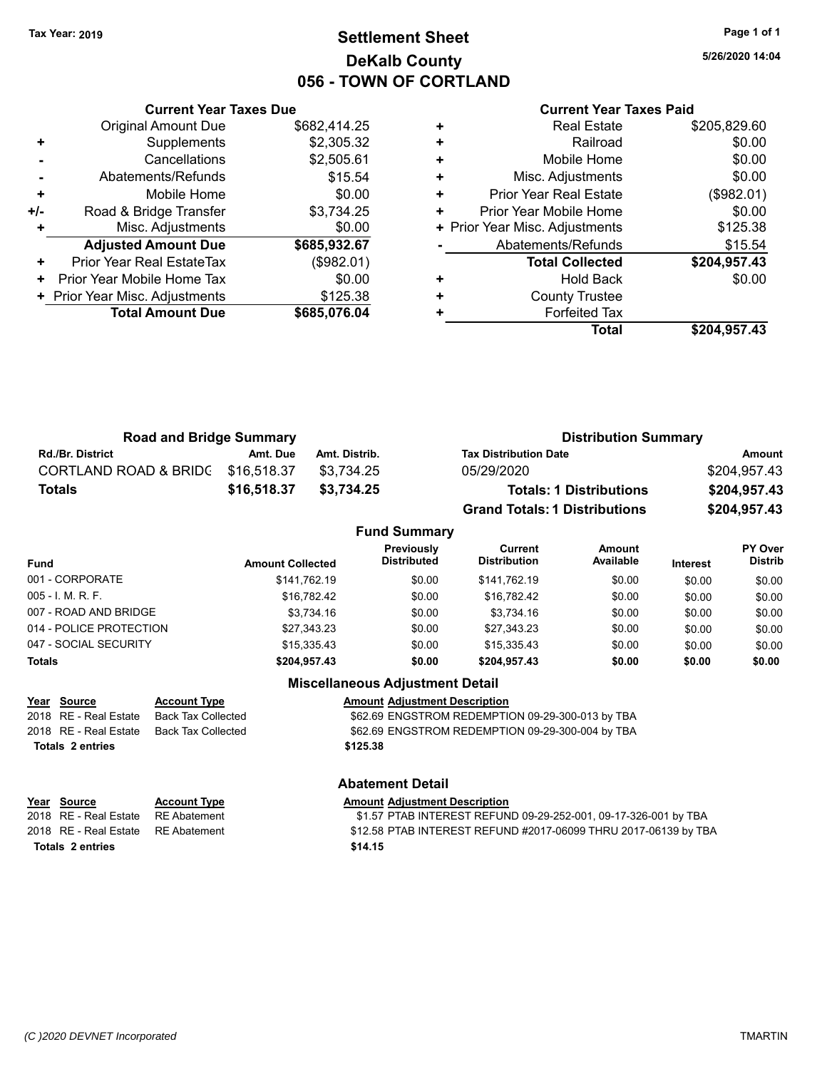**Tax Year: 2019**

# Settlement Sheet
## DeKalb County
## 056 - TOWN OF CORTLAND

5/26/2020 14:04

### Current Year Taxes Due

| | | |
|---|---|---|
| | Original Amount Due | $682,414.25 |
| + | Supplements | $2,305.32 |
| - | Cancellations | $2,505.61 |
| - | Abatements/Refunds | $15.54 |
| + | Mobile Home | $0.00 |
| +/- | Road & Bridge Transfer | $3,734.25 |
| + | Misc. Adjustments | $0.00 |
| | **Adjusted Amount Due** | **$685,932.67** |
| + | Prior Year Real EstateTax | ($982.01) |
| + | Prior Year Mobile Home Tax | $0.00 |
| + | Prior Year Misc. Adjustments | $125.38 |
| | **Total Amount Due** | **$685,076.04** |

### Current Year Taxes Paid

| | | |
|---|---|---|
| + | Real Estate | $205,829.60 |
| + | Railroad | $0.00 |
| + | Mobile Home | $0.00 |
| + | Misc. Adjustments | $0.00 |
| + | Prior Year Real Estate | ($982.01) |
| + | Prior Year Mobile Home | $0.00 |
| + | Prior Year Misc. Adjustments | $125.38 |
| - | Abatements/Refunds | $15.54 |
| | **Total Collected** | **$204,957.43** |
| + | Hold Back | $0.00 |
| + | County Trustee | |
| + | Forfeited Tax | |
| | **Total** | **$204,957.43** |

### Road and Bridge Summary

| Rd./Br. District | Amt. Due | Amt. Distrib. |
|---|---|---|
| CORTLAND ROAD & BRIDG | $16,518.37 | $3,734.25 |
| **Totals** | **$16,518.37** | **$3,734.25** |

### Distribution Summary

| Tax Distribution Date | Amount |
|---|---|
| 05/29/2020 | $204,957.43 |
| **Totals: 1 Distributions** | **$204,957.43** |
| **Grand Totals: 1 Distributions** | **$204,957.43** |

### Fund Summary

| Fund | Amount Collected | Previously Distributed | Current Distribution | Amount Available | Interest | PY Over Distrib |
|---|---|---|---|---|---|---|
| 001 - CORPORATE | $141,762.19 | $0.00 | $141,762.19 | $0.00 | $0.00 | $0.00 |
| 005 - I. M. R. F. | $16,782.42 | $0.00 | $16,782.42 | $0.00 | $0.00 | $0.00 |
| 007 - ROAD AND BRIDGE | $3,734.16 | $0.00 | $3,734.16 | $0.00 | $0.00 | $0.00 |
| 014 - POLICE PROTECTION | $27,343.23 | $0.00 | $27,343.23 | $0.00 | $0.00 | $0.00 |
| 047 - SOCIAL SECURITY | $15,335.43 | $0.00 | $15,335.43 | $0.00 | $0.00 | $0.00 |
| **Totals** | **$204,957.43** | **$0.00** | **$204,957.43** | **$0.00** | **$0.00** | **$0.00** |

### Miscellaneous Adjustment Detail

| Year | Source | Account Type | Amount | Adjustment Description |
|---|---|---|---|---|
| 2018 | RE - Real Estate | Back Tax Collected | $62.69 | ENGSTROM REDEMPTION 09-29-300-013 by TBA |
| 2018 | RE - Real Estate | Back Tax Collected | $62.69 | ENGSTROM REDEMPTION 09-29-300-004 by TBA |
| **Totals 2 entries** | | | **$125.38** | |

### Abatement Detail

| Year | Source | Account Type | Amount | Adjustment Description |
|---|---|---|---|---|
| 2018 | RE - Real Estate | RE Abatement | $1.57 | PTAB INTEREST REFUND 09-29-252-001, 09-17-326-001 by TBA |
| 2018 | RE - Real Estate | RE Abatement | $12.58 | PTAB INTEREST REFUND #2017-06099 THRU 2017-06139 by TBA |
| **Totals 2 entries** | | | **$14.15** | |

(C )2020 DEVNET Incorporated TMARTIN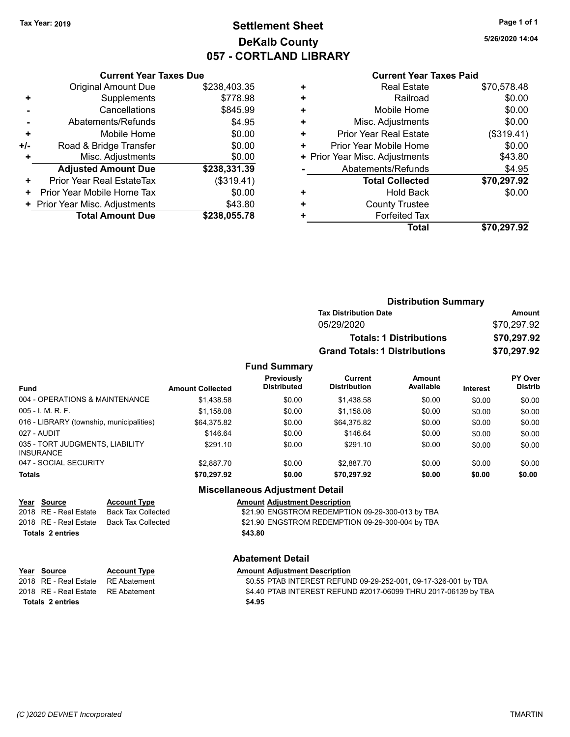Tax Year: 2019

# Settlement Sheet
## DeKalb County
## 057 - CORTLAND LIBRARY

5/26/2020 14:04

### Current Year Taxes Due

| | | |
|---|---|---|
| | Original Amount Due | $238,403.35 |
| + | Supplements | $778.98 |
| - | Cancellations | $845.99 |
| - | Abatements/Refunds | $4.95 |
| + | Mobile Home | $0.00 |
| +/- | Road & Bridge Transfer | $0.00 |
| + | Misc. Adjustments | $0.00 |
| | **Adjusted Amount Due** | **$238,331.39** |
| + | Prior Year Real EstateTax | ($319.41) |
| + | Prior Year Mobile Home Tax | $0.00 |
| + | Prior Year Misc. Adjustments | $43.80 |
| | **Total Amount Due** | **$238,055.78** |

### Current Year Taxes Paid

| | | |
|---|---|---|
| + | Real Estate | $70,578.48 |
| + | Railroad | $0.00 |
| + | Mobile Home | $0.00 |
| + | Misc. Adjustments | $0.00 |
| + | Prior Year Real Estate | ($319.41) |
| + | Prior Year Mobile Home | $0.00 |
| + | Prior Year Misc. Adjustments | $43.80 |
| - | Abatements/Refunds | $4.95 |
| | **Total Collected** | **$70,297.92** |
| + | Hold Back | $0.00 |
| + | County Trustee | |
| + | Forfeited Tax | |
| | **Total** | **$70,297.92** |

### Distribution Summary

| Tax Distribution Date | Amount |
|---|---|
| 05/29/2020 | $70,297.92 |
| **Totals: 1 Distributions** | **$70,297.92** |
| **Grand Totals: 1 Distributions** | **$70,297.92** |

### Fund Summary

| Fund | Amount Collected | Previously Distributed | Current Distribution | Amount Available | Interest | PY Over Distrib |
|---|---|---|---|---|---|---|
| 004 - OPERATIONS & MAINTENANCE | $1,438.58 | $0.00 | $1,438.58 | $0.00 | $0.00 | $0.00 |
| 005 - I. M. R. F. | $1,158.08 | $0.00 | $1,158.08 | $0.00 | $0.00 | $0.00 |
| 016 - LIBRARY (township, municipalities) | $64,375.82 | $0.00 | $64,375.82 | $0.00 | $0.00 | $0.00 |
| 027 - AUDIT | $146.64 | $0.00 | $146.64 | $0.00 | $0.00 | $0.00 |
| 035 - TORT JUDGMENTS, LIABILITY INSURANCE | $291.10 | $0.00 | $291.10 | $0.00 | $0.00 | $0.00 |
| 047 - SOCIAL SECURITY | $2,887.70 | $0.00 | $2,887.70 | $0.00 | $0.00 | $0.00 |
| **Totals** | **$70,297.92** | **$0.00** | **$70,297.92** | **$0.00** | **$0.00** | **$0.00** |

### Miscellaneous Adjustment Detail

| Year | Source | Account Type | Amount | Adjustment Description |
|---|---|---|---|---|
| 2018 | RE - Real Estate | Back Tax Collected | $21.90 | ENGSTROM REDEMPTION 09-29-300-013 by TBA |
| 2018 | RE - Real Estate | Back Tax Collected | $21.90 | ENGSTROM REDEMPTION 09-29-300-004 by TBA |
| **Totals 2 entries** | | | **$43.80** | |

### Abatement Detail

| Year | Source | Account Type | Amount | Adjustment Description |
|---|---|---|---|---|
| 2018 | RE - Real Estate | RE Abatement | $0.55 | PTAB INTEREST REFUND 09-29-252-001, 09-17-326-001 by TBA |
| 2018 | RE - Real Estate | RE Abatement | $4.40 | PTAB INTEREST REFUND #2017-06099 THRU 2017-06139 by TBA |
| **Totals 2 entries** | | | **$4.95** | |

(C )2020 DEVNET Incorporated — TMARTIN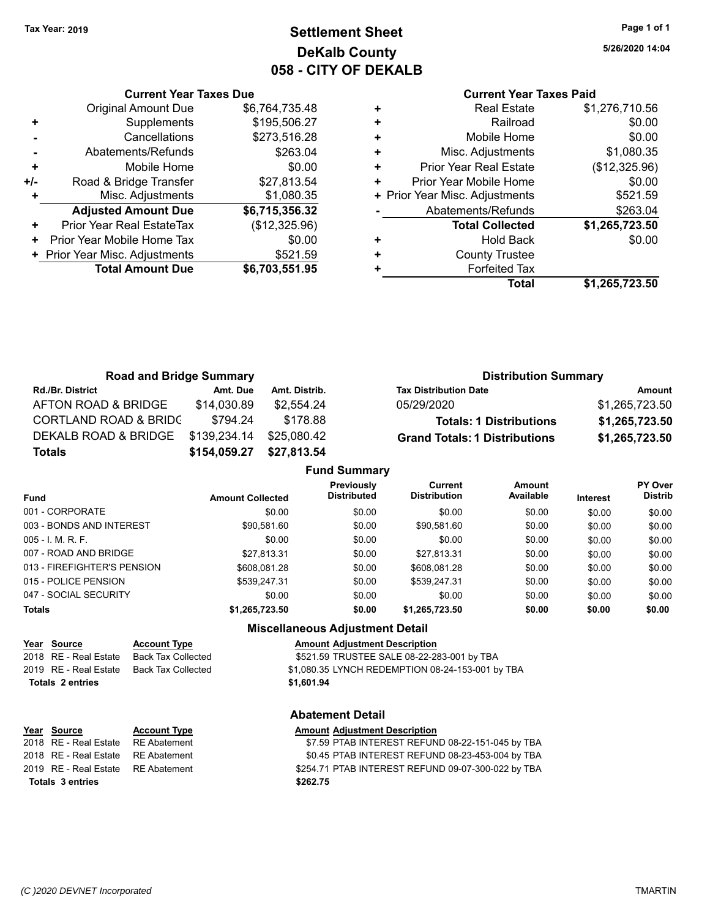Tax Year: 2019

# Settlement Sheet
## DeKalb County
## 058 - CITY OF DEKALB

5/26/2020 14:04

### Current Year Taxes Due

| | | |
|---|---|---|
| | Original Amount Due | $6,764,735.48 |
| + | Supplements | $195,506.27 |
| - | Cancellations | $273,516.28 |
| - | Abatements/Refunds | $263.04 |
| + | Mobile Home | $0.00 |
| +/- | Road & Bridge Transfer | $27,813.54 |
| + | Misc. Adjustments | $1,080.35 |
| | **Adjusted Amount Due** | **$6,715,356.32** |
| + | Prior Year Real EstateTax | ($12,325.96) |
| + | Prior Year Mobile Home Tax | $0.00 |
| + | Prior Year Misc. Adjustments | $521.59 |
| | **Total Amount Due** | **$6,703,551.95** |

### Current Year Taxes Paid

| | | |
|---|---|---|
| + | Real Estate | $1,276,710.56 |
| + | Railroad | $0.00 |
| + | Mobile Home | $0.00 |
| + | Misc. Adjustments | $1,080.35 |
| + | Prior Year Real Estate | ($12,325.96) |
| + | Prior Year Mobile Home | $0.00 |
| + | Prior Year Misc. Adjustments | $521.59 |
| - | Abatements/Refunds | $263.04 |
| | **Total Collected** | **$1,265,723.50** |
| + | Hold Back | $0.00 |
| + | County Trustee | |
| + | Forfeited Tax | |
| | **Total** | **$1,265,723.50** |

### Road and Bridge Summary

| Rd./Br. District | Amt. Due | Amt. Distrib. |
|---|---|---|
| AFTON ROAD & BRIDGE | $14,030.89 | $2,554.24 |
| CORTLAND ROAD & BRIDG | $794.24 | $178.88 |
| DEKALB ROAD & BRIDGE | $139,234.14 | $25,080.42 |
| **Totals** | **$154,059.27** | **$27,813.54** |

### Distribution Summary

| Tax Distribution Date | Amount |
|---|---|
| 05/29/2020 | $1,265,723.50 |
| **Totals: 1 Distributions** | **$1,265,723.50** |
| **Grand Totals: 1 Distributions** | **$1,265,723.50** |

### Fund Summary

| Fund | Amount Collected | Previously Distributed | Current Distribution | Amount Available | Interest | PY Over Distrib |
|---|---|---|---|---|---|---|
| 001 - CORPORATE | $0.00 | $0.00 | $0.00 | $0.00 | $0.00 | $0.00 |
| 003 - BONDS AND INTEREST | $90,581.60 | $0.00 | $90,581.60 | $0.00 | $0.00 | $0.00 |
| 005 - I. M. R. F. | $0.00 | $0.00 | $0.00 | $0.00 | $0.00 | $0.00 |
| 007 - ROAD AND BRIDGE | $27,813.31 | $0.00 | $27,813.31 | $0.00 | $0.00 | $0.00 |
| 013 - FIREFIGHTER'S PENSION | $608,081.28 | $0.00 | $608,081.28 | $0.00 | $0.00 | $0.00 |
| 015 - POLICE PENSION | $539,247.31 | $0.00 | $539,247.31 | $0.00 | $0.00 | $0.00 |
| 047 - SOCIAL SECURITY | $0.00 | $0.00 | $0.00 | $0.00 | $0.00 | $0.00 |
| **Totals** | **$1,265,723.50** | **$0.00** | **$1,265,723.50** | **$0.00** | **$0.00** | **$0.00** |

### Miscellaneous Adjustment Detail

| Year | Source | Account Type | Amount | Adjustment Description |
|---|---|---|---|---|
| 2018 | RE - Real Estate | Back Tax Collected | $521.59 | TRUSTEE SALE 08-22-283-001 by TBA |
| 2019 | RE - Real Estate | Back Tax Collected | $1,080.35 | LYNCH REDEMPTION 08-24-153-001 by TBA |
| **Totals 2 entries** | | | **$1,601.94** | |

### Abatement Detail

| Year | Source | Account Type | Amount | Adjustment Description |
|---|---|---|---|---|
| 2018 | RE - Real Estate | RE Abatement | $7.59 | PTAB INTEREST REFUND 08-22-151-045 by TBA |
| 2018 | RE - Real Estate | RE Abatement | $0.45 | PTAB INTEREST REFUND 08-23-453-004 by TBA |
| 2019 | RE - Real Estate | RE Abatement | $254.71 | PTAB INTEREST REFUND 09-07-300-022 by TBA |
| **Totals 3 entries** | | | **$262.75** | |

(C )2020 DEVNET Incorporated — TMARTIN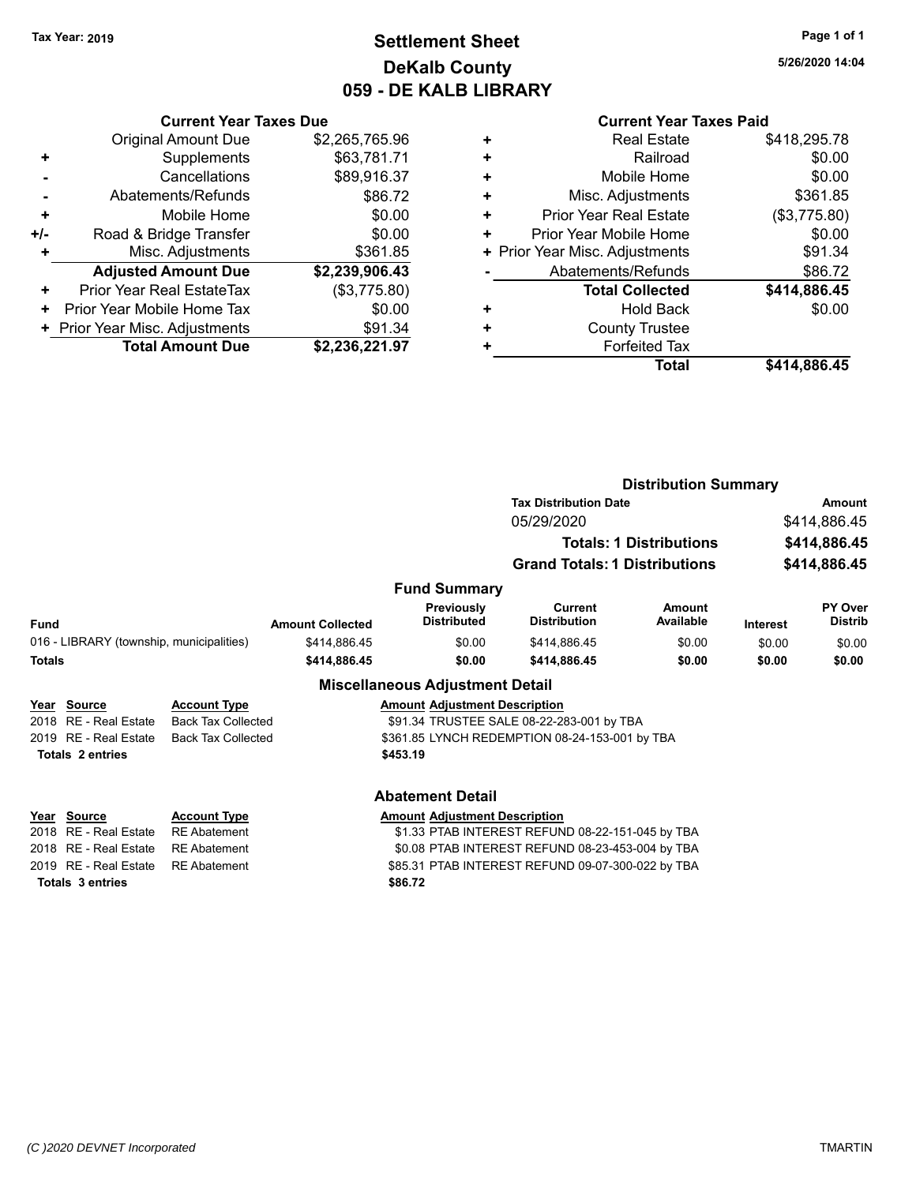Tax Year: 2019

# Settlement Sheet
## DeKalb County
## 059 - DE KALB LIBRARY

5/26/2020 14:04

### Current Year Taxes Due

| | | |
|---|---|---|
| | Original Amount Due | $2,265,765.96 |
| + | Supplements | $63,781.71 |
| - | Cancellations | $89,916.37 |
| - | Abatements/Refunds | $86.72 |
| + | Mobile Home | $0.00 |
| +/- | Road & Bridge Transfer | $0.00 |
| + | Misc. Adjustments | $361.85 |
| | **Adjusted Amount Due** | **$2,239,906.43** |
| + | Prior Year Real EstateTax | ($3,775.80) |
| + | Prior Year Mobile Home Tax | $0.00 |
| + | Prior Year Misc. Adjustments | $91.34 |
| | **Total Amount Due** | **$2,236,221.97** |

### Current Year Taxes Paid

| | | |
|---|---|---|
| + | Real Estate | $418,295.78 |
| + | Railroad | $0.00 |
| + | Mobile Home | $0.00 |
| + | Misc. Adjustments | $361.85 |
| + | Prior Year Real Estate | ($3,775.80) |
| + | Prior Year Mobile Home | $0.00 |
| + | Prior Year Misc. Adjustments | $91.34 |
| - | Abatements/Refunds | $86.72 |
| | **Total Collected** | **$414,886.45** |
| + | Hold Back | $0.00 |
| + | County Trustee | |
| + | Forfeited Tax | |
| | **Total** | **$414,886.45** |

### Distribution Summary

| Tax Distribution Date | Amount |
|---|---|
| 05/29/2020 | $414,886.45 |
| **Totals: 1 Distributions** | **$414,886.45** |
| **Grand Totals: 1 Distributions** | **$414,886.45** |

### Fund Summary

| Fund | Amount Collected | Previously Distributed | Current Distribution | Amount Available | Interest | PY Over Distrib |
|---|---|---|---|---|---|---|
| 016 - LIBRARY (township, municipalities) | $414,886.45 | $0.00 | $414,886.45 | $0.00 | $0.00 | $0.00 |
| **Totals** | **$414,886.45** | **$0.00** | **$414,886.45** | **$0.00** | **$0.00** | **$0.00** |

### Miscellaneous Adjustment Detail

| Year | Source | Account Type | Amount | Adjustment Description |
|---|---|---|---|---|
| 2018 | RE - Real Estate | Back Tax Collected | $91.34 | TRUSTEE SALE 08-22-283-001 by TBA |
| 2019 | RE - Real Estate | Back Tax Collected | $361.85 | LYNCH REDEMPTION 08-24-153-001 by TBA |
| **Totals 2 entries** | | | **$453.19** | |

### Abatement Detail

| Year | Source | Account Type | Amount | Adjustment Description |
|---|---|---|---|---|
| 2018 | RE - Real Estate | RE Abatement | $1.33 | PTAB INTEREST REFUND 08-22-151-045 by TBA |
| 2018 | RE - Real Estate | RE Abatement | $0.08 | PTAB INTEREST REFUND 08-23-453-004 by TBA |
| 2019 | RE - Real Estate | RE Abatement | $85.31 | PTAB INTEREST REFUND 09-07-300-022 by TBA |
| **Totals 3 entries** | | | **$86.72** | |

(C )2020 DEVNET Incorporated    TMARTIN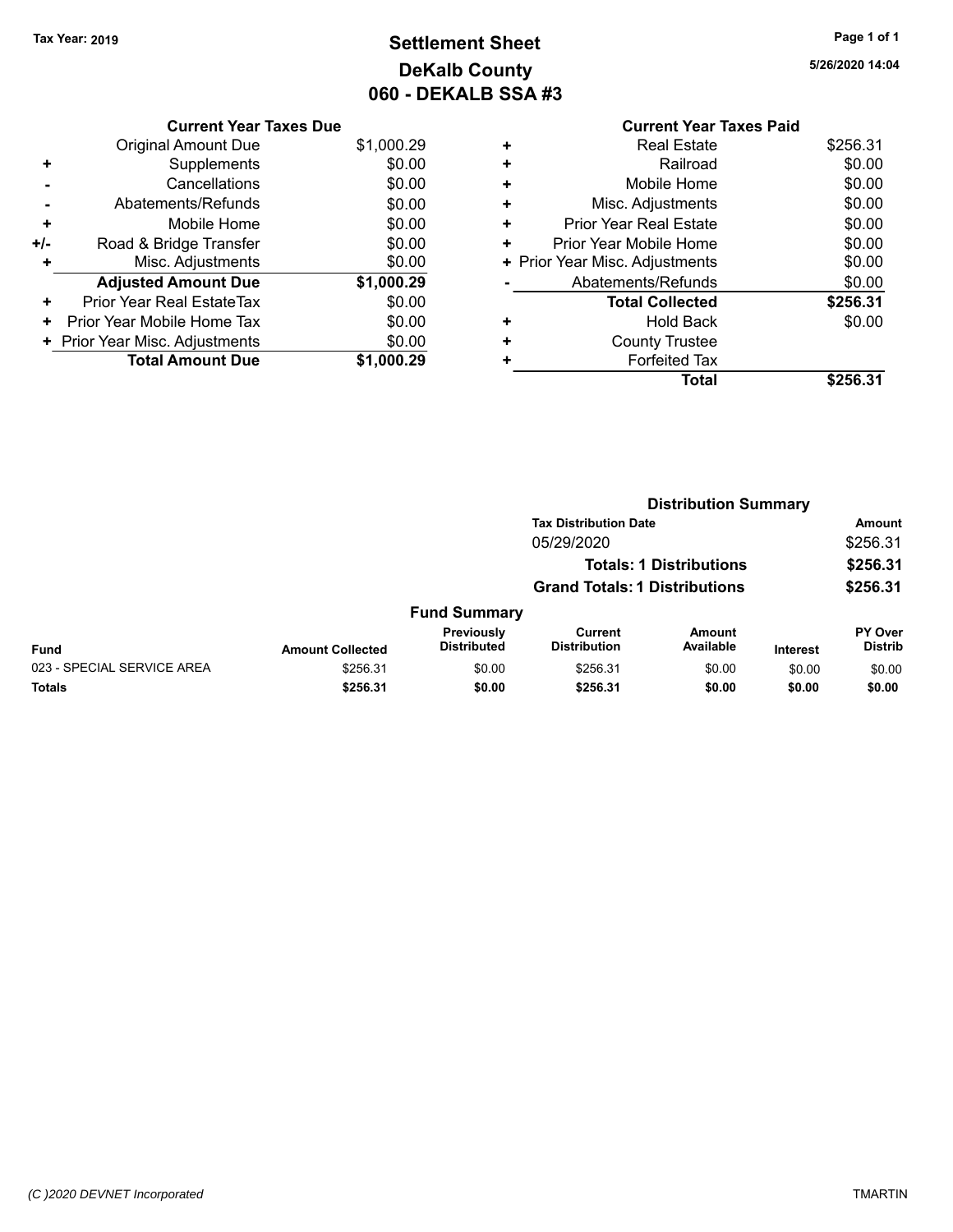Tax Year: 2019

# Settlement Sheet
## DeKalb County
## 060 - DEKALB SSA #3

5/26/2020 14:04

| | Current Year Taxes Due | |
|---|---|---|
| | Original Amount Due | $1,000.29 |
| + | Supplements | $0.00 |
| - | Cancellations | $0.00 |
| - | Abatements/Refunds | $0.00 |
| + | Mobile Home | $0.00 |
| +/- | Road & Bridge Transfer | $0.00 |
| + | Misc. Adjustments | $0.00 |
| | **Adjusted Amount Due** | **$1,000.29** |
| + | Prior Year Real EstateTax | $0.00 |
| + | Prior Year Mobile Home Tax | $0.00 |
| + | Prior Year Misc. Adjustments | $0.00 |
| | **Total Amount Due** | **$1,000.29** |

| | Current Year Taxes Paid | |
|---|---|---|
| + | Real Estate | $256.31 |
| + | Railroad | $0.00 |
| + | Mobile Home | $0.00 |
| + | Misc. Adjustments | $0.00 |
| + | Prior Year Real Estate | $0.00 |
| + | Prior Year Mobile Home | $0.00 |
| + | Prior Year Misc. Adjustments | $0.00 |
| - | Abatements/Refunds | $0.00 |
| | **Total Collected** | **$256.31** |
| + | Hold Back | $0.00 |
| + | County Trustee | |
| + | Forfeited Tax | |
| | **Total** | **$256.31** |

### Distribution Summary

| Tax Distribution Date | Amount |
|---|---|
| 05/29/2020 | $256.31 |
| **Totals: 1 Distributions** | **$256.31** |
| **Grand Totals: 1 Distributions** | **$256.31** |

### Fund Summary

| Fund | Amount Collected | Previously Distributed | Current Distribution | Amount Available | Interest | PY Over Distrib |
|---|---|---|---|---|---|---|
| 023 - SPECIAL SERVICE AREA | $256.31 | $0.00 | $256.31 | $0.00 | $0.00 | $0.00 |
| **Totals** | **$256.31** | **$0.00** | **$256.31** | **$0.00** | **$0.00** | **$0.00** |

(C )2020 DEVNET Incorporated — TMARTIN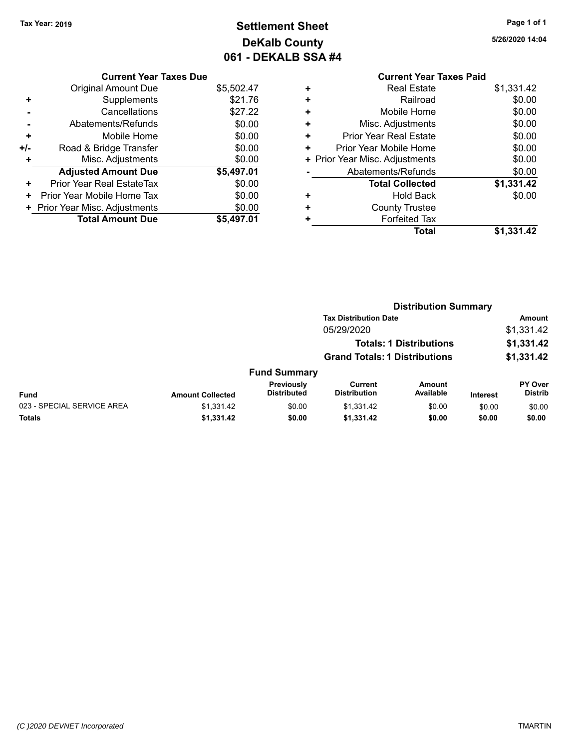Tax Year: 2019

# Settlement Sheet
## DeKalb County
## 061 - DEKALB SSA #4

5/26/2020 14:04

| | Current Year Taxes Due | |
|---|---|---|
| | Original Amount Due | $5,502.47 |
| + | Supplements | $21.76 |
| - | Cancellations | $27.22 |
| - | Abatements/Refunds | $0.00 |
| + | Mobile Home | $0.00 |
| +/- | Road & Bridge Transfer | $0.00 |
| + | Misc. Adjustments | $0.00 |
| | **Adjusted Amount Due** | **$5,497.01** |
| + | Prior Year Real EstateTax | $0.00 |
| + | Prior Year Mobile Home Tax | $0.00 |
| + | Prior Year Misc. Adjustments | $0.00 |
| | **Total Amount Due** | **$5,497.01** |

| | Current Year Taxes Paid | |
|---|---|---|
| + | Real Estate | $1,331.42 |
| + | Railroad | $0.00 |
| + | Mobile Home | $0.00 |
| + | Misc. Adjustments | $0.00 |
| + | Prior Year Real Estate | $0.00 |
| + | Prior Year Mobile Home | $0.00 |
| + | Prior Year Misc. Adjustments | $0.00 |
| - | Abatements/Refunds | $0.00 |
| | **Total Collected** | **$1,331.42** |
| + | Hold Back | $0.00 |
| + | County Trustee | |
| + | Forfeited Tax | |
| | **Total** | **$1,331.42** |

### Distribution Summary

| Tax Distribution Date | Amount |
|---|---|
| 05/29/2020 | $1,331.42 |
| **Totals: 1 Distributions** | **$1,331.42** |
| **Grand Totals: 1 Distributions** | **$1,331.42** |

### Fund Summary

| Fund | Amount Collected | Previously Distributed | Current Distribution | Amount Available | Interest | PY Over Distrib |
|---|---|---|---|---|---|---|
| 023 - SPECIAL SERVICE AREA | $1,331.42 | $0.00 | $1,331.42 | $0.00 | $0.00 | $0.00 |
| **Totals** | **$1,331.42** | **$0.00** | **$1,331.42** | **$0.00** | **$0.00** | **$0.00** |

(C )2020 DEVNET Incorporated

TMARTIN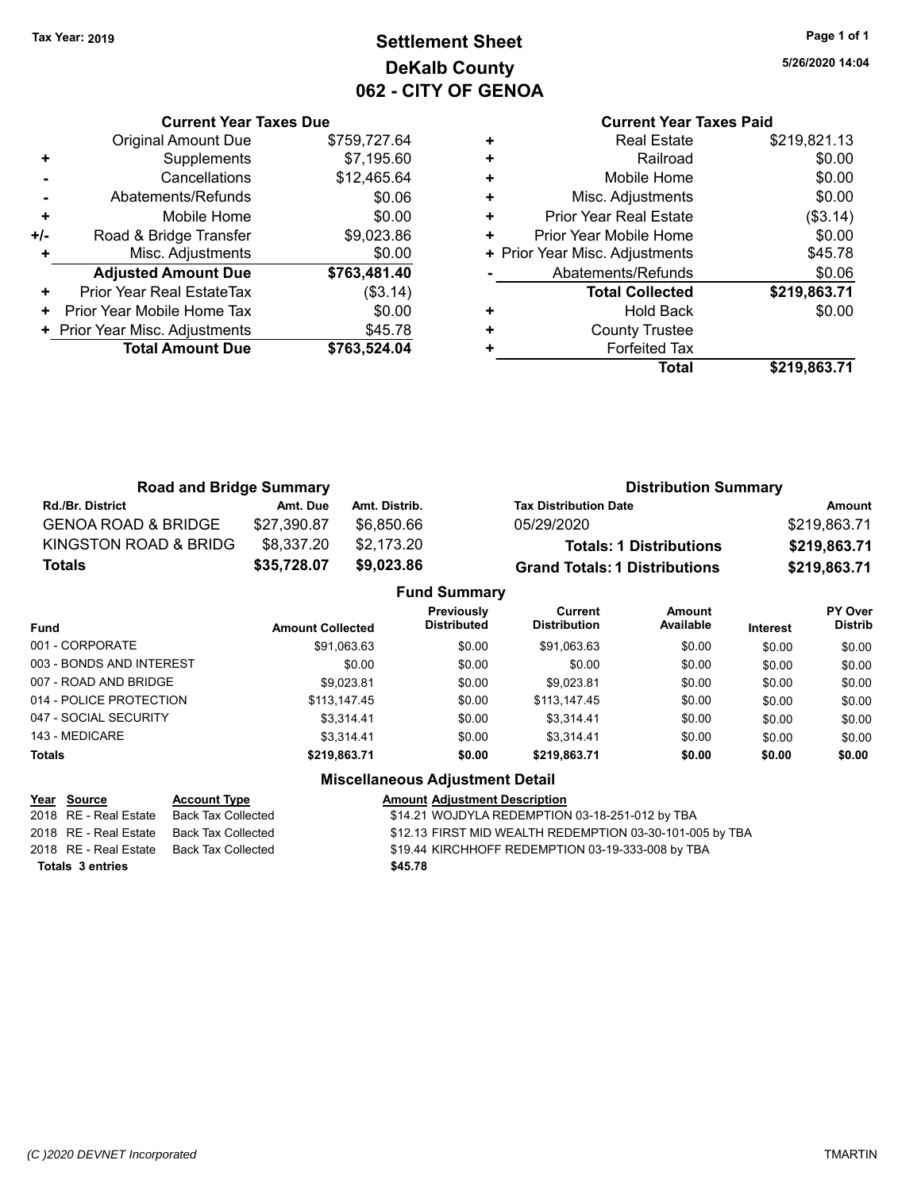Tax Year: 2019

# Settlement Sheet
## DeKalb County
## 062 - CITY OF GENOA

5/26/2020 14:04

### Current Year Taxes Due

| | | |
|---|---|---|
| | Original Amount Due | $759,727.64 |
| + | Supplements | $7,195.60 |
| - | Cancellations | $12,465.64 |
| - | Abatements/Refunds | $0.06 |
| + | Mobile Home | $0.00 |
| +/- | Road & Bridge Transfer | $9,023.86 |
| + | Misc. Adjustments | $0.00 |
| | **Adjusted Amount Due** | **$763,481.40** |
| + | Prior Year Real EstateTax | ($3.14) |
| + | Prior Year Mobile Home Tax | $0.00 |
| + | Prior Year Misc. Adjustments | $45.78 |
| | **Total Amount Due** | **$763,524.04** |

### Current Year Taxes Paid

| | | |
|---|---|---|
| + | Real Estate | $219,821.13 |
| + | Railroad | $0.00 |
| + | Mobile Home | $0.00 |
| + | Misc. Adjustments | $0.00 |
| + | Prior Year Real Estate | ($3.14) |
| + | Prior Year Mobile Home | $0.00 |
| + | Prior Year Misc. Adjustments | $45.78 |
| - | Abatements/Refunds | $0.06 |
| | **Total Collected** | **$219,863.71** |
| + | Hold Back | $0.00 |
| + | County Trustee | |
| + | Forfeited Tax | |
| | **Total** | **$219,863.71** |

### Road and Bridge Summary

| Rd./Br. District | Amt. Due | Amt. Distrib. |
|---|---|---|
| GENOA ROAD & BRIDGE | $27,390.87 | $6,850.66 |
| KINGSTON ROAD & BRIDG | $8,337.20 | $2,173.20 |
| **Totals** | **$35,728.07** | **$9,023.86** |

### Distribution Summary

| Tax Distribution Date | Amount |
|---|---|
| 05/29/2020 | $219,863.71 |
| **Totals: 1 Distributions** | **$219,863.71** |
| **Grand Totals: 1 Distributions** | **$219,863.71** |

### Fund Summary

| Fund | Amount Collected | Previously Distributed | Current Distribution | Amount Available | Interest | PY Over Distrib |
|---|---|---|---|---|---|---|
| 001 - CORPORATE | $91,063.63 | $0.00 | $91,063.63 | $0.00 | $0.00 | $0.00 |
| 003 - BONDS AND INTEREST | $0.00 | $0.00 | $0.00 | $0.00 | $0.00 | $0.00 |
| 007 - ROAD AND BRIDGE | $9,023.81 | $0.00 | $9,023.81 | $0.00 | $0.00 | $0.00 |
| 014 - POLICE PROTECTION | $113,147.45 | $0.00 | $113,147.45 | $0.00 | $0.00 | $0.00 |
| 047 - SOCIAL SECURITY | $3,314.41 | $0.00 | $3,314.41 | $0.00 | $0.00 | $0.00 |
| 143 - MEDICARE | $3,314.41 | $0.00 | $3,314.41 | $0.00 | $0.00 | $0.00 |
| **Totals** | **$219,863.71** | **$0.00** | **$219,863.71** | **$0.00** | **$0.00** | **$0.00** |

### Miscellaneous Adjustment Detail

| Year | Source | Account Type | Amount | Adjustment Description |
|---|---|---|---|---|
| 2018 | RE - Real Estate | Back Tax Collected | $14.21 | WOJDYLA REDEMPTION 03-18-251-012 by TBA |
| 2018 | RE - Real Estate | Back Tax Collected | $12.13 | FIRST MID WEALTH REDEMPTION 03-30-101-005 by TBA |
| 2018 | RE - Real Estate | Back Tax Collected | $19.44 | KIRCHHOFF REDEMPTION 03-19-333-008 by TBA |
| **Totals** | **3 entries** | | **$45.78** | |

(C )2020 DEVNET Incorporated TMARTIN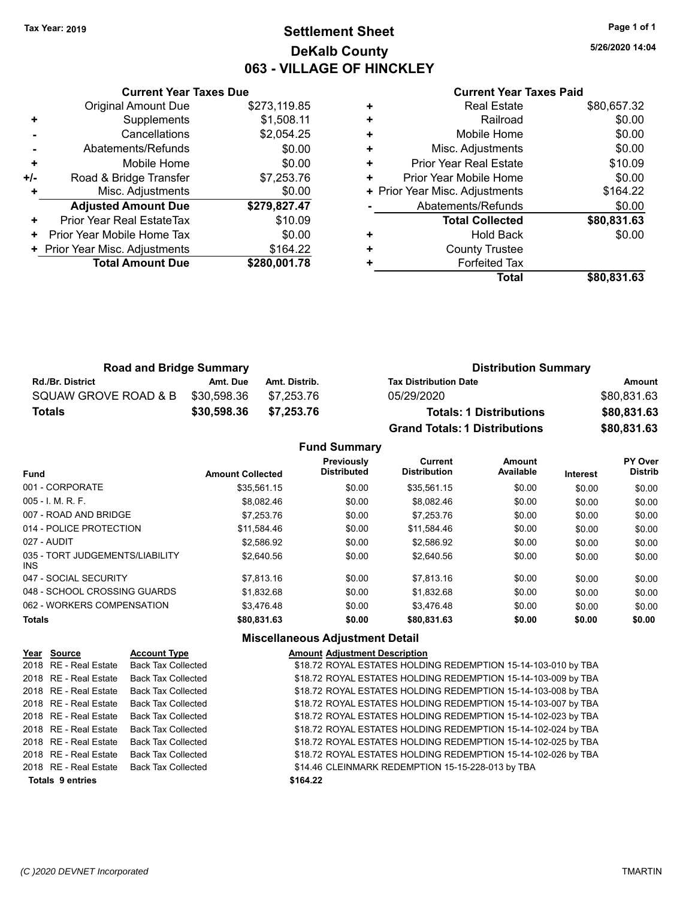Tax Year: 2019

# Settlement Sheet

## DeKalb County

## 063 - VILLAGE OF HINCKLEY

5/26/2020 14:04

| | Current Year Taxes Due | |
|---|---|---|
| | Original Amount Due | $273,119.85 |
| + | Supplements | $1,508.11 |
| - | Cancellations | $2,054.25 |
| - | Abatements/Refunds | $0.00 |
| + | Mobile Home | $0.00 |
| +/- | Road & Bridge Transfer | $7,253.76 |
| + | Misc. Adjustments | $0.00 |
| | **Adjusted Amount Due** | **$279,827.47** |
| + | Prior Year Real EstateTax | $10.09 |
| + | Prior Year Mobile Home Tax | $0.00 |
| + | Prior Year Misc. Adjustments | $164.22 |
| | **Total Amount Due** | **$280,001.78** |

| | Current Year Taxes Paid | |
|---|---|---|
| + | Real Estate | $80,657.32 |
| + | Railroad | $0.00 |
| + | Mobile Home | $0.00 |
| + | Misc. Adjustments | $0.00 |
| + | Prior Year Real Estate | $10.09 |
| + | Prior Year Mobile Home | $0.00 |
| + | Prior Year Misc. Adjustments | $164.22 |
| - | Abatements/Refunds | $0.00 |
| | **Total Collected** | **$80,831.63** |
| + | Hold Back | $0.00 |
| + | County Trustee | |
| + | Forfeited Tax | |
| | **Total** | **$80,831.63** |

### Road and Bridge Summary

| Rd./Br. District | Amt. Due | Amt. Distrib. |
|---|---|---|
| SQUAW GROVE ROAD & B | $30,598.36 | $7,253.76 |
| **Totals** | **$30,598.36** | **$7,253.76** |

### Distribution Summary

| Tax Distribution Date | Amount |
|---|---|
| 05/29/2020 | $80,831.63 |
| **Totals: 1 Distributions** | **$80,831.63** |
| **Grand Totals: 1 Distributions** | **$80,831.63** |

### Fund Summary

| Fund | Amount Collected | Previously Distributed | Current Distribution | Amount Available | Interest | PY Over Distrib |
|---|---|---|---|---|---|---|
| 001 - CORPORATE | $35,561.15 | $0.00 | $35,561.15 | $0.00 | $0.00 | $0.00 |
| 005 - I. M. R. F. | $8,082.46 | $0.00 | $8,082.46 | $0.00 | $0.00 | $0.00 |
| 007 - ROAD AND BRIDGE | $7,253.76 | $0.00 | $7,253.76 | $0.00 | $0.00 | $0.00 |
| 014 - POLICE PROTECTION | $11,584.46 | $0.00 | $11,584.46 | $0.00 | $0.00 | $0.00 |
| 027 - AUDIT | $2,586.92 | $0.00 | $2,586.92 | $0.00 | $0.00 | $0.00 |
| 035 - TORT JUDGEMENTS/LIABILITY INS | $2,640.56 | $0.00 | $2,640.56 | $0.00 | $0.00 | $0.00 |
| 047 - SOCIAL SECURITY | $7,813.16 | $0.00 | $7,813.16 | $0.00 | $0.00 | $0.00 |
| 048 - SCHOOL CROSSING GUARDS | $1,832.68 | $0.00 | $1,832.68 | $0.00 | $0.00 | $0.00 |
| 062 - WORKERS COMPENSATION | $3,476.48 | $0.00 | $3,476.48 | $0.00 | $0.00 | $0.00 |
| **Totals** | **$80,831.63** | **$0.00** | **$80,831.63** | **$0.00** | **$0.00** | **$0.00** |

### Miscellaneous Adjustment Detail

| Year | Source | Account Type | Amount | Adjustment Description |
|---|---|---|---|---|
| 2018 | RE - Real Estate | Back Tax Collected | $18.72 | ROYAL ESTATES HOLDING REDEMPTION 15-14-103-010 by TBA |
| 2018 | RE - Real Estate | Back Tax Collected | $18.72 | ROYAL ESTATES HOLDING REDEMPTION 15-14-103-009 by TBA |
| 2018 | RE - Real Estate | Back Tax Collected | $18.72 | ROYAL ESTATES HOLDING REDEMPTION 15-14-103-008 by TBA |
| 2018 | RE - Real Estate | Back Tax Collected | $18.72 | ROYAL ESTATES HOLDING REDEMPTION 15-14-103-007 by TBA |
| 2018 | RE - Real Estate | Back Tax Collected | $18.72 | ROYAL ESTATES HOLDING REDEMPTION 15-14-102-023 by TBA |
| 2018 | RE - Real Estate | Back Tax Collected | $18.72 | ROYAL ESTATES HOLDING REDEMPTION 15-14-102-024 by TBA |
| 2018 | RE - Real Estate | Back Tax Collected | $18.72 | ROYAL ESTATES HOLDING REDEMPTION 15-14-102-025 by TBA |
| 2018 | RE - Real Estate | Back Tax Collected | $18.72 | ROYAL ESTATES HOLDING REDEMPTION 15-14-102-026 by TBA |
| 2018 | RE - Real Estate | Back Tax Collected | $14.46 | CLEINMARK REDEMPTION 15-15-228-013 by TBA |
| **Totals 9 entries** | | | **$164.22** | |

(C )2020 DEVNET Incorporated — TMARTIN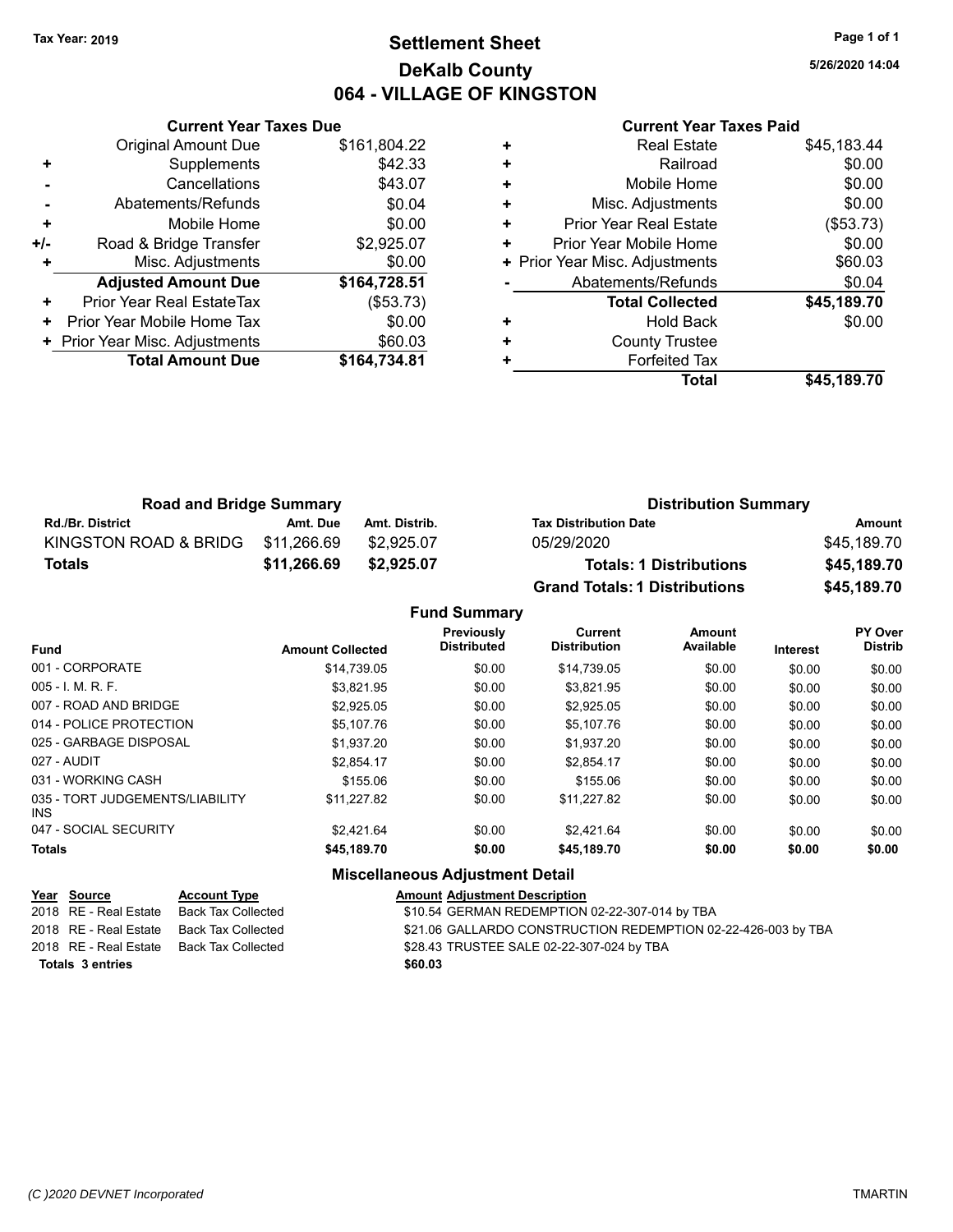Tax Year: 2019

# Settlement Sheet
## DeKalb County
## 064 - VILLAGE OF KINGSTON

5/26/2020 14:04

### Current Year Taxes Due

| | | |
|---|---|---|
| | Original Amount Due | $161,804.22 |
| + | Supplements | $42.33 |
| - | Cancellations | $43.07 |
| - | Abatements/Refunds | $0.04 |
| + | Mobile Home | $0.00 |
| +/- | Road & Bridge Transfer | $2,925.07 |
| + | Misc. Adjustments | $0.00 |
| | **Adjusted Amount Due** | **$164,728.51** |
| + | Prior Year Real EstateTax | ($53.73) |
| + | Prior Year Mobile Home Tax | $0.00 |
| + | Prior Year Misc. Adjustments | $60.03 |
| | **Total Amount Due** | **$164,734.81** |

### Current Year Taxes Paid

| | | |
|---|---|---|
| + | Real Estate | $45,183.44 |
| + | Railroad | $0.00 |
| + | Mobile Home | $0.00 |
| + | Misc. Adjustments | $0.00 |
| + | Prior Year Real Estate | ($53.73) |
| + | Prior Year Mobile Home | $0.00 |
| + | Prior Year Misc. Adjustments | $60.03 |
| - | Abatements/Refunds | $0.04 |
| | **Total Collected** | **$45,189.70** |
| + | Hold Back | $0.00 |
| + | County Trustee | |
| + | Forfeited Tax | |
| | **Total** | **$45,189.70** |

### Road and Bridge Summary

| Rd./Br. District | Amt. Due | Amt. Distrib. |
|---|---|---|
| KINGSTON ROAD & BRIDG | $11,266.69 | $2,925.07 |
| **Totals** | **$11,266.69** | **$2,925.07** |

### Distribution Summary

| Tax Distribution Date | Amount |
|---|---|
| 05/29/2020 | $45,189.70 |
| **Totals: 1 Distributions** | **$45,189.70** |
| **Grand Totals: 1 Distributions** | **$45,189.70** |

### Fund Summary

| Fund | Amount Collected | Previously Distributed | Current Distribution | Amount Available | Interest | PY Over Distrib |
|---|---|---|---|---|---|---|
| 001 - CORPORATE | $14,739.05 | $0.00 | $14,739.05 | $0.00 | $0.00 | $0.00 |
| 005 - I. M. R. F. | $3,821.95 | $0.00 | $3,821.95 | $0.00 | $0.00 | $0.00 |
| 007 - ROAD AND BRIDGE | $2,925.05 | $0.00 | $2,925.05 | $0.00 | $0.00 | $0.00 |
| 014 - POLICE PROTECTION | $5,107.76 | $0.00 | $5,107.76 | $0.00 | $0.00 | $0.00 |
| 025 - GARBAGE DISPOSAL | $1,937.20 | $0.00 | $1,937.20 | $0.00 | $0.00 | $0.00 |
| 027 - AUDIT | $2,854.17 | $0.00 | $2,854.17 | $0.00 | $0.00 | $0.00 |
| 031 - WORKING CASH | $155.06 | $0.00 | $155.06 | $0.00 | $0.00 | $0.00 |
| 035 - TORT JUDGEMENTS/LIABILITY INS | $11,227.82 | $0.00 | $11,227.82 | $0.00 | $0.00 | $0.00 |
| 047 - SOCIAL SECURITY | $2,421.64 | $0.00 | $2,421.64 | $0.00 | $0.00 | $0.00 |
| **Totals** | **$45,189.70** | **$0.00** | **$45,189.70** | **$0.00** | **$0.00** | **$0.00** |

### Miscellaneous Adjustment Detail

| Year | Source | Account Type | Amount | Adjustment Description |
|---|---|---|---|---|
| 2018 | RE - Real Estate | Back Tax Collected | $10.54 | GERMAN REDEMPTION 02-22-307-014 by TBA |
| 2018 | RE - Real Estate | Back Tax Collected | $21.06 | GALLARDO CONSTRUCTION REDEMPTION 02-22-426-003 by TBA |
| 2018 | RE - Real Estate | Back Tax Collected | $28.43 | TRUSTEE SALE 02-22-307-024 by TBA |
| **Totals** | **3 entries** | | **$60.03** | |

*(C )2020 DEVNET Incorporated* TMARTIN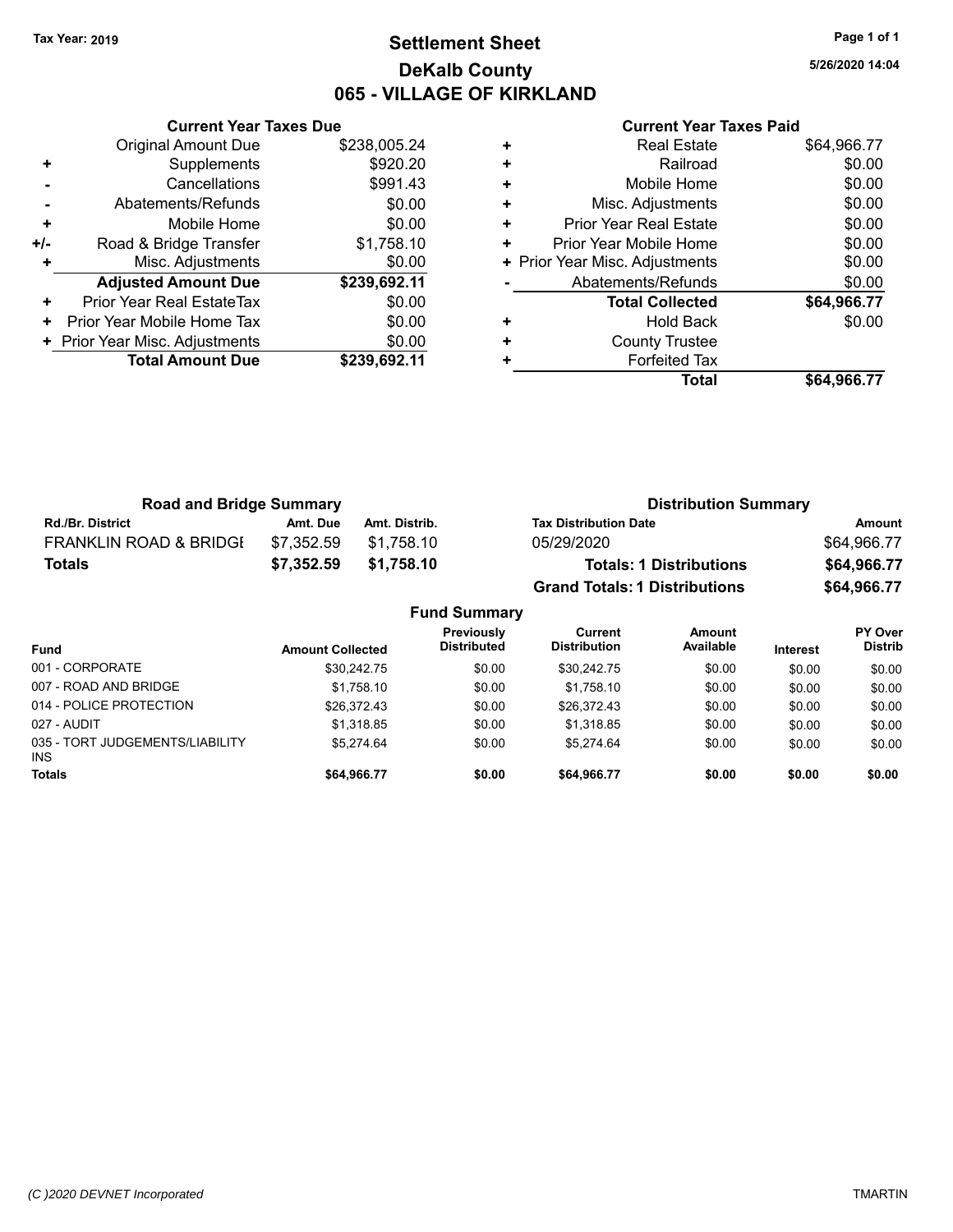Tax Year: 2019

# Settlement Sheet
## DeKalb County
## 065 - VILLAGE OF KIRKLAND

5/26/2020 14:04

### Current Year Taxes Due

| | | |
|---|---|---|
| | Original Amount Due | $238,005.24 |
| + | Supplements | $920.20 |
| - | Cancellations | $991.43 |
| - | Abatements/Refunds | $0.00 |
| + | Mobile Home | $0.00 |
| +/- | Road & Bridge Transfer | $1,758.10 |
| + | Misc. Adjustments | $0.00 |
| | **Adjusted Amount Due** | **$239,692.11** |
| + | Prior Year Real EstateTax | $0.00 |
| + | Prior Year Mobile Home Tax | $0.00 |
| + | Prior Year Misc. Adjustments | $0.00 |
| | **Total Amount Due** | **$239,692.11** |

### Current Year Taxes Paid

| | | |
|---|---|---|
| + | Real Estate | $64,966.77 |
| + | Railroad | $0.00 |
| + | Mobile Home | $0.00 |
| + | Misc. Adjustments | $0.00 |
| + | Prior Year Real Estate | $0.00 |
| + | Prior Year Mobile Home | $0.00 |
| + | Prior Year Misc. Adjustments | $0.00 |
| - | Abatements/Refunds | $0.00 |
| | **Total Collected** | **$64,966.77** |
| + | Hold Back | $0.00 |
| + | County Trustee | |
| + | Forfeited Tax | |
| | **Total** | **$64,966.77** |

### Road and Bridge Summary

| Rd./Br. District | Amt. Due | Amt. Distrib. |
|---|---|---|
| FRANKLIN ROAD & BRIDGE | $7,352.59 | $1,758.10 |
| **Totals** | **$7,352.59** | **$1,758.10** |

### Distribution Summary

| Tax Distribution Date | Amount |
|---|---|
| 05/29/2020 | $64,966.77 |
| **Totals: 1 Distributions** | **$64,966.77** |
| **Grand Totals: 1 Distributions** | **$64,966.77** |

### Fund Summary

| Fund | Amount Collected | Previously Distributed | Current Distribution | Amount Available | Interest | PY Over Distrib |
|---|---|---|---|---|---|---|
| 001 - CORPORATE | $30,242.75 | $0.00 | $30,242.75 | $0.00 | $0.00 | $0.00 |
| 007 - ROAD AND BRIDGE | $1,758.10 | $0.00 | $1,758.10 | $0.00 | $0.00 | $0.00 |
| 014 - POLICE PROTECTION | $26,372.43 | $0.00 | $26,372.43 | $0.00 | $0.00 | $0.00 |
| 027 - AUDIT | $1,318.85 | $0.00 | $1,318.85 | $0.00 | $0.00 | $0.00 |
| 035 - TORT JUDGEMENTS/LIABILITY INS | $5,274.64 | $0.00 | $5,274.64 | $0.00 | $0.00 | $0.00 |
| **Totals** | **$64,966.77** | **$0.00** | **$64,966.77** | **$0.00** | **$0.00** | **$0.00** |

(C )2020 DEVNET Incorporated

TMARTIN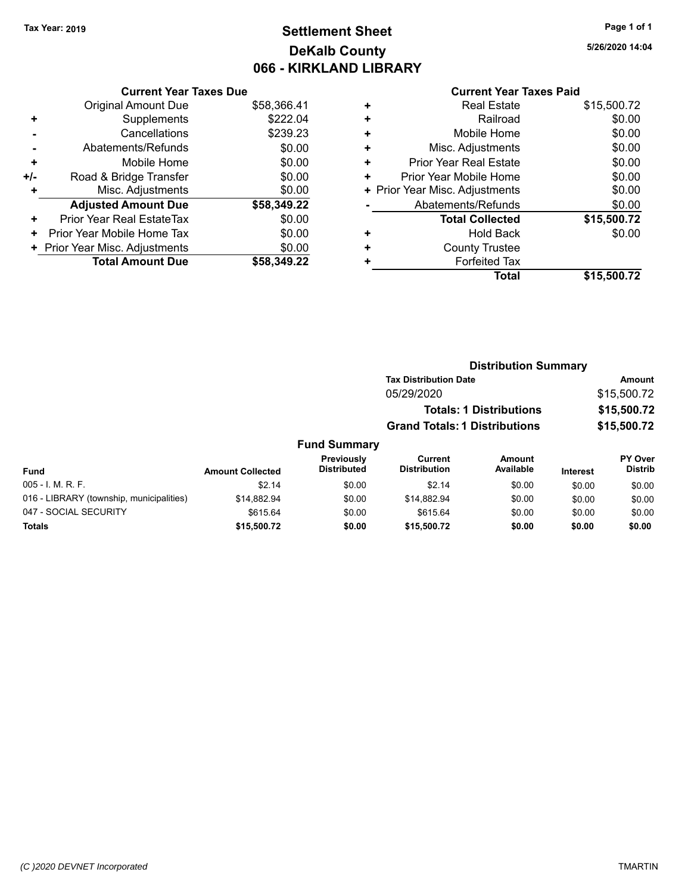Tax Year: 2019

# Settlement Sheet
## DeKalb County
## 066 - KIRKLAND LIBRARY

5/26/2020 14:04

### Current Year Taxes Due

| | | |
|---|---|---|
| | Original Amount Due | $58,366.41 |
| + | Supplements | $222.04 |
| - | Cancellations | $239.23 |
| - | Abatements/Refunds | $0.00 |
| + | Mobile Home | $0.00 |
| +/- | Road & Bridge Transfer | $0.00 |
| + | Misc. Adjustments | $0.00 |
| | **Adjusted Amount Due** | **$58,349.22** |
| + | Prior Year Real EstateTax | $0.00 |
| + | Prior Year Mobile Home Tax | $0.00 |
| + | Prior Year Misc. Adjustments | $0.00 |
| | **Total Amount Due** | **$58,349.22** |

### Current Year Taxes Paid

| | | |
|---|---|---|
| + | Real Estate | $15,500.72 |
| + | Railroad | $0.00 |
| + | Mobile Home | $0.00 |
| + | Misc. Adjustments | $0.00 |
| + | Prior Year Real Estate | $0.00 |
| + | Prior Year Mobile Home | $0.00 |
| + | Prior Year Misc. Adjustments | $0.00 |
| - | Abatements/Refunds | $0.00 |
| | **Total Collected** | **$15,500.72** |
| + | Hold Back | $0.00 |
| + | County Trustee | |
| + | Forfeited Tax | |
| | **Total** | **$15,500.72** |

### Distribution Summary

| Tax Distribution Date | Amount |
|---|---|
| 05/29/2020 | $15,500.72 |
| **Totals: 1 Distributions** | **$15,500.72** |
| **Grand Totals: 1 Distributions** | **$15,500.72** |

### Fund Summary

| Fund | Amount Collected | Previously Distributed | Current Distribution | Amount Available | Interest | PY Over Distrib |
|---|---|---|---|---|---|---|
| 005 - I. M. R. F. | $2.14 | $0.00 | $2.14 | $0.00 | $0.00 | $0.00 |
| 016 - LIBRARY (township, municipalities) | $14,882.94 | $0.00 | $14,882.94 | $0.00 | $0.00 | $0.00 |
| 047 - SOCIAL SECURITY | $615.64 | $0.00 | $615.64 | $0.00 | $0.00 | $0.00 |
| **Totals** | **$15,500.72** | **$0.00** | **$15,500.72** | **$0.00** | **$0.00** | **$0.00** |

(C )2020 DEVNET Incorporated TMARTIN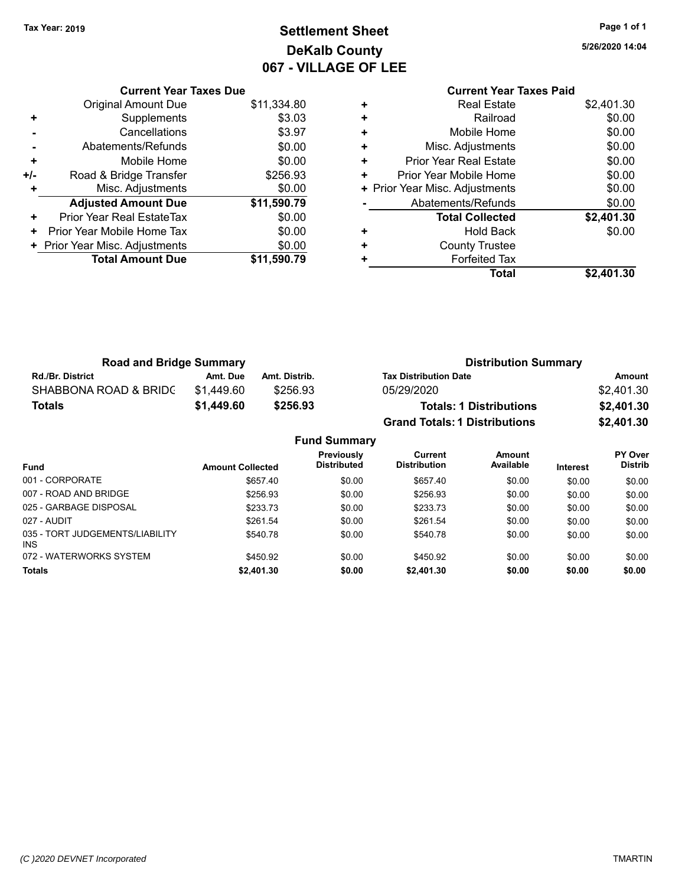**Tax Year: 2019**

# Settlement Sheet
## DeKalb County
## 067 - VILLAGE OF LEE

5/26/2020 14:04

| | Current Year Taxes Due | |
|---|---|---|
| | Original Amount Due | $11,334.80 |
| + | Supplements | $3.03 |
| - | Cancellations | $3.97 |
| - | Abatements/Refunds | $0.00 |
| + | Mobile Home | $0.00 |
| +/- | Road & Bridge Transfer | $256.93 |
| + | Misc. Adjustments | $0.00 |
| | **Adjusted Amount Due** | **$11,590.79** |
| + | Prior Year Real EstateTax | $0.00 |
| + | Prior Year Mobile Home Tax | $0.00 |
| + | Prior Year Misc. Adjustments | $0.00 |
| | **Total Amount Due** | **$11,590.79** |

| | Current Year Taxes Paid | |
|---|---|---|
| + | Real Estate | $2,401.30 |
| + | Railroad | $0.00 |
| + | Mobile Home | $0.00 |
| + | Misc. Adjustments | $0.00 |
| + | Prior Year Real Estate | $0.00 |
| + | Prior Year Mobile Home | $0.00 |
| + | Prior Year Misc. Adjustments | $0.00 |
| - | Abatements/Refunds | $0.00 |
| | **Total Collected** | **$2,401.30** |
| + | Hold Back | $0.00 |
| + | County Trustee | |
| + | Forfeited Tax | |
| | **Total** | **$2,401.30** |

### Road and Bridge Summary

| Rd./Br. District | Amt. Due | Amt. Distrib. |
|---|---|---|
| SHABBONA ROAD & BRIDG | $1,449.60 | $256.93 |
| **Totals** | **$1,449.60** | **$256.93** |

### Distribution Summary

| Tax Distribution Date | Amount |
|---|---|
| 05/29/2020 | $2,401.30 |
| **Totals: 1 Distributions** | **$2,401.30** |
| **Grand Totals: 1 Distributions** | **$2,401.30** |

### Fund Summary

| Fund | Amount Collected | Previously Distributed | Current Distribution | Amount Available | Interest | PY Over Distrib |
|---|---|---|---|---|---|---|
| 001 - CORPORATE | $657.40 | $0.00 | $657.40 | $0.00 | $0.00 | $0.00 |
| 007 - ROAD AND BRIDGE | $256.93 | $0.00 | $256.93 | $0.00 | $0.00 | $0.00 |
| 025 - GARBAGE DISPOSAL | $233.73 | $0.00 | $233.73 | $0.00 | $0.00 | $0.00 |
| 027 - AUDIT | $261.54 | $0.00 | $261.54 | $0.00 | $0.00 | $0.00 |
| 035 - TORT JUDGEMENTS/LIABILITY INS | $540.78 | $0.00 | $540.78 | $0.00 | $0.00 | $0.00 |
| 072 - WATERWORKS SYSTEM | $450.92 | $0.00 | $450.92 | $0.00 | $0.00 | $0.00 |
| **Totals** | **$2,401.30** | **$0.00** | **$2,401.30** | **$0.00** | **$0.00** | **$0.00** |

(C )2020 DEVNET Incorporated TMARTIN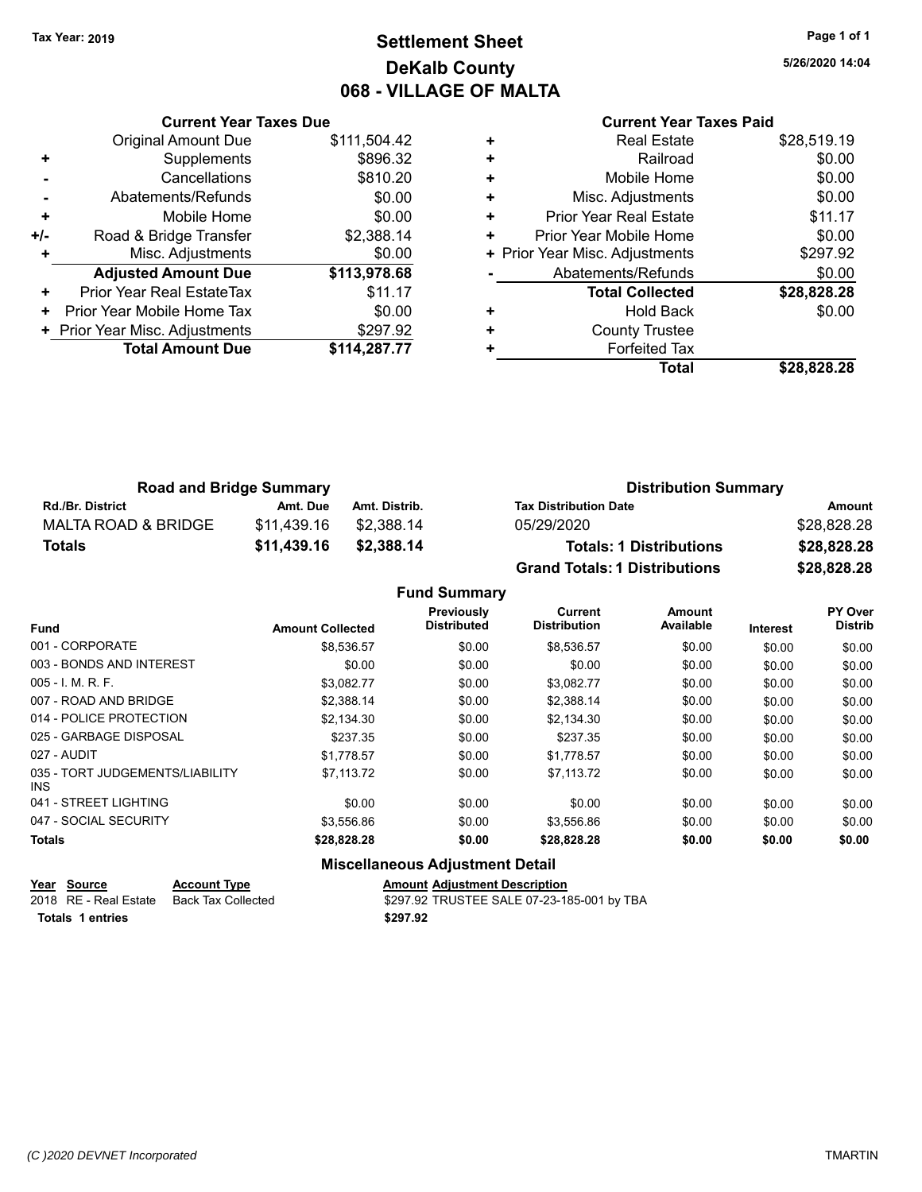Tax Year: 2019

# Settlement Sheet
## DeKalb County
## 068 - VILLAGE OF MALTA

5/26/2020 14:04

| | Current Year Taxes Due | |
|---|---|---|
| | Original Amount Due | $111,504.42 |
| + | Supplements | $896.32 |
| - | Cancellations | $810.20 |
| - | Abatements/Refunds | $0.00 |
| + | Mobile Home | $0.00 |
| +/- | Road & Bridge Transfer | $2,388.14 |
| + | Misc. Adjustments | $0.00 |
| | **Adjusted Amount Due** | **$113,978.68** |
| + | Prior Year Real EstateTax | $11.17 |
| + | Prior Year Mobile Home Tax | $0.00 |
| + | Prior Year Misc. Adjustments | $297.92 |
| | **Total Amount Due** | **$114,287.77** |

| | Current Year Taxes Paid | |
|---|---|---|
| + | Real Estate | $28,519.19 |
| + | Railroad | $0.00 |
| + | Mobile Home | $0.00 |
| + | Misc. Adjustments | $0.00 |
| + | Prior Year Real Estate | $11.17 |
| + | Prior Year Mobile Home | $0.00 |
| + | Prior Year Misc. Adjustments | $297.92 |
| - | Abatements/Refunds | $0.00 |
| | **Total Collected** | **$28,828.28** |
| + | Hold Back | $0.00 |
| + | County Trustee | |
| + | Forfeited Tax | |
| | **Total** | **$28,828.28** |

### Road and Bridge Summary

| Rd./Br. District | Amt. Due | Amt. Distrib. |
|---|---|---|
| MALTA ROAD & BRIDGE | $11,439.16 | $2,388.14 |
| **Totals** | **$11,439.16** | **$2,388.14** |

### Distribution Summary

| Tax Distribution Date | Amount |
|---|---|
| 05/29/2020 | $28,828.28 |
| **Totals: 1 Distributions** | **$28,828.28** |
| **Grand Totals: 1 Distributions** | **$28,828.28** |

### Fund Summary

| Fund | Amount Collected | Previously Distributed | Current Distribution | Amount Available | Interest | PY Over Distrib |
|---|---|---|---|---|---|---|
| 001 - CORPORATE | $8,536.57 | $0.00 | $8,536.57 | $0.00 | $0.00 | $0.00 |
| 003 - BONDS AND INTEREST | $0.00 | $0.00 | $0.00 | $0.00 | $0.00 | $0.00 |
| 005 - I. M. R. F. | $3,082.77 | $0.00 | $3,082.77 | $0.00 | $0.00 | $0.00 |
| 007 - ROAD AND BRIDGE | $2,388.14 | $0.00 | $2,388.14 | $0.00 | $0.00 | $0.00 |
| 014 - POLICE PROTECTION | $2,134.30 | $0.00 | $2,134.30 | $0.00 | $0.00 | $0.00 |
| 025 - GARBAGE DISPOSAL | $237.35 | $0.00 | $237.35 | $0.00 | $0.00 | $0.00 |
| 027 - AUDIT | $1,778.57 | $0.00 | $1,778.57 | $0.00 | $0.00 | $0.00 |
| 035 - TORT JUDGEMENTS/LIABILITY INS | $7,113.72 | $0.00 | $7,113.72 | $0.00 | $0.00 | $0.00 |
| 041 - STREET LIGHTING | $0.00 | $0.00 | $0.00 | $0.00 | $0.00 | $0.00 |
| 047 - SOCIAL SECURITY | $3,556.86 | $0.00 | $3,556.86 | $0.00 | $0.00 | $0.00 |
| **Totals** | **$28,828.28** | **$0.00** | **$28,828.28** | **$0.00** | **$0.00** | **$0.00** |

### Miscellaneous Adjustment Detail

| Year | Source | Account Type | Amount | Adjustment Description |
|---|---|---|---|---|
| 2018 | RE - Real Estate | Back Tax Collected | $297.92 | TRUSTEE SALE 07-23-185-001 by TBA |
| **Totals** | **1 entries** | | **$297.92** | |

(C )2020 DEVNET Incorporated — TMARTIN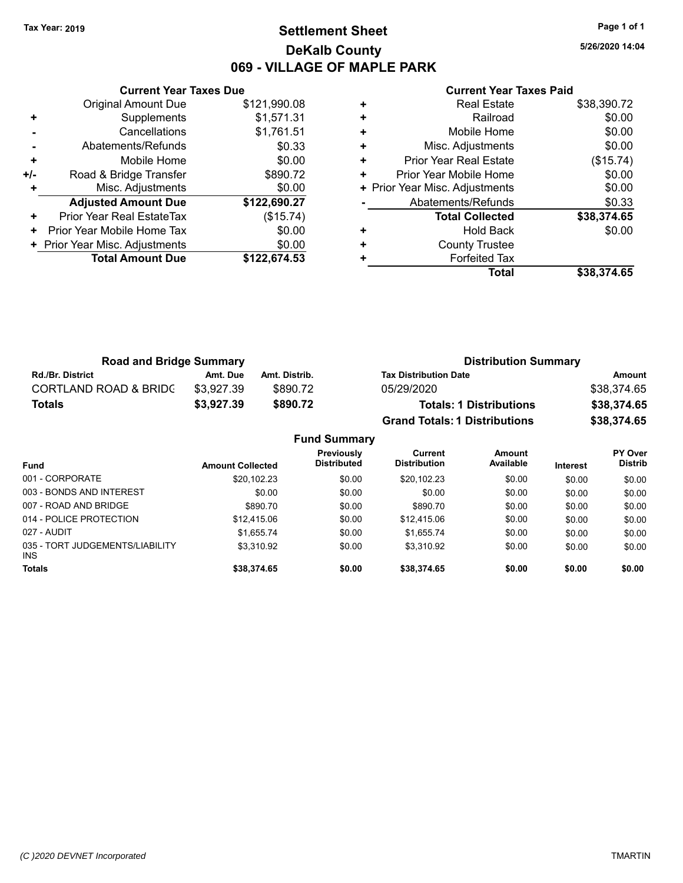Tax Year: 2019

# Settlement Sheet
## DeKalb County
## 069 - VILLAGE OF MAPLE PARK

5/26/2020 14:04

### Current Year Taxes Due

| | | |
|---|---|---|
| | Original Amount Due | $121,990.08 |
| + | Supplements | $1,571.31 |
| - | Cancellations | $1,761.51 |
| - | Abatements/Refunds | $0.33 |
| + | Mobile Home | $0.00 |
| +/- | Road & Bridge Transfer | $890.72 |
| + | Misc. Adjustments | $0.00 |
| | **Adjusted Amount Due** | **$122,690.27** |
| + | Prior Year Real EstateTax | ($15.74) |
| + | Prior Year Mobile Home Tax | $0.00 |
| + | Prior Year Misc. Adjustments | $0.00 |
| | **Total Amount Due** | **$122,674.53** |

### Current Year Taxes Paid

| | | |
|---|---|---|
| + | Real Estate | $38,390.72 |
| + | Railroad | $0.00 |
| + | Mobile Home | $0.00 |
| + | Misc. Adjustments | $0.00 |
| + | Prior Year Real Estate | ($15.74) |
| + | Prior Year Mobile Home | $0.00 |
| + | Prior Year Misc. Adjustments | $0.00 |
| - | Abatements/Refunds | $0.33 |
| | **Total Collected** | **$38,374.65** |
| + | Hold Back | $0.00 |
| + | County Trustee | |
| + | Forfeited Tax | |
| | **Total** | **$38,374.65** |

### Road and Bridge Summary

| Rd./Br. District | Amt. Due | Amt. Distrib. |
|---|---|---|
| CORTLAND ROAD & BRIDG | $3,927.39 | $890.72 |
| **Totals** | **$3,927.39** | **$890.72** |

### Distribution Summary

| Tax Distribution Date | Amount |
|---|---|
| 05/29/2020 | $38,374.65 |
| **Totals: 1 Distributions** | **$38,374.65** |
| **Grand Totals: 1 Distributions** | **$38,374.65** |

### Fund Summary

| Fund | Amount Collected | Previously Distributed | Current Distribution | Amount Available | Interest | PY Over Distrib |
|---|---|---|---|---|---|---|
| 001 - CORPORATE | $20,102.23 | $0.00 | $20,102.23 | $0.00 | $0.00 | $0.00 |
| 003 - BONDS AND INTEREST | $0.00 | $0.00 | $0.00 | $0.00 | $0.00 | $0.00 |
| 007 - ROAD AND BRIDGE | $890.70 | $0.00 | $890.70 | $0.00 | $0.00 | $0.00 |
| 014 - POLICE PROTECTION | $12,415.06 | $0.00 | $12,415.06 | $0.00 | $0.00 | $0.00 |
| 027 - AUDIT | $1,655.74 | $0.00 | $1,655.74 | $0.00 | $0.00 | $0.00 |
| 035 - TORT JUDGEMENTS/LIABILITY INS | $3,310.92 | $0.00 | $3,310.92 | $0.00 | $0.00 | $0.00 |
| **Totals** | **$38,374.65** | **$0.00** | **$38,374.65** | **$0.00** | **$0.00** | **$0.00** |

(C )2020 DEVNET Incorporated — TMARTIN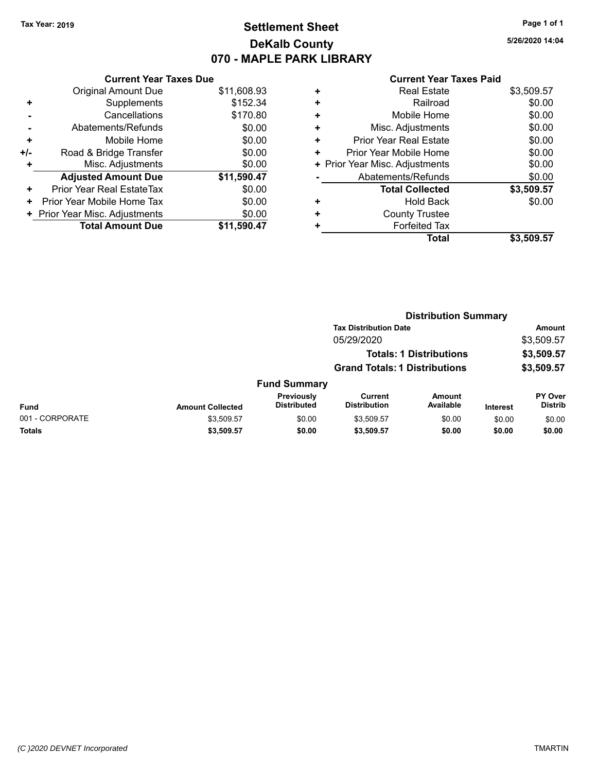Tax Year: 2019

# Settlement Sheet
## DeKalb County
## 070 - MAPLE PARK LIBRARY

5/26/2020 14:04

### Current Year Taxes Due

| | | |
|---|---|---|
| | Original Amount Due | $11,608.93 |
| + | Supplements | $152.34 |
| - | Cancellations | $170.80 |
| - | Abatements/Refunds | $0.00 |
| + | Mobile Home | $0.00 |
| +/- | Road & Bridge Transfer | $0.00 |
| + | Misc. Adjustments | $0.00 |
| | **Adjusted Amount Due** | **$11,590.47** |
| + | Prior Year Real EstateTax | $0.00 |
| + | Prior Year Mobile Home Tax | $0.00 |
| + | Prior Year Misc. Adjustments | $0.00 |
| | **Total Amount Due** | **$11,590.47** |

### Current Year Taxes Paid

| | | |
|---|---|---|
| + | Real Estate | $3,509.57 |
| + | Railroad | $0.00 |
| + | Mobile Home | $0.00 |
| + | Misc. Adjustments | $0.00 |
| + | Prior Year Real Estate | $0.00 |
| + | Prior Year Mobile Home | $0.00 |
| + | Prior Year Misc. Adjustments | $0.00 |
| - | Abatements/Refunds | $0.00 |
| | **Total Collected** | **$3,509.57** |
| + | Hold Back | $0.00 |
| + | County Trustee | |
| + | Forfeited Tax | |
| | **Total** | **$3,509.57** |

### Distribution Summary

| Tax Distribution Date | Amount |
|---|---|
| 05/29/2020 | $3,509.57 |
| **Totals: 1 Distributions** | **$3,509.57** |
| **Grand Totals: 1 Distributions** | **$3,509.57** |

### Fund Summary

| Fund | Amount Collected | Previously Distributed | Current Distribution | Amount Available | Interest | PY Over Distrib |
|---|---|---|---|---|---|---|
| 001 - CORPORATE | $3,509.57 | $0.00 | $3,509.57 | $0.00 | $0.00 | $0.00 |
| **Totals** | **$3,509.57** | **$0.00** | **$3,509.57** | **$0.00** | **$0.00** | **$0.00** |

(C )2020 DEVNET Incorporated — TMARTIN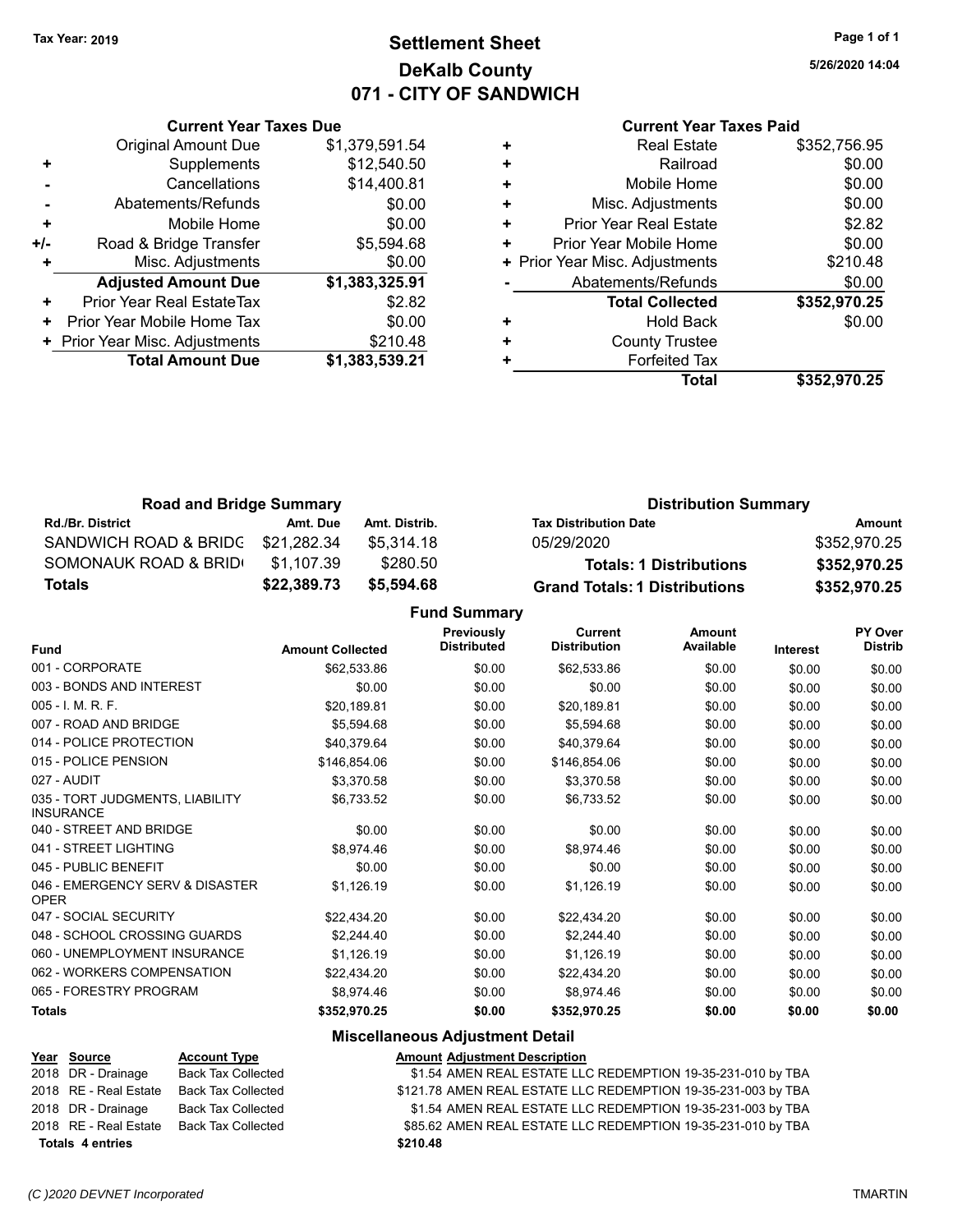Tax Year: 2019

# Settlement Sheet
## DeKalb County
## 071 - CITY OF SANDWICH

5/26/2020 14:04

### Current Year Taxes Due

| | | |
|---|---|---|
| | Original Amount Due | $1,379,591.54 |
| + | Supplements | $12,540.50 |
| - | Cancellations | $14,400.81 |
| - | Abatements/Refunds | $0.00 |
| + | Mobile Home | $0.00 |
| +/- | Road & Bridge Transfer | $5,594.68 |
| + | Misc. Adjustments | $0.00 |
| | **Adjusted Amount Due** | **$1,383,325.91** |
| + | Prior Year Real EstateTax | $2.82 |
| + | Prior Year Mobile Home Tax | $0.00 |
| + | Prior Year Misc. Adjustments | $210.48 |
| | **Total Amount Due** | **$1,383,539.21** |

### Current Year Taxes Paid

| | | |
|---|---|---|
| + | Real Estate | $352,756.95 |
| + | Railroad | $0.00 |
| + | Mobile Home | $0.00 |
| + | Misc. Adjustments | $0.00 |
| + | Prior Year Real Estate | $2.82 |
| + | Prior Year Mobile Home | $0.00 |
| + | Prior Year Misc. Adjustments | $210.48 |
| - | Abatements/Refunds | $0.00 |
| | **Total Collected** | **$352,970.25** |
| + | Hold Back | $0.00 |
| + | County Trustee | |
| + | Forfeited Tax | |
| | **Total** | **$352,970.25** |

### Road and Bridge Summary

| Rd./Br. District | Amt. Due | Amt. Distrib. |
|---|---|---|
| SANDWICH ROAD & BRIDG | $21,282.34 | $5,314.18 |
| SOMONAUK ROAD & BRID | $1,107.39 | $280.50 |
| **Totals** | **$22,389.73** | **$5,594.68** |

### Distribution Summary

| Tax Distribution Date | Amount |
|---|---|
| 05/29/2020 | $352,970.25 |
| **Totals: 1 Distributions** | **$352,970.25** |
| **Grand Totals: 1 Distributions** | **$352,970.25** |

### Fund Summary

| Fund | Amount Collected | Previously Distributed | Current Distribution | Amount Available | Interest | PY Over Distrib |
|---|---|---|---|---|---|---|
| 001 - CORPORATE | $62,533.86 | $0.00 | $62,533.86 | $0.00 | $0.00 | $0.00 |
| 003 - BONDS AND INTEREST | $0.00 | $0.00 | $0.00 | $0.00 | $0.00 | $0.00 |
| 005 - I. M. R. F. | $20,189.81 | $0.00 | $20,189.81 | $0.00 | $0.00 | $0.00 |
| 007 - ROAD AND BRIDGE | $5,594.68 | $0.00 | $5,594.68 | $0.00 | $0.00 | $0.00 |
| 014 - POLICE PROTECTION | $40,379.64 | $0.00 | $40,379.64 | $0.00 | $0.00 | $0.00 |
| 015 - POLICE PENSION | $146,854.06 | $0.00 | $146,854.06 | $0.00 | $0.00 | $0.00 |
| 027 - AUDIT | $3,370.58 | $0.00 | $3,370.58 | $0.00 | $0.00 | $0.00 |
| 035 - TORT JUDGMENTS, LIABILITY INSURANCE | $6,733.52 | $0.00 | $6,733.52 | $0.00 | $0.00 | $0.00 |
| 040 - STREET AND BRIDGE | $0.00 | $0.00 | $0.00 | $0.00 | $0.00 | $0.00 |
| 041 - STREET LIGHTING | $8,974.46 | $0.00 | $8,974.46 | $0.00 | $0.00 | $0.00 |
| 045 - PUBLIC BENEFIT | $0.00 | $0.00 | $0.00 | $0.00 | $0.00 | $0.00 |
| 046 - EMERGENCY SERV & DISASTER OPER | $1,126.19 | $0.00 | $1,126.19 | $0.00 | $0.00 | $0.00 |
| 047 - SOCIAL SECURITY | $22,434.20 | $0.00 | $22,434.20 | $0.00 | $0.00 | $0.00 |
| 048 - SCHOOL CROSSING GUARDS | $2,244.40 | $0.00 | $2,244.40 | $0.00 | $0.00 | $0.00 |
| 060 - UNEMPLOYMENT INSURANCE | $1,126.19 | $0.00 | $1,126.19 | $0.00 | $0.00 | $0.00 |
| 062 - WORKERS COMPENSATION | $22,434.20 | $0.00 | $22,434.20 | $0.00 | $0.00 | $0.00 |
| 065 - FORESTRY PROGRAM | $8,974.46 | $0.00 | $8,974.46 | $0.00 | $0.00 | $0.00 |
| **Totals** | **$352,970.25** | **$0.00** | **$352,970.25** | **$0.00** | **$0.00** | **$0.00** |

### Miscellaneous Adjustment Detail

| Year | Source | Account Type | Amount | Adjustment Description |
|---|---|---|---|---|
| 2018 | DR - Drainage | Back Tax Collected | $1.54 | AMEN REAL ESTATE LLC REDEMPTION 19-35-231-010 by TBA |
| 2018 | RE - Real Estate | Back Tax Collected | $121.78 | AMEN REAL ESTATE LLC REDEMPTION 19-35-231-003 by TBA |
| 2018 | DR - Drainage | Back Tax Collected | $1.54 | AMEN REAL ESTATE LLC REDEMPTION 19-35-231-003 by TBA |
| 2018 | RE - Real Estate | Back Tax Collected | $85.62 | AMEN REAL ESTATE LLC REDEMPTION 19-35-231-010 by TBA |
| **Totals 4 entries** | | | **$210.48** | |

(C )2020 DEVNET Incorporated TMARTIN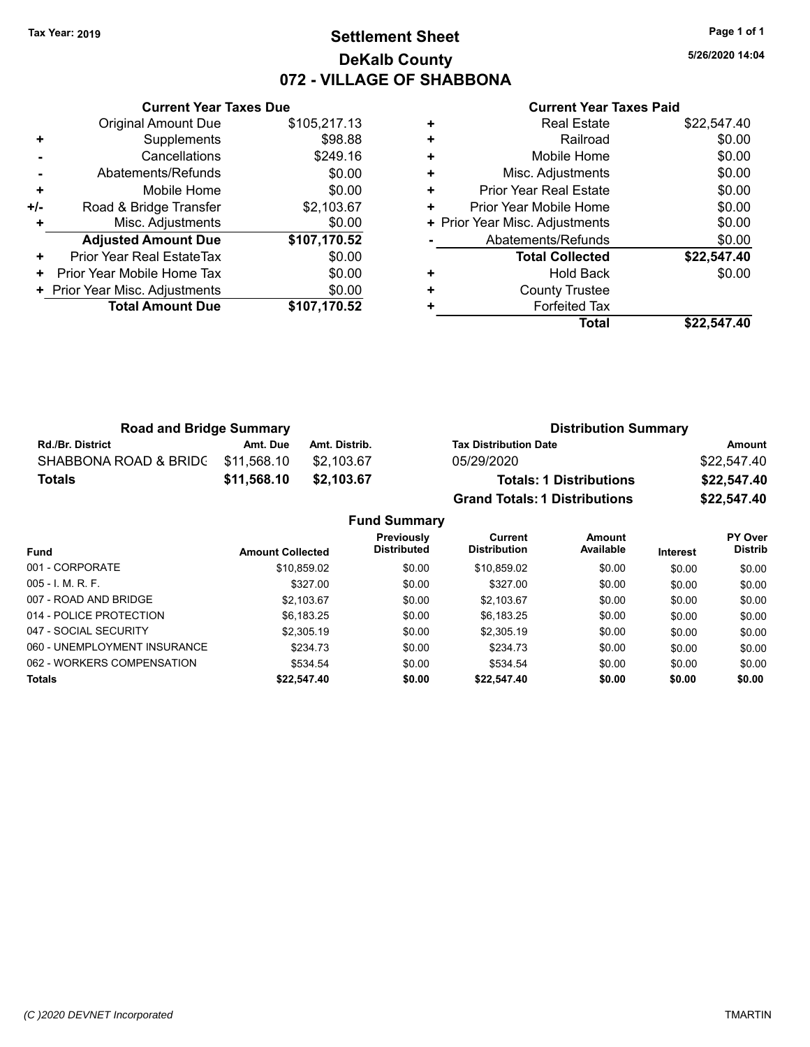Tax Year: 2019

# Settlement Sheet

## DeKalb County

## 072 - VILLAGE OF SHABBONA

5/26/2020 14:04

### Current Year Taxes Due

| | | |
|---|---|---|
| | Original Amount Due | $105,217.13 |
| + | Supplements | $98.88 |
| - | Cancellations | $249.16 |
| - | Abatements/Refunds | $0.00 |
| + | Mobile Home | $0.00 |
| +/- | Road & Bridge Transfer | $2,103.67 |
| + | Misc. Adjustments | $0.00 |
| | **Adjusted Amount Due** | **$107,170.52** |
| + | Prior Year Real EstateTax | $0.00 |
| + | Prior Year Mobile Home Tax | $0.00 |
| + | Prior Year Misc. Adjustments | $0.00 |
| | **Total Amount Due** | **$107,170.52** |

### Current Year Taxes Paid

| | | |
|---|---|---|
| + | Real Estate | $22,547.40 |
| + | Railroad | $0.00 |
| + | Mobile Home | $0.00 |
| + | Misc. Adjustments | $0.00 |
| + | Prior Year Real Estate | $0.00 |
| + | Prior Year Mobile Home | $0.00 |
| + | Prior Year Misc. Adjustments | $0.00 |
| - | Abatements/Refunds | $0.00 |
| | **Total Collected** | **$22,547.40** |
| + | Hold Back | $0.00 |
| + | County Trustee | |
| + | Forfeited Tax | |
| | **Total** | **$22,547.40** |

### Road and Bridge Summary

| Rd./Br. District | Amt. Due | Amt. Distrib. |
|---|---|---|
| SHABBONA ROAD & BRIDG | $11,568.10 | $2,103.67 |
| **Totals** | **$11,568.10** | **$2,103.67** |

### Distribution Summary

| Tax Distribution Date | Amount |
|---|---|
| 05/29/2020 | $22,547.40 |
| **Totals: 1 Distributions** | **$22,547.40** |
| **Grand Totals: 1 Distributions** | **$22,547.40** |

### Fund Summary

| Fund | Amount Collected | Previously Distributed | Current Distribution | Amount Available | Interest | PY Over Distrib |
|---|---|---|---|---|---|---|
| 001 - CORPORATE | $10,859.02 | $0.00 | $10,859.02 | $0.00 | $0.00 | $0.00 |
| 005 - I. M. R. F. | $327.00 | $0.00 | $327.00 | $0.00 | $0.00 | $0.00 |
| 007 - ROAD AND BRIDGE | $2,103.67 | $0.00 | $2,103.67 | $0.00 | $0.00 | $0.00 |
| 014 - POLICE PROTECTION | $6,183.25 | $0.00 | $6,183.25 | $0.00 | $0.00 | $0.00 |
| 047 - SOCIAL SECURITY | $2,305.19 | $0.00 | $2,305.19 | $0.00 | $0.00 | $0.00 |
| 060 - UNEMPLOYMENT INSURANCE | $234.73 | $0.00 | $234.73 | $0.00 | $0.00 | $0.00 |
| 062 - WORKERS COMPENSATION | $534.54 | $0.00 | $534.54 | $0.00 | $0.00 | $0.00 |
| **Totals** | **$22,547.40** | **$0.00** | **$22,547.40** | **$0.00** | **$0.00** | **$0.00** |

(C )2020 DEVNET Incorporated TMARTIN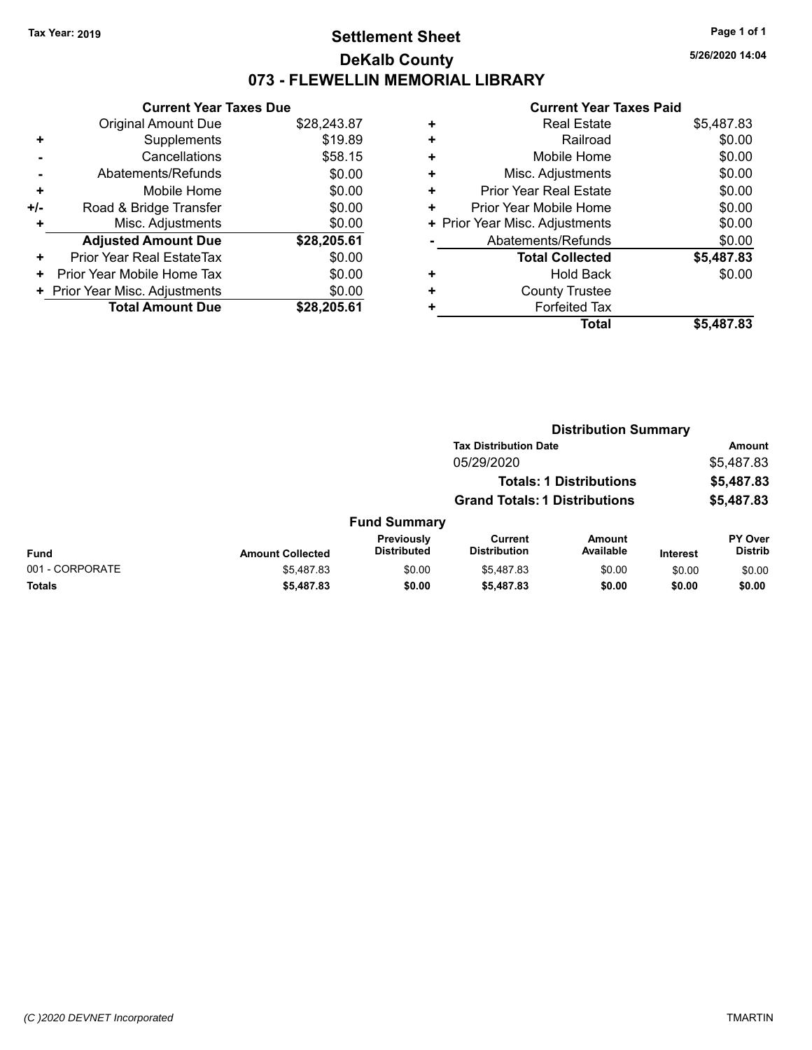Tax Year: 2019

# Settlement Sheet

## DeKalb County

## 073 - FLEWELLIN MEMORIAL LIBRARY

5/26/2020 14:04

| | Current Year Taxes Due | |
|---|---|---|
| | Original Amount Due | $28,243.87 |
| + | Supplements | $19.89 |
| - | Cancellations | $58.15 |
| - | Abatements/Refunds | $0.00 |
| + | Mobile Home | $0.00 |
| +/- | Road & Bridge Transfer | $0.00 |
| + | Misc. Adjustments | $0.00 |
| | **Adjusted Amount Due** | **$28,205.61** |
| + | Prior Year Real EstateTax | $0.00 |
| + | Prior Year Mobile Home Tax | $0.00 |
| + | Prior Year Misc. Adjustments | $0.00 |
| | **Total Amount Due** | **$28,205.61** |

| | Current Year Taxes Paid | |
|---|---|---|
| + | Real Estate | $5,487.83 |
| + | Railroad | $0.00 |
| + | Mobile Home | $0.00 |
| + | Misc. Adjustments | $0.00 |
| + | Prior Year Real Estate | $0.00 |
| + | Prior Year Mobile Home | $0.00 |
| + | Prior Year Misc. Adjustments | $0.00 |
| - | Abatements/Refunds | $0.00 |
| | **Total Collected** | **$5,487.83** |
| + | Hold Back | $0.00 |
| + | County Trustee | |
| + | Forfeited Tax | |
| | **Total** | **$5,487.83** |

### Distribution Summary

| Tax Distribution Date | Amount |
|---|---|
| 05/29/2020 | $5,487.83 |
| **Totals: 1 Distributions** | **$5,487.83** |
| **Grand Totals: 1 Distributions** | **$5,487.83** |

### Fund Summary

| Fund | Amount Collected | Previously Distributed | Current Distribution | Amount Available | Interest | PY Over Distrib |
|---|---|---|---|---|---|---|
| 001 - CORPORATE | $5,487.83 | $0.00 | $5,487.83 | $0.00 | $0.00 | $0.00 |
| **Totals** | **$5,487.83** | **$0.00** | **$5,487.83** | **$0.00** | **$0.00** | **$0.00** |

(C )2020 DEVNET Incorporated TMARTIN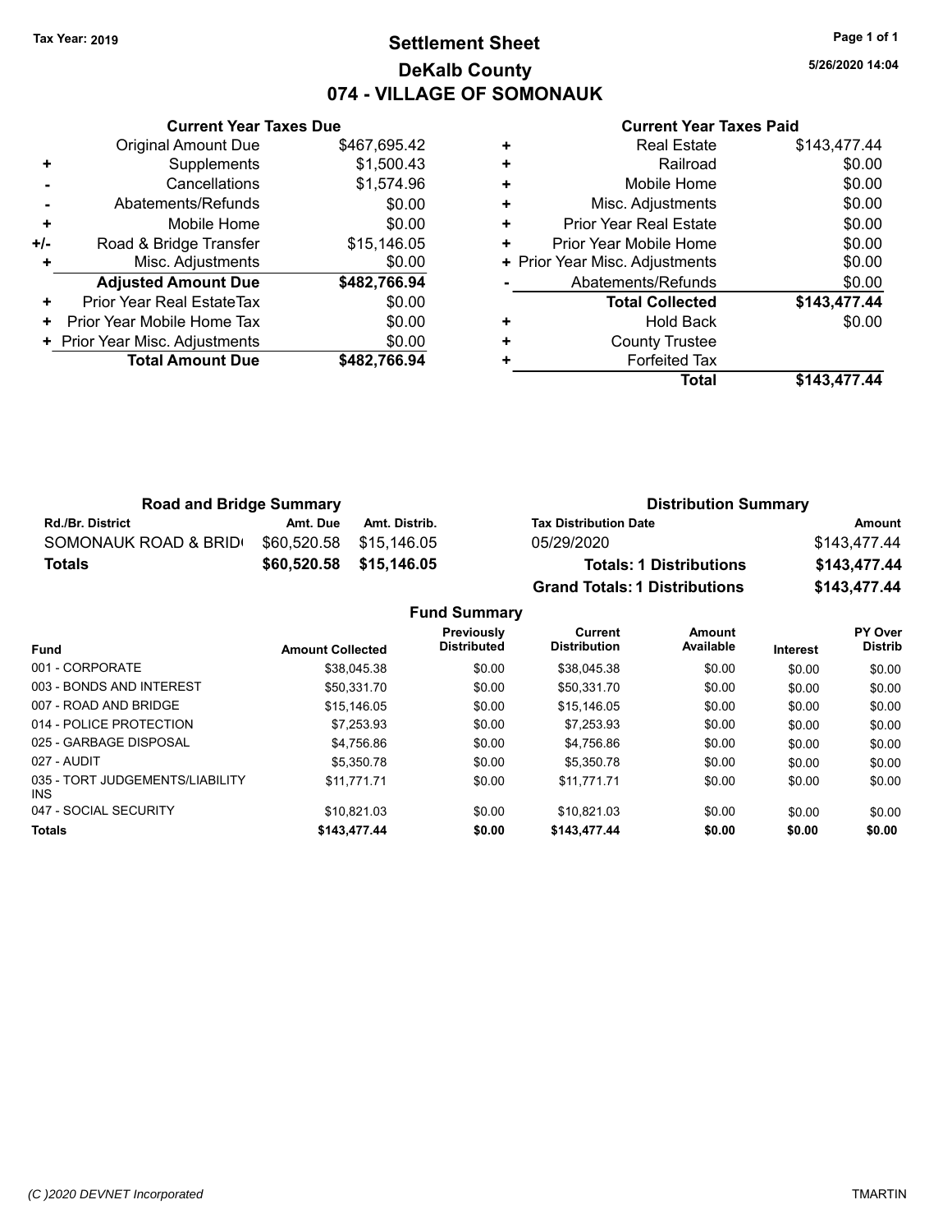Tax Year: 2019

# Settlement Sheet
## DeKalb County
## 074 - VILLAGE OF SOMONAUK

5/26/2020 14:04

### Current Year Taxes Due

| | | |
|---|---|---|
| | Original Amount Due | $467,695.42 |
| + | Supplements | $1,500.43 |
| - | Cancellations | $1,574.96 |
| - | Abatements/Refunds | $0.00 |
| + | Mobile Home | $0.00 |
| +/- | Road & Bridge Transfer | $15,146.05 |
| + | Misc. Adjustments | $0.00 |
| | **Adjusted Amount Due** | **$482,766.94** |
| + | Prior Year Real EstateTax | $0.00 |
| + | Prior Year Mobile Home Tax | $0.00 |
| + | Prior Year Misc. Adjustments | $0.00 |
| | **Total Amount Due** | **$482,766.94** |

### Current Year Taxes Paid

| | | |
|---|---|---|
| + | Real Estate | $143,477.44 |
| + | Railroad | $0.00 |
| + | Mobile Home | $0.00 |
| + | Misc. Adjustments | $0.00 |
| + | Prior Year Real Estate | $0.00 |
| + | Prior Year Mobile Home | $0.00 |
| + | Prior Year Misc. Adjustments | $0.00 |
| - | Abatements/Refunds | $0.00 |
| | **Total Collected** | **$143,477.44** |
| + | Hold Back | $0.00 |
| + | County Trustee | |
| + | Forfeited Tax | |
| | **Total** | **$143,477.44** |

### Road and Bridge Summary

| Rd./Br. District | Amt. Due | Amt. Distrib. |
|---|---|---|
| SOMONAUK ROAD & BRID | $60,520.58 | $15,146.05 |
| **Totals** | **$60,520.58** | **$15,146.05** |

### Distribution Summary

| Tax Distribution Date | Amount |
|---|---|
| 05/29/2020 | $143,477.44 |
| **Totals: 1 Distributions** | **$143,477.44** |
| **Grand Totals: 1 Distributions** | **$143,477.44** |

### Fund Summary

| Fund | Amount Collected | Previously Distributed | Current Distribution | Amount Available | Interest | PY Over Distrib |
|---|---|---|---|---|---|---|
| 001 - CORPORATE | $38,045.38 | $0.00 | $38,045.38 | $0.00 | $0.00 | $0.00 |
| 003 - BONDS AND INTEREST | $50,331.70 | $0.00 | $50,331.70 | $0.00 | $0.00 | $0.00 |
| 007 - ROAD AND BRIDGE | $15,146.05 | $0.00 | $15,146.05 | $0.00 | $0.00 | $0.00 |
| 014 - POLICE PROTECTION | $7,253.93 | $0.00 | $7,253.93 | $0.00 | $0.00 | $0.00 |
| 025 - GARBAGE DISPOSAL | $4,756.86 | $0.00 | $4,756.86 | $0.00 | $0.00 | $0.00 |
| 027 - AUDIT | $5,350.78 | $0.00 | $5,350.78 | $0.00 | $0.00 | $0.00 |
| 035 - TORT JUDGEMENTS/LIABILITY INS | $11,771.71 | $0.00 | $11,771.71 | $0.00 | $0.00 | $0.00 |
| 047 - SOCIAL SECURITY | $10,821.03 | $0.00 | $10,821.03 | $0.00 | $0.00 | $0.00 |
| **Totals** | **$143,477.44** | **$0.00** | **$143,477.44** | **$0.00** | **$0.00** | **$0.00** |

(C )2020 DEVNET Incorporated TMARTIN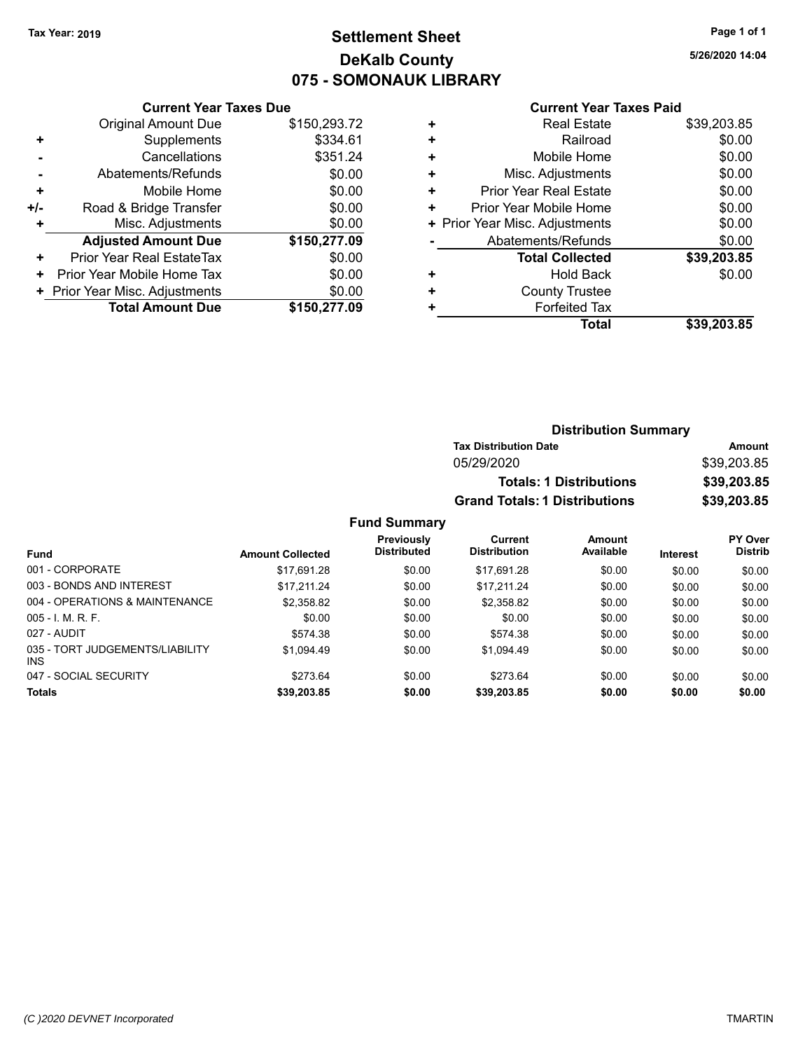Tax Year: 2019

# Settlement Sheet

## DeKalb County

## 075 - SOMONAUK LIBRARY

5/26/2020 14:04

### Current Year Taxes Due

| | | |
|---|---|---|
| | Original Amount Due | $150,293.72 |
| + | Supplements | $334.61 |
| - | Cancellations | $351.24 |
| - | Abatements/Refunds | $0.00 |
| + | Mobile Home | $0.00 |
| +/- | Road & Bridge Transfer | $0.00 |
| + | Misc. Adjustments | $0.00 |
| | **Adjusted Amount Due** | **$150,277.09** |
| + | Prior Year Real EstateTax | $0.00 |
| + | Prior Year Mobile Home Tax | $0.00 |
| + | Prior Year Misc. Adjustments | $0.00 |
| | **Total Amount Due** | **$150,277.09** |

### Current Year Taxes Paid

| | | |
|---|---|---|
| + | Real Estate | $39,203.85 |
| + | Railroad | $0.00 |
| + | Mobile Home | $0.00 |
| + | Misc. Adjustments | $0.00 |
| + | Prior Year Real Estate | $0.00 |
| + | Prior Year Mobile Home | $0.00 |
| + | Prior Year Misc. Adjustments | $0.00 |
| - | Abatements/Refunds | $0.00 |
| | **Total Collected** | **$39,203.85** |
| + | Hold Back | $0.00 |
| + | County Trustee | |
| + | Forfeited Tax | |
| | **Total** | **$39,203.85** |

### Distribution Summary

| Tax Distribution Date | Amount |
|---|---|
| 05/29/2020 | $39,203.85 |
| **Totals: 1 Distributions** | **$39,203.85** |
| **Grand Totals: 1 Distributions** | **$39,203.85** |

### Fund Summary

| Fund | Amount Collected | Previously Distributed | Current Distribution | Amount Available | Interest | PY Over Distrib |
|---|---|---|---|---|---|---|
| 001 - CORPORATE | $17,691.28 | $0.00 | $17,691.28 | $0.00 | $0.00 | $0.00 |
| 003 - BONDS AND INTEREST | $17,211.24 | $0.00 | $17,211.24 | $0.00 | $0.00 | $0.00 |
| 004 - OPERATIONS & MAINTENANCE | $2,358.82 | $0.00 | $2,358.82 | $0.00 | $0.00 | $0.00 |
| 005 - I. M. R. F. | $0.00 | $0.00 | $0.00 | $0.00 | $0.00 | $0.00 |
| 027 - AUDIT | $574.38 | $0.00 | $574.38 | $0.00 | $0.00 | $0.00 |
| 035 - TORT JUDGEMENTS/LIABILITY INS | $1,094.49 | $0.00 | $1,094.49 | $0.00 | $0.00 | $0.00 |
| 047 - SOCIAL SECURITY | $273.64 | $0.00 | $273.64 | $0.00 | $0.00 | $0.00 |
| **Totals** | **$39,203.85** | **$0.00** | **$39,203.85** | **$0.00** | **$0.00** | **$0.00** |

(C )2020 DEVNET Incorporated

TMARTIN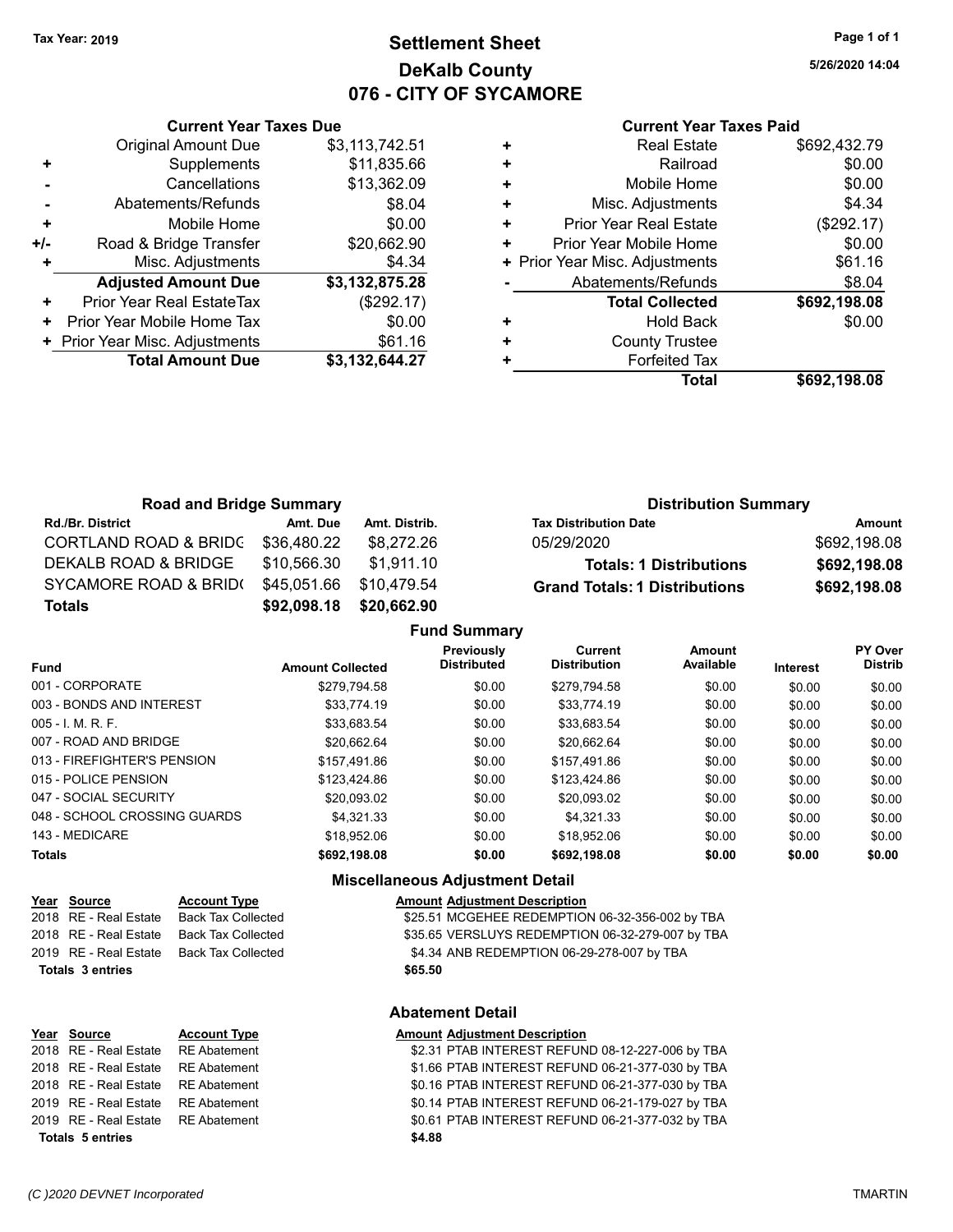Tax Year: 2019

# Settlement Sheet
## DeKalb County
## 076 - CITY OF SYCAMORE

5/26/2020 14:04

### Current Year Taxes Due

| | | |
|---|---|---|
| | Original Amount Due | $3,113,742.51 |
| + | Supplements | $11,835.66 |
| - | Cancellations | $13,362.09 |
| - | Abatements/Refunds | $8.04 |
| + | Mobile Home | $0.00 |
| +/- | Road & Bridge Transfer | $20,662.90 |
| + | Misc. Adjustments | $4.34 |
| | **Adjusted Amount Due** | **$3,132,875.28** |
| + | Prior Year Real EstateTax | ($292.17) |
| + | Prior Year Mobile Home Tax | $0.00 |
| + | Prior Year Misc. Adjustments | $61.16 |
| | **Total Amount Due** | **$3,132,644.27** |

### Current Year Taxes Paid

| | | |
|---|---|---|
| + | Real Estate | $692,432.79 |
| + | Railroad | $0.00 |
| + | Mobile Home | $0.00 |
| + | Misc. Adjustments | $4.34 |
| + | Prior Year Real Estate | ($292.17) |
| + | Prior Year Mobile Home | $0.00 |
| + | Prior Year Misc. Adjustments | $61.16 |
| - | Abatements/Refunds | $8.04 |
| | **Total Collected** | **$692,198.08** |
| + | Hold Back | $0.00 |
| + | County Trustee | |
| + | Forfeited Tax | |
| | **Total** | **$692,198.08** |

### Road and Bridge Summary

| Rd./Br. District | Amt. Due | Amt. Distrib. |
|---|---|---|
| CORTLAND ROAD & BRIDG | $36,480.22 | $8,272.26 |
| DEKALB ROAD & BRIDGE | $10,566.30 | $1,911.10 |
| SYCAMORE ROAD & BRID( | $45,051.66 | $10,479.54 |
| **Totals** | **$92,098.18** | **$20,662.90** |

### Distribution Summary

| Tax Distribution Date | Amount |
|---|---|
| 05/29/2020 | $692,198.08 |
| **Totals: 1 Distributions** | **$692,198.08** |
| **Grand Totals: 1 Distributions** | **$692,198.08** |

### Fund Summary

| Fund | Amount Collected | Previously Distributed | Current Distribution | Amount Available | Interest | PY Over Distrib |
|---|---|---|---|---|---|---|
| 001 - CORPORATE | $279,794.58 | $0.00 | $279,794.58 | $0.00 | $0.00 | $0.00 |
| 003 - BONDS AND INTEREST | $33,774.19 | $0.00 | $33,774.19 | $0.00 | $0.00 | $0.00 |
| 005 - I. M. R. F. | $33,683.54 | $0.00 | $33,683.54 | $0.00 | $0.00 | $0.00 |
| 007 - ROAD AND BRIDGE | $20,662.64 | $0.00 | $20,662.64 | $0.00 | $0.00 | $0.00 |
| 013 - FIREFIGHTER'S PENSION | $157,491.86 | $0.00 | $157,491.86 | $0.00 | $0.00 | $0.00 |
| 015 - POLICE PENSION | $123,424.86 | $0.00 | $123,424.86 | $0.00 | $0.00 | $0.00 |
| 047 - SOCIAL SECURITY | $20,093.02 | $0.00 | $20,093.02 | $0.00 | $0.00 | $0.00 |
| 048 - SCHOOL CROSSING GUARDS | $4,321.33 | $0.00 | $4,321.33 | $0.00 | $0.00 | $0.00 |
| 143 - MEDICARE | $18,952.06 | $0.00 | $18,952.06 | $0.00 | $0.00 | $0.00 |
| **Totals** | **$692,198.08** | **$0.00** | **$692,198.08** | **$0.00** | **$0.00** | **$0.00** |

### Miscellaneous Adjustment Detail

| Year | Source | Account Type | Amount | Adjustment Description |
|---|---|---|---|---|
| 2018 | RE - Real Estate | Back Tax Collected | $25.51 | MCGEHEE REDEMPTION 06-32-356-002 by TBA |
| 2018 | RE - Real Estate | Back Tax Collected | $35.65 | VERSLUYS REDEMPTION 06-32-279-007 by TBA |
| 2019 | RE - Real Estate | Back Tax Collected | $4.34 | ANB REDEMPTION 06-29-278-007 by TBA |
| **Totals 3 entries** | | | **$65.50** | |

### Abatement Detail

| Year | Source | Account Type | Amount | Adjustment Description |
|---|---|---|---|---|
| 2018 | RE - Real Estate | RE Abatement | $2.31 | PTAB INTEREST REFUND 08-12-227-006 by TBA |
| 2018 | RE - Real Estate | RE Abatement | $1.66 | PTAB INTEREST REFUND 06-21-377-030 by TBA |
| 2018 | RE - Real Estate | RE Abatement | $0.16 | PTAB INTEREST REFUND 06-21-377-030 by TBA |
| 2019 | RE - Real Estate | RE Abatement | $0.14 | PTAB INTEREST REFUND 06-21-179-027 by TBA |
| 2019 | RE - Real Estate | RE Abatement | $0.61 | PTAB INTEREST REFUND 06-21-377-032 by TBA |
| **Totals 5 entries** | | | **$4.88** | |

(C )2020 DEVNET Incorporated TMARTIN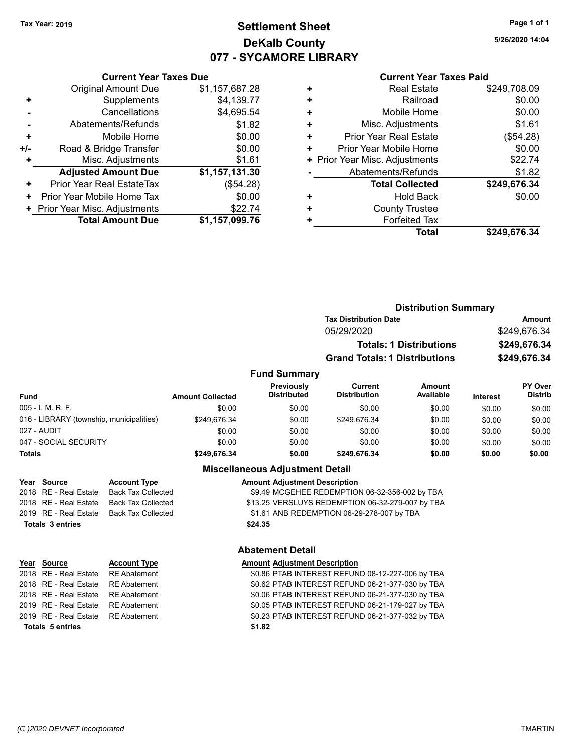Tax Year: 2019

# Settlement Sheet
## DeKalb County
## 077 - SYCAMORE LIBRARY

5/26/2020 14:04

### Current Year Taxes Due

| | | |
|---|---|---|
| | Original Amount Due | $1,157,687.28 |
| + | Supplements | $4,139.77 |
| - | Cancellations | $4,695.54 |
| - | Abatements/Refunds | $1.82 |
| + | Mobile Home | $0.00 |
| +/- | Road & Bridge Transfer | $0.00 |
| + | Misc. Adjustments | $1.61 |
| | **Adjusted Amount Due** | **$1,157,131.30** |
| + | Prior Year Real EstateTax | ($54.28) |
| + | Prior Year Mobile Home Tax | $0.00 |
| + | Prior Year Misc. Adjustments | $22.74 |
| | **Total Amount Due** | **$1,157,099.76** |

### Current Year Taxes Paid

| | | |
|---|---|---|
| + | Real Estate | $249,708.09 |
| + | Railroad | $0.00 |
| + | Mobile Home | $0.00 |
| + | Misc. Adjustments | $1.61 |
| + | Prior Year Real Estate | ($54.28) |
| + | Prior Year Mobile Home | $0.00 |
| + | Prior Year Misc. Adjustments | $22.74 |
| - | Abatements/Refunds | $1.82 |
| | **Total Collected** | **$249,676.34** |
| + | Hold Back | $0.00 |
| + | County Trustee | |
| + | Forfeited Tax | |
| | **Total** | **$249,676.34** |

### Distribution Summary

| Tax Distribution Date | Amount |
|---|---|
| 05/29/2020 | $249,676.34 |
| **Totals: 1 Distributions** | **$249,676.34** |
| **Grand Totals: 1 Distributions** | **$249,676.34** |

### Fund Summary

| Fund | Amount Collected | Previously Distributed | Current Distribution | Amount Available | Interest | PY Over Distrib |
|---|---|---|---|---|---|---|
| 005 - I. M. R. F. | $0.00 | $0.00 | $0.00 | $0.00 | $0.00 | $0.00 |
| 016 - LIBRARY (township, municipalities) | $249,676.34 | $0.00 | $249,676.34 | $0.00 | $0.00 | $0.00 |
| 027 - AUDIT | $0.00 | $0.00 | $0.00 | $0.00 | $0.00 | $0.00 |
| 047 - SOCIAL SECURITY | $0.00 | $0.00 | $0.00 | $0.00 | $0.00 | $0.00 |
| **Totals** | **$249,676.34** | **$0.00** | **$249,676.34** | **$0.00** | **$0.00** | **$0.00** |

### Miscellaneous Adjustment Detail

| Year | Source | Account Type | Amount | Adjustment Description |
|---|---|---|---|---|
| 2018 | RE - Real Estate | Back Tax Collected | $9.49 | MCGEHEE REDEMPTION 06-32-356-002 by TBA |
| 2018 | RE - Real Estate | Back Tax Collected | $13.25 | VERSLUYS REDEMPTION 06-32-279-007 by TBA |
| 2019 | RE - Real Estate | Back Tax Collected | $1.61 | ANB REDEMPTION 06-29-278-007 by TBA |
| **Totals** | **3 entries** | | **$24.35** | |

### Abatement Detail

| Year | Source | Account Type | Amount | Adjustment Description |
|---|---|---|---|---|
| 2018 | RE - Real Estate | RE Abatement | $0.86 | PTAB INTEREST REFUND 08-12-227-006 by TBA |
| 2018 | RE - Real Estate | RE Abatement | $0.62 | PTAB INTEREST REFUND 06-21-377-030 by TBA |
| 2018 | RE - Real Estate | RE Abatement | $0.06 | PTAB INTEREST REFUND 06-21-377-030 by TBA |
| 2019 | RE - Real Estate | RE Abatement | $0.05 | PTAB INTEREST REFUND 06-21-179-027 by TBA |
| 2019 | RE - Real Estate | RE Abatement | $0.23 | PTAB INTEREST REFUND 06-21-377-032 by TBA |
| **Totals** | **5 entries** | | **$1.82** | |

(C )2020 DEVNET Incorporated — TMARTIN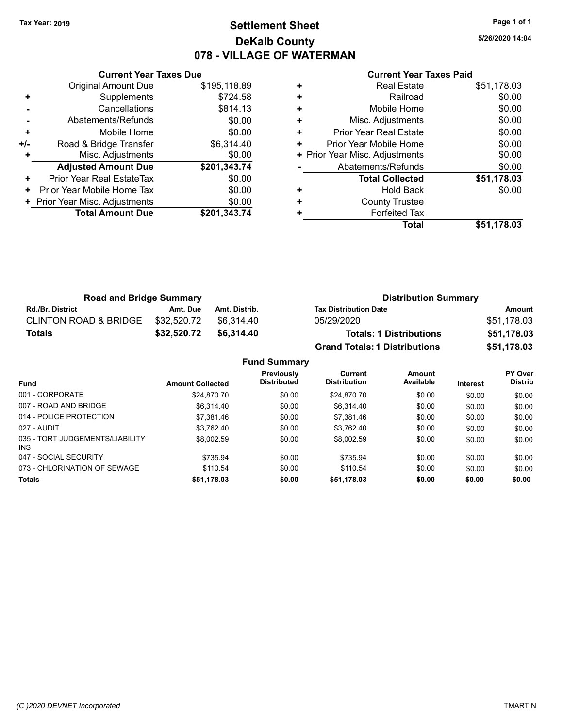Tax Year: 2019

# Settlement Sheet
## DeKalb County
## 078 - VILLAGE OF WATERMAN

5/26/2020 14:04

### Current Year Taxes Due

| | | |
|---|---|---|
| | Original Amount Due | $195,118.89 |
| + | Supplements | $724.58 |
| - | Cancellations | $814.13 |
| - | Abatements/Refunds | $0.00 |
| + | Mobile Home | $0.00 |
| +/- | Road & Bridge Transfer | $6,314.40 |
| + | Misc. Adjustments | $0.00 |
| | **Adjusted Amount Due** | **$201,343.74** |
| + | Prior Year Real EstateTax | $0.00 |
| + | Prior Year Mobile Home Tax | $0.00 |
| + | Prior Year Misc. Adjustments | $0.00 |
| | **Total Amount Due** | **$201,343.74** |

### Current Year Taxes Paid

| | | |
|---|---|---|
| + | Real Estate | $51,178.03 |
| + | Railroad | $0.00 |
| + | Mobile Home | $0.00 |
| + | Misc. Adjustments | $0.00 |
| + | Prior Year Real Estate | $0.00 |
| + | Prior Year Mobile Home | $0.00 |
| + | Prior Year Misc. Adjustments | $0.00 |
| - | Abatements/Refunds | $0.00 |
| | **Total Collected** | **$51,178.03** |
| + | Hold Back | $0.00 |
| + | County Trustee | |
| + | Forfeited Tax | |
| | **Total** | **$51,178.03** |

### Road and Bridge Summary

| Rd./Br. District | Amt. Due | Amt. Distrib. |
|---|---|---|
| CLINTON ROAD & BRIDGE | $32,520.72 | $6,314.40 |
| **Totals** | **$32,520.72** | **$6,314.40** |

### Distribution Summary

| Tax Distribution Date | Amount |
|---|---|
| 05/29/2020 | $51,178.03 |
| **Totals: 1 Distributions** | **$51,178.03** |
| **Grand Totals: 1 Distributions** | **$51,178.03** |

### Fund Summary

| Fund | Amount Collected | Previously Distributed | Current Distribution | Amount Available | Interest | PY Over Distrib |
|---|---|---|---|---|---|---|
| 001 - CORPORATE | $24,870.70 | $0.00 | $24,870.70 | $0.00 | $0.00 | $0.00 |
| 007 - ROAD AND BRIDGE | $6,314.40 | $0.00 | $6,314.40 | $0.00 | $0.00 | $0.00 |
| 014 - POLICE PROTECTION | $7,381.46 | $0.00 | $7,381.46 | $0.00 | $0.00 | $0.00 |
| 027 - AUDIT | $3,762.40 | $0.00 | $3,762.40 | $0.00 | $0.00 | $0.00 |
| 035 - TORT JUDGEMENTS/LIABILITY INS | $8,002.59 | $0.00 | $8,002.59 | $0.00 | $0.00 | $0.00 |
| 047 - SOCIAL SECURITY | $735.94 | $0.00 | $735.94 | $0.00 | $0.00 | $0.00 |
| 073 - CHLORINATION OF SEWAGE | $110.54 | $0.00 | $110.54 | $0.00 | $0.00 | $0.00 |
| **Totals** | **$51,178.03** | **$0.00** | **$51,178.03** | **$0.00** | **$0.00** | **$0.00** |

(C )2020 DEVNET Incorporated TMARTIN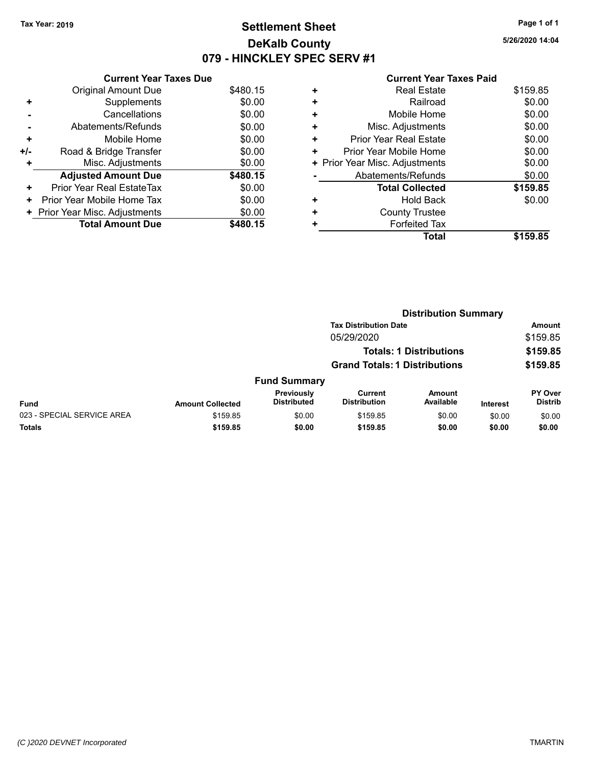Tax Year: 2019

# Settlement Sheet

## DeKalb County

## 079 - HINCKLEY SPEC SERV #1

5/26/2020 14:04

### Current Year Taxes Due

| | | |
|---|---|---|
| | Original Amount Due | $480.15 |
| + | Supplements | $0.00 |
| - | Cancellations | $0.00 |
| - | Abatements/Refunds | $0.00 |
| + | Mobile Home | $0.00 |
| +/- | Road & Bridge Transfer | $0.00 |
| + | Misc. Adjustments | $0.00 |
| | **Adjusted Amount Due** | **$480.15** |
| + | Prior Year Real EstateTax | $0.00 |
| + | Prior Year Mobile Home Tax | $0.00 |
| + | Prior Year Misc. Adjustments | $0.00 |
| | **Total Amount Due** | **$480.15** |

### Current Year Taxes Paid

| | | |
|---|---|---|
| + | Real Estate | $159.85 |
| + | Railroad | $0.00 |
| + | Mobile Home | $0.00 |
| + | Misc. Adjustments | $0.00 |
| + | Prior Year Real Estate | $0.00 |
| + | Prior Year Mobile Home | $0.00 |
| + | Prior Year Misc. Adjustments | $0.00 |
| - | Abatements/Refunds | $0.00 |
| | **Total Collected** | **$159.85** |
| + | Hold Back | $0.00 |
| + | County Trustee | |
| + | Forfeited Tax | |
| | **Total** | **$159.85** |

### Distribution Summary

| Tax Distribution Date | Amount |
|---|---|
| 05/29/2020 | $159.85 |
| **Totals: 1 Distributions** | **$159.85** |
| **Grand Totals: 1 Distributions** | **$159.85** |

### Fund Summary

| Fund | Amount Collected | Previously Distributed | Current Distribution | Amount Available | Interest | PY Over Distrib |
|---|---|---|---|---|---|---|
| 023 - SPECIAL SERVICE AREA | $159.85 | $0.00 | $159.85 | $0.00 | $0.00 | $0.00 |
| **Totals** | **$159.85** | **$0.00** | **$159.85** | **$0.00** | **$0.00** | **$0.00** |

(C )2020 DEVNET Incorporated TMARTIN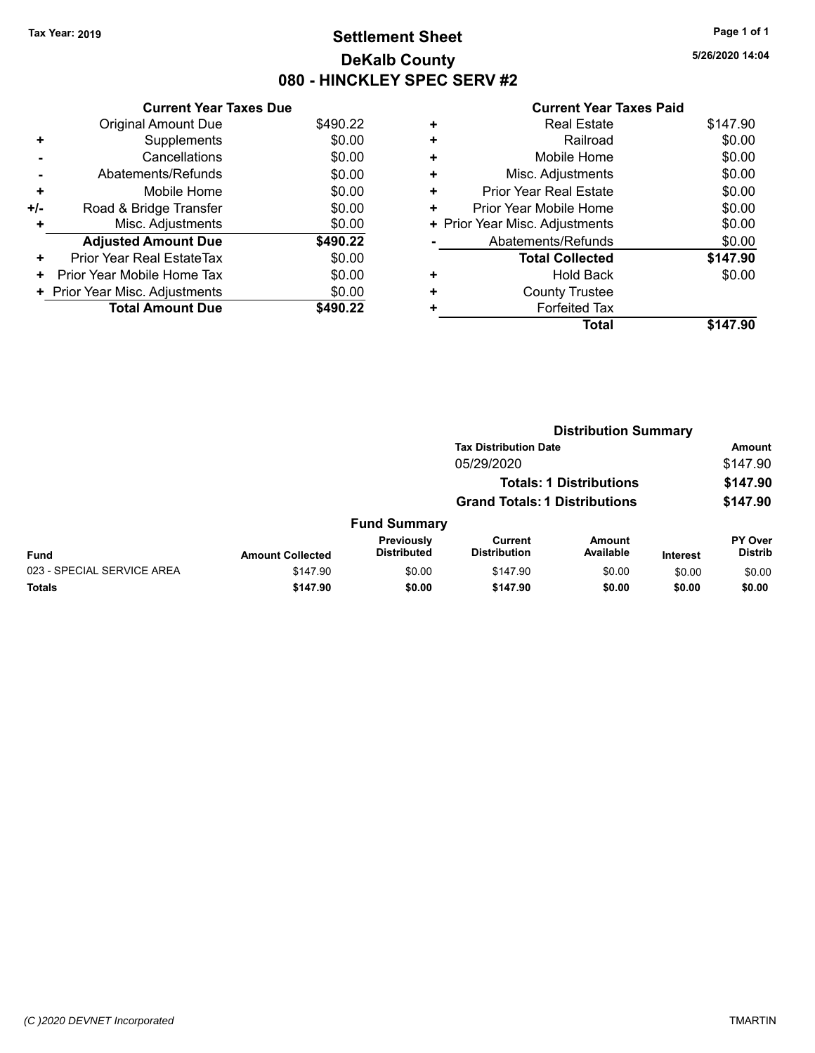Tax Year: 2019

# Settlement Sheet
## DeKalb County
## 080 - HINCKLEY SPEC SERV #2

5/26/2020 14:04

### Current Year Taxes Due

| | | |
|---|---|---|
| | Original Amount Due | $490.22 |
| + | Supplements | $0.00 |
| - | Cancellations | $0.00 |
| - | Abatements/Refunds | $0.00 |
| + | Mobile Home | $0.00 |
| +/- | Road & Bridge Transfer | $0.00 |
| + | Misc. Adjustments | $0.00 |
| | **Adjusted Amount Due** | **$490.22** |
| + | Prior Year Real EstateTax | $0.00 |
| + | Prior Year Mobile Home Tax | $0.00 |
| + | Prior Year Misc. Adjustments | $0.00 |
| | **Total Amount Due** | **$490.22** |

### Current Year Taxes Paid

| | | |
|---|---|---|
| + | Real Estate | $147.90 |
| + | Railroad | $0.00 |
| + | Mobile Home | $0.00 |
| + | Misc. Adjustments | $0.00 |
| + | Prior Year Real Estate | $0.00 |
| + | Prior Year Mobile Home | $0.00 |
| + | Prior Year Misc. Adjustments | $0.00 |
| - | Abatements/Refunds | $0.00 |
| | **Total Collected** | **$147.90** |
| + | Hold Back | $0.00 |
| + | County Trustee | |
| + | Forfeited Tax | |
| | **Total** | **$147.90** |

### Distribution Summary

| Tax Distribution Date | Amount |
|---|---|
| 05/29/2020 | $147.90 |
| **Totals: 1 Distributions** | **$147.90** |
| **Grand Totals: 1 Distributions** | **$147.90** |

### Fund Summary

| Fund | Amount Collected | Previously Distributed | Current Distribution | Amount Available | Interest | PY Over Distrib |
|---|---|---|---|---|---|---|
| 023 - SPECIAL SERVICE AREA | $147.90 | $0.00 | $147.90 | $0.00 | $0.00 | $0.00 |
| **Totals** | **$147.90** | **$0.00** | **$147.90** | **$0.00** | **$0.00** | **$0.00** |

(C )2020 DEVNET Incorporated

TMARTIN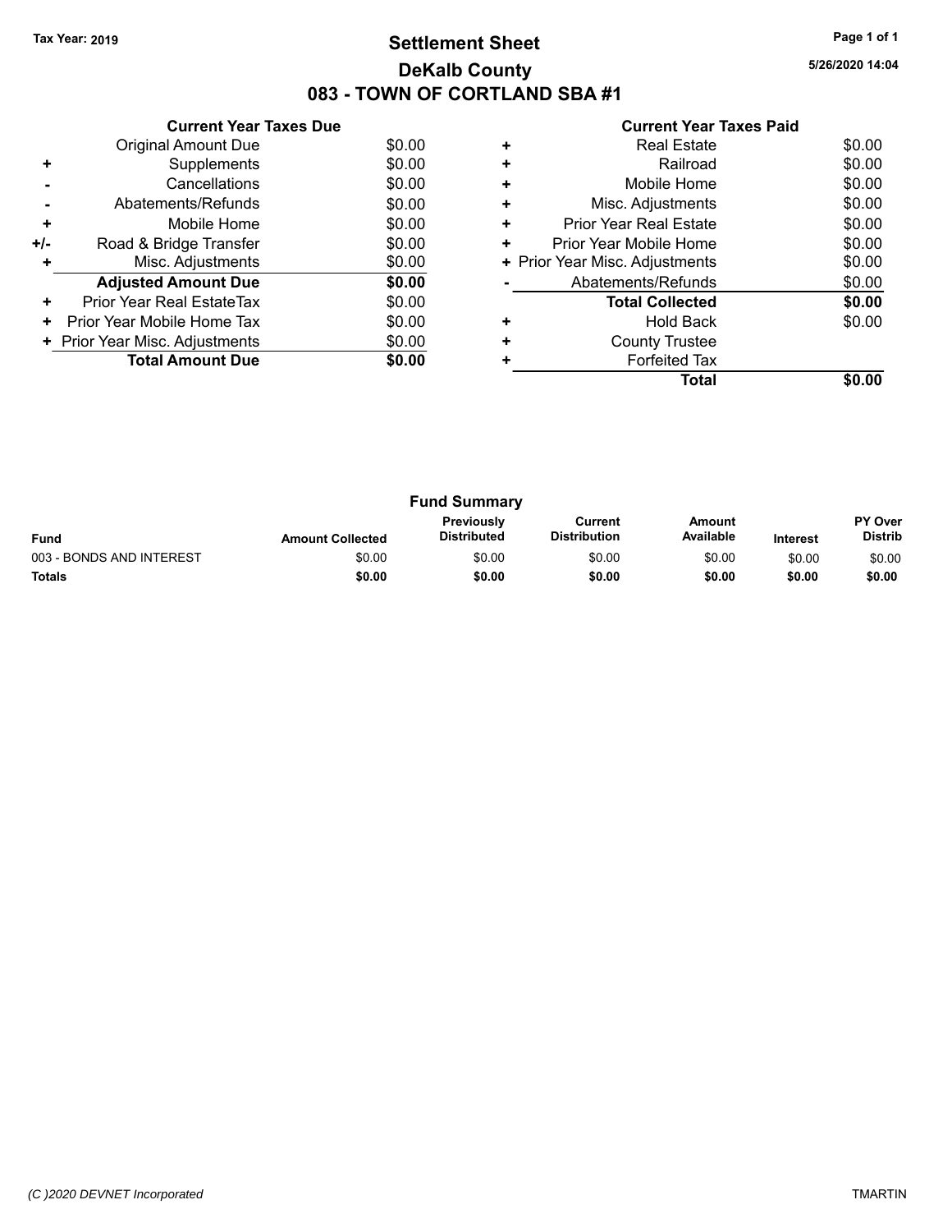Tax Year: 2019

# Settlement Sheet
## DeKalb County
## 083 - TOWN OF CORTLAND SBA #1

5/26/2020 14:04

### Current Year Taxes Due

| | | |
|---|---|---|
| | Original Amount Due | $0.00 |
| + | Supplements | $0.00 |
| - | Cancellations | $0.00 |
| - | Abatements/Refunds | $0.00 |
| + | Mobile Home | $0.00 |
| +/- | Road & Bridge Transfer | $0.00 |
| + | Misc. Adjustments | $0.00 |
| | **Adjusted Amount Due** | **$0.00** |
| + | Prior Year Real EstateTax | $0.00 |
| + | Prior Year Mobile Home Tax | $0.00 |
| + | Prior Year Misc. Adjustments | $0.00 |
| | **Total Amount Due** | **$0.00** |

### Current Year Taxes Paid

| | | |
|---|---|---|
| + | Real Estate | $0.00 |
| + | Railroad | $0.00 |
| + | Mobile Home | $0.00 |
| + | Misc. Adjustments | $0.00 |
| + | Prior Year Real Estate | $0.00 |
| + | Prior Year Mobile Home | $0.00 |
| + | Prior Year Misc. Adjustments | $0.00 |
| - | Abatements/Refunds | $0.00 |
| | **Total Collected** | **$0.00** |
| + | Hold Back | $0.00 |
| + | County Trustee | |
| + | Forfeited Tax | |
| | **Total** | **$0.00** |

### Fund Summary

| Fund | Amount Collected | Previously Distributed | Current Distribution | Amount Available | Interest | PY Over Distrib |
|---|---|---|---|---|---|---|
| 003 - BONDS AND INTEREST | $0.00 | $0.00 | $0.00 | $0.00 | $0.00 | $0.00 |
| **Totals** | **$0.00** | **$0.00** | **$0.00** | **$0.00** | **$0.00** | **$0.00** |

(C )2020 DEVNET Incorporated TMARTIN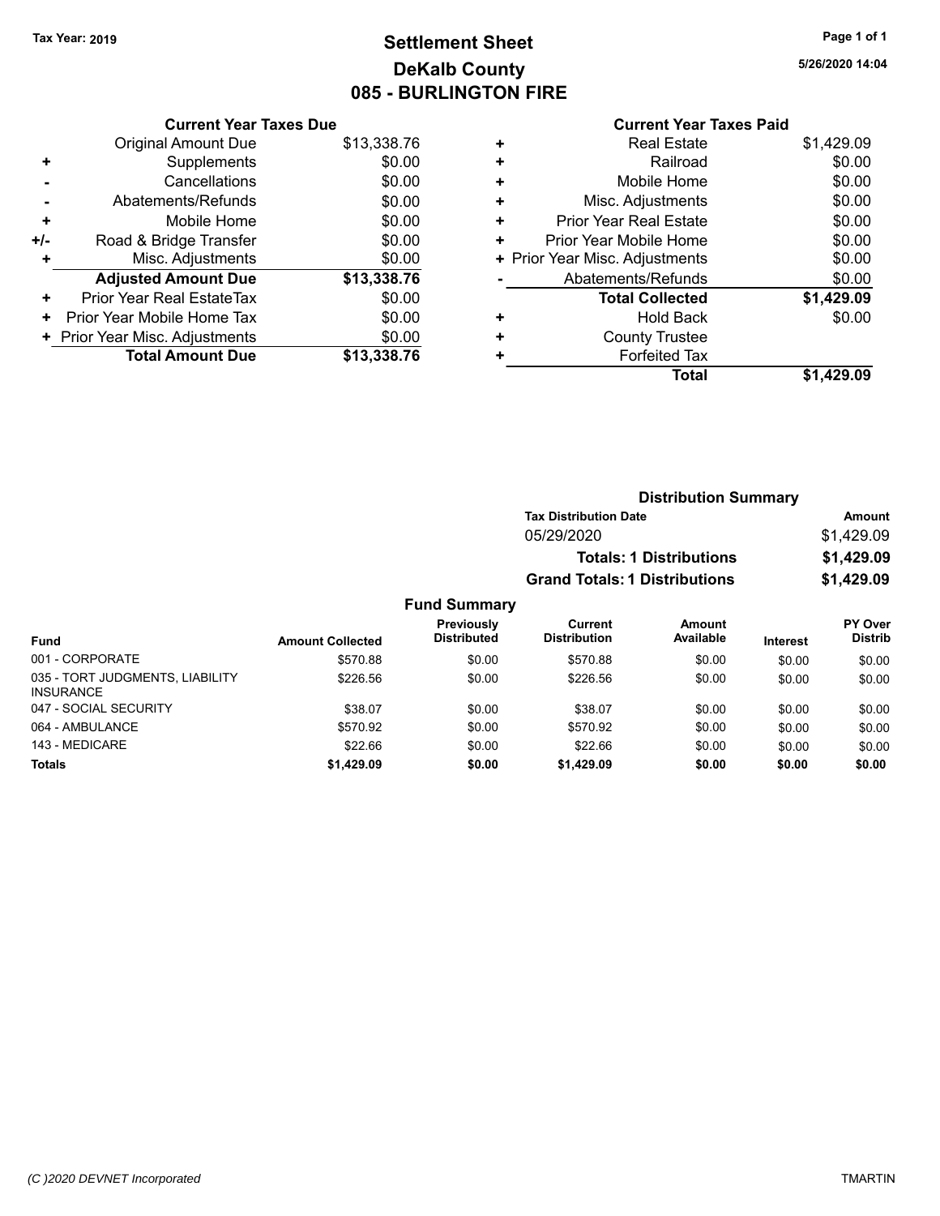**Tax Year: 2019**

# Settlement Sheet
## DeKalb County
## 085 - BURLINGTON FIRE

5/26/2020 14:04

### Current Year Taxes Due

| | | |
|---|---|---|
| | Original Amount Due | $13,338.76 |
| + | Supplements | $0.00 |
| - | Cancellations | $0.00 |
| - | Abatements/Refunds | $0.00 |
| + | Mobile Home | $0.00 |
| +/- | Road & Bridge Transfer | $0.00 |
| + | Misc. Adjustments | $0.00 |
| | **Adjusted Amount Due** | **$13,338.76** |
| + | Prior Year Real EstateTax | $0.00 |
| + | Prior Year Mobile Home Tax | $0.00 |
| + | Prior Year Misc. Adjustments | $0.00 |
| | **Total Amount Due** | **$13,338.76** |

### Current Year Taxes Paid

| | | |
|---|---|---|
| + | Real Estate | $1,429.09 |
| + | Railroad | $0.00 |
| + | Mobile Home | $0.00 |
| + | Misc. Adjustments | $0.00 |
| + | Prior Year Real Estate | $0.00 |
| + | Prior Year Mobile Home | $0.00 |
| + | Prior Year Misc. Adjustments | $0.00 |
| - | Abatements/Refunds | $0.00 |
| | **Total Collected** | **$1,429.09** |
| + | Hold Back | $0.00 |
| + | County Trustee | |
| + | Forfeited Tax | |
| | **Total** | **$1,429.09** |

### Distribution Summary

| Tax Distribution Date | Amount |
|---|---|
| 05/29/2020 | $1,429.09 |
| **Totals: 1 Distributions** | **$1,429.09** |
| **Grand Totals: 1 Distributions** | **$1,429.09** |

### Fund Summary

| Fund | Amount Collected | Previously Distributed | Current Distribution | Amount Available | Interest | PY Over Distrib |
|---|---|---|---|---|---|---|
| 001 - CORPORATE | $570.88 | $0.00 | $570.88 | $0.00 | $0.00 | $0.00 |
| 035 - TORT JUDGMENTS, LIABILITY INSURANCE | $226.56 | $0.00 | $226.56 | $0.00 | $0.00 | $0.00 |
| 047 - SOCIAL SECURITY | $38.07 | $0.00 | $38.07 | $0.00 | $0.00 | $0.00 |
| 064 - AMBULANCE | $570.92 | $0.00 | $570.92 | $0.00 | $0.00 | $0.00 |
| 143 - MEDICARE | $22.66 | $0.00 | $22.66 | $0.00 | $0.00 | $0.00 |
| **Totals** | **$1,429.09** | **$0.00** | **$1,429.09** | **$0.00** | **$0.00** | **$0.00** |

(C )2020 DEVNET Incorporated

TMARTIN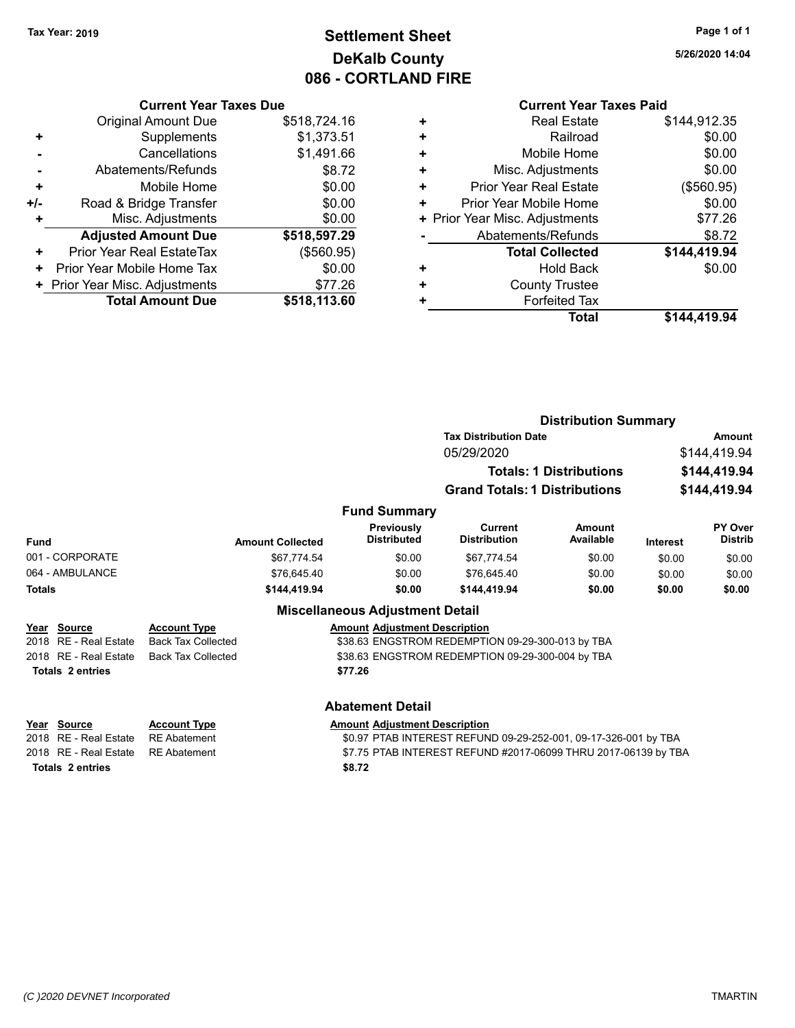Tax Year: 2019

# Settlement Sheet
## DeKalb County
## 086 - CORTLAND FIRE

5/26/2020 14:04

### Current Year Taxes Due

| | | |
|---|---|---|
| | Original Amount Due | $518,724.16 |
| + | Supplements | $1,373.51 |
| - | Cancellations | $1,491.66 |
| - | Abatements/Refunds | $8.72 |
| + | Mobile Home | $0.00 |
| +/- | Road & Bridge Transfer | $0.00 |
| + | Misc. Adjustments | $0.00 |
| | **Adjusted Amount Due** | **$518,597.29** |
| + | Prior Year Real EstateTax | ($560.95) |
| + | Prior Year Mobile Home Tax | $0.00 |
| + | Prior Year Misc. Adjustments | $77.26 |
| | **Total Amount Due** | **$518,113.60** |

### Current Year Taxes Paid

| | | |
|---|---|---|
| + | Real Estate | $144,912.35 |
| + | Railroad | $0.00 |
| + | Mobile Home | $0.00 |
| + | Misc. Adjustments | $0.00 |
| + | Prior Year Real Estate | ($560.95) |
| + | Prior Year Mobile Home | $0.00 |
| + | Prior Year Misc. Adjustments | $77.26 |
| - | Abatements/Refunds | $8.72 |
| | **Total Collected** | **$144,419.94** |
| + | Hold Back | $0.00 |
| + | County Trustee | |
| + | Forfeited Tax | |
| | **Total** | **$144,419.94** |

### Distribution Summary

| Tax Distribution Date | Amount |
|---|---|
| 05/29/2020 | $144,419.94 |
| **Totals: 1 Distributions** | **$144,419.94** |
| **Grand Totals: 1 Distributions** | **$144,419.94** |

### Fund Summary

| Fund | Amount Collected | Previously Distributed | Current Distribution | Amount Available | Interest | PY Over Distrib |
|---|---|---|---|---|---|---|
| 001 - CORPORATE | $67,774.54 | $0.00 | $67,774.54 | $0.00 | $0.00 | $0.00 |
| 064 - AMBULANCE | $76,645.40 | $0.00 | $76,645.40 | $0.00 | $0.00 | $0.00 |
| **Totals** | **$144,419.94** | **$0.00** | **$144,419.94** | **$0.00** | **$0.00** | **$0.00** |

### Miscellaneous Adjustment Detail

| Year | Source | Account Type | Amount | Adjustment Description |
|---|---|---|---|---|
| 2018 | RE - Real Estate | Back Tax Collected | $38.63 | ENGSTROM REDEMPTION 09-29-300-013 by TBA |
| 2018 | RE - Real Estate | Back Tax Collected | $38.63 | ENGSTROM REDEMPTION 09-29-300-004 by TBA |
| **Totals** | **2 entries** | | **$77.26** | |

### Abatement Detail

| Year | Source | Account Type | Amount | Adjustment Description |
|---|---|---|---|---|
| 2018 | RE - Real Estate | RE Abatement | $0.97 | PTAB INTEREST REFUND 09-29-252-001, 09-17-326-001 by TBA |
| 2018 | RE - Real Estate | RE Abatement | $7.75 | PTAB INTEREST REFUND #2017-06099 THRU 2017-06139 by TBA |
| **Totals** | **2 entries** | | **$8.72** | |

(C )2020 DEVNET Incorporated — TMARTIN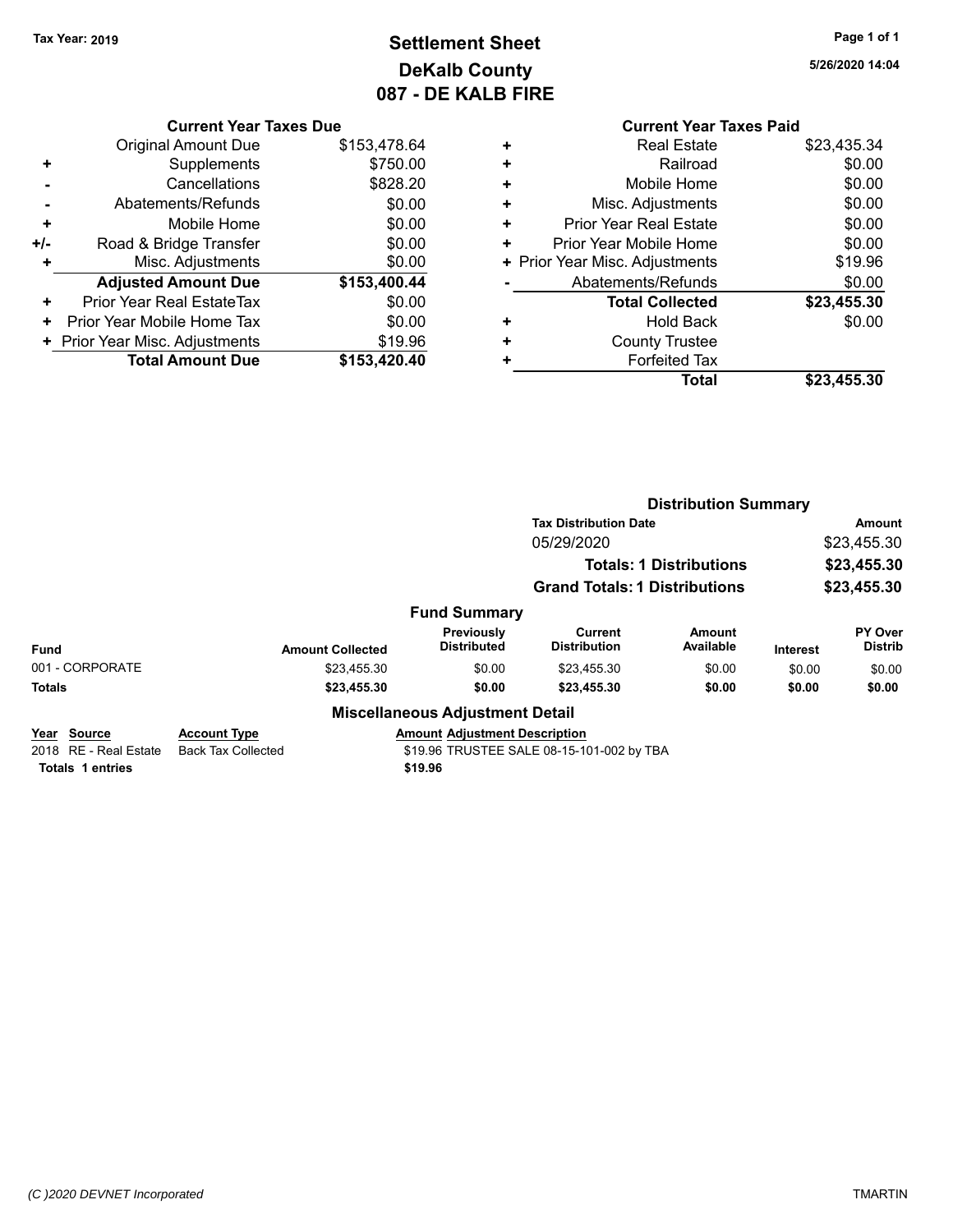Tax Year: 2019

# Settlement Sheet
## DeKalb County
## 087 - DE KALB FIRE

5/26/2020 14:04

### Current Year Taxes Due

| | | |
|---|---|---|
| | Original Amount Due | $153,478.64 |
| + | Supplements | $750.00 |
| - | Cancellations | $828.20 |
| - | Abatements/Refunds | $0.00 |
| + | Mobile Home | $0.00 |
| +/- | Road & Bridge Transfer | $0.00 |
| + | Misc. Adjustments | $0.00 |
| | **Adjusted Amount Due** | **$153,400.44** |
| + | Prior Year Real EstateTax | $0.00 |
| + | Prior Year Mobile Home Tax | $0.00 |
| + | Prior Year Misc. Adjustments | $19.96 |
| | **Total Amount Due** | **$153,420.40** |

### Current Year Taxes Paid

| | | |
|---|---|---|
| + | Real Estate | $23,435.34 |
| + | Railroad | $0.00 |
| + | Mobile Home | $0.00 |
| + | Misc. Adjustments | $0.00 |
| + | Prior Year Real Estate | $0.00 |
| + | Prior Year Mobile Home | $0.00 |
| + | Prior Year Misc. Adjustments | $19.96 |
| - | Abatements/Refunds | $0.00 |
| | **Total Collected** | **$23,455.30** |
| + | Hold Back | $0.00 |
| + | County Trustee | |
| + | Forfeited Tax | |
| | **Total** | **$23,455.30** |

### Distribution Summary

| Tax Distribution Date | Amount |
|---|---|
| 05/29/2020 | $23,455.30 |
| **Totals: 1 Distributions** | **$23,455.30** |
| **Grand Totals: 1 Distributions** | **$23,455.30** |

### Fund Summary

| Fund | Amount Collected | Previously Distributed | Current Distribution | Amount Available | Interest | PY Over Distrib |
|---|---|---|---|---|---|---|
| 001 - CORPORATE | $23,455.30 | $0.00 | $23,455.30 | $0.00 | $0.00 | $0.00 |
| **Totals** | **$23,455.30** | **$0.00** | **$23,455.30** | **$0.00** | **$0.00** | **$0.00** |

### Miscellaneous Adjustment Detail

| Year | Source | Account Type | Amount | Adjustment Description |
|---|---|---|---|---|
| 2018 | RE - Real Estate | Back Tax Collected | $19.96 | TRUSTEE SALE 08-15-101-002 by TBA |
| **Totals** | **1 entries** | | **$19.96** | |

(C )2020 DEVNET Incorporated TMARTIN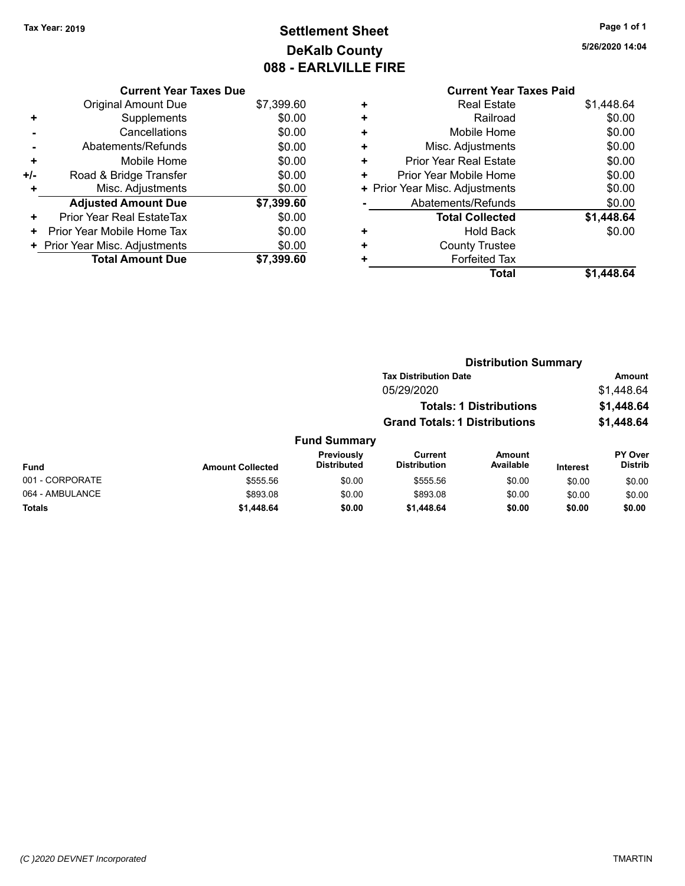**Tax Year: 2019**

# Settlement Sheet
## DeKalb County
## 088 - EARLVILLE FIRE

5/26/2020 14:04

| | Current Year Taxes Due | |
|---|---|---|
| | Original Amount Due | $7,399.60 |
| + | Supplements | $0.00 |
| - | Cancellations | $0.00 |
| - | Abatements/Refunds | $0.00 |
| + | Mobile Home | $0.00 |
| +/- | Road & Bridge Transfer | $0.00 |
| + | Misc. Adjustments | $0.00 |
| | **Adjusted Amount Due** | **$7,399.60** |
| + | Prior Year Real EstateTax | $0.00 |
| + | Prior Year Mobile Home Tax | $0.00 |
| + | Prior Year Misc. Adjustments | $0.00 |
| | **Total Amount Due** | **$7,399.60** |

| | Current Year Taxes Paid | |
|---|---|---|
| + | Real Estate | $1,448.64 |
| + | Railroad | $0.00 |
| + | Mobile Home | $0.00 |
| + | Misc. Adjustments | $0.00 |
| + | Prior Year Real Estate | $0.00 |
| + | Prior Year Mobile Home | $0.00 |
| + | Prior Year Misc. Adjustments | $0.00 |
| - | Abatements/Refunds | $0.00 |
| | **Total Collected** | **$1,448.64** |
| + | Hold Back | $0.00 |
| + | County Trustee | |
| + | Forfeited Tax | |
| | **Total** | **$1,448.64** |

### Distribution Summary

| Tax Distribution Date | Amount |
|---|---|
| 05/29/2020 | $1,448.64 |
| **Totals: 1 Distributions** | **$1,448.64** |
| **Grand Totals: 1 Distributions** | **$1,448.64** |

### Fund Summary

| Fund | Amount Collected | Previously Distributed | Current Distribution | Amount Available | Interest | PY Over Distrib |
|---|---|---|---|---|---|---|
| 001 - CORPORATE | $555.56 | $0.00 | $555.56 | $0.00 | $0.00 | $0.00 |
| 064 - AMBULANCE | $893.08 | $0.00 | $893.08 | $0.00 | $0.00 | $0.00 |
| **Totals** | **$1,448.64** | **$0.00** | **$1,448.64** | **$0.00** | **$0.00** | **$0.00** |

*(C )2020 DEVNET Incorporated* TMARTIN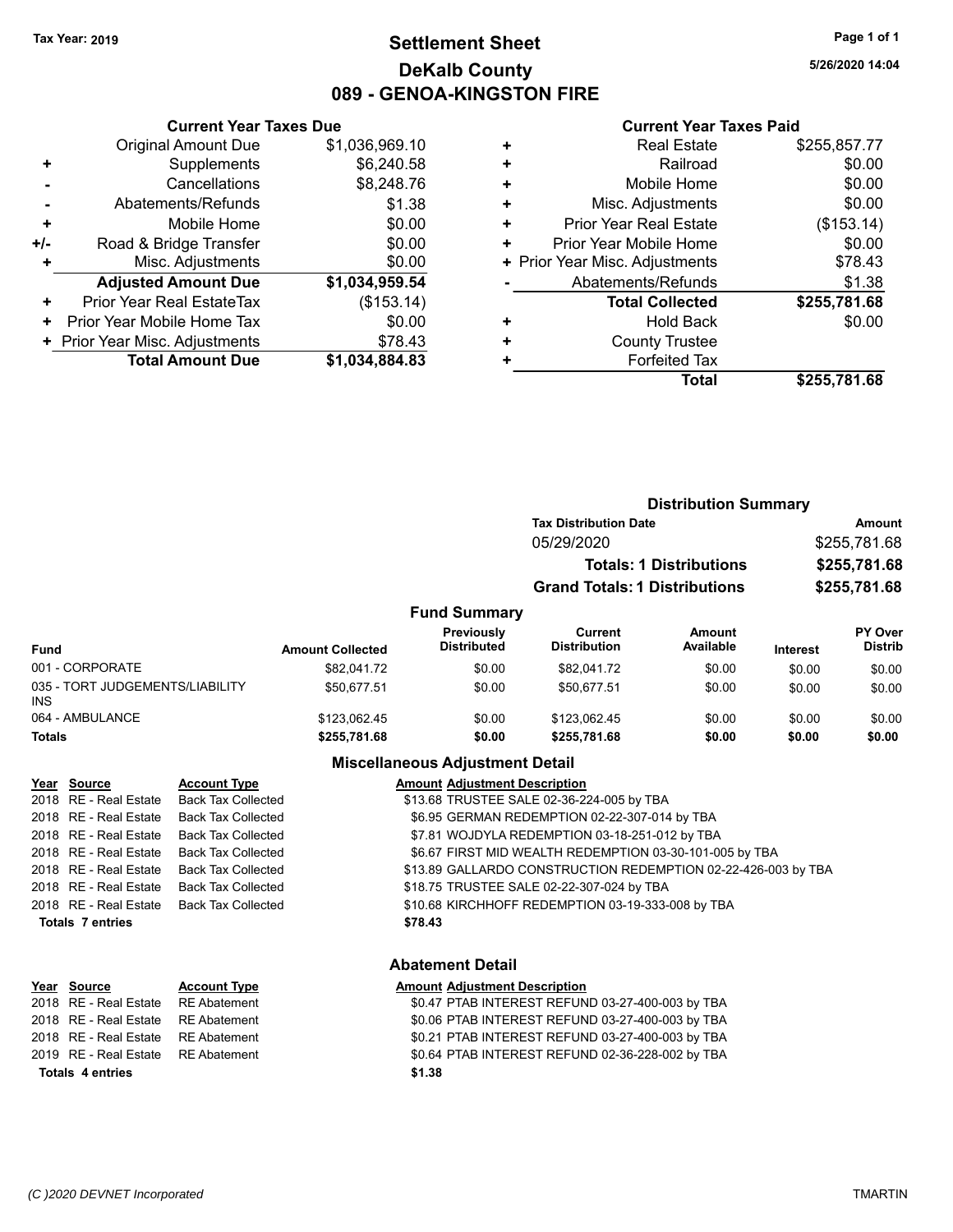Tax Year: 2019

# Settlement Sheet
## DeKalb County
## 089 - GENOA-KINGSTON FIRE

5/26/2020 14:04

### Current Year Taxes Due

| | | |
|---|---|---|
| | Original Amount Due | $1,036,969.10 |
| + | Supplements | $6,240.58 |
| - | Cancellations | $8,248.76 |
| - | Abatements/Refunds | $1.38 |
| + | Mobile Home | $0.00 |
| +/- | Road & Bridge Transfer | $0.00 |
| + | Misc. Adjustments | $0.00 |
| | **Adjusted Amount Due** | **$1,034,959.54** |
| + | Prior Year Real EstateTax | ($153.14) |
| + | Prior Year Mobile Home Tax | $0.00 |
| + | Prior Year Misc. Adjustments | $78.43 |
| | **Total Amount Due** | **$1,034,884.83** |

### Current Year Taxes Paid

| | | |
|---|---|---|
| + | Real Estate | $255,857.77 |
| + | Railroad | $0.00 |
| + | Mobile Home | $0.00 |
| + | Misc. Adjustments | $0.00 |
| + | Prior Year Real Estate | ($153.14) |
| + | Prior Year Mobile Home | $0.00 |
| + | Prior Year Misc. Adjustments | $78.43 |
| - | Abatements/Refunds | $1.38 |
| | **Total Collected** | **$255,781.68** |
| + | Hold Back | $0.00 |
| + | County Trustee | |
| + | Forfeited Tax | |
| | **Total** | **$255,781.68** |

### Distribution Summary

| Tax Distribution Date | Amount |
|---|---|
| 05/29/2020 | $255,781.68 |
| **Totals: 1 Distributions** | **$255,781.68** |
| **Grand Totals: 1 Distributions** | **$255,781.68** |

### Fund Summary

| Fund | Amount Collected | Previously Distributed | Current Distribution | Amount Available | Interest | PY Over Distrib |
|---|---|---|---|---|---|---|
| 001 - CORPORATE | $82,041.72 | $0.00 | $82,041.72 | $0.00 | $0.00 | $0.00 |
| 035 - TORT JUDGEMENTS/LIABILITY INS | $50,677.51 | $0.00 | $50,677.51 | $0.00 | $0.00 | $0.00 |
| 064 - AMBULANCE | $123,062.45 | $0.00 | $123,062.45 | $0.00 | $0.00 | $0.00 |
| **Totals** | **$255,781.68** | **$0.00** | **$255,781.68** | **$0.00** | **$0.00** | **$0.00** |

### Miscellaneous Adjustment Detail

| Year | Source | Account Type | Amount | Adjustment Description |
|---|---|---|---|---|
| 2018 | RE - Real Estate | Back Tax Collected | $13.68 | TRUSTEE SALE 02-36-224-005 by TBA |
| 2018 | RE - Real Estate | Back Tax Collected | $6.95 | GERMAN REDEMPTION 02-22-307-014 by TBA |
| 2018 | RE - Real Estate | Back Tax Collected | $7.81 | WOJDYLA REDEMPTION 03-18-251-012 by TBA |
| 2018 | RE - Real Estate | Back Tax Collected | $6.67 | FIRST MID WEALTH REDEMPTION 03-30-101-005 by TBA |
| 2018 | RE - Real Estate | Back Tax Collected | $13.89 | GALLARDO CONSTRUCTION REDEMPTION 02-22-426-003 by TBA |
| 2018 | RE - Real Estate | Back Tax Collected | $18.75 | TRUSTEE SALE 02-22-307-024 by TBA |
| 2018 | RE - Real Estate | Back Tax Collected | $10.68 | KIRCHHOFF REDEMPTION 03-19-333-008 by TBA |
| **Totals 7 entries** | | | **$78.43** | |

### Abatement Detail

| Year | Source | Account Type | Amount | Adjustment Description |
|---|---|---|---|---|
| 2018 | RE - Real Estate | RE Abatement | $0.47 | PTAB INTEREST REFUND 03-27-400-003 by TBA |
| 2018 | RE - Real Estate | RE Abatement | $0.06 | PTAB INTEREST REFUND 03-27-400-003 by TBA |
| 2018 | RE - Real Estate | RE Abatement | $0.21 | PTAB INTEREST REFUND 03-27-400-003 by TBA |
| 2019 | RE - Real Estate | RE Abatement | $0.64 | PTAB INTEREST REFUND 02-36-228-002 by TBA |
| **Totals 4 entries** | | | **$1.38** | |

(C )2020 DEVNET Incorporated — TMARTIN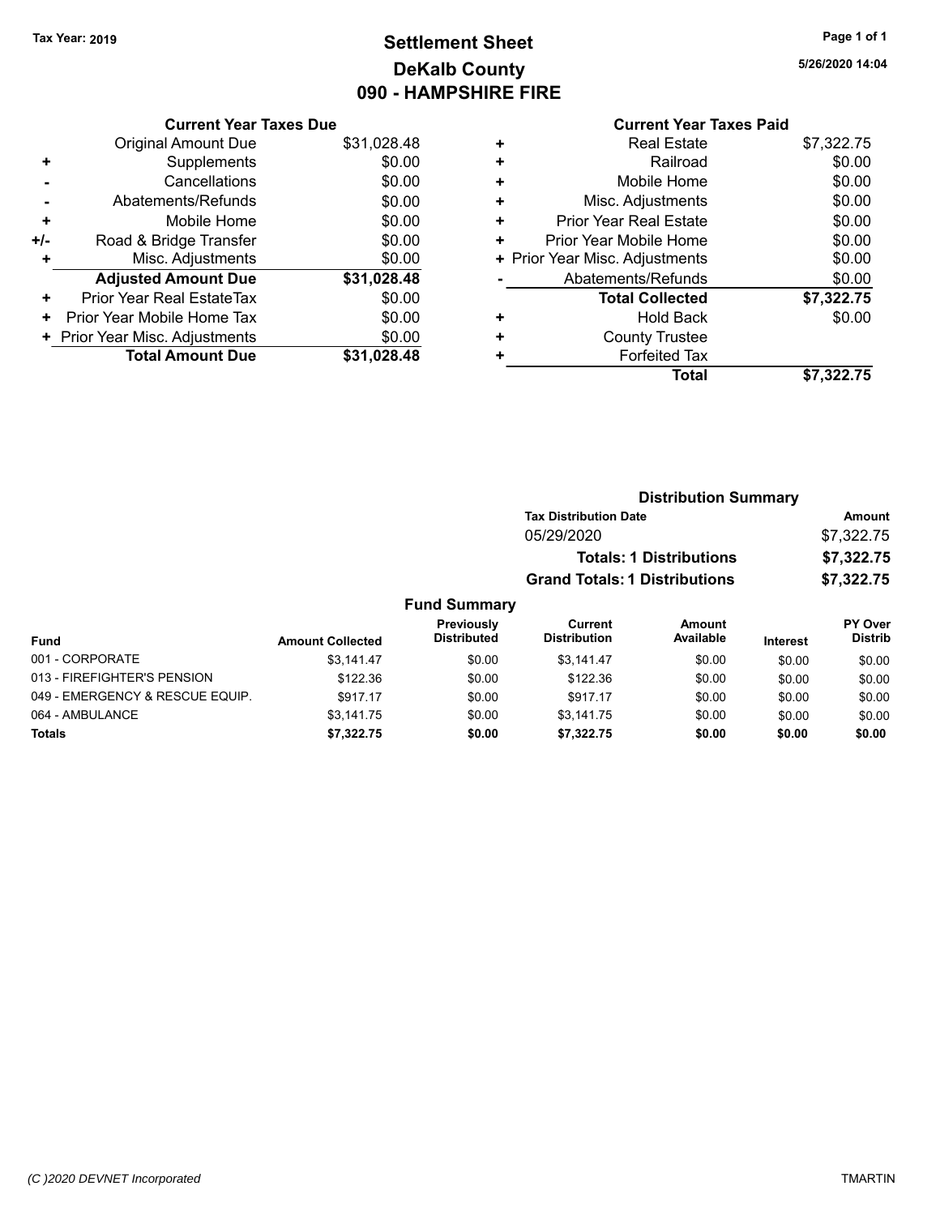Tax Year: 2019

# Settlement Sheet
## DeKalb County
## 090 - HAMPSHIRE FIRE

5/26/2020 14:04

**Current Year Taxes Due**

| | | |
|---|---|---|
| | Original Amount Due | $31,028.48 |
| + | Supplements | $0.00 |
| - | Cancellations | $0.00 |
| - | Abatements/Refunds | $0.00 |
| + | Mobile Home | $0.00 |
| +/- | Road & Bridge Transfer | $0.00 |
| + | Misc. Adjustments | $0.00 |
| | **Adjusted Amount Due** | **$31,028.48** |
| + | Prior Year Real EstateTax | $0.00 |
| + | Prior Year Mobile Home Tax | $0.00 |
| + | Prior Year Misc. Adjustments | $0.00 |
| | **Total Amount Due** | **$31,028.48** |

**Current Year Taxes Paid**

| | | |
|---|---|---|
| + | Real Estate | $7,322.75 |
| + | Railroad | $0.00 |
| + | Mobile Home | $0.00 |
| + | Misc. Adjustments | $0.00 |
| + | Prior Year Real Estate | $0.00 |
| + | Prior Year Mobile Home | $0.00 |
| + | Prior Year Misc. Adjustments | $0.00 |
| - | Abatements/Refunds | $0.00 |
| | **Total Collected** | **$7,322.75** |
| + | Hold Back | $0.00 |
| + | County Trustee | |
| + | Forfeited Tax | |
| | **Total** | **$7,322.75** |

**Distribution Summary**

| Tax Distribution Date | Amount |
|---|---|
| 05/29/2020 | $7,322.75 |
| **Totals: 1 Distributions** | **$7,322.75** |
| **Grand Totals: 1 Distributions** | **$7,322.75** |

**Fund Summary**

| Fund | Amount Collected | Previously Distributed | Current Distribution | Amount Available | Interest | PY Over Distrib |
|---|---|---|---|---|---|---|
| 001 - CORPORATE | $3,141.47 | $0.00 | $3,141.47 | $0.00 | $0.00 | $0.00 |
| 013 - FIREFIGHTER'S PENSION | $122.36 | $0.00 | $122.36 | $0.00 | $0.00 | $0.00 |
| 049 - EMERGENCY & RESCUE EQUIP. | $917.17 | $0.00 | $917.17 | $0.00 | $0.00 | $0.00 |
| 064 - AMBULANCE | $3,141.75 | $0.00 | $3,141.75 | $0.00 | $0.00 | $0.00 |
| **Totals** | **$7,322.75** | **$0.00** | **$7,322.75** | **$0.00** | **$0.00** | **$0.00** |

(C )2020 DEVNET Incorporated

TMARTIN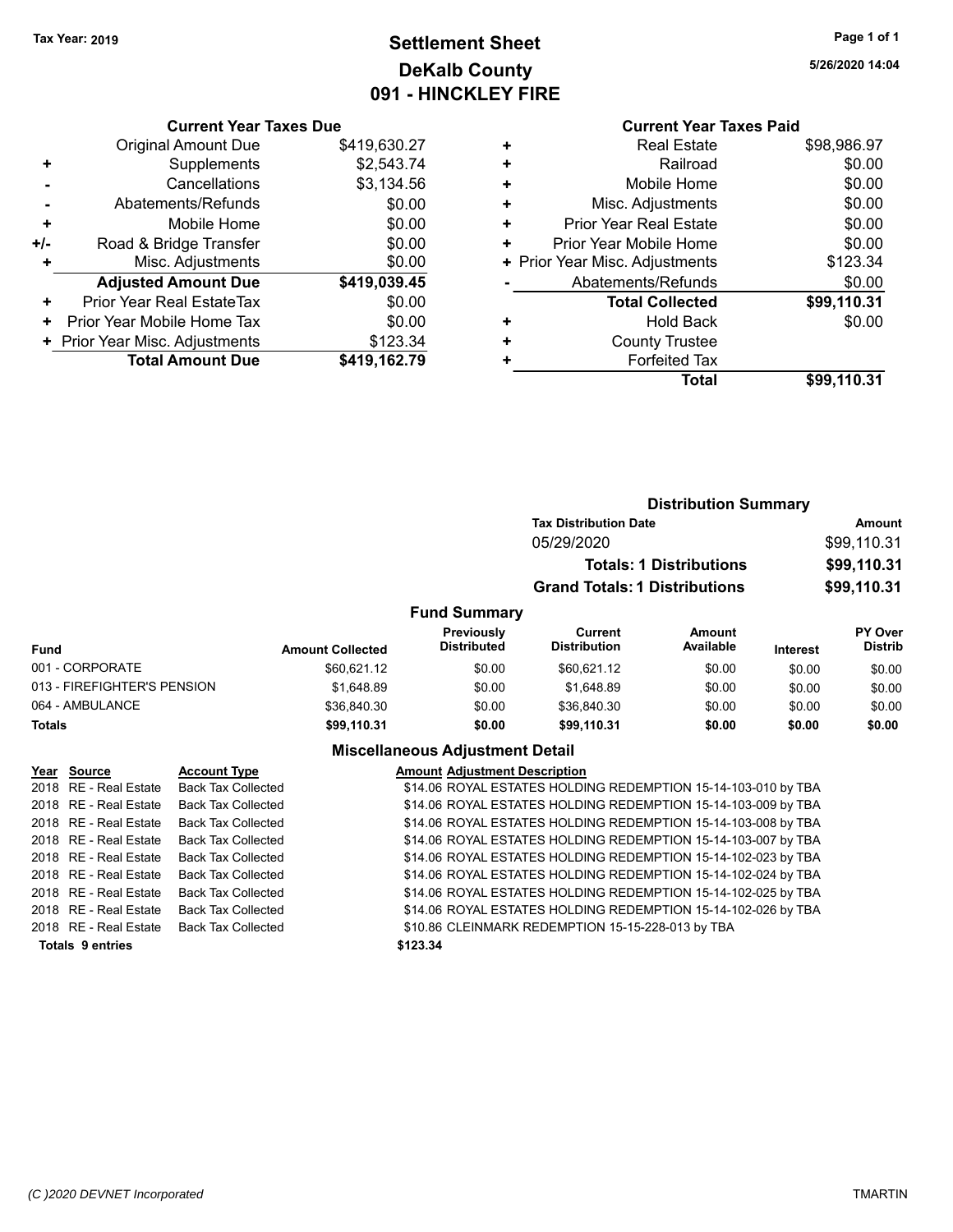Tax Year: 2019

# Settlement Sheet
## DeKalb County
## 091 - HINCKLEY FIRE

5/26/2020 14:04

### Current Year Taxes Due

| | | |
|---|---|---|
| | Original Amount Due | $419,630.27 |
| + | Supplements | $2,543.74 |
| - | Cancellations | $3,134.56 |
| - | Abatements/Refunds | $0.00 |
| + | Mobile Home | $0.00 |
| +/- | Road & Bridge Transfer | $0.00 |
| + | Misc. Adjustments | $0.00 |
| | **Adjusted Amount Due** | **$419,039.45** |
| + | Prior Year Real EstateTax | $0.00 |
| + | Prior Year Mobile Home Tax | $0.00 |
| + | Prior Year Misc. Adjustments | $123.34 |
| | **Total Amount Due** | **$419,162.79** |

### Current Year Taxes Paid

| | | |
|---|---|---|
| + | Real Estate | $98,986.97 |
| + | Railroad | $0.00 |
| + | Mobile Home | $0.00 |
| + | Misc. Adjustments | $0.00 |
| + | Prior Year Real Estate | $0.00 |
| + | Prior Year Mobile Home | $0.00 |
| + | Prior Year Misc. Adjustments | $123.34 |
| - | Abatements/Refunds | $0.00 |
| | **Total Collected** | **$99,110.31** |
| + | Hold Back | $0.00 |
| + | County Trustee | |
| + | Forfeited Tax | |
| | **Total** | **$99,110.31** |

### Distribution Summary

| Tax Distribution Date | Amount |
|---|---|
| 05/29/2020 | $99,110.31 |
| **Totals: 1 Distributions** | **$99,110.31** |
| **Grand Totals: 1 Distributions** | **$99,110.31** |

### Fund Summary

| Fund | Amount Collected | Previously Distributed | Current Distribution | Amount Available | Interest | PY Over Distrib |
|---|---|---|---|---|---|---|
| 001 - CORPORATE | $60,621.12 | $0.00 | $60,621.12 | $0.00 | $0.00 | $0.00 |
| 013 - FIREFIGHTER'S PENSION | $1,648.89 | $0.00 | $1,648.89 | $0.00 | $0.00 | $0.00 |
| 064 - AMBULANCE | $36,840.30 | $0.00 | $36,840.30 | $0.00 | $0.00 | $0.00 |
| **Totals** | **$99,110.31** | **$0.00** | **$99,110.31** | **$0.00** | **$0.00** | **$0.00** |

### Miscellaneous Adjustment Detail

| Year | Source | Account Type | Amount | Adjustment Description |
|---|---|---|---|---|
| 2018 | RE - Real Estate | Back Tax Collected | $14.06 | ROYAL ESTATES HOLDING REDEMPTION 15-14-103-010 by TBA |
| 2018 | RE - Real Estate | Back Tax Collected | $14.06 | ROYAL ESTATES HOLDING REDEMPTION 15-14-103-009 by TBA |
| 2018 | RE - Real Estate | Back Tax Collected | $14.06 | ROYAL ESTATES HOLDING REDEMPTION 15-14-103-008 by TBA |
| 2018 | RE - Real Estate | Back Tax Collected | $14.06 | ROYAL ESTATES HOLDING REDEMPTION 15-14-103-007 by TBA |
| 2018 | RE - Real Estate | Back Tax Collected | $14.06 | ROYAL ESTATES HOLDING REDEMPTION 15-14-102-023 by TBA |
| 2018 | RE - Real Estate | Back Tax Collected | $14.06 | ROYAL ESTATES HOLDING REDEMPTION 15-14-102-024 by TBA |
| 2018 | RE - Real Estate | Back Tax Collected | $14.06 | ROYAL ESTATES HOLDING REDEMPTION 15-14-102-025 by TBA |
| 2018 | RE - Real Estate | Back Tax Collected | $14.06 | ROYAL ESTATES HOLDING REDEMPTION 15-14-102-026 by TBA |
| 2018 | RE - Real Estate | Back Tax Collected | $10.86 | CLEINMARK REDEMPTION 15-15-228-013 by TBA |
| **Totals 9 entries** | | | **$123.34** | |

(C )2020 DEVNET Incorporated TMARTIN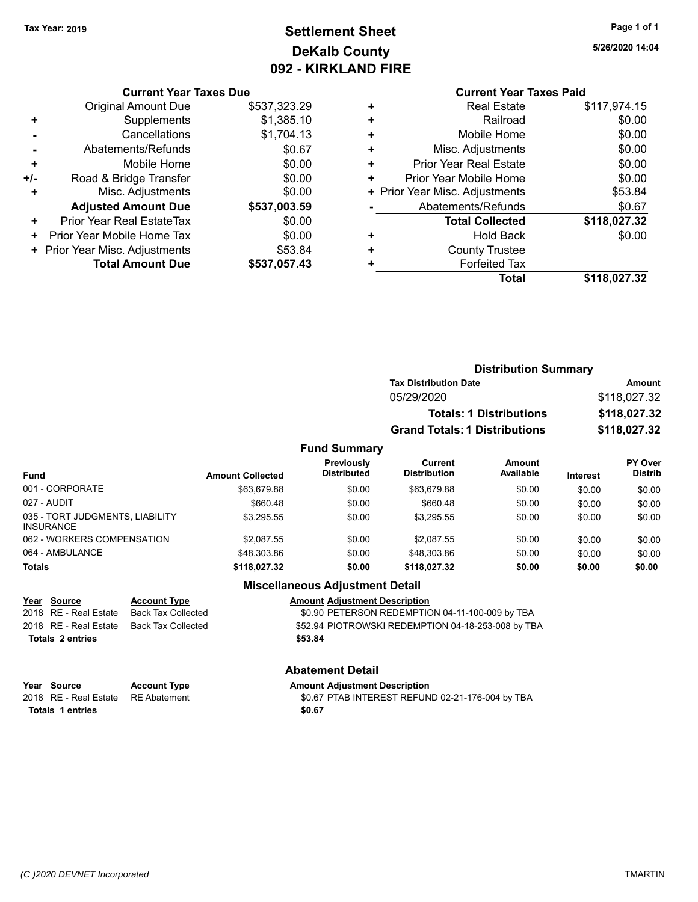Tax Year: 2019

# Settlement Sheet
## DeKalb County
## 092 - KIRKLAND FIRE

5/26/2020 14:04

### Current Year Taxes Due

| | | |
|---|---|---|
| | Original Amount Due | $537,323.29 |
| + | Supplements | $1,385.10 |
| - | Cancellations | $1,704.13 |
| - | Abatements/Refunds | $0.67 |
| + | Mobile Home | $0.00 |
| +/- | Road & Bridge Transfer | $0.00 |
| + | Misc. Adjustments | $0.00 |
| | **Adjusted Amount Due** | **$537,003.59** |
| + | Prior Year Real EstateTax | $0.00 |
| + | Prior Year Mobile Home Tax | $0.00 |
| + | Prior Year Misc. Adjustments | $53.84 |
| | **Total Amount Due** | **$537,057.43** |

### Current Year Taxes Paid

| | | |
|---|---|---|
| + | Real Estate | $117,974.15 |
| + | Railroad | $0.00 |
| + | Mobile Home | $0.00 |
| + | Misc. Adjustments | $0.00 |
| + | Prior Year Real Estate | $0.00 |
| + | Prior Year Mobile Home | $0.00 |
| + | Prior Year Misc. Adjustments | $53.84 |
| - | Abatements/Refunds | $0.67 |
| | **Total Collected** | **$118,027.32** |
| + | Hold Back | $0.00 |
| + | County Trustee | |
| + | Forfeited Tax | |
| | **Total** | **$118,027.32** |

### Distribution Summary

| Tax Distribution Date | Amount |
|---|---|
| 05/29/2020 | $118,027.32 |
| **Totals: 1 Distributions** | **$118,027.32** |
| **Grand Totals: 1 Distributions** | **$118,027.32** |

### Fund Summary

| Fund | Amount Collected | Previously Distributed | Current Distribution | Amount Available | Interest | PY Over Distrib |
|---|---|---|---|---|---|---|
| 001 - CORPORATE | $63,679.88 | $0.00 | $63,679.88 | $0.00 | $0.00 | $0.00 |
| 027 - AUDIT | $660.48 | $0.00 | $660.48 | $0.00 | $0.00 | $0.00 |
| 035 - TORT JUDGMENTS, LIABILITY INSURANCE | $3,295.55 | $0.00 | $3,295.55 | $0.00 | $0.00 | $0.00 |
| 062 - WORKERS COMPENSATION | $2,087.55 | $0.00 | $2,087.55 | $0.00 | $0.00 | $0.00 |
| 064 - AMBULANCE | $48,303.86 | $0.00 | $48,303.86 | $0.00 | $0.00 | $0.00 |
| **Totals** | **$118,027.32** | **$0.00** | **$118,027.32** | **$0.00** | **$0.00** | **$0.00** |

### Miscellaneous Adjustment Detail

| Year | Source | Account Type | Amount | Adjustment Description |
|---|---|---|---|---|
| 2018 | RE - Real Estate | Back Tax Collected | $0.90 | PETERSON REDEMPTION 04-11-100-009 by TBA |
| 2018 | RE - Real Estate | Back Tax Collected | $52.94 | PIOTROWSKI REDEMPTION 04-18-253-008 by TBA |
| **Totals 2 entries** | | | **$53.84** | |

### Abatement Detail

| Year | Source | Account Type | Amount | Adjustment Description |
|---|---|---|---|---|
| 2018 | RE - Real Estate | RE Abatement | $0.67 | PTAB INTEREST REFUND 02-21-176-004 by TBA |
| **Totals 1 entries** | | | **$0.67** | |

(C )2020 DEVNET Incorporated — TMARTIN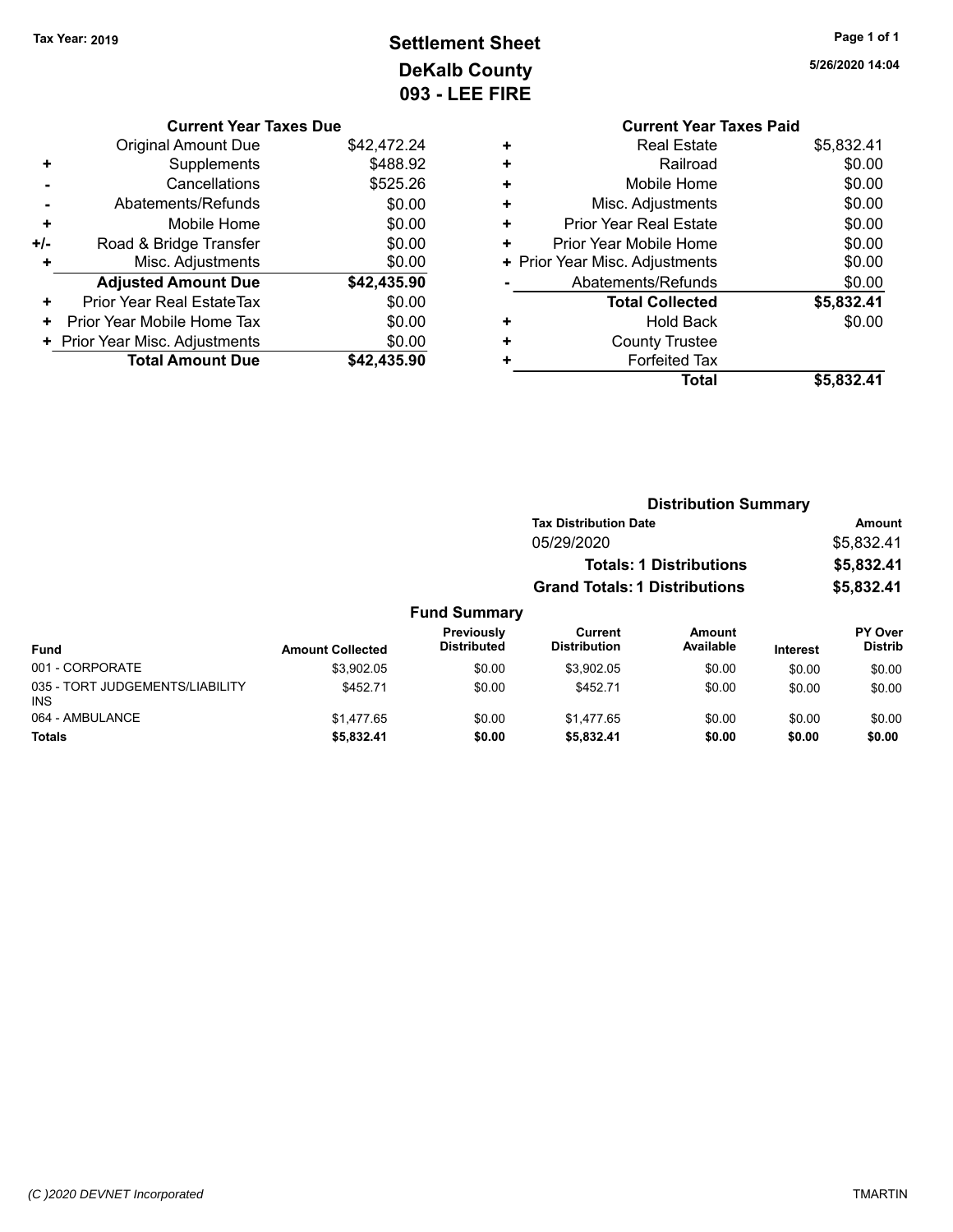**Tax Year: 2019**

# Settlement Sheet
## DeKalb County
## 093 - LEE FIRE

5/26/2020 14:04

### Current Year Taxes Due

| | | |
|---|---|---|
| | Original Amount Due | $42,472.24 |
| + | Supplements | $488.92 |
| - | Cancellations | $525.26 |
| - | Abatements/Refunds | $0.00 |
| + | Mobile Home | $0.00 |
| +/- | Road & Bridge Transfer | $0.00 |
| + | Misc. Adjustments | $0.00 |
| | **Adjusted Amount Due** | **$42,435.90** |
| + | Prior Year Real EstateTax | $0.00 |
| + | Prior Year Mobile Home Tax | $0.00 |
| + | Prior Year Misc. Adjustments | $0.00 |
| | **Total Amount Due** | **$42,435.90** |

### Current Year Taxes Paid

| | | |
|---|---|---|
| + | Real Estate | $5,832.41 |
| + | Railroad | $0.00 |
| + | Mobile Home | $0.00 |
| + | Misc. Adjustments | $0.00 |
| + | Prior Year Real Estate | $0.00 |
| + | Prior Year Mobile Home | $0.00 |
| + | Prior Year Misc. Adjustments | $0.00 |
| - | Abatements/Refunds | $0.00 |
| | **Total Collected** | **$5,832.41** |
| + | Hold Back | $0.00 |
| + | County Trustee | |
| + | Forfeited Tax | |
| | **Total** | **$5,832.41** |

### Distribution Summary

| Tax Distribution Date | Amount |
|---|---|
| 05/29/2020 | $5,832.41 |
| **Totals: 1 Distributions** | **$5,832.41** |
| **Grand Totals: 1 Distributions** | **$5,832.41** |

### Fund Summary

| Fund | Amount Collected | Previously Distributed | Current Distribution | Amount Available | Interest | PY Over Distrib |
|---|---|---|---|---|---|---|
| 001 - CORPORATE | $3,902.05 | $0.00 | $3,902.05 | $0.00 | $0.00 | $0.00 |
| 035 - TORT JUDGEMENTS/LIABILITY INS | $452.71 | $0.00 | $452.71 | $0.00 | $0.00 | $0.00 |
| 064 - AMBULANCE | $1,477.65 | $0.00 | $1,477.65 | $0.00 | $0.00 | $0.00 |
| **Totals** | **$5,832.41** | **$0.00** | **$5,832.41** | **$0.00** | **$0.00** | **$0.00** |

(C )2020 DEVNET Incorporated — TMARTIN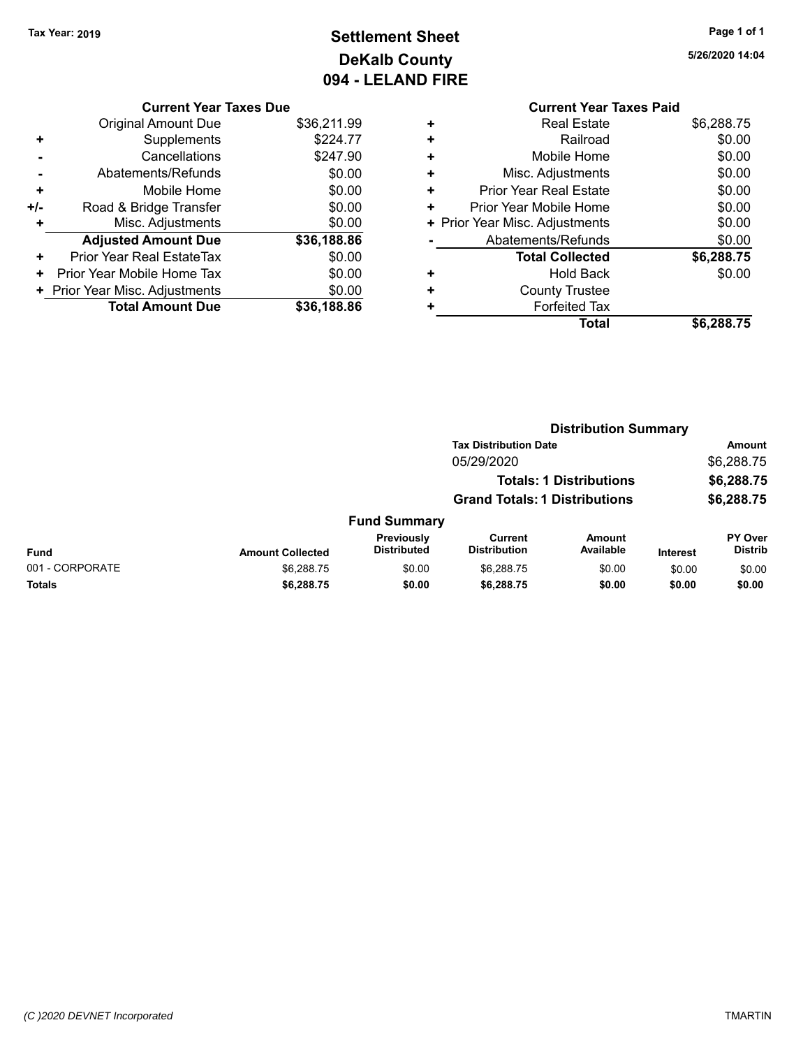Tax Year: 2019

# Settlement Sheet
## DeKalb County
## 094 - LELAND FIRE

5/26/2020 14:04

| | Current Year Taxes Due | |
|---|---|---|
| | Original Amount Due | $36,211.99 |
| + | Supplements | $224.77 |
| - | Cancellations | $247.90 |
| - | Abatements/Refunds | $0.00 |
| + | Mobile Home | $0.00 |
| +/- | Road & Bridge Transfer | $0.00 |
| + | Misc. Adjustments | $0.00 |
| | **Adjusted Amount Due** | **$36,188.86** |
| + | Prior Year Real EstateTax | $0.00 |
| + | Prior Year Mobile Home Tax | $0.00 |
| + | Prior Year Misc. Adjustments | $0.00 |
| | **Total Amount Due** | **$36,188.86** |

| | Current Year Taxes Paid | |
|---|---|---|
| + | Real Estate | $6,288.75 |
| + | Railroad | $0.00 |
| + | Mobile Home | $0.00 |
| + | Misc. Adjustments | $0.00 |
| + | Prior Year Real Estate | $0.00 |
| + | Prior Year Mobile Home | $0.00 |
| + | Prior Year Misc. Adjustments | $0.00 |
| - | Abatements/Refunds | $0.00 |
| | **Total Collected** | **$6,288.75** |
| + | Hold Back | $0.00 |
| + | County Trustee | |
| + | Forfeited Tax | |
| | **Total** | **$6,288.75** |

### Distribution Summary

| Tax Distribution Date | Amount |
|---|---|
| 05/29/2020 | $6,288.75 |
| **Totals: 1 Distributions** | **$6,288.75** |
| **Grand Totals: 1 Distributions** | **$6,288.75** |

### Fund Summary

| Fund | Amount Collected | Previously Distributed | Current Distribution | Amount Available | Interest | PY Over Distrib |
|---|---|---|---|---|---|---|
| 001 - CORPORATE | $6,288.75 | $0.00 | $6,288.75 | $0.00 | $0.00 | $0.00 |
| **Totals** | **$6,288.75** | **$0.00** | **$6,288.75** | **$0.00** | **$0.00** | **$0.00** |

(C )2020 DEVNET Incorporated TMARTIN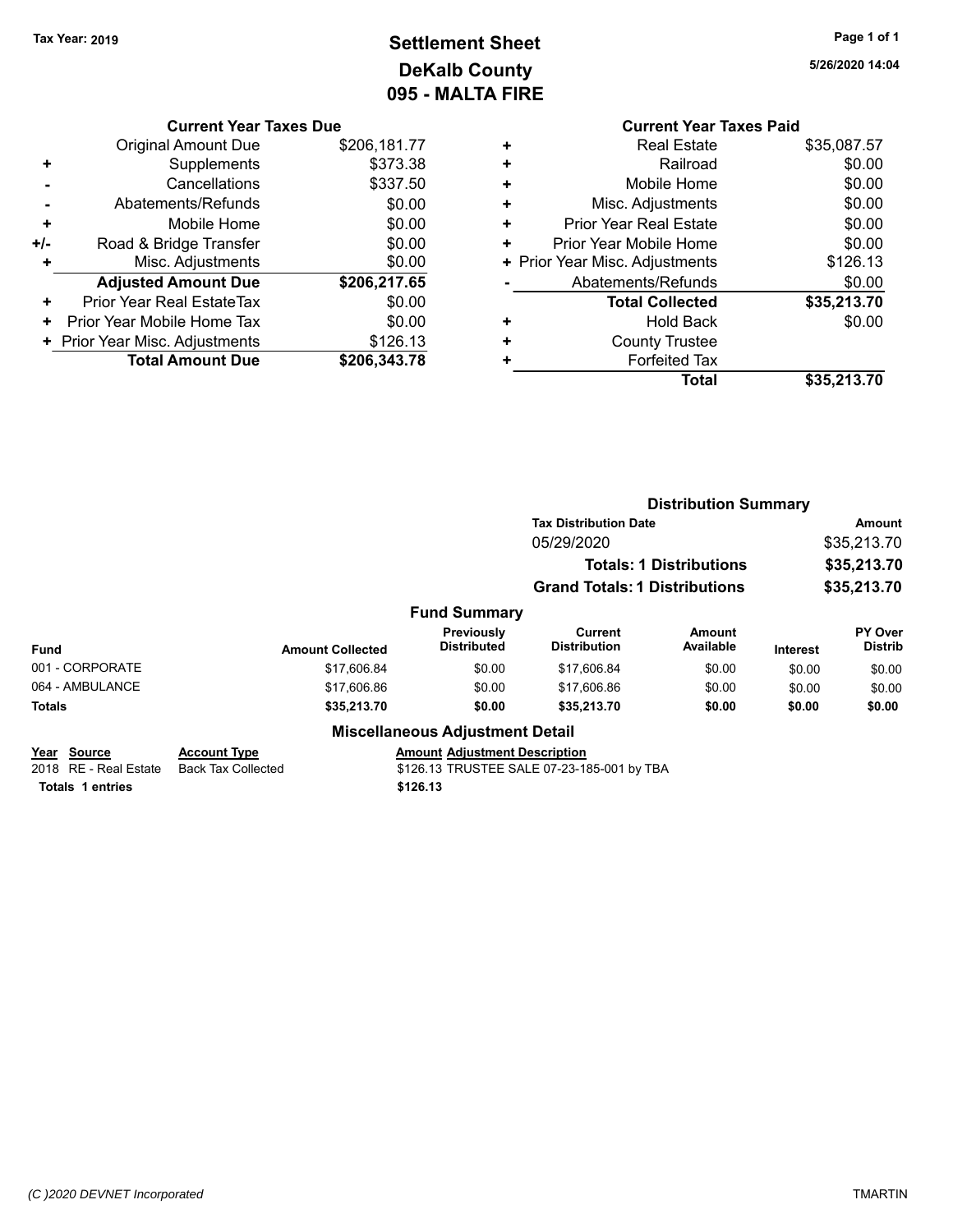Tax Year: 2019

# Settlement Sheet
## DeKalb County
## 095 - MALTA FIRE

5/26/2020 14:04

### Current Year Taxes Due

| | | |
|---|---|---|
| | Original Amount Due | $206,181.77 |
| + | Supplements | $373.38 |
| - | Cancellations | $337.50 |
| - | Abatements/Refunds | $0.00 |
| + | Mobile Home | $0.00 |
| +/- | Road & Bridge Transfer | $0.00 |
| + | Misc. Adjustments | $0.00 |
| | **Adjusted Amount Due** | **$206,217.65** |
| + | Prior Year Real EstateTax | $0.00 |
| + | Prior Year Mobile Home Tax | $0.00 |
| + | Prior Year Misc. Adjustments | $126.13 |
| | **Total Amount Due** | **$206,343.78** |

### Current Year Taxes Paid

| | | |
|---|---|---|
| + | Real Estate | $35,087.57 |
| + | Railroad | $0.00 |
| + | Mobile Home | $0.00 |
| + | Misc. Adjustments | $0.00 |
| + | Prior Year Real Estate | $0.00 |
| + | Prior Year Mobile Home | $0.00 |
| + | Prior Year Misc. Adjustments | $126.13 |
| - | Abatements/Refunds | $0.00 |
| | **Total Collected** | **$35,213.70** |
| + | Hold Back | $0.00 |
| + | County Trustee | |
| + | Forfeited Tax | |
| | **Total** | **$35,213.70** |

### Distribution Summary

| Tax Distribution Date | Amount |
|---|---|
| 05/29/2020 | $35,213.70 |
| **Totals: 1 Distributions** | **$35,213.70** |
| **Grand Totals: 1 Distributions** | **$35,213.70** |

### Fund Summary

| Fund | Amount Collected | Previously Distributed | Current Distribution | Amount Available | Interest | PY Over Distrib |
|---|---|---|---|---|---|---|
| 001 - CORPORATE | $17,606.84 | $0.00 | $17,606.84 | $0.00 | $0.00 | $0.00 |
| 064 - AMBULANCE | $17,606.86 | $0.00 | $17,606.86 | $0.00 | $0.00 | $0.00 |
| **Totals** | **$35,213.70** | **$0.00** | **$35,213.70** | **$0.00** | **$0.00** | **$0.00** |

### Miscellaneous Adjustment Detail

| Year | Source | Account Type | Amount | Adjustment Description |
|---|---|---|---|---|
| 2018 | RE - Real Estate | Back Tax Collected | $126.13 | TRUSTEE SALE 07-23-185-001 by TBA |
| **Totals 1 entries** | | | **$126.13** | |

(C )2020 DEVNET Incorporated TMARTIN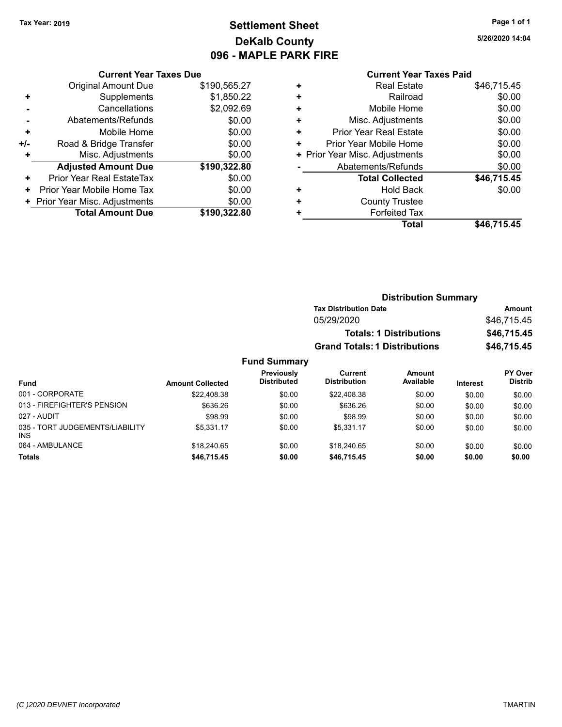Tax Year: 2019

# Settlement Sheet
## DeKalb County
## 096 - MAPLE PARK FIRE

5/26/2020 14:04

### Current Year Taxes Due

| | | |
|---|---|---|
| | Original Amount Due | $190,565.27 |
| + | Supplements | $1,850.22 |
| - | Cancellations | $2,092.69 |
| - | Abatements/Refunds | $0.00 |
| + | Mobile Home | $0.00 |
| +/- | Road & Bridge Transfer | $0.00 |
| + | Misc. Adjustments | $0.00 |
| | **Adjusted Amount Due** | **$190,322.80** |
| + | Prior Year Real EstateTax | $0.00 |
| + | Prior Year Mobile Home Tax | $0.00 |
| + | Prior Year Misc. Adjustments | $0.00 |
| | **Total Amount Due** | **$190,322.80** |

### Current Year Taxes Paid

| | | |
|---|---|---|
| + | Real Estate | $46,715.45 |
| + | Railroad | $0.00 |
| + | Mobile Home | $0.00 |
| + | Misc. Adjustments | $0.00 |
| + | Prior Year Real Estate | $0.00 |
| + | Prior Year Mobile Home | $0.00 |
| + | Prior Year Misc. Adjustments | $0.00 |
| - | Abatements/Refunds | $0.00 |
| | **Total Collected** | **$46,715.45** |
| + | Hold Back | $0.00 |
| + | County Trustee | |
| + | Forfeited Tax | |
| | **Total** | **$46,715.45** |

### Distribution Summary

| Tax Distribution Date | Amount |
|---|---|
| 05/29/2020 | $46,715.45 |
| **Totals: 1 Distributions** | **$46,715.45** |
| **Grand Totals: 1 Distributions** | **$46,715.45** |

### Fund Summary

| Fund | Amount Collected | Previously Distributed | Current Distribution | Amount Available | Interest | PY Over Distrib |
|---|---|---|---|---|---|---|
| 001 - CORPORATE | $22,408.38 | $0.00 | $22,408.38 | $0.00 | $0.00 | $0.00 |
| 013 - FIREFIGHTER'S PENSION | $636.26 | $0.00 | $636.26 | $0.00 | $0.00 | $0.00 |
| 027 - AUDIT | $98.99 | $0.00 | $98.99 | $0.00 | $0.00 | $0.00 |
| 035 - TORT JUDGEMENTS/LIABILITY INS | $5,331.17 | $0.00 | $5,331.17 | $0.00 | $0.00 | $0.00 |
| 064 - AMBULANCE | $18,240.65 | $0.00 | $18,240.65 | $0.00 | $0.00 | $0.00 |
| **Totals** | **$46,715.45** | **$0.00** | **$46,715.45** | **$0.00** | **$0.00** | **$0.00** |

(C )2020 DEVNET Incorporated TMARTIN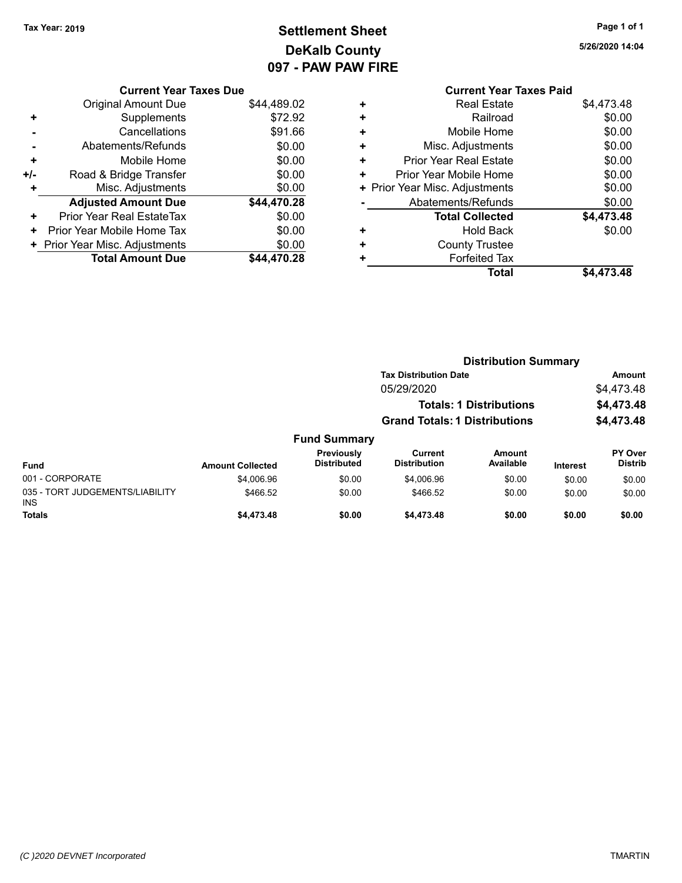Tax Year: 2019

# Settlement Sheet
## DeKalb County
## 097 - PAW PAW FIRE

5/26/2020 14:04

| | Current Year Taxes Due | |
|---|---|---|
| | Original Amount Due | $44,489.02 |
| + | Supplements | $72.92 |
| - | Cancellations | $91.66 |
| - | Abatements/Refunds | $0.00 |
| + | Mobile Home | $0.00 |
| +/- | Road & Bridge Transfer | $0.00 |
| + | Misc. Adjustments | $0.00 |
| | **Adjusted Amount Due** | **$44,470.28** |
| + | Prior Year Real EstateTax | $0.00 |
| + | Prior Year Mobile Home Tax | $0.00 |
| + | Prior Year Misc. Adjustments | $0.00 |
| | **Total Amount Due** | **$44,470.28** |

| | Current Year Taxes Paid | |
|---|---|---|
| + | Real Estate | $4,473.48 |
| + | Railroad | $0.00 |
| + | Mobile Home | $0.00 |
| + | Misc. Adjustments | $0.00 |
| + | Prior Year Real Estate | $0.00 |
| + | Prior Year Mobile Home | $0.00 |
| + | Prior Year Misc. Adjustments | $0.00 |
| - | Abatements/Refunds | $0.00 |
| | **Total Collected** | **$4,473.48** |
| + | Hold Back | $0.00 |
| + | County Trustee | |
| + | Forfeited Tax | |
| | **Total** | **$4,473.48** |

### Distribution Summary

| Tax Distribution Date | Amount |
|---|---|
| 05/29/2020 | $4,473.48 |
| **Totals: 1 Distributions** | **$4,473.48** |
| **Grand Totals: 1 Distributions** | **$4,473.48** |

### Fund Summary

| Fund | Amount Collected | Previously Distributed | Current Distribution | Amount Available | Interest | PY Over Distrib |
|---|---|---|---|---|---|---|
| 001 - CORPORATE | $4,006.96 | $0.00 | $4,006.96 | $0.00 | $0.00 | $0.00 |
| 035 - TORT JUDGEMENTS/LIABILITY INS | $466.52 | $0.00 | $466.52 | $0.00 | $0.00 | $0.00 |
| **Totals** | **$4,473.48** | **$0.00** | **$4,473.48** | **$0.00** | **$0.00** | **$0.00** |

(C )2020 DEVNET Incorporated TMARTIN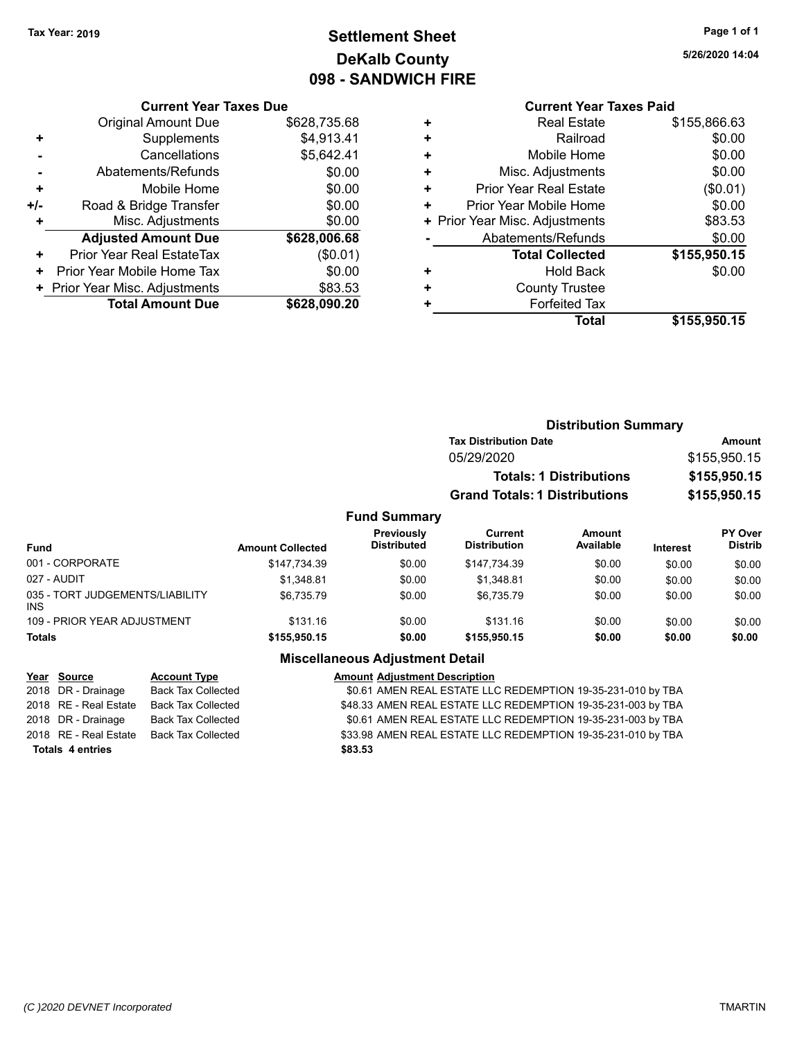Tax Year: 2019

# Settlement Sheet
## DeKalb County
## 098 - SANDWICH FIRE

5/26/2020 14:04

### Current Year Taxes Due

| | | |
|---|---|---|
| | Original Amount Due | $628,735.68 |
| + | Supplements | $4,913.41 |
| - | Cancellations | $5,642.41 |
| - | Abatements/Refunds | $0.00 |
| + | Mobile Home | $0.00 |
| +/- | Road & Bridge Transfer | $0.00 |
| + | Misc. Adjustments | $0.00 |
| | **Adjusted Amount Due** | **$628,006.68** |
| + | Prior Year Real EstateTax | ($0.01) |
| + | Prior Year Mobile Home Tax | $0.00 |
| + | Prior Year Misc. Adjustments | $83.53 |
| | **Total Amount Due** | **$628,090.20** |

### Current Year Taxes Paid

| | | |
|---|---|---|
| + | Real Estate | $155,866.63 |
| + | Railroad | $0.00 |
| + | Mobile Home | $0.00 |
| + | Misc. Adjustments | $0.00 |
| + | Prior Year Real Estate | ($0.01) |
| + | Prior Year Mobile Home | $0.00 |
| + | Prior Year Misc. Adjustments | $83.53 |
| - | Abatements/Refunds | $0.00 |
| | **Total Collected** | **$155,950.15** |
| + | Hold Back | $0.00 |
| + | County Trustee | |
| + | Forfeited Tax | |
| | **Total** | **$155,950.15** |

### Distribution Summary

| Tax Distribution Date | Amount |
|---|---|
| 05/29/2020 | $155,950.15 |
| **Totals: 1 Distributions** | **$155,950.15** |
| **Grand Totals: 1 Distributions** | **$155,950.15** |

### Fund Summary

| Fund | Amount Collected | Previously Distributed | Current Distribution | Amount Available | Interest | PY Over Distrib |
|---|---|---|---|---|---|---|
| 001 - CORPORATE | $147,734.39 | $0.00 | $147,734.39 | $0.00 | $0.00 | $0.00 |
| 027 - AUDIT | $1,348.81 | $0.00 | $1,348.81 | $0.00 | $0.00 | $0.00 |
| 035 - TORT JUDGEMENTS/LIABILITY INS | $6,735.79 | $0.00 | $6,735.79 | $0.00 | $0.00 | $0.00 |
| 109 - PRIOR YEAR ADJUSTMENT | $131.16 | $0.00 | $131.16 | $0.00 | $0.00 | $0.00 |
| **Totals** | **$155,950.15** | **$0.00** | **$155,950.15** | **$0.00** | **$0.00** | **$0.00** |

### Miscellaneous Adjustment Detail

| Year | Source | Account Type | Amount | Adjustment Description |
|---|---|---|---|---|
| 2018 | DR - Drainage | Back Tax Collected | $0.61 | AMEN REAL ESTATE LLC REDEMPTION 19-35-231-010 by TBA |
| 2018 | RE - Real Estate | Back Tax Collected | $48.33 | AMEN REAL ESTATE LLC REDEMPTION 19-35-231-003 by TBA |
| 2018 | DR - Drainage | Back Tax Collected | $0.61 | AMEN REAL ESTATE LLC REDEMPTION 19-35-231-003 by TBA |
| 2018 | RE - Real Estate | Back Tax Collected | $33.98 | AMEN REAL ESTATE LLC REDEMPTION 19-35-231-010 by TBA |
| **Totals 4 entries** | | | **$83.53** | |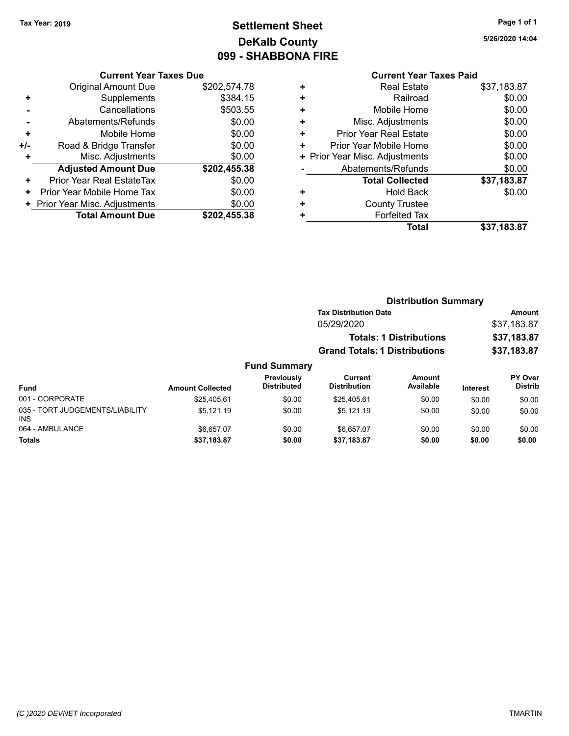Tax Year: 2019

# Settlement Sheet
## DeKalb County
## 099 - SHABBONA FIRE

5/26/2020 14:04

### Current Year Taxes Due

| | | |
|---|---|---|
| | Original Amount Due | $202,574.78 |
| + | Supplements | $384.15 |
| - | Cancellations | $503.55 |
| - | Abatements/Refunds | $0.00 |
| + | Mobile Home | $0.00 |
| +/- | Road & Bridge Transfer | $0.00 |
| + | Misc. Adjustments | $0.00 |
| | **Adjusted Amount Due** | **$202,455.38** |
| + | Prior Year Real EstateTax | $0.00 |
| + | Prior Year Mobile Home Tax | $0.00 |
| + | Prior Year Misc. Adjustments | $0.00 |
| | **Total Amount Due** | **$202,455.38** |

### Current Year Taxes Paid

| | | |
|---|---|---|
| + | Real Estate | $37,183.87 |
| + | Railroad | $0.00 |
| + | Mobile Home | $0.00 |
| + | Misc. Adjustments | $0.00 |
| + | Prior Year Real Estate | $0.00 |
| + | Prior Year Mobile Home | $0.00 |
| + | Prior Year Misc. Adjustments | $0.00 |
| - | Abatements/Refunds | $0.00 |
| | **Total Collected** | **$37,183.87** |
| + | Hold Back | $0.00 |
| + | County Trustee | |
| + | Forfeited Tax | |
| | **Total** | **$37,183.87** |

### Distribution Summary

| Tax Distribution Date | Amount |
|---|---|
| 05/29/2020 | $37,183.87 |
| **Totals: 1 Distributions** | **$37,183.87** |
| **Grand Totals: 1 Distributions** | **$37,183.87** |

### Fund Summary

| Fund | Amount Collected | Previously Distributed | Current Distribution | Amount Available | Interest | PY Over Distrib |
|---|---|---|---|---|---|---|
| 001 - CORPORATE | $25,405.61 | $0.00 | $25,405.61 | $0.00 | $0.00 | $0.00 |
| 035 - TORT JUDGEMENTS/LIABILITY INS | $5,121.19 | $0.00 | $5,121.19 | $0.00 | $0.00 | $0.00 |
| 064 - AMBULANCE | $6,657.07 | $0.00 | $6,657.07 | $0.00 | $0.00 | $0.00 |
| **Totals** | **$37,183.87** | **$0.00** | **$37,183.87** | **$0.00** | **$0.00** | **$0.00** |

(C )2020 DEVNET Incorporated — TMARTIN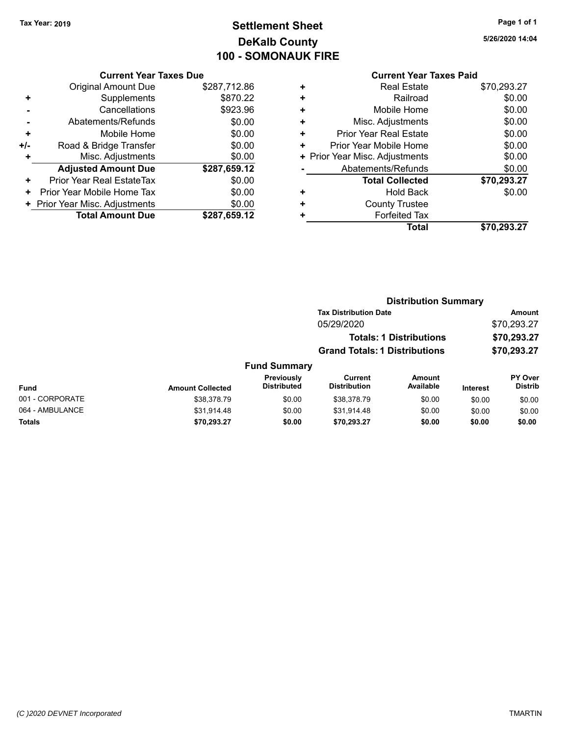Tax Year: 2019

# Settlement Sheet
## DeKalb County
## 100 - SOMONAUK FIRE

5/26/2020 14:04

### Current Year Taxes Due

| | | |
|---|---|---|
| | Original Amount Due | $287,712.86 |
| + | Supplements | $870.22 |
| - | Cancellations | $923.96 |
| - | Abatements/Refunds | $0.00 |
| + | Mobile Home | $0.00 |
| +/- | Road & Bridge Transfer | $0.00 |
| + | Misc. Adjustments | $0.00 |
| | **Adjusted Amount Due** | **$287,659.12** |
| + | Prior Year Real EstateTax | $0.00 |
| + | Prior Year Mobile Home Tax | $0.00 |
| + | Prior Year Misc. Adjustments | $0.00 |
| | **Total Amount Due** | **$287,659.12** |

### Current Year Taxes Paid

| | | |
|---|---|---|
| + | Real Estate | $70,293.27 |
| + | Railroad | $0.00 |
| + | Mobile Home | $0.00 |
| + | Misc. Adjustments | $0.00 |
| + | Prior Year Real Estate | $0.00 |
| + | Prior Year Mobile Home | $0.00 |
| + | Prior Year Misc. Adjustments | $0.00 |
| - | Abatements/Refunds | $0.00 |
| | **Total Collected** | **$70,293.27** |
| + | Hold Back | $0.00 |
| + | County Trustee | |
| + | Forfeited Tax | |
| | **Total** | **$70,293.27** |

### Distribution Summary

| Tax Distribution Date | Amount |
|---|---|
| 05/29/2020 | $70,293.27 |
| **Totals: 1 Distributions** | **$70,293.27** |
| **Grand Totals: 1 Distributions** | **$70,293.27** |

### Fund Summary

| Fund | Amount Collected | Previously Distributed | Current Distribution | Amount Available | Interest | PY Over Distrib |
|---|---|---|---|---|---|---|
| 001 - CORPORATE | $38,378.79 | $0.00 | $38,378.79 | $0.00 | $0.00 | $0.00 |
| 064 - AMBULANCE | $31,914.48 | $0.00 | $31,914.48 | $0.00 | $0.00 | $0.00 |
| **Totals** | **$70,293.27** | **$0.00** | **$70,293.27** | **$0.00** | **$0.00** | **$0.00** |

(C )2020 DEVNET Incorporated

TMARTIN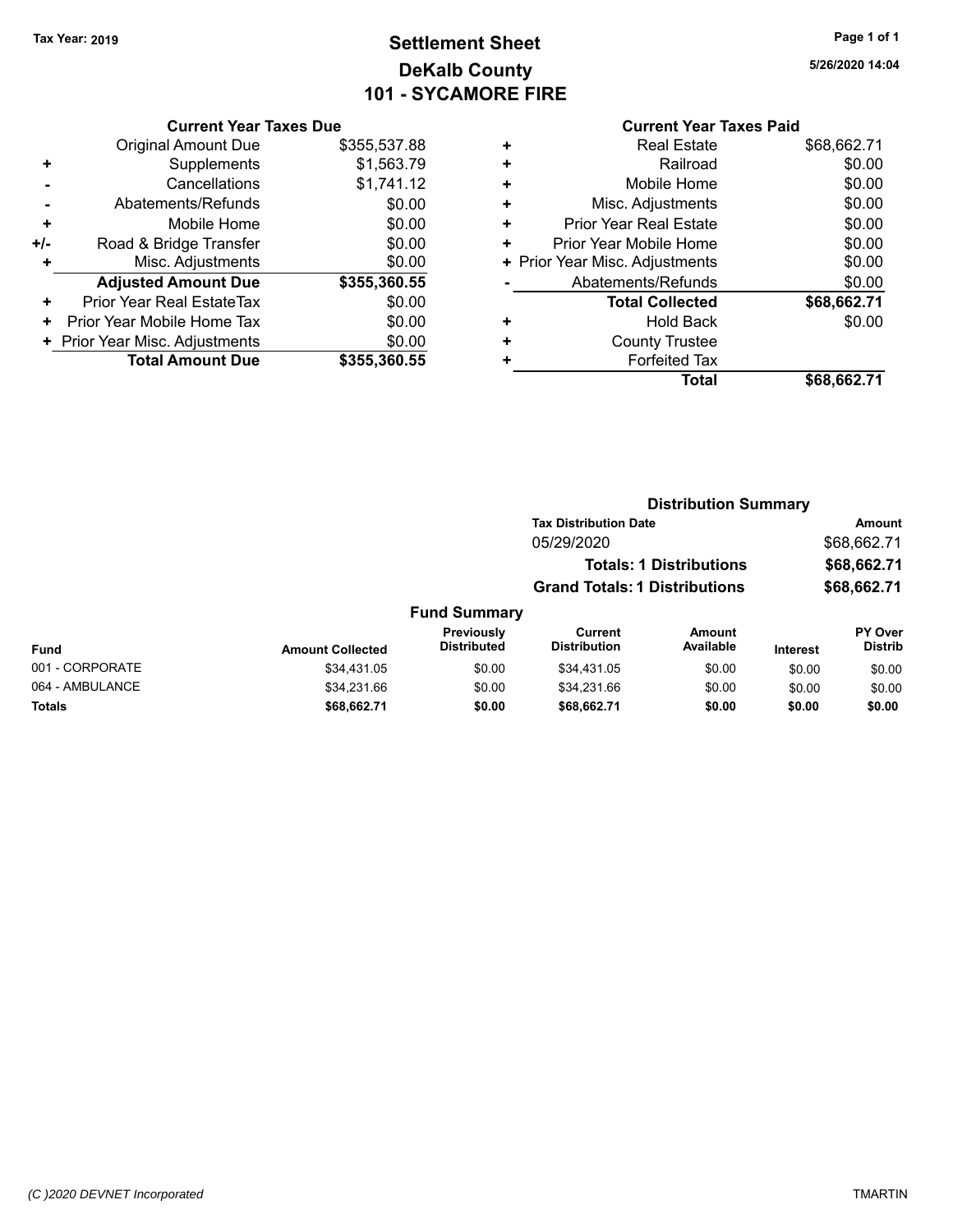**Tax Year: 2019**

# Settlement Sheet
## DeKalb County
## 101 - SYCAMORE FIRE

5/26/2020 14:04

### Current Year Taxes Due

| | | |
|---|---|---|
| | Original Amount Due | $355,537.88 |
| + | Supplements | $1,563.79 |
| - | Cancellations | $1,741.12 |
| - | Abatements/Refunds | $0.00 |
| + | Mobile Home | $0.00 |
| +/- | Road & Bridge Transfer | $0.00 |
| + | Misc. Adjustments | $0.00 |
| | **Adjusted Amount Due** | **$355,360.55** |
| + | Prior Year Real EstateTax | $0.00 |
| + | Prior Year Mobile Home Tax | $0.00 |
| + | Prior Year Misc. Adjustments | $0.00 |
| | **Total Amount Due** | **$355,360.55** |

### Current Year Taxes Paid

| | | |
|---|---|---|
| + | Real Estate | $68,662.71 |
| + | Railroad | $0.00 |
| + | Mobile Home | $0.00 |
| + | Misc. Adjustments | $0.00 |
| + | Prior Year Real Estate | $0.00 |
| + | Prior Year Mobile Home | $0.00 |
| + | Prior Year Misc. Adjustments | $0.00 |
| - | Abatements/Refunds | $0.00 |
| | **Total Collected** | **$68,662.71** |
| + | Hold Back | $0.00 |
| + | County Trustee | |
| + | Forfeited Tax | |
| | **Total** | **$68,662.71** |

### Distribution Summary

| Tax Distribution Date | Amount |
|---|---|
| 05/29/2020 | $68,662.71 |
| **Totals: 1 Distributions** | **$68,662.71** |
| **Grand Totals: 1 Distributions** | **$68,662.71** |

### Fund Summary

| Fund | Amount Collected | Previously Distributed | Current Distribution | Amount Available | Interest | PY Over Distrib |
|---|---|---|---|---|---|---|
| 001 - CORPORATE | $34,431.05 | $0.00 | $34,431.05 | $0.00 | $0.00 | $0.00 |
| 064 - AMBULANCE | $34,231.66 | $0.00 | $34,231.66 | $0.00 | $0.00 | $0.00 |
| **Totals** | **$68,662.71** | **$0.00** | **$68,662.71** | **$0.00** | **$0.00** | **$0.00** |

(C )2020 DEVNET Incorporated — TMARTIN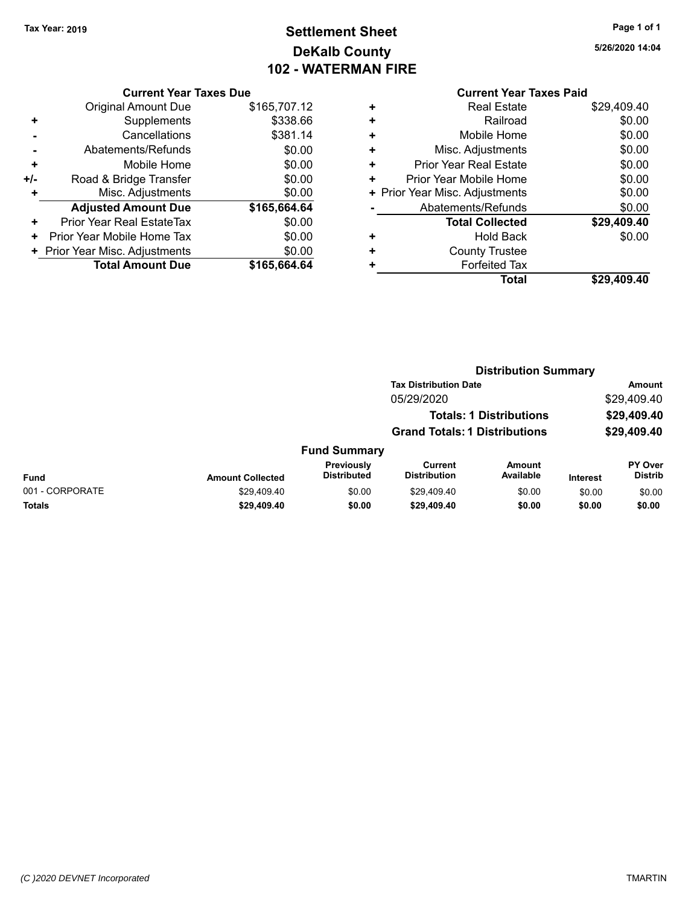Tax Year: 2019

# Settlement Sheet
## DeKalb County
## 102 - WATERMAN FIRE

5/26/2020 14:04

**Current Year Taxes Due**

| | | |
|---|---|---|
| | Original Amount Due | $165,707.12 |
| + | Supplements | $338.66 |
| - | Cancellations | $381.14 |
| - | Abatements/Refunds | $0.00 |
| + | Mobile Home | $0.00 |
| +/- | Road & Bridge Transfer | $0.00 |
| + | Misc. Adjustments | $0.00 |
| | **Adjusted Amount Due** | **$165,664.64** |
| + | Prior Year Real EstateTax | $0.00 |
| + | Prior Year Mobile Home Tax | $0.00 |
| + | Prior Year Misc. Adjustments | $0.00 |
| | **Total Amount Due** | **$165,664.64** |

**Current Year Taxes Paid**

| | | |
|---|---|---|
| + | Real Estate | $29,409.40 |
| + | Railroad | $0.00 |
| + | Mobile Home | $0.00 |
| + | Misc. Adjustments | $0.00 |
| + | Prior Year Real Estate | $0.00 |
| + | Prior Year Mobile Home | $0.00 |
| + | Prior Year Misc. Adjustments | $0.00 |
| - | Abatements/Refunds | $0.00 |
| | **Total Collected** | **$29,409.40** |
| + | Hold Back | $0.00 |
| + | County Trustee | |
| + | Forfeited Tax | |
| | **Total** | **$29,409.40** |

**Distribution Summary**

| Tax Distribution Date | Amount |
|---|---|
| 05/29/2020 | $29,409.40 |
| **Totals: 1 Distributions** | **$29,409.40** |
| **Grand Totals: 1 Distributions** | **$29,409.40** |

**Fund Summary**

| Fund | Amount Collected | Previously Distributed | Current Distribution | Amount Available | Interest | PY Over Distrib |
|---|---|---|---|---|---|---|
| 001 - CORPORATE | $29,409.40 | $0.00 | $29,409.40 | $0.00 | $0.00 | $0.00 |
| **Totals** | **$29,409.40** | **$0.00** | **$29,409.40** | **$0.00** | **$0.00** | **$0.00** |

(C )2020 DEVNET Incorporated TMARTIN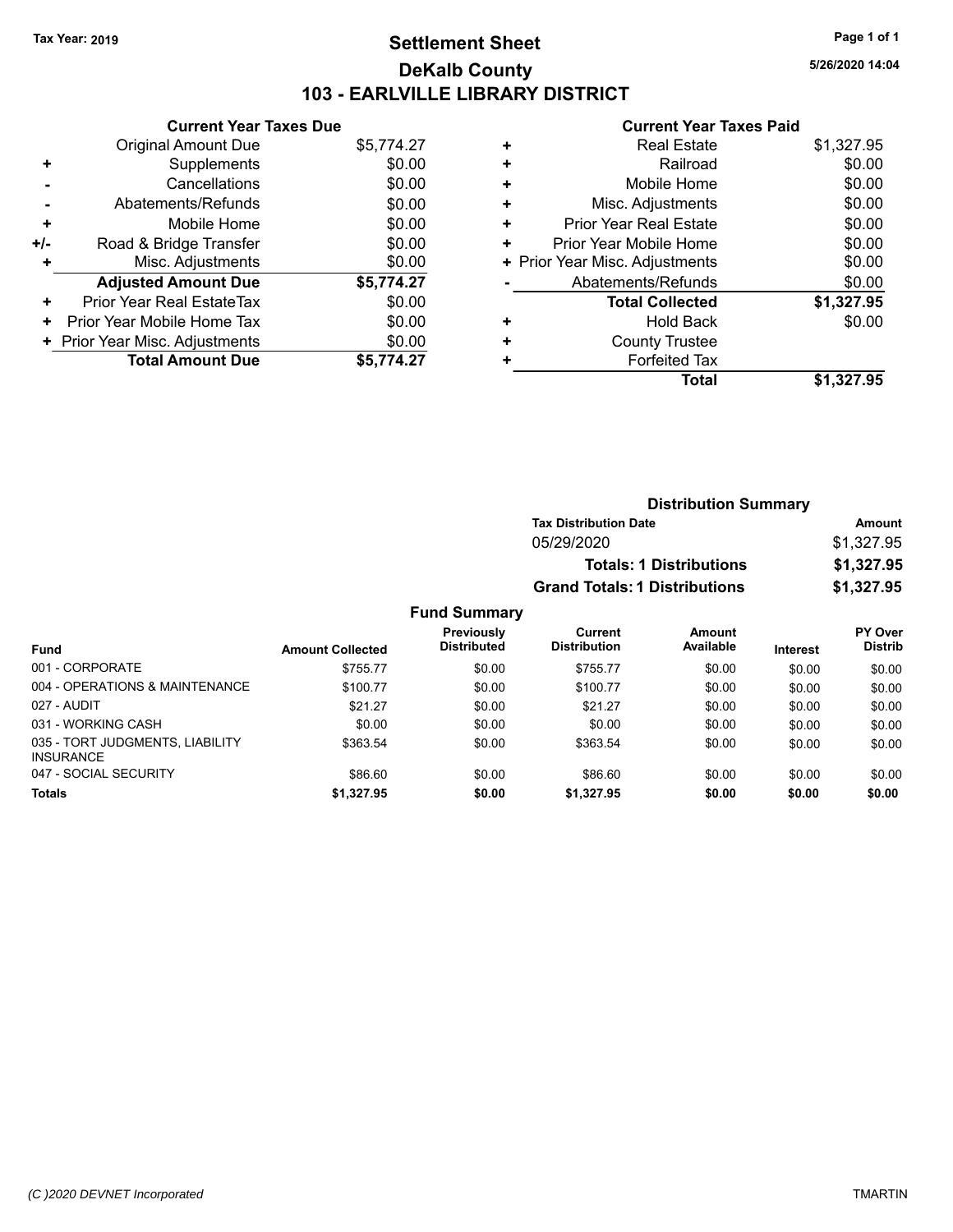Tax Year: 2019

# Settlement Sheet
## DeKalb County
## 103 - EARLVILLE LIBRARY DISTRICT

5/26/2020 14:04

### Current Year Taxes Due

| | | |
|---|---|---|
| | Original Amount Due | $5,774.27 |
| + | Supplements | $0.00 |
| - | Cancellations | $0.00 |
| - | Abatements/Refunds | $0.00 |
| + | Mobile Home | $0.00 |
| +/- | Road & Bridge Transfer | $0.00 |
| + | Misc. Adjustments | $0.00 |
| | **Adjusted Amount Due** | **$5,774.27** |
| + | Prior Year Real EstateTax | $0.00 |
| + | Prior Year Mobile Home Tax | $0.00 |
| + | Prior Year Misc. Adjustments | $0.00 |
| | **Total Amount Due** | **$5,774.27** |

### Current Year Taxes Paid

| | | |
|---|---|---|
| + | Real Estate | $1,327.95 |
| + | Railroad | $0.00 |
| + | Mobile Home | $0.00 |
| + | Misc. Adjustments | $0.00 |
| + | Prior Year Real Estate | $0.00 |
| + | Prior Year Mobile Home | $0.00 |
| + | Prior Year Misc. Adjustments | $0.00 |
| - | Abatements/Refunds | $0.00 |
| | **Total Collected** | **$1,327.95** |
| + | Hold Back | $0.00 |
| + | County Trustee | |
| + | Forfeited Tax | |
| | **Total** | **$1,327.95** |

### Distribution Summary

| Tax Distribution Date | Amount |
|---|---|
| 05/29/2020 | $1,327.95 |
| **Totals: 1 Distributions** | **$1,327.95** |
| **Grand Totals: 1 Distributions** | **$1,327.95** |

### Fund Summary

| Fund | Amount Collected | Previously Distributed | Current Distribution | Amount Available | Interest | PY Over Distrib |
|---|---|---|---|---|---|---|
| 001 - CORPORATE | $755.77 | $0.00 | $755.77 | $0.00 | $0.00 | $0.00 |
| 004 - OPERATIONS & MAINTENANCE | $100.77 | $0.00 | $100.77 | $0.00 | $0.00 | $0.00 |
| 027 - AUDIT | $21.27 | $0.00 | $21.27 | $0.00 | $0.00 | $0.00 |
| 031 - WORKING CASH | $0.00 | $0.00 | $0.00 | $0.00 | $0.00 | $0.00 |
| 035 - TORT JUDGMENTS, LIABILITY INSURANCE | $363.54 | $0.00 | $363.54 | $0.00 | $0.00 | $0.00 |
| 047 - SOCIAL SECURITY | $86.60 | $0.00 | $86.60 | $0.00 | $0.00 | $0.00 |
| **Totals** | **$1,327.95** | **$0.00** | **$1,327.95** | **$0.00** | **$0.00** | **$0.00** |

(C )2020 DEVNET Incorporated TMARTIN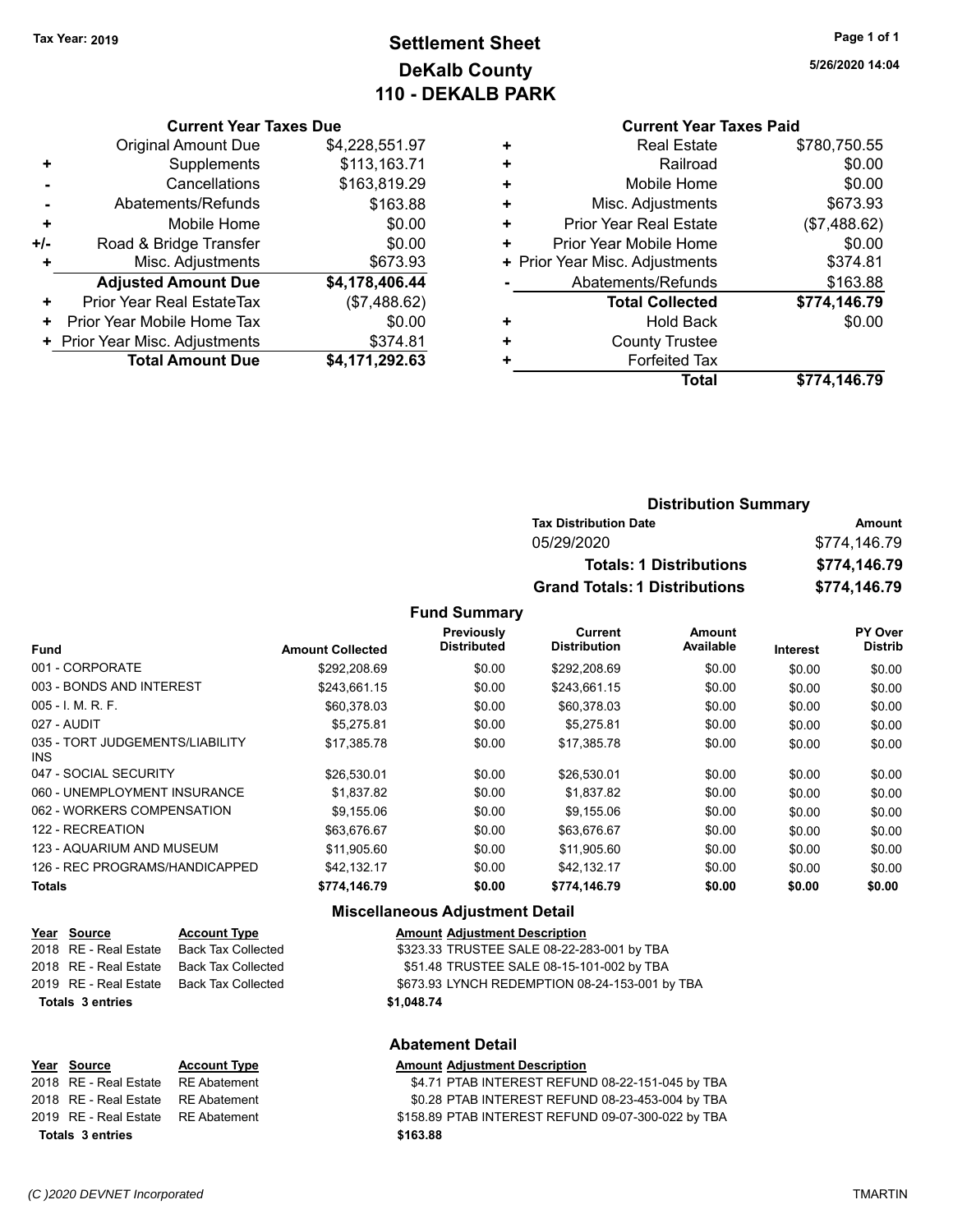Tax Year: 2019

# Settlement Sheet
## DeKalb County
## 110 - DEKALB PARK

5/26/2020 14:04

### Current Year Taxes Due

| | | |
|---|---|---|
| | Original Amount Due | $4,228,551.97 |
| + | Supplements | $113,163.71 |
| - | Cancellations | $163,819.29 |
| - | Abatements/Refunds | $163.88 |
| + | Mobile Home | $0.00 |
| +/- | Road & Bridge Transfer | $0.00 |
| + | Misc. Adjustments | $673.93 |
| | **Adjusted Amount Due** | **$4,178,406.44** |
| + | Prior Year Real EstateTax | ($7,488.62) |
| + | Prior Year Mobile Home Tax | $0.00 |
| + | Prior Year Misc. Adjustments | $374.81 |
| | **Total Amount Due** | **$4,171,292.63** |

### Current Year Taxes Paid

| | | |
|---|---|---|
| + | Real Estate | $780,750.55 |
| + | Railroad | $0.00 |
| + | Mobile Home | $0.00 |
| + | Misc. Adjustments | $673.93 |
| + | Prior Year Real Estate | ($7,488.62) |
| + | Prior Year Mobile Home | $0.00 |
| + | Prior Year Misc. Adjustments | $374.81 |
| - | Abatements/Refunds | $163.88 |
| | **Total Collected** | **$774,146.79** |
| + | Hold Back | $0.00 |
| + | County Trustee | |
| + | Forfeited Tax | |
| | **Total** | **$774,146.79** |

### Distribution Summary

| Tax Distribution Date | Amount |
|---|---|
| 05/29/2020 | $774,146.79 |
| **Totals: 1 Distributions** | **$774,146.79** |
| **Grand Totals: 1 Distributions** | **$774,146.79** |

### Fund Summary

| Fund | Amount Collected | Previously Distributed | Current Distribution | Amount Available | Interest | PY Over Distrib |
|---|---|---|---|---|---|---|
| 001 - CORPORATE | $292,208.69 | $0.00 | $292,208.69 | $0.00 | $0.00 | $0.00 |
| 003 - BONDS AND INTEREST | $243,661.15 | $0.00 | $243,661.15 | $0.00 | $0.00 | $0.00 |
| 005 - I. M. R. F. | $60,378.03 | $0.00 | $60,378.03 | $0.00 | $0.00 | $0.00 |
| 027 - AUDIT | $5,275.81 | $0.00 | $5,275.81 | $0.00 | $0.00 | $0.00 |
| 035 - TORT JUDGEMENTS/LIABILITY INS | $17,385.78 | $0.00 | $17,385.78 | $0.00 | $0.00 | $0.00 |
| 047 - SOCIAL SECURITY | $26,530.01 | $0.00 | $26,530.01 | $0.00 | $0.00 | $0.00 |
| 060 - UNEMPLOYMENT INSURANCE | $1,837.82 | $0.00 | $1,837.82 | $0.00 | $0.00 | $0.00 |
| 062 - WORKERS COMPENSATION | $9,155.06 | $0.00 | $9,155.06 | $0.00 | $0.00 | $0.00 |
| 122 - RECREATION | $63,676.67 | $0.00 | $63,676.67 | $0.00 | $0.00 | $0.00 |
| 123 - AQUARIUM AND MUSEUM | $11,905.60 | $0.00 | $11,905.60 | $0.00 | $0.00 | $0.00 |
| 126 - REC PROGRAMS/HANDICAPPED | $42,132.17 | $0.00 | $42,132.17 | $0.00 | $0.00 | $0.00 |
| **Totals** | **$774,146.79** | **$0.00** | **$774,146.79** | **$0.00** | **$0.00** | **$0.00** |

### Miscellaneous Adjustment Detail

| Year | Source | Account Type | Amount | Adjustment Description |
|---|---|---|---|---|
| 2018 | RE - Real Estate | Back Tax Collected | $323.33 | TRUSTEE SALE 08-22-283-001 by TBA |
| 2018 | RE - Real Estate | Back Tax Collected | $51.48 | TRUSTEE SALE 08-15-101-002 by TBA |
| 2019 | RE - Real Estate | Back Tax Collected | $673.93 | LYNCH REDEMPTION 08-24-153-001 by TBA |
| **Totals 3 entries** | | | **$1,048.74** | |

### Abatement Detail

| Year | Source | Account Type | Amount | Adjustment Description |
|---|---|---|---|---|
| 2018 | RE - Real Estate | RE Abatement | $4.71 | PTAB INTEREST REFUND 08-22-151-045 by TBA |
| 2018 | RE - Real Estate | RE Abatement | $0.28 | PTAB INTEREST REFUND 08-23-453-004 by TBA |
| 2019 | RE - Real Estate | RE Abatement | $158.89 | PTAB INTEREST REFUND 09-07-300-022 by TBA |
| **Totals 3 entries** | | | **$163.88** | |

(C )2020 DEVNET Incorporated TMARTIN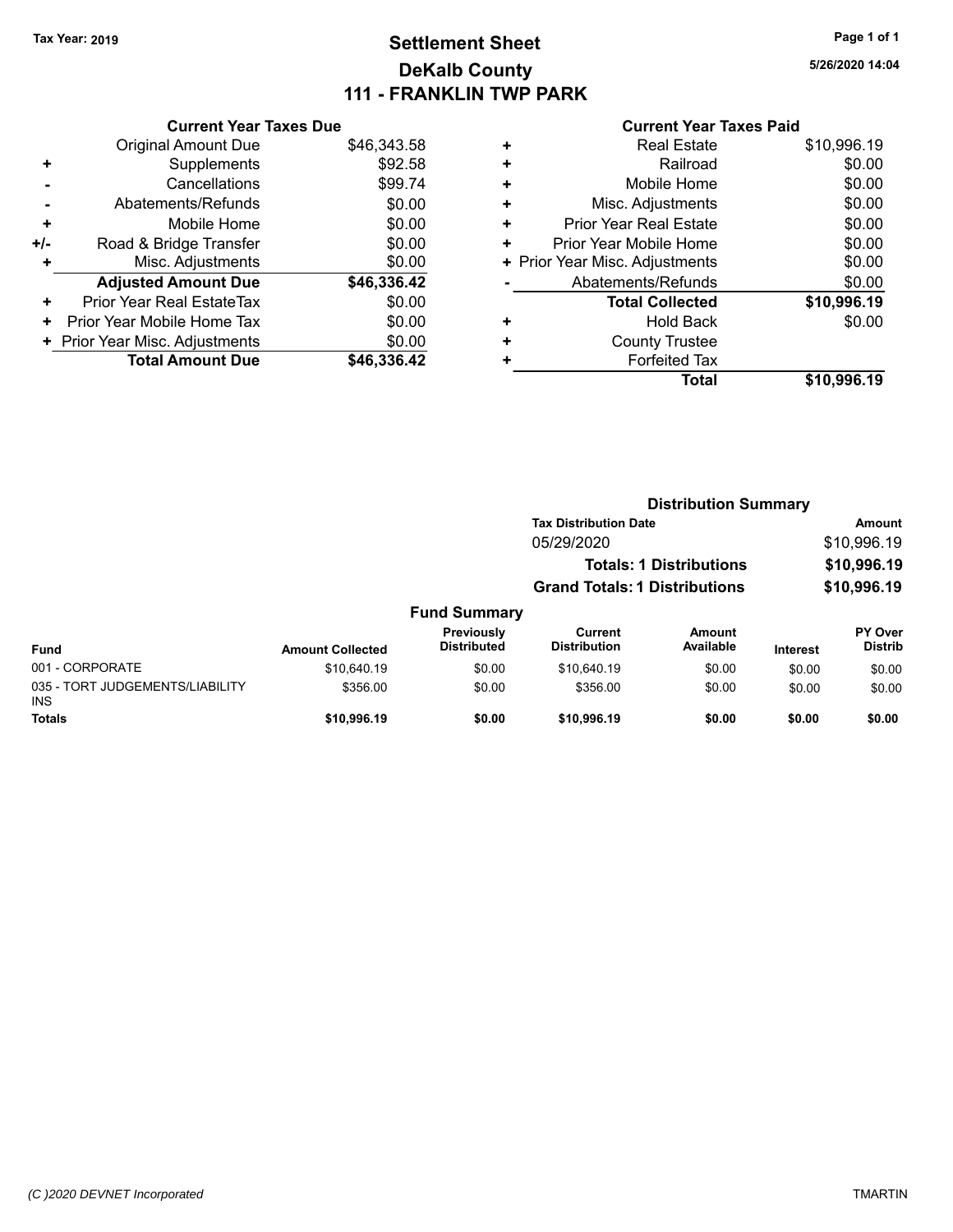Tax Year: 2019

# Settlement Sheet
## DeKalb County
## 111 - FRANKLIN TWP PARK

5/26/2020 14:04

### Current Year Taxes Due

| | | |
|---|---|---|
| | Original Amount Due | $46,343.58 |
| + | Supplements | $92.58 |
| - | Cancellations | $99.74 |
| - | Abatements/Refunds | $0.00 |
| + | Mobile Home | $0.00 |
| +/- | Road & Bridge Transfer | $0.00 |
| + | Misc. Adjustments | $0.00 |
| | **Adjusted Amount Due** | **$46,336.42** |
| + | Prior Year Real EstateTax | $0.00 |
| + | Prior Year Mobile Home Tax | $0.00 |
| + | Prior Year Misc. Adjustments | $0.00 |
| | **Total Amount Due** | **$46,336.42** |

### Current Year Taxes Paid

| | | |
|---|---|---|
| + | Real Estate | $10,996.19 |
| + | Railroad | $0.00 |
| + | Mobile Home | $0.00 |
| + | Misc. Adjustments | $0.00 |
| + | Prior Year Real Estate | $0.00 |
| + | Prior Year Mobile Home | $0.00 |
| + | Prior Year Misc. Adjustments | $0.00 |
| - | Abatements/Refunds | $0.00 |
| | **Total Collected** | **$10,996.19** |
| + | Hold Back | $0.00 |
| + | County Trustee | |
| + | Forfeited Tax | |
| | **Total** | **$10,996.19** |

### Distribution Summary

| Tax Distribution Date | Amount |
|---|---|
| 05/29/2020 | $10,996.19 |
| **Totals: 1 Distributions** | **$10,996.19** |
| **Grand Totals: 1 Distributions** | **$10,996.19** |

### Fund Summary

| Fund | Amount Collected | Previously Distributed | Current Distribution | Amount Available | Interest | PY Over Distrib |
|---|---|---|---|---|---|---|
| 001 - CORPORATE | $10,640.19 | $0.00 | $10,640.19 | $0.00 | $0.00 | $0.00 |
| 035 - TORT JUDGEMENTS/LIABILITY INS | $356.00 | $0.00 | $356.00 | $0.00 | $0.00 | $0.00 |
| **Totals** | **$10,996.19** | **$0.00** | **$10,996.19** | **$0.00** | **$0.00** | **$0.00** |

(C )2020 DEVNET Incorporated TMARTIN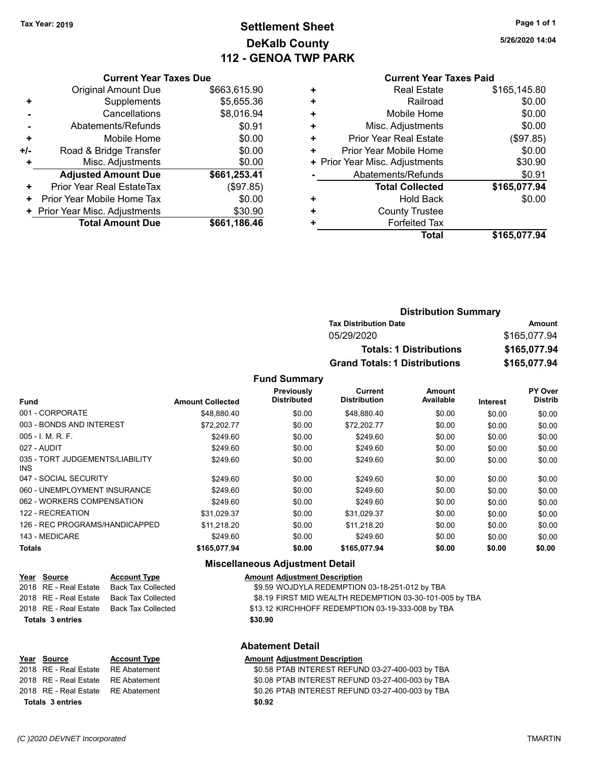Tax Year: 2019

# Settlement Sheet
## DeKalb County
## 112 - GENOA TWP PARK

5/26/2020 14:04

### Current Year Taxes Due

| | | |
|---|---|---|
| | Original Amount Due | $663,615.90 |
| + | Supplements | $5,655.36 |
| - | Cancellations | $8,016.94 |
| - | Abatements/Refunds | $0.91 |
| + | Mobile Home | $0.00 |
| +/- | Road & Bridge Transfer | $0.00 |
| + | Misc. Adjustments | $0.00 |
| | **Adjusted Amount Due** | **$661,253.41** |
| + | Prior Year Real EstateTax | ($97.85) |
| + | Prior Year Mobile Home Tax | $0.00 |
| + | Prior Year Misc. Adjustments | $30.90 |
| | **Total Amount Due** | **$661,186.46** |

### Current Year Taxes Paid

| | | |
|---|---|---|
| + | Real Estate | $165,145.80 |
| + | Railroad | $0.00 |
| + | Mobile Home | $0.00 |
| + | Misc. Adjustments | $0.00 |
| + | Prior Year Real Estate | ($97.85) |
| + | Prior Year Mobile Home | $0.00 |
| + | Prior Year Misc. Adjustments | $30.90 |
| - | Abatements/Refunds | $0.91 |
| | **Total Collected** | **$165,077.94** |
| + | Hold Back | $0.00 |
| + | County Trustee | |
| + | Forfeited Tax | |
| | **Total** | **$165,077.94** |

### Distribution Summary

| Tax Distribution Date | Amount |
|---|---|
| 05/29/2020 | $165,077.94 |
| **Totals: 1 Distributions** | **$165,077.94** |
| **Grand Totals: 1 Distributions** | **$165,077.94** |

### Fund Summary

| Fund | Amount Collected | Previously Distributed | Current Distribution | Amount Available | Interest | PY Over Distrib |
|---|---|---|---|---|---|---|
| 001 - CORPORATE | $48,880.40 | $0.00 | $48,880.40 | $0.00 | $0.00 | $0.00 |
| 003 - BONDS AND INTEREST | $72,202.77 | $0.00 | $72,202.77 | $0.00 | $0.00 | $0.00 |
| 005 - I. M. R. F. | $249.60 | $0.00 | $249.60 | $0.00 | $0.00 | $0.00 |
| 027 - AUDIT | $249.60 | $0.00 | $249.60 | $0.00 | $0.00 | $0.00 |
| 035 - TORT JUDGEMENTS/LIABILITY INS | $249.60 | $0.00 | $249.60 | $0.00 | $0.00 | $0.00 |
| 047 - SOCIAL SECURITY | $249.60 | $0.00 | $249.60 | $0.00 | $0.00 | $0.00 |
| 060 - UNEMPLOYMENT INSURANCE | $249.60 | $0.00 | $249.60 | $0.00 | $0.00 | $0.00 |
| 062 - WORKERS COMPENSATION | $249.60 | $0.00 | $249.60 | $0.00 | $0.00 | $0.00 |
| 122 - RECREATION | $31,029.37 | $0.00 | $31,029.37 | $0.00 | $0.00 | $0.00 |
| 126 - REC PROGRAMS/HANDICAPPED | $11,218.20 | $0.00 | $11,218.20 | $0.00 | $0.00 | $0.00 |
| 143 - MEDICARE | $249.60 | $0.00 | $249.60 | $0.00 | $0.00 | $0.00 |
| **Totals** | **$165,077.94** | **$0.00** | **$165,077.94** | **$0.00** | **$0.00** | **$0.00** |

### Miscellaneous Adjustment Detail

| Year | Source | Account Type | Amount | Adjustment Description |
|---|---|---|---|---|
| 2018 | RE - Real Estate | Back Tax Collected | $9.59 | WOJDYLA REDEMPTION 03-18-251-012 by TBA |
| 2018 | RE - Real Estate | Back Tax Collected | $8.19 | FIRST MID WEALTH REDEMPTION 03-30-101-005 by TBA |
| 2018 | RE - Real Estate | Back Tax Collected | $13.12 | KIRCHHOFF REDEMPTION 03-19-333-008 by TBA |
| **Totals 3 entries** | | | **$30.90** | |

### Abatement Detail

| Year | Source | Account Type | Amount | Adjustment Description |
|---|---|---|---|---|
| 2018 | RE - Real Estate | RE Abatement | $0.58 | PTAB INTEREST REFUND 03-27-400-003 by TBA |
| 2018 | RE - Real Estate | RE Abatement | $0.08 | PTAB INTEREST REFUND 03-27-400-003 by TBA |
| 2018 | RE - Real Estate | RE Abatement | $0.26 | PTAB INTEREST REFUND 03-27-400-003 by TBA |
| **Totals 3 entries** | | | **$0.92** | |

(C )2020 DEVNET Incorporated TMARTIN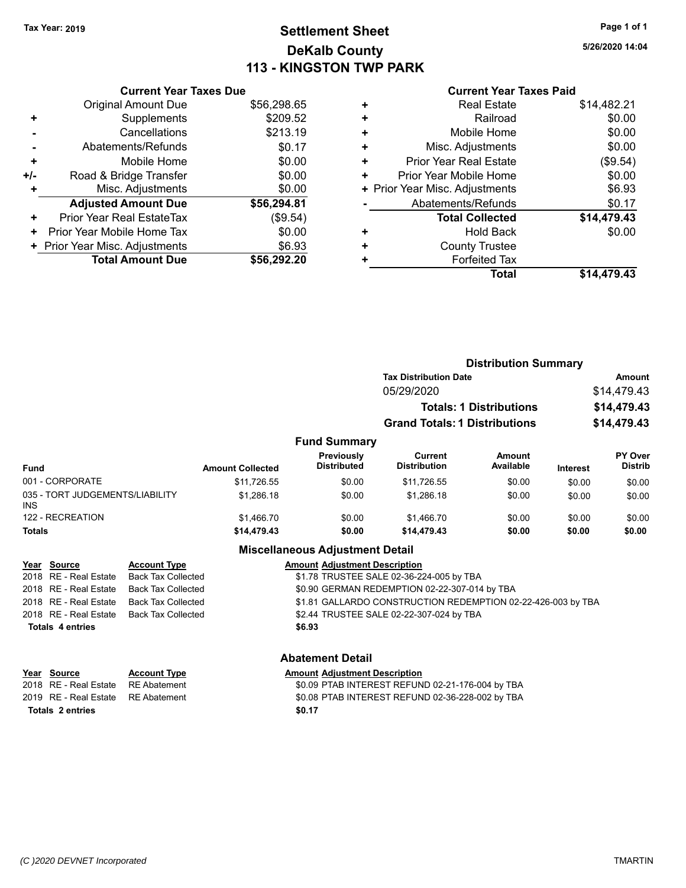Tax Year: 2019

# Settlement Sheet
## DeKalb County
## 113 - KINGSTON TWP PARK

5/26/2020 14:04

### Current Year Taxes Due

| | | |
|---|---|---|
| | Original Amount Due | $56,298.65 |
| + | Supplements | $209.52 |
| - | Cancellations | $213.19 |
| - | Abatements/Refunds | $0.17 |
| + | Mobile Home | $0.00 |
| +/- | Road & Bridge Transfer | $0.00 |
| + | Misc. Adjustments | $0.00 |
| | **Adjusted Amount Due** | **$56,294.81** |
| + | Prior Year Real EstateTax | ($9.54) |
| + | Prior Year Mobile Home Tax | $0.00 |
| + | Prior Year Misc. Adjustments | $6.93 |
| | **Total Amount Due** | **$56,292.20** |

### Current Year Taxes Paid

| | | |
|---|---|---|
| + | Real Estate | $14,482.21 |
| + | Railroad | $0.00 |
| + | Mobile Home | $0.00 |
| + | Misc. Adjustments | $0.00 |
| + | Prior Year Real Estate | ($9.54) |
| + | Prior Year Mobile Home | $0.00 |
| + | Prior Year Misc. Adjustments | $6.93 |
| - | Abatements/Refunds | $0.17 |
| | **Total Collected** | **$14,479.43** |
| + | Hold Back | $0.00 |
| + | County Trustee | |
| + | Forfeited Tax | |
| | **Total** | **$14,479.43** |

### Distribution Summary

| Tax Distribution Date | Amount |
|---|---|
| 05/29/2020 | $14,479.43 |
| **Totals: 1 Distributions** | **$14,479.43** |
| **Grand Totals: 1 Distributions** | **$14,479.43** |

### Fund Summary

| Fund | Amount Collected | Previously Distributed | Current Distribution | Amount Available | Interest | PY Over Distrib |
|---|---|---|---|---|---|---|
| 001 - CORPORATE | $11,726.55 | $0.00 | $11,726.55 | $0.00 | $0.00 | $0.00 |
| 035 - TORT JUDGEMENTS/LIABILITY INS | $1,286.18 | $0.00 | $1,286.18 | $0.00 | $0.00 | $0.00 |
| 122 - RECREATION | $1,466.70 | $0.00 | $1,466.70 | $0.00 | $0.00 | $0.00 |
| **Totals** | **$14,479.43** | **$0.00** | **$14,479.43** | **$0.00** | **$0.00** | **$0.00** |

### Miscellaneous Adjustment Detail

| Year | Source | Account Type | Amount | Adjustment Description |
|---|---|---|---|---|
| 2018 | RE - Real Estate | Back Tax Collected | $1.78 | TRUSTEE SALE 02-36-224-005 by TBA |
| 2018 | RE - Real Estate | Back Tax Collected | $0.90 | GERMAN REDEMPTION 02-22-307-014 by TBA |
| 2018 | RE - Real Estate | Back Tax Collected | $1.81 | GALLARDO CONSTRUCTION REDEMPTION 02-22-426-003 by TBA |
| 2018 | RE - Real Estate | Back Tax Collected | $2.44 | TRUSTEE SALE 02-22-307-024 by TBA |
| **Totals 4 entries** | | | **$6.93** | |

### Abatement Detail

| Year | Source | Account Type | Amount | Adjustment Description |
|---|---|---|---|---|
| 2018 | RE - Real Estate | RE Abatement | $0.09 | PTAB INTEREST REFUND 02-21-176-004 by TBA |
| 2019 | RE - Real Estate | RE Abatement | $0.08 | PTAB INTEREST REFUND 02-36-228-002 by TBA |
| **Totals 2 entries** | | | **$0.17** | |

(C )2020 DEVNET Incorporated TMARTIN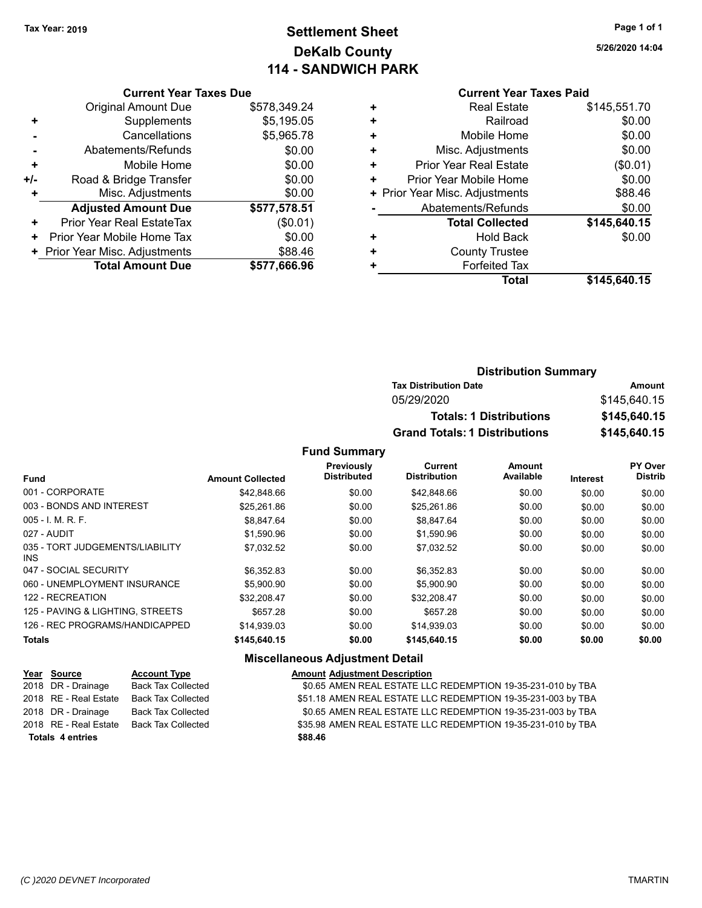Tax Year: 2019

# Settlement Sheet
## DeKalb County
## 114 - SANDWICH PARK

5/26/2020 14:04

### Current Year Taxes Due

| | | |
|---|---|---|
| | Original Amount Due | $578,349.24 |
| + | Supplements | $5,195.05 |
| - | Cancellations | $5,965.78 |
| - | Abatements/Refunds | $0.00 |
| + | Mobile Home | $0.00 |
| +/- | Road & Bridge Transfer | $0.00 |
| + | Misc. Adjustments | $0.00 |
| | **Adjusted Amount Due** | **$577,578.51** |
| + | Prior Year Real EstateTax | ($0.01) |
| + | Prior Year Mobile Home Tax | $0.00 |
| + | Prior Year Misc. Adjustments | $88.46 |
| | **Total Amount Due** | **$577,666.96** |

### Current Year Taxes Paid

| | | |
|---|---|---|
| + | Real Estate | $145,551.70 |
| + | Railroad | $0.00 |
| + | Mobile Home | $0.00 |
| + | Misc. Adjustments | $0.00 |
| + | Prior Year Real Estate | ($0.01) |
| + | Prior Year Mobile Home | $0.00 |
| + | Prior Year Misc. Adjustments | $88.46 |
| - | Abatements/Refunds | $0.00 |
| | **Total Collected** | **$145,640.15** |
| + | Hold Back | $0.00 |
| + | County Trustee | |
| + | Forfeited Tax | |
| | **Total** | **$145,640.15** |

### Distribution Summary

| Tax Distribution Date | Amount |
|---|---|
| 05/29/2020 | $145,640.15 |
| **Totals: 1 Distributions** | **$145,640.15** |
| **Grand Totals: 1 Distributions** | **$145,640.15** |

### Fund Summary

| Fund | Amount Collected | Previously Distributed | Current Distribution | Amount Available | Interest | PY Over Distrib |
|---|---|---|---|---|---|---|
| 001 - CORPORATE | $42,848.66 | $0.00 | $42,848.66 | $0.00 | $0.00 | $0.00 |
| 003 - BONDS AND INTEREST | $25,261.86 | $0.00 | $25,261.86 | $0.00 | $0.00 | $0.00 |
| 005 - I. M. R. F. | $8,847.64 | $0.00 | $8,847.64 | $0.00 | $0.00 | $0.00 |
| 027 - AUDIT | $1,590.96 | $0.00 | $1,590.96 | $0.00 | $0.00 | $0.00 |
| 035 - TORT JUDGEMENTS/LIABILITY INS | $7,032.52 | $0.00 | $7,032.52 | $0.00 | $0.00 | $0.00 |
| 047 - SOCIAL SECURITY | $6,352.83 | $0.00 | $6,352.83 | $0.00 | $0.00 | $0.00 |
| 060 - UNEMPLOYMENT INSURANCE | $5,900.90 | $0.00 | $5,900.90 | $0.00 | $0.00 | $0.00 |
| 122 - RECREATION | $32,208.47 | $0.00 | $32,208.47 | $0.00 | $0.00 | $0.00 |
| 125 - PAVING & LIGHTING, STREETS | $657.28 | $0.00 | $657.28 | $0.00 | $0.00 | $0.00 |
| 126 - REC PROGRAMS/HANDICAPPED | $14,939.03 | $0.00 | $14,939.03 | $0.00 | $0.00 | $0.00 |
| **Totals** | **$145,640.15** | **$0.00** | **$145,640.15** | **$0.00** | **$0.00** | **$0.00** |

### Miscellaneous Adjustment Detail

| Year | Source | Account Type | Amount | Adjustment Description |
|---|---|---|---|---|
| 2018 | DR - Drainage | Back Tax Collected | $0.65 | AMEN REAL ESTATE LLC REDEMPTION 19-35-231-010 by TBA |
| 2018 | RE - Real Estate | Back Tax Collected | $51.18 | AMEN REAL ESTATE LLC REDEMPTION 19-35-231-003 by TBA |
| 2018 | DR - Drainage | Back Tax Collected | $0.65 | AMEN REAL ESTATE LLC REDEMPTION 19-35-231-003 by TBA |
| 2018 | RE - Real Estate | Back Tax Collected | $35.98 | AMEN REAL ESTATE LLC REDEMPTION 19-35-231-010 by TBA |
| **Totals** | **4 entries** | | **$88.46** | |

(C )2020 DEVNET Incorporated TMARTIN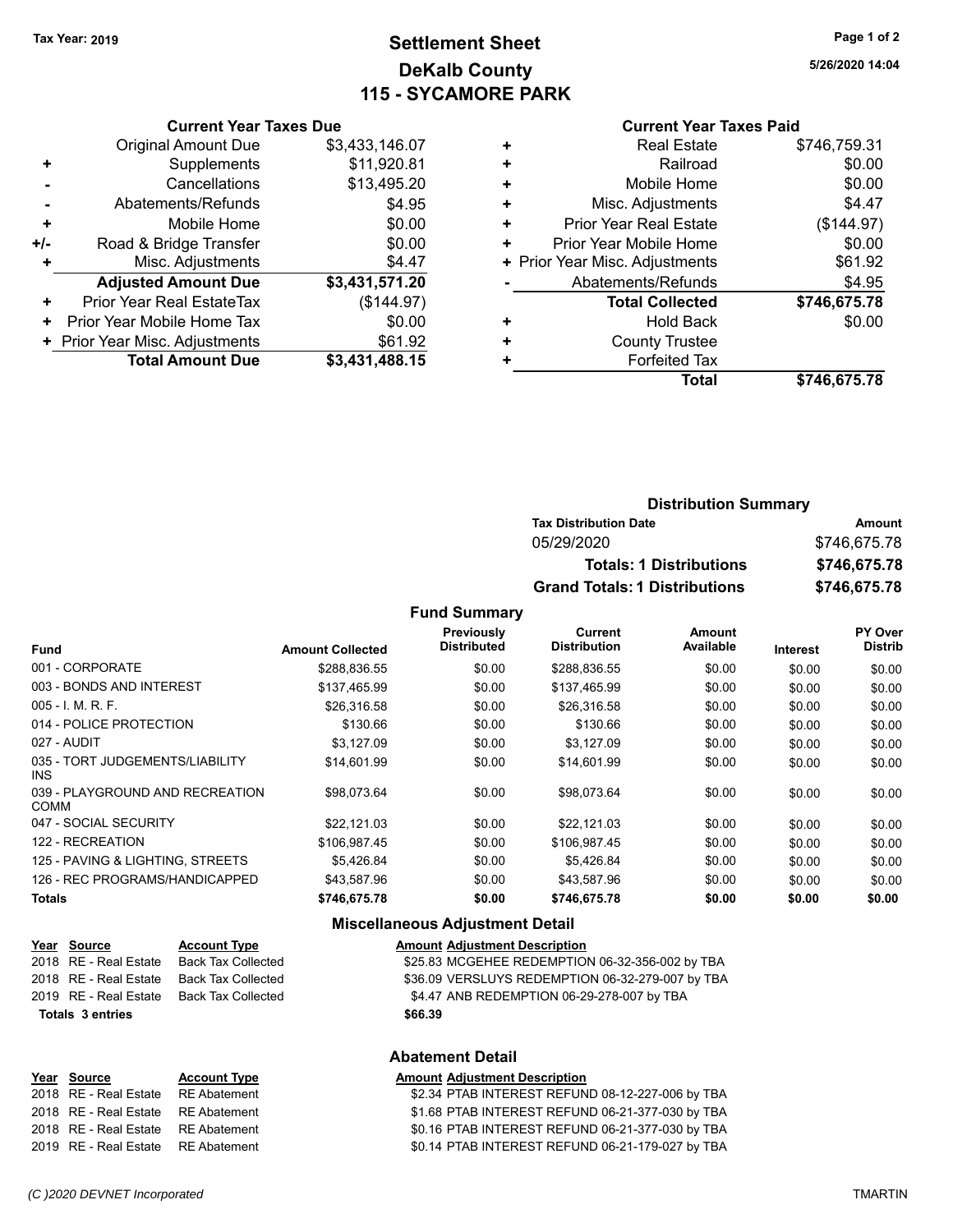Tax Year: 2019

# Settlement Sheet
## DeKalb County
## 115 - SYCAMORE PARK

5/26/2020 14:04

### Current Year Taxes Due

| | | |
|---|---|---|
| | Original Amount Due | $3,433,146.07 |
| + | Supplements | $11,920.81 |
| - | Cancellations | $13,495.20 |
| - | Abatements/Refunds | $4.95 |
| + | Mobile Home | $0.00 |
| +/- | Road & Bridge Transfer | $0.00 |
| + | Misc. Adjustments | $4.47 |
| | **Adjusted Amount Due** | **$3,431,571.20** |
| + | Prior Year Real EstateTax | ($144.97) |
| + | Prior Year Mobile Home Tax | $0.00 |
| + | Prior Year Misc. Adjustments | $61.92 |
| | **Total Amount Due** | **$3,431,488.15** |

### Current Year Taxes Paid

| | | |
|---|---|---|
| + | Real Estate | $746,759.31 |
| + | Railroad | $0.00 |
| + | Mobile Home | $0.00 |
| + | Misc. Adjustments | $4.47 |
| + | Prior Year Real Estate | ($144.97) |
| + | Prior Year Mobile Home | $0.00 |
| + | Prior Year Misc. Adjustments | $61.92 |
| - | Abatements/Refunds | $4.95 |
| | **Total Collected** | **$746,675.78** |
| + | Hold Back | $0.00 |
| + | County Trustee | |
| + | Forfeited Tax | |
| | **Total** | **$746,675.78** |

### Distribution Summary

| Tax Distribution Date | | Amount |
|---|---|---|
| 05/29/2020 | | $746,675.78 |
| | **Totals: 1 Distributions** | **$746,675.78** |
| | **Grand Totals: 1 Distributions** | **$746,675.78** |

### Fund Summary

| Fund | Amount Collected | Previously Distributed | Current Distribution | Amount Available | Interest | PY Over Distrib |
|---|---|---|---|---|---|---|
| 001 - CORPORATE | $288,836.55 | $0.00 | $288,836.55 | $0.00 | $0.00 | $0.00 |
| 003 - BONDS AND INTEREST | $137,465.99 | $0.00 | $137,465.99 | $0.00 | $0.00 | $0.00 |
| 005 - I. M. R. F. | $26,316.58 | $0.00 | $26,316.58 | $0.00 | $0.00 | $0.00 |
| 014 - POLICE PROTECTION | $130.66 | $0.00 | $130.66 | $0.00 | $0.00 | $0.00 |
| 027 - AUDIT | $3,127.09 | $0.00 | $3,127.09 | $0.00 | $0.00 | $0.00 |
| 035 - TORT JUDGEMENTS/LIABILITY INS | $14,601.99 | $0.00 | $14,601.99 | $0.00 | $0.00 | $0.00 |
| 039 - PLAYGROUND AND RECREATION COMM | $98,073.64 | $0.00 | $98,073.64 | $0.00 | $0.00 | $0.00 |
| 047 - SOCIAL SECURITY | $22,121.03 | $0.00 | $22,121.03 | $0.00 | $0.00 | $0.00 |
| 122 - RECREATION | $106,987.45 | $0.00 | $106,987.45 | $0.00 | $0.00 | $0.00 |
| 125 - PAVING & LIGHTING, STREETS | $5,426.84 | $0.00 | $5,426.84 | $0.00 | $0.00 | $0.00 |
| 126 - REC PROGRAMS/HANDICAPPED | $43,587.96 | $0.00 | $43,587.96 | $0.00 | $0.00 | $0.00 |
| **Totals** | **$746,675.78** | **$0.00** | **$746,675.78** | **$0.00** | **$0.00** | **$0.00** |

### Miscellaneous Adjustment Detail

| Year | Source | Account Type | Amount | Adjustment Description |
|---|---|---|---|---|
| 2018 | RE - Real Estate | Back Tax Collected | $25.83 | MCGEHEE REDEMPTION 06-32-356-002 by TBA |
| 2018 | RE - Real Estate | Back Tax Collected | $36.09 | VERSLUYS REDEMPTION 06-32-279-007 by TBA |
| 2019 | RE - Real Estate | Back Tax Collected | $4.47 | ANB REDEMPTION 06-29-278-007 by TBA |
| **Totals** | **3 entries** | | **$66.39** | |

### Abatement Detail

| Year | Source | Account Type | Amount | Adjustment Description |
|---|---|---|---|---|
| 2018 | RE - Real Estate | RE Abatement | $2.34 | PTAB INTEREST REFUND 08-12-227-006 by TBA |
| 2018 | RE - Real Estate | RE Abatement | $1.68 | PTAB INTEREST REFUND 06-21-377-030 by TBA |
| 2018 | RE - Real Estate | RE Abatement | $0.16 | PTAB INTEREST REFUND 06-21-377-030 by TBA |
| 2019 | RE - Real Estate | RE Abatement | $0.14 | PTAB INTEREST REFUND 06-21-179-027 by TBA |

(C )2020 DEVNET Incorporated TMARTIN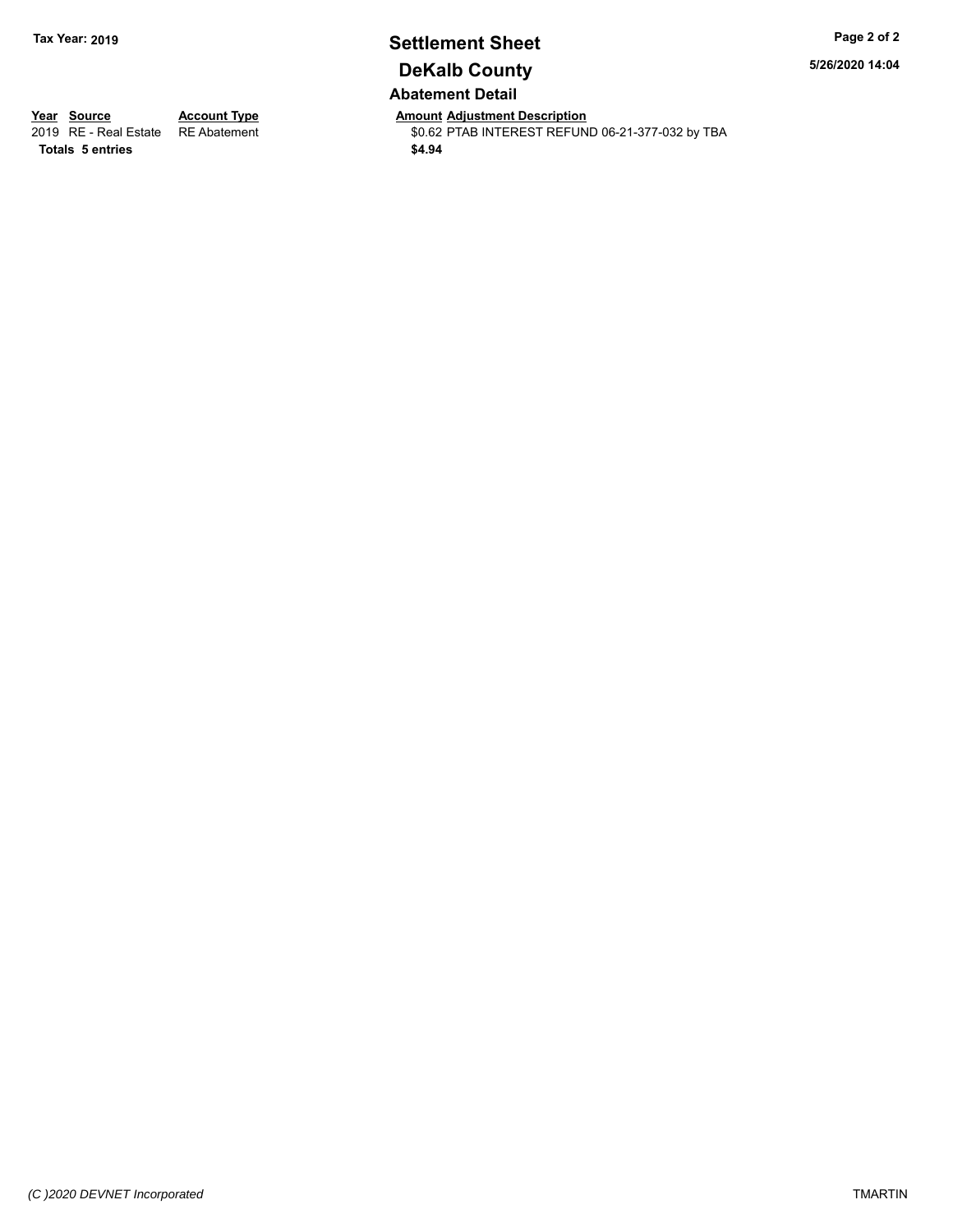**Tax Year: 2019**

# Settlement Sheet

## DeKalb County

**5/26/2020 14:04**

### Abatement Detail

| Year | Source | Account Type | Amount | Adjustment Description |
|---|---|---|---|---|
| 2019 | RE - Real Estate | RE Abatement | $0.62 | PTAB INTEREST REFUND 06-21-377-032 by TBA |
| **Totals** | **5 entries** | | **$4.94** | |

*(C )2020 DEVNET Incorporated*

TMARTIN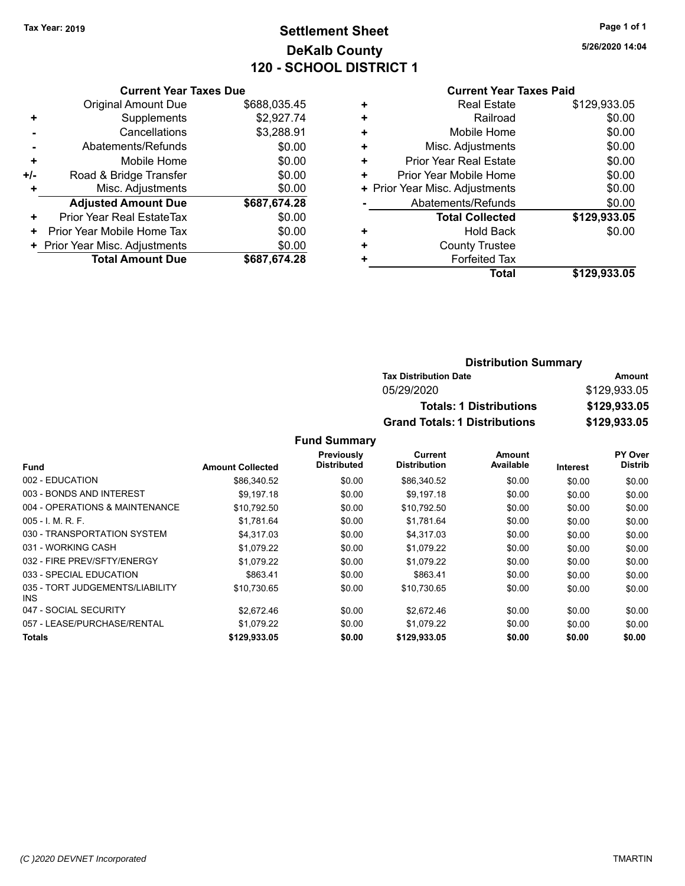Tax Year: 2019

# Settlement Sheet
## DeKalb County
## 120 - SCHOOL DISTRICT 1

5/26/2020 14:04

### Current Year Taxes Due

| | | |
|---|---|---|
| | Original Amount Due | $688,035.45 |
| + | Supplements | $2,927.74 |
| - | Cancellations | $3,288.91 |
| - | Abatements/Refunds | $0.00 |
| + | Mobile Home | $0.00 |
| +/- | Road & Bridge Transfer | $0.00 |
| + | Misc. Adjustments | $0.00 |
| | **Adjusted Amount Due** | **$687,674.28** |
| + | Prior Year Real EstateTax | $0.00 |
| + | Prior Year Mobile Home Tax | $0.00 |
| + | Prior Year Misc. Adjustments | $0.00 |
| | **Total Amount Due** | **$687,674.28** |

### Current Year Taxes Paid

| | | |
|---|---|---|
| + | Real Estate | $129,933.05 |
| + | Railroad | $0.00 |
| + | Mobile Home | $0.00 |
| + | Misc. Adjustments | $0.00 |
| + | Prior Year Real Estate | $0.00 |
| + | Prior Year Mobile Home | $0.00 |
| + | Prior Year Misc. Adjustments | $0.00 |
| - | Abatements/Refunds | $0.00 |
| | **Total Collected** | **$129,933.05** |
| + | Hold Back | $0.00 |
| + | County Trustee | |
| + | Forfeited Tax | |
| | **Total** | **$129,933.05** |

### Distribution Summary

| Tax Distribution Date | Amount |
|---|---|
| 05/29/2020 | $129,933.05 |
| **Totals: 1 Distributions** | **$129,933.05** |
| **Grand Totals: 1 Distributions** | **$129,933.05** |

### Fund Summary

| Fund | Amount Collected | Previously Distributed | Current Distribution | Amount Available | Interest | PY Over Distrib |
|---|---|---|---|---|---|---|
| 002 - EDUCATION | $86,340.52 | $0.00 | $86,340.52 | $0.00 | $0.00 | $0.00 |
| 003 - BONDS AND INTEREST | $9,197.18 | $0.00 | $9,197.18 | $0.00 | $0.00 | $0.00 |
| 004 - OPERATIONS & MAINTENANCE | $10,792.50 | $0.00 | $10,792.50 | $0.00 | $0.00 | $0.00 |
| 005 - I. M. R. F. | $1,781.64 | $0.00 | $1,781.64 | $0.00 | $0.00 | $0.00 |
| 030 - TRANSPORTATION SYSTEM | $4,317.03 | $0.00 | $4,317.03 | $0.00 | $0.00 | $0.00 |
| 031 - WORKING CASH | $1,079.22 | $0.00 | $1,079.22 | $0.00 | $0.00 | $0.00 |
| 032 - FIRE PREV/SFTY/ENERGY | $1,079.22 | $0.00 | $1,079.22 | $0.00 | $0.00 | $0.00 |
| 033 - SPECIAL EDUCATION | $863.41 | $0.00 | $863.41 | $0.00 | $0.00 | $0.00 |
| 035 - TORT JUDGEMENTS/LIABILITY INS | $10,730.65 | $0.00 | $10,730.65 | $0.00 | $0.00 | $0.00 |
| 047 - SOCIAL SECURITY | $2,672.46 | $0.00 | $2,672.46 | $0.00 | $0.00 | $0.00 |
| 057 - LEASE/PURCHASE/RENTAL | $1,079.22 | $0.00 | $1,079.22 | $0.00 | $0.00 | $0.00 |
| **Totals** | **$129,933.05** | **$0.00** | **$129,933.05** | **$0.00** | **$0.00** | **$0.00** |

(C )2020 DEVNET Incorporated TMARTIN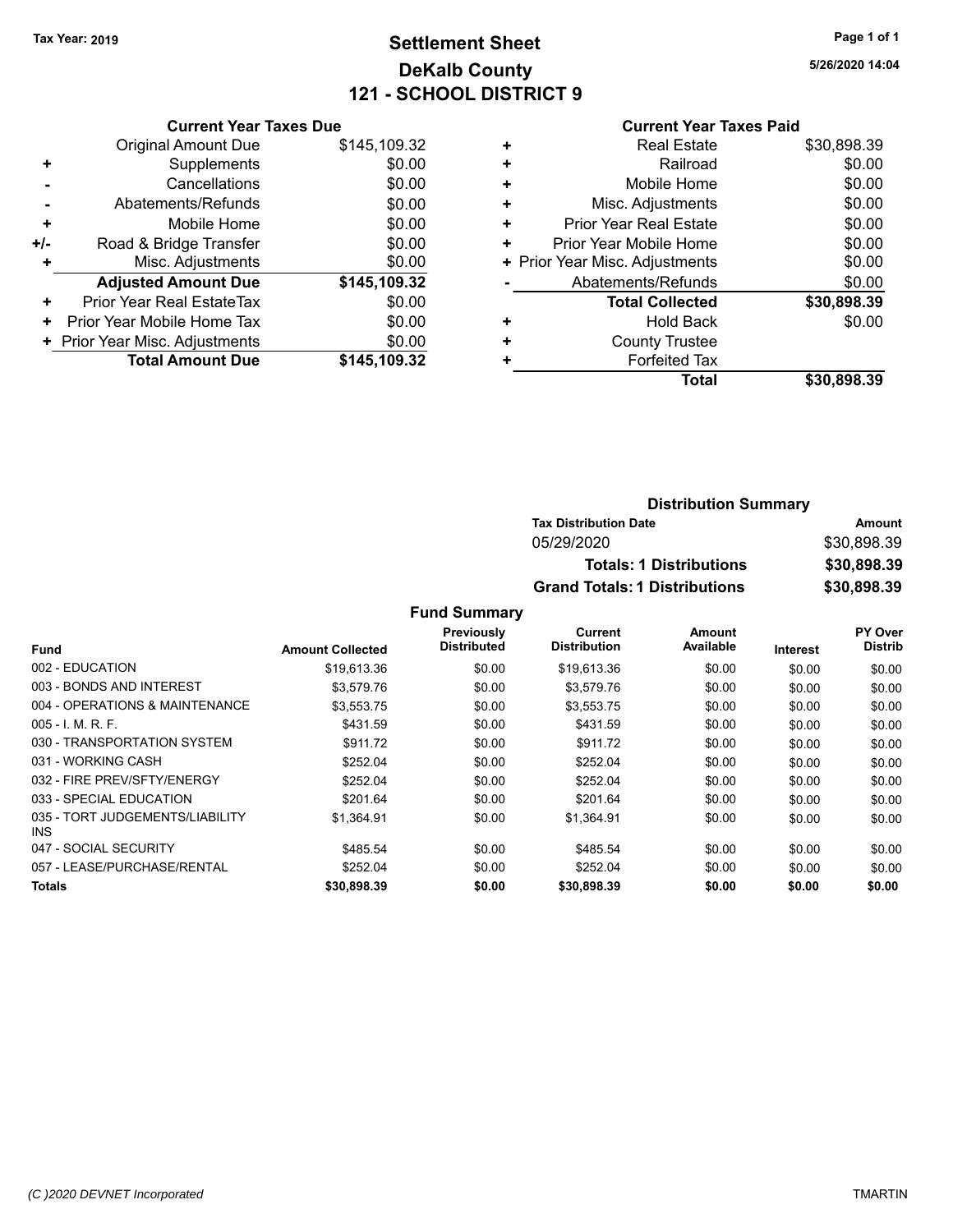Tax Year: 2019

# Settlement Sheet
## DeKalb County
## 121 - SCHOOL DISTRICT 9

5/26/2020 14:04

### Current Year Taxes Due

| | | |
|---|---|---|
| | Original Amount Due | $145,109.32 |
| + | Supplements | $0.00 |
| - | Cancellations | $0.00 |
| - | Abatements/Refunds | $0.00 |
| + | Mobile Home | $0.00 |
| +/- | Road & Bridge Transfer | $0.00 |
| + | Misc. Adjustments | $0.00 |
| | **Adjusted Amount Due** | **$145,109.32** |
| + | Prior Year Real EstateTax | $0.00 |
| + | Prior Year Mobile Home Tax | $0.00 |
| + | Prior Year Misc. Adjustments | $0.00 |
| | **Total Amount Due** | **$145,109.32** |

### Current Year Taxes Paid

| | | |
|---|---|---|
| + | Real Estate | $30,898.39 |
| + | Railroad | $0.00 |
| + | Mobile Home | $0.00 |
| + | Misc. Adjustments | $0.00 |
| + | Prior Year Real Estate | $0.00 |
| + | Prior Year Mobile Home | $0.00 |
| + | Prior Year Misc. Adjustments | $0.00 |
| - | Abatements/Refunds | $0.00 |
| | **Total Collected** | **$30,898.39** |
| + | Hold Back | $0.00 |
| + | County Trustee | |
| + | Forfeited Tax | |
| | **Total** | **$30,898.39** |

### Distribution Summary

| Tax Distribution Date | Amount |
|---|---|
| 05/29/2020 | $30,898.39 |
| **Totals: 1 Distributions** | **$30,898.39** |
| **Grand Totals: 1 Distributions** | **$30,898.39** |

### Fund Summary

| Fund | Amount Collected | Previously Distributed | Current Distribution | Amount Available | Interest | PY Over Distrib |
|---|---|---|---|---|---|---|
| 002 - EDUCATION | $19,613.36 | $0.00 | $19,613.36 | $0.00 | $0.00 | $0.00 |
| 003 - BONDS AND INTEREST | $3,579.76 | $0.00 | $3,579.76 | $0.00 | $0.00 | $0.00 |
| 004 - OPERATIONS & MAINTENANCE | $3,553.75 | $0.00 | $3,553.75 | $0.00 | $0.00 | $0.00 |
| 005 - I. M. R. F. | $431.59 | $0.00 | $431.59 | $0.00 | $0.00 | $0.00 |
| 030 - TRANSPORTATION SYSTEM | $911.72 | $0.00 | $911.72 | $0.00 | $0.00 | $0.00 |
| 031 - WORKING CASH | $252.04 | $0.00 | $252.04 | $0.00 | $0.00 | $0.00 |
| 032 - FIRE PREV/SFTY/ENERGY | $252.04 | $0.00 | $252.04 | $0.00 | $0.00 | $0.00 |
| 033 - SPECIAL EDUCATION | $201.64 | $0.00 | $201.64 | $0.00 | $0.00 | $0.00 |
| 035 - TORT JUDGEMENTS/LIABILITY INS | $1,364.91 | $0.00 | $1,364.91 | $0.00 | $0.00 | $0.00 |
| 047 - SOCIAL SECURITY | $485.54 | $0.00 | $485.54 | $0.00 | $0.00 | $0.00 |
| 057 - LEASE/PURCHASE/RENTAL | $252.04 | $0.00 | $252.04 | $0.00 | $0.00 | $0.00 |
| **Totals** | **$30,898.39** | **$0.00** | **$30,898.39** | **$0.00** | **$0.00** | **$0.00** |

(C )2020 DEVNET Incorporated TMARTIN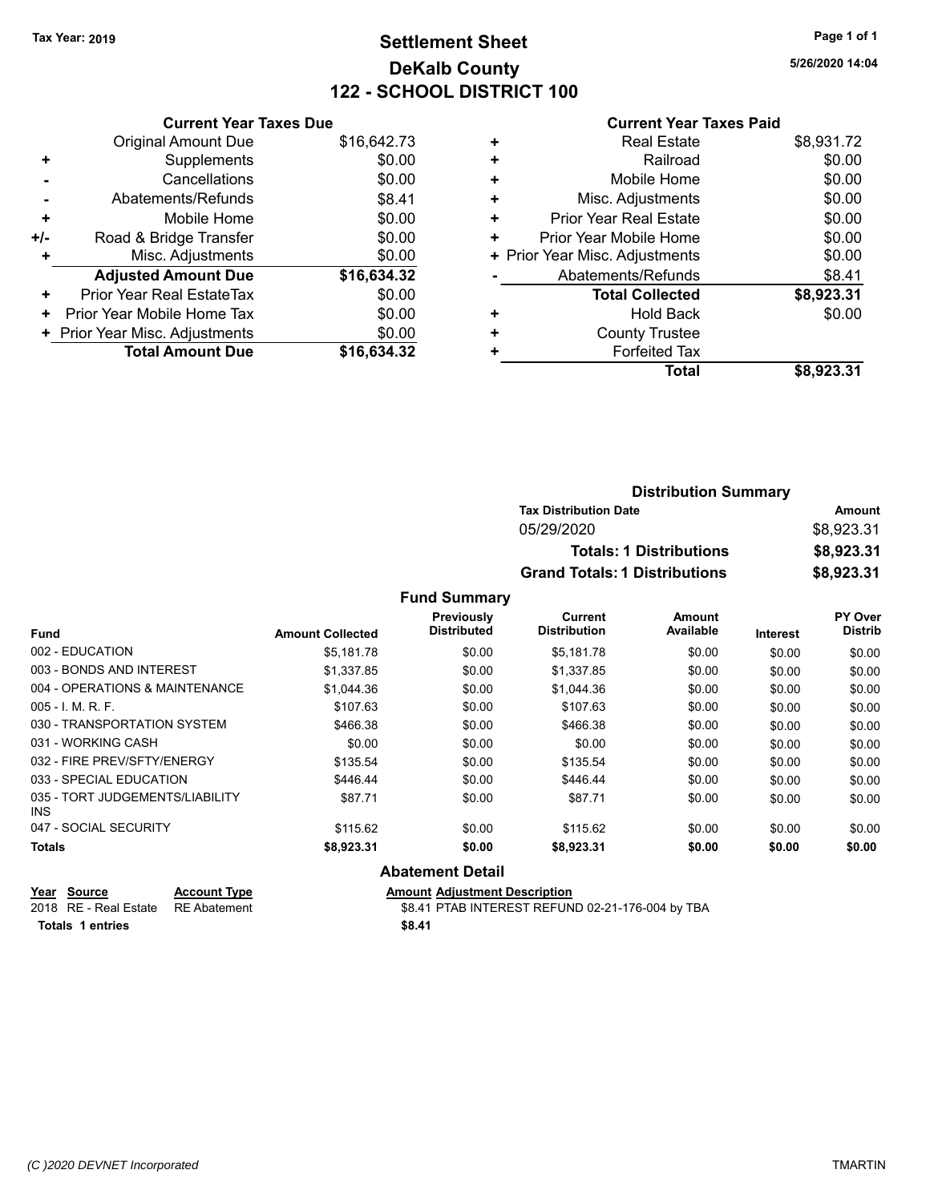Tax Year: 2019

# Settlement Sheet
## DeKalb County
## 122 - SCHOOL DISTRICT 100

5/26/2020 14:04

### Current Year Taxes Due

| | | |
|---|---|---|
| | Original Amount Due | $16,642.73 |
| + | Supplements | $0.00 |
| - | Cancellations | $0.00 |
| - | Abatements/Refunds | $8.41 |
| + | Mobile Home | $0.00 |
| +/- | Road & Bridge Transfer | $0.00 |
| + | Misc. Adjustments | $0.00 |
| | **Adjusted Amount Due** | **$16,634.32** |
| + | Prior Year Real EstateTax | $0.00 |
| + | Prior Year Mobile Home Tax | $0.00 |
| + | Prior Year Misc. Adjustments | $0.00 |
| | **Total Amount Due** | **$16,634.32** |

### Current Year Taxes Paid

| | | |
|---|---|---|
| + | Real Estate | $8,931.72 |
| + | Railroad | $0.00 |
| + | Mobile Home | $0.00 |
| + | Misc. Adjustments | $0.00 |
| + | Prior Year Real Estate | $0.00 |
| + | Prior Year Mobile Home | $0.00 |
| + | Prior Year Misc. Adjustments | $0.00 |
| - | Abatements/Refunds | $8.41 |
| | **Total Collected** | **$8,923.31** |
| + | Hold Back | $0.00 |
| + | County Trustee | |
| + | Forfeited Tax | |
| | **Total** | **$8,923.31** |

### Distribution Summary

| Tax Distribution Date | Amount |
|---|---|
| 05/29/2020 | $8,923.31 |
| **Totals: 1 Distributions** | **$8,923.31** |
| **Grand Totals: 1 Distributions** | **$8,923.31** |

### Fund Summary

| Fund | Amount Collected | Previously Distributed | Current Distribution | Amount Available | Interest | PY Over Distrib |
|---|---|---|---|---|---|---|
| 002 - EDUCATION | $5,181.78 | $0.00 | $5,181.78 | $0.00 | $0.00 | $0.00 |
| 003 - BONDS AND INTEREST | $1,337.85 | $0.00 | $1,337.85 | $0.00 | $0.00 | $0.00 |
| 004 - OPERATIONS & MAINTENANCE | $1,044.36 | $0.00 | $1,044.36 | $0.00 | $0.00 | $0.00 |
| 005 - I. M. R. F. | $107.63 | $0.00 | $107.63 | $0.00 | $0.00 | $0.00 |
| 030 - TRANSPORTATION SYSTEM | $466.38 | $0.00 | $466.38 | $0.00 | $0.00 | $0.00 |
| 031 - WORKING CASH | $0.00 | $0.00 | $0.00 | $0.00 | $0.00 | $0.00 |
| 032 - FIRE PREV/SFTY/ENERGY | $135.54 | $0.00 | $135.54 | $0.00 | $0.00 | $0.00 |
| 033 - SPECIAL EDUCATION | $446.44 | $0.00 | $446.44 | $0.00 | $0.00 | $0.00 |
| 035 - TORT JUDGEMENTS/LIABILITY INS | $87.71 | $0.00 | $87.71 | $0.00 | $0.00 | $0.00 |
| 047 - SOCIAL SECURITY | $115.62 | $0.00 | $115.62 | $0.00 | $0.00 | $0.00 |
| **Totals** | **$8,923.31** | **$0.00** | **$8,923.31** | **$0.00** | **$0.00** | **$0.00** |

### Abatement Detail

| Year | Source | Account Type | Amount | Adjustment Description |
|---|---|---|---|---|
| 2018 | RE - Real Estate | RE Abatement | $8.41 | PTAB INTEREST REFUND 02-21-176-004 by TBA |
| **Totals** | **1 entries** | | **$8.41** | |

(C )2020 DEVNET Incorporated TMARTIN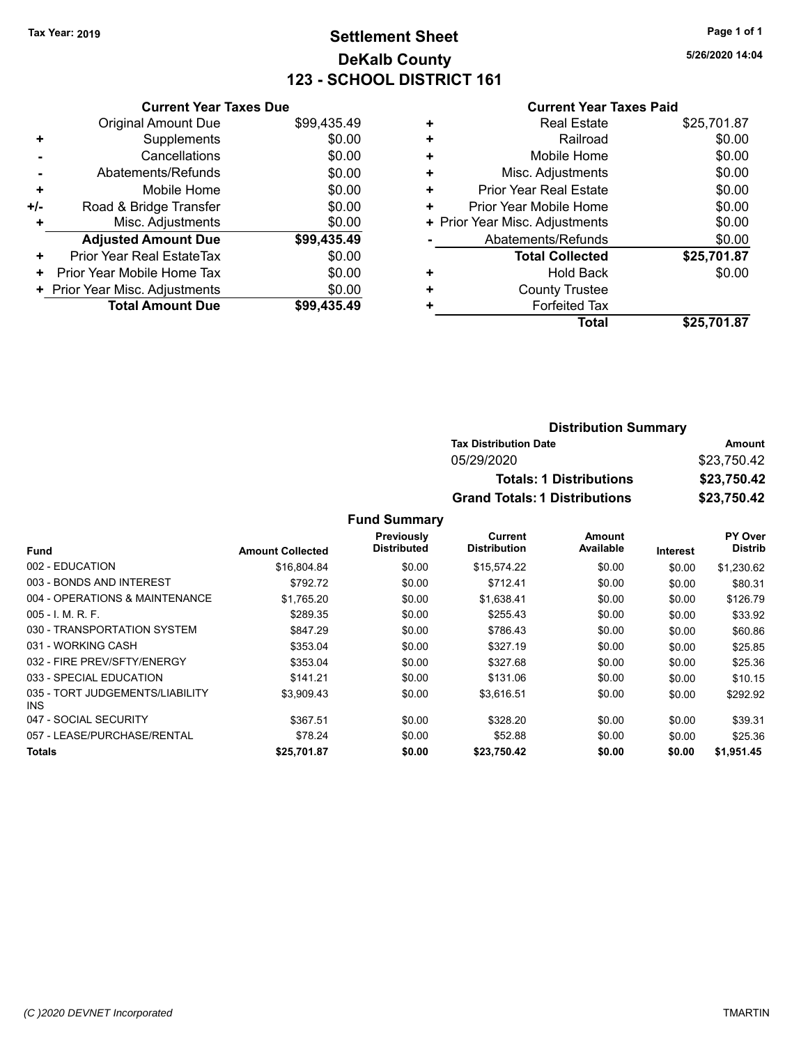**Tax Year: 2019**

# Settlement Sheet
## DeKalb County
## 123 - SCHOOL DISTRICT 161

5/26/2020 14:04

### Current Year Taxes Due

| | | |
|---|---|---|
| | Original Amount Due | $99,435.49 |
| + | Supplements | $0.00 |
| - | Cancellations | $0.00 |
| - | Abatements/Refunds | $0.00 |
| + | Mobile Home | $0.00 |
| +/- | Road & Bridge Transfer | $0.00 |
| + | Misc. Adjustments | $0.00 |
| | **Adjusted Amount Due** | **$99,435.49** |
| + | Prior Year Real EstateTax | $0.00 |
| + | Prior Year Mobile Home Tax | $0.00 |
| + | Prior Year Misc. Adjustments | $0.00 |
| | **Total Amount Due** | **$99,435.49** |

### Current Year Taxes Paid

| | | |
|---|---|---|
| + | Real Estate | $25,701.87 |
| + | Railroad | $0.00 |
| + | Mobile Home | $0.00 |
| + | Misc. Adjustments | $0.00 |
| + | Prior Year Real Estate | $0.00 |
| + | Prior Year Mobile Home | $0.00 |
| + | Prior Year Misc. Adjustments | $0.00 |
| - | Abatements/Refunds | $0.00 |
| | **Total Collected** | **$25,701.87** |
| + | Hold Back | $0.00 |
| + | County Trustee | |
| + | Forfeited Tax | |
| | **Total** | **$25,701.87** |

### Distribution Summary

| Tax Distribution Date | Amount |
|---|---|
| 05/29/2020 | $23,750.42 |
| **Totals: 1 Distributions** | **$23,750.42** |
| **Grand Totals: 1 Distributions** | **$23,750.42** |

### Fund Summary

| Fund | Amount Collected | Previously Distributed | Current Distribution | Amount Available | Interest | PY Over Distrib |
|---|---|---|---|---|---|---|
| 002 - EDUCATION | $16,804.84 | $0.00 | $15,574.22 | $0.00 | $0.00 | $1,230.62 |
| 003 - BONDS AND INTEREST | $792.72 | $0.00 | $712.41 | $0.00 | $0.00 | $80.31 |
| 004 - OPERATIONS & MAINTENANCE | $1,765.20 | $0.00 | $1,638.41 | $0.00 | $0.00 | $126.79 |
| 005 - I. M. R. F. | $289.35 | $0.00 | $255.43 | $0.00 | $0.00 | $33.92 |
| 030 - TRANSPORTATION SYSTEM | $847.29 | $0.00 | $786.43 | $0.00 | $0.00 | $60.86 |
| 031 - WORKING CASH | $353.04 | $0.00 | $327.19 | $0.00 | $0.00 | $25.85 |
| 032 - FIRE PREV/SFTY/ENERGY | $353.04 | $0.00 | $327.68 | $0.00 | $0.00 | $25.36 |
| 033 - SPECIAL EDUCATION | $141.21 | $0.00 | $131.06 | $0.00 | $0.00 | $10.15 |
| 035 - TORT JUDGEMENTS/LIABILITY INS | $3,909.43 | $0.00 | $3,616.51 | $0.00 | $0.00 | $292.92 |
| 047 - SOCIAL SECURITY | $367.51 | $0.00 | $328.20 | $0.00 | $0.00 | $39.31 |
| 057 - LEASE/PURCHASE/RENTAL | $78.24 | $0.00 | $52.88 | $0.00 | $0.00 | $25.36 |
| **Totals** | **$25,701.87** | **$0.00** | **$23,750.42** | **$0.00** | **$0.00** | **$1,951.45** |

(C )2020 DEVNET Incorporated TMARTIN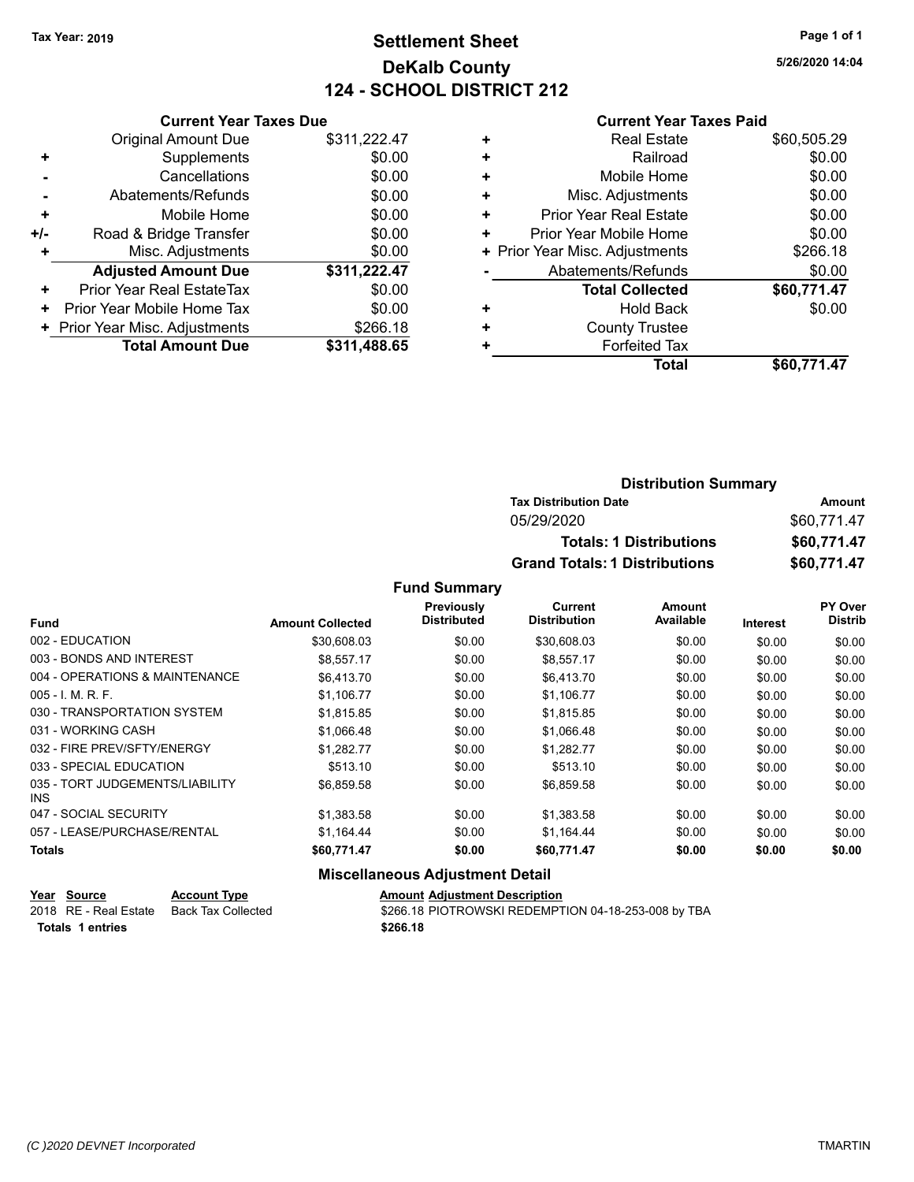**Tax Year: 2019**

# Settlement Sheet
## DeKalb County
## 124 - SCHOOL DISTRICT 212

5/26/2020 14:04

### Current Year Taxes Due

| | | |
|---|---|---|
| | Original Amount Due | $311,222.47 |
| + | Supplements | $0.00 |
| - | Cancellations | $0.00 |
| - | Abatements/Refunds | $0.00 |
| + | Mobile Home | $0.00 |
| +/- | Road & Bridge Transfer | $0.00 |
| + | Misc. Adjustments | $0.00 |
| | **Adjusted Amount Due** | **$311,222.47** |
| + | Prior Year Real EstateTax | $0.00 |
| + | Prior Year Mobile Home Tax | $0.00 |
| + | Prior Year Misc. Adjustments | $266.18 |
| | **Total Amount Due** | **$311,488.65** |

### Current Year Taxes Paid

| | | |
|---|---|---|
| + | Real Estate | $60,505.29 |
| + | Railroad | $0.00 |
| + | Mobile Home | $0.00 |
| + | Misc. Adjustments | $0.00 |
| + | Prior Year Real Estate | $0.00 |
| + | Prior Year Mobile Home | $0.00 |
| + | Prior Year Misc. Adjustments | $266.18 |
| - | Abatements/Refunds | $0.00 |
| | **Total Collected** | **$60,771.47** |
| + | Hold Back | $0.00 |
| + | County Trustee | |
| + | Forfeited Tax | |
| | **Total** | **$60,771.47** |

### Distribution Summary

| Tax Distribution Date | Amount |
|---|---|
| 05/29/2020 | $60,771.47 |
| **Totals: 1 Distributions** | **$60,771.47** |
| **Grand Totals: 1 Distributions** | **$60,771.47** |

### Fund Summary

| Fund | Amount Collected | Previously Distributed | Current Distribution | Amount Available | Interest | PY Over Distrib |
|---|---|---|---|---|---|---|
| 002 - EDUCATION | $30,608.03 | $0.00 | $30,608.03 | $0.00 | $0.00 | $0.00 |
| 003 - BONDS AND INTEREST | $8,557.17 | $0.00 | $8,557.17 | $0.00 | $0.00 | $0.00 |
| 004 - OPERATIONS & MAINTENANCE | $6,413.70 | $0.00 | $6,413.70 | $0.00 | $0.00 | $0.00 |
| 005 - I. M. R. F. | $1,106.77 | $0.00 | $1,106.77 | $0.00 | $0.00 | $0.00 |
| 030 - TRANSPORTATION SYSTEM | $1,815.85 | $0.00 | $1,815.85 | $0.00 | $0.00 | $0.00 |
| 031 - WORKING CASH | $1,066.48 | $0.00 | $1,066.48 | $0.00 | $0.00 | $0.00 |
| 032 - FIRE PREV/SFTY/ENERGY | $1,282.77 | $0.00 | $1,282.77 | $0.00 | $0.00 | $0.00 |
| 033 - SPECIAL EDUCATION | $513.10 | $0.00 | $513.10 | $0.00 | $0.00 | $0.00 |
| 035 - TORT JUDGEMENTS/LIABILITY INS | $6,859.58 | $0.00 | $6,859.58 | $0.00 | $0.00 | $0.00 |
| 047 - SOCIAL SECURITY | $1,383.58 | $0.00 | $1,383.58 | $0.00 | $0.00 | $0.00 |
| 057 - LEASE/PURCHASE/RENTAL | $1,164.44 | $0.00 | $1,164.44 | $0.00 | $0.00 | $0.00 |
| **Totals** | **$60,771.47** | **$0.00** | **$60,771.47** | **$0.00** | **$0.00** | **$0.00** |

### Miscellaneous Adjustment Detail

| Year | Source | Account Type | Amount | Adjustment Description |
|---|---|---|---|---|
| 2018 | RE - Real Estate | Back Tax Collected | $266.18 | PIOTROWSKI REDEMPTION 04-18-253-008 by TBA |
| **Totals 1 entries** | | | **$266.18** | |

(C )2020 DEVNET Incorporated TMARTIN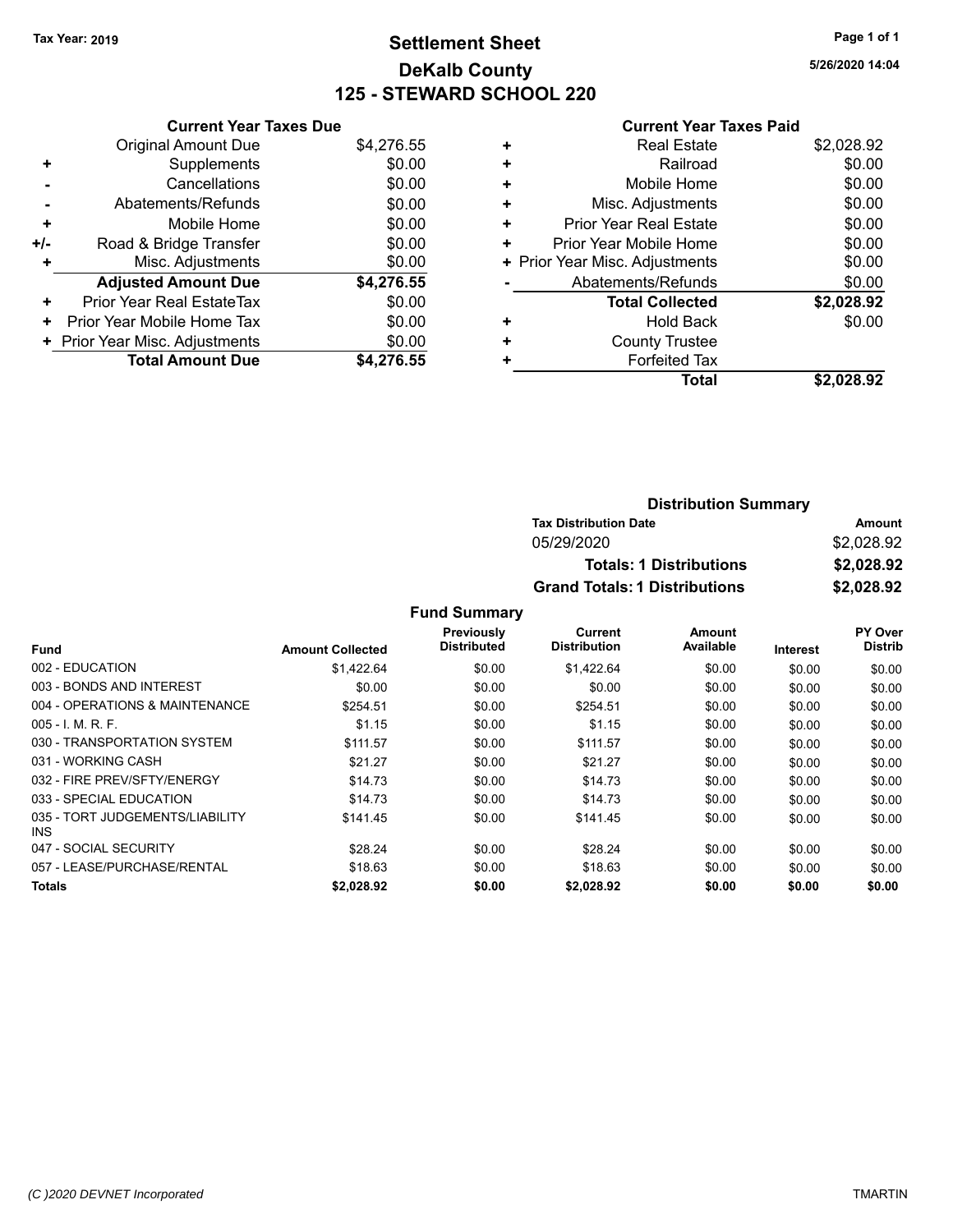Tax Year: 2019

# Settlement Sheet
## DeKalb County
## 125 - STEWARD SCHOOL 220

5/26/2020 14:04

**Current Year Taxes Due**

| | | |
|---|---|---|
| | Original Amount Due | $4,276.55 |
| + | Supplements | $0.00 |
| - | Cancellations | $0.00 |
| - | Abatements/Refunds | $0.00 |
| + | Mobile Home | $0.00 |
| +/- | Road & Bridge Transfer | $0.00 |
| + | Misc. Adjustments | $0.00 |
| | **Adjusted Amount Due** | **$4,276.55** |
| + | Prior Year Real EstateTax | $0.00 |
| + | Prior Year Mobile Home Tax | $0.00 |
| + | Prior Year Misc. Adjustments | $0.00 |
| | **Total Amount Due** | **$4,276.55** |

**Current Year Taxes Paid**

| | | |
|---|---|---|
| + | Real Estate | $2,028.92 |
| + | Railroad | $0.00 |
| + | Mobile Home | $0.00 |
| + | Misc. Adjustments | $0.00 |
| + | Prior Year Real Estate | $0.00 |
| + | Prior Year Mobile Home | $0.00 |
| + | Prior Year Misc. Adjustments | $0.00 |
| - | Abatements/Refunds | $0.00 |
| | **Total Collected** | **$2,028.92** |
| + | Hold Back | $0.00 |
| + | County Trustee | |
| + | Forfeited Tax | |
| | **Total** | **$2,028.92** |

**Distribution Summary**

| Tax Distribution Date | Amount |
|---|---|
| 05/29/2020 | $2,028.92 |
| **Totals: 1 Distributions** | **$2,028.92** |
| **Grand Totals: 1 Distributions** | **$2,028.92** |

**Fund Summary**

| Fund | Amount Collected | Previously Distributed | Current Distribution | Amount Available | Interest | PY Over Distrib |
|---|---|---|---|---|---|---|
| 002 - EDUCATION | $1,422.64 | $0.00 | $1,422.64 | $0.00 | $0.00 | $0.00 |
| 003 - BONDS AND INTEREST | $0.00 | $0.00 | $0.00 | $0.00 | $0.00 | $0.00 |
| 004 - OPERATIONS & MAINTENANCE | $254.51 | $0.00 | $254.51 | $0.00 | $0.00 | $0.00 |
| 005 - I. M. R. F. | $1.15 | $0.00 | $1.15 | $0.00 | $0.00 | $0.00 |
| 030 - TRANSPORTATION SYSTEM | $111.57 | $0.00 | $111.57 | $0.00 | $0.00 | $0.00 |
| 031 - WORKING CASH | $21.27 | $0.00 | $21.27 | $0.00 | $0.00 | $0.00 |
| 032 - FIRE PREV/SFTY/ENERGY | $14.73 | $0.00 | $14.73 | $0.00 | $0.00 | $0.00 |
| 033 - SPECIAL EDUCATION | $14.73 | $0.00 | $14.73 | $0.00 | $0.00 | $0.00 |
| 035 - TORT JUDGEMENTS/LIABILITY INS | $141.45 | $0.00 | $141.45 | $0.00 | $0.00 | $0.00 |
| 047 - SOCIAL SECURITY | $28.24 | $0.00 | $28.24 | $0.00 | $0.00 | $0.00 |
| 057 - LEASE/PURCHASE/RENTAL | $18.63 | $0.00 | $18.63 | $0.00 | $0.00 | $0.00 |
| **Totals** | **$2,028.92** | **$0.00** | **$2,028.92** | **$0.00** | **$0.00** | **$0.00** |

(C )2020 DEVNET Incorporated TMARTIN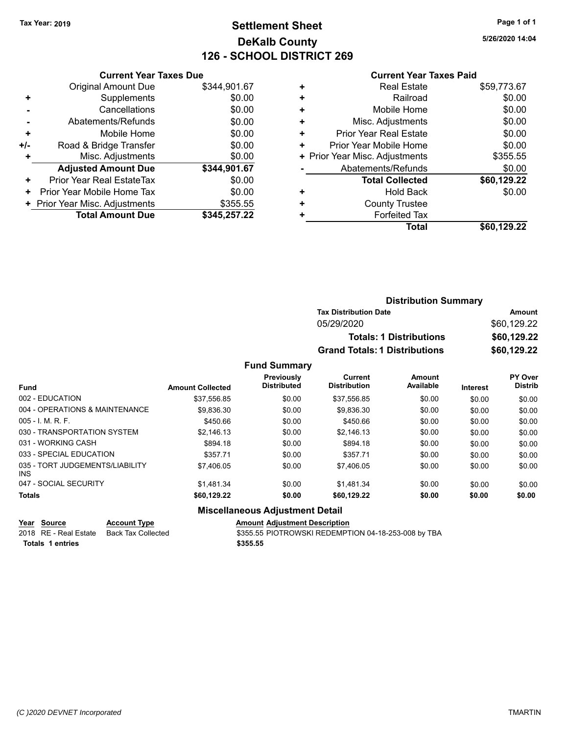Tax Year: 2019

# Settlement Sheet
## DeKalb County
## 126 - SCHOOL DISTRICT 269

5/26/2020 14:04

### Current Year Taxes Due

| | | |
|---|---|---|
| | Original Amount Due | $344,901.67 |
| + | Supplements | $0.00 |
| - | Cancellations | $0.00 |
| - | Abatements/Refunds | $0.00 |
| + | Mobile Home | $0.00 |
| +/- | Road & Bridge Transfer | $0.00 |
| + | Misc. Adjustments | $0.00 |
| | **Adjusted Amount Due** | **$344,901.67** |
| + | Prior Year Real EstateTax | $0.00 |
| + | Prior Year Mobile Home Tax | $0.00 |
| + | Prior Year Misc. Adjustments | $355.55 |
| | **Total Amount Due** | **$345,257.22** |

### Current Year Taxes Paid

| | | |
|---|---|---|
| + | Real Estate | $59,773.67 |
| + | Railroad | $0.00 |
| + | Mobile Home | $0.00 |
| + | Misc. Adjustments | $0.00 |
| + | Prior Year Real Estate | $0.00 |
| + | Prior Year Mobile Home | $0.00 |
| + | Prior Year Misc. Adjustments | $355.55 |
| - | Abatements/Refunds | $0.00 |
| | **Total Collected** | **$60,129.22** |
| + | Hold Back | $0.00 |
| + | County Trustee | |
| + | Forfeited Tax | |
| | **Total** | **$60,129.22** |

### Distribution Summary

| Tax Distribution Date | Amount |
|---|---|
| 05/29/2020 | $60,129.22 |
| **Totals: 1 Distributions** | **$60,129.22** |
| **Grand Totals: 1 Distributions** | **$60,129.22** |

### Fund Summary

| Fund | Amount Collected | Previously Distributed | Current Distribution | Amount Available | Interest | PY Over Distrib |
|---|---|---|---|---|---|---|
| 002 - EDUCATION | $37,556.85 | $0.00 | $37,556.85 | $0.00 | $0.00 | $0.00 |
| 004 - OPERATIONS & MAINTENANCE | $9,836.30 | $0.00 | $9,836.30 | $0.00 | $0.00 | $0.00 |
| 005 - I. M. R. F. | $450.66 | $0.00 | $450.66 | $0.00 | $0.00 | $0.00 |
| 030 - TRANSPORTATION SYSTEM | $2,146.13 | $0.00 | $2,146.13 | $0.00 | $0.00 | $0.00 |
| 031 - WORKING CASH | $894.18 | $0.00 | $894.18 | $0.00 | $0.00 | $0.00 |
| 033 - SPECIAL EDUCATION | $357.71 | $0.00 | $357.71 | $0.00 | $0.00 | $0.00 |
| 035 - TORT JUDGEMENTS/LIABILITY INS | $7,406.05 | $0.00 | $7,406.05 | $0.00 | $0.00 | $0.00 |
| 047 - SOCIAL SECURITY | $1,481.34 | $0.00 | $1,481.34 | $0.00 | $0.00 | $0.00 |
| **Totals** | **$60,129.22** | **$0.00** | **$60,129.22** | **$0.00** | **$0.00** | **$0.00** |

### Miscellaneous Adjustment Detail

| Year | Source | Account Type | Amount | Adjustment Description |
|---|---|---|---|---|
| 2018 | RE - Real Estate | Back Tax Collected | $355.55 | PIOTROWSKI REDEMPTION 04-18-253-008 by TBA |
| **Totals** | **1 entries** | | **$355.55** | |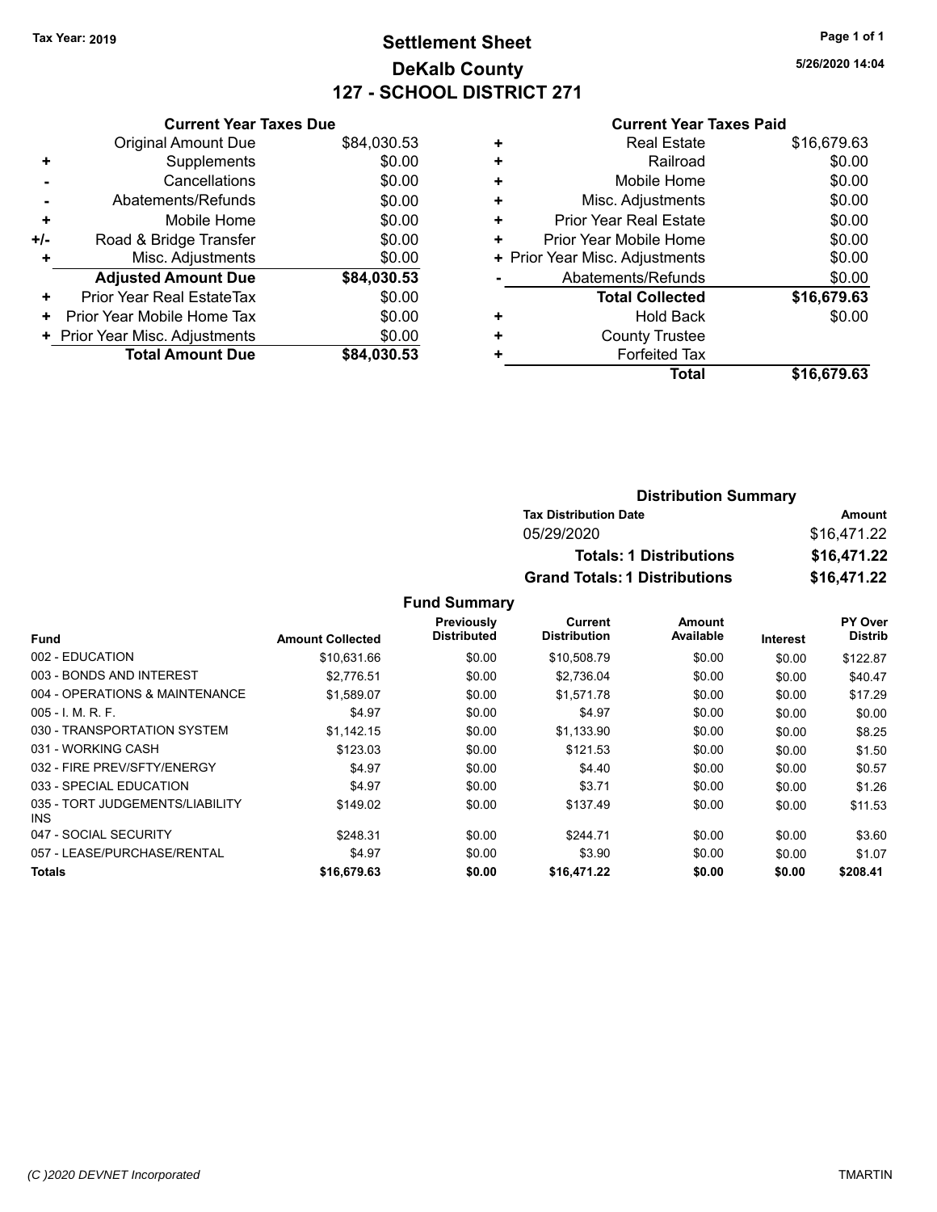Tax Year: 2019

# Settlement Sheet
## DeKalb County
## 127 - SCHOOL DISTRICT 271

5/26/2020 14:04

### Current Year Taxes Due

| | | |
|---|---|---|
| | Original Amount Due | $84,030.53 |
| + | Supplements | $0.00 |
| - | Cancellations | $0.00 |
| - | Abatements/Refunds | $0.00 |
| + | Mobile Home | $0.00 |
| +/- | Road & Bridge Transfer | $0.00 |
| + | Misc. Adjustments | $0.00 |
| | **Adjusted Amount Due** | **$84,030.53** |
| + | Prior Year Real EstateTax | $0.00 |
| + | Prior Year Mobile Home Tax | $0.00 |
| + | Prior Year Misc. Adjustments | $0.00 |
| | **Total Amount Due** | **$84,030.53** |

### Current Year Taxes Paid

| | | |
|---|---|---|
| + | Real Estate | $16,679.63 |
| + | Railroad | $0.00 |
| + | Mobile Home | $0.00 |
| + | Misc. Adjustments | $0.00 |
| + | Prior Year Real Estate | $0.00 |
| + | Prior Year Mobile Home | $0.00 |
| + | Prior Year Misc. Adjustments | $0.00 |
| - | Abatements/Refunds | $0.00 |
| | **Total Collected** | **$16,679.63** |
| + | Hold Back | $0.00 |
| + | County Trustee | |
| + | Forfeited Tax | |
| | **Total** | **$16,679.63** |

### Distribution Summary

| Tax Distribution Date | Amount |
|---|---|
| 05/29/2020 | $16,471.22 |
| **Totals: 1 Distributions** | **$16,471.22** |
| **Grand Totals: 1 Distributions** | **$16,471.22** |

### Fund Summary

| Fund | Amount Collected | Previously Distributed | Current Distribution | Amount Available | Interest | PY Over Distrib |
|---|---|---|---|---|---|---|
| 002 - EDUCATION | $10,631.66 | $0.00 | $10,508.79 | $0.00 | $0.00 | $122.87 |
| 003 - BONDS AND INTEREST | $2,776.51 | $0.00 | $2,736.04 | $0.00 | $0.00 | $40.47 |
| 004 - OPERATIONS & MAINTENANCE | $1,589.07 | $0.00 | $1,571.78 | $0.00 | $0.00 | $17.29 |
| 005 - I. M. R. F. | $4.97 | $0.00 | $4.97 | $0.00 | $0.00 | $0.00 |
| 030 - TRANSPORTATION SYSTEM | $1,142.15 | $0.00 | $1,133.90 | $0.00 | $0.00 | $8.25 |
| 031 - WORKING CASH | $123.03 | $0.00 | $121.53 | $0.00 | $0.00 | $1.50 |
| 032 - FIRE PREV/SFTY/ENERGY | $4.97 | $0.00 | $4.40 | $0.00 | $0.00 | $0.57 |
| 033 - SPECIAL EDUCATION | $4.97 | $0.00 | $3.71 | $0.00 | $0.00 | $1.26 |
| 035 - TORT JUDGEMENTS/LIABILITY INS | $149.02 | $0.00 | $137.49 | $0.00 | $0.00 | $11.53 |
| 047 - SOCIAL SECURITY | $248.31 | $0.00 | $244.71 | $0.00 | $0.00 | $3.60 |
| 057 - LEASE/PURCHASE/RENTAL | $4.97 | $0.00 | $3.90 | $0.00 | $0.00 | $1.07 |
| **Totals** | **$16,679.63** | **$0.00** | **$16,471.22** | **$0.00** | **$0.00** | **$208.41** |

(C )2020 DEVNET Incorporated TMARTIN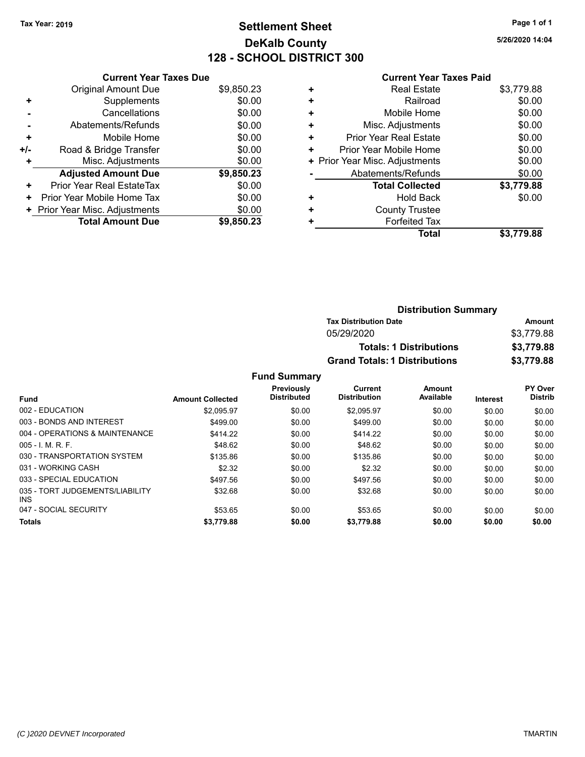**Tax Year: 2019**

# Settlement Sheet
## DeKalb County
## 128 - SCHOOL DISTRICT 300

5/26/2020 14:04

### Current Year Taxes Due

| | | |
|---|---|---|
| | Original Amount Due | $9,850.23 |
| + | Supplements | $0.00 |
| - | Cancellations | $0.00 |
| - | Abatements/Refunds | $0.00 |
| + | Mobile Home | $0.00 |
| +/- | Road & Bridge Transfer | $0.00 |
| + | Misc. Adjustments | $0.00 |
| | **Adjusted Amount Due** | **$9,850.23** |
| + | Prior Year Real EstateTax | $0.00 |
| + | Prior Year Mobile Home Tax | $0.00 |
| + | Prior Year Misc. Adjustments | $0.00 |
| | **Total Amount Due** | **$9,850.23** |

### Current Year Taxes Paid

| | | |
|---|---|---|
| + | Real Estate | $3,779.88 |
| + | Railroad | $0.00 |
| + | Mobile Home | $0.00 |
| + | Misc. Adjustments | $0.00 |
| + | Prior Year Real Estate | $0.00 |
| + | Prior Year Mobile Home | $0.00 |
| + | Prior Year Misc. Adjustments | $0.00 |
| - | Abatements/Refunds | $0.00 |
| | **Total Collected** | **$3,779.88** |
| + | Hold Back | $0.00 |
| + | County Trustee | |
| + | Forfeited Tax | |
| | **Total** | **$3,779.88** |

### Distribution Summary

| Tax Distribution Date | Amount |
|---|---|
| 05/29/2020 | $3,779.88 |
| **Totals: 1 Distributions** | **$3,779.88** |
| **Grand Totals: 1 Distributions** | **$3,779.88** |

### Fund Summary

| Fund | Amount Collected | Previously Distributed | Current Distribution | Amount Available | Interest | PY Over Distrib |
|---|---|---|---|---|---|---|
| 002 - EDUCATION | $2,095.97 | $0.00 | $2,095.97 | $0.00 | $0.00 | $0.00 |
| 003 - BONDS AND INTEREST | $499.00 | $0.00 | $499.00 | $0.00 | $0.00 | $0.00 |
| 004 - OPERATIONS & MAINTENANCE | $414.22 | $0.00 | $414.22 | $0.00 | $0.00 | $0.00 |
| 005 - I. M. R. F. | $48.62 | $0.00 | $48.62 | $0.00 | $0.00 | $0.00 |
| 030 - TRANSPORTATION SYSTEM | $135.86 | $0.00 | $135.86 | $0.00 | $0.00 | $0.00 |
| 031 - WORKING CASH | $2.32 | $0.00 | $2.32 | $0.00 | $0.00 | $0.00 |
| 033 - SPECIAL EDUCATION | $497.56 | $0.00 | $497.56 | $0.00 | $0.00 | $0.00 |
| 035 - TORT JUDGEMENTS/LIABILITY INS | $32.68 | $0.00 | $32.68 | $0.00 | $0.00 | $0.00 |
| 047 - SOCIAL SECURITY | $53.65 | $0.00 | $53.65 | $0.00 | $0.00 | $0.00 |
| **Totals** | **$3,779.88** | **$0.00** | **$3,779.88** | **$0.00** | **$0.00** | **$0.00** |

(C )2020 DEVNET Incorporated — TMARTIN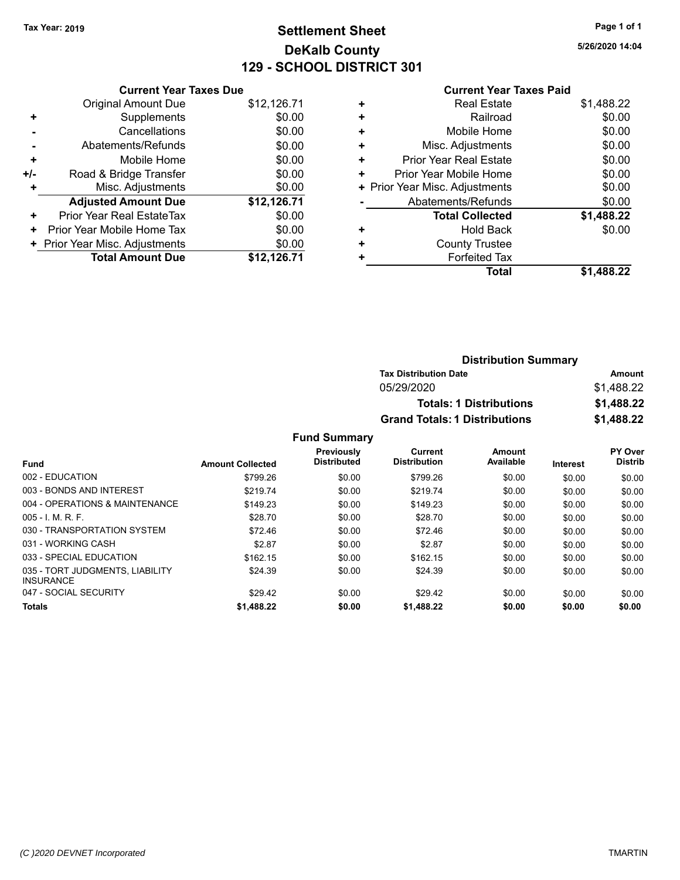**Tax Year: 2019**

# Settlement Sheet
## DeKalb County
## 129 - SCHOOL DISTRICT 301

5/26/2020 14:04

| | Current Year Taxes Due | |
|---|---|---|
| | Original Amount Due | $12,126.71 |
| + | Supplements | $0.00 |
| - | Cancellations | $0.00 |
| - | Abatements/Refunds | $0.00 |
| + | Mobile Home | $0.00 |
| +/- | Road & Bridge Transfer | $0.00 |
| + | Misc. Adjustments | $0.00 |
| | **Adjusted Amount Due** | **$12,126.71** |
| + | Prior Year Real EstateTax | $0.00 |
| + | Prior Year Mobile Home Tax | $0.00 |
| + | Prior Year Misc. Adjustments | $0.00 |
| | **Total Amount Due** | **$12,126.71** |

| | Current Year Taxes Paid | |
|---|---|---|
| + | Real Estate | $1,488.22 |
| + | Railroad | $0.00 |
| + | Mobile Home | $0.00 |
| + | Misc. Adjustments | $0.00 |
| + | Prior Year Real Estate | $0.00 |
| + | Prior Year Mobile Home | $0.00 |
| + | Prior Year Misc. Adjustments | $0.00 |
| - | Abatements/Refunds | $0.00 |
| | **Total Collected** | **$1,488.22** |
| + | Hold Back | $0.00 |
| + | County Trustee | |
| + | Forfeited Tax | |
| | **Total** | **$1,488.22** |

### Distribution Summary

| Tax Distribution Date | Amount |
|---|---|
| 05/29/2020 | $1,488.22 |
| **Totals: 1 Distributions** | **$1,488.22** |
| **Grand Totals: 1 Distributions** | **$1,488.22** |

### Fund Summary

| Fund | Amount Collected | Previously Distributed | Current Distribution | Amount Available | Interest | PY Over Distrib |
|---|---|---|---|---|---|---|
| 002 - EDUCATION | $799.26 | $0.00 | $799.26 | $0.00 | $0.00 | $0.00 |
| 003 - BONDS AND INTEREST | $219.74 | $0.00 | $219.74 | $0.00 | $0.00 | $0.00 |
| 004 - OPERATIONS & MAINTENANCE | $149.23 | $0.00 | $149.23 | $0.00 | $0.00 | $0.00 |
| 005 - I. M. R. F. | $28.70 | $0.00 | $28.70 | $0.00 | $0.00 | $0.00 |
| 030 - TRANSPORTATION SYSTEM | $72.46 | $0.00 | $72.46 | $0.00 | $0.00 | $0.00 |
| 031 - WORKING CASH | $2.87 | $0.00 | $2.87 | $0.00 | $0.00 | $0.00 |
| 033 - SPECIAL EDUCATION | $162.15 | $0.00 | $162.15 | $0.00 | $0.00 | $0.00 |
| 035 - TORT JUDGMENTS, LIABILITY INSURANCE | $24.39 | $0.00 | $24.39 | $0.00 | $0.00 | $0.00 |
| 047 - SOCIAL SECURITY | $29.42 | $0.00 | $29.42 | $0.00 | $0.00 | $0.00 |
| **Totals** | **$1,488.22** | **$0.00** | **$1,488.22** | **$0.00** | **$0.00** | **$0.00** |

(C )2020 DEVNET Incorporated TMARTIN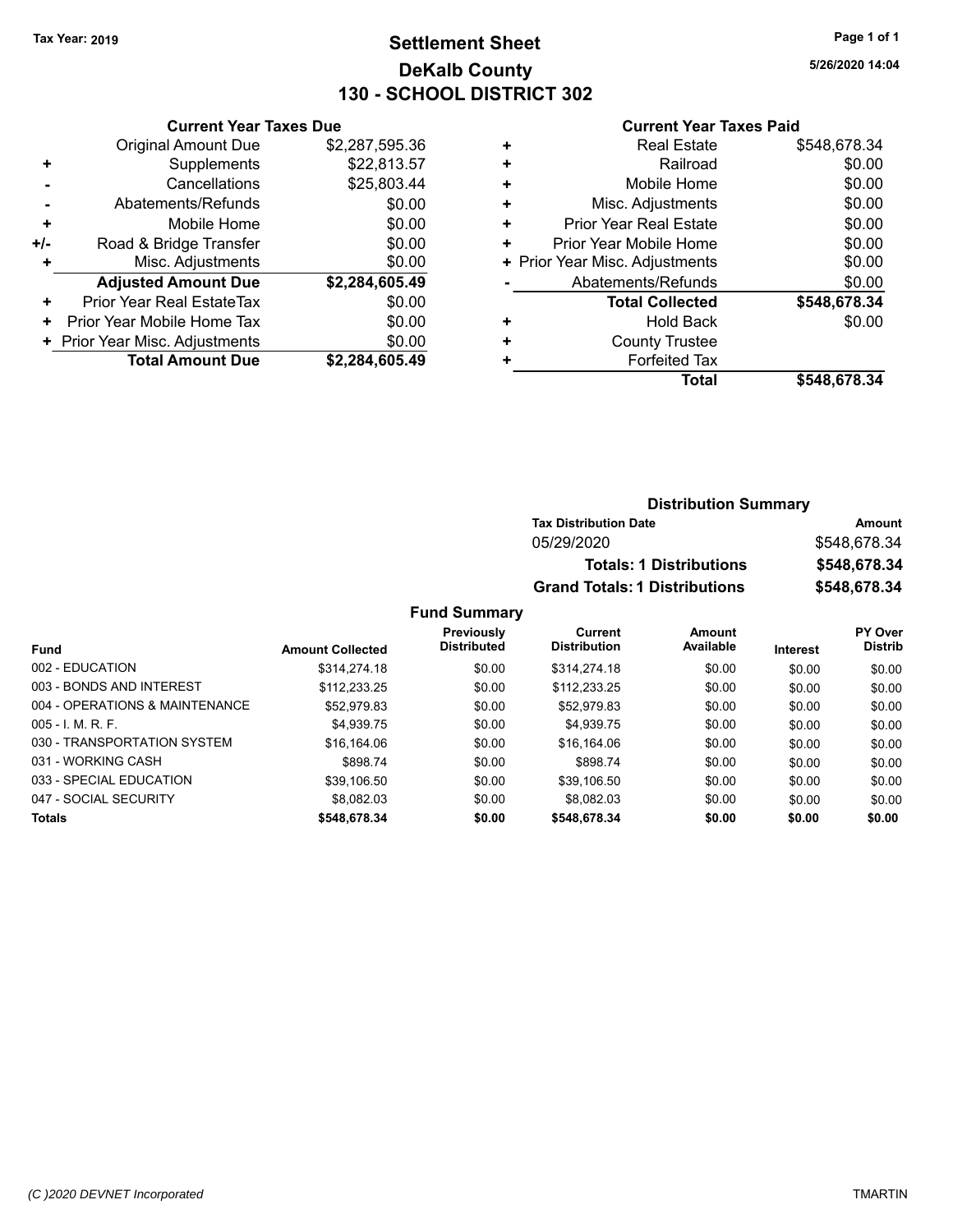Tax Year: 2019

# Settlement Sheet
## DeKalb County
## 130 - SCHOOL DISTRICT 302

5/26/2020 14:04

**Current Year Taxes Due**

| | | |
|---|---|---|
| | Original Amount Due | $2,287,595.36 |
| + | Supplements | $22,813.57 |
| - | Cancellations | $25,803.44 |
| - | Abatements/Refunds | $0.00 |
| + | Mobile Home | $0.00 |
| +/- | Road & Bridge Transfer | $0.00 |
| + | Misc. Adjustments | $0.00 |
| | **Adjusted Amount Due** | **$2,284,605.49** |
| + | Prior Year Real EstateTax | $0.00 |
| + | Prior Year Mobile Home Tax | $0.00 |
| + | Prior Year Misc. Adjustments | $0.00 |
| | **Total Amount Due** | **$2,284,605.49** |

**Current Year Taxes Paid**

| | | |
|---|---|---|
| + | Real Estate | $548,678.34 |
| + | Railroad | $0.00 |
| + | Mobile Home | $0.00 |
| + | Misc. Adjustments | $0.00 |
| + | Prior Year Real Estate | $0.00 |
| + | Prior Year Mobile Home | $0.00 |
| + | Prior Year Misc. Adjustments | $0.00 |
| - | Abatements/Refunds | $0.00 |
| | **Total Collected** | **$548,678.34** |
| + | Hold Back | $0.00 |
| + | County Trustee | |
| + | Forfeited Tax | |
| | **Total** | **$548,678.34** |

**Distribution Summary**

| Tax Distribution Date | Amount |
|---|---|
| 05/29/2020 | $548,678.34 |
| **Totals: 1 Distributions** | **$548,678.34** |
| **Grand Totals: 1 Distributions** | **$548,678.34** |

**Fund Summary**

| Fund | Amount Collected | Previously Distributed | Current Distribution | Amount Available | Interest | PY Over Distrib |
|---|---|---|---|---|---|---|
| 002 - EDUCATION | $314,274.18 | $0.00 | $314,274.18 | $0.00 | $0.00 | $0.00 |
| 003 - BONDS AND INTEREST | $112,233.25 | $0.00 | $112,233.25 | $0.00 | $0.00 | $0.00 |
| 004 - OPERATIONS & MAINTENANCE | $52,979.83 | $0.00 | $52,979.83 | $0.00 | $0.00 | $0.00 |
| 005 - I. M. R. F. | $4,939.75 | $0.00 | $4,939.75 | $0.00 | $0.00 | $0.00 |
| 030 - TRANSPORTATION SYSTEM | $16,164.06 | $0.00 | $16,164.06 | $0.00 | $0.00 | $0.00 |
| 031 - WORKING CASH | $898.74 | $0.00 | $898.74 | $0.00 | $0.00 | $0.00 |
| 033 - SPECIAL EDUCATION | $39,106.50 | $0.00 | $39,106.50 | $0.00 | $0.00 | $0.00 |
| 047 - SOCIAL SECURITY | $8,082.03 | $0.00 | $8,082.03 | $0.00 | $0.00 | $0.00 |
| **Totals** | **$548,678.34** | **$0.00** | **$548,678.34** | **$0.00** | **$0.00** | **$0.00** |

(C )2020 DEVNET Incorporated

TMARTIN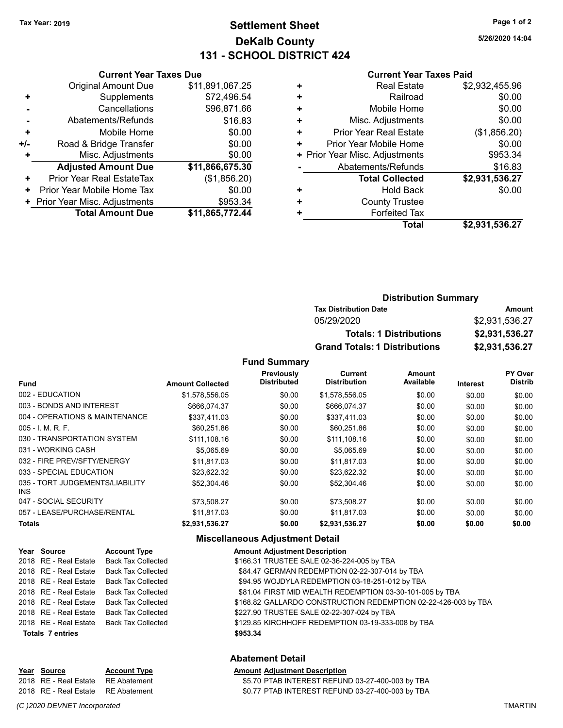**Tax Year: 2019**

# Settlement Sheet
## DeKalb County
## 131 - SCHOOL DISTRICT 424

5/26/2020 14:04

### Current Year Taxes Due

| | | |
|---|---|---|
| | Original Amount Due | $11,891,067.25 |
| + | Supplements | $72,496.54 |
| - | Cancellations | $96,871.66 |
| - | Abatements/Refunds | $16.83 |
| + | Mobile Home | $0.00 |
| +/- | Road & Bridge Transfer | $0.00 |
| + | Misc. Adjustments | $0.00 |
| | **Adjusted Amount Due** | **$11,866,675.30** |
| + | Prior Year Real EstateTax | ($1,856.20) |
| + | Prior Year Mobile Home Tax | $0.00 |
| + | Prior Year Misc. Adjustments | $953.34 |
| | **Total Amount Due** | **$11,865,772.44** |

### Current Year Taxes Paid

| | | |
|---|---|---|
| + | Real Estate | $2,932,455.96 |
| + | Railroad | $0.00 |
| + | Mobile Home | $0.00 |
| + | Misc. Adjustments | $0.00 |
| + | Prior Year Real Estate | ($1,856.20) |
| + | Prior Year Mobile Home | $0.00 |
| + | Prior Year Misc. Adjustments | $953.34 |
| - | Abatements/Refunds | $16.83 |
| | **Total Collected** | **$2,931,536.27** |
| + | Hold Back | $0.00 |
| + | County Trustee | |
| + | Forfeited Tax | |
| | **Total** | **$2,931,536.27** |

### Distribution Summary

| Tax Distribution Date | Amount |
|---|---|
| 05/29/2020 | $2,931,536.27 |
| **Totals: 1 Distributions** | **$2,931,536.27** |
| **Grand Totals: 1 Distributions** | **$2,931,536.27** |

### Fund Summary

| Fund | Amount Collected | Previously Distributed | Current Distribution | Amount Available | Interest | PY Over Distrib |
|---|---|---|---|---|---|---|
| 002 - EDUCATION | $1,578,556.05 | $0.00 | $1,578,556.05 | $0.00 | $0.00 | $0.00 |
| 003 - BONDS AND INTEREST | $666,074.37 | $0.00 | $666,074.37 | $0.00 | $0.00 | $0.00 |
| 004 - OPERATIONS & MAINTENANCE | $337,411.03 | $0.00 | $337,411.03 | $0.00 | $0.00 | $0.00 |
| 005 - I. M. R. F. | $60,251.86 | $0.00 | $60,251.86 | $0.00 | $0.00 | $0.00 |
| 030 - TRANSPORTATION SYSTEM | $111,108.16 | $0.00 | $111,108.16 | $0.00 | $0.00 | $0.00 |
| 031 - WORKING CASH | $5,065.69 | $0.00 | $5,065.69 | $0.00 | $0.00 | $0.00 |
| 032 - FIRE PREV/SFTY/ENERGY | $11,817.03 | $0.00 | $11,817.03 | $0.00 | $0.00 | $0.00 |
| 033 - SPECIAL EDUCATION | $23,622.32 | $0.00 | $23,622.32 | $0.00 | $0.00 | $0.00 |
| 035 - TORT JUDGEMENTS/LIABILITY INS | $52,304.46 | $0.00 | $52,304.46 | $0.00 | $0.00 | $0.00 |
| 047 - SOCIAL SECURITY | $73,508.27 | $0.00 | $73,508.27 | $0.00 | $0.00 | $0.00 |
| 057 - LEASE/PURCHASE/RENTAL | $11,817.03 | $0.00 | $11,817.03 | $0.00 | $0.00 | $0.00 |
| **Totals** | **$2,931,536.27** | **$0.00** | **$2,931,536.27** | **$0.00** | **$0.00** | **$0.00** |

### Miscellaneous Adjustment Detail

| Year | Source | Account Type | Amount | Adjustment Description |
|---|---|---|---|---|
| 2018 | RE - Real Estate | Back Tax Collected | $166.31 | TRUSTEE SALE 02-36-224-005 by TBA |
| 2018 | RE - Real Estate | Back Tax Collected | $84.47 | GERMAN REDEMPTION 02-22-307-014 by TBA |
| 2018 | RE - Real Estate | Back Tax Collected | $94.95 | WOJDYLA REDEMPTION 03-18-251-012 by TBA |
| 2018 | RE - Real Estate | Back Tax Collected | $81.04 | FIRST MID WEALTH REDEMPTION 03-30-101-005 by TBA |
| 2018 | RE - Real Estate | Back Tax Collected | $168.82 | GALLARDO CONSTRUCTION REDEMPTION 02-22-426-003 by TBA |
| 2018 | RE - Real Estate | Back Tax Collected | $227.90 | TRUSTEE SALE 02-22-307-024 by TBA |
| 2018 | RE - Real Estate | Back Tax Collected | $129.85 | KIRCHHOFF REDEMPTION 03-19-333-008 by TBA |
| **Totals 7 entries** | | | **$953.34** | |

### Abatement Detail

| Year | Source | Account Type | Amount | Adjustment Description |
|---|---|---|---|---|
| 2018 | RE - Real Estate | RE Abatement | $5.70 | PTAB INTEREST REFUND 03-27-400-003 by TBA |
| 2018 | RE - Real Estate | RE Abatement | $0.77 | PTAB INTEREST REFUND 03-27-400-003 by TBA |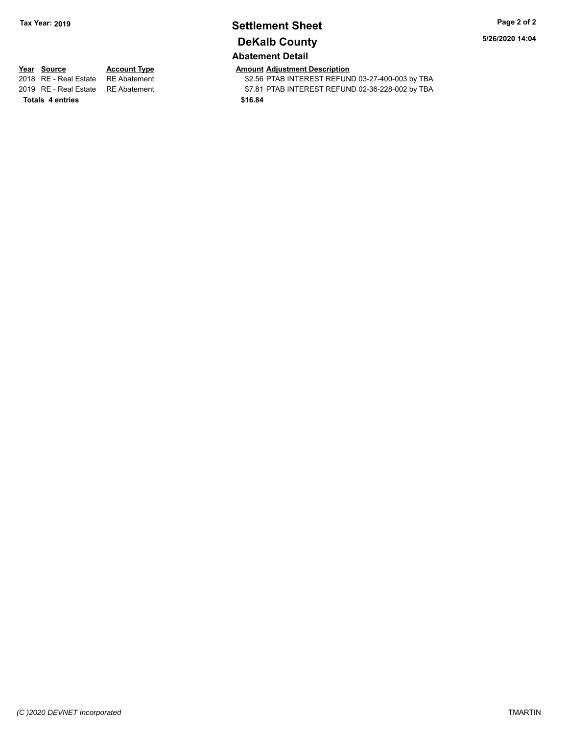**Tax Year: 2019**

# Settlement Sheet

## DeKalb County

**5/26/2020 14:04**

### Abatement Detail

| Year | Source | Account Type | Amount | Adjustment Description |
|---|---|---|---|---|
| 2018 | RE - Real Estate | RE Abatement | $2.56 | PTAB INTEREST REFUND 03-27-400-003 by TBA |
| 2019 | RE - Real Estate | RE Abatement | $7.81 | PTAB INTEREST REFUND 02-36-228-002 by TBA |
| **Totals** | **4 entries** | | **$16.84** | |

*(C )2020 DEVNET Incorporated* TMARTIN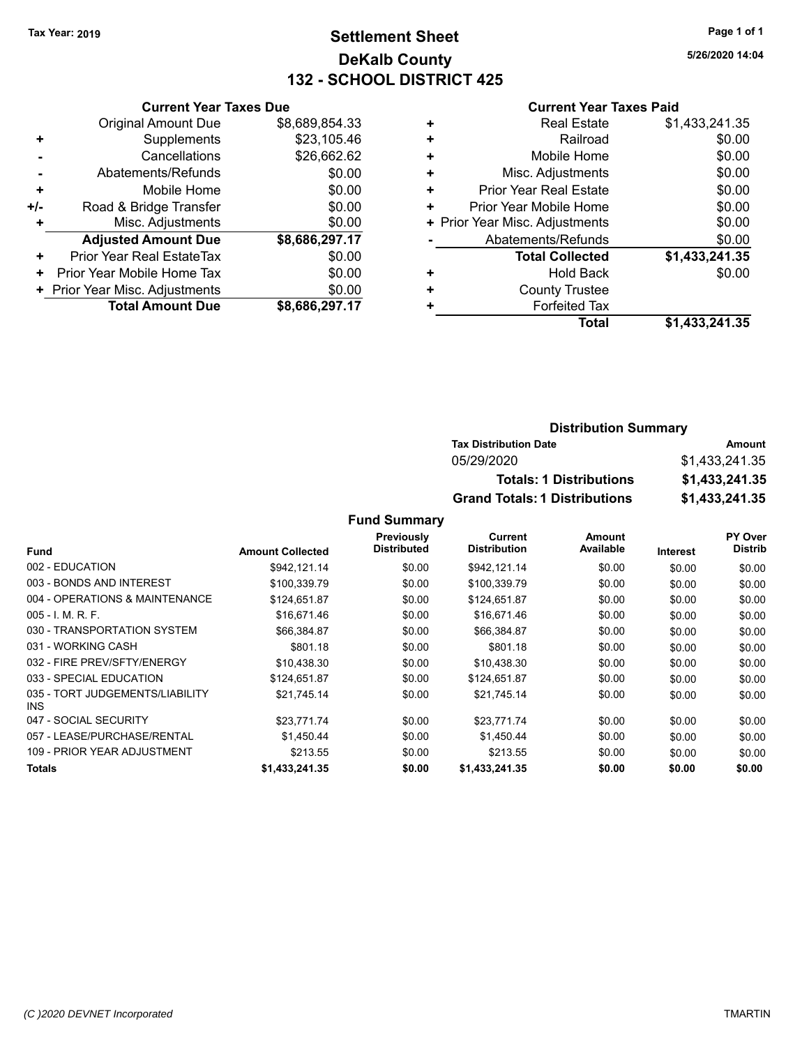Tax Year: 2019

# Settlement Sheet
## DeKalb County
## 132 - SCHOOL DISTRICT 425

5/26/2020 14:04

### Current Year Taxes Due

| | | |
|---|---|---|
| | Original Amount Due | $8,689,854.33 |
| + | Supplements | $23,105.46 |
| - | Cancellations | $26,662.62 |
| - | Abatements/Refunds | $0.00 |
| + | Mobile Home | $0.00 |
| +/- | Road & Bridge Transfer | $0.00 |
| + | Misc. Adjustments | $0.00 |
| | **Adjusted Amount Due** | **$8,686,297.17** |
| + | Prior Year Real EstateTax | $0.00 |
| + | Prior Year Mobile Home Tax | $0.00 |
| + | Prior Year Misc. Adjustments | $0.00 |
| | **Total Amount Due** | **$8,686,297.17** |

### Current Year Taxes Paid

| | | |
|---|---|---|
| + | Real Estate | $1,433,241.35 |
| + | Railroad | $0.00 |
| + | Mobile Home | $0.00 |
| + | Misc. Adjustments | $0.00 |
| + | Prior Year Real Estate | $0.00 |
| + | Prior Year Mobile Home | $0.00 |
| + | Prior Year Misc. Adjustments | $0.00 |
| - | Abatements/Refunds | $0.00 |
| | **Total Collected** | **$1,433,241.35** |
| + | Hold Back | $0.00 |
| + | County Trustee | |
| + | Forfeited Tax | |
| | **Total** | **$1,433,241.35** |

### Distribution Summary

| Tax Distribution Date | Amount |
|---|---|
| 05/29/2020 | $1,433,241.35 |
| **Totals: 1 Distributions** | **$1,433,241.35** |
| **Grand Totals: 1 Distributions** | **$1,433,241.35** |

### Fund Summary

| Fund | Amount Collected | Previously Distributed | Current Distribution | Amount Available | Interest | PY Over Distrib |
|---|---|---|---|---|---|---|
| 002 - EDUCATION | $942,121.14 | $0.00 | $942,121.14 | $0.00 | $0.00 | $0.00 |
| 003 - BONDS AND INTEREST | $100,339.79 | $0.00 | $100,339.79 | $0.00 | $0.00 | $0.00 |
| 004 - OPERATIONS & MAINTENANCE | $124,651.87 | $0.00 | $124,651.87 | $0.00 | $0.00 | $0.00 |
| 005 - I. M. R. F. | $16,671.46 | $0.00 | $16,671.46 | $0.00 | $0.00 | $0.00 |
| 030 - TRANSPORTATION SYSTEM | $66,384.87 | $0.00 | $66,384.87 | $0.00 | $0.00 | $0.00 |
| 031 - WORKING CASH | $801.18 | $0.00 | $801.18 | $0.00 | $0.00 | $0.00 |
| 032 - FIRE PREV/SFTY/ENERGY | $10,438.30 | $0.00 | $10,438.30 | $0.00 | $0.00 | $0.00 |
| 033 - SPECIAL EDUCATION | $124,651.87 | $0.00 | $124,651.87 | $0.00 | $0.00 | $0.00 |
| 035 - TORT JUDGEMENTS/LIABILITY INS | $21,745.14 | $0.00 | $21,745.14 | $0.00 | $0.00 | $0.00 |
| 047 - SOCIAL SECURITY | $23,771.74 | $0.00 | $23,771.74 | $0.00 | $0.00 | $0.00 |
| 057 - LEASE/PURCHASE/RENTAL | $1,450.44 | $0.00 | $1,450.44 | $0.00 | $0.00 | $0.00 |
| 109 - PRIOR YEAR ADJUSTMENT | $213.55 | $0.00 | $213.55 | $0.00 | $0.00 | $0.00 |
| **Totals** | **$1,433,241.35** | **$0.00** | **$1,433,241.35** | **$0.00** | **$0.00** | **$0.00** |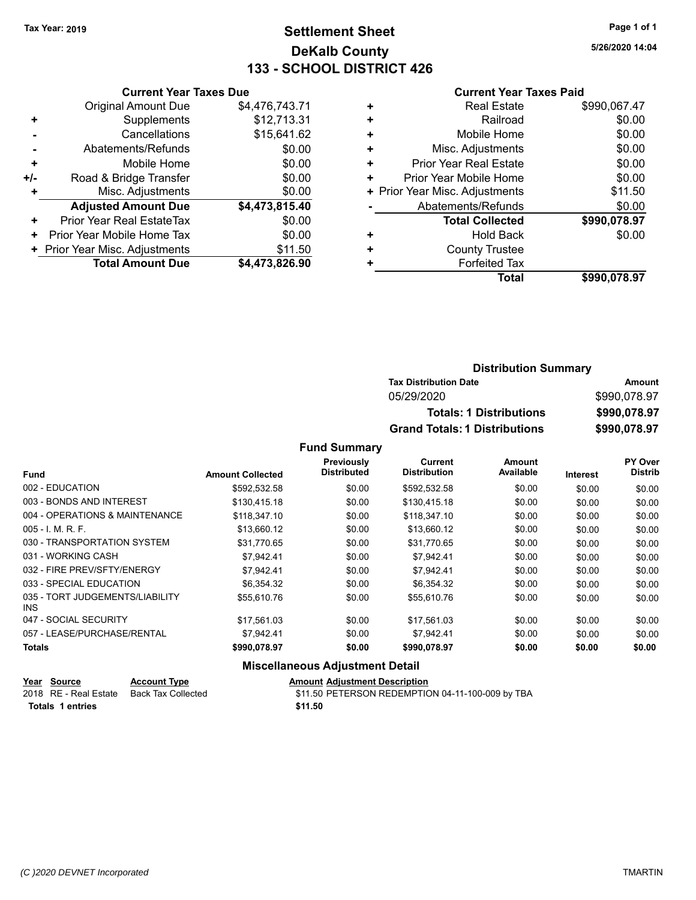Tax Year: 2019

# Settlement Sheet
## DeKalb County
## 133 - SCHOOL DISTRICT 426

5/26/2020 14:04

### Current Year Taxes Due

| | | |
|---|---|---|
| | Original Amount Due | $4,476,743.71 |
| + | Supplements | $12,713.31 |
| - | Cancellations | $15,641.62 |
| - | Abatements/Refunds | $0.00 |
| + | Mobile Home | $0.00 |
| +/- | Road & Bridge Transfer | $0.00 |
| + | Misc. Adjustments | $0.00 |
| | **Adjusted Amount Due** | **$4,473,815.40** |
| + | Prior Year Real EstateTax | $0.00 |
| + | Prior Year Mobile Home Tax | $0.00 |
| + | Prior Year Misc. Adjustments | $11.50 |
| | **Total Amount Due** | **$4,473,826.90** |

### Current Year Taxes Paid

| | | |
|---|---|---|
| + | Real Estate | $990,067.47 |
| + | Railroad | $0.00 |
| + | Mobile Home | $0.00 |
| + | Misc. Adjustments | $0.00 |
| + | Prior Year Real Estate | $0.00 |
| + | Prior Year Mobile Home | $0.00 |
| + | Prior Year Misc. Adjustments | $11.50 |
| - | Abatements/Refunds | $0.00 |
| | **Total Collected** | **$990,078.97** |
| + | Hold Back | $0.00 |
| + | County Trustee | |
| + | Forfeited Tax | |
| | **Total** | **$990,078.97** |

### Distribution Summary

| Tax Distribution Date | Amount |
|---|---|
| 05/29/2020 | $990,078.97 |
| **Totals: 1 Distributions** | **$990,078.97** |
| **Grand Totals: 1 Distributions** | **$990,078.97** |

### Fund Summary

| Fund | Amount Collected | Previously Distributed | Current Distribution | Amount Available | Interest | PY Over Distrib |
|---|---|---|---|---|---|---|
| 002 - EDUCATION | $592,532.58 | $0.00 | $592,532.58 | $0.00 | $0.00 | $0.00 |
| 003 - BONDS AND INTEREST | $130,415.18 | $0.00 | $130,415.18 | $0.00 | $0.00 | $0.00 |
| 004 - OPERATIONS & MAINTENANCE | $118,347.10 | $0.00 | $118,347.10 | $0.00 | $0.00 | $0.00 |
| 005 - I. M. R. F. | $13,660.12 | $0.00 | $13,660.12 | $0.00 | $0.00 | $0.00 |
| 030 - TRANSPORTATION SYSTEM | $31,770.65 | $0.00 | $31,770.65 | $0.00 | $0.00 | $0.00 |
| 031 - WORKING CASH | $7,942.41 | $0.00 | $7,942.41 | $0.00 | $0.00 | $0.00 |
| 032 - FIRE PREV/SFTY/ENERGY | $7,942.41 | $0.00 | $7,942.41 | $0.00 | $0.00 | $0.00 |
| 033 - SPECIAL EDUCATION | $6,354.32 | $0.00 | $6,354.32 | $0.00 | $0.00 | $0.00 |
| 035 - TORT JUDGEMENTS/LIABILITY INS | $55,610.76 | $0.00 | $55,610.76 | $0.00 | $0.00 | $0.00 |
| 047 - SOCIAL SECURITY | $17,561.03 | $0.00 | $17,561.03 | $0.00 | $0.00 | $0.00 |
| 057 - LEASE/PURCHASE/RENTAL | $7,942.41 | $0.00 | $7,942.41 | $0.00 | $0.00 | $0.00 |
| **Totals** | **$990,078.97** | **$0.00** | **$990,078.97** | **$0.00** | **$0.00** | **$0.00** |

### Miscellaneous Adjustment Detail

| Year | Source | Account Type | Amount | Adjustment Description |
|---|---|---|---|---|
| 2018 | RE - Real Estate | Back Tax Collected | $11.50 | PETERSON REDEMPTION 04-11-100-009 by TBA |
| **Totals** | **1 entries** | | **$11.50** | |

(C )2020 DEVNET Incorporated — TMARTIN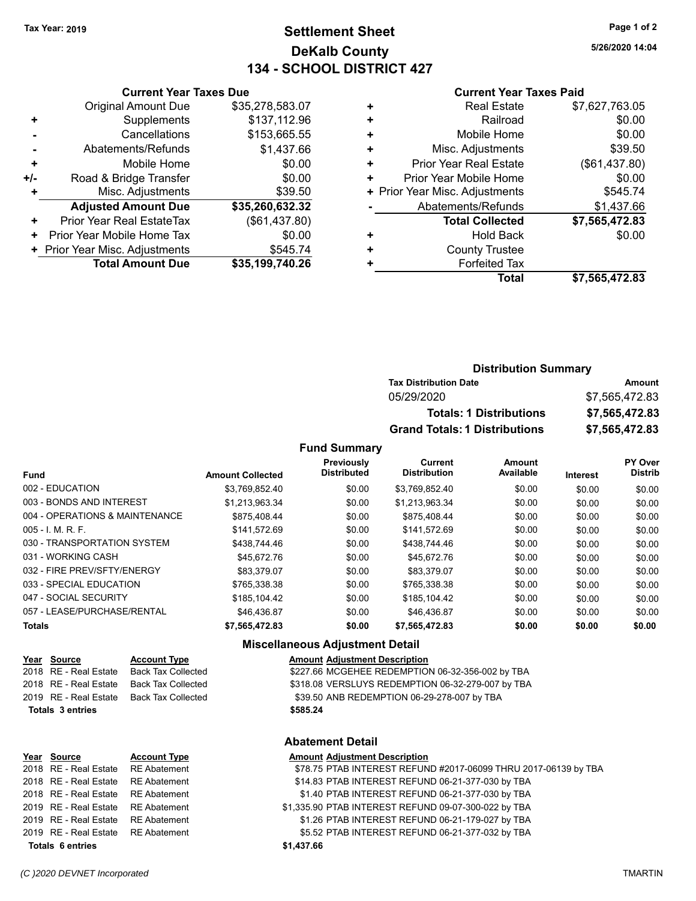Tax Year: 2019

# Settlement Sheet
## DeKalb County
## 134 - SCHOOL DISTRICT 427

5/26/2020 14:04

### Current Year Taxes Due

| | | |
|---|---|---|
| | Original Amount Due | $35,278,583.07 |
| + | Supplements | $137,112.96 |
| - | Cancellations | $153,665.55 |
| - | Abatements/Refunds | $1,437.66 |
| + | Mobile Home | $0.00 |
| +/- | Road & Bridge Transfer | $0.00 |
| + | Misc. Adjustments | $39.50 |
| | **Adjusted Amount Due** | **$35,260,632.32** |
| + | Prior Year Real EstateTax | ($61,437.80) |
| + | Prior Year Mobile Home Tax | $0.00 |
| + | Prior Year Misc. Adjustments | $545.74 |
| | **Total Amount Due** | **$35,199,740.26** |

### Current Year Taxes Paid

| | | |
|---|---|---|
| + | Real Estate | $7,627,763.05 |
| + | Railroad | $0.00 |
| + | Mobile Home | $0.00 |
| + | Misc. Adjustments | $39.50 |
| + | Prior Year Real Estate | ($61,437.80) |
| + | Prior Year Mobile Home | $0.00 |
| + | Prior Year Misc. Adjustments | $545.74 |
| - | Abatements/Refunds | $1,437.66 |
| | **Total Collected** | **$7,565,472.83** |
| + | Hold Back | $0.00 |
| + | County Trustee | |
| + | Forfeited Tax | |
| | **Total** | **$7,565,472.83** |

### Distribution Summary

| Tax Distribution Date | Amount |
|---|---|
| 05/29/2020 | $7,565,472.83 |
| **Totals: 1 Distributions** | **$7,565,472.83** |
| **Grand Totals: 1 Distributions** | **$7,565,472.83** |

### Fund Summary

| Fund | Amount Collected | Previously Distributed | Current Distribution | Amount Available | Interest | PY Over Distrib |
|---|---|---|---|---|---|---|
| 002 - EDUCATION | $3,769,852.40 | $0.00 | $3,769,852.40 | $0.00 | $0.00 | $0.00 |
| 003 - BONDS AND INTEREST | $1,213,963.34 | $0.00 | $1,213,963.34 | $0.00 | $0.00 | $0.00 |
| 004 - OPERATIONS & MAINTENANCE | $875,408.44 | $0.00 | $875,408.44 | $0.00 | $0.00 | $0.00 |
| 005 - I. M. R. F. | $141,572.69 | $0.00 | $141,572.69 | $0.00 | $0.00 | $0.00 |
| 030 - TRANSPORTATION SYSTEM | $438,744.46 | $0.00 | $438,744.46 | $0.00 | $0.00 | $0.00 |
| 031 - WORKING CASH | $45,672.76 | $0.00 | $45,672.76 | $0.00 | $0.00 | $0.00 |
| 032 - FIRE PREV/SFTY/ENERGY | $83,379.07 | $0.00 | $83,379.07 | $0.00 | $0.00 | $0.00 |
| 033 - SPECIAL EDUCATION | $765,338.38 | $0.00 | $765,338.38 | $0.00 | $0.00 | $0.00 |
| 047 - SOCIAL SECURITY | $185,104.42 | $0.00 | $185,104.42 | $0.00 | $0.00 | $0.00 |
| 057 - LEASE/PURCHASE/RENTAL | $46,436.87 | $0.00 | $46,436.87 | $0.00 | $0.00 | $0.00 |
| **Totals** | **$7,565,472.83** | **$0.00** | **$7,565,472.83** | **$0.00** | **$0.00** | **$0.00** |

### Miscellaneous Adjustment Detail

| Year | Source | Account Type | Amount | Adjustment Description |
|---|---|---|---|---|
| 2018 | RE - Real Estate | Back Tax Collected | $227.66 | MCGEHEE REDEMPTION 06-32-356-002 by TBA |
| 2018 | RE - Real Estate | Back Tax Collected | $318.08 | VERSLUYS REDEMPTION 06-32-279-007 by TBA |
| 2019 | RE - Real Estate | Back Tax Collected | $39.50 | ANB REDEMPTION 06-29-278-007 by TBA |
| **Totals 3 entries** | | | **$585.24** | |

### Abatement Detail

| Year | Source | Account Type | Amount | Adjustment Description |
|---|---|---|---|---|
| 2018 | RE - Real Estate | RE Abatement | $78.75 | PTAB INTEREST REFUND #2017-06099 THRU 2017-06139 by TBA |
| 2018 | RE - Real Estate | RE Abatement | $14.83 | PTAB INTEREST REFUND 06-21-377-030 by TBA |
| 2018 | RE - Real Estate | RE Abatement | $1.40 | PTAB INTEREST REFUND 06-21-377-030 by TBA |
| 2019 | RE - Real Estate | RE Abatement | $1,335.90 | PTAB INTEREST REFUND 09-07-300-022 by TBA |
| 2019 | RE - Real Estate | RE Abatement | $1.26 | PTAB INTEREST REFUND 06-21-179-027 by TBA |
| 2019 | RE - Real Estate | RE Abatement | $5.52 | PTAB INTEREST REFUND 06-21-377-032 by TBA |
| **Totals 6 entries** | | | **$1,437.66** | |

(C )2020 DEVNET Incorporated TMARTIN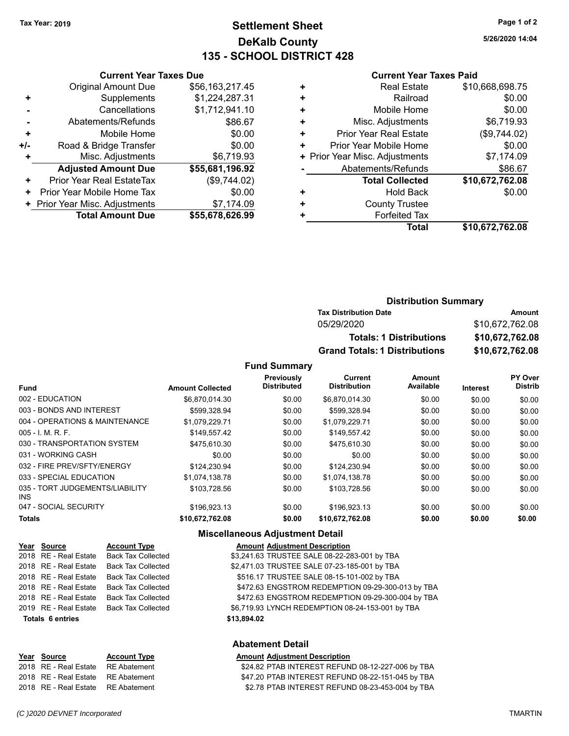Tax Year: 2019

# Settlement Sheet
## DeKalb County
## 135 - SCHOOL DISTRICT 428

5/26/2020 14:04

### Current Year Taxes Due

| | | |
|---|---|---|
| | Original Amount Due | $56,163,217.45 |
| + | Supplements | $1,224,287.31 |
| - | Cancellations | $1,712,941.10 |
| - | Abatements/Refunds | $86.67 |
| + | Mobile Home | $0.00 |
| +/- | Road & Bridge Transfer | $0.00 |
| + | Misc. Adjustments | $6,719.93 |
| | **Adjusted Amount Due** | **$55,681,196.92** |
| + | Prior Year Real EstateTax | ($9,744.02) |
| + | Prior Year Mobile Home Tax | $0.00 |
| + | Prior Year Misc. Adjustments | $7,174.09 |
| | **Total Amount Due** | **$55,678,626.99** |

### Current Year Taxes Paid

| | | |
|---|---|---|
| + | Real Estate | $10,668,698.75 |
| + | Railroad | $0.00 |
| + | Mobile Home | $0.00 |
| + | Misc. Adjustments | $6,719.93 |
| + | Prior Year Real Estate | ($9,744.02) |
| + | Prior Year Mobile Home | $0.00 |
| + | Prior Year Misc. Adjustments | $7,174.09 |
| - | Abatements/Refunds | $86.67 |
| | **Total Collected** | **$10,672,762.08** |
| + | Hold Back | $0.00 |
| + | County Trustee | |
| + | Forfeited Tax | |
| | **Total** | **$10,672,762.08** |

### Distribution Summary

| Tax Distribution Date | Amount |
|---|---|
| 05/29/2020 | $10,672,762.08 |
| **Totals: 1 Distributions** | **$10,672,762.08** |
| **Grand Totals: 1 Distributions** | **$10,672,762.08** |

### Fund Summary

| Fund | Amount Collected | Previously Distributed | Current Distribution | Amount Available | Interest | PY Over Distrib |
|---|---|---|---|---|---|---|
| 002 - EDUCATION | $6,870,014.30 | $0.00 | $6,870,014.30 | $0.00 | $0.00 | $0.00 |
| 003 - BONDS AND INTEREST | $599,328.94 | $0.00 | $599,328.94 | $0.00 | $0.00 | $0.00 |
| 004 - OPERATIONS & MAINTENANCE | $1,079,229.71 | $0.00 | $1,079,229.71 | $0.00 | $0.00 | $0.00 |
| 005 - I. M. R. F. | $149,557.42 | $0.00 | $149,557.42 | $0.00 | $0.00 | $0.00 |
| 030 - TRANSPORTATION SYSTEM | $475,610.30 | $0.00 | $475,610.30 | $0.00 | $0.00 | $0.00 |
| 031 - WORKING CASH | $0.00 | $0.00 | $0.00 | $0.00 | $0.00 | $0.00 |
| 032 - FIRE PREV/SFTY/ENERGY | $124,230.94 | $0.00 | $124,230.94 | $0.00 | $0.00 | $0.00 |
| 033 - SPECIAL EDUCATION | $1,074,138.78 | $0.00 | $1,074,138.78 | $0.00 | $0.00 | $0.00 |
| 035 - TORT JUDGEMENTS/LIABILITY INS | $103,728.56 | $0.00 | $103,728.56 | $0.00 | $0.00 | $0.00 |
| 047 - SOCIAL SECURITY | $196,923.13 | $0.00 | $196,923.13 | $0.00 | $0.00 | $0.00 |
| **Totals** | **$10,672,762.08** | **$0.00** | **$10,672,762.08** | **$0.00** | **$0.00** | **$0.00** |

### Miscellaneous Adjustment Detail

| Year | Source | Account Type | Amount | Adjustment Description |
|---|---|---|---|---|
| 2018 | RE - Real Estate | Back Tax Collected | $3,241.63 | TRUSTEE SALE 08-22-283-001 by TBA |
| 2018 | RE - Real Estate | Back Tax Collected | $2,471.03 | TRUSTEE SALE 07-23-185-001 by TBA |
| 2018 | RE - Real Estate | Back Tax Collected | $516.17 | TRUSTEE SALE 08-15-101-002 by TBA |
| 2018 | RE - Real Estate | Back Tax Collected | $472.63 | ENGSTROM REDEMPTION 09-29-300-013 by TBA |
| 2018 | RE - Real Estate | Back Tax Collected | $472.63 | ENGSTROM REDEMPTION 09-29-300-004 by TBA |
| 2019 | RE - Real Estate | Back Tax Collected | $6,719.93 | LYNCH REDEMPTION 08-24-153-001 by TBA |
| **Totals 6 entries** | | | **$13,894.02** | |

### Abatement Detail

| Year | Source | Account Type | Amount | Adjustment Description |
|---|---|---|---|---|
| 2018 | RE - Real Estate | RE Abatement | $24.82 | PTAB INTEREST REFUND 08-12-227-006 by TBA |
| 2018 | RE - Real Estate | RE Abatement | $47.20 | PTAB INTEREST REFUND 08-22-151-045 by TBA |
| 2018 | RE - Real Estate | RE Abatement | $2.78 | PTAB INTEREST REFUND 08-23-453-004 by TBA |

(C )2020 DEVNET Incorporated TMARTIN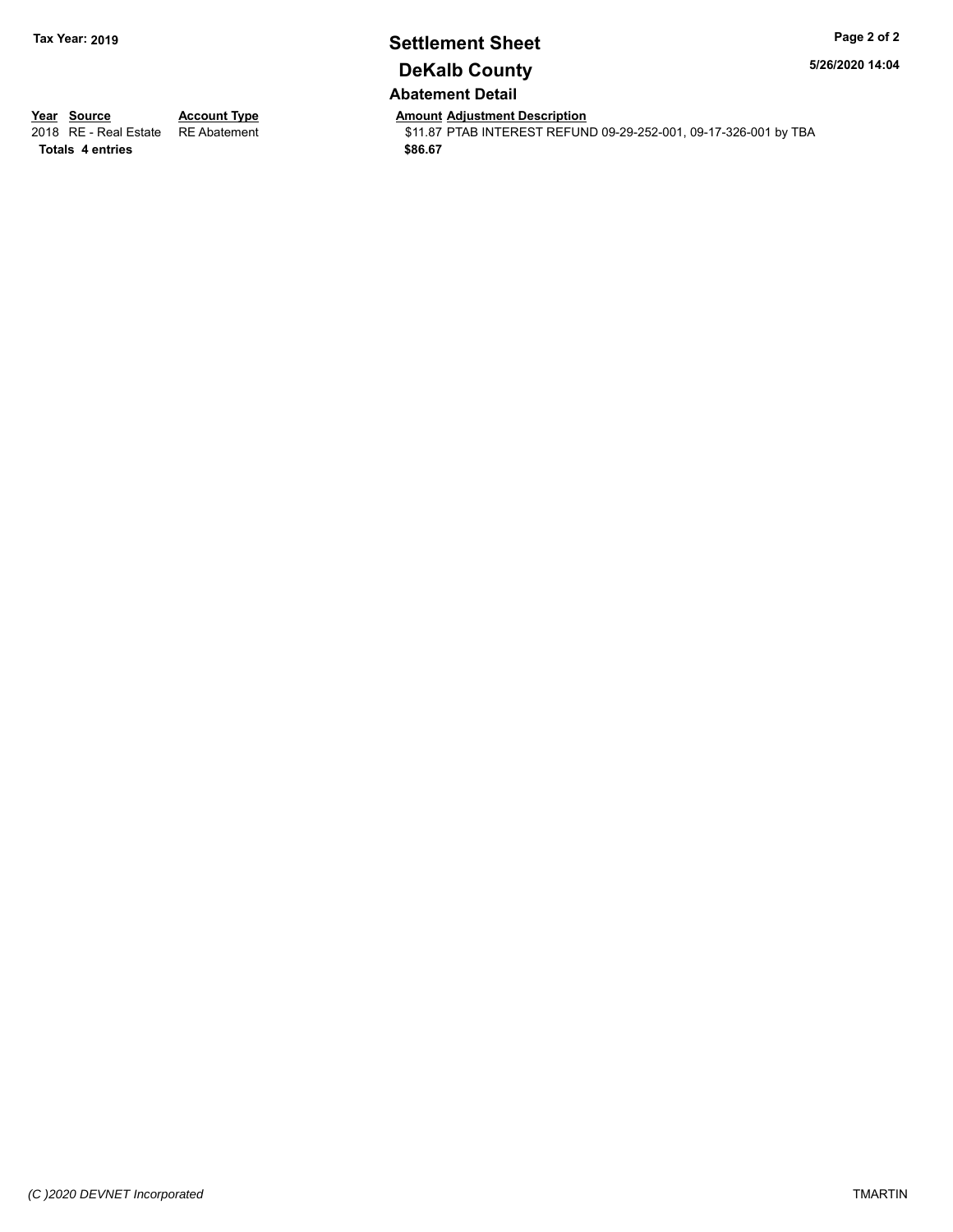**Tax Year: 2019**

# Settlement Sheet

# DeKalb County

5/26/2020 14:04

## Abatement Detail

| Year | Source | Account Type | Amount | Adjustment Description |
|---|---|---|---|---|
| 2018 | RE - Real Estate | RE Abatement | $11.87 | PTAB INTEREST REFUND 09-29-252-001, 09-17-326-001 by TBA |
| **Totals** | **4 entries** | | **$86.67** | |

*(C )2020 DEVNET Incorporated* TMARTIN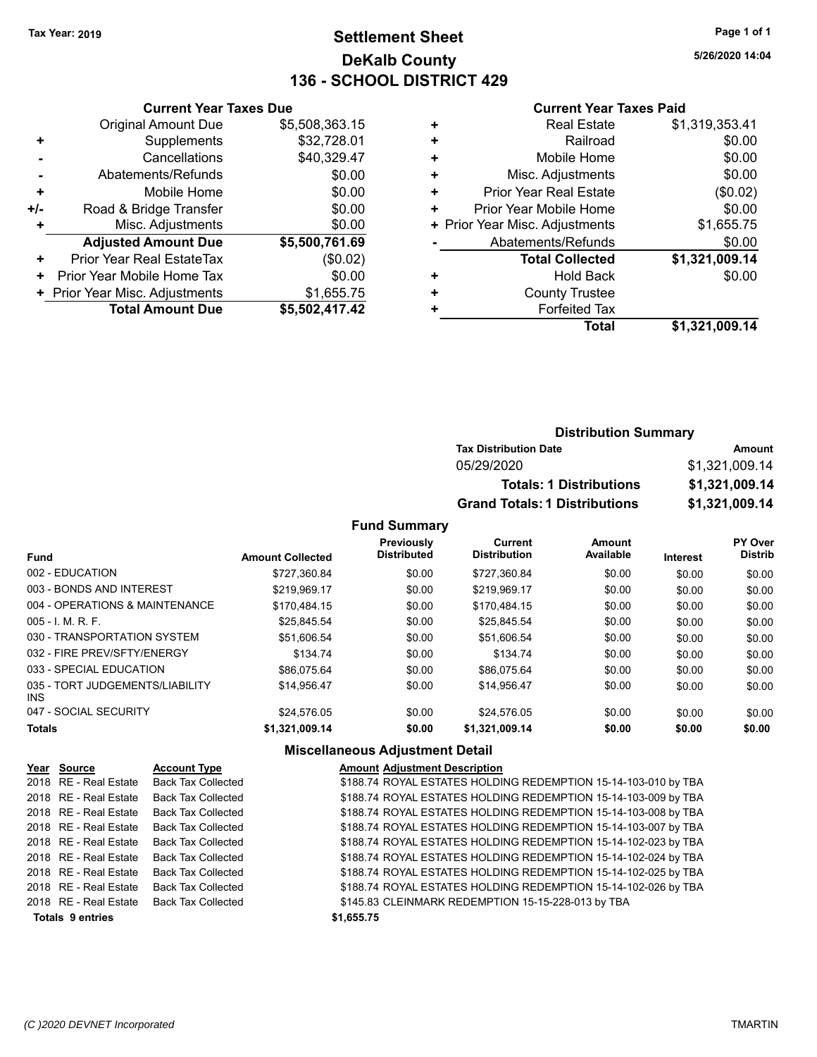**Tax Year: 2019**

# Settlement Sheet
## DeKalb County
## 136 - SCHOOL DISTRICT 429

5/26/2020 14:04

### Current Year Taxes Due

| | | |
|---|---|---|
| | Original Amount Due | $5,508,363.15 |
| + | Supplements | $32,728.01 |
| - | Cancellations | $40,329.47 |
| - | Abatements/Refunds | $0.00 |
| + | Mobile Home | $0.00 |
| +/- | Road & Bridge Transfer | $0.00 |
| + | Misc. Adjustments | $0.00 |
| | **Adjusted Amount Due** | **$5,500,761.69** |
| + | Prior Year Real EstateTax | ($0.02) |
| + | Prior Year Mobile Home Tax | $0.00 |
| + | Prior Year Misc. Adjustments | $1,655.75 |
| | **Total Amount Due** | **$5,502,417.42** |

### Current Year Taxes Paid

| | | |
|---|---|---|
| + | Real Estate | $1,319,353.41 |
| + | Railroad | $0.00 |
| + | Mobile Home | $0.00 |
| + | Misc. Adjustments | $0.00 |
| + | Prior Year Real Estate | ($0.02) |
| + | Prior Year Mobile Home | $0.00 |
| + | Prior Year Misc. Adjustments | $1,655.75 |
| - | Abatements/Refunds | $0.00 |
| | **Total Collected** | **$1,321,009.14** |
| + | Hold Back | $0.00 |
| + | County Trustee | |
| + | Forfeited Tax | |
| | **Total** | **$1,321,009.14** |

### Distribution Summary

| Tax Distribution Date | Amount |
|---|---|
| 05/29/2020 | $1,321,009.14 |
| **Totals: 1 Distributions** | **$1,321,009.14** |
| **Grand Totals: 1 Distributions** | **$1,321,009.14** |

### Fund Summary

| Fund | Amount Collected | Previously Distributed | Current Distribution | Amount Available | Interest | PY Over Distrib |
|---|---|---|---|---|---|---|
| 002 - EDUCATION | $727,360.84 | $0.00 | $727,360.84 | $0.00 | $0.00 | $0.00 |
| 003 - BONDS AND INTEREST | $219,969.17 | $0.00 | $219,969.17 | $0.00 | $0.00 | $0.00 |
| 004 - OPERATIONS & MAINTENANCE | $170,484.15 | $0.00 | $170,484.15 | $0.00 | $0.00 | $0.00 |
| 005 - I. M. R. F. | $25,845.54 | $0.00 | $25,845.54 | $0.00 | $0.00 | $0.00 |
| 030 - TRANSPORTATION SYSTEM | $51,606.54 | $0.00 | $51,606.54 | $0.00 | $0.00 | $0.00 |
| 032 - FIRE PREV/SFTY/ENERGY | $134.74 | $0.00 | $134.74 | $0.00 | $0.00 | $0.00 |
| 033 - SPECIAL EDUCATION | $86,075.64 | $0.00 | $86,075.64 | $0.00 | $0.00 | $0.00 |
| 035 - TORT JUDGEMENTS/LIABILITY INS | $14,956.47 | $0.00 | $14,956.47 | $0.00 | $0.00 | $0.00 |
| 047 - SOCIAL SECURITY | $24,576.05 | $0.00 | $24,576.05 | $0.00 | $0.00 | $0.00 |
| **Totals** | **$1,321,009.14** | **$0.00** | **$1,321,009.14** | **$0.00** | **$0.00** | **$0.00** |

### Miscellaneous Adjustment Detail

| Year | Source | Account Type | Amount | Adjustment Description |
|---|---|---|---|---|
| 2018 | RE - Real Estate | Back Tax Collected | $188.74 | ROYAL ESTATES HOLDING REDEMPTION 15-14-103-010 by TBA |
| 2018 | RE - Real Estate | Back Tax Collected | $188.74 | ROYAL ESTATES HOLDING REDEMPTION 15-14-103-009 by TBA |
| 2018 | RE - Real Estate | Back Tax Collected | $188.74 | ROYAL ESTATES HOLDING REDEMPTION 15-14-103-008 by TBA |
| 2018 | RE - Real Estate | Back Tax Collected | $188.74 | ROYAL ESTATES HOLDING REDEMPTION 15-14-103-007 by TBA |
| 2018 | RE - Real Estate | Back Tax Collected | $188.74 | ROYAL ESTATES HOLDING REDEMPTION 15-14-102-023 by TBA |
| 2018 | RE - Real Estate | Back Tax Collected | $188.74 | ROYAL ESTATES HOLDING REDEMPTION 15-14-102-024 by TBA |
| 2018 | RE - Real Estate | Back Tax Collected | $188.74 | ROYAL ESTATES HOLDING REDEMPTION 15-14-102-025 by TBA |
| 2018 | RE - Real Estate | Back Tax Collected | $188.74 | ROYAL ESTATES HOLDING REDEMPTION 15-14-102-026 by TBA |
| 2018 | RE - Real Estate | Back Tax Collected | $145.83 | CLEINMARK REDEMPTION 15-15-228-013 by TBA |
| **Totals 9 entries** | | | **$1,655.75** | |

(C )2020 DEVNET Incorporated — TMARTIN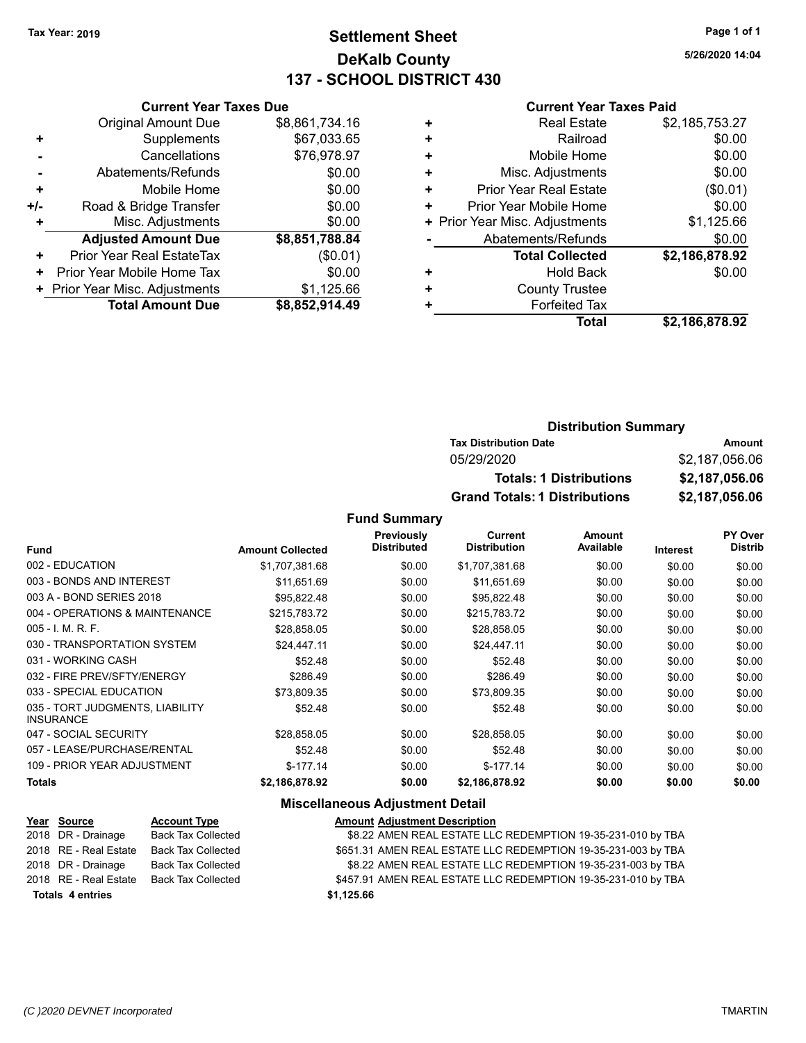Tax Year: 2019

# Settlement Sheet
## DeKalb County
## 137 - SCHOOL DISTRICT 430

5/26/2020 14:04

### Current Year Taxes Due

| | | |
|---|---|---|
| | Original Amount Due | $8,861,734.16 |
| + | Supplements | $67,033.65 |
| - | Cancellations | $76,978.97 |
| - | Abatements/Refunds | $0.00 |
| + | Mobile Home | $0.00 |
| +/- | Road & Bridge Transfer | $0.00 |
| + | Misc. Adjustments | $0.00 |
| | **Adjusted Amount Due** | **$8,851,788.84** |
| + | Prior Year Real EstateTax | ($0.01) |
| + | Prior Year Mobile Home Tax | $0.00 |
| + | Prior Year Misc. Adjustments | $1,125.66 |
| | **Total Amount Due** | **$8,852,914.49** |

### Current Year Taxes Paid

| | | |
|---|---|---|
| + | Real Estate | $2,185,753.27 |
| + | Railroad | $0.00 |
| + | Mobile Home | $0.00 |
| + | Misc. Adjustments | $0.00 |
| + | Prior Year Real Estate | ($0.01) |
| + | Prior Year Mobile Home | $0.00 |
| + | Prior Year Misc. Adjustments | $1,125.66 |
| - | Abatements/Refunds | $0.00 |
| | **Total Collected** | **$2,186,878.92** |
| + | Hold Back | $0.00 |
| + | County Trustee | |
| + | Forfeited Tax | |
| | **Total** | **$2,186,878.92** |

### Distribution Summary

| Tax Distribution Date | Amount |
|---|---|
| 05/29/2020 | $2,187,056.06 |
| **Totals: 1 Distributions** | **$2,187,056.06** |
| **Grand Totals: 1 Distributions** | **$2,187,056.06** |

### Fund Summary

| Fund | Amount Collected | Previously Distributed | Current Distribution | Amount Available | Interest | PY Over Distrib |
|---|---|---|---|---|---|---|
| 002 - EDUCATION | $1,707,381.68 | $0.00 | $1,707,381.68 | $0.00 | $0.00 | $0.00 |
| 003 - BONDS AND INTEREST | $11,651.69 | $0.00 | $11,651.69 | $0.00 | $0.00 | $0.00 |
| 003 A - BOND SERIES 2018 | $95,822.48 | $0.00 | $95,822.48 | $0.00 | $0.00 | $0.00 |
| 004 - OPERATIONS & MAINTENANCE | $215,783.72 | $0.00 | $215,783.72 | $0.00 | $0.00 | $0.00 |
| 005 - I. M. R. F. | $28,858.05 | $0.00 | $28,858.05 | $0.00 | $0.00 | $0.00 |
| 030 - TRANSPORTATION SYSTEM | $24,447.11 | $0.00 | $24,447.11 | $0.00 | $0.00 | $0.00 |
| 031 - WORKING CASH | $52.48 | $0.00 | $52.48 | $0.00 | $0.00 | $0.00 |
| 032 - FIRE PREV/SFTY/ENERGY | $286.49 | $0.00 | $286.49 | $0.00 | $0.00 | $0.00 |
| 033 - SPECIAL EDUCATION | $73,809.35 | $0.00 | $73,809.35 | $0.00 | $0.00 | $0.00 |
| 035 - TORT JUDGMENTS, LIABILITY INSURANCE | $52.48 | $0.00 | $52.48 | $0.00 | $0.00 | $0.00 |
| 047 - SOCIAL SECURITY | $28,858.05 | $0.00 | $28,858.05 | $0.00 | $0.00 | $0.00 |
| 057 - LEASE/PURCHASE/RENTAL | $52.48 | $0.00 | $52.48 | $0.00 | $0.00 | $0.00 |
| 109 - PRIOR YEAR ADJUSTMENT | $-177.14 | $0.00 | $-177.14 | $0.00 | $0.00 | $0.00 |
| **Totals** | **$2,186,878.92** | **$0.00** | **$2,186,878.92** | **$0.00** | **$0.00** | **$0.00** |

### Miscellaneous Adjustment Detail

| Year | Source | Account Type | Amount | Adjustment Description |
|---|---|---|---|---|
| 2018 | DR - Drainage | Back Tax Collected | $8.22 | AMEN REAL ESTATE LLC REDEMPTION 19-35-231-010 by TBA |
| 2018 | RE - Real Estate | Back Tax Collected | $651.31 | AMEN REAL ESTATE LLC REDEMPTION 19-35-231-003 by TBA |
| 2018 | DR - Drainage | Back Tax Collected | $8.22 | AMEN REAL ESTATE LLC REDEMPTION 19-35-231-003 by TBA |
| 2018 | RE - Real Estate | Back Tax Collected | $457.91 | AMEN REAL ESTATE LLC REDEMPTION 19-35-231-010 by TBA |
| **Totals 4 entries** | | | **$1,125.66** | |

(C )2020 DEVNET Incorporated — TMARTIN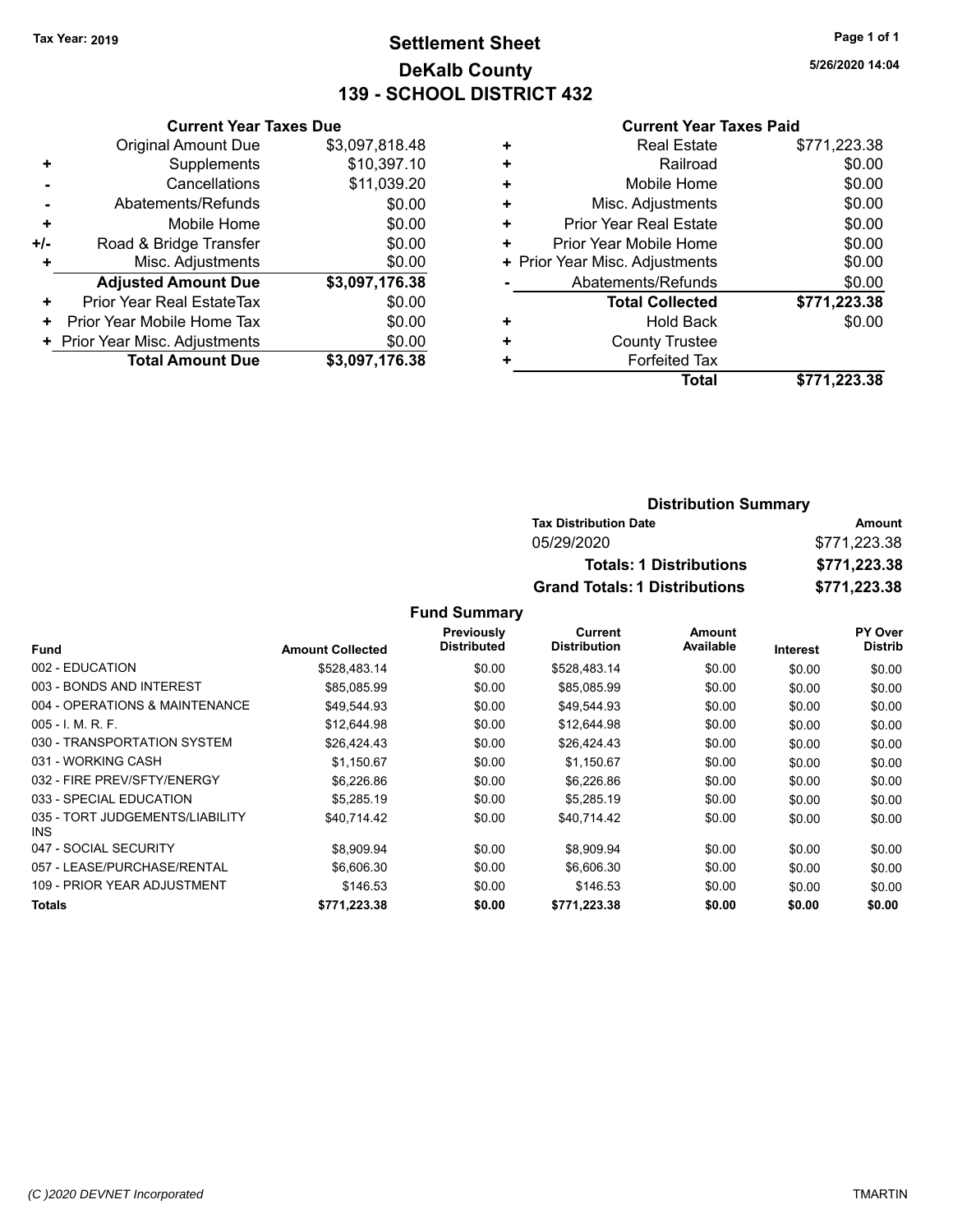Tax Year: 2019

# Settlement Sheet
## DeKalb County
## 139 - SCHOOL DISTRICT 432

5/26/2020 14:04

### Current Year Taxes Due

| | | |
|---|---|---|
| | Original Amount Due | $3,097,818.48 |
| + | Supplements | $10,397.10 |
| - | Cancellations | $11,039.20 |
| - | Abatements/Refunds | $0.00 |
| + | Mobile Home | $0.00 |
| +/- | Road & Bridge Transfer | $0.00 |
| + | Misc. Adjustments | $0.00 |
| | **Adjusted Amount Due** | **$3,097,176.38** |
| + | Prior Year Real EstateTax | $0.00 |
| + | Prior Year Mobile Home Tax | $0.00 |
| + | Prior Year Misc. Adjustments | $0.00 |
| | **Total Amount Due** | **$3,097,176.38** |

### Current Year Taxes Paid

| | | |
|---|---|---|
| + | Real Estate | $771,223.38 |
| + | Railroad | $0.00 |
| + | Mobile Home | $0.00 |
| + | Misc. Adjustments | $0.00 |
| + | Prior Year Real Estate | $0.00 |
| + | Prior Year Mobile Home | $0.00 |
| + | Prior Year Misc. Adjustments | $0.00 |
| - | Abatements/Refunds | $0.00 |
| | **Total Collected** | **$771,223.38** |
| + | Hold Back | $0.00 |
| + | County Trustee | |
| + | Forfeited Tax | |
| | **Total** | **$771,223.38** |

### Distribution Summary

| Tax Distribution Date | | Amount |
|---|---|---|
| 05/29/2020 | | $771,223.38 |
| | **Totals: 1 Distributions** | **$771,223.38** |
| | **Grand Totals: 1 Distributions** | **$771,223.38** |

### Fund Summary

| Fund | Amount Collected | Previously Distributed | Current Distribution | Amount Available | Interest | PY Over Distrib |
|---|---|---|---|---|---|---|
| 002 - EDUCATION | $528,483.14 | $0.00 | $528,483.14 | $0.00 | $0.00 | $0.00 |
| 003 - BONDS AND INTEREST | $85,085.99 | $0.00 | $85,085.99 | $0.00 | $0.00 | $0.00 |
| 004 - OPERATIONS & MAINTENANCE | $49,544.93 | $0.00 | $49,544.93 | $0.00 | $0.00 | $0.00 |
| 005 - I. M. R. F. | $12,644.98 | $0.00 | $12,644.98 | $0.00 | $0.00 | $0.00 |
| 030 - TRANSPORTATION SYSTEM | $26,424.43 | $0.00 | $26,424.43 | $0.00 | $0.00 | $0.00 |
| 031 - WORKING CASH | $1,150.67 | $0.00 | $1,150.67 | $0.00 | $0.00 | $0.00 |
| 032 - FIRE PREV/SFTY/ENERGY | $6,226.86 | $0.00 | $6,226.86 | $0.00 | $0.00 | $0.00 |
| 033 - SPECIAL EDUCATION | $5,285.19 | $0.00 | $5,285.19 | $0.00 | $0.00 | $0.00 |
| 035 - TORT JUDGEMENTS/LIABILITY INS | $40,714.42 | $0.00 | $40,714.42 | $0.00 | $0.00 | $0.00 |
| 047 - SOCIAL SECURITY | $8,909.94 | $0.00 | $8,909.94 | $0.00 | $0.00 | $0.00 |
| 057 - LEASE/PURCHASE/RENTAL | $6,606.30 | $0.00 | $6,606.30 | $0.00 | $0.00 | $0.00 |
| 109 - PRIOR YEAR ADJUSTMENT | $146.53 | $0.00 | $146.53 | $0.00 | $0.00 | $0.00 |
| **Totals** | **$771,223.38** | **$0.00** | **$771,223.38** | **$0.00** | **$0.00** | **$0.00** |

(C )2020 DEVNET Incorporated TMARTIN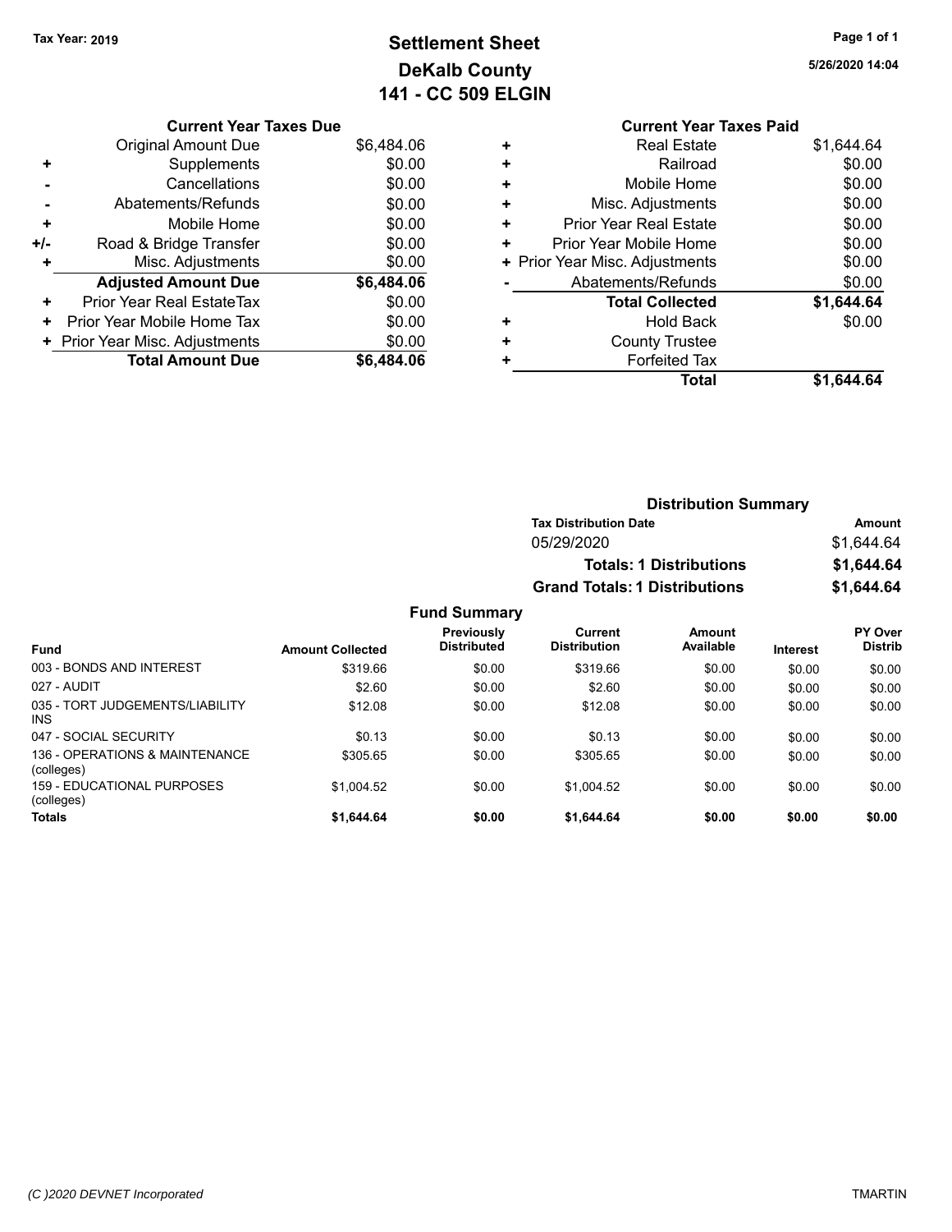Tax Year: 2019

# Settlement Sheet
## DeKalb County
## 141 - CC 509 ELGIN

5/26/2020 14:04

### Current Year Taxes Due

| | | |
|---|---|---|
| | Original Amount Due | $6,484.06 |
| + | Supplements | $0.00 |
| - | Cancellations | $0.00 |
| - | Abatements/Refunds | $0.00 |
| + | Mobile Home | $0.00 |
| +/- | Road & Bridge Transfer | $0.00 |
| + | Misc. Adjustments | $0.00 |
| | **Adjusted Amount Due** | **$6,484.06** |
| + | Prior Year Real EstateTax | $0.00 |
| + | Prior Year Mobile Home Tax | $0.00 |
| + | Prior Year Misc. Adjustments | $0.00 |
| | **Total Amount Due** | **$6,484.06** |

### Current Year Taxes Paid

| | | |
|---|---|---|
| + | Real Estate | $1,644.64 |
| + | Railroad | $0.00 |
| + | Mobile Home | $0.00 |
| + | Misc. Adjustments | $0.00 |
| + | Prior Year Real Estate | $0.00 |
| + | Prior Year Mobile Home | $0.00 |
| + | Prior Year Misc. Adjustments | $0.00 |
| - | Abatements/Refunds | $0.00 |
| | **Total Collected** | **$1,644.64** |
| + | Hold Back | $0.00 |
| + | County Trustee | |
| + | Forfeited Tax | |
| | **Total** | **$1,644.64** |

### Distribution Summary

| Tax Distribution Date | Amount |
|---|---|
| 05/29/2020 | $1,644.64 |
| **Totals: 1 Distributions** | **$1,644.64** |
| **Grand Totals: 1 Distributions** | **$1,644.64** |

### Fund Summary

| Fund | Amount Collected | Previously Distributed | Current Distribution | Amount Available | Interest | PY Over Distrib |
|---|---|---|---|---|---|---|
| 003 - BONDS AND INTEREST | $319.66 | $0.00 | $319.66 | $0.00 | $0.00 | $0.00 |
| 027 - AUDIT | $2.60 | $0.00 | $2.60 | $0.00 | $0.00 | $0.00 |
| 035 - TORT JUDGEMENTS/LIABILITY INS | $12.08 | $0.00 | $12.08 | $0.00 | $0.00 | $0.00 |
| 047 - SOCIAL SECURITY | $0.13 | $0.00 | $0.13 | $0.00 | $0.00 | $0.00 |
| 136 - OPERATIONS & MAINTENANCE (colleges) | $305.65 | $0.00 | $305.65 | $0.00 | $0.00 | $0.00 |
| 159 - EDUCATIONAL PURPOSES (colleges) | $1,004.52 | $0.00 | $1,004.52 | $0.00 | $0.00 | $0.00 |
| **Totals** | **$1,644.64** | **$0.00** | **$1,644.64** | **$0.00** | **$0.00** | **$0.00** |

(C )2020 DEVNET Incorporated — TMARTIN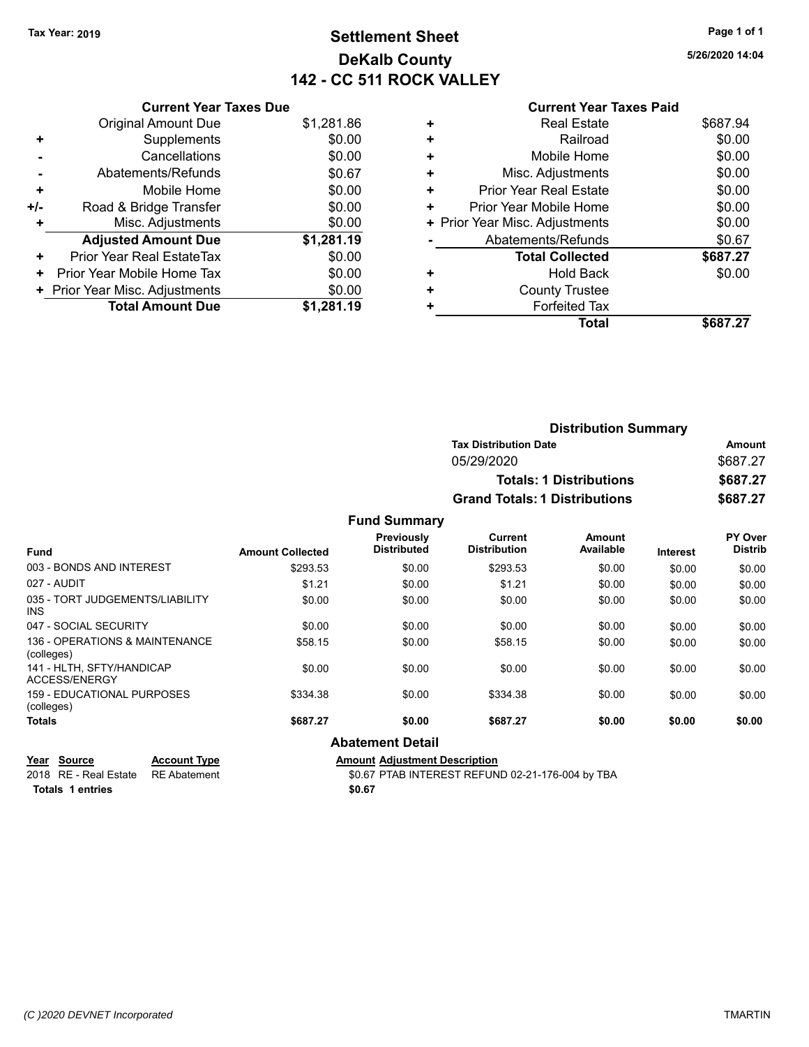Tax Year: 2019

# Settlement Sheet

## DeKalb County

## 142 - CC 511 ROCK VALLEY

5/26/2020 14:04

### Current Year Taxes Due

| | | |
|---|---|---|
| | Original Amount Due | $1,281.86 |
| + | Supplements | $0.00 |
| - | Cancellations | $0.00 |
| - | Abatements/Refunds | $0.67 |
| + | Mobile Home | $0.00 |
| +/- | Road & Bridge Transfer | $0.00 |
| + | Misc. Adjustments | $0.00 |
| | **Adjusted Amount Due** | **$1,281.19** |
| + | Prior Year Real EstateTax | $0.00 |
| + | Prior Year Mobile Home Tax | $0.00 |
| + | Prior Year Misc. Adjustments | $0.00 |
| | **Total Amount Due** | **$1,281.19** |

### Current Year Taxes Paid

| | | |
|---|---|---|
| + | Real Estate | $687.94 |
| + | Railroad | $0.00 |
| + | Mobile Home | $0.00 |
| + | Misc. Adjustments | $0.00 |
| + | Prior Year Real Estate | $0.00 |
| + | Prior Year Mobile Home | $0.00 |
| + | Prior Year Misc. Adjustments | $0.00 |
| - | Abatements/Refunds | $0.67 |
| | **Total Collected** | **$687.27** |
| + | Hold Back | $0.00 |
| + | County Trustee | |
| + | Forfeited Tax | |
| | **Total** | **$687.27** |

### Distribution Summary

| Tax Distribution Date | Amount |
|---|---|
| 05/29/2020 | $687.27 |
| **Totals: 1 Distributions** | **$687.27** |
| **Grand Totals: 1 Distributions** | **$687.27** |

### Fund Summary

| Fund | Amount Collected | Previously Distributed | Current Distribution | Amount Available | Interest | PY Over Distrib |
|---|---|---|---|---|---|---|
| 003 - BONDS AND INTEREST | $293.53 | $0.00 | $293.53 | $0.00 | $0.00 | $0.00 |
| 027 - AUDIT | $1.21 | $0.00 | $1.21 | $0.00 | $0.00 | $0.00 |
| 035 - TORT JUDGEMENTS/LIABILITY INS | $0.00 | $0.00 | $0.00 | $0.00 | $0.00 | $0.00 |
| 047 - SOCIAL SECURITY | $0.00 | $0.00 | $0.00 | $0.00 | $0.00 | $0.00 |
| 136 - OPERATIONS & MAINTENANCE (colleges) | $58.15 | $0.00 | $58.15 | $0.00 | $0.00 | $0.00 |
| 141 - HLTH, SFTY/HANDICAP ACCESS/ENERGY | $0.00 | $0.00 | $0.00 | $0.00 | $0.00 | $0.00 |
| 159 - EDUCATIONAL PURPOSES (colleges) | $334.38 | $0.00 | $334.38 | $0.00 | $0.00 | $0.00 |
| **Totals** | **$687.27** | **$0.00** | **$687.27** | **$0.00** | **$0.00** | **$0.00** |

### Abatement Detail

| Year | Source | Account Type | Amount | Adjustment Description |
|---|---|---|---|---|
| 2018 | RE - Real Estate | RE Abatement | $0.67 | PTAB INTEREST REFUND 02-21-176-004 by TBA |
| **Totals** | **1 entries** | | **$0.67** | |

(C )2020 DEVNET Incorporated

TMARTIN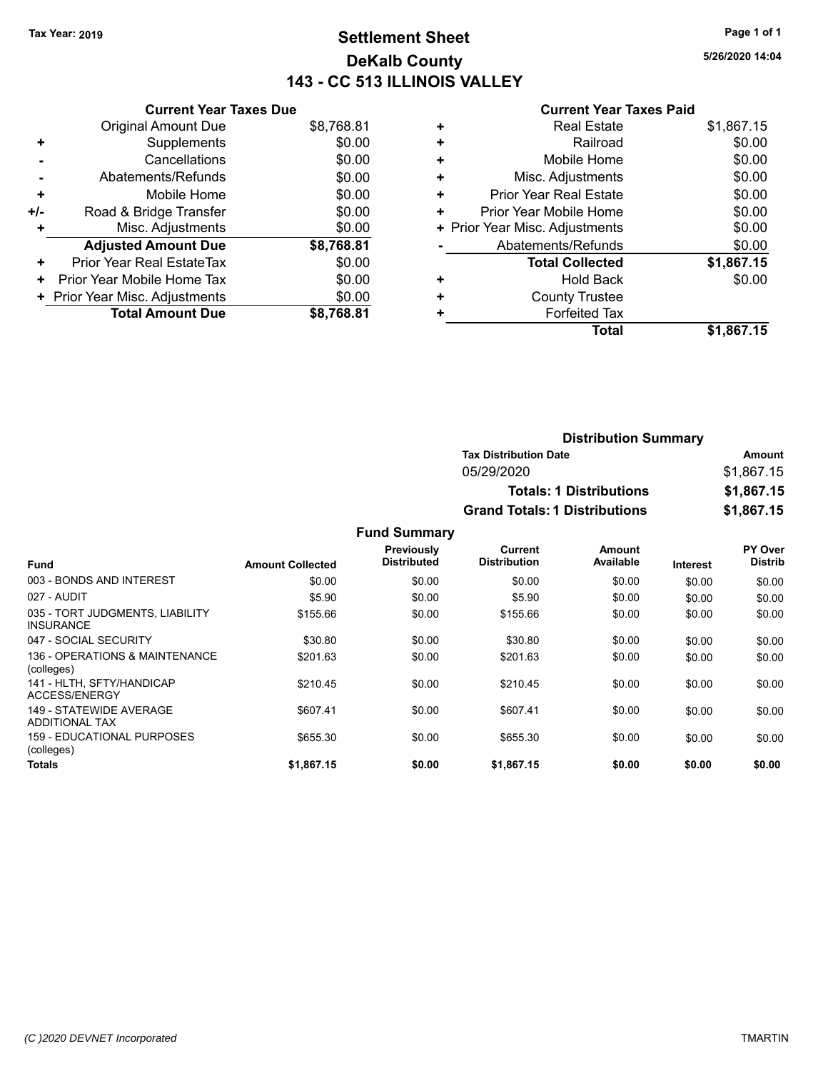Tax Year: 2019

# Settlement Sheet
## DeKalb County
## 143 - CC 513 ILLINOIS VALLEY

5/26/2020 14:04

| | Current Year Taxes Due | |
|---|---|---|
| | Original Amount Due | $8,768.81 |
| + | Supplements | $0.00 |
| - | Cancellations | $0.00 |
| - | Abatements/Refunds | $0.00 |
| + | Mobile Home | $0.00 |
| +/- | Road & Bridge Transfer | $0.00 |
| + | Misc. Adjustments | $0.00 |
| | **Adjusted Amount Due** | **$8,768.81** |
| + | Prior Year Real EstateTax | $0.00 |
| + | Prior Year Mobile Home Tax | $0.00 |
| + | Prior Year Misc. Adjustments | $0.00 |
| | **Total Amount Due** | **$8,768.81** |

| | Current Year Taxes Paid | |
|---|---|---|
| + | Real Estate | $1,867.15 |
| + | Railroad | $0.00 |
| + | Mobile Home | $0.00 |
| + | Misc. Adjustments | $0.00 |
| + | Prior Year Real Estate | $0.00 |
| + | Prior Year Mobile Home | $0.00 |
| + | Prior Year Misc. Adjustments | $0.00 |
| - | Abatements/Refunds | $0.00 |
| | **Total Collected** | **$1,867.15** |
| + | Hold Back | $0.00 |
| + | County Trustee | |
| + | Forfeited Tax | |
| | **Total** | **$1,867.15** |

### Distribution Summary

| Tax Distribution Date | Amount |
|---|---|
| 05/29/2020 | $1,867.15 |
| **Totals: 1 Distributions** | **$1,867.15** |
| **Grand Totals: 1 Distributions** | **$1,867.15** |

### Fund Summary

| Fund | Amount Collected | Previously Distributed | Current Distribution | Amount Available | Interest | PY Over Distrib |
|---|---|---|---|---|---|---|
| 003 - BONDS AND INTEREST | $0.00 | $0.00 | $0.00 | $0.00 | $0.00 | $0.00 |
| 027 - AUDIT | $5.90 | $0.00 | $5.90 | $0.00 | $0.00 | $0.00 |
| 035 - TORT JUDGMENTS, LIABILITY INSURANCE | $155.66 | $0.00 | $155.66 | $0.00 | $0.00 | $0.00 |
| 047 - SOCIAL SECURITY | $30.80 | $0.00 | $30.80 | $0.00 | $0.00 | $0.00 |
| 136 - OPERATIONS & MAINTENANCE (colleges) | $201.63 | $0.00 | $201.63 | $0.00 | $0.00 | $0.00 |
| 141 - HLTH, SFTY/HANDICAP ACCESS/ENERGY | $210.45 | $0.00 | $210.45 | $0.00 | $0.00 | $0.00 |
| 149 - STATEWIDE AVERAGE ADDITIONAL TAX | $607.41 | $0.00 | $607.41 | $0.00 | $0.00 | $0.00 |
| 159 - EDUCATIONAL PURPOSES (colleges) | $655.30 | $0.00 | $655.30 | $0.00 | $0.00 | $0.00 |
| **Totals** | **$1,867.15** | **$0.00** | **$1,867.15** | **$0.00** | **$0.00** | **$0.00** |

(C )2020 DEVNET Incorporated

TMARTIN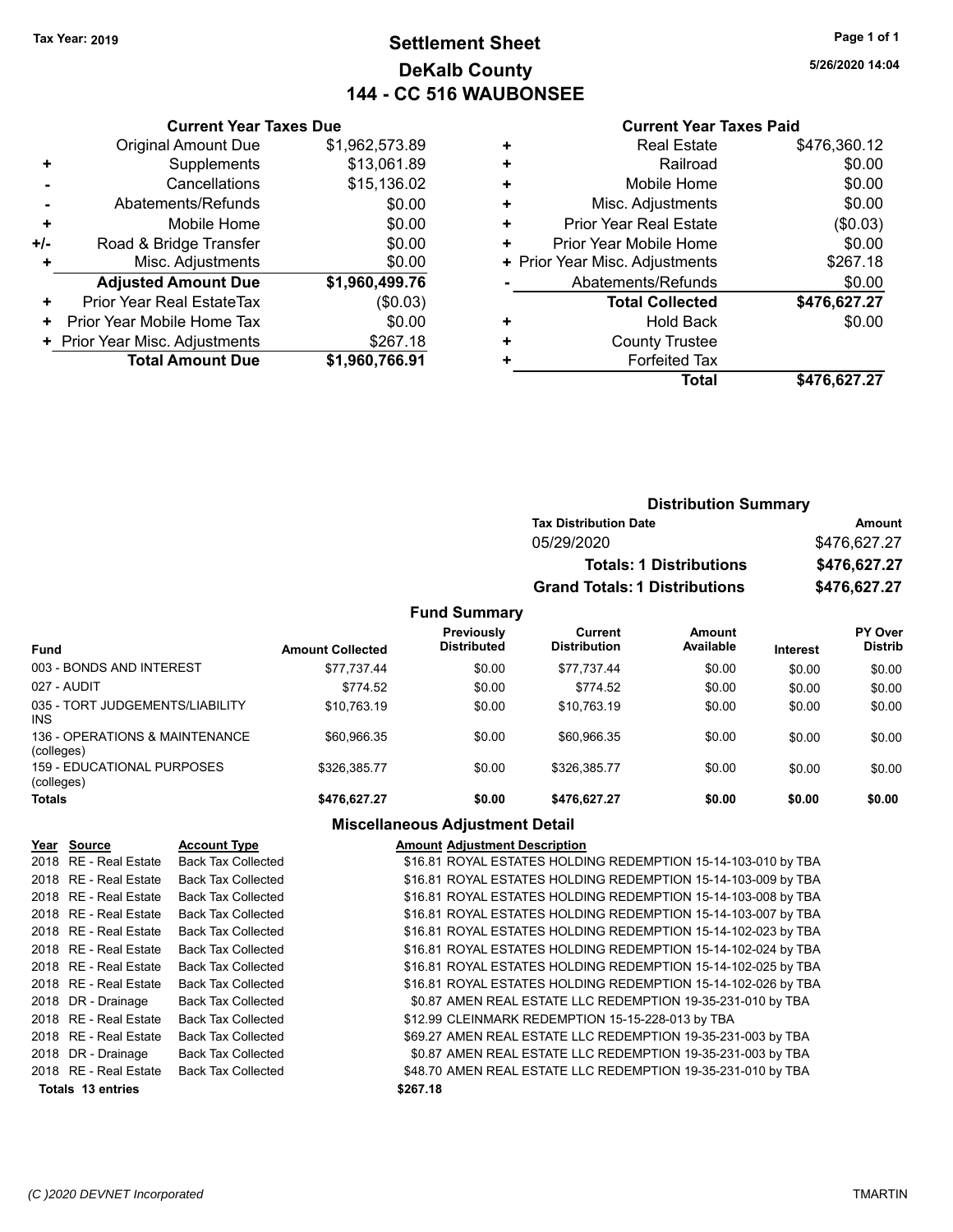Tax Year: 2019

# Settlement Sheet
## DeKalb County
## 144 - CC 516 WAUBONSEE

5/26/2020 14:04

### Current Year Taxes Due

| | | |
|---|---|---|
| | Original Amount Due | $1,962,573.89 |
| + | Supplements | $13,061.89 |
| - | Cancellations | $15,136.02 |
| - | Abatements/Refunds | $0.00 |
| + | Mobile Home | $0.00 |
| +/- | Road & Bridge Transfer | $0.00 |
| + | Misc. Adjustments | $0.00 |
| | **Adjusted Amount Due** | **$1,960,499.76** |
| + | Prior Year Real EstateTax | ($0.03) |
| + | Prior Year Mobile Home Tax | $0.00 |
| + | Prior Year Misc. Adjustments | $267.18 |
| | **Total Amount Due** | **$1,960,766.91** |

### Current Year Taxes Paid

| | | |
|---|---|---|
| + | Real Estate | $476,360.12 |
| + | Railroad | $0.00 |
| + | Mobile Home | $0.00 |
| + | Misc. Adjustments | $0.00 |
| + | Prior Year Real Estate | ($0.03) |
| + | Prior Year Mobile Home | $0.00 |
| + | Prior Year Misc. Adjustments | $267.18 |
| - | Abatements/Refunds | $0.00 |
| | **Total Collected** | **$476,627.27** |
| + | Hold Back | $0.00 |
| + | County Trustee | |
| + | Forfeited Tax | |
| | **Total** | **$476,627.27** |

### Distribution Summary

| Tax Distribution Date | Amount |
|---|---|
| 05/29/2020 | $476,627.27 |
| **Totals: 1 Distributions** | **$476,627.27** |
| **Grand Totals: 1 Distributions** | **$476,627.27** |

### Fund Summary

| Fund | Amount Collected | Previously Distributed | Current Distribution | Amount Available | Interest | PY Over Distrib |
|---|---|---|---|---|---|---|
| 003 - BONDS AND INTEREST | $77,737.44 | $0.00 | $77,737.44 | $0.00 | $0.00 | $0.00 |
| 027 - AUDIT | $774.52 | $0.00 | $774.52 | $0.00 | $0.00 | $0.00 |
| 035 - TORT JUDGEMENTS/LIABILITY INS | $10,763.19 | $0.00 | $10,763.19 | $0.00 | $0.00 | $0.00 |
| 136 - OPERATIONS & MAINTENANCE (colleges) | $60,966.35 | $0.00 | $60,966.35 | $0.00 | $0.00 | $0.00 |
| 159 - EDUCATIONAL PURPOSES (colleges) | $326,385.77 | $0.00 | $326,385.77 | $0.00 | $0.00 | $0.00 |
| **Totals** | **$476,627.27** | **$0.00** | **$476,627.27** | **$0.00** | **$0.00** | **$0.00** |

### Miscellaneous Adjustment Detail

| Year | Source | Account Type | Amount | Adjustment Description |
|---|---|---|---|---|
| 2018 | RE - Real Estate | Back Tax Collected | $16.81 | ROYAL ESTATES HOLDING REDEMPTION 15-14-103-010 by TBA |
| 2018 | RE - Real Estate | Back Tax Collected | $16.81 | ROYAL ESTATES HOLDING REDEMPTION 15-14-103-009 by TBA |
| 2018 | RE - Real Estate | Back Tax Collected | $16.81 | ROYAL ESTATES HOLDING REDEMPTION 15-14-103-008 by TBA |
| 2018 | RE - Real Estate | Back Tax Collected | $16.81 | ROYAL ESTATES HOLDING REDEMPTION 15-14-103-007 by TBA |
| 2018 | RE - Real Estate | Back Tax Collected | $16.81 | ROYAL ESTATES HOLDING REDEMPTION 15-14-102-023 by TBA |
| 2018 | RE - Real Estate | Back Tax Collected | $16.81 | ROYAL ESTATES HOLDING REDEMPTION 15-14-102-024 by TBA |
| 2018 | RE - Real Estate | Back Tax Collected | $16.81 | ROYAL ESTATES HOLDING REDEMPTION 15-14-102-025 by TBA |
| 2018 | RE - Real Estate | Back Tax Collected | $16.81 | ROYAL ESTATES HOLDING REDEMPTION 15-14-102-026 by TBA |
| 2018 | DR - Drainage | Back Tax Collected | $0.87 | AMEN REAL ESTATE LLC REDEMPTION 19-35-231-010 by TBA |
| 2018 | RE - Real Estate | Back Tax Collected | $12.99 | CLEINMARK REDEMPTION 15-15-228-013 by TBA |
| 2018 | RE - Real Estate | Back Tax Collected | $69.27 | AMEN REAL ESTATE LLC REDEMPTION 19-35-231-003 by TBA |
| 2018 | DR - Drainage | Back Tax Collected | $0.87 | AMEN REAL ESTATE LLC REDEMPTION 19-35-231-003 by TBA |
| 2018 | RE - Real Estate | Back Tax Collected | $48.70 | AMEN REAL ESTATE LLC REDEMPTION 19-35-231-010 by TBA |
| **Totals** | **13 entries** | | **$267.18** | |

(C )2020 DEVNET Incorporated — TMARTIN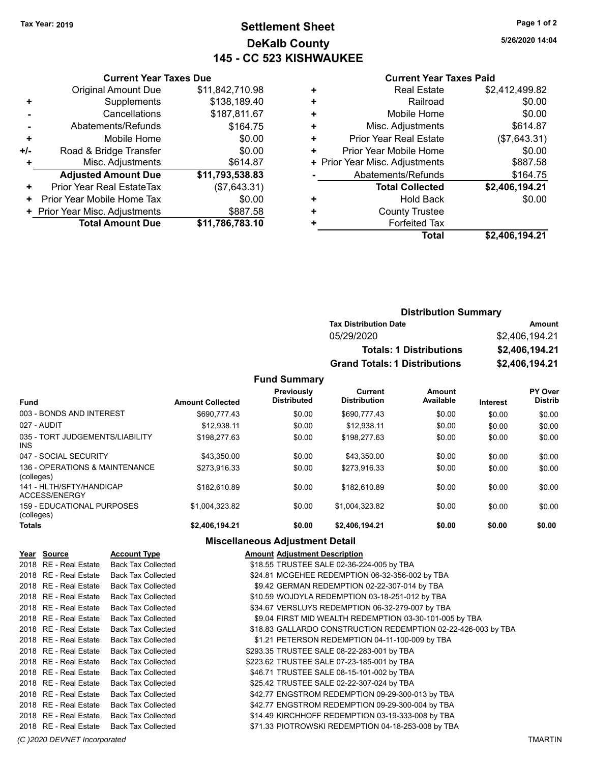Tax Year: 2019

# Settlement Sheet
## DeKalb County
## 145 - CC 523 KISHWAUKEE

5/26/2020 14:04

### Current Year Taxes Due

| | | |
|---|---|---|
| | Original Amount Due | $11,842,710.98 |
| + | Supplements | $138,189.40 |
| - | Cancellations | $187,811.67 |
| - | Abatements/Refunds | $164.75 |
| + | Mobile Home | $0.00 |
| +/- | Road & Bridge Transfer | $0.00 |
| + | Misc. Adjustments | $614.87 |
| | **Adjusted Amount Due** | **$11,793,538.83** |
| + | Prior Year Real EstateTax | ($7,643.31) |
| + | Prior Year Mobile Home Tax | $0.00 |
| + | Prior Year Misc. Adjustments | $887.58 |
| | **Total Amount Due** | **$11,786,783.10** |

### Current Year Taxes Paid

| | | |
|---|---|---|
| + | Real Estate | $2,412,499.82 |
| + | Railroad | $0.00 |
| + | Mobile Home | $0.00 |
| + | Misc. Adjustments | $614.87 |
| + | Prior Year Real Estate | ($7,643.31) |
| + | Prior Year Mobile Home | $0.00 |
| + | Prior Year Misc. Adjustments | $887.58 |
| - | Abatements/Refunds | $164.75 |
| | **Total Collected** | **$2,406,194.21** |
| + | Hold Back | $0.00 |
| + | County Trustee | |
| + | Forfeited Tax | |
| | **Total** | **$2,406,194.21** |

### Distribution Summary

| Tax Distribution Date | Amount |
|---|---|
| 05/29/2020 | $2,406,194.21 |
| **Totals: 1 Distributions** | **$2,406,194.21** |
| **Grand Totals: 1 Distributions** | **$2,406,194.21** |

### Fund Summary

| Fund | Amount Collected | Previously Distributed | Current Distribution | Amount Available | Interest | PY Over Distrib |
|---|---|---|---|---|---|---|
| 003 - BONDS AND INTEREST | $690,777.43 | $0.00 | $690,777.43 | $0.00 | $0.00 | $0.00 |
| 027 - AUDIT | $12,938.11 | $0.00 | $12,938.11 | $0.00 | $0.00 | $0.00 |
| 035 - TORT JUDGEMENTS/LIABILITY INS | $198,277.63 | $0.00 | $198,277.63 | $0.00 | $0.00 | $0.00 |
| 047 - SOCIAL SECURITY | $43,350.00 | $0.00 | $43,350.00 | $0.00 | $0.00 | $0.00 |
| 136 - OPERATIONS & MAINTENANCE (colleges) | $273,916.33 | $0.00 | $273,916.33 | $0.00 | $0.00 | $0.00 |
| 141 - HLTH/SFTY/HANDICAP ACCESS/ENERGY | $182,610.89 | $0.00 | $182,610.89 | $0.00 | $0.00 | $0.00 |
| 159 - EDUCATIONAL PURPOSES (colleges) | $1,004,323.82 | $0.00 | $1,004,323.82 | $0.00 | $0.00 | $0.00 |
| **Totals** | **$2,406,194.21** | **$0.00** | **$2,406,194.21** | **$0.00** | **$0.00** | **$0.00** |

### Miscellaneous Adjustment Detail

| Year | Source | Account Type | Amount | Adjustment Description |
|---|---|---|---|---|
| 2018 | RE - Real Estate | Back Tax Collected | $18.55 | TRUSTEE SALE 02-36-224-005 by TBA |
| 2018 | RE - Real Estate | Back Tax Collected | $24.81 | MCGEHEE REDEMPTION 06-32-356-002 by TBA |
| 2018 | RE - Real Estate | Back Tax Collected | $9.42 | GERMAN REDEMPTION 02-22-307-014 by TBA |
| 2018 | RE - Real Estate | Back Tax Collected | $10.59 | WOJDYLA REDEMPTION 03-18-251-012 by TBA |
| 2018 | RE - Real Estate | Back Tax Collected | $34.67 | VERSLUYS REDEMPTION 06-32-279-007 by TBA |
| 2018 | RE - Real Estate | Back Tax Collected | $9.04 | FIRST MID WEALTH REDEMPTION 03-30-101-005 by TBA |
| 2018 | RE - Real Estate | Back Tax Collected | $18.83 | GALLARDO CONSTRUCTION REDEMPTION 02-22-426-003 by TBA |
| 2018 | RE - Real Estate | Back Tax Collected | $1.21 | PETERSON REDEMPTION 04-11-100-009 by TBA |
| 2018 | RE - Real Estate | Back Tax Collected | $293.35 | TRUSTEE SALE 08-22-283-001 by TBA |
| 2018 | RE - Real Estate | Back Tax Collected | $223.62 | TRUSTEE SALE 07-23-185-001 by TBA |
| 2018 | RE - Real Estate | Back Tax Collected | $46.71 | TRUSTEE SALE 08-15-101-002 by TBA |
| 2018 | RE - Real Estate | Back Tax Collected | $25.42 | TRUSTEE SALE 02-22-307-024 by TBA |
| 2018 | RE - Real Estate | Back Tax Collected | $42.77 | ENGSTROM REDEMPTION 09-29-300-013 by TBA |
| 2018 | RE - Real Estate | Back Tax Collected | $42.77 | ENGSTROM REDEMPTION 09-29-300-004 by TBA |
| 2018 | RE - Real Estate | Back Tax Collected | $14.49 | KIRCHHOFF REDEMPTION 03-19-333-008 by TBA |
| 2018 | RE - Real Estate | Back Tax Collected | $71.33 | PIOTROWSKI REDEMPTION 04-18-253-008 by TBA |

(C )2020 DEVNET Incorporated TMARTIN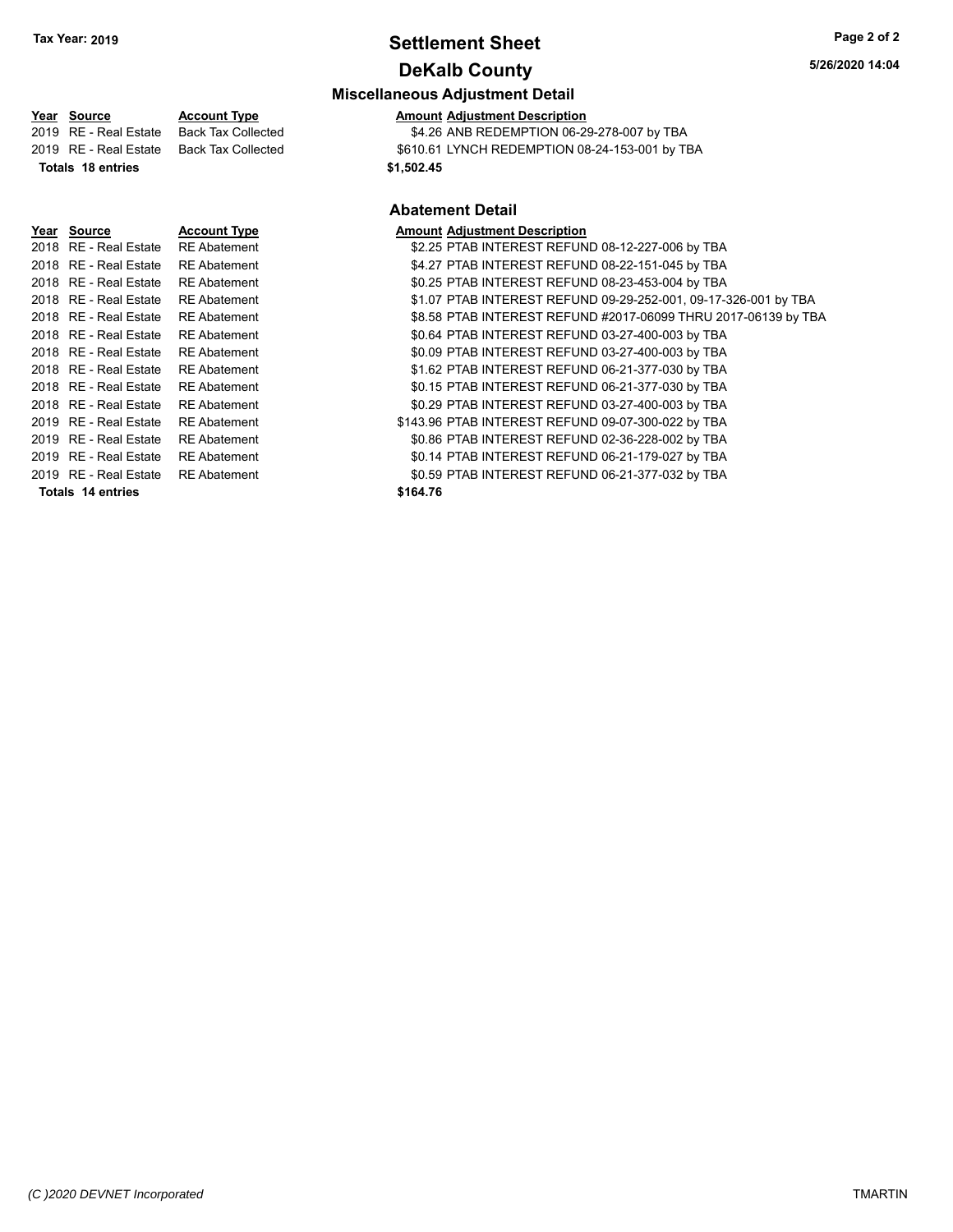# Settlement Sheet

## DeKalb County

Tax Year: 2019

### Miscellaneous Adjustment Detail

| Year | Source | Account Type | Amount | Adjustment Description |
|---|---|---|---|---|
| 2019 | RE - Real Estate | Back Tax Collected | $4.26 | ANB REDEMPTION 06-29-278-007 by TBA |
| 2019 | RE - Real Estate | Back Tax Collected | $610.61 | LYNCH REDEMPTION 08-24-153-001 by TBA |
| **Totals** | **18 entries** | | **$1,502.45** | |

### Abatement Detail

| Year | Source | Account Type | Amount | Adjustment Description |
|---|---|---|---|---|
| 2018 | RE - Real Estate | RE Abatement | $2.25 | PTAB INTEREST REFUND 08-12-227-006 by TBA |
| 2018 | RE - Real Estate | RE Abatement | $4.27 | PTAB INTEREST REFUND 08-22-151-045 by TBA |
| 2018 | RE - Real Estate | RE Abatement | $0.25 | PTAB INTEREST REFUND 08-23-453-004 by TBA |
| 2018 | RE - Real Estate | RE Abatement | $1.07 | PTAB INTEREST REFUND 09-29-252-001, 09-17-326-001 by TBA |
| 2018 | RE - Real Estate | RE Abatement | $8.58 | PTAB INTEREST REFUND #2017-06099 THRU 2017-06139 by TBA |
| 2018 | RE - Real Estate | RE Abatement | $0.64 | PTAB INTEREST REFUND 03-27-400-003 by TBA |
| 2018 | RE - Real Estate | RE Abatement | $0.09 | PTAB INTEREST REFUND 03-27-400-003 by TBA |
| 2018 | RE - Real Estate | RE Abatement | $1.62 | PTAB INTEREST REFUND 06-21-377-030 by TBA |
| 2018 | RE - Real Estate | RE Abatement | $0.15 | PTAB INTEREST REFUND 06-21-377-030 by TBA |
| 2018 | RE - Real Estate | RE Abatement | $0.29 | PTAB INTEREST REFUND 03-27-400-003 by TBA |
| 2019 | RE - Real Estate | RE Abatement | $143.96 | PTAB INTEREST REFUND 09-07-300-022 by TBA |
| 2019 | RE - Real Estate | RE Abatement | $0.86 | PTAB INTEREST REFUND 02-36-228-002 by TBA |
| 2019 | RE - Real Estate | RE Abatement | $0.14 | PTAB INTEREST REFUND 06-21-179-027 by TBA |
| 2019 | RE - Real Estate | RE Abatement | $0.59 | PTAB INTEREST REFUND 06-21-377-032 by TBA |
| **Totals** | **14 entries** | | **$164.76** | |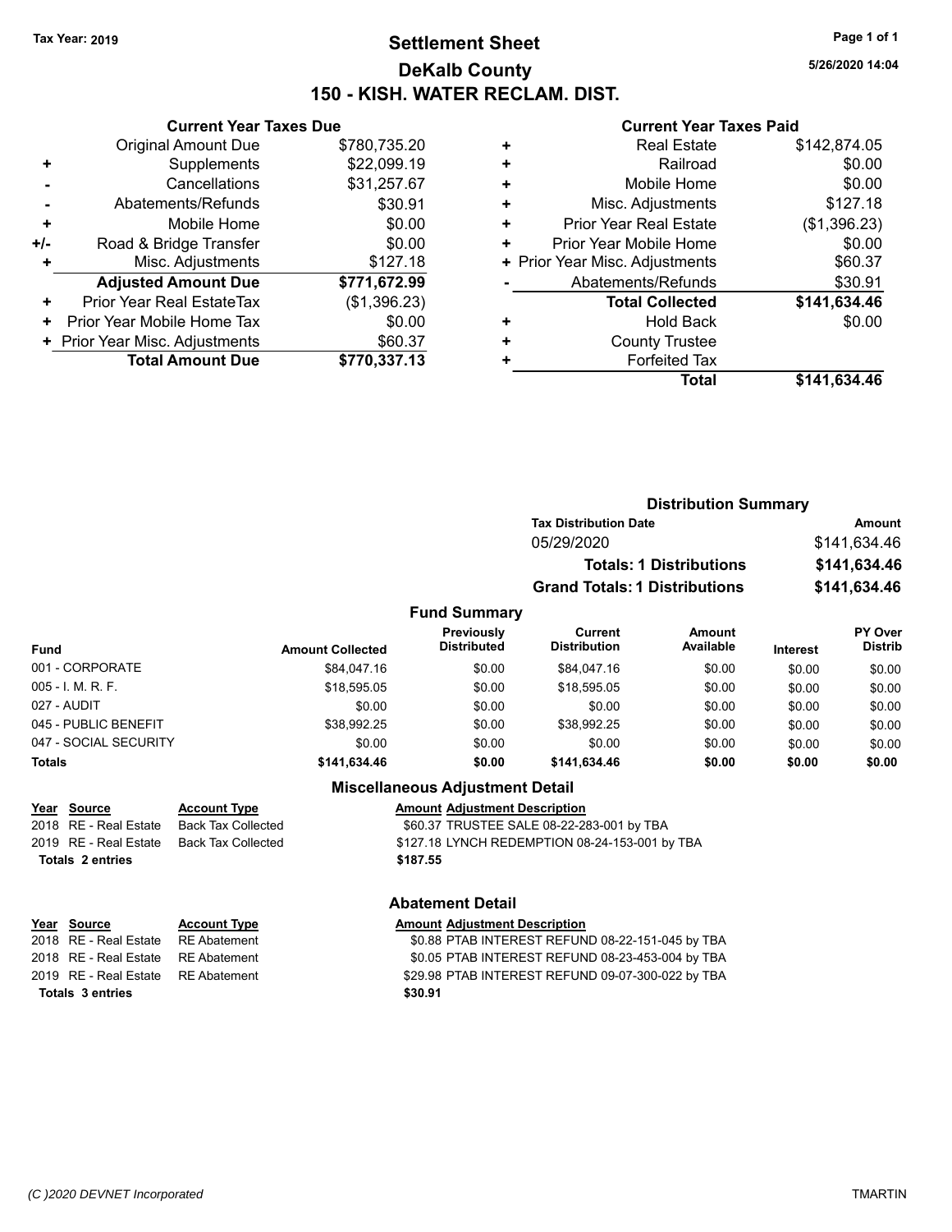Tax Year: 2019

# Settlement Sheet

## DeKalb County

## 150 - KISH. WATER RECLAM. DIST.

### Current Year Taxes Due

| | | |
|---|---|---|
| | Original Amount Due | $780,735.20 |
| + | Supplements | $22,099.19 |
| - | Cancellations | $31,257.67 |
| - | Abatements/Refunds | $30.91 |
| + | Mobile Home | $0.00 |
| +/- | Road & Bridge Transfer | $0.00 |
| + | Misc. Adjustments | $127.18 |
| | **Adjusted Amount Due** | **$771,672.99** |
| + | Prior Year Real EstateTax | ($1,396.23) |
| + | Prior Year Mobile Home Tax | $0.00 |
| + | Prior Year Misc. Adjustments | $60.37 |
| | **Total Amount Due** | **$770,337.13** |

### Current Year Taxes Paid

| | | |
|---|---|---|
| + | Real Estate | $142,874.05 |
| + | Railroad | $0.00 |
| + | Mobile Home | $0.00 |
| + | Misc. Adjustments | $127.18 |
| + | Prior Year Real Estate | ($1,396.23) |
| + | Prior Year Mobile Home | $0.00 |
| + | Prior Year Misc. Adjustments | $60.37 |
| - | Abatements/Refunds | $30.91 |
| | **Total Collected** | **$141,634.46** |
| + | Hold Back | $0.00 |
| + | County Trustee | |
| + | Forfeited Tax | |
| | **Total** | **$141,634.46** |

### Distribution Summary

| Tax Distribution Date | Amount |
|---|---|
| 05/29/2020 | $141,634.46 |
| **Totals: 1 Distributions** | **$141,634.46** |
| **Grand Totals: 1 Distributions** | **$141,634.46** |

### Fund Summary

| Fund | Amount Collected | Previously Distributed | Current Distribution | Amount Available | Interest | PY Over Distrib |
|---|---|---|---|---|---|---|
| 001 - CORPORATE | $84,047.16 | $0.00 | $84,047.16 | $0.00 | $0.00 | $0.00 |
| 005 - I. M. R. F. | $18,595.05 | $0.00 | $18,595.05 | $0.00 | $0.00 | $0.00 |
| 027 - AUDIT | $0.00 | $0.00 | $0.00 | $0.00 | $0.00 | $0.00 |
| 045 - PUBLIC BENEFIT | $38,992.25 | $0.00 | $38,992.25 | $0.00 | $0.00 | $0.00 |
| 047 - SOCIAL SECURITY | $0.00 | $0.00 | $0.00 | $0.00 | $0.00 | $0.00 |
| **Totals** | **$141,634.46** | **$0.00** | **$141,634.46** | **$0.00** | **$0.00** | **$0.00** |

### Miscellaneous Adjustment Detail

| Year | Source | Account Type | Amount | Adjustment Description |
|---|---|---|---|---|
| 2018 | RE - Real Estate | Back Tax Collected | $60.37 | TRUSTEE SALE 08-22-283-001 by TBA |
| 2019 | RE - Real Estate | Back Tax Collected | $127.18 | LYNCH REDEMPTION 08-24-153-001 by TBA |
| **Totals 2 entries** | | | **$187.55** | |

### Abatement Detail

| Year | Source | Account Type | Amount | Adjustment Description |
|---|---|---|---|---|
| 2018 | RE - Real Estate | RE Abatement | $0.88 | PTAB INTEREST REFUND 08-22-151-045 by TBA |
| 2018 | RE - Real Estate | RE Abatement | $0.05 | PTAB INTEREST REFUND 08-23-453-004 by TBA |
| 2019 | RE - Real Estate | RE Abatement | $29.98 | PTAB INTEREST REFUND 09-07-300-022 by TBA |
| **Totals 3 entries** | | | **$30.91** | |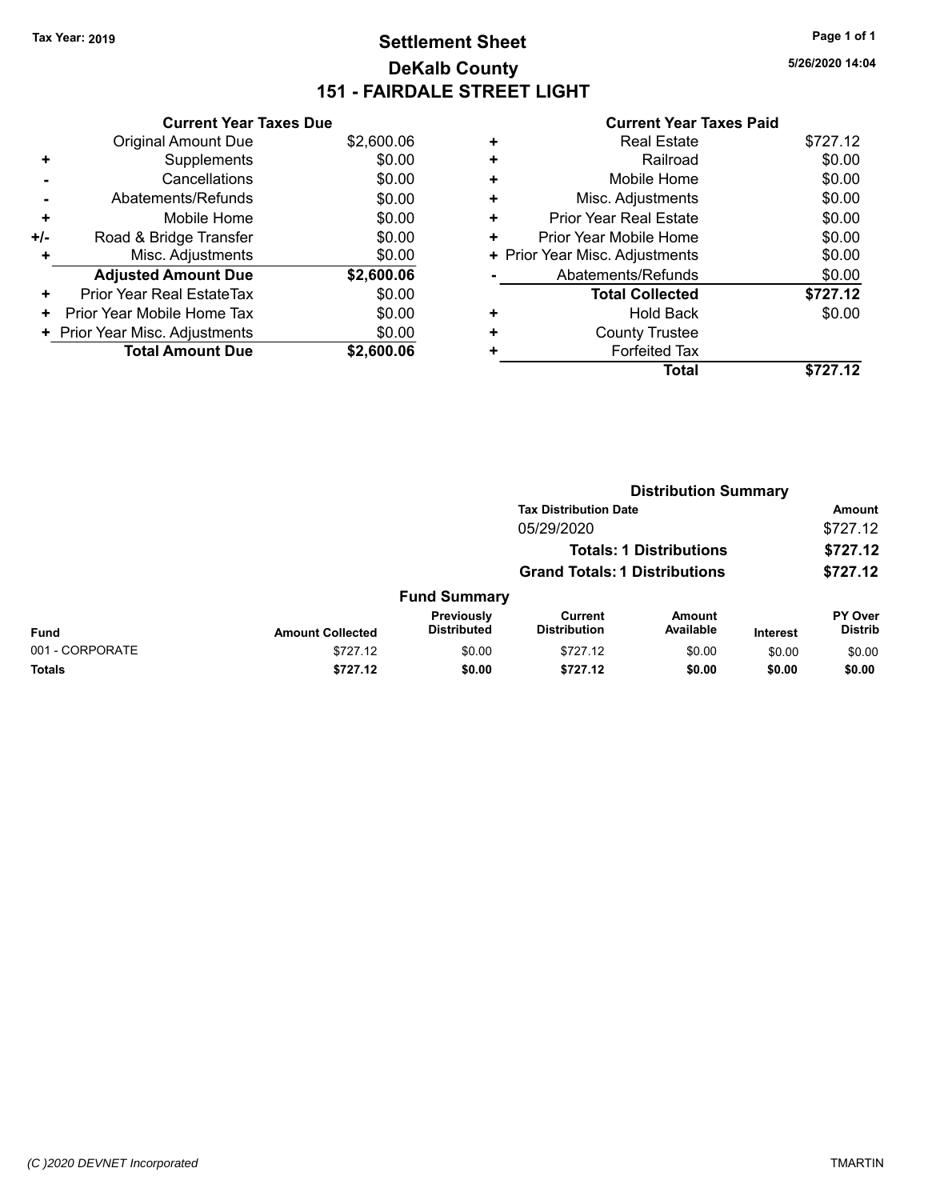Tax Year: 2019

# Settlement Sheet
## DeKalb County
## 151 - FAIRDALE STREET LIGHT

5/26/2020 14:04

| | Current Year Taxes Due | |
|---|---|---|
| | Original Amount Due | $2,600.06 |
| + | Supplements | $0.00 |
| - | Cancellations | $0.00 |
| - | Abatements/Refunds | $0.00 |
| + | Mobile Home | $0.00 |
| +/- | Road & Bridge Transfer | $0.00 |
| + | Misc. Adjustments | $0.00 |
| | **Adjusted Amount Due** | **$2,600.06** |
| + | Prior Year Real EstateTax | $0.00 |
| + | Prior Year Mobile Home Tax | $0.00 |
| + | Prior Year Misc. Adjustments | $0.00 |
| | **Total Amount Due** | **$2,600.06** |

| | Current Year Taxes Paid | |
|---|---|---|
| + | Real Estate | $727.12 |
| + | Railroad | $0.00 |
| + | Mobile Home | $0.00 |
| + | Misc. Adjustments | $0.00 |
| + | Prior Year Real Estate | $0.00 |
| + | Prior Year Mobile Home | $0.00 |
| + | Prior Year Misc. Adjustments | $0.00 |
| - | Abatements/Refunds | $0.00 |
| | **Total Collected** | **$727.12** |
| + | Hold Back | $0.00 |
| + | County Trustee | |
| + | Forfeited Tax | |
| | **Total** | **$727.12** |

### Distribution Summary

| Tax Distribution Date | Amount |
|---|---|
| 05/29/2020 | $727.12 |
| **Totals: 1 Distributions** | **$727.12** |
| **Grand Totals: 1 Distributions** | **$727.12** |

### Fund Summary

| Fund | Amount Collected | Previously Distributed | Current Distribution | Amount Available | Interest | PY Over Distrib |
|---|---|---|---|---|---|---|
| 001 - CORPORATE | $727.12 | $0.00 | $727.12 | $0.00 | $0.00 | $0.00 |
| **Totals** | **$727.12** | **$0.00** | **$727.12** | **$0.00** | **$0.00** | **$0.00** |

(C )2020 DEVNET Incorporated TMARTIN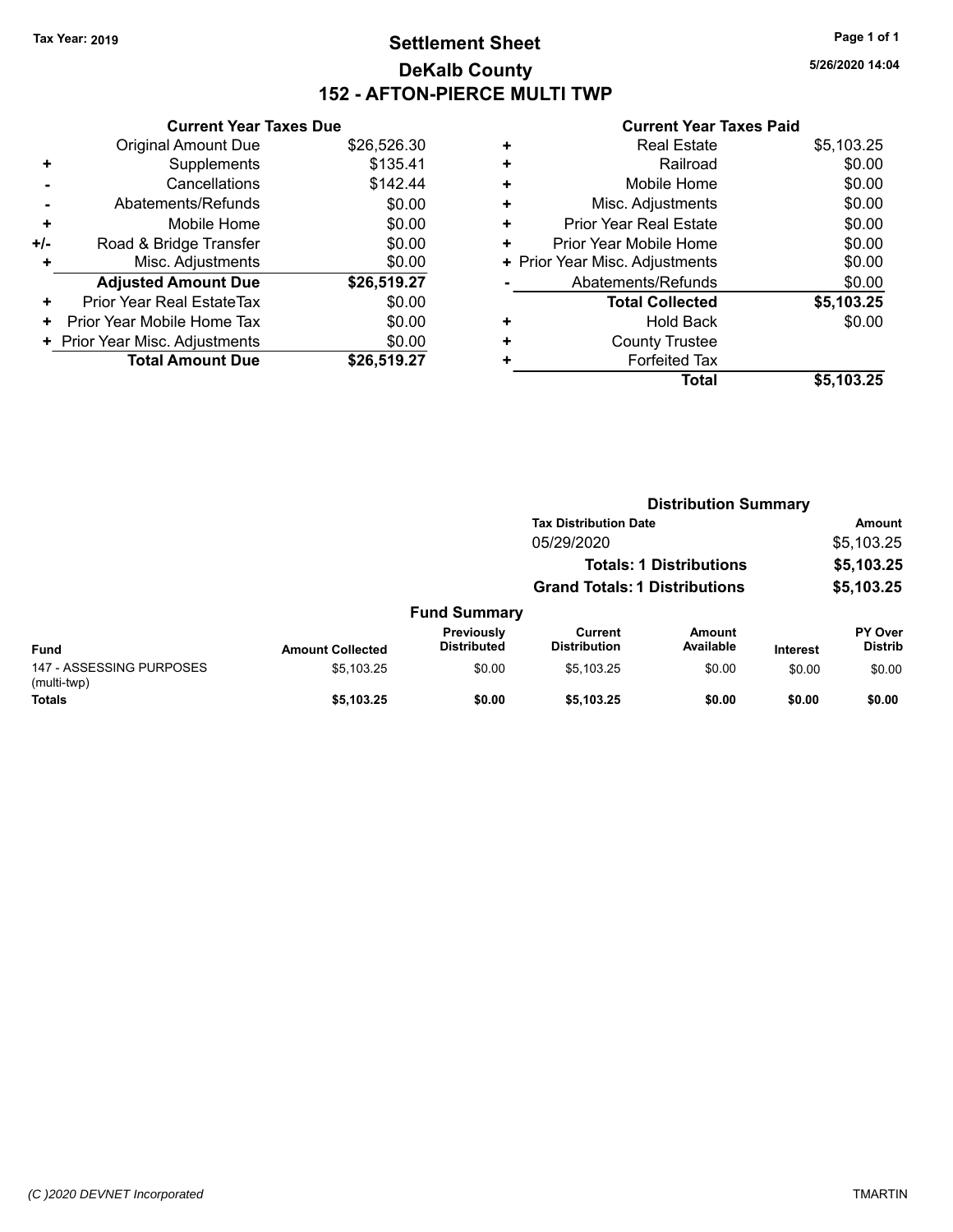**Tax Year: 2019**

# Settlement Sheet
## DeKalb County
## 152 - AFTON-PIERCE MULTI TWP

5/26/2020 14:04

### Current Year Taxes Due

| | | |
|---|---|---|
| | Original Amount Due | $26,526.30 |
| + | Supplements | $135.41 |
| - | Cancellations | $142.44 |
| - | Abatements/Refunds | $0.00 |
| + | Mobile Home | $0.00 |
| +/- | Road & Bridge Transfer | $0.00 |
| + | Misc. Adjustments | $0.00 |
| | **Adjusted Amount Due** | **$26,519.27** |
| + | Prior Year Real EstateTax | $0.00 |
| + | Prior Year Mobile Home Tax | $0.00 |
| + | Prior Year Misc. Adjustments | $0.00 |
| | **Total Amount Due** | **$26,519.27** |

### Current Year Taxes Paid

| | | |
|---|---|---|
| + | Real Estate | $5,103.25 |
| + | Railroad | $0.00 |
| + | Mobile Home | $0.00 |
| + | Misc. Adjustments | $0.00 |
| + | Prior Year Real Estate | $0.00 |
| + | Prior Year Mobile Home | $0.00 |
| + | Prior Year Misc. Adjustments | $0.00 |
| - | Abatements/Refunds | $0.00 |
| | **Total Collected** | **$5,103.25** |
| + | Hold Back | $0.00 |
| + | County Trustee | |
| + | Forfeited Tax | |
| | **Total** | **$5,103.25** |

### Distribution Summary

| Tax Distribution Date | Amount |
|---|---|
| 05/29/2020 | $5,103.25 |
| **Totals: 1 Distributions** | **$5,103.25** |
| **Grand Totals: 1 Distributions** | **$5,103.25** |

### Fund Summary

| Fund | Amount Collected | Previously Distributed | Current Distribution | Amount Available | Interest | PY Over Distrib |
|---|---|---|---|---|---|---|
| 147 - ASSESSING PURPOSES (multi-twp) | $5,103.25 | $0.00 | $5,103.25 | $0.00 | $0.00 | $0.00 |
| **Totals** | **$5,103.25** | **$0.00** | **$5,103.25** | **$0.00** | **$0.00** | **$0.00** |

*(C )2020 DEVNET Incorporated* TMARTIN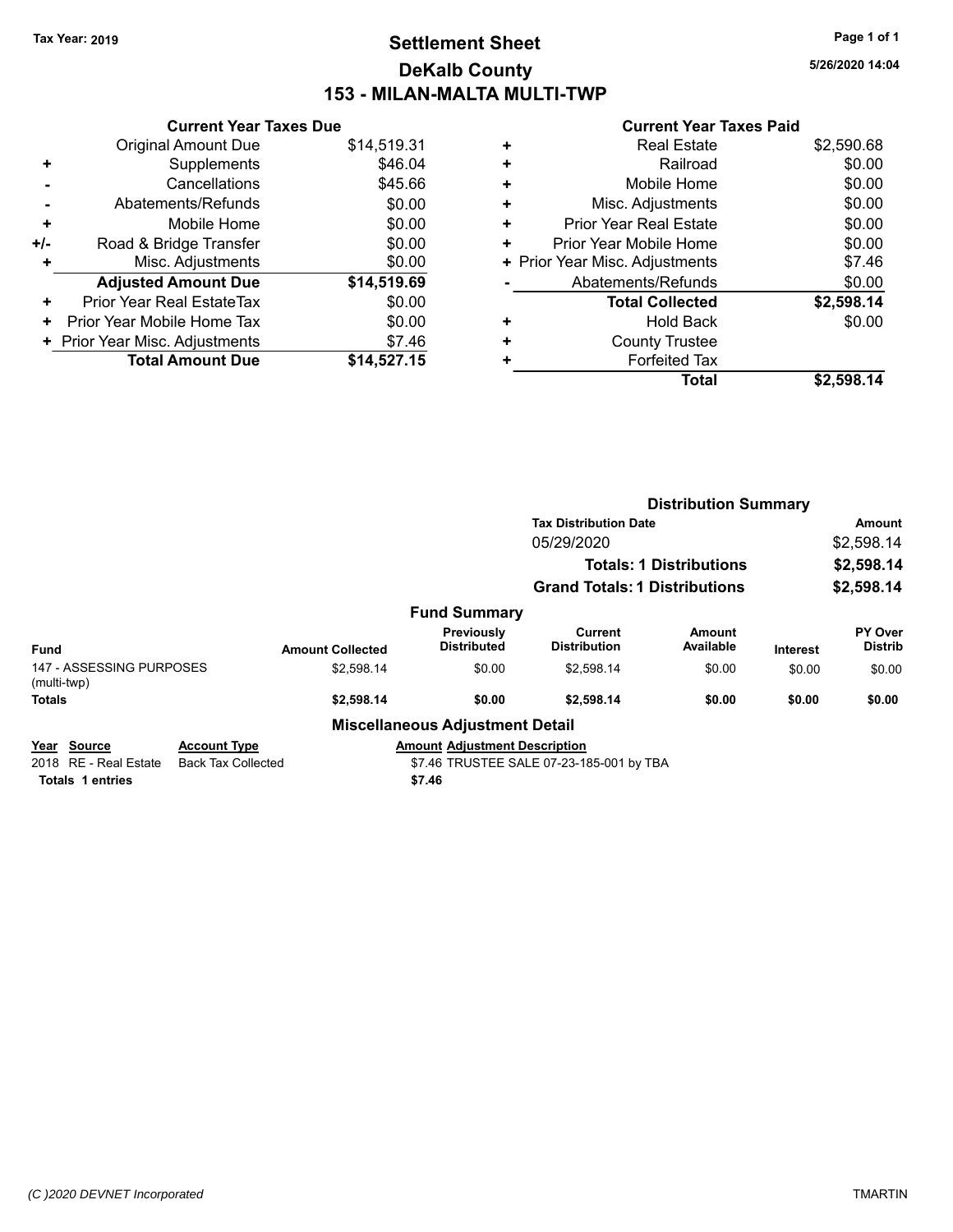**Tax Year: 2019**

# Settlement Sheet
## DeKalb County
## 153 - MILAN-MALTA MULTI-TWP

5/26/2020 14:04

### Current Year Taxes Due

| | | |
|---|---|---|
| | Original Amount Due | $14,519.31 |
| + | Supplements | $46.04 |
| - | Cancellations | $45.66 |
| - | Abatements/Refunds | $0.00 |
| + | Mobile Home | $0.00 |
| +/- | Road & Bridge Transfer | $0.00 |
| + | Misc. Adjustments | $0.00 |
| | **Adjusted Amount Due** | **$14,519.69** |
| + | Prior Year Real EstateTax | $0.00 |
| + | Prior Year Mobile Home Tax | $0.00 |
| + | Prior Year Misc. Adjustments | $7.46 |
| | **Total Amount Due** | **$14,527.15** |

### Current Year Taxes Paid

| | | |
|---|---|---|
| + | Real Estate | $2,590.68 |
| + | Railroad | $0.00 |
| + | Mobile Home | $0.00 |
| + | Misc. Adjustments | $0.00 |
| + | Prior Year Real Estate | $0.00 |
| + | Prior Year Mobile Home | $0.00 |
| + | Prior Year Misc. Adjustments | $7.46 |
| - | Abatements/Refunds | $0.00 |
| | **Total Collected** | **$2,598.14** |
| + | Hold Back | $0.00 |
| + | County Trustee | |
| + | Forfeited Tax | |
| | **Total** | **$2,598.14** |

### Distribution Summary

| Tax Distribution Date | Amount |
|---|---|
| 05/29/2020 | $2,598.14 |
| **Totals: 1 Distributions** | **$2,598.14** |
| **Grand Totals: 1 Distributions** | **$2,598.14** |

### Fund Summary

| Fund | Amount Collected | Previously Distributed | Current Distribution | Amount Available | Interest | PY Over Distrib |
|---|---|---|---|---|---|---|
| 147 - ASSESSING PURPOSES (multi-twp) | $2,598.14 | $0.00 | $2,598.14 | $0.00 | $0.00 | $0.00 |
| **Totals** | **$2,598.14** | **$0.00** | **$2,598.14** | **$0.00** | **$0.00** | **$0.00** |

### Miscellaneous Adjustment Detail

| Year | Source | Account Type | Amount | Adjustment Description |
|---|---|---|---|---|
| 2018 | RE - Real Estate | Back Tax Collected | $7.46 | TRUSTEE SALE 07-23-185-001 by TBA |
| **Totals** | **1 entries** | | **$7.46** | |

*(C )2020 DEVNET Incorporated* TMARTIN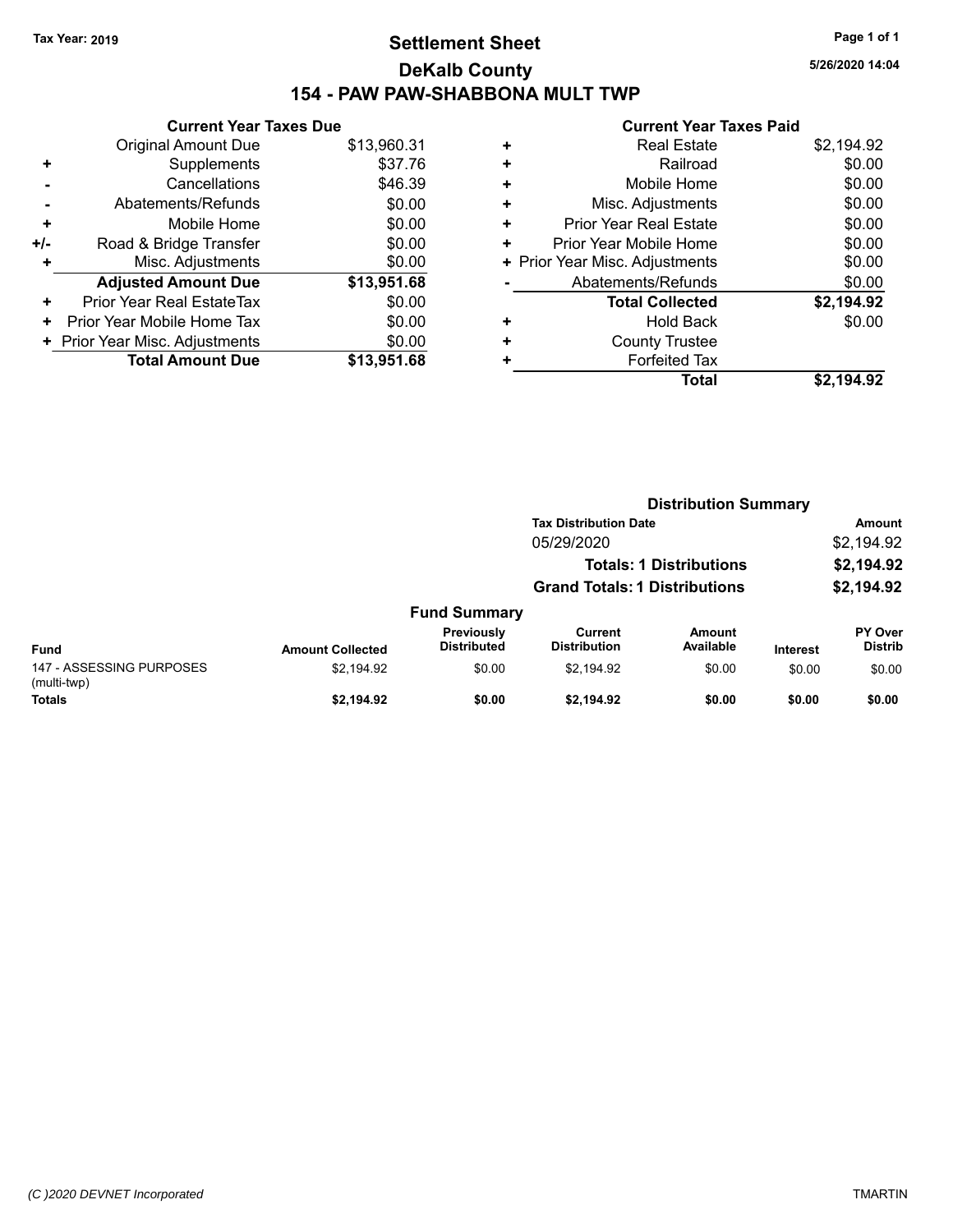Tax Year: 2019

# Settlement Sheet

## DeKalb County

## 154 - PAW PAW-SHABBONA MULT TWP

5/26/2020 14:04

| | Current Year Taxes Due | |
|---|---|---|
| | Original Amount Due | $13,960.31 |
| + | Supplements | $37.76 |
| - | Cancellations | $46.39 |
| - | Abatements/Refunds | $0.00 |
| + | Mobile Home | $0.00 |
| +/- | Road & Bridge Transfer | $0.00 |
| + | Misc. Adjustments | $0.00 |
| | **Adjusted Amount Due** | **$13,951.68** |
| + | Prior Year Real EstateTax | $0.00 |
| + | Prior Year Mobile Home Tax | $0.00 |
| + | Prior Year Misc. Adjustments | $0.00 |
| | **Total Amount Due** | **$13,951.68** |

| | Current Year Taxes Paid | |
|---|---|---|
| + | Real Estate | $2,194.92 |
| + | Railroad | $0.00 |
| + | Mobile Home | $0.00 |
| + | Misc. Adjustments | $0.00 |
| + | Prior Year Real Estate | $0.00 |
| + | Prior Year Mobile Home | $0.00 |
| + | Prior Year Misc. Adjustments | $0.00 |
| - | Abatements/Refunds | $0.00 |
| | **Total Collected** | **$2,194.92** |
| + | Hold Back | $0.00 |
| + | County Trustee | |
| + | Forfeited Tax | |
| | **Total** | **$2,194.92** |

### Distribution Summary

| Tax Distribution Date | Amount |
|---|---|
| 05/29/2020 | $2,194.92 |
| **Totals: 1 Distributions** | **$2,194.92** |
| **Grand Totals: 1 Distributions** | **$2,194.92** |

### Fund Summary

| Fund | Amount Collected | Previously Distributed | Current Distribution | Amount Available | Interest | PY Over Distrib |
|---|---|---|---|---|---|---|
| 147 - ASSESSING PURPOSES (multi-twp) | $2,194.92 | $0.00 | $2,194.92 | $0.00 | $0.00 | $0.00 |
| **Totals** | **$2,194.92** | **$0.00** | **$2,194.92** | **$0.00** | **$0.00** | **$0.00** |

(C )2020 DEVNET Incorporated

TMARTIN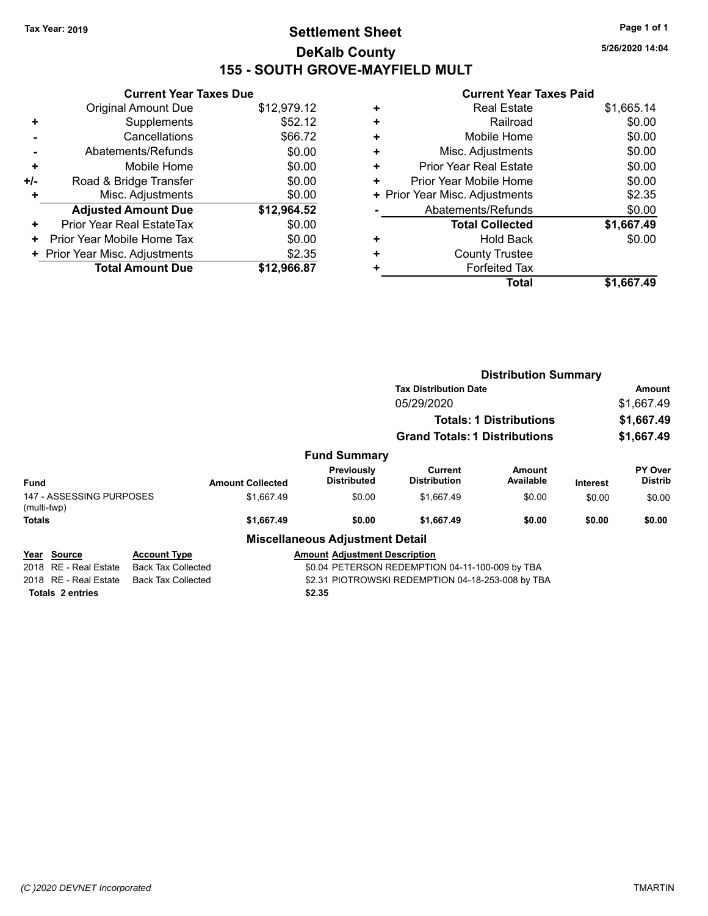**Tax Year: 2019**

# Settlement Sheet

## DeKalb County

## 155 - SOUTH GROVE-MAYFIELD MULT

5/26/2020 14:04

### Current Year Taxes Due

| | | |
|---|---|---|
| | Original Amount Due | $12,979.12 |
| + | Supplements | $52.12 |
| - | Cancellations | $66.72 |
| - | Abatements/Refunds | $0.00 |
| + | Mobile Home | $0.00 |
| +/- | Road & Bridge Transfer | $0.00 |
| + | Misc. Adjustments | $0.00 |
| | **Adjusted Amount Due** | **$12,964.52** |
| + | Prior Year Real EstateTax | $0.00 |
| + | Prior Year Mobile Home Tax | $0.00 |
| + | Prior Year Misc. Adjustments | $2.35 |
| | **Total Amount Due** | **$12,966.87** |

### Current Year Taxes Paid

| | | |
|---|---|---|
| + | Real Estate | $1,665.14 |
| + | Railroad | $0.00 |
| + | Mobile Home | $0.00 |
| + | Misc. Adjustments | $0.00 |
| + | Prior Year Real Estate | $0.00 |
| + | Prior Year Mobile Home | $0.00 |
| + | Prior Year Misc. Adjustments | $2.35 |
| - | Abatements/Refunds | $0.00 |
| | **Total Collected** | **$1,667.49** |
| + | Hold Back | $0.00 |
| + | County Trustee | |
| + | Forfeited Tax | |
| | **Total** | **$1,667.49** |

### Distribution Summary

| Tax Distribution Date | Amount |
|---|---|
| 05/29/2020 | $1,667.49 |
| **Totals: 1 Distributions** | **$1,667.49** |
| **Grand Totals: 1 Distributions** | **$1,667.49** |

### Fund Summary

| Fund | Amount Collected | Previously Distributed | Current Distribution | Amount Available | Interest | PY Over Distrib |
|---|---|---|---|---|---|---|
| 147 - ASSESSING PURPOSES (multi-twp) | $1,667.49 | $0.00 | $1,667.49 | $0.00 | $0.00 | $0.00 |
| **Totals** | **$1,667.49** | **$0.00** | **$1,667.49** | **$0.00** | **$0.00** | **$0.00** |

### Miscellaneous Adjustment Detail

| Year | Source | Account Type | Amount | Adjustment Description |
|---|---|---|---|---|
| 2018 | RE - Real Estate | Back Tax Collected | $0.04 | PETERSON REDEMPTION 04-11-100-009 by TBA |
| 2018 | RE - Real Estate | Back Tax Collected | $2.31 | PIOTROWSKI REDEMPTION 04-18-253-008 by TBA |
| **Totals 2 entries** | | | **$2.35** | |

*(C )2020 DEVNET Incorporated* TMARTIN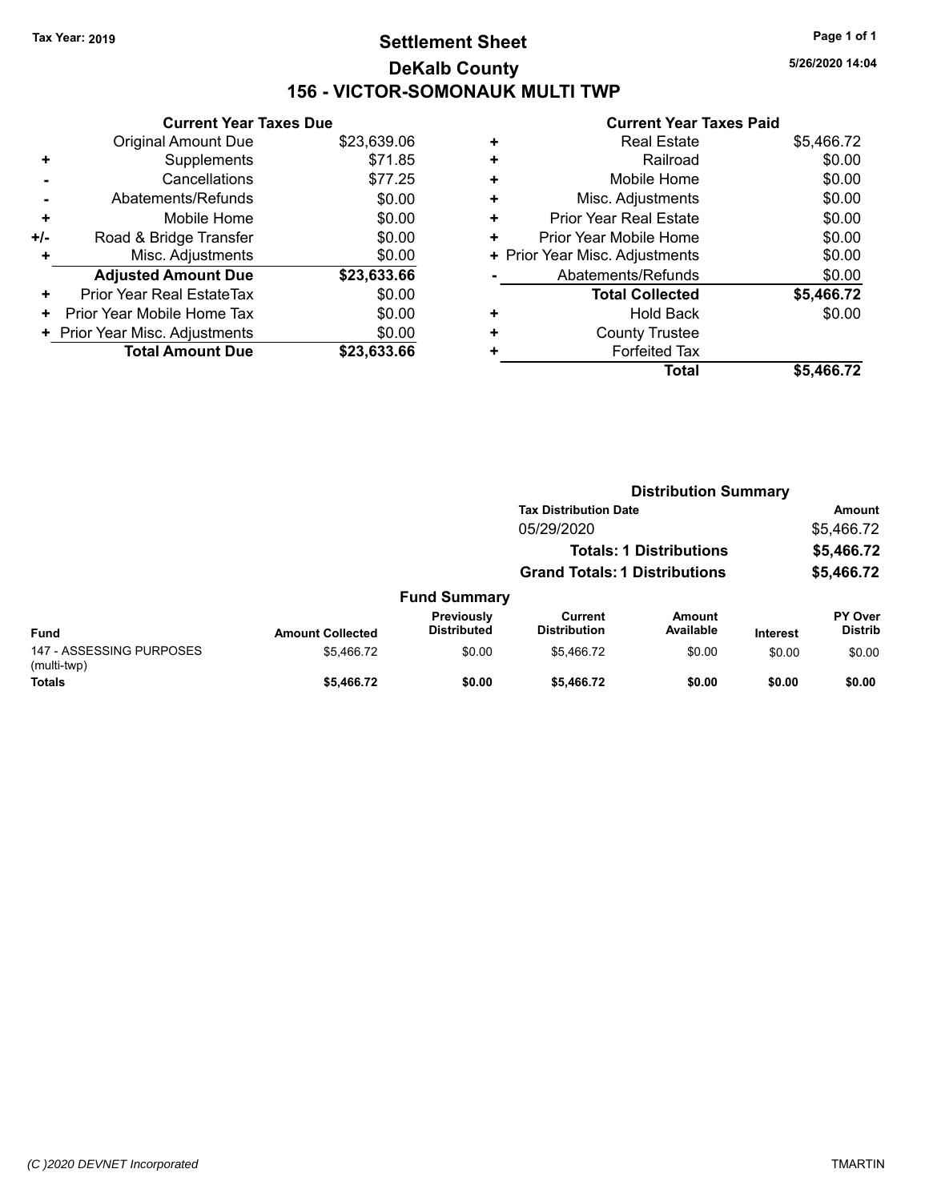Tax Year: 2019

# Settlement Sheet

## DeKalb County

## 156 - VICTOR-SOMONAUK MULTI TWP

5/26/2020 14:04

### Current Year Taxes Due

| | | |
|---|---|---|
| | Original Amount Due | $23,639.06 |
| + | Supplements | $71.85 |
| - | Cancellations | $77.25 |
| - | Abatements/Refunds | $0.00 |
| + | Mobile Home | $0.00 |
| +/- | Road & Bridge Transfer | $0.00 |
| + | Misc. Adjustments | $0.00 |
| | **Adjusted Amount Due** | **$23,633.66** |
| + | Prior Year Real EstateTax | $0.00 |
| + | Prior Year Mobile Home Tax | $0.00 |
| + | Prior Year Misc. Adjustments | $0.00 |
| | **Total Amount Due** | **$23,633.66** |

### Current Year Taxes Paid

| | | |
|---|---|---|
| + | Real Estate | $5,466.72 |
| + | Railroad | $0.00 |
| + | Mobile Home | $0.00 |
| + | Misc. Adjustments | $0.00 |
| + | Prior Year Real Estate | $0.00 |
| + | Prior Year Mobile Home | $0.00 |
| + | Prior Year Misc. Adjustments | $0.00 |
| - | Abatements/Refunds | $0.00 |
| | **Total Collected** | **$5,466.72** |
| + | Hold Back | $0.00 |
| + | County Trustee | |
| + | Forfeited Tax | |
| | **Total** | **$5,466.72** |

### Distribution Summary

| Tax Distribution Date | Amount |
|---|---|
| 05/29/2020 | $5,466.72 |
| **Totals: 1 Distributions** | **$5,466.72** |
| **Grand Totals: 1 Distributions** | **$5,466.72** |

### Fund Summary

| Fund | Amount Collected | Previously Distributed | Current Distribution | Amount Available | Interest | PY Over Distrib |
|---|---|---|---|---|---|---|
| 147 - ASSESSING PURPOSES (multi-twp) | $5,466.72 | $0.00 | $5,466.72 | $0.00 | $0.00 | $0.00 |
| **Totals** | **$5,466.72** | **$0.00** | **$5,466.72** | **$0.00** | **$0.00** | **$0.00** |

(C )2020 DEVNET Incorporated — TMARTIN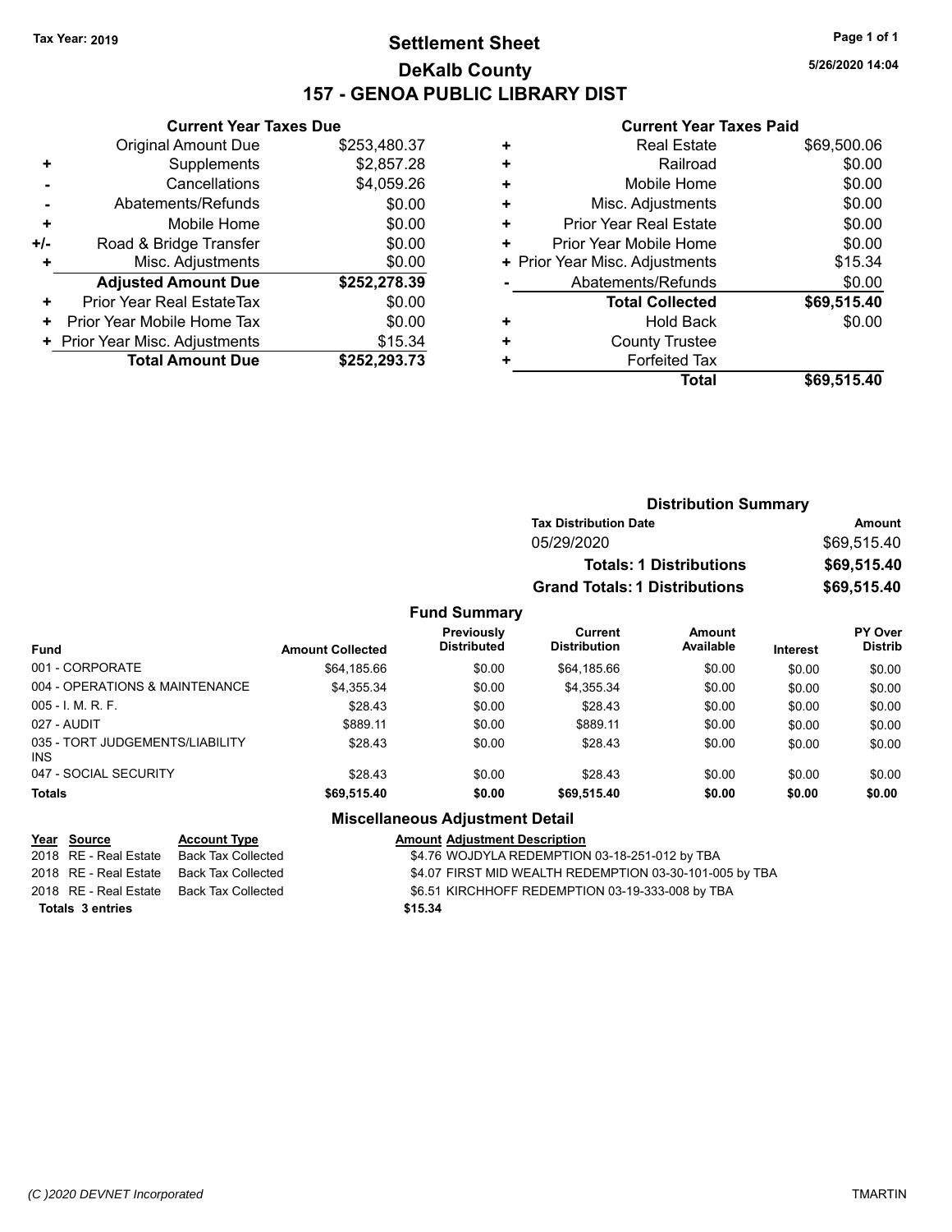Tax Year: 2019

# Settlement Sheet
## DeKalb County
## 157 - GENOA PUBLIC LIBRARY DIST

5/26/2020 14:04

### Current Year Taxes Due

| | | |
|---|---|---|
| | Original Amount Due | $253,480.37 |
| + | Supplements | $2,857.28 |
| - | Cancellations | $4,059.26 |
| - | Abatements/Refunds | $0.00 |
| + | Mobile Home | $0.00 |
| +/- | Road & Bridge Transfer | $0.00 |
| + | Misc. Adjustments | $0.00 |
| | **Adjusted Amount Due** | **$252,278.39** |
| + | Prior Year Real EstateTax | $0.00 |
| + | Prior Year Mobile Home Tax | $0.00 |
| + | Prior Year Misc. Adjustments | $15.34 |
| | **Total Amount Due** | **$252,293.73** |

### Current Year Taxes Paid

| | | |
|---|---|---|
| + | Real Estate | $69,500.06 |
| + | Railroad | $0.00 |
| + | Mobile Home | $0.00 |
| + | Misc. Adjustments | $0.00 |
| + | Prior Year Real Estate | $0.00 |
| + | Prior Year Mobile Home | $0.00 |
| + | Prior Year Misc. Adjustments | $15.34 |
| - | Abatements/Refunds | $0.00 |
| | **Total Collected** | **$69,515.40** |
| + | Hold Back | $0.00 |
| + | County Trustee | |
| + | Forfeited Tax | |
| | **Total** | **$69,515.40** |

### Distribution Summary

| Tax Distribution Date | Amount |
|---|---|
| 05/29/2020 | $69,515.40 |
| **Totals: 1 Distributions** | **$69,515.40** |
| **Grand Totals: 1 Distributions** | **$69,515.40** |

### Fund Summary

| Fund | Amount Collected | Previously Distributed | Current Distribution | Amount Available | Interest | PY Over Distrib |
|---|---|---|---|---|---|---|
| 001 - CORPORATE | $64,185.66 | $0.00 | $64,185.66 | $0.00 | $0.00 | $0.00 |
| 004 - OPERATIONS & MAINTENANCE | $4,355.34 | $0.00 | $4,355.34 | $0.00 | $0.00 | $0.00 |
| 005 - I. M. R. F. | $28.43 | $0.00 | $28.43 | $0.00 | $0.00 | $0.00 |
| 027 - AUDIT | $889.11 | $0.00 | $889.11 | $0.00 | $0.00 | $0.00 |
| 035 - TORT JUDGEMENTS/LIABILITY INS | $28.43 | $0.00 | $28.43 | $0.00 | $0.00 | $0.00 |
| 047 - SOCIAL SECURITY | $28.43 | $0.00 | $28.43 | $0.00 | $0.00 | $0.00 |
| **Totals** | **$69,515.40** | **$0.00** | **$69,515.40** | **$0.00** | **$0.00** | **$0.00** |

### Miscellaneous Adjustment Detail

| Year | Source | Account Type | Amount | Adjustment Description |
|---|---|---|---|---|
| 2018 | RE - Real Estate | Back Tax Collected | $4.76 | WOJDYLA REDEMPTION 03-18-251-012 by TBA |
| 2018 | RE - Real Estate | Back Tax Collected | $4.07 | FIRST MID WEALTH REDEMPTION 03-30-101-005 by TBA |
| 2018 | RE - Real Estate | Back Tax Collected | $6.51 | KIRCHHOFF REDEMPTION 03-19-333-008 by TBA |
| **Totals** | **3 entries** | | **$15.34** | |

(C )2020 DEVNET Incorporated — TMARTIN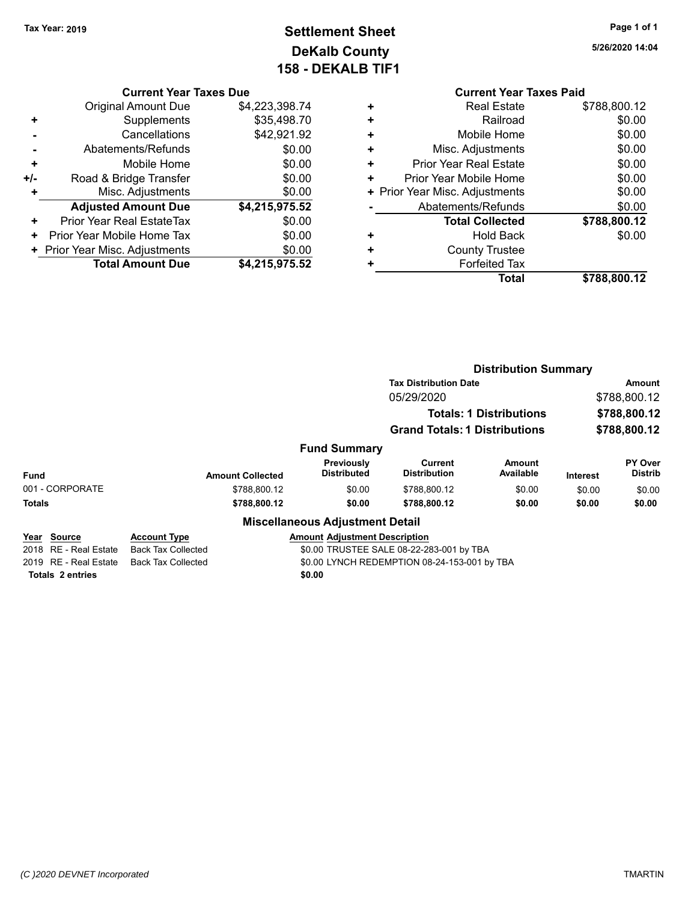Tax Year: 2019

# Settlement Sheet
## DeKalb County
## 158 - DEKALB TIF1

### Current Year Taxes Due

| | | |
|---|---|---|
| | Original Amount Due | $4,223,398.74 |
| + | Supplements | $35,498.70 |
| - | Cancellations | $42,921.92 |
| - | Abatements/Refunds | $0.00 |
| + | Mobile Home | $0.00 |
| +/- | Road & Bridge Transfer | $0.00 |
| + | Misc. Adjustments | $0.00 |
| | **Adjusted Amount Due** | **$4,215,975.52** |
| + | Prior Year Real EstateTax | $0.00 |
| + | Prior Year Mobile Home Tax | $0.00 |
| + | Prior Year Misc. Adjustments | $0.00 |
| | **Total Amount Due** | **$4,215,975.52** |

### Current Year Taxes Paid

| | | |
|---|---|---|
| + | Real Estate | $788,800.12 |
| + | Railroad | $0.00 |
| + | Mobile Home | $0.00 |
| + | Misc. Adjustments | $0.00 |
| + | Prior Year Real Estate | $0.00 |
| + | Prior Year Mobile Home | $0.00 |
| + | Prior Year Misc. Adjustments | $0.00 |
| - | Abatements/Refunds | $0.00 |
| | **Total Collected** | **$788,800.12** |
| + | Hold Back | $0.00 |
| + | County Trustee | |
| + | Forfeited Tax | |
| | **Total** | **$788,800.12** |

### Distribution Summary

| Tax Distribution Date | Amount |
|---|---|
| 05/29/2020 | $788,800.12 |
| **Totals: 1 Distributions** | **$788,800.12** |
| **Grand Totals: 1 Distributions** | **$788,800.12** |

### Fund Summary

| Fund | Amount Collected | Previously Distributed | Current Distribution | Amount Available | Interest | PY Over Distrib |
|---|---|---|---|---|---|---|
| 001 - CORPORATE | $788,800.12 | $0.00 | $788,800.12 | $0.00 | $0.00 | $0.00 |
| **Totals** | **$788,800.12** | **$0.00** | **$788,800.12** | **$0.00** | **$0.00** | **$0.00** |

### Miscellaneous Adjustment Detail

| Year | Source | Account Type | Amount | Adjustment Description |
|---|---|---|---|---|
| 2018 | RE - Real Estate | Back Tax Collected | $0.00 | TRUSTEE SALE 08-22-283-001 by TBA |
| 2019 | RE - Real Estate | Back Tax Collected | $0.00 | LYNCH REDEMPTION 08-24-153-001 by TBA |
| **Totals** | **2 entries** | | **$0.00** | |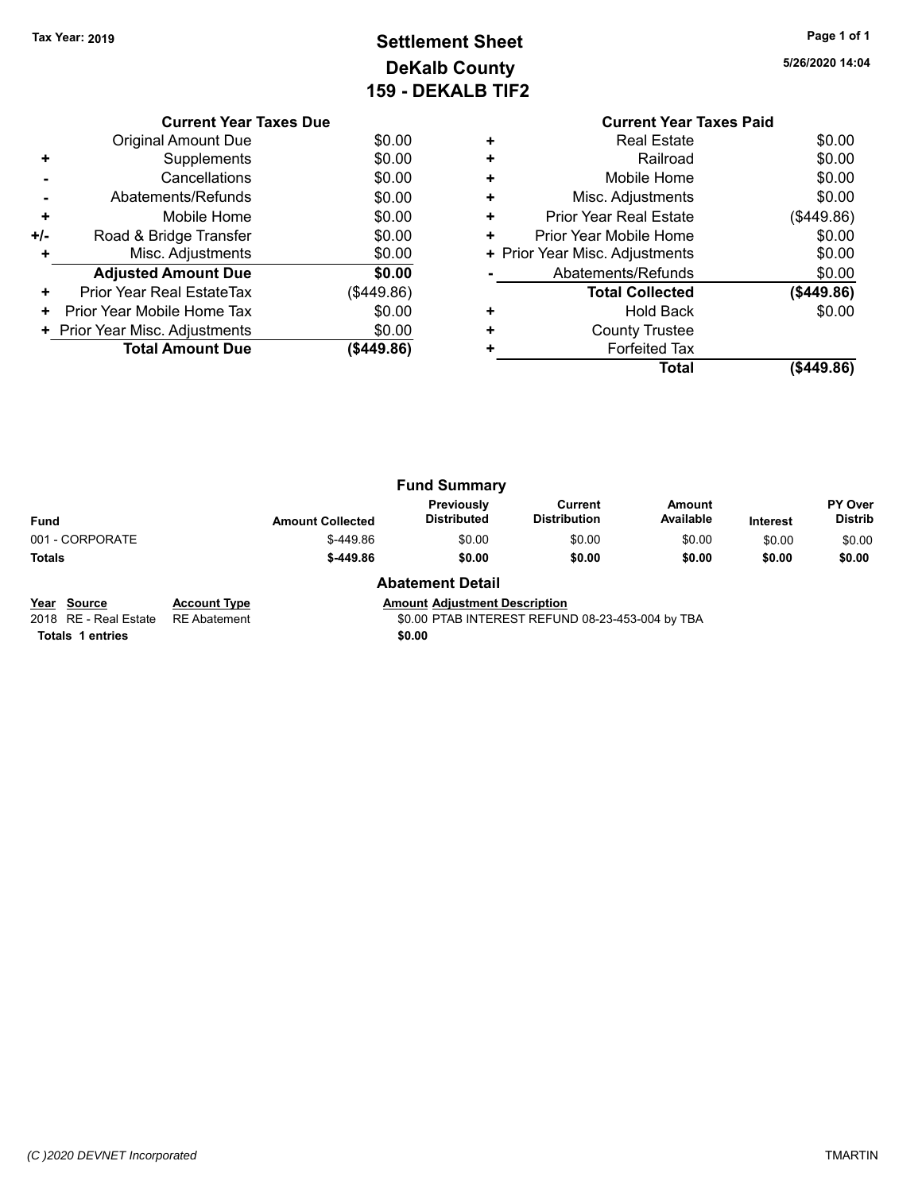Tax Year: 2019

# Settlement Sheet
## DeKalb County
## 159 - DEKALB TIF2

5/26/2020 14:04

### Current Year Taxes Due

| | | |
|---|---|---|
| | Original Amount Due | $0.00 |
| + | Supplements | $0.00 |
| - | Cancellations | $0.00 |
| - | Abatements/Refunds | $0.00 |
| + | Mobile Home | $0.00 |
| +/- | Road & Bridge Transfer | $0.00 |
| + | Misc. Adjustments | $0.00 |
| | **Adjusted Amount Due** | **$0.00** |
| + | Prior Year Real EstateTax | ($449.86) |
| + | Prior Year Mobile Home Tax | $0.00 |
| + | Prior Year Misc. Adjustments | $0.00 |
| | **Total Amount Due** | **($449.86)** |

### Current Year Taxes Paid

| | | |
|---|---|---|
| + | Real Estate | $0.00 |
| + | Railroad | $0.00 |
| + | Mobile Home | $0.00 |
| + | Misc. Adjustments | $0.00 |
| + | Prior Year Real Estate | ($449.86) |
| + | Prior Year Mobile Home | $0.00 |
| + | Prior Year Misc. Adjustments | $0.00 |
| - | Abatements/Refunds | $0.00 |
| | **Total Collected** | **($449.86)** |
| + | Hold Back | $0.00 |
| + | County Trustee | |
| + | Forfeited Tax | |
| | **Total** | **($449.86)** |

### Fund Summary

| Fund | Amount Collected | Previously Distributed | Current Distribution | Amount Available | Interest | PY Over Distrib |
|---|---|---|---|---|---|---|
| 001 - CORPORATE | $-449.86 | $0.00 | $0.00 | $0.00 | $0.00 | $0.00 |
| **Totals** | **$-449.86** | **$0.00** | **$0.00** | **$0.00** | **$0.00** | **$0.00** |

### Abatement Detail

| Year | Source | Account Type | Amount | Adjustment Description |
|---|---|---|---|---|
| 2018 | RE - Real Estate | RE Abatement | $0.00 | PTAB INTEREST REFUND 08-23-453-004 by TBA |
| **Totals** | **1 entries** | | **$0.00** | |

*(C )2020 DEVNET Incorporated*

TMARTIN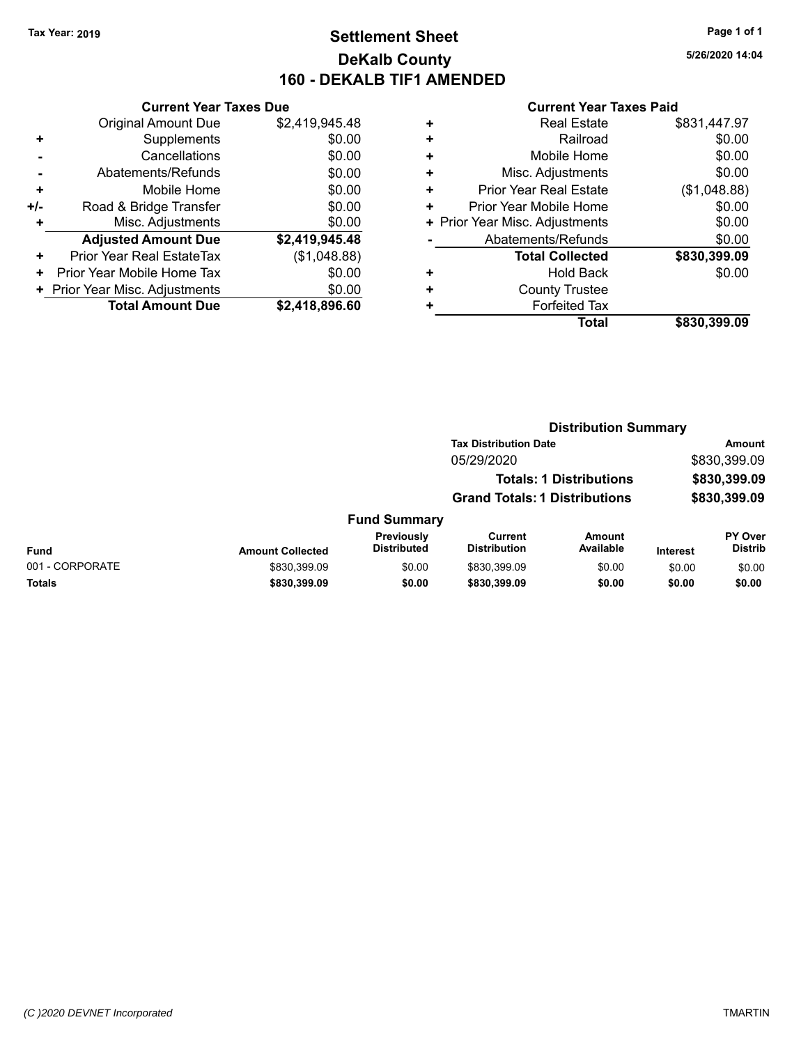Tax Year: 2019

# Settlement Sheet
## DeKalb County
## 160 - DEKALB TIF1 AMENDED

5/26/2020 14:04

### Current Year Taxes Due

| | | |
|---|---|---|
| | Original Amount Due | $2,419,945.48 |
| + | Supplements | $0.00 |
| - | Cancellations | $0.00 |
| - | Abatements/Refunds | $0.00 |
| + | Mobile Home | $0.00 |
| +/- | Road & Bridge Transfer | $0.00 |
| + | Misc. Adjustments | $0.00 |
| | **Adjusted Amount Due** | **$2,419,945.48** |
| + | Prior Year Real EstateTax | ($1,048.88) |
| + | Prior Year Mobile Home Tax | $0.00 |
| + | Prior Year Misc. Adjustments | $0.00 |
| | **Total Amount Due** | **$2,418,896.60** |

### Current Year Taxes Paid

| | | |
|---|---|---|
| + | Real Estate | $831,447.97 |
| + | Railroad | $0.00 |
| + | Mobile Home | $0.00 |
| + | Misc. Adjustments | $0.00 |
| + | Prior Year Real Estate | ($1,048.88) |
| + | Prior Year Mobile Home | $0.00 |
| + | Prior Year Misc. Adjustments | $0.00 |
| - | Abatements/Refunds | $0.00 |
| | **Total Collected** | **$830,399.09** |
| + | Hold Back | $0.00 |
| + | County Trustee | |
| + | Forfeited Tax | |
| | **Total** | **$830,399.09** |

### Distribution Summary

| Tax Distribution Date | Amount |
|---|---|
| 05/29/2020 | $830,399.09 |
| **Totals: 1 Distributions** | **$830,399.09** |
| **Grand Totals: 1 Distributions** | **$830,399.09** |

### Fund Summary

| Fund | Amount Collected | Previously Distributed | Current Distribution | Amount Available | Interest | PY Over Distrib |
|---|---|---|---|---|---|---|
| 001 - CORPORATE | $830,399.09 | $0.00 | $830,399.09 | $0.00 | $0.00 | $0.00 |
| **Totals** | **$830,399.09** | **$0.00** | **$830,399.09** | **$0.00** | **$0.00** | **$0.00** |

(C )2020 DEVNET Incorporated — TMARTIN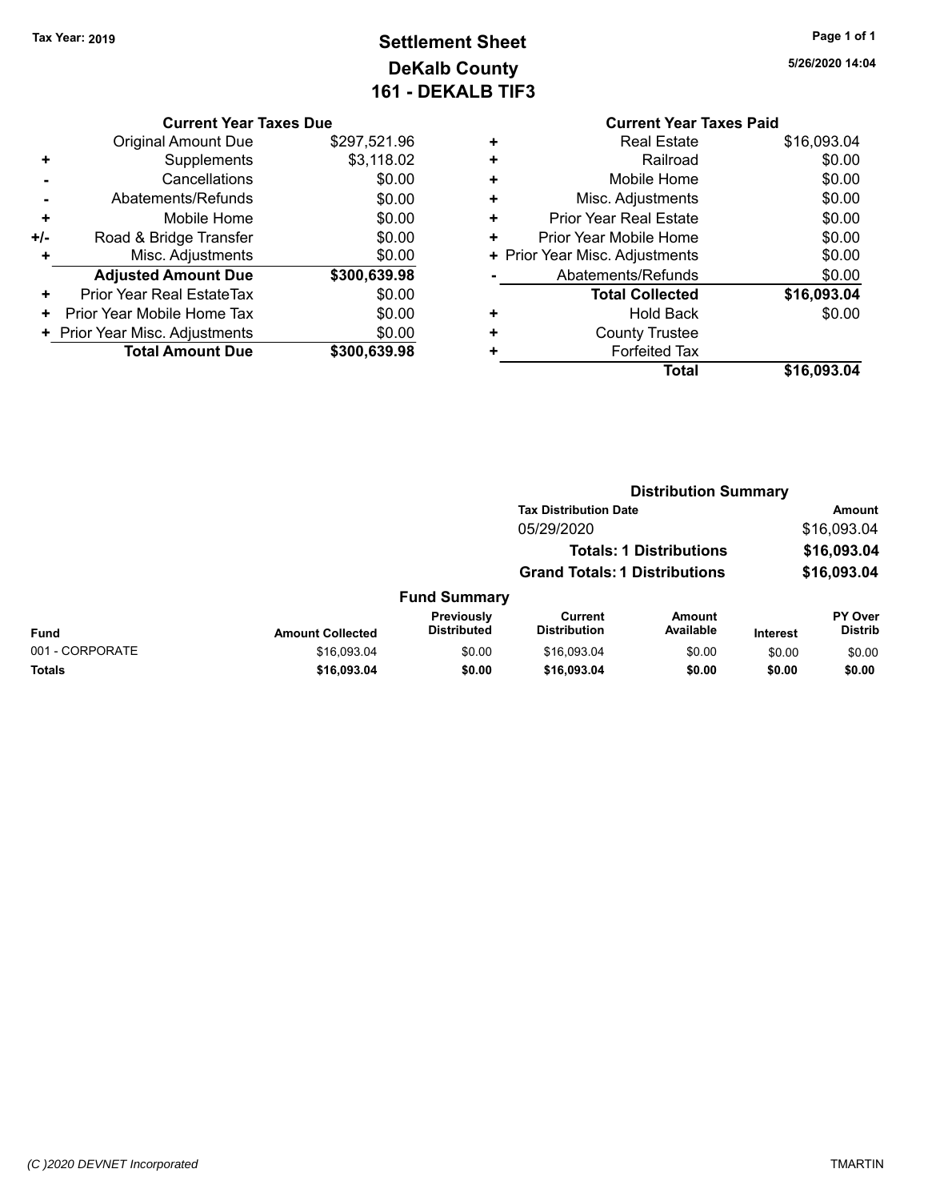Tax Year: 2019

# Settlement Sheet
## DeKalb County
## 161 - DEKALB TIF3

5/26/2020 14:04

### Current Year Taxes Due

| | | |
|---|---|---|
| | Original Amount Due | $297,521.96 |
| + | Supplements | $3,118.02 |
| - | Cancellations | $0.00 |
| - | Abatements/Refunds | $0.00 |
| + | Mobile Home | $0.00 |
| +/- | Road & Bridge Transfer | $0.00 |
| + | Misc. Adjustments | $0.00 |
| | **Adjusted Amount Due** | **$300,639.98** |
| + | Prior Year Real EstateTax | $0.00 |
| + | Prior Year Mobile Home Tax | $0.00 |
| + | Prior Year Misc. Adjustments | $0.00 |
| | **Total Amount Due** | **$300,639.98** |

### Current Year Taxes Paid

| | | |
|---|---|---|
| + | Real Estate | $16,093.04 |
| + | Railroad | $0.00 |
| + | Mobile Home | $0.00 |
| + | Misc. Adjustments | $0.00 |
| + | Prior Year Real Estate | $0.00 |
| + | Prior Year Mobile Home | $0.00 |
| + | Prior Year Misc. Adjustments | $0.00 |
| - | Abatements/Refunds | $0.00 |
| | **Total Collected** | **$16,093.04** |
| + | Hold Back | $0.00 |
| + | County Trustee | |
| + | Forfeited Tax | |
| | **Total** | **$16,093.04** |

### Distribution Summary

| Tax Distribution Date | Amount |
|---|---|
| 05/29/2020 | $16,093.04 |
| **Totals: 1 Distributions** | **$16,093.04** |
| **Grand Totals: 1 Distributions** | **$16,093.04** |

### Fund Summary

| Fund | Amount Collected | Previously Distributed | Current Distribution | Amount Available | Interest | PY Over Distrib |
|---|---|---|---|---|---|---|
| 001 - CORPORATE | $16,093.04 | $0.00 | $16,093.04 | $0.00 | $0.00 | $0.00 |
| **Totals** | **$16,093.04** | **$0.00** | **$16,093.04** | **$0.00** | **$0.00** | **$0.00** |

(C )2020 DEVNET Incorporated TMARTIN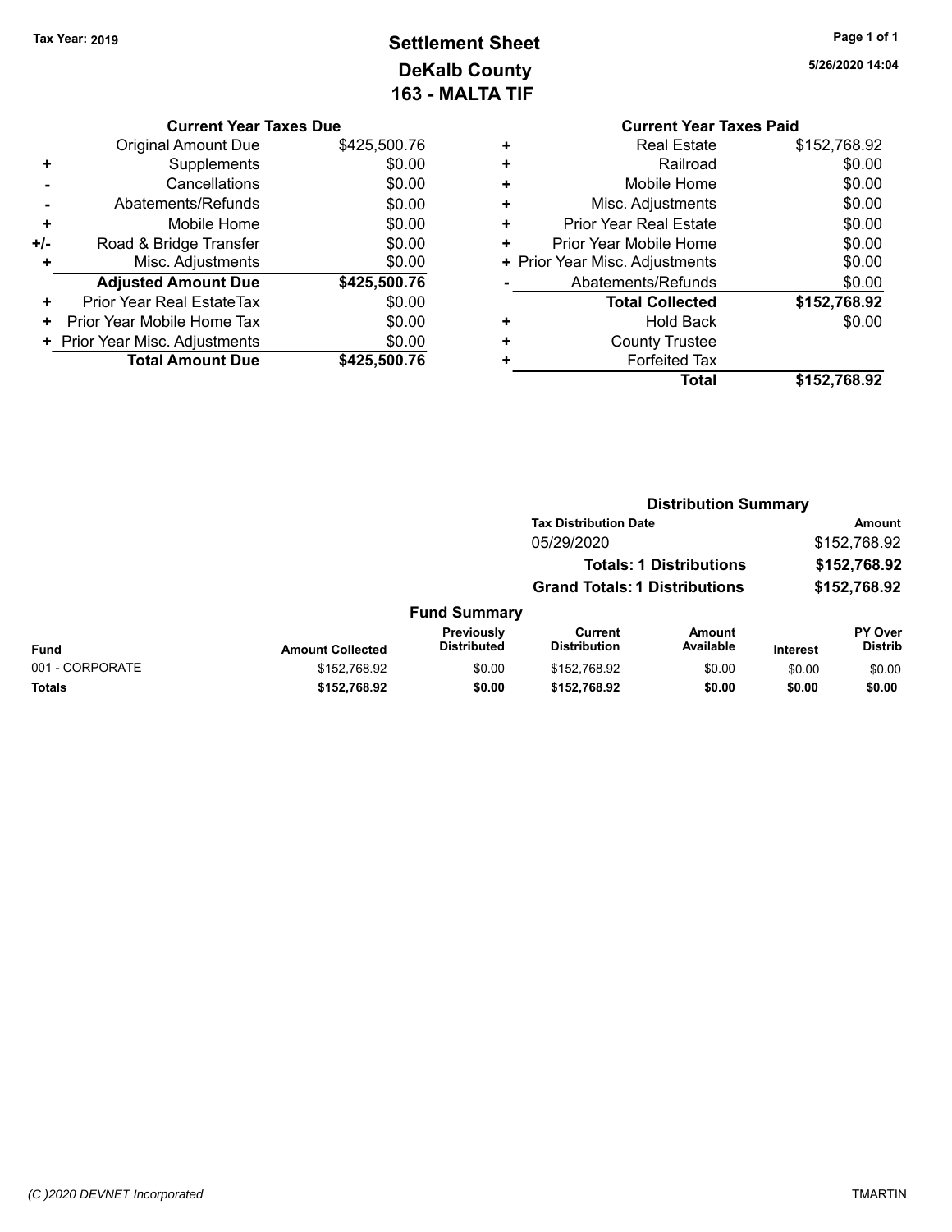Tax Year: 2019

# Settlement Sheet
## DeKalb County
## 163 - MALTA TIF

5/26/2020 14:04

### Current Year Taxes Due

| | | |
|---|---|---|
| | Original Amount Due | $425,500.76 |
| + | Supplements | $0.00 |
| - | Cancellations | $0.00 |
| - | Abatements/Refunds | $0.00 |
| + | Mobile Home | $0.00 |
| +/- | Road & Bridge Transfer | $0.00 |
| + | Misc. Adjustments | $0.00 |
| | **Adjusted Amount Due** | **$425,500.76** |
| + | Prior Year Real EstateTax | $0.00 |
| + | Prior Year Mobile Home Tax | $0.00 |
| + | Prior Year Misc. Adjustments | $0.00 |
| | **Total Amount Due** | **$425,500.76** |

### Current Year Taxes Paid

| | | |
|---|---|---|
| + | Real Estate | $152,768.92 |
| + | Railroad | $0.00 |
| + | Mobile Home | $0.00 |
| + | Misc. Adjustments | $0.00 |
| + | Prior Year Real Estate | $0.00 |
| + | Prior Year Mobile Home | $0.00 |
| + | Prior Year Misc. Adjustments | $0.00 |
| - | Abatements/Refunds | $0.00 |
| | **Total Collected** | **$152,768.92** |
| + | Hold Back | $0.00 |
| + | County Trustee | |
| + | Forfeited Tax | |
| | **Total** | **$152,768.92** |

### Distribution Summary

| Tax Distribution Date | Amount |
|---|---|
| 05/29/2020 | $152,768.92 |
| **Totals: 1 Distributions** | **$152,768.92** |
| **Grand Totals: 1 Distributions** | **$152,768.92** |

### Fund Summary

| Fund | Amount Collected | Previously Distributed | Current Distribution | Amount Available | Interest | PY Over Distrib |
|---|---|---|---|---|---|---|
| 001 - CORPORATE | $152,768.92 | $0.00 | $152,768.92 | $0.00 | $0.00 | $0.00 |
| **Totals** | **$152,768.92** | **$0.00** | **$152,768.92** | **$0.00** | **$0.00** | **$0.00** |

(C )2020 DEVNET Incorporated

TMARTIN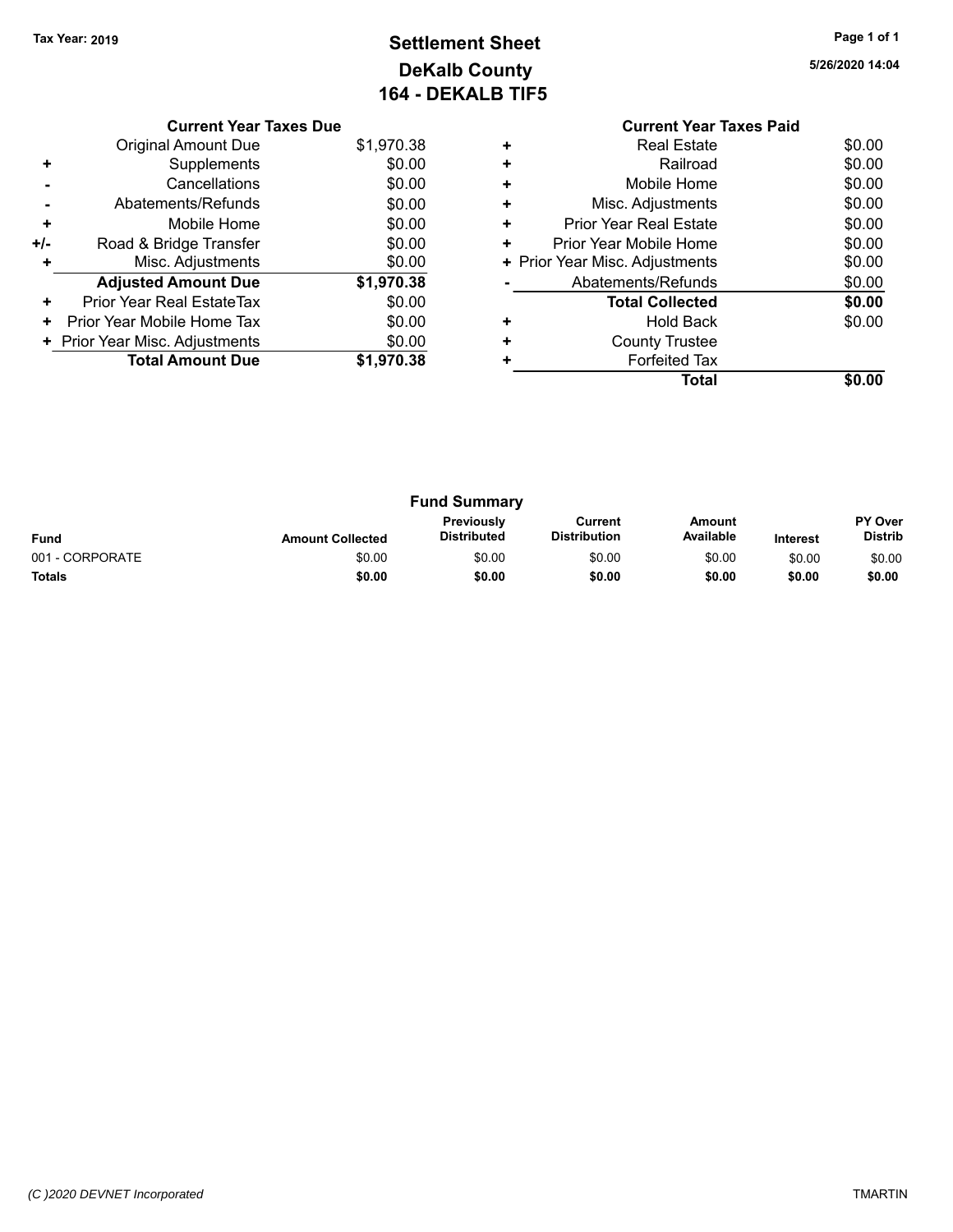Tax Year: 2019

# Settlement Sheet
## DeKalb County
## 164 - DEKALB TIF5

5/26/2020 14:04

### Current Year Taxes Due

| | | |
|---|---|---|
| | Original Amount Due | $1,970.38 |
| + | Supplements | $0.00 |
| - | Cancellations | $0.00 |
| - | Abatements/Refunds | $0.00 |
| + | Mobile Home | $0.00 |
| +/- | Road & Bridge Transfer | $0.00 |
| + | Misc. Adjustments | $0.00 |
| | **Adjusted Amount Due** | **$1,970.38** |
| + | Prior Year Real EstateTax | $0.00 |
| + | Prior Year Mobile Home Tax | $0.00 |
| + | Prior Year Misc. Adjustments | $0.00 |
| | **Total Amount Due** | **$1,970.38** |

### Current Year Taxes Paid

| | | |
|---|---|---|
| + | Real Estate | $0.00 |
| + | Railroad | $0.00 |
| + | Mobile Home | $0.00 |
| + | Misc. Adjustments | $0.00 |
| + | Prior Year Real Estate | $0.00 |
| + | Prior Year Mobile Home | $0.00 |
| + | Prior Year Misc. Adjustments | $0.00 |
| - | Abatements/Refunds | $0.00 |
| | **Total Collected** | **$0.00** |
| + | Hold Back | $0.00 |
| + | County Trustee | |
| + | Forfeited Tax | |
| | **Total** | **$0.00** |

### Fund Summary

| Fund | Amount Collected | Previously Distributed | Current Distribution | Amount Available | Interest | PY Over Distrib |
|---|---|---|---|---|---|---|
| 001 - CORPORATE | $0.00 | $0.00 | $0.00 | $0.00 | $0.00 | $0.00 |
| **Totals** | **$0.00** | **$0.00** | **$0.00** | **$0.00** | **$0.00** | **$0.00** |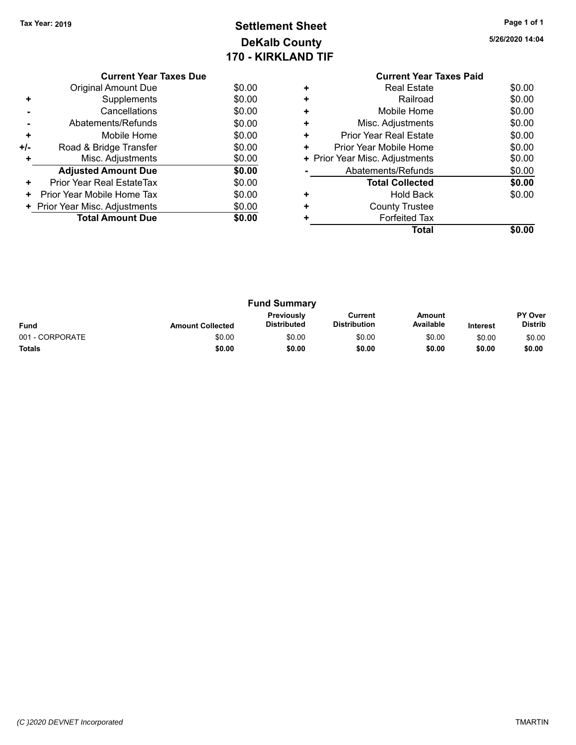Tax Year: 2019

# Settlement Sheet
## DeKalb County
## 170 - KIRKLAND TIF

5/26/2020 14:04

### Current Year Taxes Due

| | | |
|---|---|---|
| | Original Amount Due | $0.00 |
| + | Supplements | $0.00 |
| - | Cancellations | $0.00 |
| - | Abatements/Refunds | $0.00 |
| + | Mobile Home | $0.00 |
| +/- | Road & Bridge Transfer | $0.00 |
| + | Misc. Adjustments | $0.00 |
| | **Adjusted Amount Due** | **$0.00** |
| + | Prior Year Real EstateTax | $0.00 |
| + | Prior Year Mobile Home Tax | $0.00 |
| + | Prior Year Misc. Adjustments | $0.00 |
| | **Total Amount Due** | **$0.00** |

### Current Year Taxes Paid

| | | |
|---|---|---|
| + | Real Estate | $0.00 |
| + | Railroad | $0.00 |
| + | Mobile Home | $0.00 |
| + | Misc. Adjustments | $0.00 |
| + | Prior Year Real Estate | $0.00 |
| + | Prior Year Mobile Home | $0.00 |
| + | Prior Year Misc. Adjustments | $0.00 |
| - | Abatements/Refunds | $0.00 |
| | **Total Collected** | **$0.00** |
| + | Hold Back | $0.00 |
| + | County Trustee | |
| + | Forfeited Tax | |
| | **Total** | **$0.00** |

### Fund Summary

| Fund | Amount Collected | Previously Distributed | Current Distribution | Amount Available | Interest | PY Over Distrib |
|---|---|---|---|---|---|---|
| 001 - CORPORATE | $0.00 | $0.00 | $0.00 | $0.00 | $0.00 | $0.00 |
| **Totals** | **$0.00** | **$0.00** | **$0.00** | **$0.00** | **$0.00** | **$0.00** |

(C )2020 DEVNET Incorporated

TMARTIN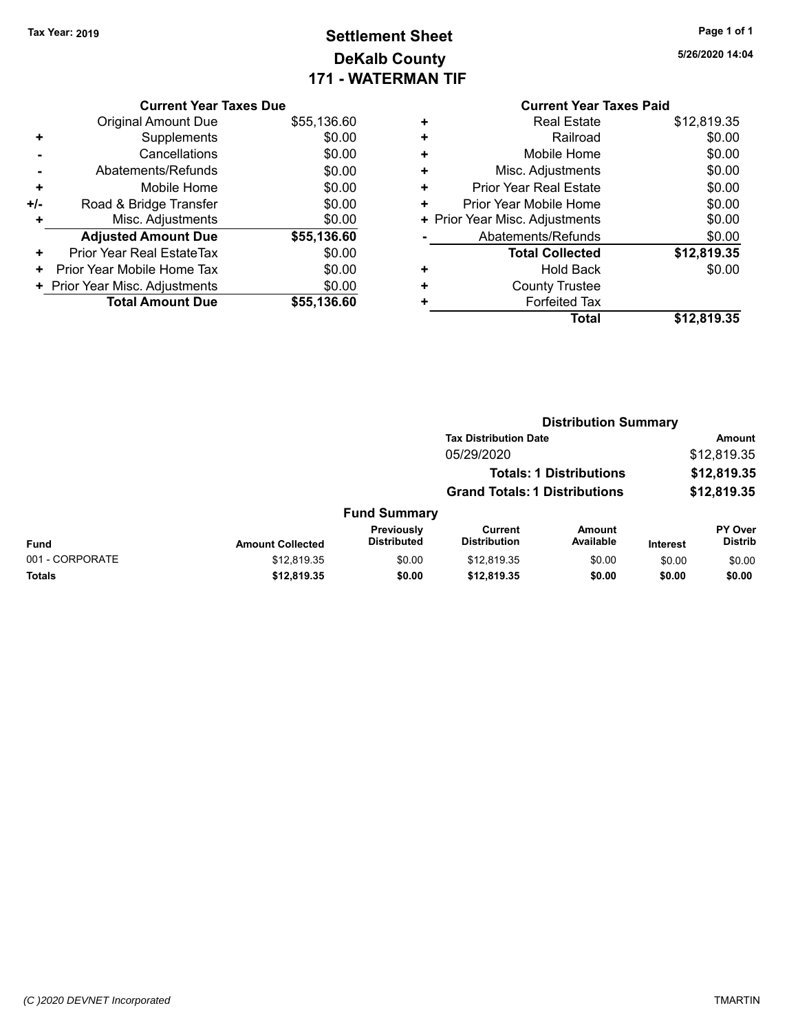**Tax Year: 2019**

# Settlement Sheet
## DeKalb County
## 171 - WATERMAN TIF

5/26/2020 14:04

### Current Year Taxes Due

| | | |
|---|---|---|
| | Original Amount Due | $55,136.60 |
| + | Supplements | $0.00 |
| - | Cancellations | $0.00 |
| - | Abatements/Refunds | $0.00 |
| + | Mobile Home | $0.00 |
| +/- | Road & Bridge Transfer | $0.00 |
| + | Misc. Adjustments | $0.00 |
| | **Adjusted Amount Due** | **$55,136.60** |
| + | Prior Year Real EstateTax | $0.00 |
| + | Prior Year Mobile Home Tax | $0.00 |
| + | Prior Year Misc. Adjustments | $0.00 |
| | **Total Amount Due** | **$55,136.60** |

### Current Year Taxes Paid

| | | |
|---|---|---|
| + | Real Estate | $12,819.35 |
| + | Railroad | $0.00 |
| + | Mobile Home | $0.00 |
| + | Misc. Adjustments | $0.00 |
| + | Prior Year Real Estate | $0.00 |
| + | Prior Year Mobile Home | $0.00 |
| + | Prior Year Misc. Adjustments | $0.00 |
| - | Abatements/Refunds | $0.00 |
| | **Total Collected** | **$12,819.35** |
| + | Hold Back | $0.00 |
| + | County Trustee | |
| + | Forfeited Tax | |
| | **Total** | **$12,819.35** |

### Distribution Summary

| Tax Distribution Date | Amount |
|---|---|
| 05/29/2020 | $12,819.35 |
| **Totals: 1 Distributions** | **$12,819.35** |
| **Grand Totals: 1 Distributions** | **$12,819.35** |

### Fund Summary

| Fund | Amount Collected | Previously Distributed | Current Distribution | Amount Available | Interest | PY Over Distrib |
|---|---|---|---|---|---|---|
| 001 - CORPORATE | $12,819.35 | $0.00 | $12,819.35 | $0.00 | $0.00 | $0.00 |
| **Totals** | **$12,819.35** | **$0.00** | **$12,819.35** | **$0.00** | **$0.00** | **$0.00** |

*(C )2020 DEVNET Incorporated* TMARTIN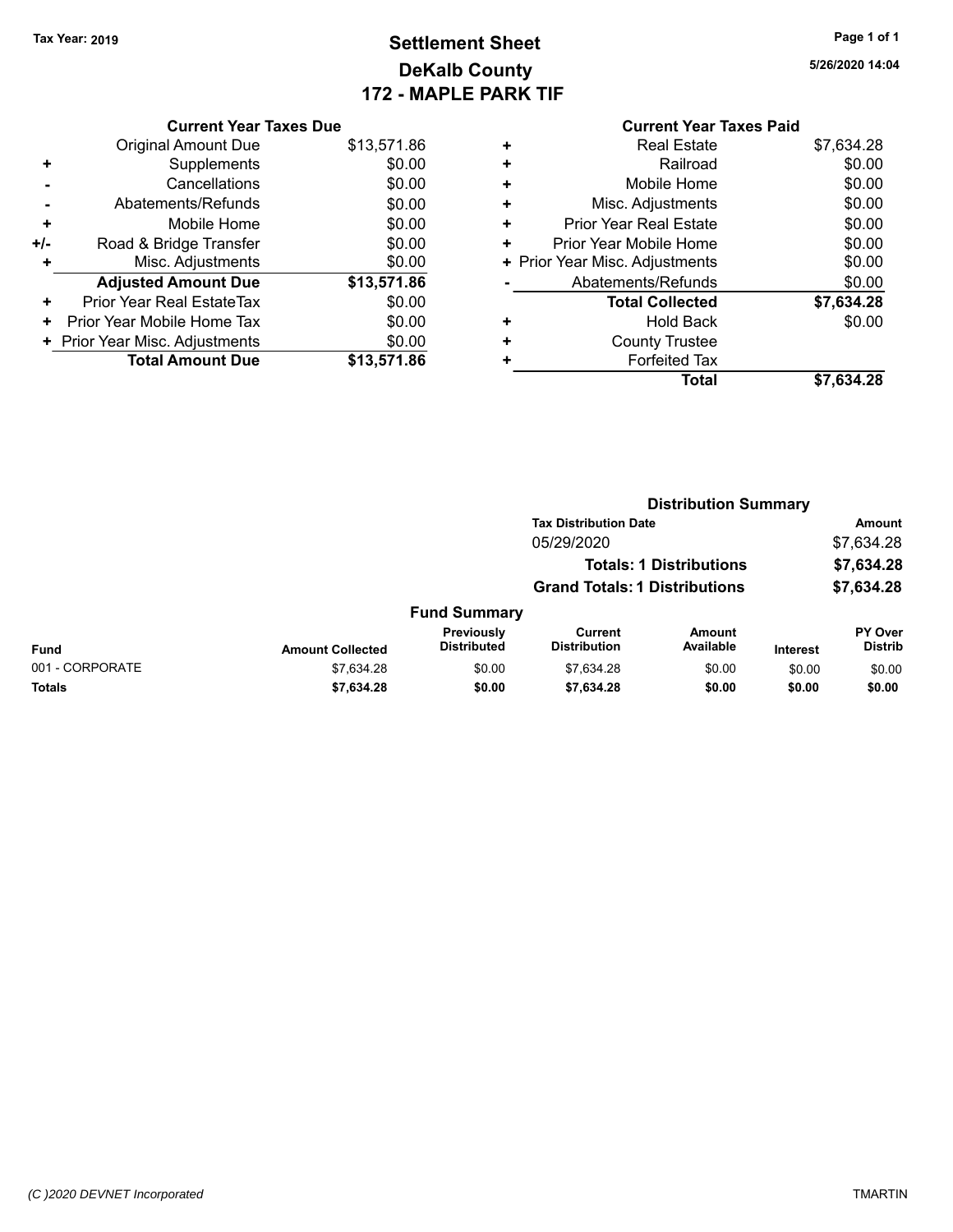Tax Year: 2019

# Settlement Sheet
## DeKalb County
## 172 - MAPLE PARK TIF

5/26/2020 14:04

### Current Year Taxes Due

| | | |
|---|---|---|
| | Original Amount Due | $13,571.86 |
| + | Supplements | $0.00 |
| - | Cancellations | $0.00 |
| - | Abatements/Refunds | $0.00 |
| + | Mobile Home | $0.00 |
| +/- | Road & Bridge Transfer | $0.00 |
| + | Misc. Adjustments | $0.00 |
| | **Adjusted Amount Due** | **$13,571.86** |
| + | Prior Year Real EstateTax | $0.00 |
| + | Prior Year Mobile Home Tax | $0.00 |
| + | Prior Year Misc. Adjustments | $0.00 |
| | **Total Amount Due** | **$13,571.86** |

### Current Year Taxes Paid

| | | |
|---|---|---|
| + | Real Estate | $7,634.28 |
| + | Railroad | $0.00 |
| + | Mobile Home | $0.00 |
| + | Misc. Adjustments | $0.00 |
| + | Prior Year Real Estate | $0.00 |
| + | Prior Year Mobile Home | $0.00 |
| + | Prior Year Misc. Adjustments | $0.00 |
| - | Abatements/Refunds | $0.00 |
| | **Total Collected** | **$7,634.28** |
| + | Hold Back | $0.00 |
| + | County Trustee | |
| + | Forfeited Tax | |
| | **Total** | **$7,634.28** |

### Distribution Summary

| Tax Distribution Date | Amount |
|---|---|
| 05/29/2020 | $7,634.28 |
| **Totals: 1 Distributions** | **$7,634.28** |
| **Grand Totals: 1 Distributions** | **$7,634.28** |

### Fund Summary

| Fund | Amount Collected | Previously Distributed | Current Distribution | Amount Available | Interest | PY Over Distrib |
|---|---|---|---|---|---|---|
| 001 - CORPORATE | $7,634.28 | $0.00 | $7,634.28 | $0.00 | $0.00 | $0.00 |
| **Totals** | **$7,634.28** | **$0.00** | **$7,634.28** | **$0.00** | **$0.00** | **$0.00** |

(C )2020 DEVNET Incorporated TMARTIN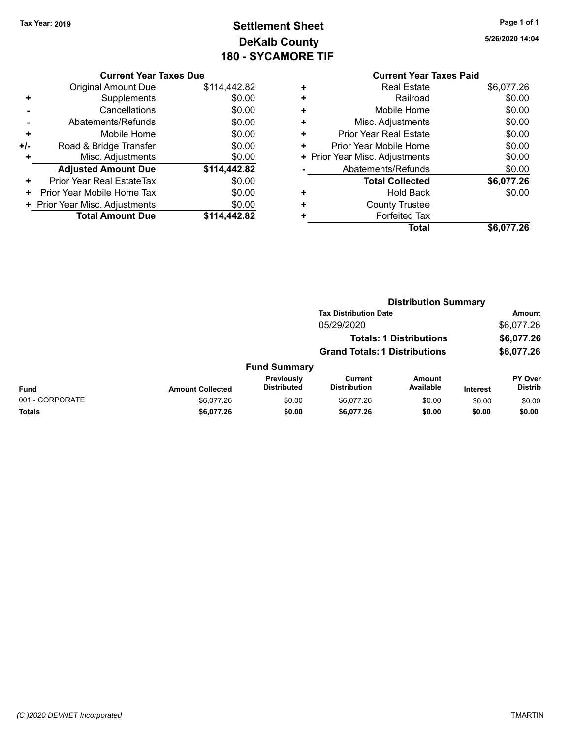Tax Year: 2019

# Settlement Sheet
## DeKalb County
## 180 - SYCAMORE TIF

5/26/2020 14:04

### Current Year Taxes Due

| | | |
|---|---|---|
| | Original Amount Due | $114,442.82 |
| + | Supplements | $0.00 |
| - | Cancellations | $0.00 |
| - | Abatements/Refunds | $0.00 |
| + | Mobile Home | $0.00 |
| +/- | Road & Bridge Transfer | $0.00 |
| + | Misc. Adjustments | $0.00 |
| | **Adjusted Amount Due** | **$114,442.82** |
| + | Prior Year Real EstateTax | $0.00 |
| + | Prior Year Mobile Home Tax | $0.00 |
| + | Prior Year Misc. Adjustments | $0.00 |
| | **Total Amount Due** | **$114,442.82** |

### Current Year Taxes Paid

| | | |
|---|---|---|
| + | Real Estate | $6,077.26 |
| + | Railroad | $0.00 |
| + | Mobile Home | $0.00 |
| + | Misc. Adjustments | $0.00 |
| + | Prior Year Real Estate | $0.00 |
| + | Prior Year Mobile Home | $0.00 |
| + | Prior Year Misc. Adjustments | $0.00 |
| - | Abatements/Refunds | $0.00 |
| | **Total Collected** | **$6,077.26** |
| + | Hold Back | $0.00 |
| + | County Trustee | |
| + | Forfeited Tax | |
| | **Total** | **$6,077.26** |

### Distribution Summary

| Tax Distribution Date | Amount |
|---|---|
| 05/29/2020 | $6,077.26 |
| **Totals: 1 Distributions** | **$6,077.26** |
| **Grand Totals: 1 Distributions** | **$6,077.26** |

### Fund Summary

| Fund | Amount Collected | Previously Distributed | Current Distribution | Amount Available | Interest | PY Over Distrib |
|---|---|---|---|---|---|---|
| 001 - CORPORATE | $6,077.26 | $0.00 | $6,077.26 | $0.00 | $0.00 | $0.00 |
| **Totals** | **$6,077.26** | **$0.00** | **$6,077.26** | **$0.00** | **$0.00** | **$0.00** |

(C )2020 DEVNET Incorporated

TMARTIN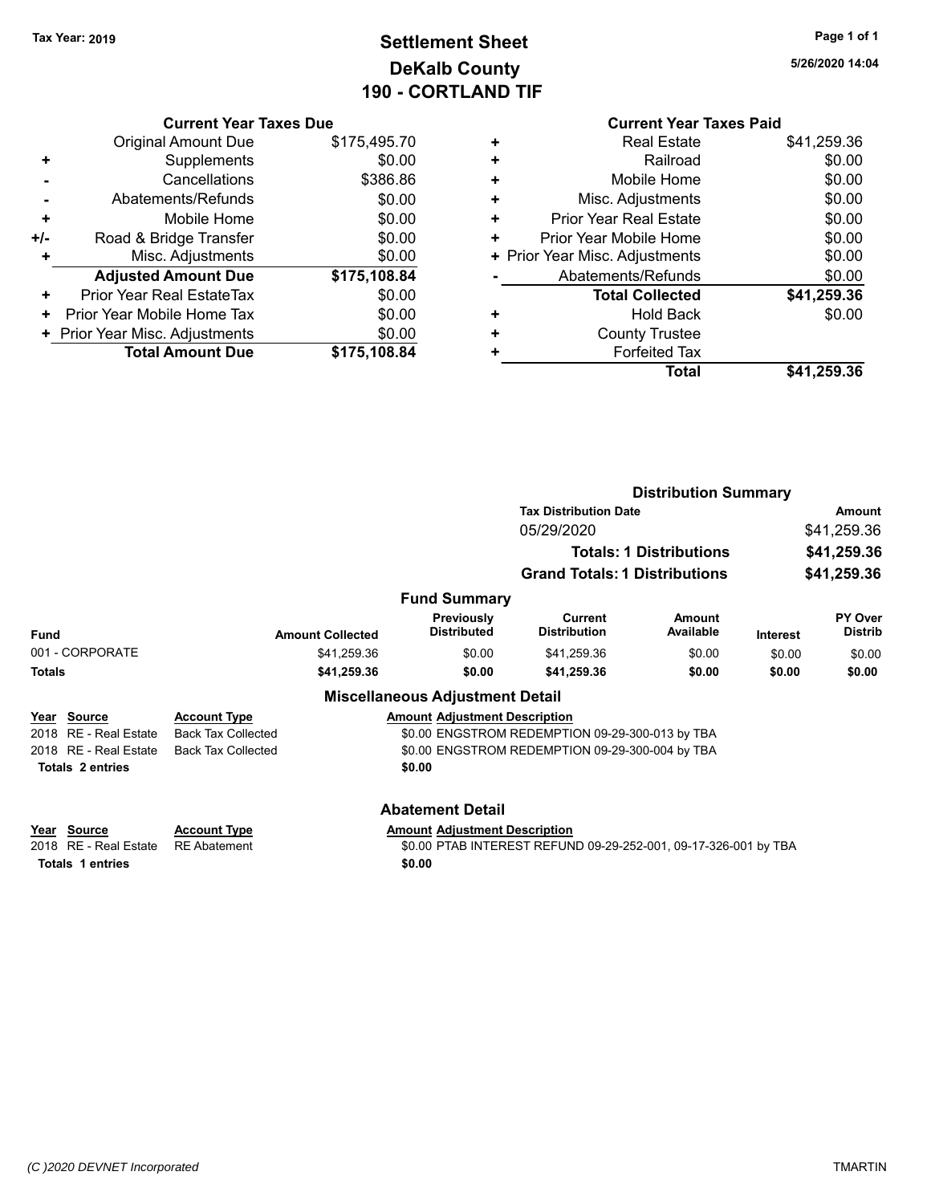Tax Year: 2019

# Settlement Sheet
## DeKalb County
## 190 - CORTLAND TIF

5/26/2020 14:04

### Current Year Taxes Due

| | | |
|---|---|---|
| | Original Amount Due | $175,495.70 |
| + | Supplements | $0.00 |
| - | Cancellations | $386.86 |
| - | Abatements/Refunds | $0.00 |
| + | Mobile Home | $0.00 |
| +/- | Road & Bridge Transfer | $0.00 |
| + | Misc. Adjustments | $0.00 |
| | **Adjusted Amount Due** | **$175,108.84** |
| + | Prior Year Real EstateTax | $0.00 |
| + | Prior Year Mobile Home Tax | $0.00 |
| + | Prior Year Misc. Adjustments | $0.00 |
| | **Total Amount Due** | **$175,108.84** |

### Current Year Taxes Paid

| | | |
|---|---|---|
| + | Real Estate | $41,259.36 |
| + | Railroad | $0.00 |
| + | Mobile Home | $0.00 |
| + | Misc. Adjustments | $0.00 |
| + | Prior Year Real Estate | $0.00 |
| + | Prior Year Mobile Home | $0.00 |
| + | Prior Year Misc. Adjustments | $0.00 |
| - | Abatements/Refunds | $0.00 |
| | **Total Collected** | **$41,259.36** |
| + | Hold Back | $0.00 |
| + | County Trustee | |
| + | Forfeited Tax | |
| | **Total** | **$41,259.36** |

### Distribution Summary

| Tax Distribution Date | Amount |
|---|---|
| 05/29/2020 | $41,259.36 |
| **Totals: 1 Distributions** | **$41,259.36** |
| **Grand Totals: 1 Distributions** | **$41,259.36** |

### Fund Summary

| Fund | Amount Collected | Previously Distributed | Current Distribution | Amount Available | Interest | PY Over Distrib |
|---|---|---|---|---|---|---|
| 001 - CORPORATE | $41,259.36 | $0.00 | $41,259.36 | $0.00 | $0.00 | $0.00 |
| **Totals** | **$41,259.36** | **$0.00** | **$41,259.36** | **$0.00** | **$0.00** | **$0.00** |

### Miscellaneous Adjustment Detail

| Year | Source | Account Type | Amount | Adjustment Description |
|---|---|---|---|---|
| 2018 | RE - Real Estate | Back Tax Collected | $0.00 | ENGSTROM REDEMPTION 09-29-300-013 by TBA |
| 2018 | RE - Real Estate | Back Tax Collected | $0.00 | ENGSTROM REDEMPTION 09-29-300-004 by TBA |
| **Totals** | **2 entries** | | **$0.00** | |

### Abatement Detail

| Year | Source | Account Type | Amount | Adjustment Description |
|---|---|---|---|---|
| 2018 | RE - Real Estate | RE Abatement | $0.00 | PTAB INTEREST REFUND 09-29-252-001, 09-17-326-001 by TBA |
| **Totals** | **1 entries** | | **$0.00** | |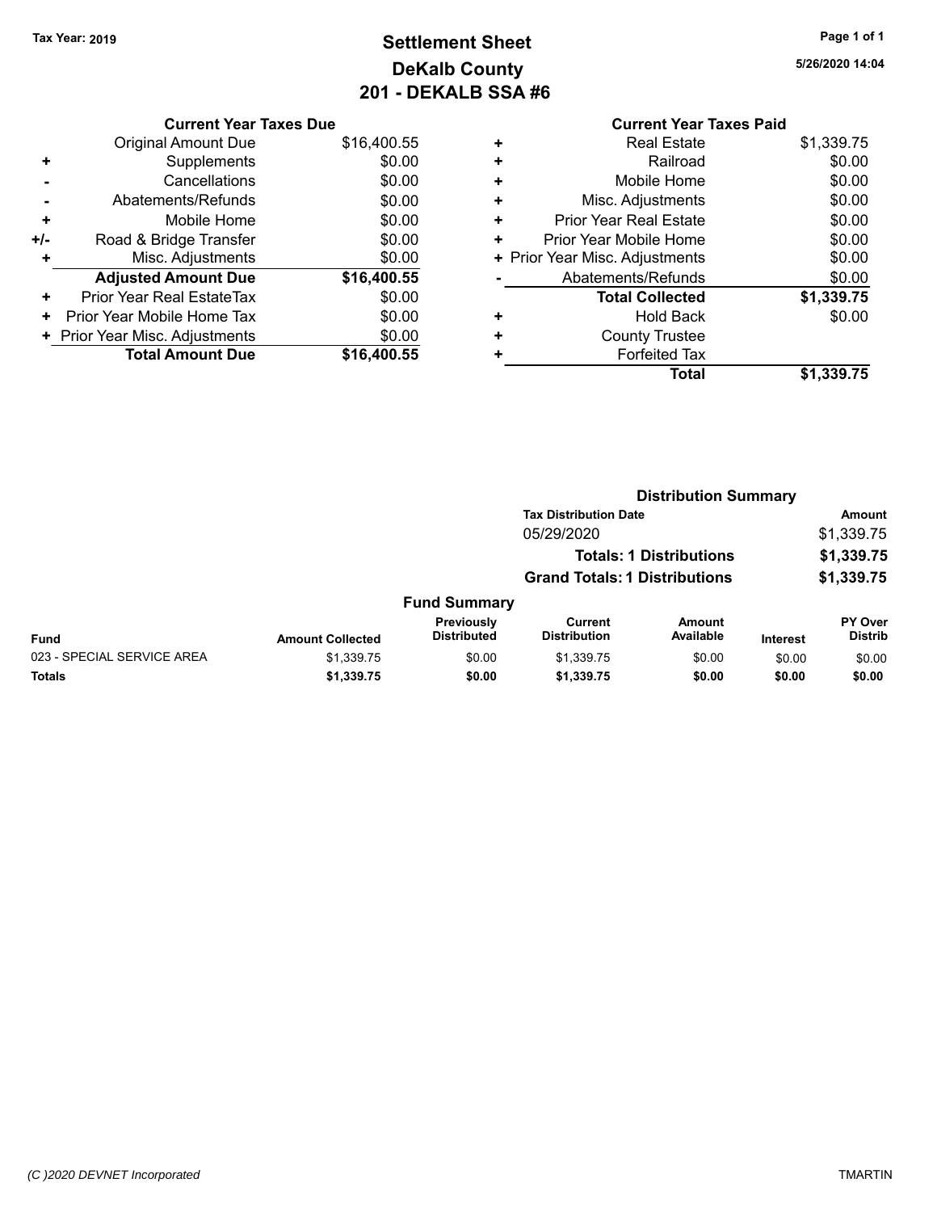Tax Year: 2019

# Settlement Sheet
## DeKalb County
## 201 - DEKALB SSA #6

5/26/2020 14:04

| | Current Year Taxes Due | |
|---|---|---|
| | Original Amount Due | $16,400.55 |
| + | Supplements | $0.00 |
| - | Cancellations | $0.00 |
| - | Abatements/Refunds | $0.00 |
| + | Mobile Home | $0.00 |
| +/- | Road & Bridge Transfer | $0.00 |
| + | Misc. Adjustments | $0.00 |
| | **Adjusted Amount Due** | **$16,400.55** |
| + | Prior Year Real EstateTax | $0.00 |
| + | Prior Year Mobile Home Tax | $0.00 |
| + | Prior Year Misc. Adjustments | $0.00 |
| | **Total Amount Due** | **$16,400.55** |

| | Current Year Taxes Paid | |
|---|---|---|
| + | Real Estate | $1,339.75 |
| + | Railroad | $0.00 |
| + | Mobile Home | $0.00 |
| + | Misc. Adjustments | $0.00 |
| + | Prior Year Real Estate | $0.00 |
| + | Prior Year Mobile Home | $0.00 |
| + | Prior Year Misc. Adjustments | $0.00 |
| - | Abatements/Refunds | $0.00 |
| | **Total Collected** | **$1,339.75** |
| + | Hold Back | $0.00 |
| + | County Trustee | |
| + | Forfeited Tax | |
| | **Total** | **$1,339.75** |

### Distribution Summary

| Tax Distribution Date | Amount |
|---|---|
| 05/29/2020 | $1,339.75 |
| **Totals: 1 Distributions** | **$1,339.75** |
| **Grand Totals: 1 Distributions** | **$1,339.75** |

### Fund Summary

| Fund | Amount Collected | Previously Distributed | Current Distribution | Amount Available | Interest | PY Over Distrib |
|---|---|---|---|---|---|---|
| 023 - SPECIAL SERVICE AREA | $1,339.75 | $0.00 | $1,339.75 | $0.00 | $0.00 | $0.00 |
| **Totals** | **$1,339.75** | **$0.00** | **$1,339.75** | **$0.00** | **$0.00** | **$0.00** |

(C )2020 DEVNET Incorporated

TMARTIN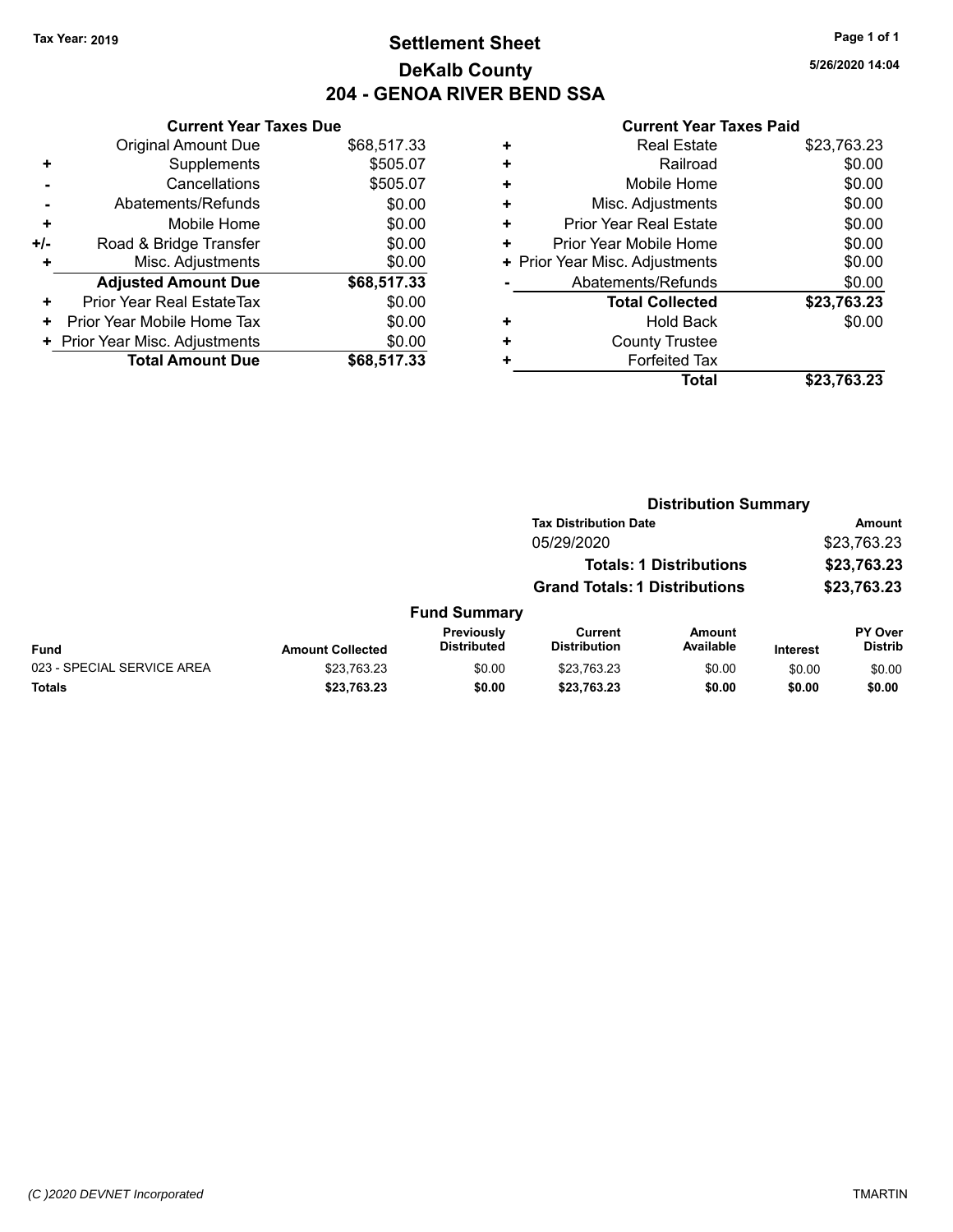Tax Year: 2019

# Settlement Sheet

## DeKalb County

## 204 - GENOA RIVER BEND SSA

### Current Year Taxes Due

| | | |
|---|---|---|
| | Original Amount Due | $68,517.33 |
| + | Supplements | $505.07 |
| - | Cancellations | $505.07 |
| - | Abatements/Refunds | $0.00 |
| + | Mobile Home | $0.00 |
| +/- | Road & Bridge Transfer | $0.00 |
| + | Misc. Adjustments | $0.00 |
| | **Adjusted Amount Due** | **$68,517.33** |
| + | Prior Year Real EstateTax | $0.00 |
| + | Prior Year Mobile Home Tax | $0.00 |
| + | Prior Year Misc. Adjustments | $0.00 |
| | **Total Amount Due** | **$68,517.33** |

### Current Year Taxes Paid

| | | |
|---|---|---|
| + | Real Estate | $23,763.23 |
| + | Railroad | $0.00 |
| + | Mobile Home | $0.00 |
| + | Misc. Adjustments | $0.00 |
| + | Prior Year Real Estate | $0.00 |
| + | Prior Year Mobile Home | $0.00 |
| + | Prior Year Misc. Adjustments | $0.00 |
| - | Abatements/Refunds | $0.00 |
| | **Total Collected** | **$23,763.23** |
| + | Hold Back | $0.00 |
| + | County Trustee | |
| + | Forfeited Tax | |
| | **Total** | **$23,763.23** |

### Distribution Summary

| Tax Distribution Date | Amount |
|---|---|
| 05/29/2020 | $23,763.23 |
| **Totals: 1 Distributions** | **$23,763.23** |
| **Grand Totals: 1 Distributions** | **$23,763.23** |

### Fund Summary

| Fund | Amount Collected | Previously Distributed | Current Distribution | Amount Available | Interest | PY Over Distrib |
|---|---|---|---|---|---|---|
| 023 - SPECIAL SERVICE AREA | $23,763.23 | $0.00 | $23,763.23 | $0.00 | $0.00 | $0.00 |
| **Totals** | **$23,763.23** | **$0.00** | **$23,763.23** | **$0.00** | **$0.00** | **$0.00** |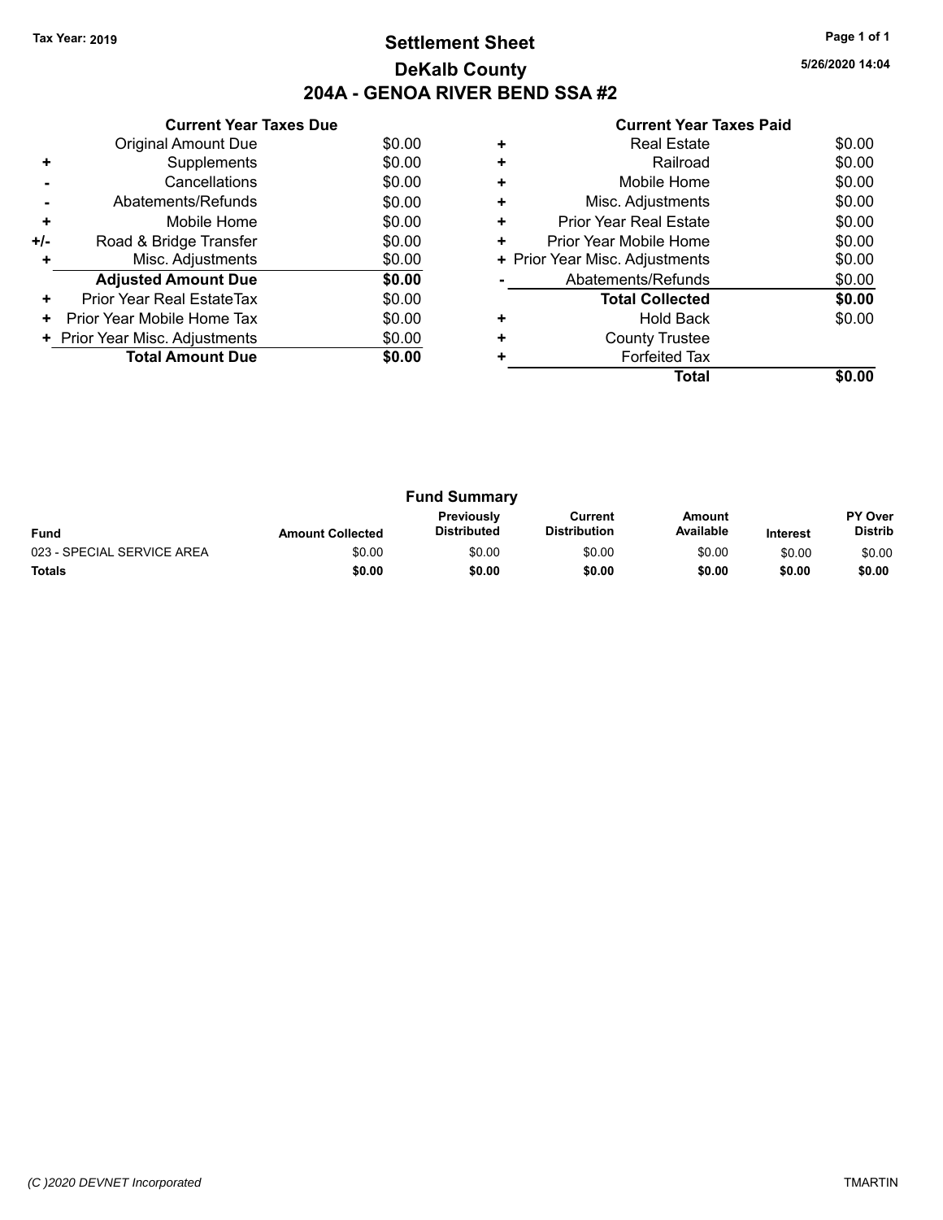Tax Year: 2019

# Settlement Sheet
## DeKalb County
## 204A - GENOA RIVER BEND SSA #2

5/26/2020 14:04

### Current Year Taxes Due

| | | |
|---|---|---|
| | Original Amount Due | $0.00 |
| + | Supplements | $0.00 |
| - | Cancellations | $0.00 |
| - | Abatements/Refunds | $0.00 |
| + | Mobile Home | $0.00 |
| +/- | Road & Bridge Transfer | $0.00 |
| + | Misc. Adjustments | $0.00 |
| | **Adjusted Amount Due** | **$0.00** |
| + | Prior Year Real EstateTax | $0.00 |
| + | Prior Year Mobile Home Tax | $0.00 |
| + | Prior Year Misc. Adjustments | $0.00 |
| | **Total Amount Due** | **$0.00** |

### Current Year Taxes Paid

| | | |
|---|---|---|
| + | Real Estate | $0.00 |
| + | Railroad | $0.00 |
| + | Mobile Home | $0.00 |
| + | Misc. Adjustments | $0.00 |
| + | Prior Year Real Estate | $0.00 |
| + | Prior Year Mobile Home | $0.00 |
| + | Prior Year Misc. Adjustments | $0.00 |
| - | Abatements/Refunds | $0.00 |
| | **Total Collected** | **$0.00** |
| + | Hold Back | $0.00 |
| + | County Trustee | |
| + | Forfeited Tax | |
| | **Total** | **$0.00** |

### Fund Summary

| Fund | Amount Collected | Previously Distributed | Current Distribution | Amount Available | Interest | PY Over Distrib |
|---|---|---|---|---|---|---|
| 023 - SPECIAL SERVICE AREA | $0.00 | $0.00 | $0.00 | $0.00 | $0.00 | $0.00 |
| **Totals** | **$0.00** | **$0.00** | **$0.00** | **$0.00** | **$0.00** | **$0.00** |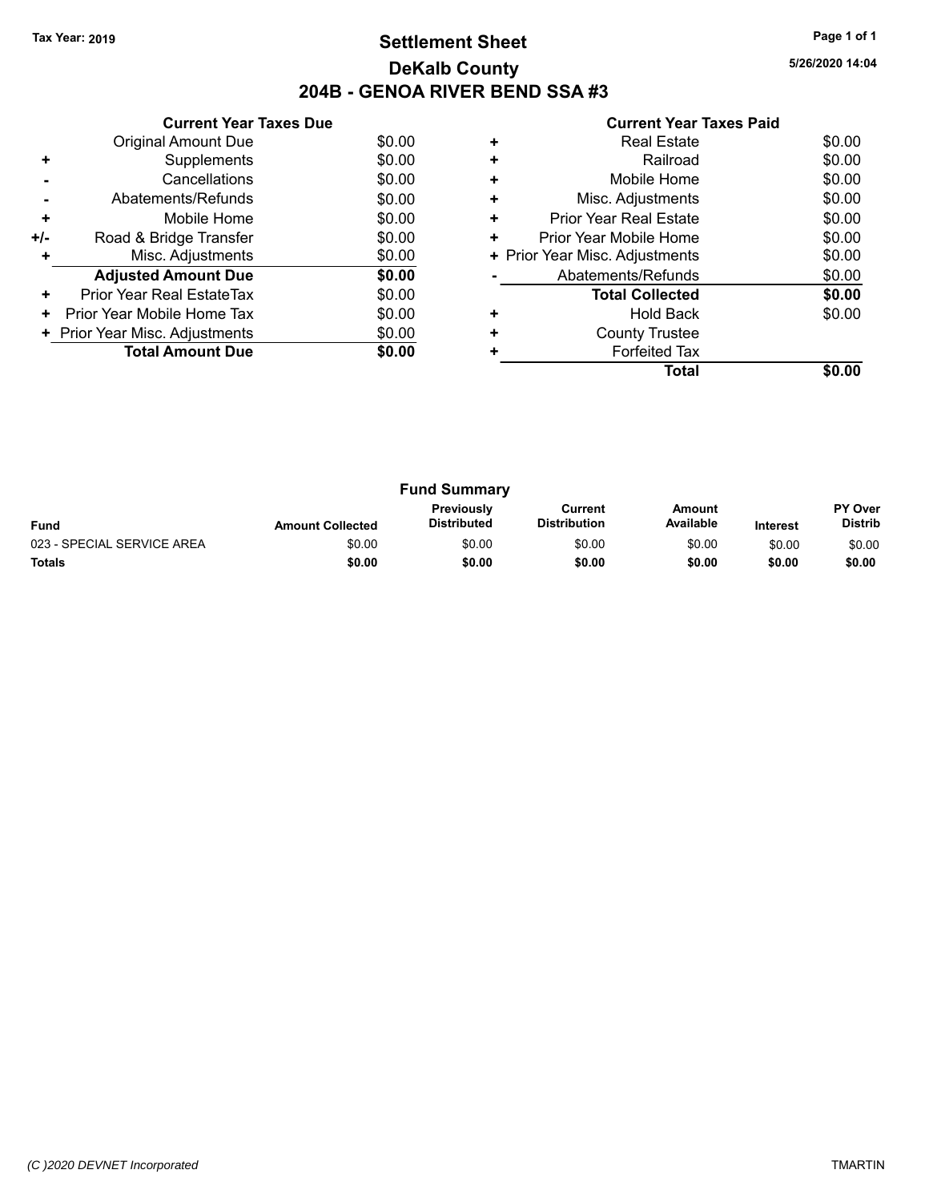Tax Year: 2019

# Settlement Sheet
## DeKalb County
## 204B - GENOA RIVER BEND SSA #3

5/26/2020 14:04

### Current Year Taxes Due

| | | |
|---|---|---|
| | Original Amount Due | $0.00 |
| + | Supplements | $0.00 |
| - | Cancellations | $0.00 |
| - | Abatements/Refunds | $0.00 |
| + | Mobile Home | $0.00 |
| +/- | Road & Bridge Transfer | $0.00 |
| + | Misc. Adjustments | $0.00 |
| | **Adjusted Amount Due** | **$0.00** |
| + | Prior Year Real EstateTax | $0.00 |
| + | Prior Year Mobile Home Tax | $0.00 |
| + | Prior Year Misc. Adjustments | $0.00 |
| | **Total Amount Due** | **$0.00** |

### Current Year Taxes Paid

| | | |
|---|---|---|
| + | Real Estate | $0.00 |
| + | Railroad | $0.00 |
| + | Mobile Home | $0.00 |
| + | Misc. Adjustments | $0.00 |
| + | Prior Year Real Estate | $0.00 |
| + | Prior Year Mobile Home | $0.00 |
| + | Prior Year Misc. Adjustments | $0.00 |
| - | Abatements/Refunds | $0.00 |
| | **Total Collected** | **$0.00** |
| + | Hold Back | $0.00 |
| + | County Trustee | |
| + | Forfeited Tax | |
| | **Total** | **$0.00** |

### Fund Summary

| Fund | Amount Collected | Previously Distributed | Current Distribution | Amount Available | Interest | PY Over Distrib |
|---|---|---|---|---|---|---|
| 023 - SPECIAL SERVICE AREA | $0.00 | $0.00 | $0.00 | $0.00 | $0.00 | $0.00 |
| **Totals** | **$0.00** | **$0.00** | **$0.00** | **$0.00** | **$0.00** | **$0.00** |

*(C )2020 DEVNET Incorporated* TMARTIN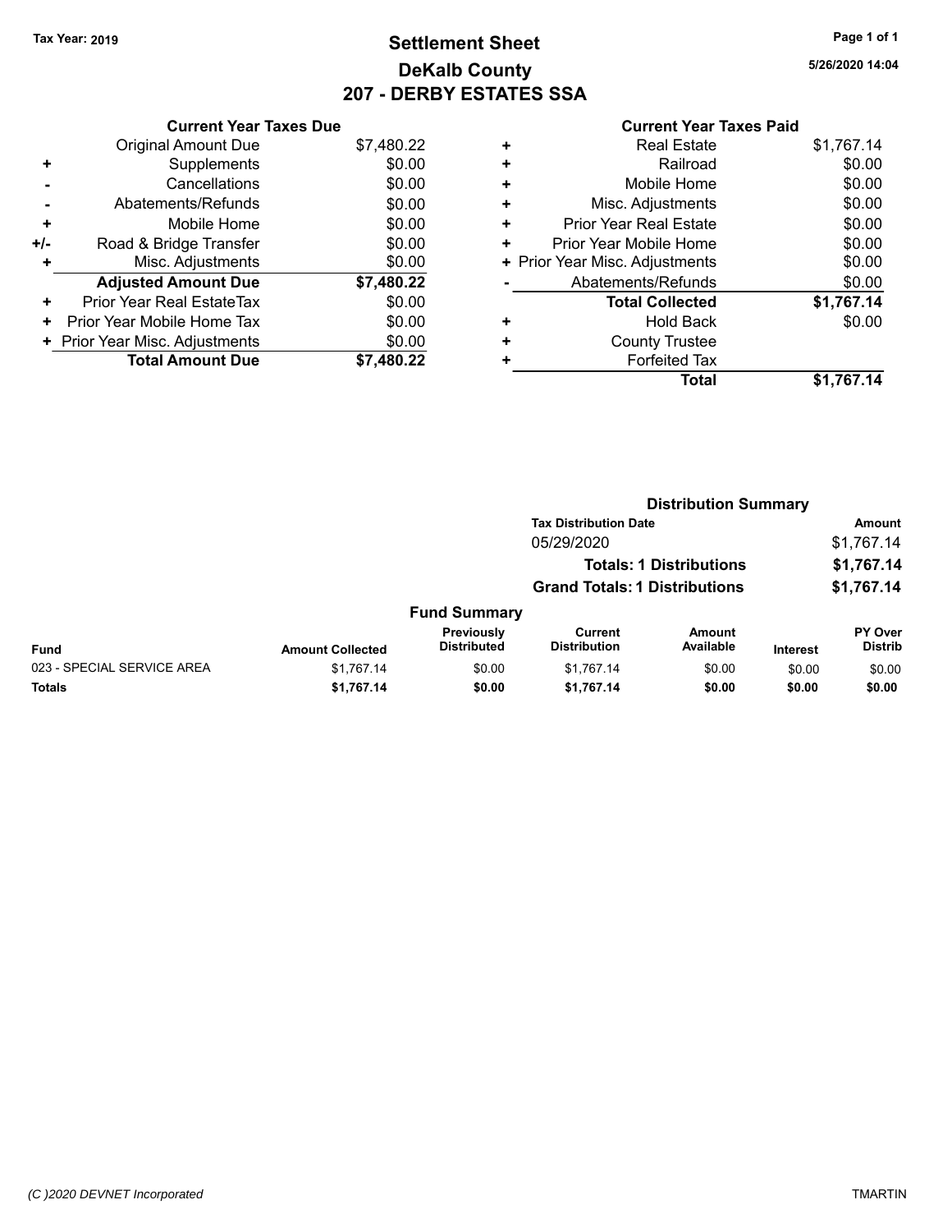Tax Year: 2019

# Settlement Sheet
## DeKalb County
## 207 - DERBY ESTATES SSA

5/26/2020 14:04

### Current Year Taxes Due

| | | |
|---|---|---|
| | Original Amount Due | $7,480.22 |
| + | Supplements | $0.00 |
| - | Cancellations | $0.00 |
| - | Abatements/Refunds | $0.00 |
| + | Mobile Home | $0.00 |
| +/- | Road & Bridge Transfer | $0.00 |
| + | Misc. Adjustments | $0.00 |
| | **Adjusted Amount Due** | **$7,480.22** |
| + | Prior Year Real EstateTax | $0.00 |
| + | Prior Year Mobile Home Tax | $0.00 |
| + | Prior Year Misc. Adjustments | $0.00 |
| | **Total Amount Due** | **$7,480.22** |

### Current Year Taxes Paid

| | | |
|---|---|---|
| + | Real Estate | $1,767.14 |
| + | Railroad | $0.00 |
| + | Mobile Home | $0.00 |
| + | Misc. Adjustments | $0.00 |
| + | Prior Year Real Estate | $0.00 |
| + | Prior Year Mobile Home | $0.00 |
| + | Prior Year Misc. Adjustments | $0.00 |
| - | Abatements/Refunds | $0.00 |
| | **Total Collected** | **$1,767.14** |
| + | Hold Back | $0.00 |
| + | County Trustee | |
| + | Forfeited Tax | |
| | **Total** | **$1,767.14** |

### Distribution Summary

| Tax Distribution Date | Amount |
|---|---|
| 05/29/2020 | $1,767.14 |
| **Totals: 1 Distributions** | **$1,767.14** |
| **Grand Totals: 1 Distributions** | **$1,767.14** |

### Fund Summary

| Fund | Amount Collected | Previously Distributed | Current Distribution | Amount Available | Interest | PY Over Distrib |
|---|---|---|---|---|---|---|
| 023 - SPECIAL SERVICE AREA | $1,767.14 | $0.00 | $1,767.14 | $0.00 | $0.00 | $0.00 |
| **Totals** | **$1,767.14** | **$0.00** | **$1,767.14** | **$0.00** | **$0.00** | **$0.00** |

(C )2020 DEVNET Incorporated TMARTIN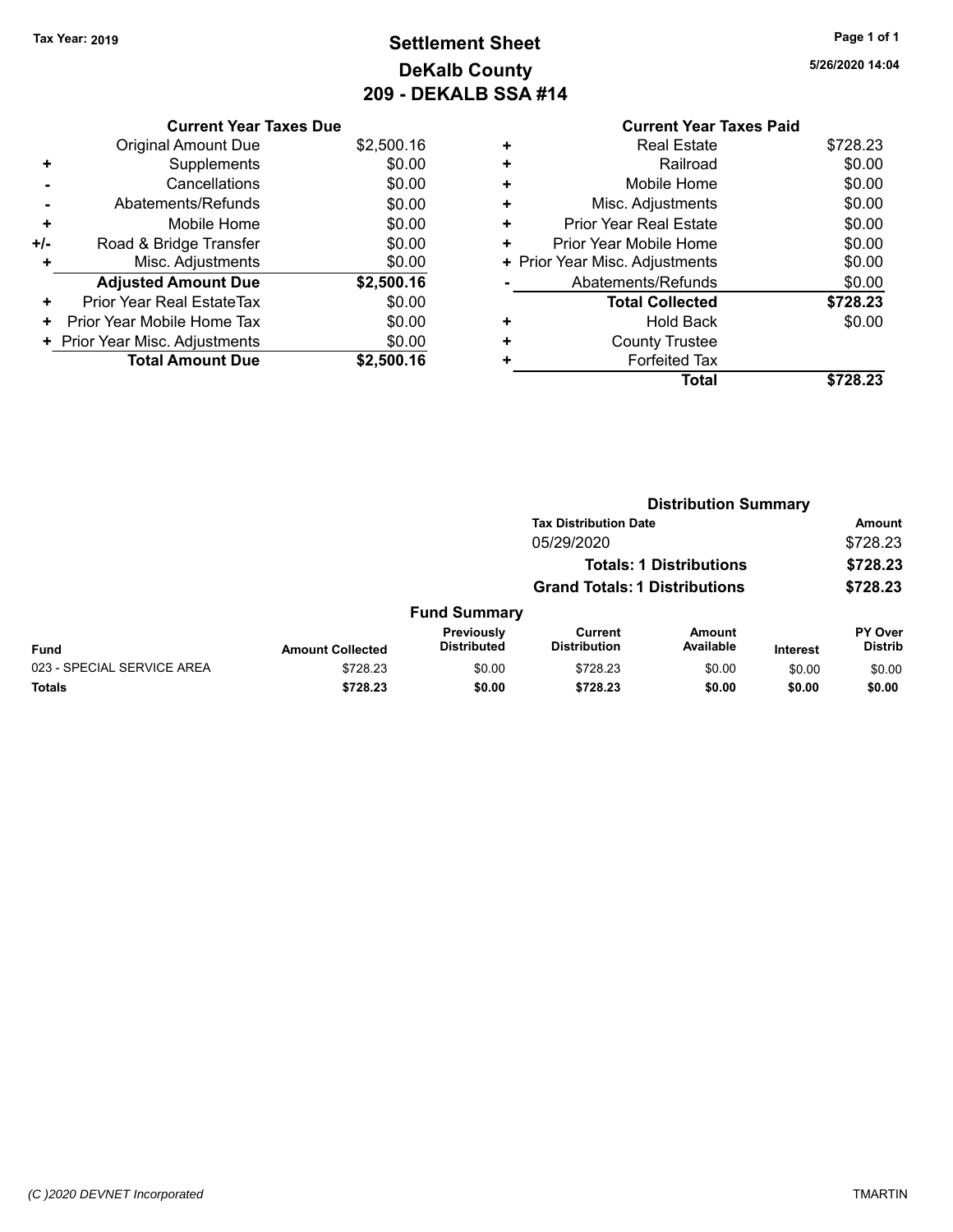Tax Year: 2019

# Settlement Sheet
## DeKalb County
## 209 - DEKALB SSA #14

5/26/2020 14:04

| | Current Year Taxes Due | |
|---|---|---|
| | Original Amount Due | $2,500.16 |
| + | Supplements | $0.00 |
| - | Cancellations | $0.00 |
| - | Abatements/Refunds | $0.00 |
| + | Mobile Home | $0.00 |
| +/- | Road & Bridge Transfer | $0.00 |
| + | Misc. Adjustments | $0.00 |
| | **Adjusted Amount Due** | **$2,500.16** |
| + | Prior Year Real EstateTax | $0.00 |
| + | Prior Year Mobile Home Tax | $0.00 |
| + | Prior Year Misc. Adjustments | $0.00 |
| | **Total Amount Due** | **$2,500.16** |

| | Current Year Taxes Paid | |
|---|---|---|
| + | Real Estate | $728.23 |
| + | Railroad | $0.00 |
| + | Mobile Home | $0.00 |
| + | Misc. Adjustments | $0.00 |
| + | Prior Year Real Estate | $0.00 |
| + | Prior Year Mobile Home | $0.00 |
| + | Prior Year Misc. Adjustments | $0.00 |
| - | Abatements/Refunds | $0.00 |
| | **Total Collected** | **$728.23** |
| + | Hold Back | $0.00 |
| + | County Trustee | |
| + | Forfeited Tax | |
| | **Total** | **$728.23** |

### Distribution Summary

| Tax Distribution Date | Amount |
|---|---|
| 05/29/2020 | $728.23 |
| **Totals: 1 Distributions** | **$728.23** |
| **Grand Totals: 1 Distributions** | **$728.23** |

### Fund Summary

| Fund | Amount Collected | Previously Distributed | Current Distribution | Amount Available | Interest | PY Over Distrib |
|---|---|---|---|---|---|---|
| 023 - SPECIAL SERVICE AREA | $728.23 | $0.00 | $728.23 | $0.00 | $0.00 | $0.00 |
| **Totals** | **$728.23** | **$0.00** | **$728.23** | **$0.00** | **$0.00** | **$0.00** |

(C )2020 DEVNET Incorporated

TMARTIN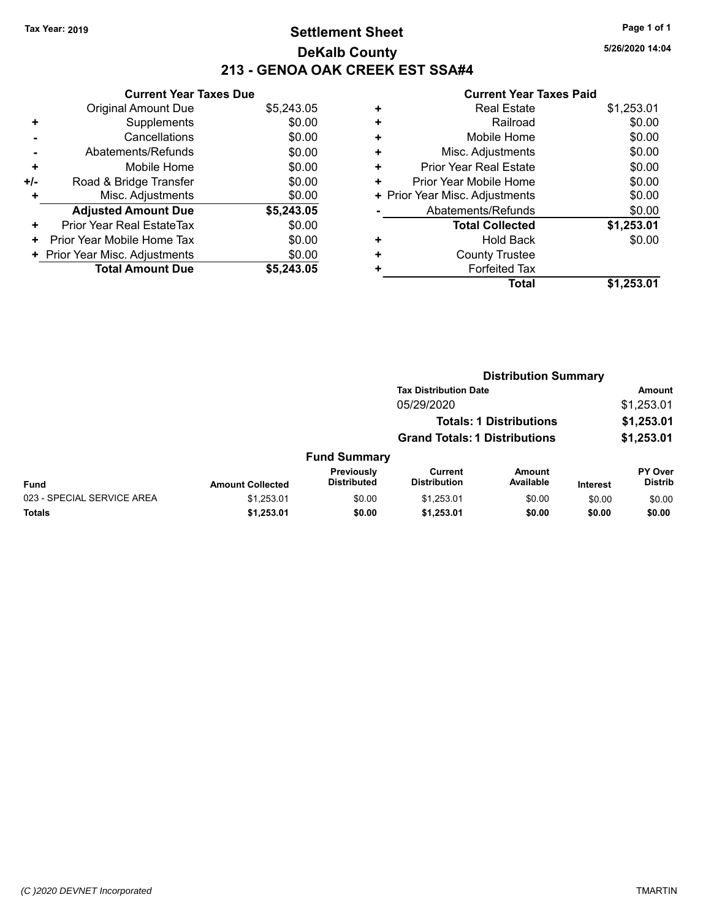Tax Year: 2019

# Settlement Sheet

## DeKalb County

## 213 - GENOA OAK CREEK EST SSA#4

5/26/2020 14:04

### Current Year Taxes Due

| | | |
|---|---|---|
| | Original Amount Due | $5,243.05 |
| + | Supplements | $0.00 |
| - | Cancellations | $0.00 |
| - | Abatements/Refunds | $0.00 |
| + | Mobile Home | $0.00 |
| +/- | Road & Bridge Transfer | $0.00 |
| + | Misc. Adjustments | $0.00 |
| | **Adjusted Amount Due** | **$5,243.05** |
| + | Prior Year Real EstateTax | $0.00 |
| + | Prior Year Mobile Home Tax | $0.00 |
| + | Prior Year Misc. Adjustments | $0.00 |
| | **Total Amount Due** | **$5,243.05** |

### Current Year Taxes Paid

| | | |
|---|---|---|
| + | Real Estate | $1,253.01 |
| + | Railroad | $0.00 |
| + | Mobile Home | $0.00 |
| + | Misc. Adjustments | $0.00 |
| + | Prior Year Real Estate | $0.00 |
| + | Prior Year Mobile Home | $0.00 |
| + | Prior Year Misc. Adjustments | $0.00 |
| - | Abatements/Refunds | $0.00 |
| | **Total Collected** | **$1,253.01** |
| + | Hold Back | $0.00 |
| + | County Trustee | |
| + | Forfeited Tax | |
| | **Total** | **$1,253.01** |

### Distribution Summary

| Tax Distribution Date | Amount |
|---|---|
| 05/29/2020 | $1,253.01 |
| **Totals: 1 Distributions** | **$1,253.01** |
| **Grand Totals: 1 Distributions** | **$1,253.01** |

### Fund Summary

| Fund | Amount Collected | Previously Distributed | Current Distribution | Amount Available | Interest | PY Over Distrib |
|---|---|---|---|---|---|---|
| 023 - SPECIAL SERVICE AREA | $1,253.01 | $0.00 | $1,253.01 | $0.00 | $0.00 | $0.00 |
| **Totals** | **$1,253.01** | **$0.00** | **$1,253.01** | **$0.00** | **$0.00** | **$0.00** |

(C )2020 DEVNET Incorporated

TMARTIN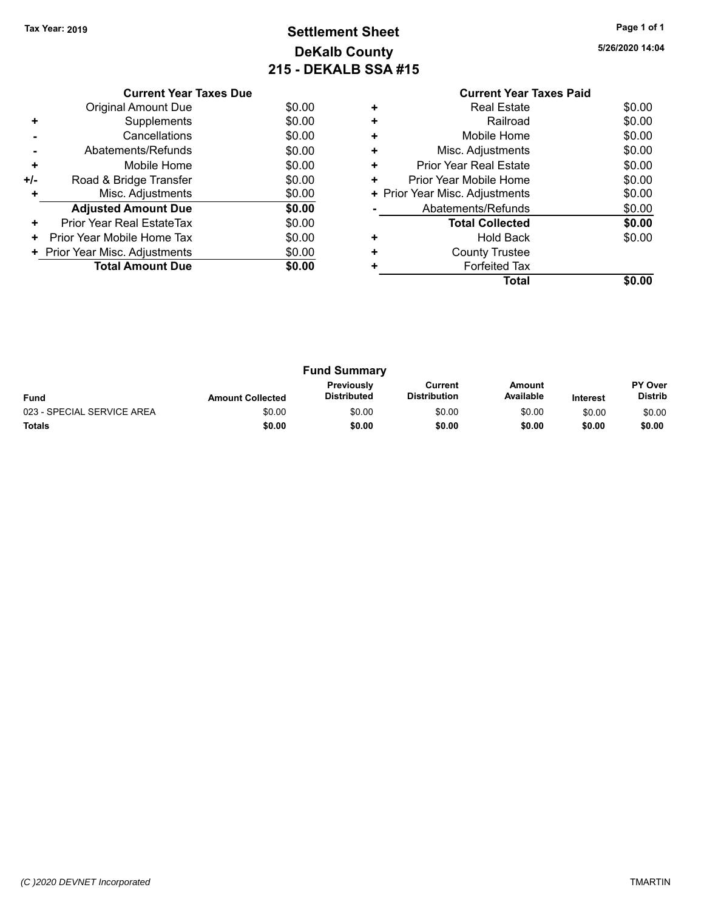Tax Year: 2019

# Settlement Sheet
## DeKalb County
## 215 - DEKALB SSA #15

5/26/2020 14:04

| | Current Year Taxes Due | |
|---|---|---|
| | Original Amount Due | $0.00 |
| + | Supplements | $0.00 |
| - | Cancellations | $0.00 |
| - | Abatements/Refunds | $0.00 |
| + | Mobile Home | $0.00 |
| +/- | Road & Bridge Transfer | $0.00 |
| + | Misc. Adjustments | $0.00 |
| | **Adjusted Amount Due** | **$0.00** |
| + | Prior Year Real EstateTax | $0.00 |
| + | Prior Year Mobile Home Tax | $0.00 |
| + | Prior Year Misc. Adjustments | $0.00 |
| | **Total Amount Due** | **$0.00** |

| | Current Year Taxes Paid | |
|---|---|---|
| + | Real Estate | $0.00 |
| + | Railroad | $0.00 |
| + | Mobile Home | $0.00 |
| + | Misc. Adjustments | $0.00 |
| + | Prior Year Real Estate | $0.00 |
| + | Prior Year Mobile Home | $0.00 |
| + | Prior Year Misc. Adjustments | $0.00 |
| - | Abatements/Refunds | $0.00 |
| | **Total Collected** | **$0.00** |
| + | Hold Back | $0.00 |
| + | County Trustee | |
| + | Forfeited Tax | |
| | **Total** | **$0.00** |

### Fund Summary

| Fund | Amount Collected | Previously Distributed | Current Distribution | Amount Available | Interest | PY Over Distrib |
|---|---|---|---|---|---|---|
| 023 - SPECIAL SERVICE AREA | $0.00 | $0.00 | $0.00 | $0.00 | $0.00 | $0.00 |
| **Totals** | **$0.00** | **$0.00** | **$0.00** | **$0.00** | **$0.00** | **$0.00** |

(C )2020 DEVNET Incorporated

TMARTIN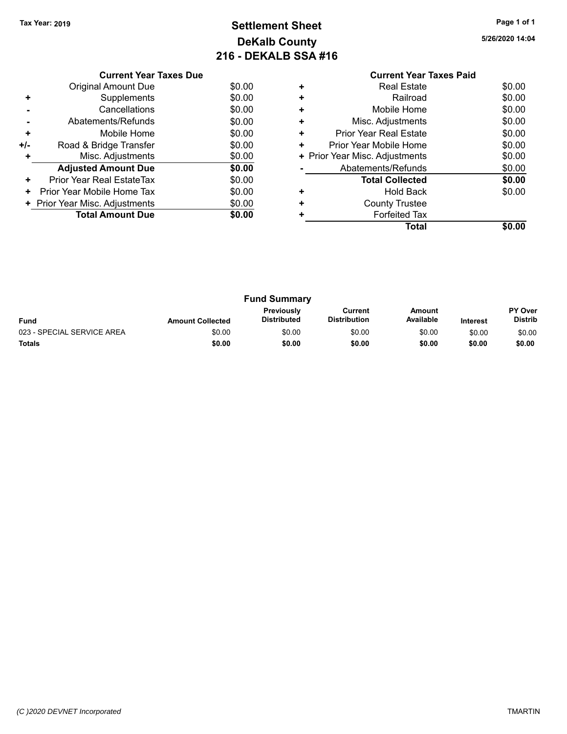Tax Year: 2019

# Settlement Sheet
## DeKalb County
## 216 - DEKALB SSA #16

5/26/2020 14:04

### Current Year Taxes Due

| | | |
|---|---|---|
| | Original Amount Due | $0.00 |
| + | Supplements | $0.00 |
| - | Cancellations | $0.00 |
| - | Abatements/Refunds | $0.00 |
| + | Mobile Home | $0.00 |
| +/- | Road & Bridge Transfer | $0.00 |
| + | Misc. Adjustments | $0.00 |
| | **Adjusted Amount Due** | **$0.00** |
| + | Prior Year Real EstateTax | $0.00 |
| + | Prior Year Mobile Home Tax | $0.00 |
| + | Prior Year Misc. Adjustments | $0.00 |
| | **Total Amount Due** | **$0.00** |

### Current Year Taxes Paid

| | | |
|---|---|---|
| + | Real Estate | $0.00 |
| + | Railroad | $0.00 |
| + | Mobile Home | $0.00 |
| + | Misc. Adjustments | $0.00 |
| + | Prior Year Real Estate | $0.00 |
| + | Prior Year Mobile Home | $0.00 |
| + | Prior Year Misc. Adjustments | $0.00 |
| - | Abatements/Refunds | $0.00 |
| | **Total Collected** | **$0.00** |
| + | Hold Back | $0.00 |
| + | County Trustee | |
| + | Forfeited Tax | |
| | **Total** | **$0.00** |

### Fund Summary

| Fund | Amount Collected | Previously Distributed | Current Distribution | Amount Available | Interest | PY Over Distrib |
|---|---|---|---|---|---|---|
| 023 - SPECIAL SERVICE AREA | $0.00 | $0.00 | $0.00 | $0.00 | $0.00 | $0.00 |
| **Totals** | **$0.00** | **$0.00** | **$0.00** | **$0.00** | **$0.00** | **$0.00** |

*(C )2020 DEVNET Incorporated* TMARTIN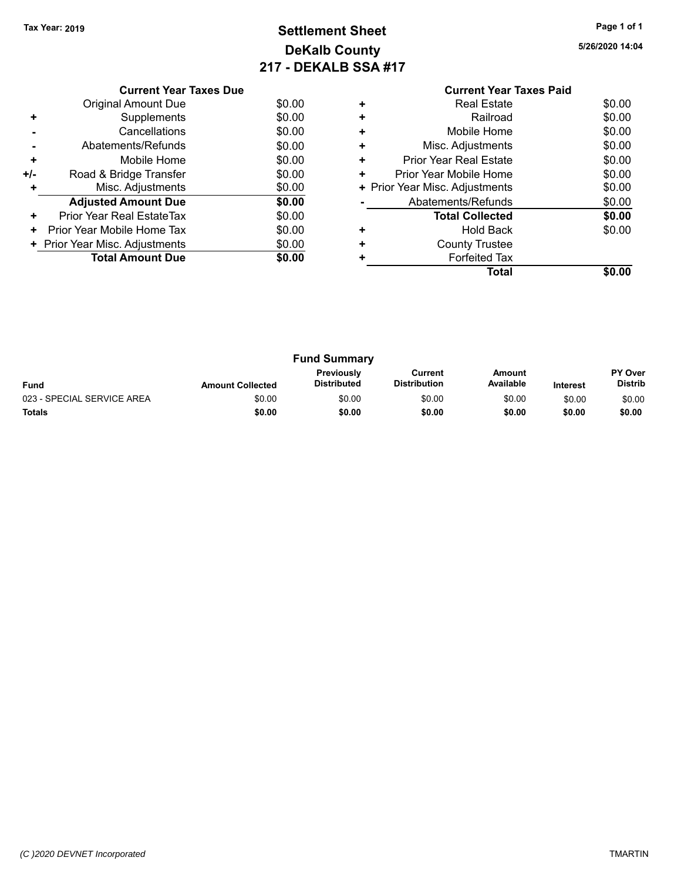**Tax Year: 2019**

# Settlement Sheet
## DeKalb County
## 217 - DEKALB SSA #17

**5/26/2020 14:04**

### Current Year Taxes Due

| | | |
|---|---|---|
| | Original Amount Due | $0.00 |
| + | Supplements | $0.00 |
| - | Cancellations | $0.00 |
| - | Abatements/Refunds | $0.00 |
| + | Mobile Home | $0.00 |
| +/- | Road & Bridge Transfer | $0.00 |
| + | Misc. Adjustments | $0.00 |
| | **Adjusted Amount Due** | **$0.00** |
| + | Prior Year Real EstateTax | $0.00 |
| + | Prior Year Mobile Home Tax | $0.00 |
| + | Prior Year Misc. Adjustments | $0.00 |
| | **Total Amount Due** | **$0.00** |

### Current Year Taxes Paid

| | | |
|---|---|---|
| + | Real Estate | $0.00 |
| + | Railroad | $0.00 |
| + | Mobile Home | $0.00 |
| + | Misc. Adjustments | $0.00 |
| + | Prior Year Real Estate | $0.00 |
| + | Prior Year Mobile Home | $0.00 |
| + | Prior Year Misc. Adjustments | $0.00 |
| - | Abatements/Refunds | $0.00 |
| | **Total Collected** | **$0.00** |
| + | Hold Back | $0.00 |
| + | County Trustee | |
| + | Forfeited Tax | |
| | **Total** | **$0.00** |

### Fund Summary

| Fund | Amount Collected | Previously Distributed | Current Distribution | Amount Available | Interest | PY Over Distrib |
|---|---|---|---|---|---|---|
| 023 - SPECIAL SERVICE AREA | $0.00 | $0.00 | $0.00 | $0.00 | $0.00 | $0.00 |
| **Totals** | **$0.00** | **$0.00** | **$0.00** | **$0.00** | **$0.00** | **$0.00** |

*(C )2020 DEVNET Incorporated* TMARTIN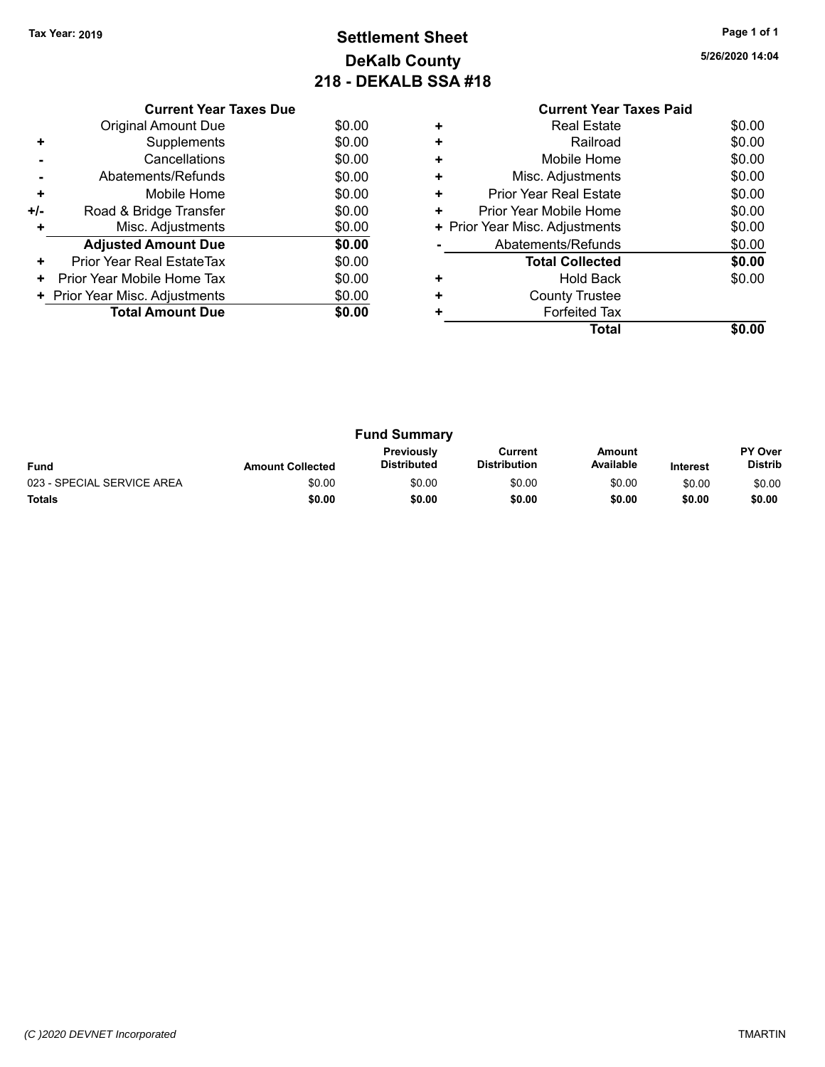Tax Year: 2019

# Settlement Sheet
## DeKalb County
## 218 - DEKALB SSA #18

5/26/2020 14:04

### Current Year Taxes Due

| | | |
|---|---|---|
| | Original Amount Due | $0.00 |
| + | Supplements | $0.00 |
| - | Cancellations | $0.00 |
| - | Abatements/Refunds | $0.00 |
| + | Mobile Home | $0.00 |
| +/- | Road & Bridge Transfer | $0.00 |
| + | Misc. Adjustments | $0.00 |
| | **Adjusted Amount Due** | **$0.00** |
| + | Prior Year Real EstateTax | $0.00 |
| + | Prior Year Mobile Home Tax | $0.00 |
| + | Prior Year Misc. Adjustments | $0.00 |
| | **Total Amount Due** | **$0.00** |

### Current Year Taxes Paid

| | | |
|---|---|---|
| + | Real Estate | $0.00 |
| + | Railroad | $0.00 |
| + | Mobile Home | $0.00 |
| + | Misc. Adjustments | $0.00 |
| + | Prior Year Real Estate | $0.00 |
| + | Prior Year Mobile Home | $0.00 |
| + | Prior Year Misc. Adjustments | $0.00 |
| - | Abatements/Refunds | $0.00 |
| | **Total Collected** | **$0.00** |
| + | Hold Back | $0.00 |
| + | County Trustee | |
| + | Forfeited Tax | |
| | **Total** | **$0.00** |

### Fund Summary

| Fund | Amount Collected | Previously Distributed | Current Distribution | Amount Available | Interest | PY Over Distrib |
|---|---|---|---|---|---|---|
| 023 - SPECIAL SERVICE AREA | $0.00 | $0.00 | $0.00 | $0.00 | $0.00 | $0.00 |
| **Totals** | **$0.00** | **$0.00** | **$0.00** | **$0.00** | **$0.00** | **$0.00** |

(C )2020 DEVNET Incorporated

TMARTIN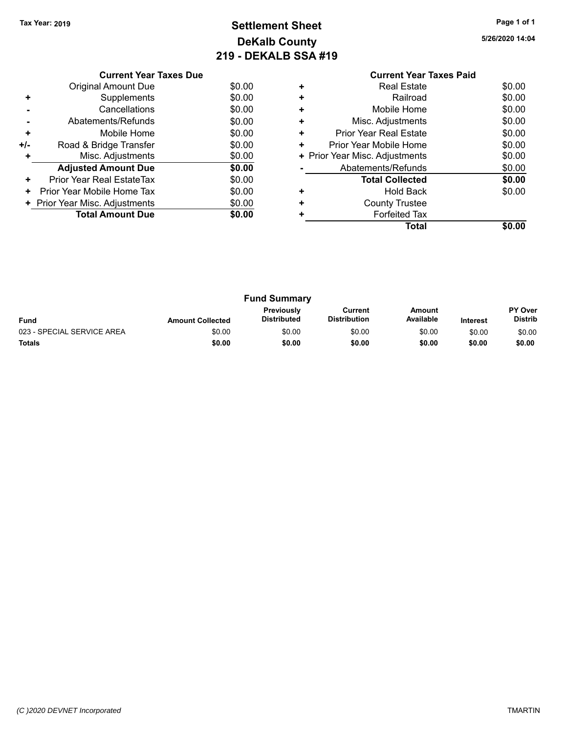Tax Year: 2019

# Settlement Sheet
## DeKalb County
## 219 - DEKALB SSA #19

5/26/2020 14:04

### Current Year Taxes Due

| | | |
|---|---|---|
| | Original Amount Due | $0.00 |
| + | Supplements | $0.00 |
| - | Cancellations | $0.00 |
| - | Abatements/Refunds | $0.00 |
| + | Mobile Home | $0.00 |
| +/- | Road & Bridge Transfer | $0.00 |
| + | Misc. Adjustments | $0.00 |
| | **Adjusted Amount Due** | **$0.00** |
| + | Prior Year Real EstateTax | $0.00 |
| + | Prior Year Mobile Home Tax | $0.00 |
| + | Prior Year Misc. Adjustments | $0.00 |
| | **Total Amount Due** | **$0.00** |

### Current Year Taxes Paid

| | | |
|---|---|---|
| + | Real Estate | $0.00 |
| + | Railroad | $0.00 |
| + | Mobile Home | $0.00 |
| + | Misc. Adjustments | $0.00 |
| + | Prior Year Real Estate | $0.00 |
| + | Prior Year Mobile Home | $0.00 |
| + | Prior Year Misc. Adjustments | $0.00 |
| - | Abatements/Refunds | $0.00 |
| | **Total Collected** | **$0.00** |
| + | Hold Back | $0.00 |
| + | County Trustee | |
| + | Forfeited Tax | |
| | **Total** | **$0.00** |

### Fund Summary

| Fund | Amount Collected | Previously Distributed | Current Distribution | Amount Available | Interest | PY Over Distrib |
|---|---|---|---|---|---|---|
| 023 - SPECIAL SERVICE AREA | $0.00 | $0.00 | $0.00 | $0.00 | $0.00 | $0.00 |
| **Totals** | **$0.00** | **$0.00** | **$0.00** | **$0.00** | **$0.00** | **$0.00** |

(C )2020 DEVNET Incorporated

TMARTIN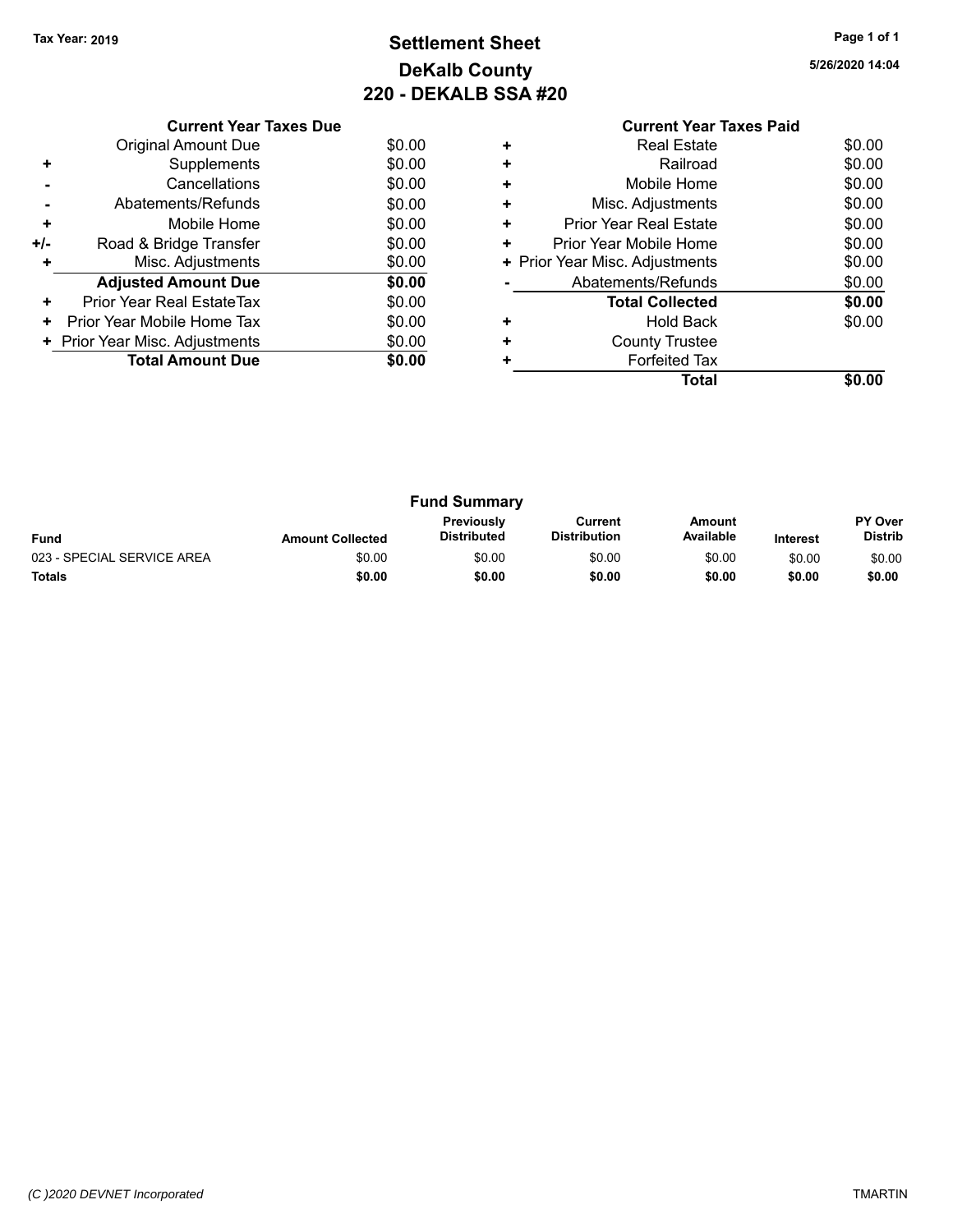Tax Year: 2019

# Settlement Sheet
## DeKalb County
## 220 - DEKALB SSA #20

5/26/2020 14:04

### Current Year Taxes Due

| | | |
|---|---|---|
| | Original Amount Due | $0.00 |
| + | Supplements | $0.00 |
| - | Cancellations | $0.00 |
| - | Abatements/Refunds | $0.00 |
| + | Mobile Home | $0.00 |
| +/- | Road & Bridge Transfer | $0.00 |
| + | Misc. Adjustments | $0.00 |
| | **Adjusted Amount Due** | **$0.00** |
| + | Prior Year Real EstateTax | $0.00 |
| + | Prior Year Mobile Home Tax | $0.00 |
| + | Prior Year Misc. Adjustments | $0.00 |
| | **Total Amount Due** | **$0.00** |

### Current Year Taxes Paid

| | | |
|---|---|---|
| + | Real Estate | $0.00 |
| + | Railroad | $0.00 |
| + | Mobile Home | $0.00 |
| + | Misc. Adjustments | $0.00 |
| + | Prior Year Real Estate | $0.00 |
| + | Prior Year Mobile Home | $0.00 |
| + | Prior Year Misc. Adjustments | $0.00 |
| - | Abatements/Refunds | $0.00 |
| | **Total Collected** | **$0.00** |
| + | Hold Back | $0.00 |
| + | County Trustee | |
| + | Forfeited Tax | |
| | **Total** | **$0.00** |

### Fund Summary

| Fund | Amount Collected | Previously Distributed | Current Distribution | Amount Available | Interest | PY Over Distrib |
|---|---|---|---|---|---|---|
| 023 - SPECIAL SERVICE AREA | $0.00 | $0.00 | $0.00 | $0.00 | $0.00 | $0.00 |
| **Totals** | **$0.00** | **$0.00** | **$0.00** | **$0.00** | **$0.00** | **$0.00** |

*(C )2020 DEVNET Incorporated* TMARTIN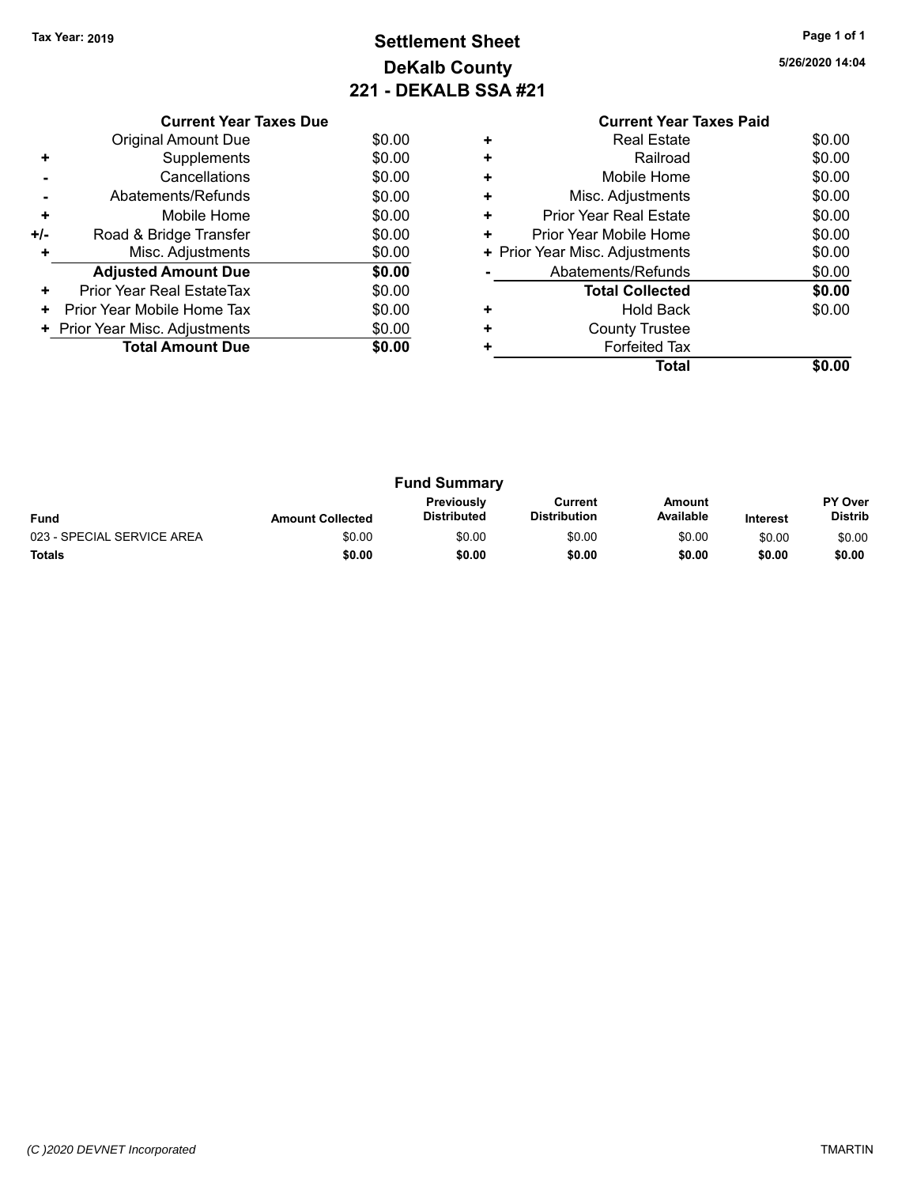Tax Year: 2019

# Settlement Sheet
## DeKalb County
## 221 - DEKALB SSA #21

5/26/2020 14:04

### Current Year Taxes Due

| | | |
|---|---|---|
| | Original Amount Due | $0.00 |
| + | Supplements | $0.00 |
| - | Cancellations | $0.00 |
| - | Abatements/Refunds | $0.00 |
| + | Mobile Home | $0.00 |
| +/- | Road & Bridge Transfer | $0.00 |
| + | Misc. Adjustments | $0.00 |
| | **Adjusted Amount Due** | **$0.00** |
| + | Prior Year Real EstateTax | $0.00 |
| + | Prior Year Mobile Home Tax | $0.00 |
| + | Prior Year Misc. Adjustments | $0.00 |
| | **Total Amount Due** | **$0.00** |

### Current Year Taxes Paid

| | | |
|---|---|---|
| + | Real Estate | $0.00 |
| + | Railroad | $0.00 |
| + | Mobile Home | $0.00 |
| + | Misc. Adjustments | $0.00 |
| + | Prior Year Real Estate | $0.00 |
| + | Prior Year Mobile Home | $0.00 |
| + | Prior Year Misc. Adjustments | $0.00 |
| - | Abatements/Refunds | $0.00 |
| | **Total Collected** | **$0.00** |
| + | Hold Back | $0.00 |
| + | County Trustee | |
| + | Forfeited Tax | |
| | **Total** | **$0.00** |

### Fund Summary

| Fund | Amount Collected | Previously Distributed | Current Distribution | Amount Available | Interest | PY Over Distrib |
|---|---|---|---|---|---|---|
| 023 - SPECIAL SERVICE AREA | $0.00 | $0.00 | $0.00 | $0.00 | $0.00 | $0.00 |
| **Totals** | **$0.00** | **$0.00** | **$0.00** | **$0.00** | **$0.00** | **$0.00** |

*(C )2020 DEVNET Incorporated* TMARTIN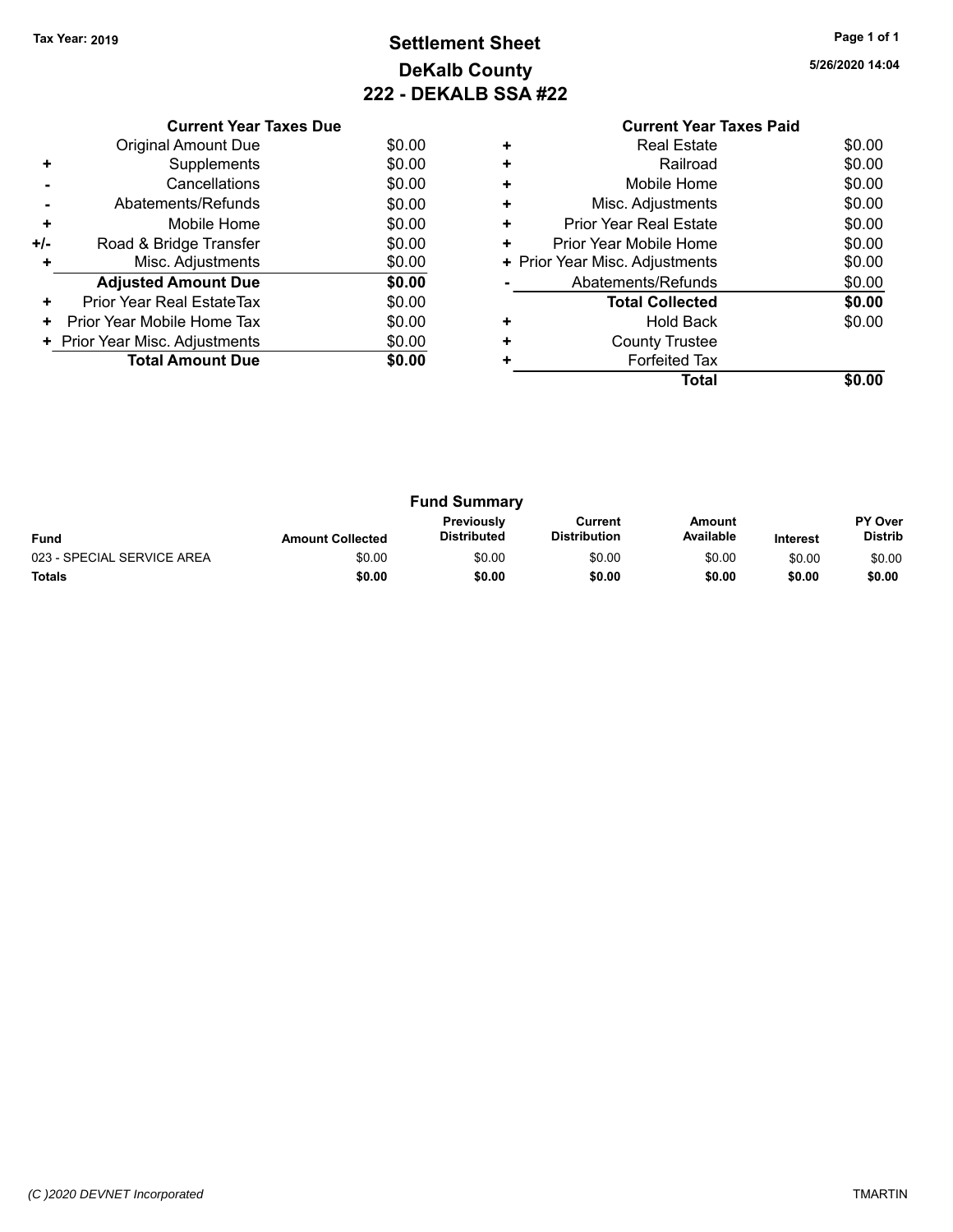Tax Year: 2019

# Settlement Sheet
## DeKalb County
## 222 - DEKALB SSA #22

5/26/2020 14:04

| | Current Year Taxes Due | |
|---|---|---|
| | Original Amount Due | $0.00 |
| + | Supplements | $0.00 |
| - | Cancellations | $0.00 |
| - | Abatements/Refunds | $0.00 |
| + | Mobile Home | $0.00 |
| +/- | Road & Bridge Transfer | $0.00 |
| + | Misc. Adjustments | $0.00 |
| | **Adjusted Amount Due** | **$0.00** |
| + | Prior Year Real EstateTax | $0.00 |
| + | Prior Year Mobile Home Tax | $0.00 |
| + | Prior Year Misc. Adjustments | $0.00 |
| | **Total Amount Due** | **$0.00** |

| | Current Year Taxes Paid | |
|---|---|---|
| + | Real Estate | $0.00 |
| + | Railroad | $0.00 |
| + | Mobile Home | $0.00 |
| + | Misc. Adjustments | $0.00 |
| + | Prior Year Real Estate | $0.00 |
| + | Prior Year Mobile Home | $0.00 |
| + | Prior Year Misc. Adjustments | $0.00 |
| - | Abatements/Refunds | $0.00 |
| | **Total Collected** | **$0.00** |
| + | Hold Back | $0.00 |
| + | County Trustee | |
| + | Forfeited Tax | |
| | **Total** | **$0.00** |

### Fund Summary

| Fund | Amount Collected | Previously Distributed | Current Distribution | Amount Available | Interest | PY Over Distrib |
|---|---|---|---|---|---|---|
| 023 - SPECIAL SERVICE AREA | $0.00 | $0.00 | $0.00 | $0.00 | $0.00 | $0.00 |
| **Totals** | **$0.00** | **$0.00** | **$0.00** | **$0.00** | **$0.00** | **$0.00** |

*(C )2020 DEVNET Incorporated* TMARTIN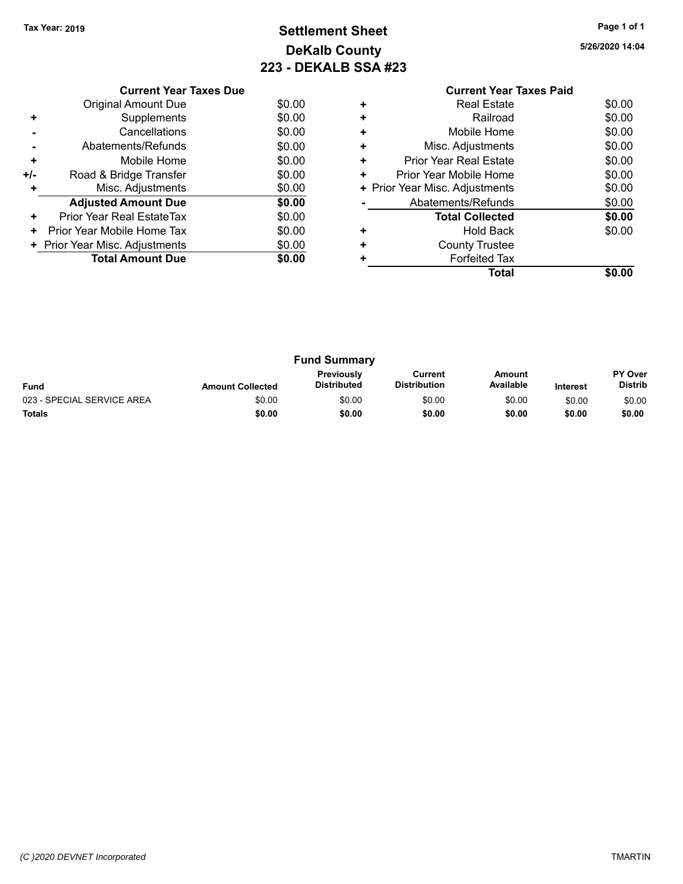Tax Year: 2019

# Settlement Sheet
## DeKalb County
## 223 - DEKALB SSA #23

5/26/2020 14:04

### Current Year Taxes Due

| | | |
|---|---|---|
| | Original Amount Due | $0.00 |
| + | Supplements | $0.00 |
| - | Cancellations | $0.00 |
| - | Abatements/Refunds | $0.00 |
| + | Mobile Home | $0.00 |
| +/- | Road & Bridge Transfer | $0.00 |
| + | Misc. Adjustments | $0.00 |
| | **Adjusted Amount Due** | **$0.00** |
| + | Prior Year Real EstateTax | $0.00 |
| + | Prior Year Mobile Home Tax | $0.00 |
| + | Prior Year Misc. Adjustments | $0.00 |
| | **Total Amount Due** | **$0.00** |

### Current Year Taxes Paid

| | | |
|---|---|---|
| + | Real Estate | $0.00 |
| + | Railroad | $0.00 |
| + | Mobile Home | $0.00 |
| + | Misc. Adjustments | $0.00 |
| + | Prior Year Real Estate | $0.00 |
| + | Prior Year Mobile Home | $0.00 |
| + | Prior Year Misc. Adjustments | $0.00 |
| - | Abatements/Refunds | $0.00 |
| | **Total Collected** | **$0.00** |
| + | Hold Back | $0.00 |
| + | County Trustee | |
| + | Forfeited Tax | |
| | **Total** | **$0.00** |

### Fund Summary

| Fund | Amount Collected | Previously Distributed | Current Distribution | Amount Available | Interest | PY Over Distrib |
|---|---|---|---|---|---|---|
| 023 - SPECIAL SERVICE AREA | $0.00 | $0.00 | $0.00 | $0.00 | $0.00 | $0.00 |
| **Totals** | **$0.00** | **$0.00** | **$0.00** | **$0.00** | **$0.00** | **$0.00** |

(C )2020 DEVNET Incorporated TMARTIN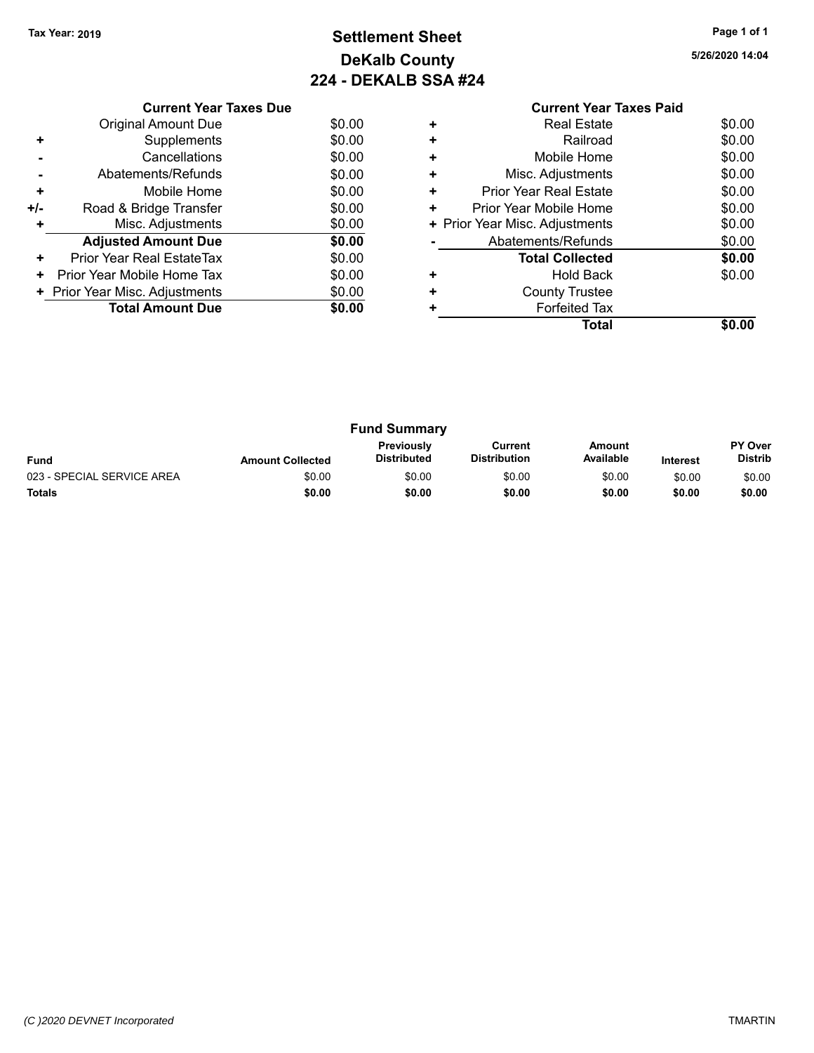Tax Year: 2019

# Settlement Sheet
## DeKalb County
## 224 - DEKALB SSA #24

5/26/2020 14:04

### Current Year Taxes Due

| | | |
|---|---|---|
| | Original Amount Due | $0.00 |
| + | Supplements | $0.00 |
| - | Cancellations | $0.00 |
| - | Abatements/Refunds | $0.00 |
| + | Mobile Home | $0.00 |
| +/- | Road & Bridge Transfer | $0.00 |
| + | Misc. Adjustments | $0.00 |
| | **Adjusted Amount Due** | **$0.00** |
| + | Prior Year Real EstateTax | $0.00 |
| + | Prior Year Mobile Home Tax | $0.00 |
| + | Prior Year Misc. Adjustments | $0.00 |
| | **Total Amount Due** | **$0.00** |

### Current Year Taxes Paid

| | | |
|---|---|---|
| + | Real Estate | $0.00 |
| + | Railroad | $0.00 |
| + | Mobile Home | $0.00 |
| + | Misc. Adjustments | $0.00 |
| + | Prior Year Real Estate | $0.00 |
| + | Prior Year Mobile Home | $0.00 |
| + | Prior Year Misc. Adjustments | $0.00 |
| - | Abatements/Refunds | $0.00 |
| | **Total Collected** | **$0.00** |
| + | Hold Back | $0.00 |
| + | County Trustee | |
| + | Forfeited Tax | |
| | **Total** | **$0.00** |

### Fund Summary

| Fund | Amount Collected | Previously Distributed | Current Distribution | Amount Available | Interest | PY Over Distrib |
|---|---|---|---|---|---|---|
| 023 - SPECIAL SERVICE AREA | $0.00 | $0.00 | $0.00 | $0.00 | $0.00 | $0.00 |
| **Totals** | **$0.00** | **$0.00** | **$0.00** | **$0.00** | **$0.00** | **$0.00** |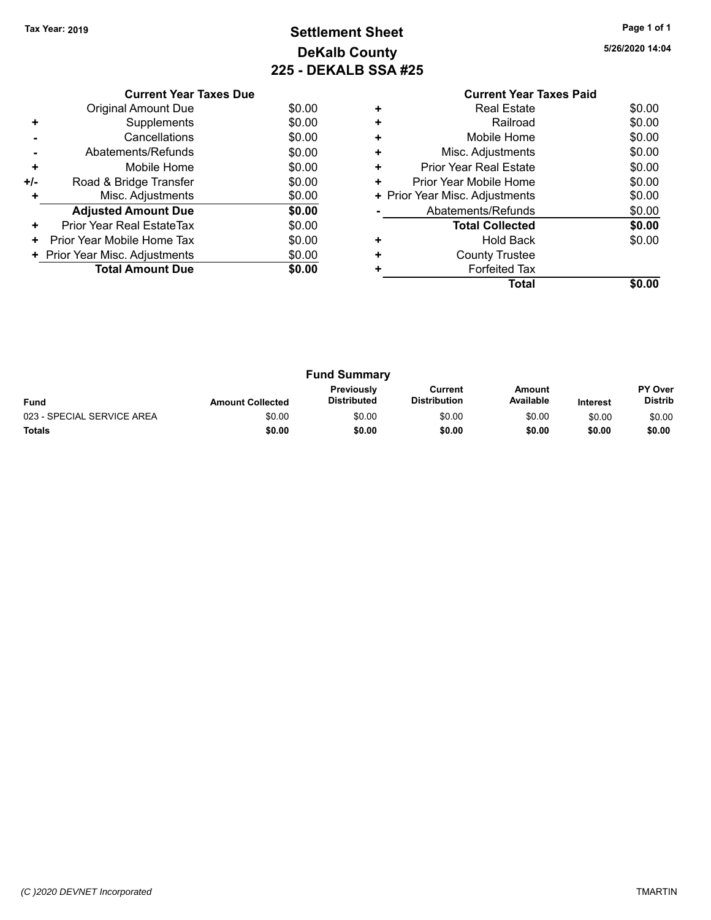Tax Year: 2019

# Settlement Sheet
## DeKalb County
## 225 - DEKALB SSA #25

5/26/2020 14:04

### Current Year Taxes Due

| | | |
|---|---|---|
| | Original Amount Due | $0.00 |
| + | Supplements | $0.00 |
| - | Cancellations | $0.00 |
| - | Abatements/Refunds | $0.00 |
| + | Mobile Home | $0.00 |
| +/- | Road & Bridge Transfer | $0.00 |
| + | Misc. Adjustments | $0.00 |
| | **Adjusted Amount Due** | **$0.00** |
| + | Prior Year Real EstateTax | $0.00 |
| + | Prior Year Mobile Home Tax | $0.00 |
| + | Prior Year Misc. Adjustments | $0.00 |
| | **Total Amount Due** | **$0.00** |

### Current Year Taxes Paid

| | | |
|---|---|---|
| + | Real Estate | $0.00 |
| + | Railroad | $0.00 |
| + | Mobile Home | $0.00 |
| + | Misc. Adjustments | $0.00 |
| + | Prior Year Real Estate | $0.00 |
| + | Prior Year Mobile Home | $0.00 |
| + | Prior Year Misc. Adjustments | $0.00 |
| - | Abatements/Refunds | $0.00 |
| | **Total Collected** | **$0.00** |
| + | Hold Back | $0.00 |
| + | County Trustee | |
| + | Forfeited Tax | |
| | **Total** | **$0.00** |

### Fund Summary

| Fund | Amount Collected | Previously Distributed | Current Distribution | Amount Available | Interest | PY Over Distrib |
|---|---|---|---|---|---|---|
| 023 - SPECIAL SERVICE AREA | $0.00 | $0.00 | $0.00 | $0.00 | $0.00 | $0.00 |
| **Totals** | **$0.00** | **$0.00** | **$0.00** | **$0.00** | **$0.00** | **$0.00** |

(C )2020 DEVNET Incorporated — TMARTIN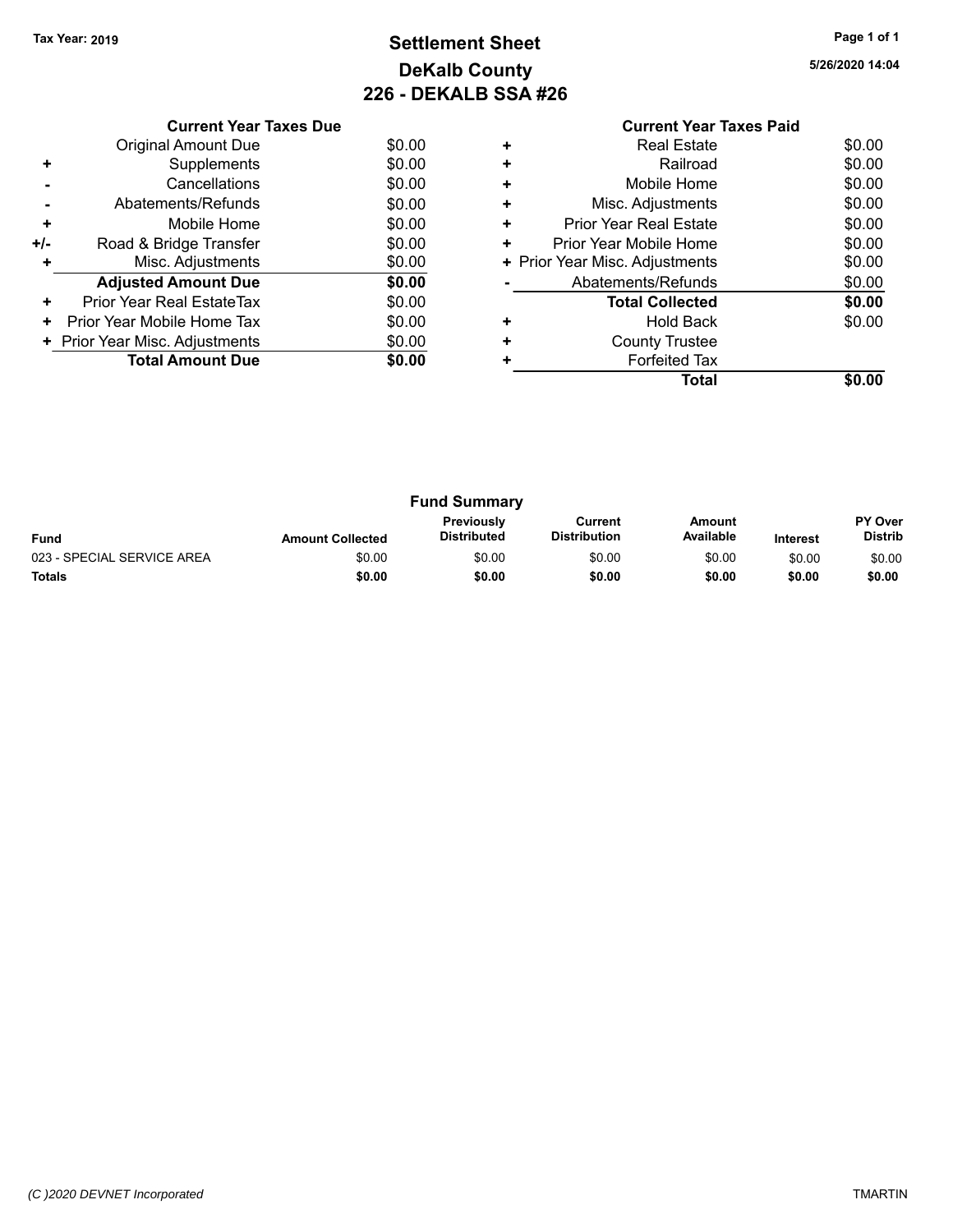Tax Year: 2019

# Settlement Sheet
## DeKalb County
## 226 - DEKALB SSA #26

5/26/2020 14:04

### Current Year Taxes Due

| | | |
|---|---|---|
| | Original Amount Due | $0.00 |
| + | Supplements | $0.00 |
| - | Cancellations | $0.00 |
| - | Abatements/Refunds | $0.00 |
| + | Mobile Home | $0.00 |
| +/- | Road & Bridge Transfer | $0.00 |
| + | Misc. Adjustments | $0.00 |
| | **Adjusted Amount Due** | **$0.00** |
| + | Prior Year Real EstateTax | $0.00 |
| + | Prior Year Mobile Home Tax | $0.00 |
| + | Prior Year Misc. Adjustments | $0.00 |
| | **Total Amount Due** | **$0.00** |

### Current Year Taxes Paid

| | | |
|---|---|---|
| + | Real Estate | $0.00 |
| + | Railroad | $0.00 |
| + | Mobile Home | $0.00 |
| + | Misc. Adjustments | $0.00 |
| + | Prior Year Real Estate | $0.00 |
| + | Prior Year Mobile Home | $0.00 |
| + | Prior Year Misc. Adjustments | $0.00 |
| - | Abatements/Refunds | $0.00 |
| | **Total Collected** | **$0.00** |
| + | Hold Back | $0.00 |
| + | County Trustee | |
| + | Forfeited Tax | |
| | **Total** | **$0.00** |

### Fund Summary

| Fund | Amount Collected | Previously Distributed | Current Distribution | Amount Available | Interest | PY Over Distrib |
|---|---|---|---|---|---|---|
| 023 - SPECIAL SERVICE AREA | $0.00 | $0.00 | $0.00 | $0.00 | $0.00 | $0.00 |
| **Totals** | **$0.00** | **$0.00** | **$0.00** | **$0.00** | **$0.00** | **$0.00** |

*(C )2020 DEVNET Incorporated* TMARTIN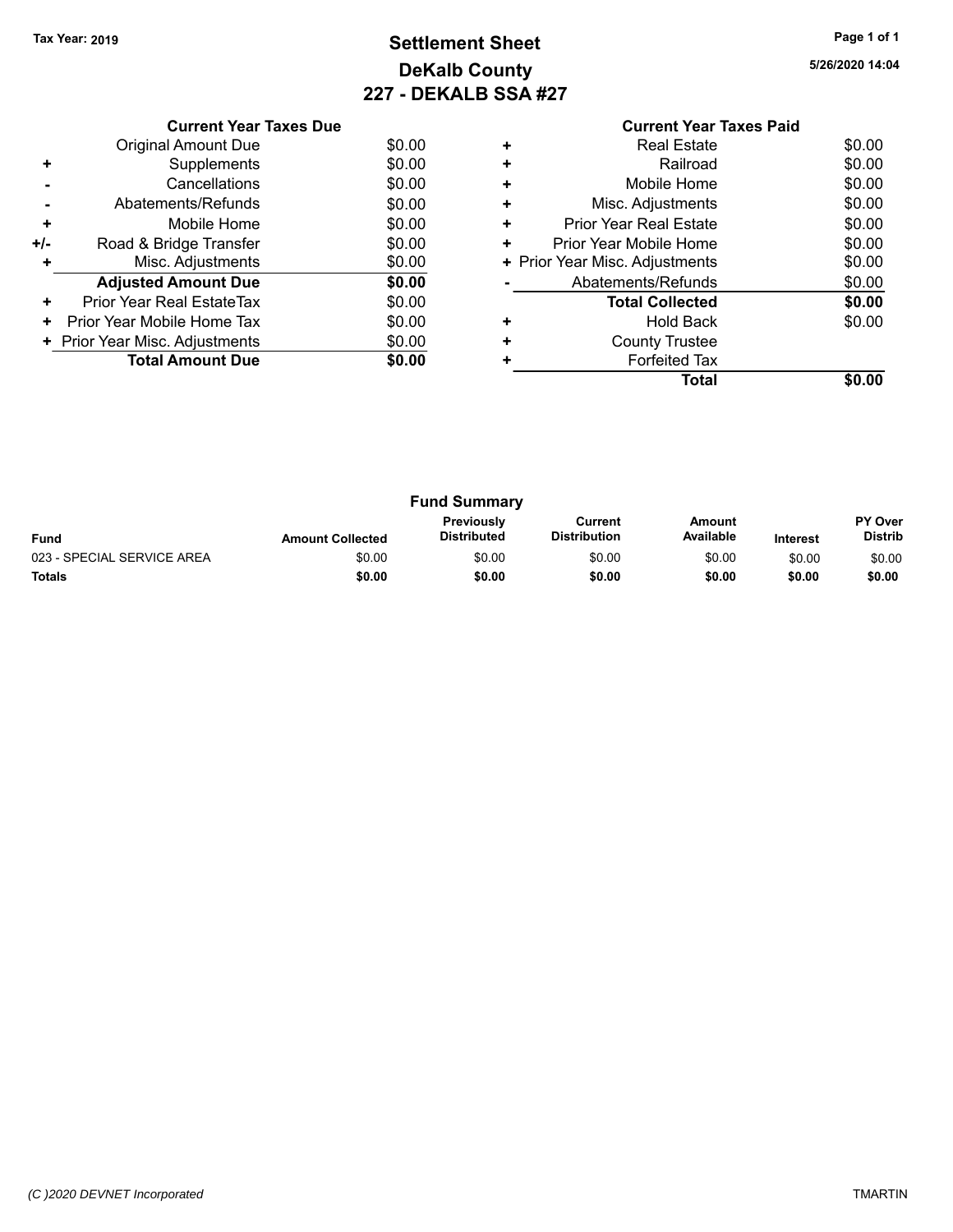Tax Year: 2019

# Settlement Sheet
## DeKalb County
## 227 - DEKALB SSA #27

5/26/2020 14:04

| | Current Year Taxes Due | |
|---|---|---|
| | Original Amount Due | $0.00 |
| + | Supplements | $0.00 |
| - | Cancellations | $0.00 |
| - | Abatements/Refunds | $0.00 |
| + | Mobile Home | $0.00 |
| +/- | Road & Bridge Transfer | $0.00 |
| + | Misc. Adjustments | $0.00 |
| | **Adjusted Amount Due** | **$0.00** |
| + | Prior Year Real EstateTax | $0.00 |
| + | Prior Year Mobile Home Tax | $0.00 |
| + | Prior Year Misc. Adjustments | $0.00 |
| | **Total Amount Due** | **$0.00** |

| | Current Year Taxes Paid | |
|---|---|---|
| + | Real Estate | $0.00 |
| + | Railroad | $0.00 |
| + | Mobile Home | $0.00 |
| + | Misc. Adjustments | $0.00 |
| + | Prior Year Real Estate | $0.00 |
| + | Prior Year Mobile Home | $0.00 |
| + | Prior Year Misc. Adjustments | $0.00 |
| - | Abatements/Refunds | $0.00 |
| | **Total Collected** | **$0.00** |
| + | Hold Back | $0.00 |
| + | County Trustee | |
| + | Forfeited Tax | |
| | **Total** | **$0.00** |

### Fund Summary

| Fund | Amount Collected | Previously Distributed | Current Distribution | Amount Available | Interest | PY Over Distrib |
|---|---|---|---|---|---|---|
| 023 - SPECIAL SERVICE AREA | $0.00 | $0.00 | $0.00 | $0.00 | $0.00 | $0.00 |
| **Totals** | **$0.00** | **$0.00** | **$0.00** | **$0.00** | **$0.00** | **$0.00** |

*(C )2020 DEVNET Incorporated* TMARTIN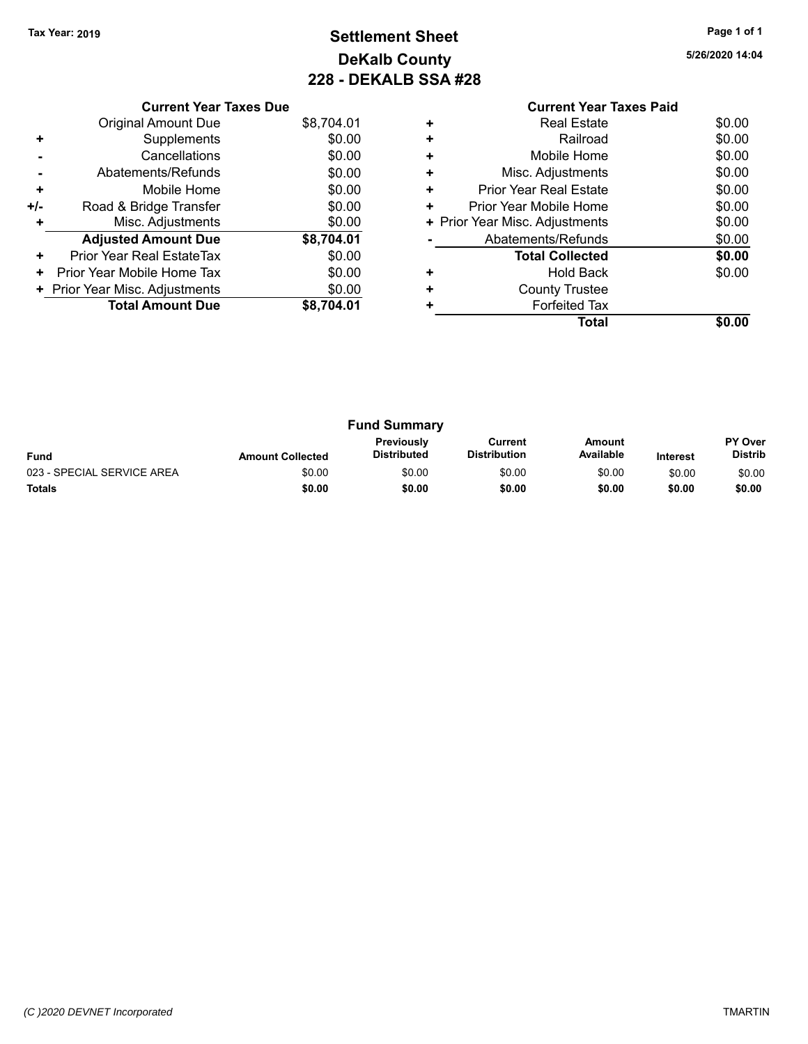Tax Year: 2019

# Settlement Sheet
## DeKalb County
## 228 - DEKALB SSA #28

5/26/2020 14:04

### Current Year Taxes Due

| | | |
|---|---|---|
| | Original Amount Due | $8,704.01 |
| + | Supplements | $0.00 |
| - | Cancellations | $0.00 |
| - | Abatements/Refunds | $0.00 |
| + | Mobile Home | $0.00 |
| +/- | Road & Bridge Transfer | $0.00 |
| + | Misc. Adjustments | $0.00 |
| | **Adjusted Amount Due** | **$8,704.01** |
| + | Prior Year Real EstateTax | $0.00 |
| + | Prior Year Mobile Home Tax | $0.00 |
| + | Prior Year Misc. Adjustments | $0.00 |
| | **Total Amount Due** | **$8,704.01** |

### Current Year Taxes Paid

| | | |
|---|---|---|
| + | Real Estate | $0.00 |
| + | Railroad | $0.00 |
| + | Mobile Home | $0.00 |
| + | Misc. Adjustments | $0.00 |
| + | Prior Year Real Estate | $0.00 |
| + | Prior Year Mobile Home | $0.00 |
| + | Prior Year Misc. Adjustments | $0.00 |
| - | Abatements/Refunds | $0.00 |
| | **Total Collected** | **$0.00** |
| + | Hold Back | $0.00 |
| + | County Trustee | |
| + | Forfeited Tax | |
| | **Total** | **$0.00** |

### Fund Summary

| Fund | Amount Collected | Previously Distributed | Current Distribution | Amount Available | Interest | PY Over Distrib |
|---|---|---|---|---|---|---|
| 023 - SPECIAL SERVICE AREA | $0.00 | $0.00 | $0.00 | $0.00 | $0.00 | $0.00 |
| **Totals** | **$0.00** | **$0.00** | **$0.00** | **$0.00** | **$0.00** | **$0.00** |

(C )2020 DEVNET Incorporated — TMARTIN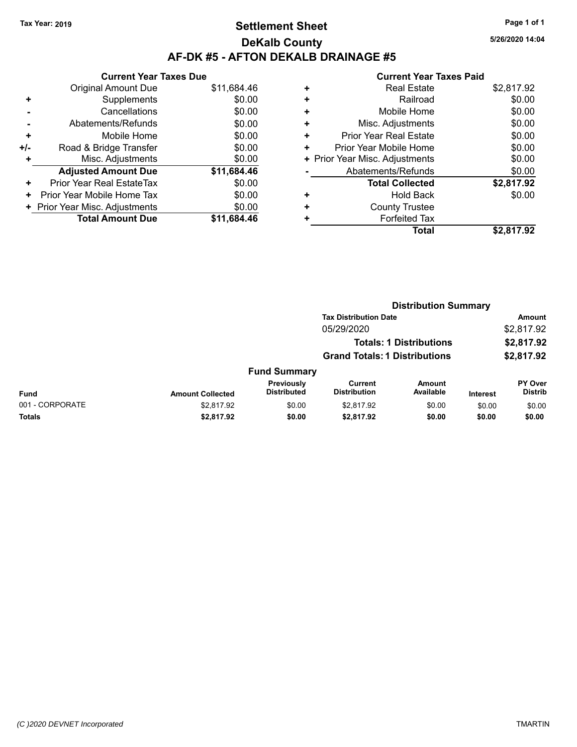Tax Year: 2019

# Settlement Sheet

## DeKalb County

## AF-DK #5 - AFTON DEKALB DRAINAGE #5

5/26/2020 14:04

### Current Year Taxes Due

| | | |
|---|---|---|
| | Original Amount Due | $11,684.46 |
| + | Supplements | $0.00 |
| - | Cancellations | $0.00 |
| - | Abatements/Refunds | $0.00 |
| + | Mobile Home | $0.00 |
| +/- | Road & Bridge Transfer | $0.00 |
| + | Misc. Adjustments | $0.00 |
| | **Adjusted Amount Due** | **$11,684.46** |
| + | Prior Year Real EstateTax | $0.00 |
| + | Prior Year Mobile Home Tax | $0.00 |
| + | Prior Year Misc. Adjustments | $0.00 |
| | **Total Amount Due** | **$11,684.46** |

### Current Year Taxes Paid

| | | |
|---|---|---|
| + | Real Estate | $2,817.92 |
| + | Railroad | $0.00 |
| + | Mobile Home | $0.00 |
| + | Misc. Adjustments | $0.00 |
| + | Prior Year Real Estate | $0.00 |
| + | Prior Year Mobile Home | $0.00 |
| + | Prior Year Misc. Adjustments | $0.00 |
| - | Abatements/Refunds | $0.00 |
| | **Total Collected** | **$2,817.92** |
| + | Hold Back | $0.00 |
| + | County Trustee | |
| + | Forfeited Tax | |
| | **Total** | **$2,817.92** |

### Distribution Summary

| Tax Distribution Date | Amount |
|---|---|
| 05/29/2020 | $2,817.92 |
| **Totals: 1 Distributions** | **$2,817.92** |
| **Grand Totals: 1 Distributions** | **$2,817.92** |

### Fund Summary

| Fund | Amount Collected | Previously Distributed | Current Distribution | Amount Available | Interest | PY Over Distrib |
|---|---|---|---|---|---|---|
| 001 - CORPORATE | $2,817.92 | $0.00 | $2,817.92 | $0.00 | $0.00 | $0.00 |
| **Totals** | **$2,817.92** | **$0.00** | **$2,817.92** | **$0.00** | **$0.00** | **$0.00** |

(C )2020 DEVNET Incorporated TMARTIN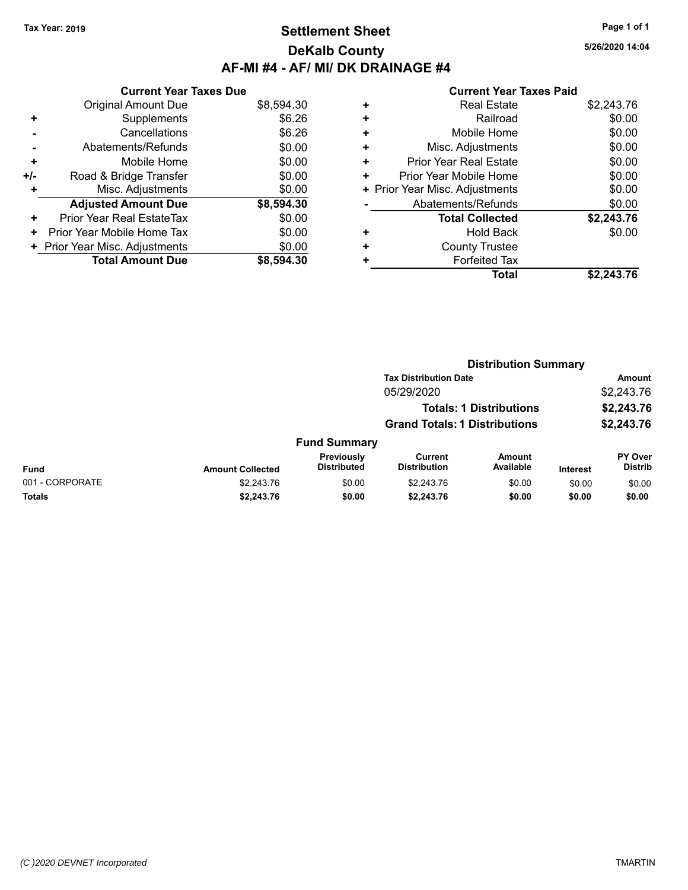Tax Year: 2019

# Settlement Sheet

## DeKalb County

## AF-MI #4 - AF/ MI/ DK DRAINAGE #4

5/26/2020 14:04

| | Current Year Taxes Due | |
|---|---|---|
| | Original Amount Due | $8,594.30 |
| + | Supplements | $6.26 |
| - | Cancellations | $6.26 |
| - | Abatements/Refunds | $0.00 |
| + | Mobile Home | $0.00 |
| +/- | Road & Bridge Transfer | $0.00 |
| + | Misc. Adjustments | $0.00 |
| | **Adjusted Amount Due** | **$8,594.30** |
| + | Prior Year Real EstateTax | $0.00 |
| + | Prior Year Mobile Home Tax | $0.00 |
| + | Prior Year Misc. Adjustments | $0.00 |
| | **Total Amount Due** | **$8,594.30** |

| | Current Year Taxes Paid | |
|---|---|---|
| + | Real Estate | $2,243.76 |
| + | Railroad | $0.00 |
| + | Mobile Home | $0.00 |
| + | Misc. Adjustments | $0.00 |
| + | Prior Year Real Estate | $0.00 |
| + | Prior Year Mobile Home | $0.00 |
| + | Prior Year Misc. Adjustments | $0.00 |
| - | Abatements/Refunds | $0.00 |
| | **Total Collected** | **$2,243.76** |
| + | Hold Back | $0.00 |
| + | County Trustee | |
| + | Forfeited Tax | |
| | **Total** | **$2,243.76** |

### Distribution Summary

| Tax Distribution Date | Amount |
|---|---|
| 05/29/2020 | $2,243.76 |
| **Totals: 1 Distributions** | **$2,243.76** |
| **Grand Totals: 1 Distributions** | **$2,243.76** |

### Fund Summary

| Fund | Amount Collected | Previously Distributed | Current Distribution | Amount Available | Interest | PY Over Distrib |
|---|---|---|---|---|---|---|
| 001 - CORPORATE | $2,243.76 | $0.00 | $2,243.76 | $0.00 | $0.00 | $0.00 |
| **Totals** | **$2,243.76** | **$0.00** | **$2,243.76** | **$0.00** | **$0.00** | **$0.00** |

(C )2020 DEVNET Incorporated TMARTIN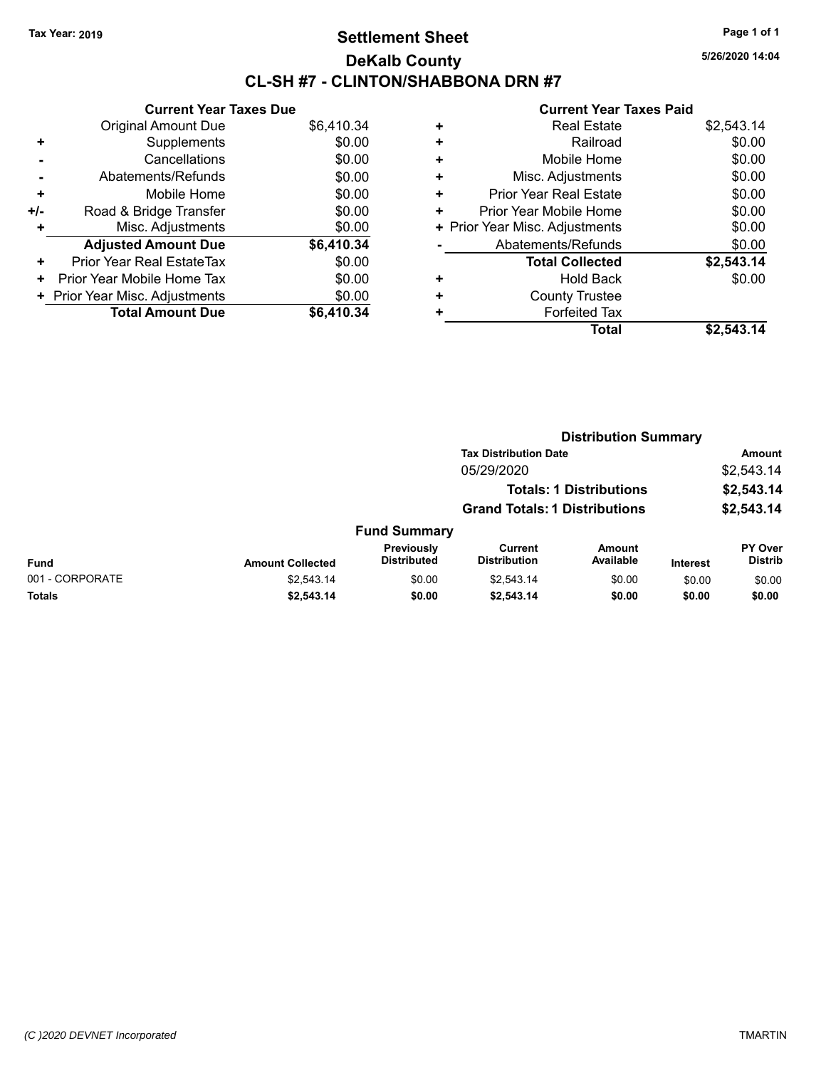Tax Year: 2019

# Settlement Sheet

## DeKalb County

## CL-SH #7 - CLINTON/SHABBONA DRN #7

5/26/2020 14:04

### Current Year Taxes Due

| | | |
|---|---|---|
| | Original Amount Due | $6,410.34 |
| + | Supplements | $0.00 |
| - | Cancellations | $0.00 |
| - | Abatements/Refunds | $0.00 |
| + | Mobile Home | $0.00 |
| +/- | Road & Bridge Transfer | $0.00 |
| + | Misc. Adjustments | $0.00 |
| | **Adjusted Amount Due** | **$6,410.34** |
| + | Prior Year Real EstateTax | $0.00 |
| + | Prior Year Mobile Home Tax | $0.00 |
| + | Prior Year Misc. Adjustments | $0.00 |
| | **Total Amount Due** | **$6,410.34** |

### Current Year Taxes Paid

| | | |
|---|---|---|
| + | Real Estate | $2,543.14 |
| + | Railroad | $0.00 |
| + | Mobile Home | $0.00 |
| + | Misc. Adjustments | $0.00 |
| + | Prior Year Real Estate | $0.00 |
| + | Prior Year Mobile Home | $0.00 |
| + | Prior Year Misc. Adjustments | $0.00 |
| - | Abatements/Refunds | $0.00 |
| | **Total Collected** | **$2,543.14** |
| + | Hold Back | $0.00 |
| + | County Trustee | |
| + | Forfeited Tax | |
| | **Total** | **$2,543.14** |

### Distribution Summary

| Tax Distribution Date | Amount |
|---|---|
| 05/29/2020 | $2,543.14 |
| **Totals: 1 Distributions** | **$2,543.14** |
| **Grand Totals: 1 Distributions** | **$2,543.14** |

### Fund Summary

| Fund | Amount Collected | Previously Distributed | Current Distribution | Amount Available | Interest | PY Over Distrib |
|---|---|---|---|---|---|---|
| 001 - CORPORATE | $2,543.14 | $0.00 | $2,543.14 | $0.00 | $0.00 | $0.00 |
| **Totals** | **$2,543.14** | **$0.00** | **$2,543.14** | **$0.00** | **$0.00** | **$0.00** |

(C )2020 DEVNET Incorporated TMARTIN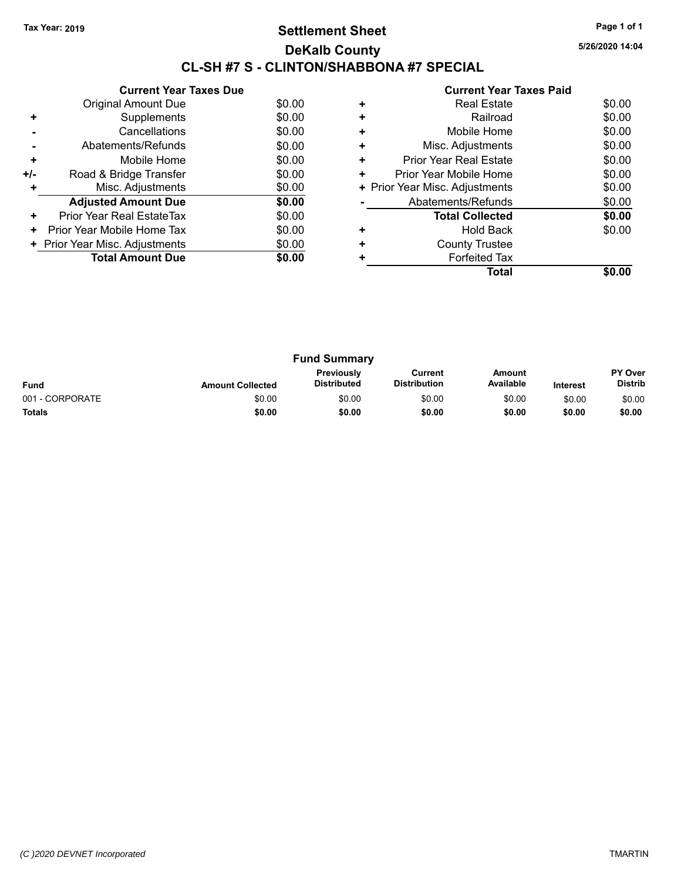**Tax Year: 2019**

# Settlement Sheet

## DeKalb County

## CL-SH #7 S - CLINTON/SHABBONA #7 SPECIAL

5/26/2020 14:04

### Current Year Taxes Due

| | | |
|---|---|---|
| | Original Amount Due | $0.00 |
| + | Supplements | $0.00 |
| - | Cancellations | $0.00 |
| - | Abatements/Refunds | $0.00 |
| + | Mobile Home | $0.00 |
| +/- | Road & Bridge Transfer | $0.00 |
| + | Misc. Adjustments | $0.00 |
| | **Adjusted Amount Due** | **$0.00** |
| + | Prior Year Real EstateTax | $0.00 |
| + | Prior Year Mobile Home Tax | $0.00 |
| + | Prior Year Misc. Adjustments | $0.00 |
| | **Total Amount Due** | **$0.00** |

### Current Year Taxes Paid

| | | |
|---|---|---|
| + | Real Estate | $0.00 |
| + | Railroad | $0.00 |
| + | Mobile Home | $0.00 |
| + | Misc. Adjustments | $0.00 |
| + | Prior Year Real Estate | $0.00 |
| + | Prior Year Mobile Home | $0.00 |
| + | Prior Year Misc. Adjustments | $0.00 |
| - | Abatements/Refunds | $0.00 |
| | **Total Collected** | **$0.00** |
| + | Hold Back | $0.00 |
| + | County Trustee | |
| + | Forfeited Tax | |
| | **Total** | **$0.00** |

### Fund Summary

| Fund | Amount Collected | Previously Distributed | Current Distribution | Amount Available | Interest | PY Over Distrib |
|---|---|---|---|---|---|---|
| 001 - CORPORATE | $0.00 | $0.00 | $0.00 | $0.00 | $0.00 | $0.00 |
| **Totals** | **$0.00** | **$0.00** | **$0.00** | **$0.00** | **$0.00** | **$0.00** |

*(C )2020 DEVNET Incorporated* TMARTIN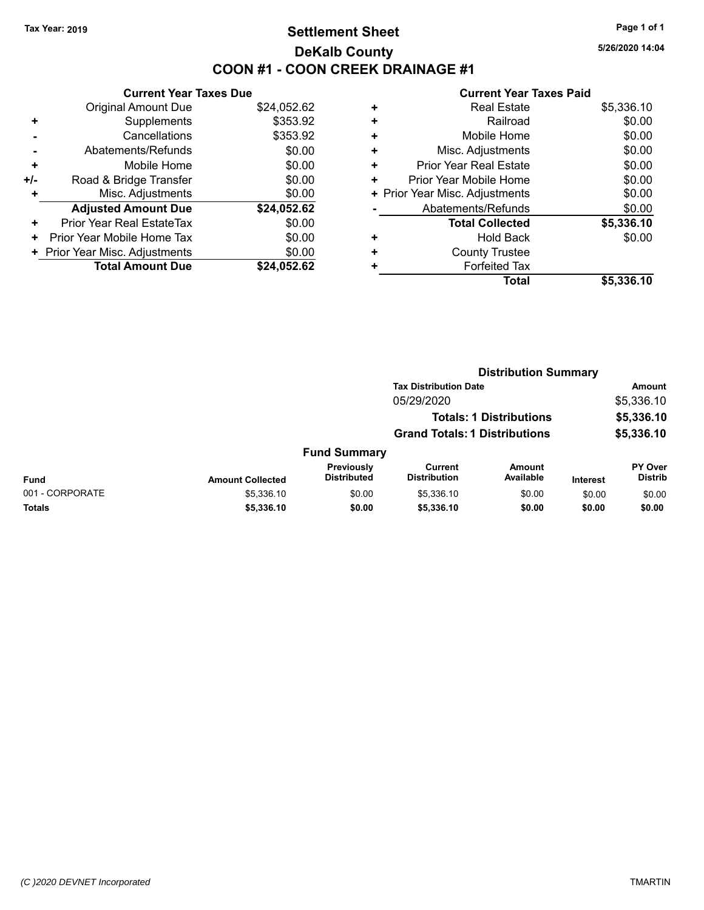**Tax Year: 2019**

# Settlement Sheet

## DeKalb County

## COON #1 - COON CREEK DRAINAGE #1

5/26/2020 14:04

### Current Year Taxes Due

| | | |
|---|---|---|
| | Original Amount Due | $24,052.62 |
| + | Supplements | $353.92 |
| - | Cancellations | $353.92 |
| - | Abatements/Refunds | $0.00 |
| + | Mobile Home | $0.00 |
| +/- | Road & Bridge Transfer | $0.00 |
| + | Misc. Adjustments | $0.00 |
| | **Adjusted Amount Due** | **$24,052.62** |
| + | Prior Year Real EstateTax | $0.00 |
| + | Prior Year Mobile Home Tax | $0.00 |
| + | Prior Year Misc. Adjustments | $0.00 |
| | **Total Amount Due** | **$24,052.62** |

### Current Year Taxes Paid

| | | |
|---|---|---|
| + | Real Estate | $5,336.10 |
| + | Railroad | $0.00 |
| + | Mobile Home | $0.00 |
| + | Misc. Adjustments | $0.00 |
| + | Prior Year Real Estate | $0.00 |
| + | Prior Year Mobile Home | $0.00 |
| + | Prior Year Misc. Adjustments | $0.00 |
| - | Abatements/Refunds | $0.00 |
| | **Total Collected** | **$5,336.10** |
| + | Hold Back | $0.00 |
| + | County Trustee | |
| + | Forfeited Tax | |
| | **Total** | **$5,336.10** |

### Distribution Summary

| Tax Distribution Date | Amount |
|---|---|
| 05/29/2020 | $5,336.10 |
| **Totals: 1 Distributions** | **$5,336.10** |
| **Grand Totals: 1 Distributions** | **$5,336.10** |

### Fund Summary

| Fund | Amount Collected | Previously Distributed | Current Distribution | Amount Available | Interest | PY Over Distrib |
|---|---|---|---|---|---|---|
| 001 - CORPORATE | $5,336.10 | $0.00 | $5,336.10 | $0.00 | $0.00 | $0.00 |
| **Totals** | **$5,336.10** | **$0.00** | **$5,336.10** | **$0.00** | **$0.00** | **$0.00** |

(C )2020 DEVNET Incorporated TMARTIN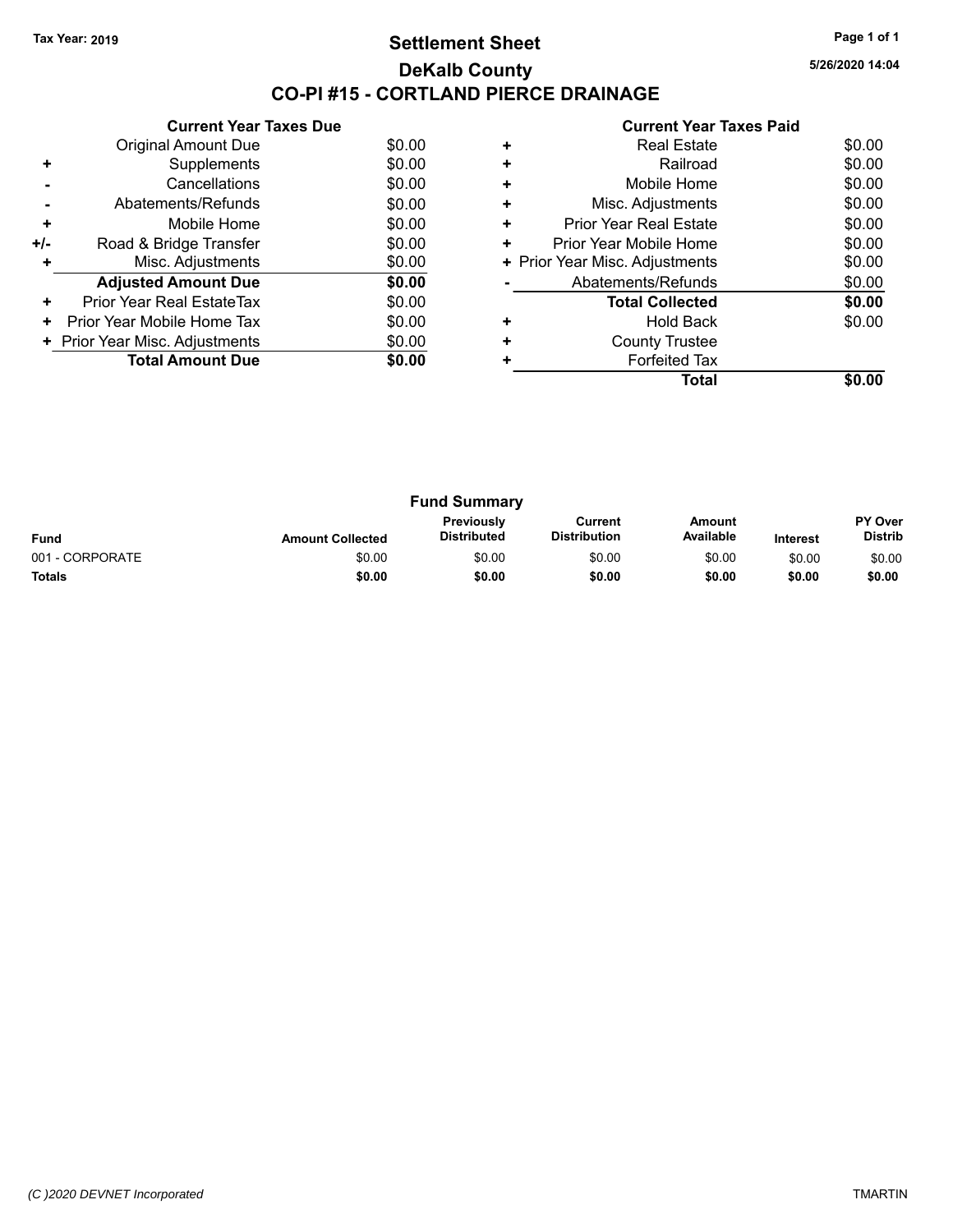Tax Year: 2019

# Settlement Sheet

## DeKalb County

## CO-PI #15 - CORTLAND PIERCE DRAINAGE

5/26/2020 14:04

### Current Year Taxes Due

| | | |
|---|---|---|
| | Original Amount Due | $0.00 |
| + | Supplements | $0.00 |
| - | Cancellations | $0.00 |
| - | Abatements/Refunds | $0.00 |
| + | Mobile Home | $0.00 |
| +/- | Road & Bridge Transfer | $0.00 |
| + | Misc. Adjustments | $0.00 |
| | **Adjusted Amount Due** | **$0.00** |
| + | Prior Year Real EstateTax | $0.00 |
| + | Prior Year Mobile Home Tax | $0.00 |
| + | Prior Year Misc. Adjustments | $0.00 |
| | **Total Amount Due** | **$0.00** |

### Current Year Taxes Paid

| | | |
|---|---|---|
| + | Real Estate | $0.00 |
| + | Railroad | $0.00 |
| + | Mobile Home | $0.00 |
| + | Misc. Adjustments | $0.00 |
| + | Prior Year Real Estate | $0.00 |
| + | Prior Year Mobile Home | $0.00 |
| + | Prior Year Misc. Adjustments | $0.00 |
| - | Abatements/Refunds | $0.00 |
| | **Total Collected** | **$0.00** |
| + | Hold Back | $0.00 |
| + | County Trustee | |
| + | Forfeited Tax | |
| | **Total** | **$0.00** |

### Fund Summary

| Fund | Amount Collected | Previously Distributed | Current Distribution | Amount Available | Interest | PY Over Distrib |
|---|---|---|---|---|---|---|
| 001 - CORPORATE | $0.00 | $0.00 | $0.00 | $0.00 | $0.00 | $0.00 |
| **Totals** | **$0.00** | **$0.00** | **$0.00** | **$0.00** | **$0.00** | **$0.00** |

*(C )2020 DEVNET Incorporated* TMARTIN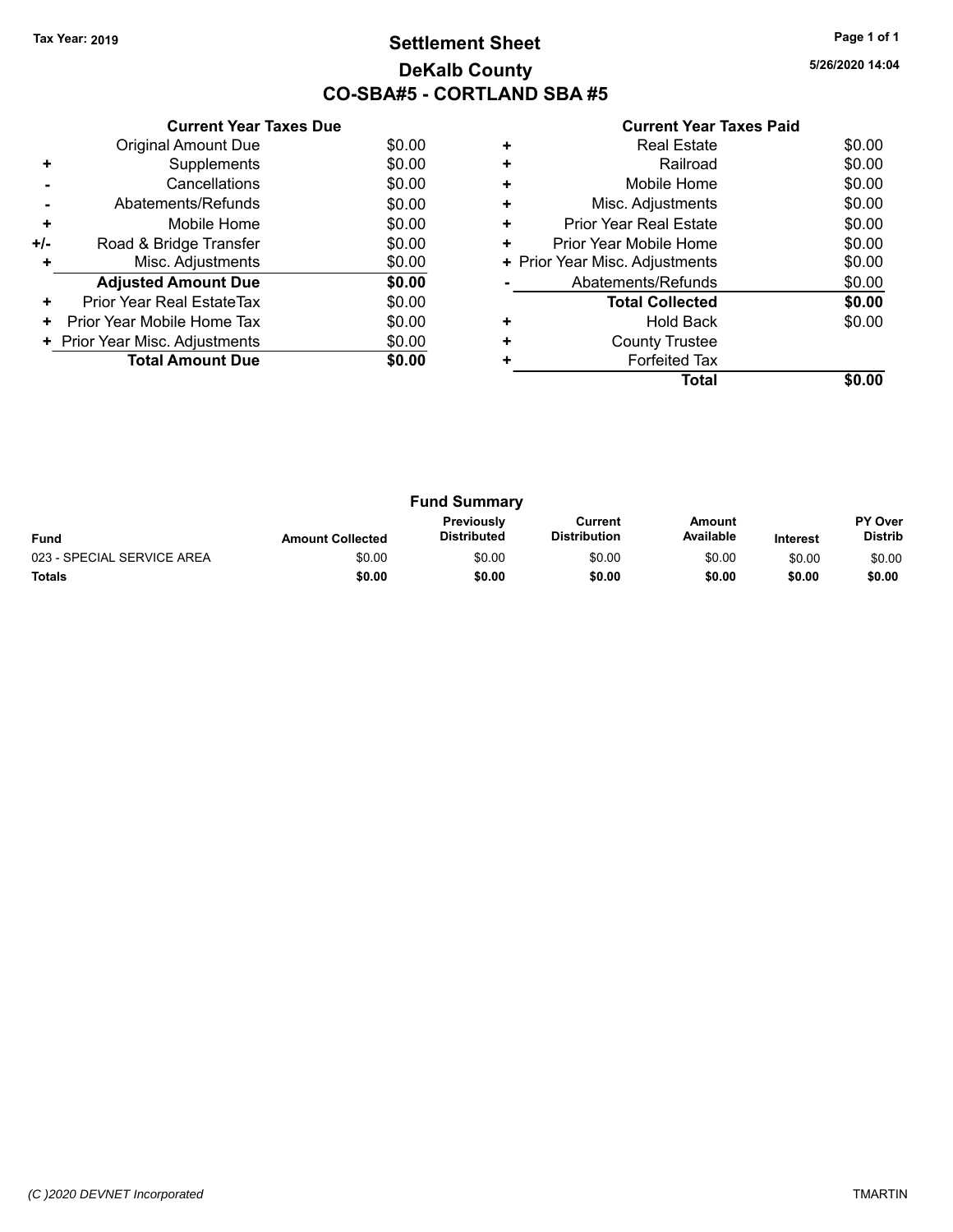Tax Year: 2019

# Settlement Sheet

## DeKalb County

## CO-SBA#5 - CORTLAND SBA #5

5/26/2020 14:04

### Current Year Taxes Due

| | | |
|---|---|---|
| | Original Amount Due | $0.00 |
| + | Supplements | $0.00 |
| - | Cancellations | $0.00 |
| - | Abatements/Refunds | $0.00 |
| + | Mobile Home | $0.00 |
| +/- | Road & Bridge Transfer | $0.00 |
| + | Misc. Adjustments | $0.00 |
| | **Adjusted Amount Due** | **$0.00** |
| + | Prior Year Real EstateTax | $0.00 |
| + | Prior Year Mobile Home Tax | $0.00 |
| + | Prior Year Misc. Adjustments | $0.00 |
| | **Total Amount Due** | **$0.00** |

### Current Year Taxes Paid

| | | |
|---|---|---|
| + | Real Estate | $0.00 |
| + | Railroad | $0.00 |
| + | Mobile Home | $0.00 |
| + | Misc. Adjustments | $0.00 |
| + | Prior Year Real Estate | $0.00 |
| + | Prior Year Mobile Home | $0.00 |
| + | Prior Year Misc. Adjustments | $0.00 |
| - | Abatements/Refunds | $0.00 |
| | **Total Collected** | **$0.00** |
| + | Hold Back | $0.00 |
| + | County Trustee | |
| + | Forfeited Tax | |
| | **Total** | **$0.00** |

### Fund Summary

| Fund | Amount Collected | Previously Distributed | Current Distribution | Amount Available | Interest | PY Over Distrib |
|---|---|---|---|---|---|---|
| 023 - SPECIAL SERVICE AREA | $0.00 | $0.00 | $0.00 | $0.00 | $0.00 | $0.00 |
| **Totals** | **$0.00** | **$0.00** | **$0.00** | **$0.00** | **$0.00** | **$0.00** |

(C )2020 DEVNET Incorporated

TMARTIN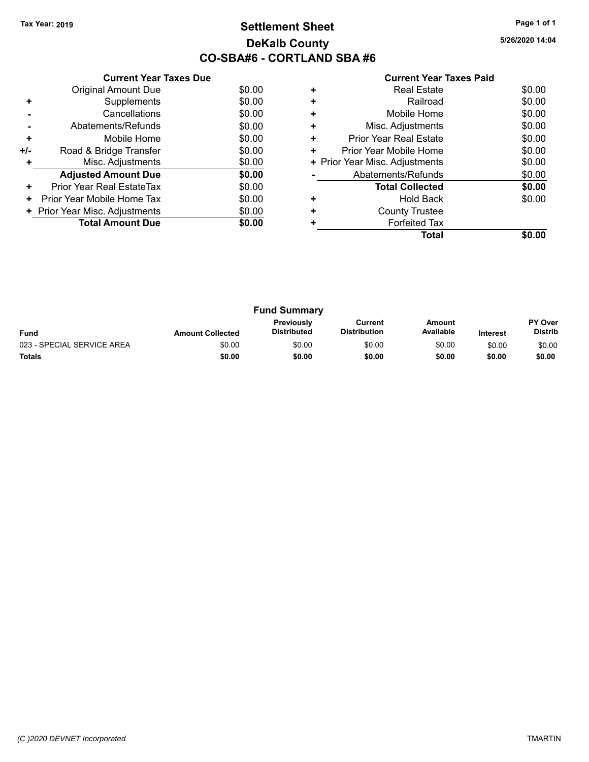Tax Year: 2019

# Settlement Sheet

## DeKalb County

## CO-SBA#6 - CORTLAND SBA #6

5/26/2020 14:04

### Current Year Taxes Due

| | | |
|---|---|---|
| | Original Amount Due | $0.00 |
| + | Supplements | $0.00 |
| - | Cancellations | $0.00 |
| - | Abatements/Refunds | $0.00 |
| + | Mobile Home | $0.00 |
| +/- | Road & Bridge Transfer | $0.00 |
| + | Misc. Adjustments | $0.00 |
| | **Adjusted Amount Due** | **$0.00** |
| + | Prior Year Real EstateTax | $0.00 |
| + | Prior Year Mobile Home Tax | $0.00 |
| + | Prior Year Misc. Adjustments | $0.00 |
| | **Total Amount Due** | **$0.00** |

### Current Year Taxes Paid

| | | |
|---|---|---|
| + | Real Estate | $0.00 |
| + | Railroad | $0.00 |
| + | Mobile Home | $0.00 |
| + | Misc. Adjustments | $0.00 |
| + | Prior Year Real Estate | $0.00 |
| + | Prior Year Mobile Home | $0.00 |
| + | Prior Year Misc. Adjustments | $0.00 |
| - | Abatements/Refunds | $0.00 |
| | **Total Collected** | **$0.00** |
| + | Hold Back | $0.00 |
| + | County Trustee | |
| + | Forfeited Tax | |
| | **Total** | **$0.00** |

### Fund Summary

| Fund | Amount Collected | Previously Distributed | Current Distribution | Amount Available | Interest | PY Over Distrib |
|---|---|---|---|---|---|---|
| 023 - SPECIAL SERVICE AREA | $0.00 | $0.00 | $0.00 | $0.00 | $0.00 | $0.00 |
| **Totals** | **$0.00** | **$0.00** | **$0.00** | **$0.00** | **$0.00** | **$0.00** |

(C )2020 DEVNET Incorporated

TMARTIN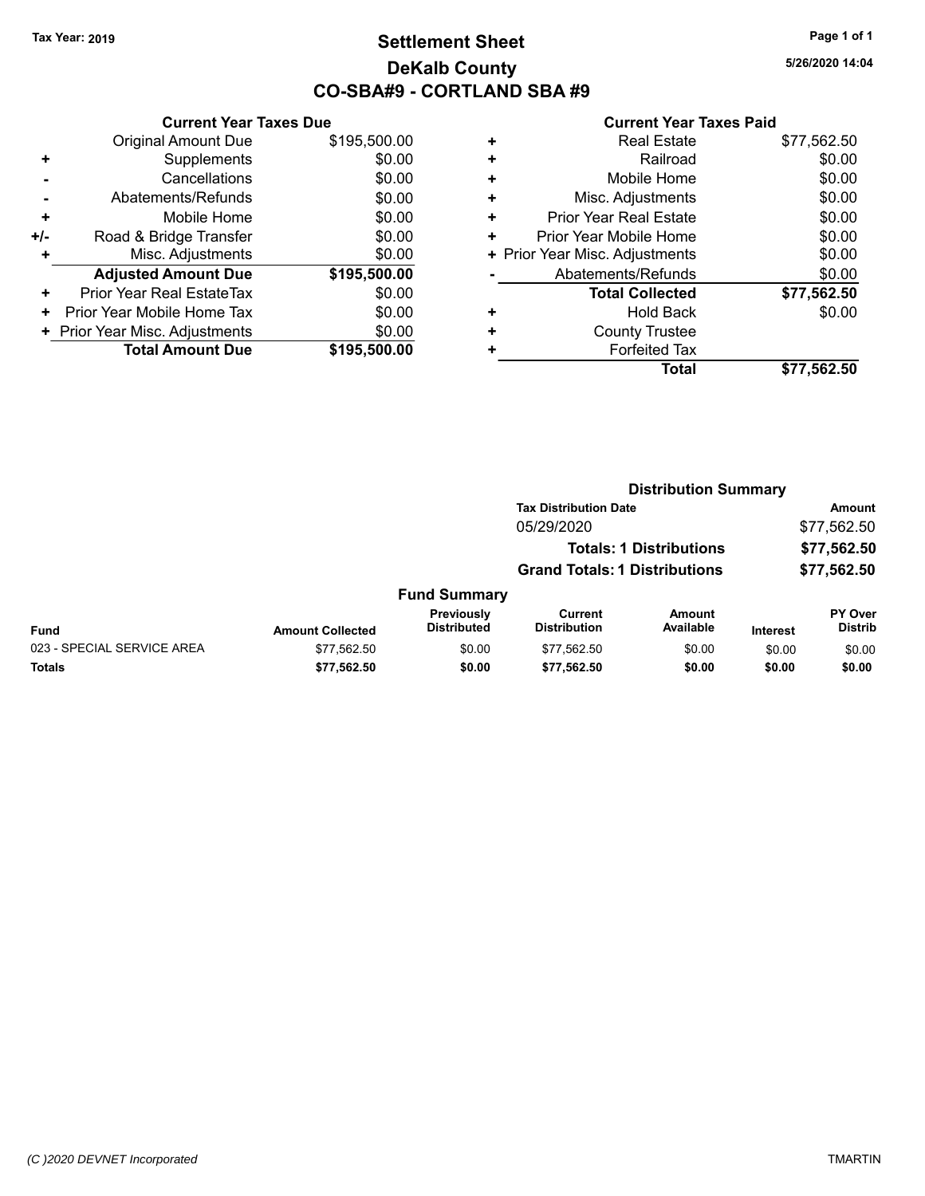**Tax Year: 2019**

# Settlement Sheet
## DeKalb County
## CO-SBA#9 - CORTLAND SBA #9

5/26/2020 14:04

### Current Year Taxes Due

| | | |
|---|---|---|
| | Original Amount Due | $195,500.00 |
| + | Supplements | $0.00 |
| - | Cancellations | $0.00 |
| - | Abatements/Refunds | $0.00 |
| + | Mobile Home | $0.00 |
| +/- | Road & Bridge Transfer | $0.00 |
| + | Misc. Adjustments | $0.00 |
| | **Adjusted Amount Due** | **$195,500.00** |
| + | Prior Year Real EstateTax | $0.00 |
| + | Prior Year Mobile Home Tax | $0.00 |
| + | Prior Year Misc. Adjustments | $0.00 |
| | **Total Amount Due** | **$195,500.00** |

### Current Year Taxes Paid

| | | |
|---|---|---|
| + | Real Estate | $77,562.50 |
| + | Railroad | $0.00 |
| + | Mobile Home | $0.00 |
| + | Misc. Adjustments | $0.00 |
| + | Prior Year Real Estate | $0.00 |
| + | Prior Year Mobile Home | $0.00 |
| + | Prior Year Misc. Adjustments | $0.00 |
| - | Abatements/Refunds | $0.00 |
| | **Total Collected** | **$77,562.50** |
| + | Hold Back | $0.00 |
| + | County Trustee | |
| + | Forfeited Tax | |
| | **Total** | **$77,562.50** |

### Distribution Summary

| Tax Distribution Date | Amount |
|---|---|
| 05/29/2020 | $77,562.50 |
| **Totals: 1 Distributions** | **$77,562.50** |
| **Grand Totals: 1 Distributions** | **$77,562.50** |

### Fund Summary

| Fund | Amount Collected | Previously Distributed | Current Distribution | Amount Available | Interest | PY Over Distrib |
|---|---|---|---|---|---|---|
| 023 - SPECIAL SERVICE AREA | $77,562.50 | $0.00 | $77,562.50 | $0.00 | $0.00 | $0.00 |
| **Totals** | **$77,562.50** | **$0.00** | **$77,562.50** | **$0.00** | **$0.00** | **$0.00** |

(C )2020 DEVNET Incorporated — TMARTIN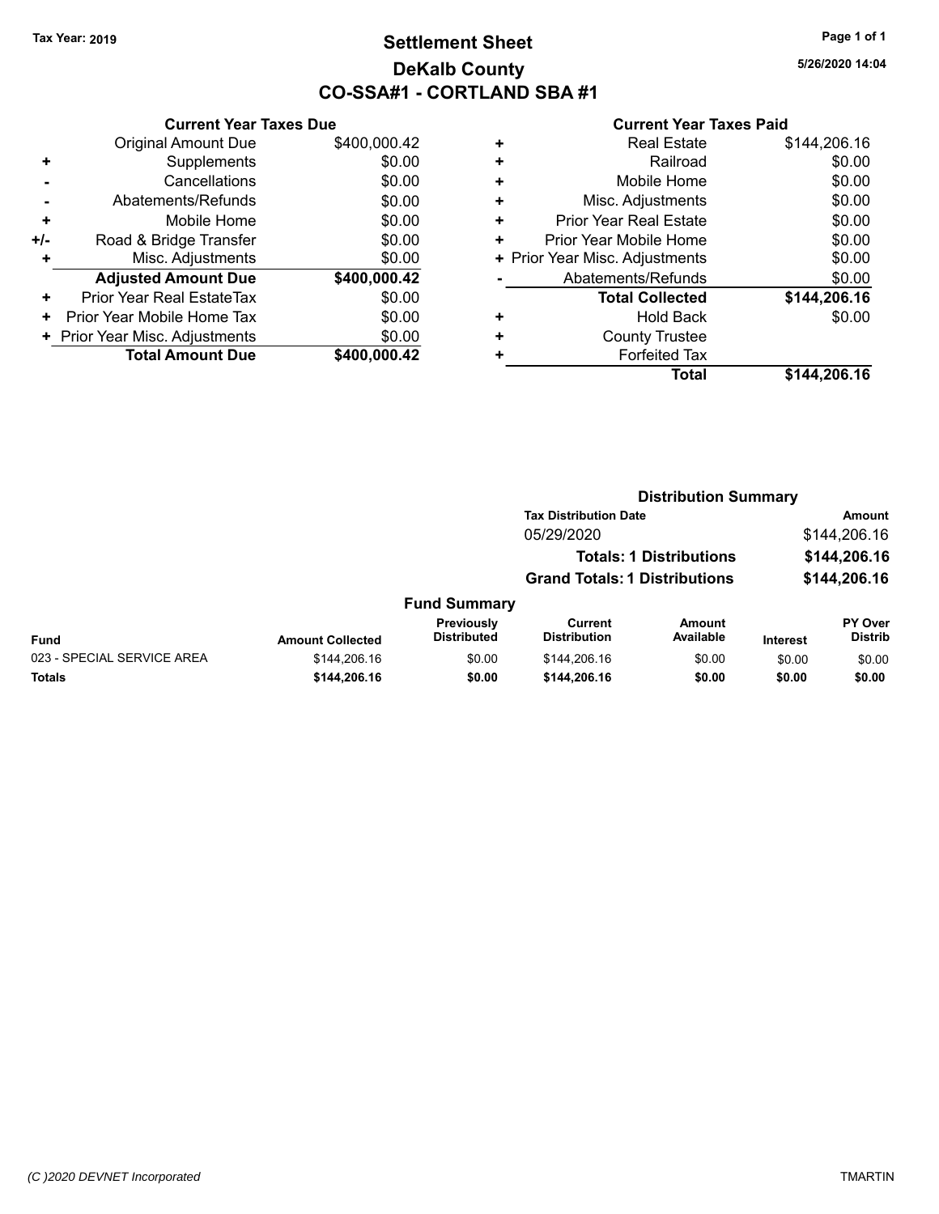Tax Year: 2019

# Settlement Sheet
## DeKalb County
## CO-SSA#1 - CORTLAND SBA #1

5/26/2020 14:04

### Current Year Taxes Due

| | | |
|---|---|---|
| | Original Amount Due | $400,000.42 |
| + | Supplements | $0.00 |
| - | Cancellations | $0.00 |
| - | Abatements/Refunds | $0.00 |
| + | Mobile Home | $0.00 |
| +/- | Road & Bridge Transfer | $0.00 |
| + | Misc. Adjustments | $0.00 |
| | **Adjusted Amount Due** | **$400,000.42** |
| + | Prior Year Real EstateTax | $0.00 |
| + | Prior Year Mobile Home Tax | $0.00 |
| + | Prior Year Misc. Adjustments | $0.00 |
| | **Total Amount Due** | **$400,000.42** |

### Current Year Taxes Paid

| | | |
|---|---|---|
| + | Real Estate | $144,206.16 |
| + | Railroad | $0.00 |
| + | Mobile Home | $0.00 |
| + | Misc. Adjustments | $0.00 |
| + | Prior Year Real Estate | $0.00 |
| + | Prior Year Mobile Home | $0.00 |
| + | Prior Year Misc. Adjustments | $0.00 |
| - | Abatements/Refunds | $0.00 |
| | **Total Collected** | **$144,206.16** |
| + | Hold Back | $0.00 |
| + | County Trustee | |
| + | Forfeited Tax | |
| | **Total** | **$144,206.16** |

### Distribution Summary

| Tax Distribution Date | Amount |
|---|---|
| 05/29/2020 | $144,206.16 |
| **Totals: 1 Distributions** | **$144,206.16** |
| **Grand Totals: 1 Distributions** | **$144,206.16** |

### Fund Summary

| Fund | Amount Collected | Previously Distributed | Current Distribution | Amount Available | Interest | PY Over Distrib |
|---|---|---|---|---|---|---|
| 023 - SPECIAL SERVICE AREA | $144,206.16 | $0.00 | $144,206.16 | $0.00 | $0.00 | $0.00 |
| **Totals** | **$144,206.16** | **$0.00** | **$144,206.16** | **$0.00** | **$0.00** | **$0.00** |

(C )2020 DEVNET Incorporated — TMARTIN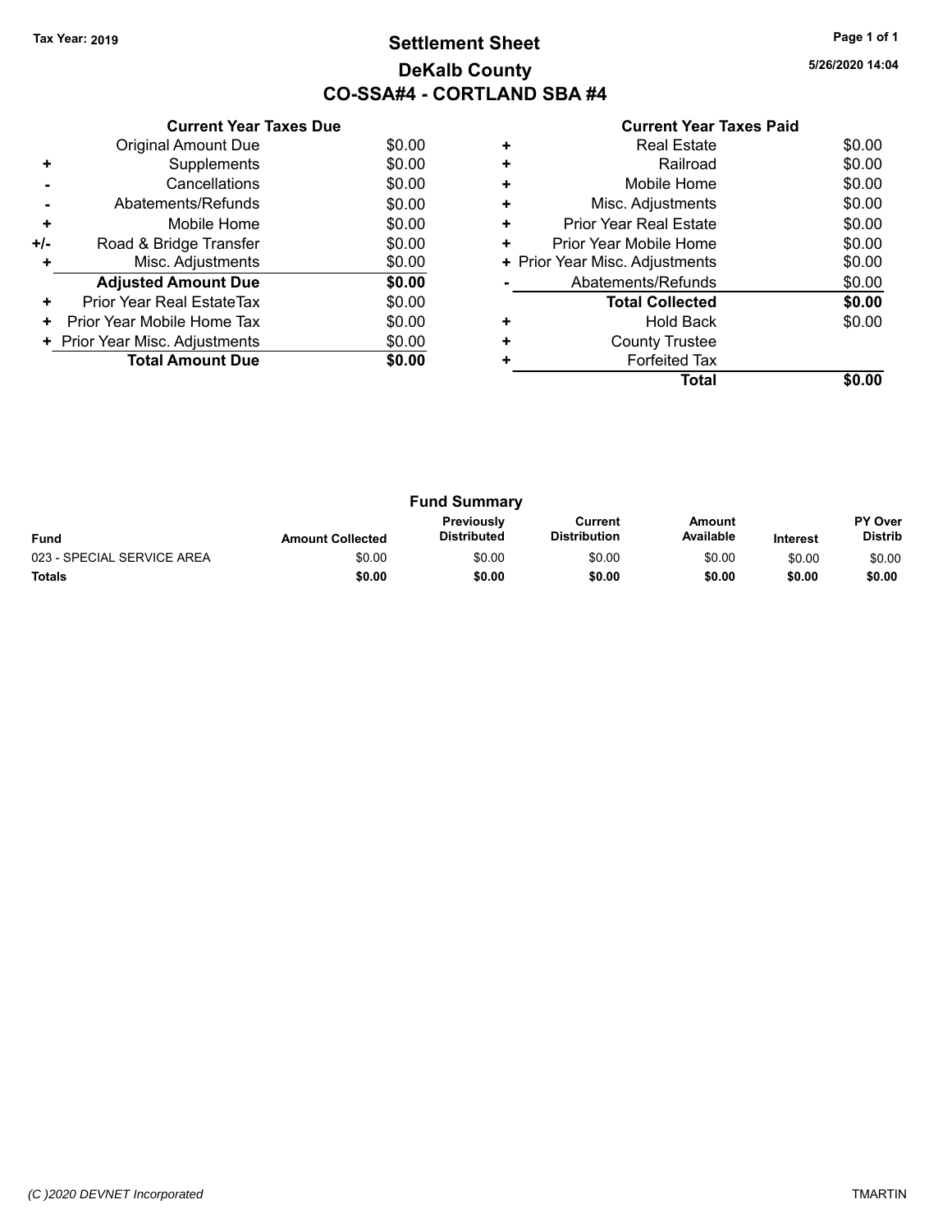Tax Year: 2019

# Settlement Sheet

## DeKalb County

## CO-SSA#4 - CORTLAND SBA #4

5/26/2020 14:04

### Current Year Taxes Due

| | | |
|---|---|---|
| | Original Amount Due | $0.00 |
| + | Supplements | $0.00 |
| - | Cancellations | $0.00 |
| - | Abatements/Refunds | $0.00 |
| + | Mobile Home | $0.00 |
| +/- | Road & Bridge Transfer | $0.00 |
| + | Misc. Adjustments | $0.00 |
| | **Adjusted Amount Due** | **$0.00** |
| + | Prior Year Real EstateTax | $0.00 |
| + | Prior Year Mobile Home Tax | $0.00 |
| + | Prior Year Misc. Adjustments | $0.00 |
| | **Total Amount Due** | **$0.00** |

### Current Year Taxes Paid

| | | |
|---|---|---|
| + | Real Estate | $0.00 |
| + | Railroad | $0.00 |
| + | Mobile Home | $0.00 |
| + | Misc. Adjustments | $0.00 |
| + | Prior Year Real Estate | $0.00 |
| + | Prior Year Mobile Home | $0.00 |
| + | Prior Year Misc. Adjustments | $0.00 |
| - | Abatements/Refunds | $0.00 |
| | **Total Collected** | **$0.00** |
| + | Hold Back | $0.00 |
| + | County Trustee | |
| + | Forfeited Tax | |
| | **Total** | **$0.00** |

### Fund Summary

| Fund | Amount Collected | Previously Distributed | Current Distribution | Amount Available | Interest | PY Over Distrib |
|---|---|---|---|---|---|---|
| 023 - SPECIAL SERVICE AREA | $0.00 | $0.00 | $0.00 | $0.00 | $0.00 | $0.00 |
| **Totals** | **$0.00** | **$0.00** | **$0.00** | **$0.00** | **$0.00** | **$0.00** |

(C )2020 DEVNET Incorporated

TMARTIN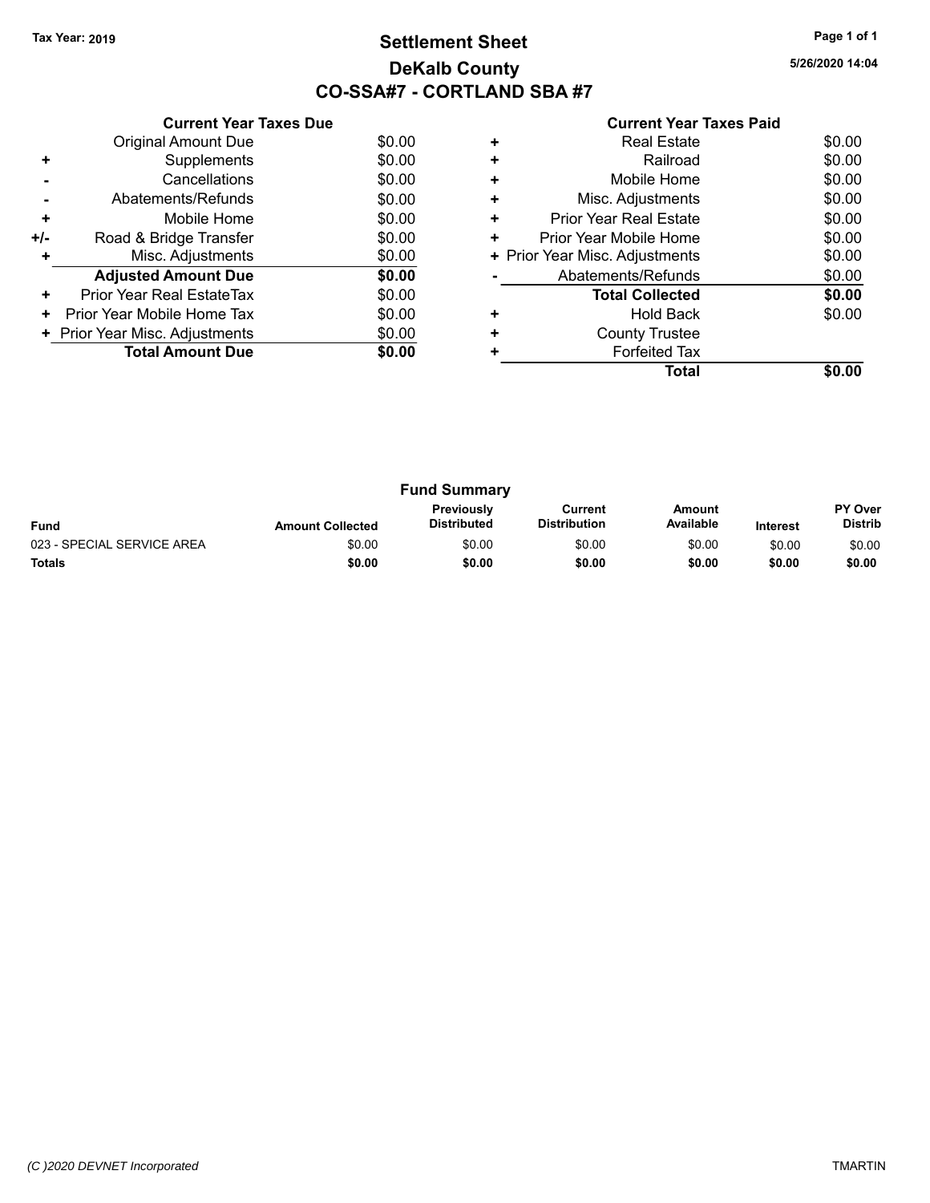Tax Year: 2019

# Settlement Sheet
## DeKalb County
## CO-SSA#7 - CORTLAND SBA #7

5/26/2020 14:04

### Current Year Taxes Due

| | | |
|---|---|---|
| | Original Amount Due | $0.00 |
| + | Supplements | $0.00 |
| - | Cancellations | $0.00 |
| - | Abatements/Refunds | $0.00 |
| + | Mobile Home | $0.00 |
| +/- | Road & Bridge Transfer | $0.00 |
| + | Misc. Adjustments | $0.00 |
| | **Adjusted Amount Due** | **$0.00** |
| + | Prior Year Real EstateTax | $0.00 |
| + | Prior Year Mobile Home Tax | $0.00 |
| + | Prior Year Misc. Adjustments | $0.00 |
| | **Total Amount Due** | **$0.00** |

### Current Year Taxes Paid

| | | |
|---|---|---|
| + | Real Estate | $0.00 |
| + | Railroad | $0.00 |
| + | Mobile Home | $0.00 |
| + | Misc. Adjustments | $0.00 |
| + | Prior Year Real Estate | $0.00 |
| + | Prior Year Mobile Home | $0.00 |
| + | Prior Year Misc. Adjustments | $0.00 |
| - | Abatements/Refunds | $0.00 |
| | **Total Collected** | **$0.00** |
| + | Hold Back | $0.00 |
| + | County Trustee | |
| + | Forfeited Tax | |
| | **Total** | **$0.00** |

### Fund Summary

| Fund | Amount Collected | Previously Distributed | Current Distribution | Amount Available | Interest | PY Over Distrib |
|---|---|---|---|---|---|---|
| 023 - SPECIAL SERVICE AREA | $0.00 | $0.00 | $0.00 | $0.00 | $0.00 | $0.00 |
| **Totals** | **$0.00** | **$0.00** | **$0.00** | **$0.00** | **$0.00** | **$0.00** |

(C )2020 DEVNET Incorporated

TMARTIN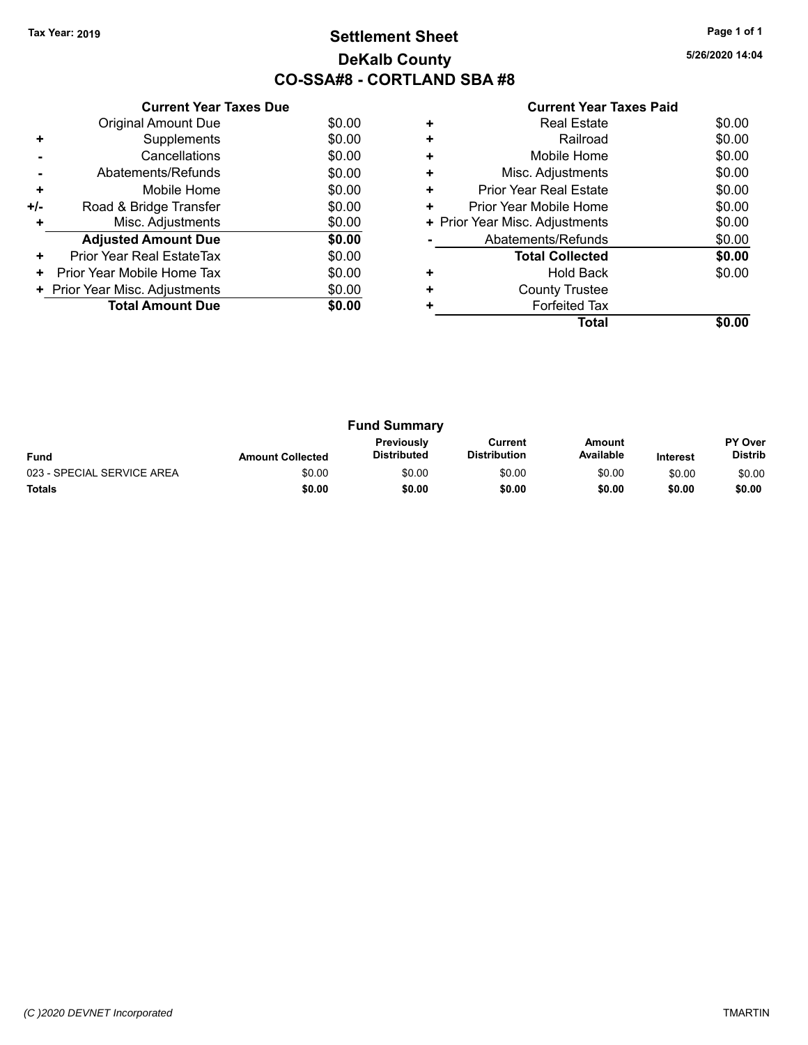Tax Year: 2019

# Settlement Sheet
## DeKalb County
## CO-SSA#8 - CORTLAND SBA #8

5/26/2020 14:04

### Current Year Taxes Due

| | | |
|---|---|---|
| | Original Amount Due | $0.00 |
| + | Supplements | $0.00 |
| - | Cancellations | $0.00 |
| - | Abatements/Refunds | $0.00 |
| + | Mobile Home | $0.00 |
| +/- | Road & Bridge Transfer | $0.00 |
| + | Misc. Adjustments | $0.00 |
| | **Adjusted Amount Due** | **$0.00** |
| + | Prior Year Real EstateTax | $0.00 |
| + | Prior Year Mobile Home Tax | $0.00 |
| + | Prior Year Misc. Adjustments | $0.00 |
| | **Total Amount Due** | **$0.00** |

### Current Year Taxes Paid

| | | |
|---|---|---|
| + | Real Estate | $0.00 |
| + | Railroad | $0.00 |
| + | Mobile Home | $0.00 |
| + | Misc. Adjustments | $0.00 |
| + | Prior Year Real Estate | $0.00 |
| + | Prior Year Mobile Home | $0.00 |
| + | Prior Year Misc. Adjustments | $0.00 |
| - | Abatements/Refunds | $0.00 |
| | **Total Collected** | **$0.00** |
| + | Hold Back | $0.00 |
| + | County Trustee | |
| + | Forfeited Tax | |
| | **Total** | **$0.00** |

### Fund Summary

| Fund | Amount Collected | Previously Distributed | Current Distribution | Amount Available | Interest | PY Over Distrib |
|---|---|---|---|---|---|---|
| 023 - SPECIAL SERVICE AREA | $0.00 | $0.00 | $0.00 | $0.00 | $0.00 | $0.00 |
| **Totals** | **$0.00** | **$0.00** | **$0.00** | **$0.00** | **$0.00** | **$0.00** |

(C )2020 DEVNET Incorporated TMARTIN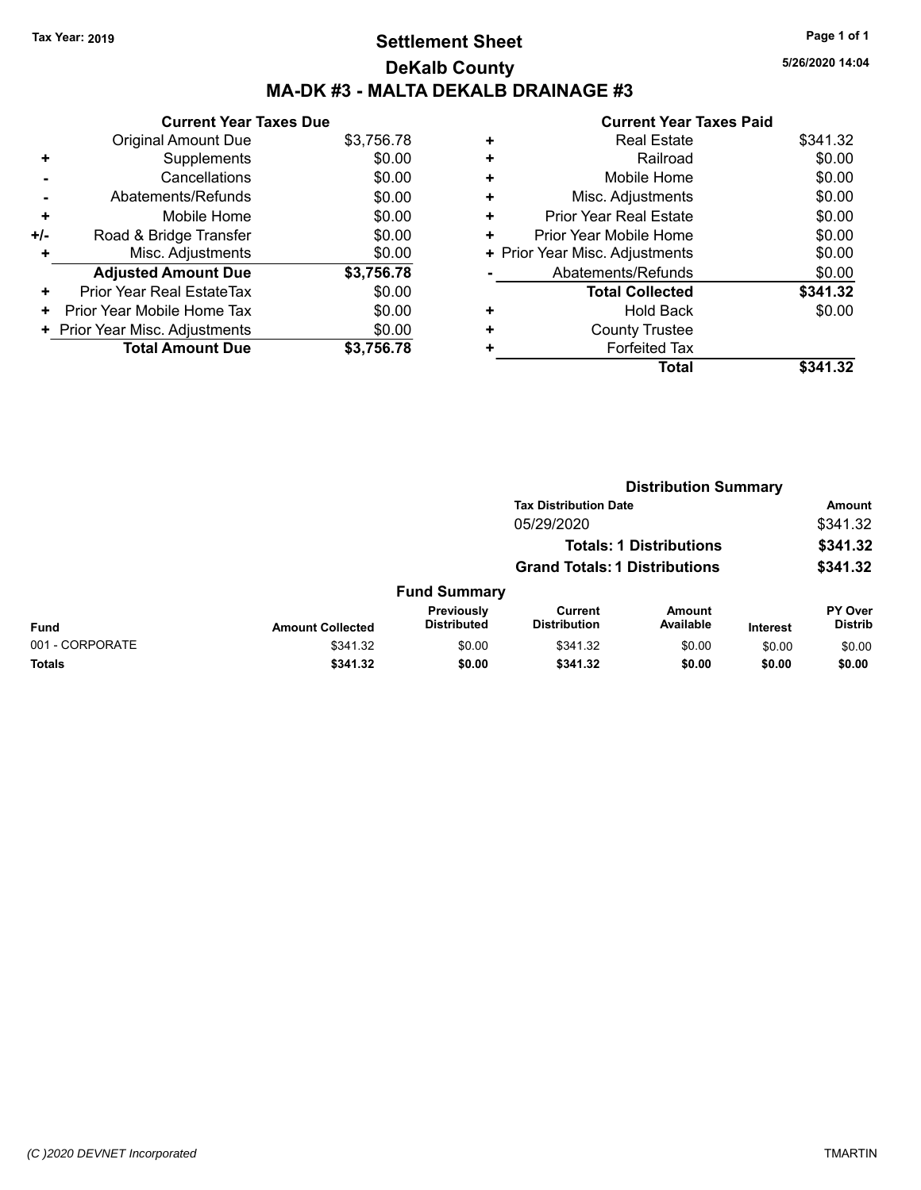Tax Year: 2019

# Settlement Sheet

## DeKalb County

## MA-DK #3 - MALTA DEKALB DRAINAGE #3

5/26/2020 14:04

### Current Year Taxes Due

| | | |
|---|---|---|
| | Original Amount Due | $3,756.78 |
| + | Supplements | $0.00 |
| - | Cancellations | $0.00 |
| - | Abatements/Refunds | $0.00 |
| + | Mobile Home | $0.00 |
| +/- | Road & Bridge Transfer | $0.00 |
| + | Misc. Adjustments | $0.00 |
| | **Adjusted Amount Due** | **$3,756.78** |
| + | Prior Year Real EstateTax | $0.00 |
| + | Prior Year Mobile Home Tax | $0.00 |
| + | Prior Year Misc. Adjustments | $0.00 |
| | **Total Amount Due** | **$3,756.78** |

### Current Year Taxes Paid

| | | |
|---|---|---|
| + | Real Estate | $341.32 |
| + | Railroad | $0.00 |
| + | Mobile Home | $0.00 |
| + | Misc. Adjustments | $0.00 |
| + | Prior Year Real Estate | $0.00 |
| + | Prior Year Mobile Home | $0.00 |
| + | Prior Year Misc. Adjustments | $0.00 |
| - | Abatements/Refunds | $0.00 |
| | **Total Collected** | **$341.32** |
| + | Hold Back | $0.00 |
| + | County Trustee | |
| + | Forfeited Tax | |
| | **Total** | **$341.32** |

### Distribution Summary

| Tax Distribution Date | Amount |
|---|---|
| 05/29/2020 | $341.32 |
| **Totals: 1 Distributions** | **$341.32** |
| **Grand Totals: 1 Distributions** | **$341.32** |

### Fund Summary

| Fund | Amount Collected | Previously Distributed | Current Distribution | Amount Available | Interest | PY Over Distrib |
|---|---|---|---|---|---|---|
| 001 - CORPORATE | $341.32 | $0.00 | $341.32 | $0.00 | $0.00 | $0.00 |
| **Totals** | **$341.32** | **$0.00** | **$341.32** | **$0.00** | **$0.00** | **$0.00** |

(C )2020 DEVNET Incorporated TMARTIN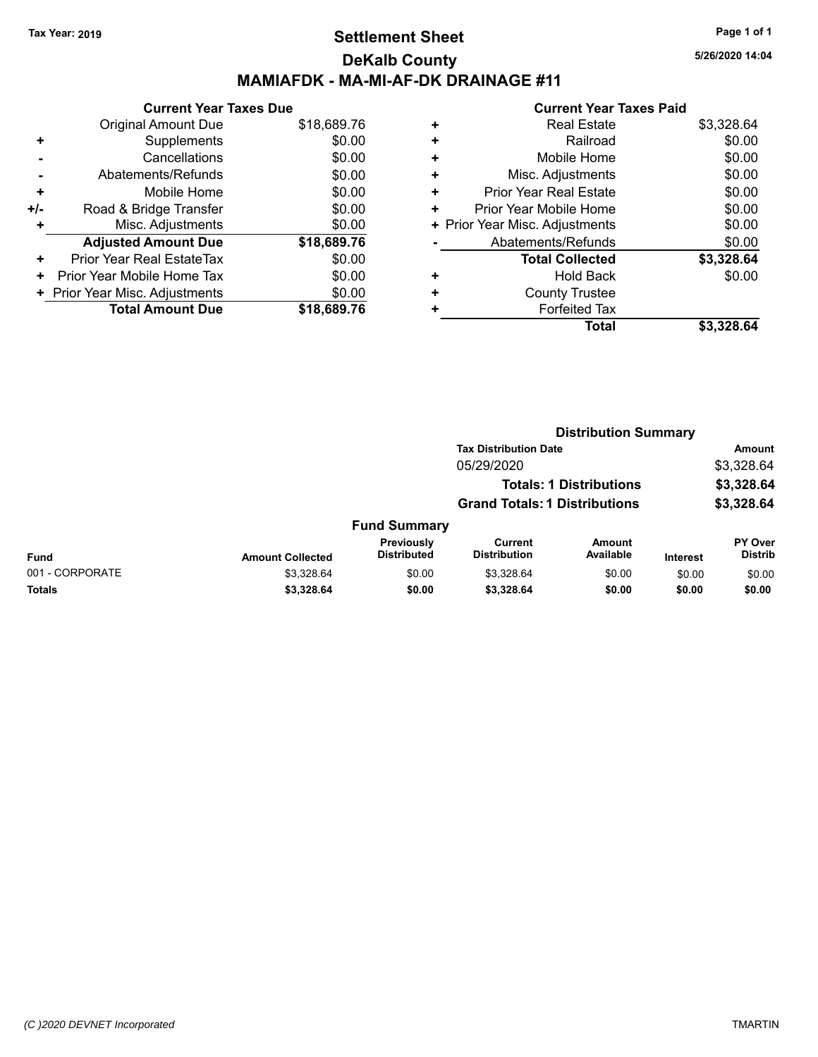Tax Year: 2019

# Settlement Sheet

## DeKalb County

## MAMIAFDK - MA-MI-AF-DK DRAINAGE #11

5/26/2020 14:04

### Current Year Taxes Due

| | | |
|---|---|---|
| | Original Amount Due | $18,689.76 |
| + | Supplements | $0.00 |
| - | Cancellations | $0.00 |
| - | Abatements/Refunds | $0.00 |
| + | Mobile Home | $0.00 |
| +/- | Road & Bridge Transfer | $0.00 |
| + | Misc. Adjustments | $0.00 |
| | **Adjusted Amount Due** | **$18,689.76** |
| + | Prior Year Real EstateTax | $0.00 |
| + | Prior Year Mobile Home Tax | $0.00 |
| + | Prior Year Misc. Adjustments | $0.00 |
| | **Total Amount Due** | **$18,689.76** |

### Current Year Taxes Paid

| | | |
|---|---|---|
| + | Real Estate | $3,328.64 |
| + | Railroad | $0.00 |
| + | Mobile Home | $0.00 |
| + | Misc. Adjustments | $0.00 |
| + | Prior Year Real Estate | $0.00 |
| + | Prior Year Mobile Home | $0.00 |
| + | Prior Year Misc. Adjustments | $0.00 |
| - | Abatements/Refunds | $0.00 |
| | **Total Collected** | **$3,328.64** |
| + | Hold Back | $0.00 |
| + | County Trustee | |
| + | Forfeited Tax | |
| | **Total** | **$3,328.64** |

### Distribution Summary

| Tax Distribution Date | Amount |
|---|---|
| 05/29/2020 | $3,328.64 |
| **Totals: 1 Distributions** | **$3,328.64** |
| **Grand Totals: 1 Distributions** | **$3,328.64** |

### Fund Summary

| Fund | Amount Collected | Previously Distributed | Current Distribution | Amount Available | Interest | PY Over Distrib |
|---|---|---|---|---|---|---|
| 001 - CORPORATE | $3,328.64 | $0.00 | $3,328.64 | $0.00 | $0.00 | $0.00 |
| **Totals** | **$3,328.64** | **$0.00** | **$3,328.64** | **$0.00** | **$0.00** | **$0.00** |

(C )2020 DEVNET Incorporated — TMARTIN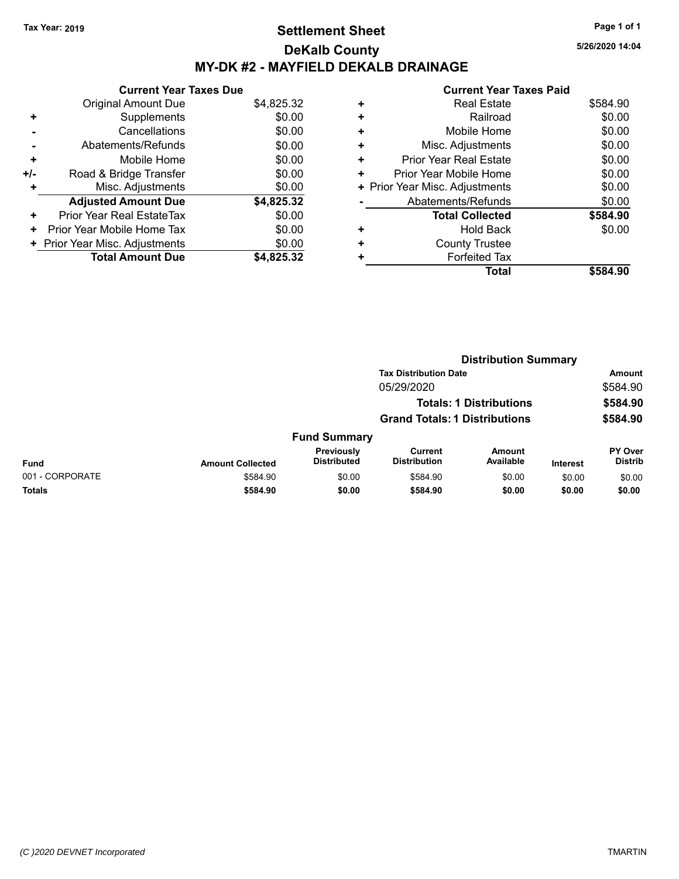Tax Year: 2019

# Settlement Sheet

## DeKalb County

## MY-DK #2 - MAYFIELD DEKALB DRAINAGE

5/26/2020 14:04

| | Current Year Taxes Due | |
|---|---|---|
| | Original Amount Due | $4,825.32 |
| + | Supplements | $0.00 |
| - | Cancellations | $0.00 |
| - | Abatements/Refunds | $0.00 |
| + | Mobile Home | $0.00 |
| +/- | Road & Bridge Transfer | $0.00 |
| + | Misc. Adjustments | $0.00 |
| | **Adjusted Amount Due** | **$4,825.32** |
| + | Prior Year Real EstateTax | $0.00 |
| + | Prior Year Mobile Home Tax | $0.00 |
| + | Prior Year Misc. Adjustments | $0.00 |
| | **Total Amount Due** | **$4,825.32** |

| | Current Year Taxes Paid | |
|---|---|---|
| + | Real Estate | $584.90 |
| + | Railroad | $0.00 |
| + | Mobile Home | $0.00 |
| + | Misc. Adjustments | $0.00 |
| + | Prior Year Real Estate | $0.00 |
| + | Prior Year Mobile Home | $0.00 |
| + | Prior Year Misc. Adjustments | $0.00 |
| - | Abatements/Refunds | $0.00 |
| | **Total Collected** | **$584.90** |
| + | Hold Back | $0.00 |
| + | County Trustee | |
| + | Forfeited Tax | |
| | **Total** | **$584.90** |

### Distribution Summary

| Tax Distribution Date | Amount |
|---|---|
| 05/29/2020 | $584.90 |
| **Totals: 1 Distributions** | **$584.90** |
| **Grand Totals: 1 Distributions** | **$584.90** |

### Fund Summary

| Fund | Amount Collected | Previously Distributed | Current Distribution | Amount Available | Interest | PY Over Distrib |
|---|---|---|---|---|---|---|
| 001 - CORPORATE | $584.90 | $0.00 | $584.90 | $0.00 | $0.00 | $0.00 |
| **Totals** | **$584.90** | **$0.00** | **$584.90** | **$0.00** | **$0.00** | **$0.00** |

(C )2020 DEVNET Incorporated

TMARTIN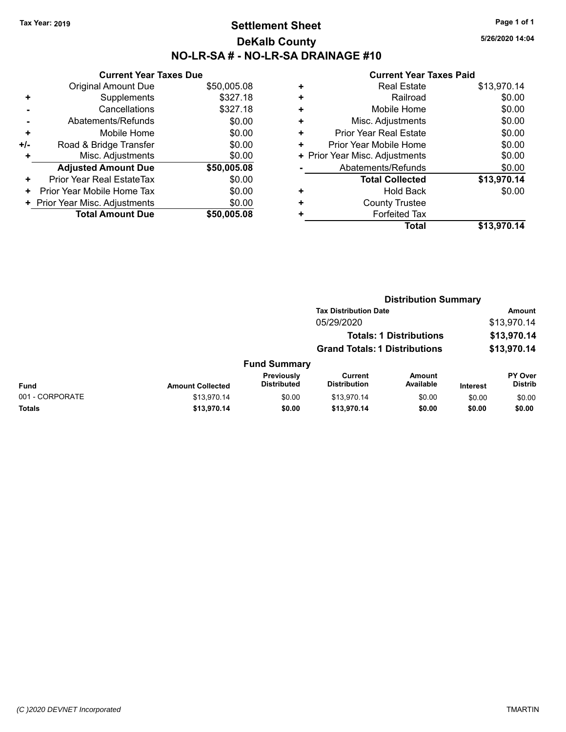Tax Year: 2019

# Settlement Sheet

## DeKalb County

## NO-LR-SA # - NO-LR-SA DRAINAGE #10

5/26/2020 14:04

### Current Year Taxes Due

| | | |
|---|---|---|
| | Original Amount Due | $50,005.08 |
| + | Supplements | $327.18 |
| - | Cancellations | $327.18 |
| - | Abatements/Refunds | $0.00 |
| + | Mobile Home | $0.00 |
| +/- | Road & Bridge Transfer | $0.00 |
| + | Misc. Adjustments | $0.00 |
| | **Adjusted Amount Due** | **$50,005.08** |
| + | Prior Year Real EstateTax | $0.00 |
| + | Prior Year Mobile Home Tax | $0.00 |
| + | Prior Year Misc. Adjustments | $0.00 |
| | **Total Amount Due** | **$50,005.08** |

### Current Year Taxes Paid

| | | |
|---|---|---|
| + | Real Estate | $13,970.14 |
| + | Railroad | $0.00 |
| + | Mobile Home | $0.00 |
| + | Misc. Adjustments | $0.00 |
| + | Prior Year Real Estate | $0.00 |
| + | Prior Year Mobile Home | $0.00 |
| + | Prior Year Misc. Adjustments | $0.00 |
| - | Abatements/Refunds | $0.00 |
| | **Total Collected** | **$13,970.14** |
| + | Hold Back | $0.00 |
| + | County Trustee | |
| + | Forfeited Tax | |
| | **Total** | **$13,970.14** |

### Distribution Summary

| Tax Distribution Date | Amount |
|---|---|
| 05/29/2020 | $13,970.14 |
| **Totals: 1 Distributions** | **$13,970.14** |
| **Grand Totals: 1 Distributions** | **$13,970.14** |

### Fund Summary

| Fund | Amount Collected | Previously Distributed | Current Distribution | Amount Available | Interest | PY Over Distrib |
|---|---|---|---|---|---|---|
| 001 - CORPORATE | $13,970.14 | $0.00 | $13,970.14 | $0.00 | $0.00 | $0.00 |
| **Totals** | **$13,970.14** | **$0.00** | **$13,970.14** | **$0.00** | **$0.00** | **$0.00** |

(C )2020 DEVNET Incorporated TMARTIN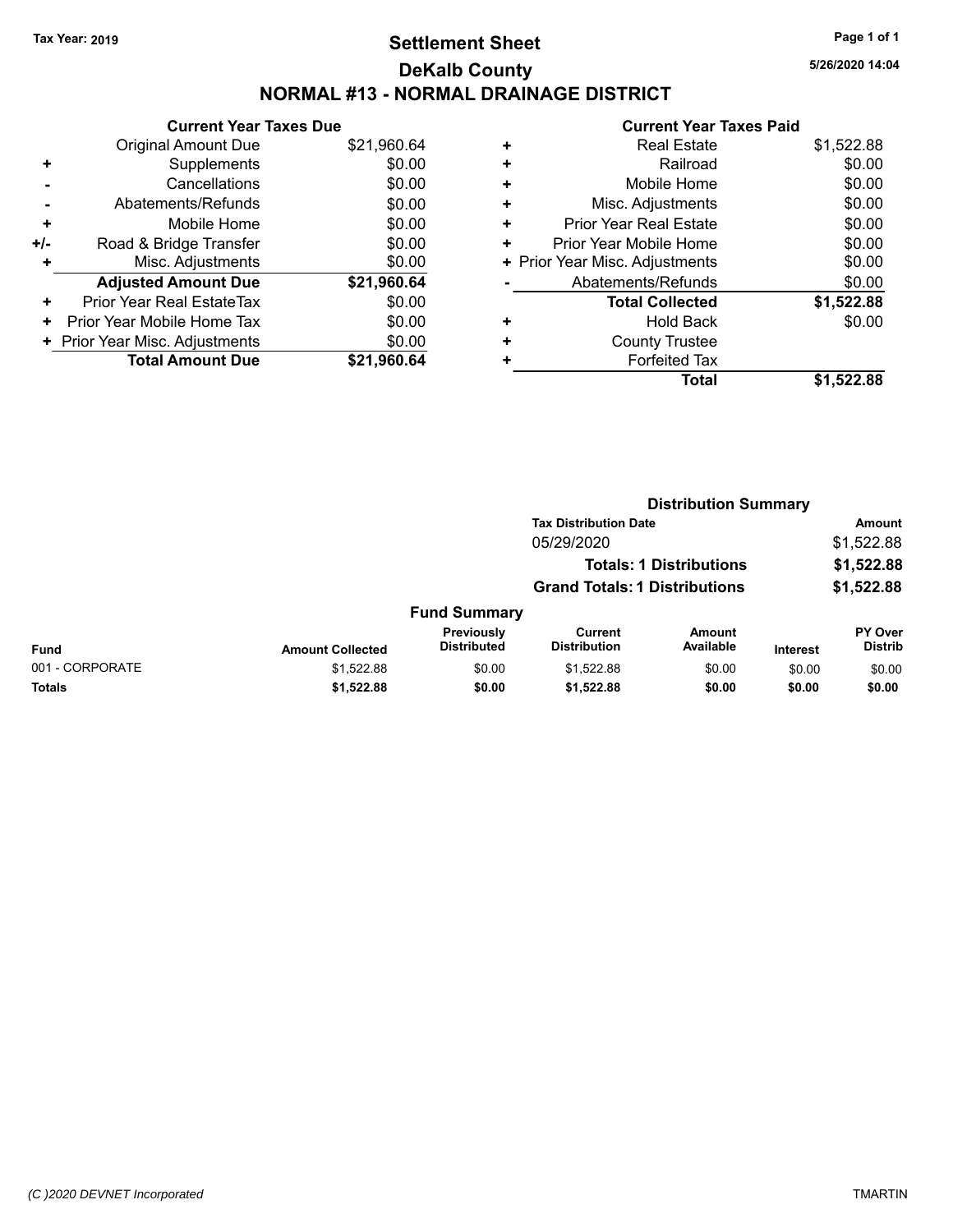Tax Year: 2019

# Settlement Sheet

## DeKalb County

## NORMAL #13 - NORMAL DRAINAGE DISTRICT

5/26/2020 14:04

### Current Year Taxes Due

| | | |
|---|---|---|
| | Original Amount Due | $21,960.64 |
| + | Supplements | $0.00 |
| - | Cancellations | $0.00 |
| - | Abatements/Refunds | $0.00 |
| + | Mobile Home | $0.00 |
| +/- | Road & Bridge Transfer | $0.00 |
| + | Misc. Adjustments | $0.00 |
| | **Adjusted Amount Due** | **$21,960.64** |
| + | Prior Year Real EstateTax | $0.00 |
| + | Prior Year Mobile Home Tax | $0.00 |
| + | Prior Year Misc. Adjustments | $0.00 |
| | **Total Amount Due** | **$21,960.64** |

### Current Year Taxes Paid

| | | |
|---|---|---|
| + | Real Estate | $1,522.88 |
| + | Railroad | $0.00 |
| + | Mobile Home | $0.00 |
| + | Misc. Adjustments | $0.00 |
| + | Prior Year Real Estate | $0.00 |
| + | Prior Year Mobile Home | $0.00 |
| + | Prior Year Misc. Adjustments | $0.00 |
| - | Abatements/Refunds | $0.00 |
| | **Total Collected** | **$1,522.88** |
| + | Hold Back | $0.00 |
| + | County Trustee | |
| + | Forfeited Tax | |
| | **Total** | **$1,522.88** |

### Distribution Summary

| Tax Distribution Date | Amount |
|---|---|
| 05/29/2020 | $1,522.88 |
| **Totals: 1 Distributions** | **$1,522.88** |
| **Grand Totals: 1 Distributions** | **$1,522.88** |

### Fund Summary

| Fund | Amount Collected | Previously Distributed | Current Distribution | Amount Available | Interest | PY Over Distrib |
|---|---|---|---|---|---|---|
| 001 - CORPORATE | $1,522.88 | $0.00 | $1,522.88 | $0.00 | $0.00 | $0.00 |
| **Totals** | **$1,522.88** | **$0.00** | **$1,522.88** | **$0.00** | **$0.00** | **$0.00** |

(C )2020 DEVNET Incorporated TMARTIN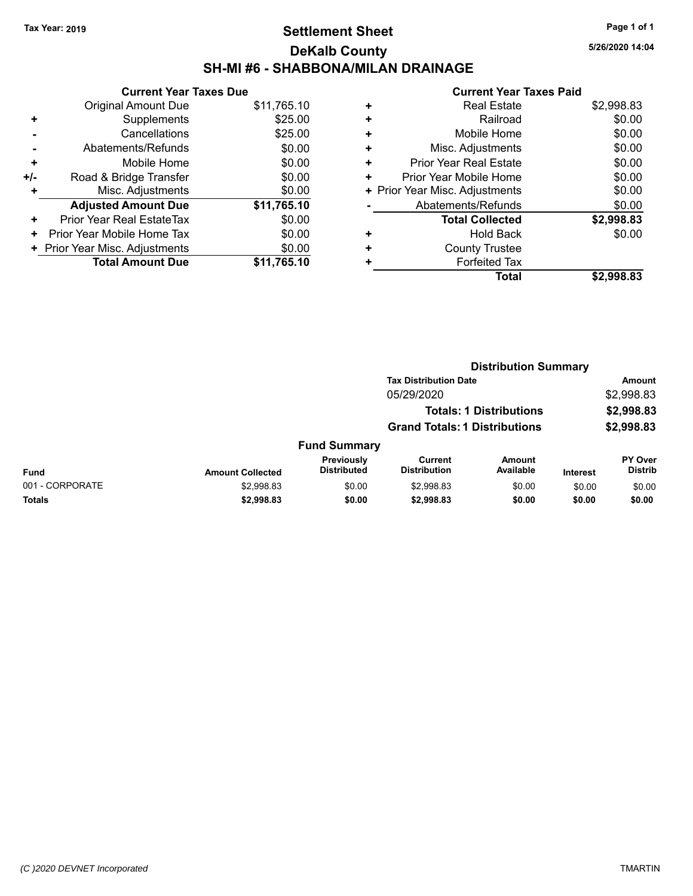Tax Year: 2019

# Settlement Sheet

## DeKalb County

## SH-MI #6 - SHABBONA/MILAN DRAINAGE

5/26/2020 14:04

### Current Year Taxes Due

| | | |
|---|---|---|
| | Original Amount Due | $11,765.10 |
| + | Supplements | $25.00 |
| - | Cancellations | $25.00 |
| - | Abatements/Refunds | $0.00 |
| + | Mobile Home | $0.00 |
| +/- | Road & Bridge Transfer | $0.00 |
| + | Misc. Adjustments | $0.00 |
| | **Adjusted Amount Due** | **$11,765.10** |
| + | Prior Year Real EstateTax | $0.00 |
| + | Prior Year Mobile Home Tax | $0.00 |
| + | Prior Year Misc. Adjustments | $0.00 |
| | **Total Amount Due** | **$11,765.10** |

### Current Year Taxes Paid

| | | |
|---|---|---|
| + | Real Estate | $2,998.83 |
| + | Railroad | $0.00 |
| + | Mobile Home | $0.00 |
| + | Misc. Adjustments | $0.00 |
| + | Prior Year Real Estate | $0.00 |
| + | Prior Year Mobile Home | $0.00 |
| + | Prior Year Misc. Adjustments | $0.00 |
| - | Abatements/Refunds | $0.00 |
| | **Total Collected** | **$2,998.83** |
| + | Hold Back | $0.00 |
| + | County Trustee | |
| + | Forfeited Tax | |
| | **Total** | **$2,998.83** |

### Distribution Summary

| Tax Distribution Date | Amount |
|---|---|
| 05/29/2020 | $2,998.83 |
| **Totals: 1 Distributions** | **$2,998.83** |
| **Grand Totals: 1 Distributions** | **$2,998.83** |

### Fund Summary

| Fund | Amount Collected | Previously Distributed | Current Distribution | Amount Available | Interest | PY Over Distrib |
|---|---|---|---|---|---|---|
| 001 - CORPORATE | $2,998.83 | $0.00 | $2,998.83 | $0.00 | $0.00 | $0.00 |
| **Totals** | **$2,998.83** | **$0.00** | **$2,998.83** | **$0.00** | **$0.00** | **$0.00** |

(C )2020 DEVNET Incorporated TMARTIN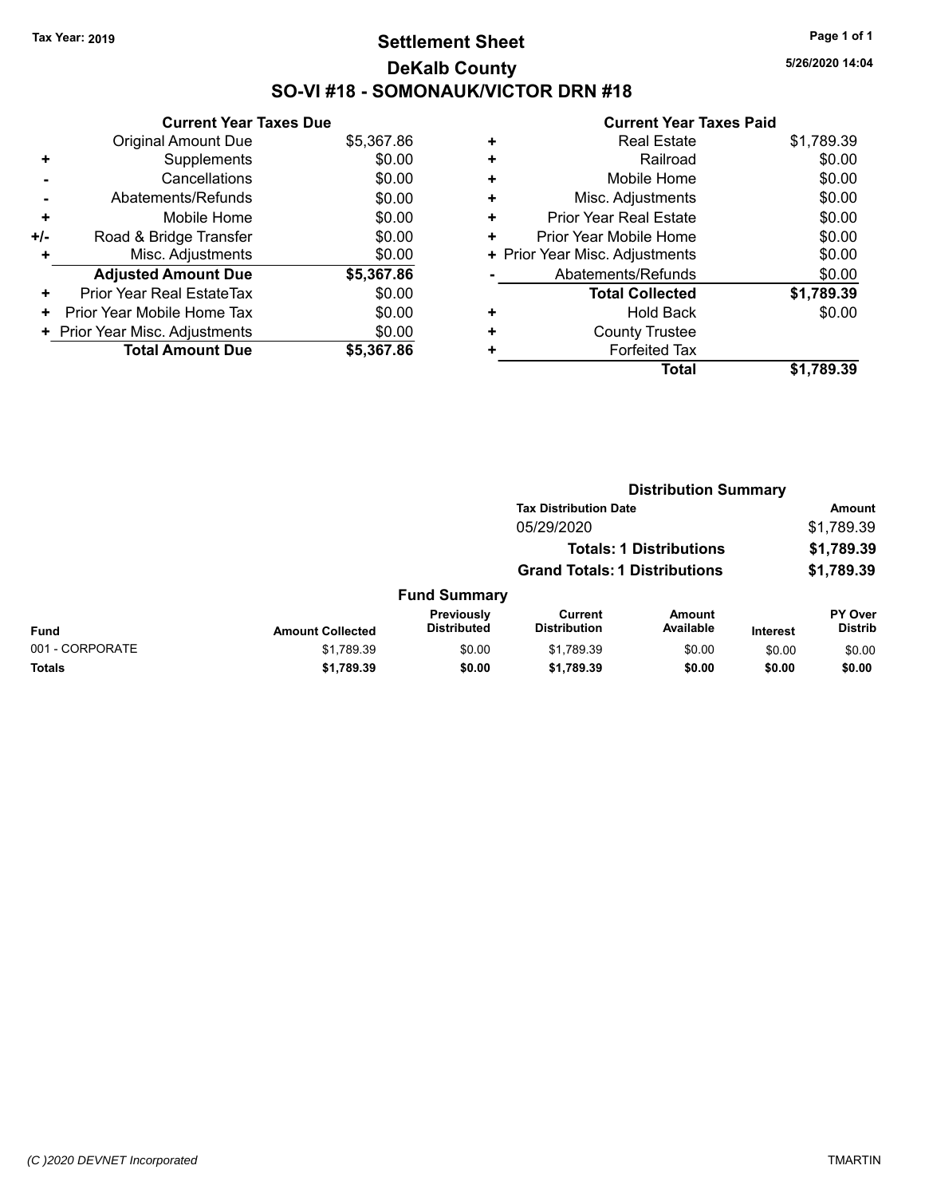Tax Year: 2019

# Settlement Sheet

## DeKalb County

## SO-VI #18 - SOMONAUK/VICTOR DRN #18

5/26/2020 14:04

### Current Year Taxes Due

| | | |
|---|---|---|
| | Original Amount Due | $5,367.86 |
| + | Supplements | $0.00 |
| - | Cancellations | $0.00 |
| - | Abatements/Refunds | $0.00 |
| + | Mobile Home | $0.00 |
| +/- | Road & Bridge Transfer | $0.00 |
| + | Misc. Adjustments | $0.00 |
| | **Adjusted Amount Due** | **$5,367.86** |
| + | Prior Year Real EstateTax | $0.00 |
| + | Prior Year Mobile Home Tax | $0.00 |
| + | Prior Year Misc. Adjustments | $0.00 |
| | **Total Amount Due** | **$5,367.86** |

### Current Year Taxes Paid

| | | |
|---|---|---|
| + | Real Estate | $1,789.39 |
| + | Railroad | $0.00 |
| + | Mobile Home | $0.00 |
| + | Misc. Adjustments | $0.00 |
| + | Prior Year Real Estate | $0.00 |
| + | Prior Year Mobile Home | $0.00 |
| + | Prior Year Misc. Adjustments | $0.00 |
| - | Abatements/Refunds | $0.00 |
| | **Total Collected** | **$1,789.39** |
| + | Hold Back | $0.00 |
| + | County Trustee | |
| + | Forfeited Tax | |
| | **Total** | **$1,789.39** |

### Distribution Summary

| Tax Distribution Date | Amount |
|---|---|
| 05/29/2020 | $1,789.39 |
| **Totals: 1 Distributions** | **$1,789.39** |
| **Grand Totals: 1 Distributions** | **$1,789.39** |

### Fund Summary

| Fund | Amount Collected | Previously Distributed | Current Distribution | Amount Available | Interest | PY Over Distrib |
|---|---|---|---|---|---|---|
| 001 - CORPORATE | $1,789.39 | $0.00 | $1,789.39 | $0.00 | $0.00 | $0.00 |
| **Totals** | **$1,789.39** | **$0.00** | **$1,789.39** | **$0.00** | **$0.00** | **$0.00** |

(C )2020 DEVNET Incorporated TMARTIN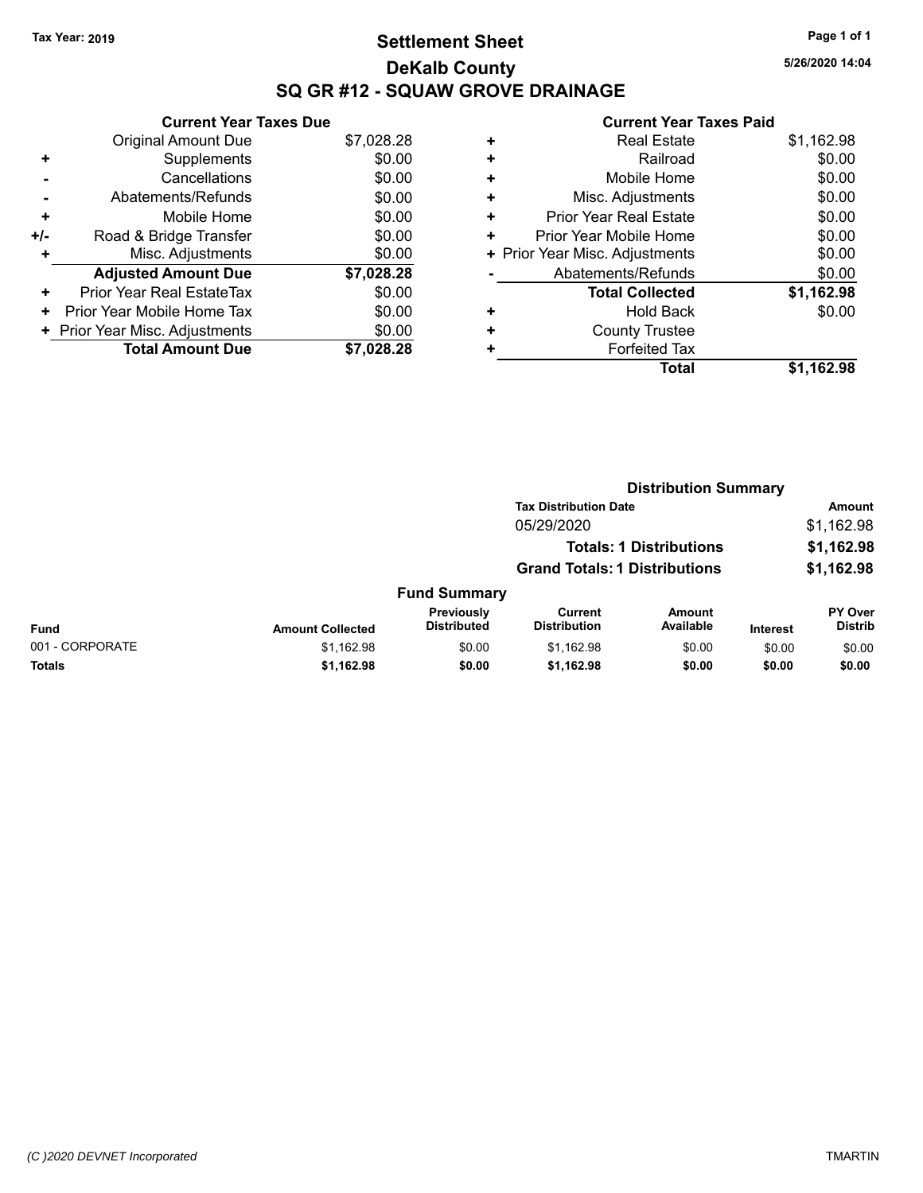Tax Year: 2019

# Settlement Sheet
## DeKalb County
## SQ GR #12 - SQUAW GROVE DRAINAGE

5/26/2020 14:04

### Current Year Taxes Due

| | | |
|---|---|---|
| | Original Amount Due | $7,028.28 |
| + | Supplements | $0.00 |
| - | Cancellations | $0.00 |
| - | Abatements/Refunds | $0.00 |
| + | Mobile Home | $0.00 |
| +/- | Road & Bridge Transfer | $0.00 |
| + | Misc. Adjustments | $0.00 |
| | **Adjusted Amount Due** | **$7,028.28** |
| + | Prior Year Real EstateTax | $0.00 |
| + | Prior Year Mobile Home Tax | $0.00 |
| + | Prior Year Misc. Adjustments | $0.00 |
| | **Total Amount Due** | **$7,028.28** |

### Current Year Taxes Paid

| | | |
|---|---|---|
| + | Real Estate | $1,162.98 |
| + | Railroad | $0.00 |
| + | Mobile Home | $0.00 |
| + | Misc. Adjustments | $0.00 |
| + | Prior Year Real Estate | $0.00 |
| + | Prior Year Mobile Home | $0.00 |
| + | Prior Year Misc. Adjustments | $0.00 |
| - | Abatements/Refunds | $0.00 |
| | **Total Collected** | **$1,162.98** |
| + | Hold Back | $0.00 |
| + | County Trustee | |
| + | Forfeited Tax | |
| | **Total** | **$1,162.98** |

### Distribution Summary

| Tax Distribution Date | Amount |
|---|---|
| 05/29/2020 | $1,162.98 |
| **Totals: 1 Distributions** | **$1,162.98** |
| **Grand Totals: 1 Distributions** | **$1,162.98** |

### Fund Summary

| Fund | Amount Collected | Previously Distributed | Current Distribution | Amount Available | Interest | PY Over Distrib |
|---|---|---|---|---|---|---|
| 001 - CORPORATE | $1,162.98 | $0.00 | $1,162.98 | $0.00 | $0.00 | $0.00 |
| **Totals** | **$1,162.98** | **$0.00** | **$1,162.98** | **$0.00** | **$0.00** | **$0.00** |

(C )2020 DEVNET Incorporated TMARTIN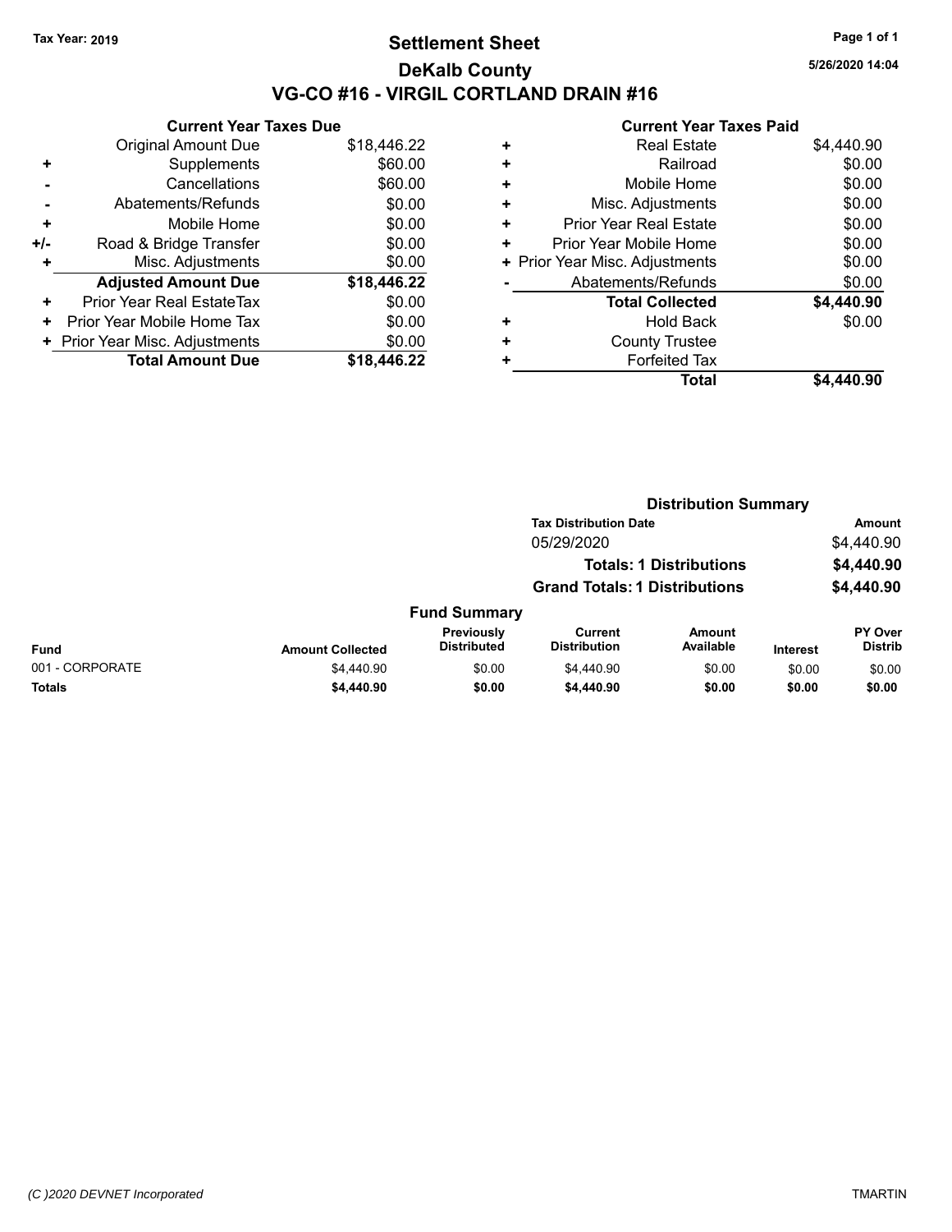Tax Year: 2019

# Settlement Sheet

## DeKalb County

## VG-CO #16 - VIRGIL CORTLAND DRAIN #16

5/26/2020 14:04

### Current Year Taxes Due

| | | |
|---|---|---|
| | Original Amount Due | $18,446.22 |
| + | Supplements | $60.00 |
| - | Cancellations | $60.00 |
| - | Abatements/Refunds | $0.00 |
| + | Mobile Home | $0.00 |
| +/- | Road & Bridge Transfer | $0.00 |
| + | Misc. Adjustments | $0.00 |
| | **Adjusted Amount Due** | **$18,446.22** |
| + | Prior Year Real EstateTax | $0.00 |
| + | Prior Year Mobile Home Tax | $0.00 |
| + | Prior Year Misc. Adjustments | $0.00 |
| | **Total Amount Due** | **$18,446.22** |

### Current Year Taxes Paid

| | | |
|---|---|---|
| + | Real Estate | $4,440.90 |
| + | Railroad | $0.00 |
| + | Mobile Home | $0.00 |
| + | Misc. Adjustments | $0.00 |
| + | Prior Year Real Estate | $0.00 |
| + | Prior Year Mobile Home | $0.00 |
| + | Prior Year Misc. Adjustments | $0.00 |
| - | Abatements/Refunds | $0.00 |
| | **Total Collected** | **$4,440.90** |
| + | Hold Back | $0.00 |
| + | County Trustee | |
| + | Forfeited Tax | |
| | **Total** | **$4,440.90** |

### Distribution Summary

| Tax Distribution Date | Amount |
|---|---|
| 05/29/2020 | $4,440.90 |
| **Totals: 1 Distributions** | **$4,440.90** |
| **Grand Totals: 1 Distributions** | **$4,440.90** |

### Fund Summary

| Fund | Amount Collected | Previously Distributed | Current Distribution | Amount Available | Interest | PY Over Distrib |
|---|---|---|---|---|---|---|
| 001 - CORPORATE | $4,440.90 | $0.00 | $4,440.90 | $0.00 | $0.00 | $0.00 |
| **Totals** | **$4,440.90** | **$0.00** | **$4,440.90** | **$0.00** | **$0.00** | **$0.00** |

(C )2020 DEVNET Incorporated TMARTIN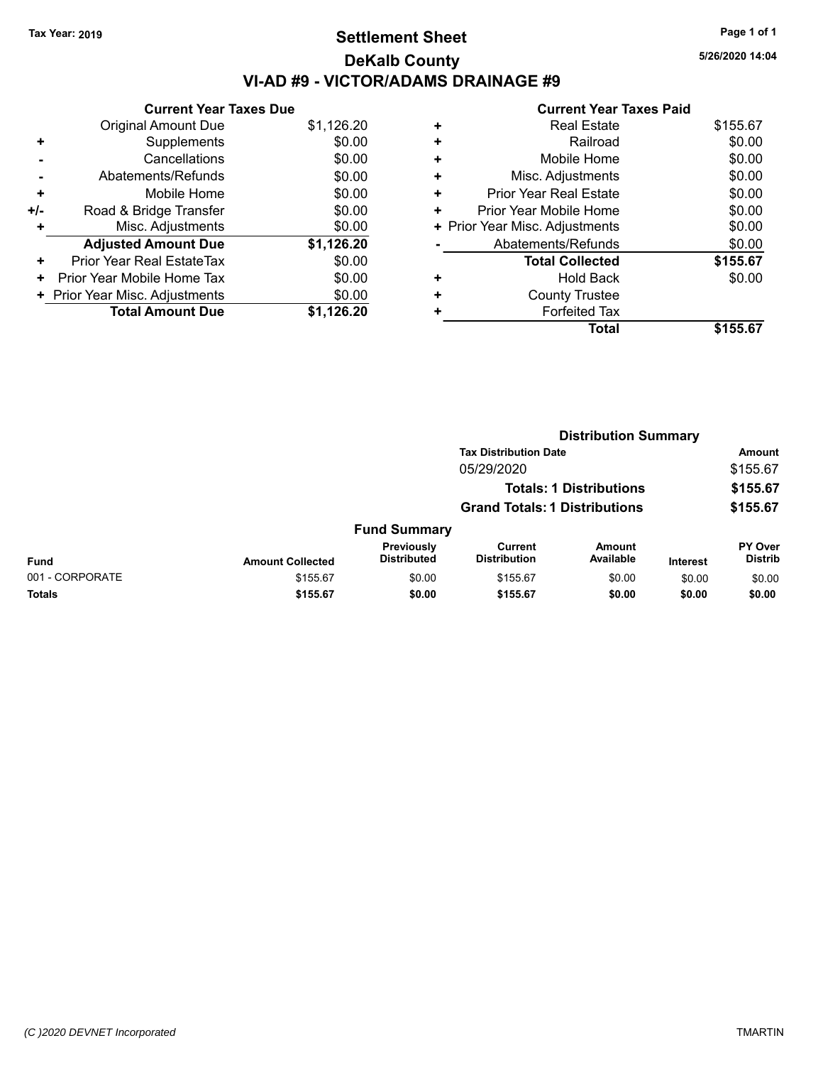Tax Year: 2019

# Settlement Sheet

## DeKalb County

## VI-AD #9 - VICTOR/ADAMS DRAINAGE #9

5/26/2020 14:04

### Current Year Taxes Due

| | | |
|---|---|---|
| | Original Amount Due | $1,126.20 |
| + | Supplements | $0.00 |
| - | Cancellations | $0.00 |
| - | Abatements/Refunds | $0.00 |
| + | Mobile Home | $0.00 |
| +/- | Road & Bridge Transfer | $0.00 |
| + | Misc. Adjustments | $0.00 |
| | **Adjusted Amount Due** | **$1,126.20** |
| + | Prior Year Real EstateTax | $0.00 |
| + | Prior Year Mobile Home Tax | $0.00 |
| + | Prior Year Misc. Adjustments | $0.00 |
| | **Total Amount Due** | **$1,126.20** |

### Current Year Taxes Paid

| | | |
|---|---|---|
| + | Real Estate | $155.67 |
| + | Railroad | $0.00 |
| + | Mobile Home | $0.00 |
| + | Misc. Adjustments | $0.00 |
| + | Prior Year Real Estate | $0.00 |
| + | Prior Year Mobile Home | $0.00 |
| + | Prior Year Misc. Adjustments | $0.00 |
| - | Abatements/Refunds | $0.00 |
| | **Total Collected** | **$155.67** |
| + | Hold Back | $0.00 |
| + | County Trustee | |
| + | Forfeited Tax | |
| | **Total** | **$155.67** |

### Distribution Summary

| Tax Distribution Date | Amount |
|---|---|
| 05/29/2020 | $155.67 |
| **Totals: 1 Distributions** | **$155.67** |
| **Grand Totals: 1 Distributions** | **$155.67** |

### Fund Summary

| Fund | Amount Collected | Previously Distributed | Current Distribution | Amount Available | Interest | PY Over Distrib |
|---|---|---|---|---|---|---|
| 001 - CORPORATE | $155.67 | $0.00 | $155.67 | $0.00 | $0.00 | $0.00 |
| **Totals** | **$155.67** | **$0.00** | **$155.67** | **$0.00** | **$0.00** | **$0.00** |

(C )2020 DEVNET Incorporated — TMARTIN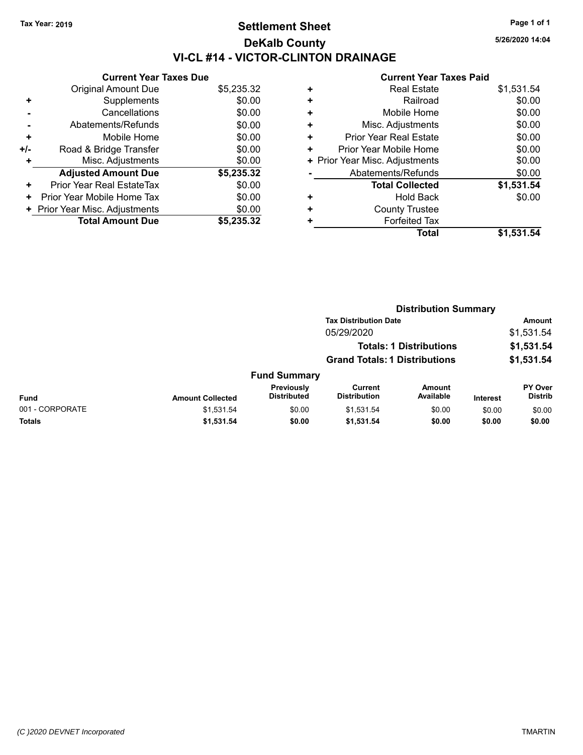Tax Year: 2019

# Settlement Sheet

## DeKalb County

## VI-CL #14 - VICTOR-CLINTON DRAINAGE

5/26/2020 14:04

| | Current Year Taxes Due | |
|---|---|---|
| | Original Amount Due | $5,235.32 |
| + | Supplements | $0.00 |
| - | Cancellations | $0.00 |
| - | Abatements/Refunds | $0.00 |
| + | Mobile Home | $0.00 |
| +/- | Road & Bridge Transfer | $0.00 |
| + | Misc. Adjustments | $0.00 |
| | **Adjusted Amount Due** | **$5,235.32** |
| + | Prior Year Real EstateTax | $0.00 |
| + | Prior Year Mobile Home Tax | $0.00 |
| + | Prior Year Misc. Adjustments | $0.00 |
| | **Total Amount Due** | **$5,235.32** |

| | Current Year Taxes Paid | |
|---|---|---|
| + | Real Estate | $1,531.54 |
| + | Railroad | $0.00 |
| + | Mobile Home | $0.00 |
| + | Misc. Adjustments | $0.00 |
| + | Prior Year Real Estate | $0.00 |
| + | Prior Year Mobile Home | $0.00 |
| + | Prior Year Misc. Adjustments | $0.00 |
| - | Abatements/Refunds | $0.00 |
| | **Total Collected** | **$1,531.54** |
| + | Hold Back | $0.00 |
| + | County Trustee | |
| + | Forfeited Tax | |
| | **Total** | **$1,531.54** |

### Distribution Summary

| Tax Distribution Date | Amount |
|---|---|
| 05/29/2020 | $1,531.54 |
| **Totals: 1 Distributions** | **$1,531.54** |
| **Grand Totals: 1 Distributions** | **$1,531.54** |

### Fund Summary

| Fund | Amount Collected | Previously Distributed | Current Distribution | Amount Available | Interest | PY Over Distrib |
|---|---|---|---|---|---|---|
| 001 - CORPORATE | $1,531.54 | $0.00 | $1,531.54 | $0.00 | $0.00 | $0.00 |
| **Totals** | **$1,531.54** | **$0.00** | **$1,531.54** | **$0.00** | **$0.00** | **$0.00** |

(C )2020 DEVNET Incorporated

TMARTIN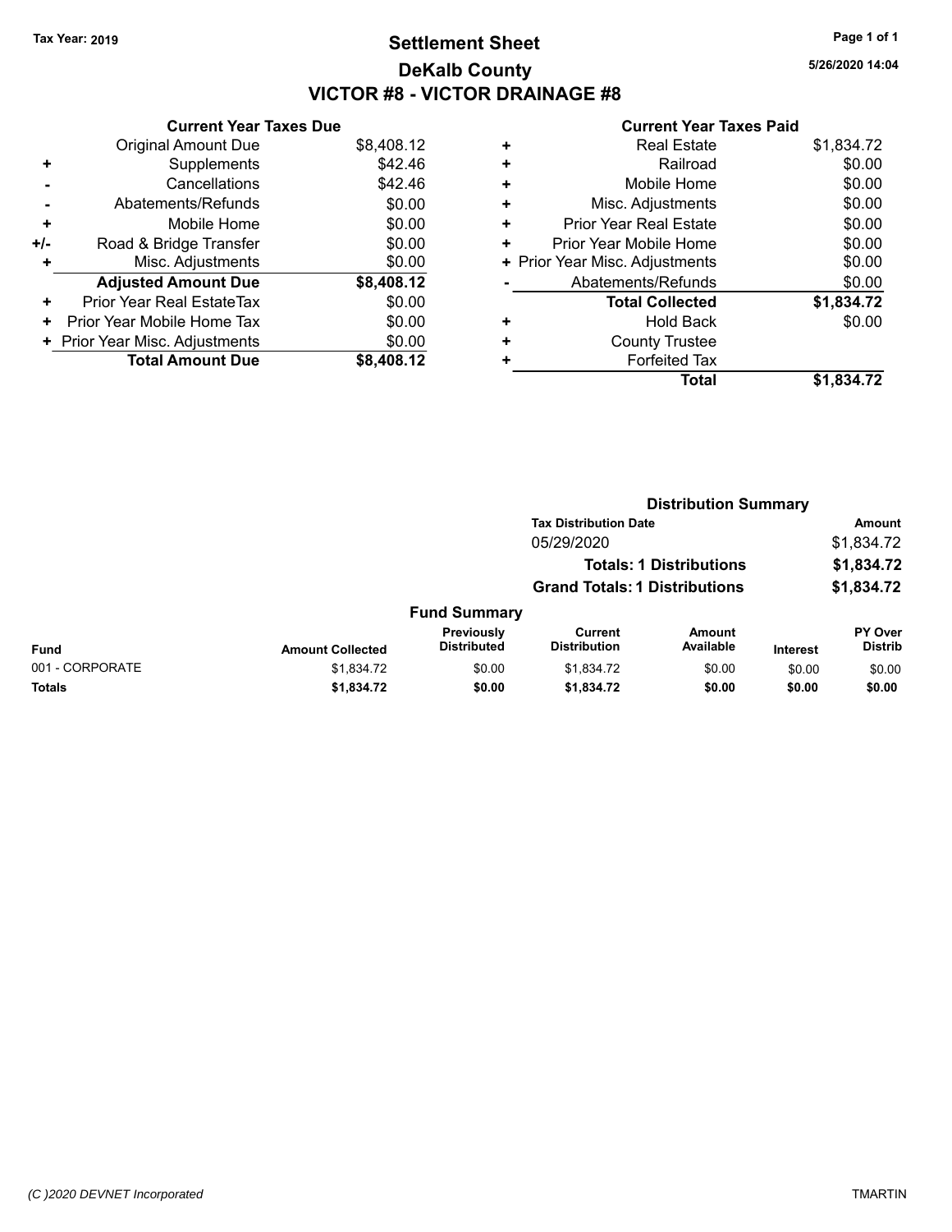Tax Year: 2019

# Settlement Sheet
## DeKalb County
## VICTOR #8 - VICTOR DRAINAGE #8

5/26/2020 14:04

**Current Year Taxes Due**

| | | |
|---|---|---|
| | Original Amount Due | $8,408.12 |
| + | Supplements | $42.46 |
| - | Cancellations | $42.46 |
| - | Abatements/Refunds | $0.00 |
| + | Mobile Home | $0.00 |
| +/- | Road & Bridge Transfer | $0.00 |
| + | Misc. Adjustments | $0.00 |
| | **Adjusted Amount Due** | **$8,408.12** |
| + | Prior Year Real EstateTax | $0.00 |
| + | Prior Year Mobile Home Tax | $0.00 |
| + | Prior Year Misc. Adjustments | $0.00 |
| | **Total Amount Due** | **$8,408.12** |

**Current Year Taxes Paid**

| | | |
|---|---|---|
| + | Real Estate | $1,834.72 |
| + | Railroad | $0.00 |
| + | Mobile Home | $0.00 |
| + | Misc. Adjustments | $0.00 |
| + | Prior Year Real Estate | $0.00 |
| + | Prior Year Mobile Home | $0.00 |
| + | Prior Year Misc. Adjustments | $0.00 |
| - | Abatements/Refunds | $0.00 |
| | **Total Collected** | **$1,834.72** |
| + | Hold Back | $0.00 |
| + | County Trustee | |
| + | Forfeited Tax | |
| | **Total** | **$1,834.72** |

**Distribution Summary**

| Tax Distribution Date | Amount |
|---|---|
| 05/29/2020 | $1,834.72 |
| **Totals: 1 Distributions** | **$1,834.72** |
| **Grand Totals: 1 Distributions** | **$1,834.72** |

**Fund Summary**

| Fund | Amount Collected | Previously Distributed | Current Distribution | Amount Available | Interest | PY Over Distrib |
|---|---|---|---|---|---|---|
| 001 - CORPORATE | $1,834.72 | $0.00 | $1,834.72 | $0.00 | $0.00 | $0.00 |
| **Totals** | **$1,834.72** | **$0.00** | **$1,834.72** | **$0.00** | **$0.00** | **$0.00** |

(C )2020 DEVNET Incorporated

TMARTIN